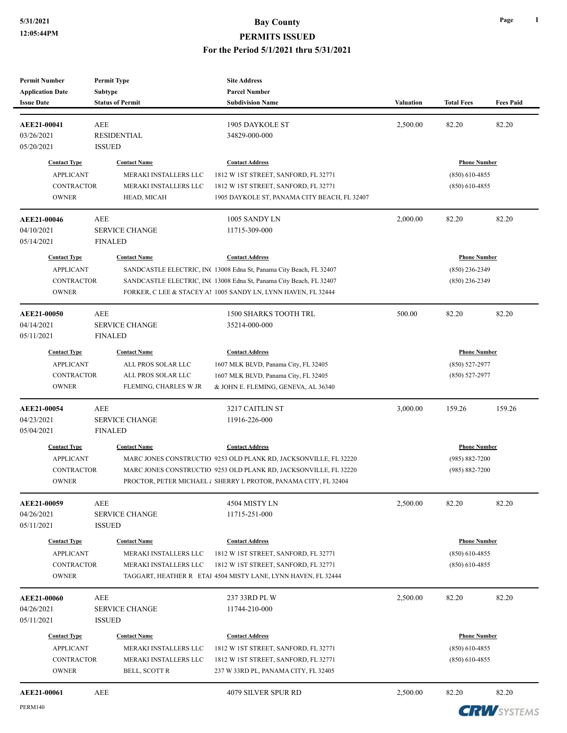# Bay County
## PERMITS ISSUED
### For the Period 5/1/2021 thru 5/31/2021

5/31/2021
12:05:44PM

| Permit Number / Application Date / Issue Date | Permit Type / Subtype / Status of Permit | Site Address / Parcel Number / Subdivision Name | Valuation | Total Fees | Fees Paid |
|---|---|---|---|---|---|
| **AEE21-00041** | AEE | 1905 DAYKOLE ST | 2,500.00 | 82.20 | 82.20 |
| 03/26/2021 | RESIDENTIAL | 34829-000-000 | | | |
| 05/20/2021 | ISSUED | | | | |

| Contact Type | Contact Name | Contact Address | Phone Number |
|---|---|---|---|
| APPLICANT | MERAKI INSTALLERS LLC | 1812 W 1ST STREET, SANFORD, FL 32771 | (850) 610-4855 |
| CONTRACTOR | MERAKI INSTALLERS LLC | 1812 W 1ST STREET, SANFORD, FL 32771 | (850) 610-4855 |
| OWNER | HEAD, MICAH | 1905 DAYKOLE ST, PANAMA CITY BEACH, FL 32407 | |

| Permit Number / Application Date / Issue Date | Permit Type / Subtype / Status of Permit | Site Address / Parcel Number / Subdivision Name | Valuation | Total Fees | Fees Paid |
|---|---|---|---|---|---|
| **AEE21-00046** | AEE | 1005 SANDY LN | 2,000.00 | 82.20 | 82.20 |
| 04/10/2021 | SERVICE CHANGE | 11715-309-000 | | | |
| 05/14/2021 | FINALED | | | | |

| Contact Type | Contact Name | Contact Address | Phone Number |
|---|---|---|---|
| APPLICANT | SANDCASTLE ELECTRIC, IN( | 13008 Edna St, Panama City Beach, FL 32407 | (850) 236-2349 |
| CONTRACTOR | SANDCASTLE ELECTRIC, IN( | 13008 Edna St, Panama City Beach, FL 32407 | (850) 236-2349 |
| OWNER | FORKER, C LEE & STACEY A! | 1005 SANDY LN, LYNN HAVEN, FL 32444 | |

| Permit Number / Application Date / Issue Date | Permit Type / Subtype / Status of Permit | Site Address / Parcel Number / Subdivision Name | Valuation | Total Fees | Fees Paid |
|---|---|---|---|---|---|
| **AEE21-00050** | AEE | 1500 SHARKS TOOTH TRL | 500.00 | 82.20 | 82.20 |
| 04/14/2021 | SERVICE CHANGE | 35214-000-000 | | | |
| 05/11/2021 | FINALED | | | | |

| Contact Type | Contact Name | Contact Address | Phone Number |
|---|---|---|---|
| APPLICANT | ALL PROS SOLAR LLC | 1607 MLK BLVD, Panama City, FL 32405 | (850) 527-2977 |
| CONTRACTOR | ALL PROS SOLAR LLC | 1607 MLK BLVD, Panama City, FL 32405 | (850) 527-2977 |
| OWNER | FLEMING, CHARLES W JR | & JOHN E. FLEMING, GENEVA, AL 36340 | |

| Permit Number / Application Date / Issue Date | Permit Type / Subtype / Status of Permit | Site Address / Parcel Number / Subdivision Name | Valuation | Total Fees | Fees Paid |
|---|---|---|---|---|---|
| **AEE21-00054** | AEE | 3217 CAITLIN ST | 3,000.00 | 159.26 | 159.26 |
| 04/23/2021 | SERVICE CHANGE | 11916-226-000 | | | |
| 05/04/2021 | FINALED | | | | |

| Contact Type | Contact Name | Contact Address | Phone Number |
|---|---|---|---|
| APPLICANT | MARC JONES CONSTRUCTIO | 9253 OLD PLANK RD, JACKSONVILLE, FL 32220 | (985) 882-7200 |
| CONTRACTOR | MARC JONES CONSTRUCTIO | 9253 OLD PLANK RD, JACKSONVILLE, FL 32220 | (985) 882-7200 |
| OWNER | PROCTOR, PETER MICHAEL { | SHERRY L PROTOR, PANAMA CITY, FL 32404 | |

| Permit Number / Application Date / Issue Date | Permit Type / Subtype / Status of Permit | Site Address / Parcel Number / Subdivision Name | Valuation | Total Fees | Fees Paid |
|---|---|---|---|---|---|
| **AEE21-00059** | AEE | 4504 MISTY LN | 2,500.00 | 82.20 | 82.20 |
| 04/26/2021 | SERVICE CHANGE | 11715-251-000 | | | |
| 05/11/2021 | ISSUED | | | | |

| Contact Type | Contact Name | Contact Address | Phone Number |
|---|---|---|---|
| APPLICANT | MERAKI INSTALLERS LLC | 1812 W 1ST STREET, SANFORD, FL 32771 | (850) 610-4855 |
| CONTRACTOR | MERAKI INSTALLERS LLC | 1812 W 1ST STREET, SANFORD, FL 32771 | (850) 610-4855 |
| OWNER | TAGGART, HEATHER R ETAI | 4504 MISTY LANE, LYNN HAVEN, FL 32444 | |

| Permit Number / Application Date / Issue Date | Permit Type / Subtype / Status of Permit | Site Address / Parcel Number / Subdivision Name | Valuation | Total Fees | Fees Paid |
|---|---|---|---|---|---|
| **AEE21-00060** | AEE | 237 33RD PL W | 2,500.00 | 82.20 | 82.20 |
| 04/26/2021 | SERVICE CHANGE | 11744-210-000 | | | |
| 05/11/2021 | ISSUED | | | | |

| Contact Type | Contact Name | Contact Address | Phone Number |
|---|---|---|---|
| APPLICANT | MERAKI INSTALLERS LLC | 1812 W 1ST STREET, SANFORD, FL 32771 | (850) 610-4855 |
| CONTRACTOR | MERAKI INSTALLERS LLC | 1812 W 1ST STREET, SANFORD, FL 32771 | (850) 610-4855 |
| OWNER | BELL, SCOTT R | 237 W 33RD PL, PANAMA CITY, FL 32405 | |

| Permit Number / Application Date / Issue Date | Permit Type / Subtype / Status of Permit | Site Address / Parcel Number / Subdivision Name | Valuation | Total Fees | Fees Paid |
|---|---|---|---|---|---|
| **AEE21-00061** | AEE | 4079 SILVER SPUR RD | 2,500.00 | 82.20 | 82.20 |

PERM140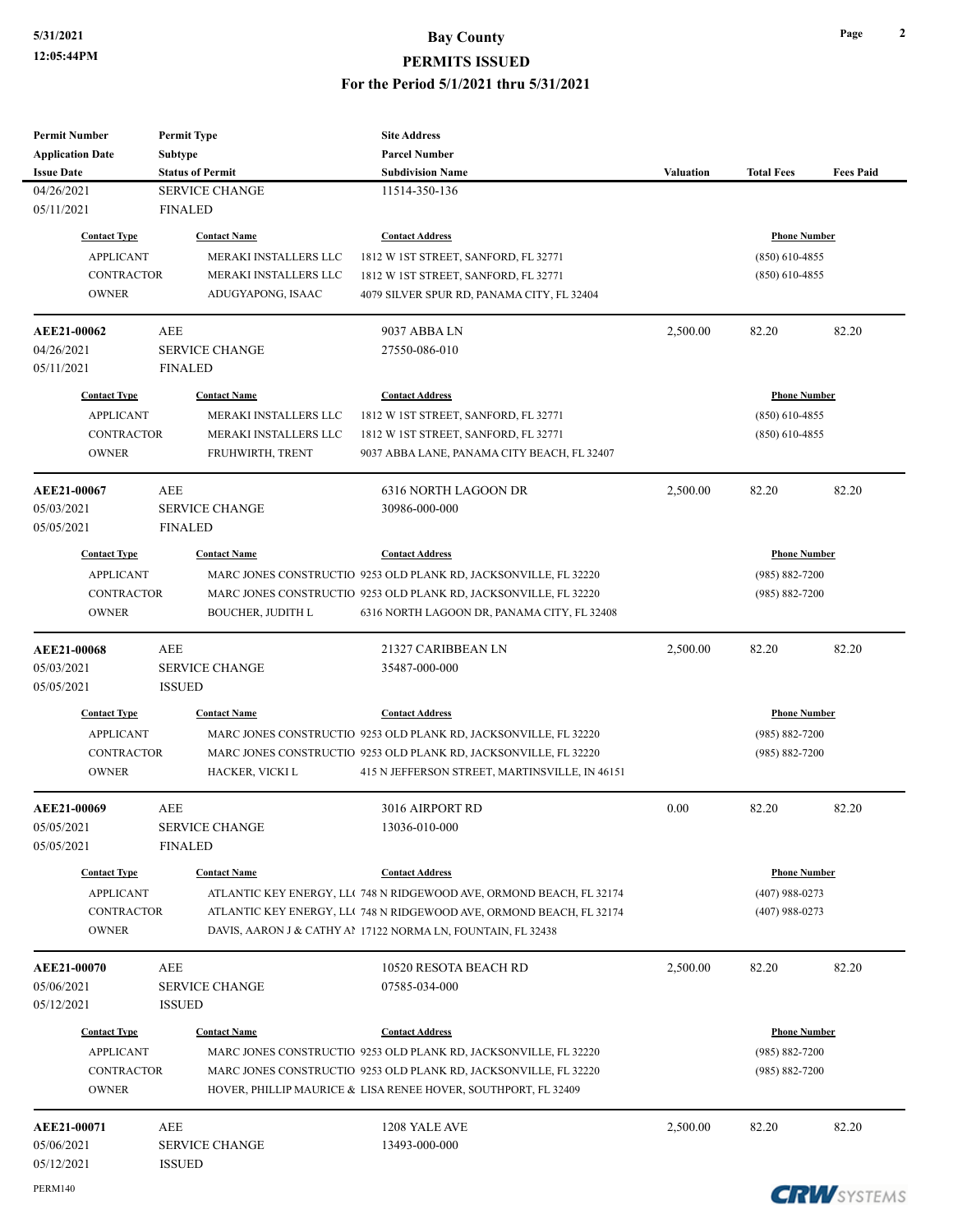# Bay County

## PERMITS ISSUED

### For the Period 5/1/2021 thru 5/31/2021

| Permit Number / Application Date / Issue Date | Permit Type / Subtype / Status of Permit | Site Address / Parcel Number / Subdivision Name | Valuation | Total Fees | Fees Paid |
|---|---|---|---|---|---|
| 04/26/2021 | SERVICE CHANGE | 11514-350-136 | | | |
| 05/11/2021 | FINALED | | | | |

| Contact Type | Contact Name | Contact Address | Phone Number |
|---|---|---|---|
| APPLICANT | MERAKI INSTALLERS LLC | 1812 W 1ST STREET, SANFORD, FL 32771 | (850) 610-4855 |
| CONTRACTOR | MERAKI INSTALLERS LLC | 1812 W 1ST STREET, SANFORD, FL 32771 | (850) 610-4855 |
| OWNER | ADUGYAPONG, ISAAC | 4079 SILVER SPUR RD, PANAMA CITY, FL 32404 | |

| Permit Number / Application Date / Issue Date | Permit Type / Subtype / Status of Permit | Site Address / Parcel Number / Subdivision Name | Valuation | Total Fees | Fees Paid |
|---|---|---|---|---|---|
| **AEE21-00062** | AEE | 9037 ABBA LN | 2,500.00 | 82.20 | 82.20 |
| 04/26/2021 | SERVICE CHANGE | 27550-086-010 | | | |
| 05/11/2021 | FINALED | | | | |

| Contact Type | Contact Name | Contact Address | Phone Number |
|---|---|---|---|
| APPLICANT | MERAKI INSTALLERS LLC | 1812 W 1ST STREET, SANFORD, FL 32771 | (850) 610-4855 |
| CONTRACTOR | MERAKI INSTALLERS LLC | 1812 W 1ST STREET, SANFORD, FL 32771 | (850) 610-4855 |
| OWNER | FRUHWIRTH, TRENT | 9037 ABBA LANE, PANAMA CITY BEACH, FL 32407 | |

| Permit Number / Application Date / Issue Date | Permit Type / Subtype / Status of Permit | Site Address / Parcel Number / Subdivision Name | Valuation | Total Fees | Fees Paid |
|---|---|---|---|---|---|
| **AEE21-00067** | AEE | 6316 NORTH LAGOON DR | 2,500.00 | 82.20 | 82.20 |
| 05/03/2021 | SERVICE CHANGE | 30986-000-000 | | | |
| 05/05/2021 | FINALED | | | | |

| Contact Type | Contact Name | Contact Address | Phone Number |
|---|---|---|---|
| APPLICANT | MARC JONES CONSTRUCTIO | 9253 OLD PLANK RD, JACKSONVILLE, FL 32220 | (985) 882-7200 |
| CONTRACTOR | MARC JONES CONSTRUCTIO | 9253 OLD PLANK RD, JACKSONVILLE, FL 32220 | (985) 882-7200 |
| OWNER | BOUCHER, JUDITH L | 6316 NORTH LAGOON DR, PANAMA CITY, FL 32408 | |

| Permit Number / Application Date / Issue Date | Permit Type / Subtype / Status of Permit | Site Address / Parcel Number / Subdivision Name | Valuation | Total Fees | Fees Paid |
|---|---|---|---|---|---|
| **AEE21-00068** | AEE | 21327 CARIBBEAN LN | 2,500.00 | 82.20 | 82.20 |
| 05/03/2021 | SERVICE CHANGE | 35487-000-000 | | | |
| 05/05/2021 | ISSUED | | | | |

| Contact Type | Contact Name | Contact Address | Phone Number |
|---|---|---|---|
| APPLICANT | MARC JONES CONSTRUCTIO | 9253 OLD PLANK RD, JACKSONVILLE, FL 32220 | (985) 882-7200 |
| CONTRACTOR | MARC JONES CONSTRUCTIO | 9253 OLD PLANK RD, JACKSONVILLE, FL 32220 | (985) 882-7200 |
| OWNER | HACKER, VICKI L | 415 N JEFFERSON STREET, MARTINSVILLE, IN 46151 | |

| Permit Number / Application Date / Issue Date | Permit Type / Subtype / Status of Permit | Site Address / Parcel Number / Subdivision Name | Valuation | Total Fees | Fees Paid |
|---|---|---|---|---|---|
| **AEE21-00069** | AEE | 3016 AIRPORT RD | 0.00 | 82.20 | 82.20 |
| 05/05/2021 | SERVICE CHANGE | 13036-010-000 | | | |
| 05/05/2021 | FINALED | | | | |

| Contact Type | Contact Name | Contact Address | Phone Number |
|---|---|---|---|
| APPLICANT | ATLANTIC KEY ENERGY, LL( | 748 N RIDGEWOOD AVE, ORMOND BEACH, FL 32174 | (407) 988-0273 |
| CONTRACTOR | ATLANTIC KEY ENERGY, LL( | 748 N RIDGEWOOD AVE, ORMOND BEACH, FL 32174 | (407) 988-0273 |
| OWNER | DAVIS, AARON J & CATHY AI | 17122 NORMA LN, FOUNTAIN, FL 32438 | |

| Permit Number / Application Date / Issue Date | Permit Type / Subtype / Status of Permit | Site Address / Parcel Number / Subdivision Name | Valuation | Total Fees | Fees Paid |
|---|---|---|---|---|---|
| **AEE21-00070** | AEE | 10520 RESOTA BEACH RD | 2,500.00 | 82.20 | 82.20 |
| 05/06/2021 | SERVICE CHANGE | 07585-034-000 | | | |
| 05/12/2021 | ISSUED | | | | |

| Contact Type | Contact Name | Contact Address | Phone Number |
|---|---|---|---|
| APPLICANT | MARC JONES CONSTRUCTIO | 9253 OLD PLANK RD, JACKSONVILLE, FL 32220 | (985) 882-7200 |
| CONTRACTOR | MARC JONES CONSTRUCTIO | 9253 OLD PLANK RD, JACKSONVILLE, FL 32220 | (985) 882-7200 |
| OWNER | HOVER, PHILLIP MAURICE & | LISA RENEE HOVER, SOUTHPORT, FL 32409 | |

| Permit Number / Application Date / Issue Date | Permit Type / Subtype / Status of Permit | Site Address / Parcel Number / Subdivision Name | Valuation | Total Fees | Fees Paid |
|---|---|---|---|---|---|
| **AEE21-00071** | AEE | 1208 YALE AVE | 2,500.00 | 82.20 | 82.20 |
| 05/06/2021 | SERVICE CHANGE | 13493-000-000 | | | |
| 05/12/2021 | ISSUED | | | | |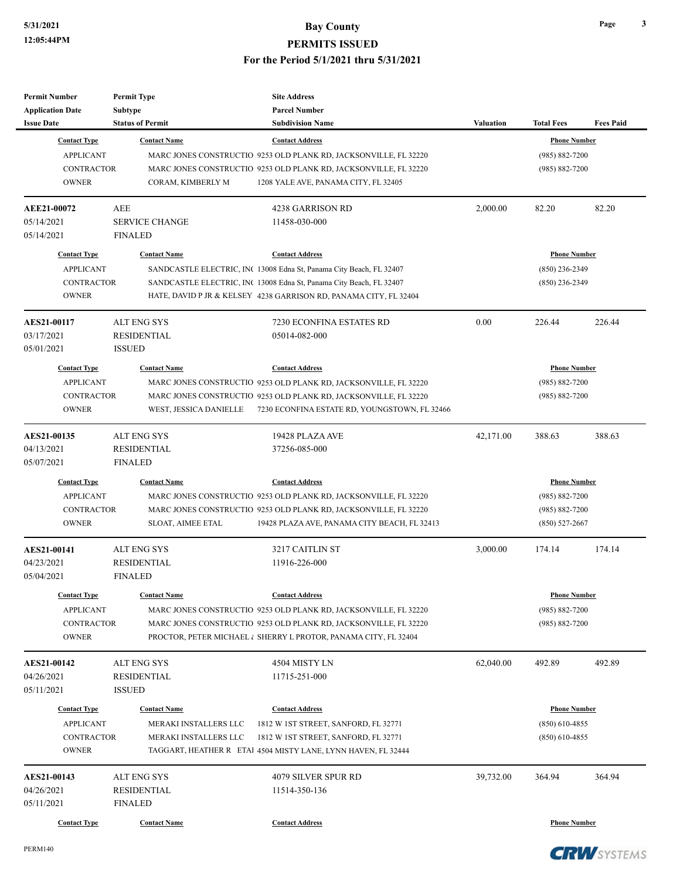# Bay County
## PERMITS ISSUED
### For the Period 5/1/2021 thru 5/31/2021

| Permit Number | Permit Type | Site Address | | | |
|---|---|---|---|---|---|
| Application Date | Subtype | Parcel Number | | | |
| Issue Date | Status of Permit | Subdivision Name | Valuation | Total Fees | Fees Paid |

| Contact Type | Contact Name | Contact Address | Phone Number |
|---|---|---|---|
| APPLICANT | MARC JONES CONSTRUCTIO | 9253 OLD PLANK RD, JACKSONVILLE, FL 32220 | (985) 882-7200 |
| CONTRACTOR | MARC JONES CONSTRUCTIO | 9253 OLD PLANK RD, JACKSONVILLE, FL 32220 | (985) 882-7200 |
| OWNER | CORAM, KIMBERLY M | 1208 YALE AVE, PANAMA CITY, FL 32405 | |

| AEE21-00072 | AEE | 4238 GARRISON RD | 2,000.00 | 82.20 | 82.20 |
|---|---|---|---|---|---|
| 05/14/2021 | SERVICE CHANGE | 11458-030-000 | | | |
| 05/14/2021 | FINALED | | | | |

| Contact Type | Contact Name | Contact Address | Phone Number |
|---|---|---|---|
| APPLICANT | SANDCASTLE ELECTRIC, INC | 13008 Edna St, Panama City Beach, FL 32407 | (850) 236-2349 |
| CONTRACTOR | SANDCASTLE ELECTRIC, INC | 13008 Edna St, Panama City Beach, FL 32407 | (850) 236-2349 |
| OWNER | HATE, DAVID P JR & KELSEY | 4238 GARRISON RD, PANAMA CITY, FL 32404 | |

| AES21-00117 | ALT ENG SYS | 7230 ECONFINA ESTATES RD | 0.00 | 226.44 | 226.44 |
|---|---|---|---|---|---|
| 03/17/2021 | RESIDENTIAL | 05014-082-000 | | | |
| 05/01/2021 | ISSUED | | | | |

| Contact Type | Contact Name | Contact Address | Phone Number |
|---|---|---|---|
| APPLICANT | MARC JONES CONSTRUCTIO | 9253 OLD PLANK RD, JACKSONVILLE, FL 32220 | (985) 882-7200 |
| CONTRACTOR | MARC JONES CONSTRUCTIO | 9253 OLD PLANK RD, JACKSONVILLE, FL 32220 | (985) 882-7200 |
| OWNER | WEST, JESSICA DANIELLE | 7230 ECONFINA ESTATE RD, YOUNGSTOWN, FL 32466 | |

| AES21-00135 | ALT ENG SYS | 19428 PLAZA AVE | 42,171.00 | 388.63 | 388.63 |
|---|---|---|---|---|---|
| 04/13/2021 | RESIDENTIAL | 37256-085-000 | | | |
| 05/07/2021 | FINALED | | | | |

| Contact Type | Contact Name | Contact Address | Phone Number |
|---|---|---|---|
| APPLICANT | MARC JONES CONSTRUCTIO | 9253 OLD PLANK RD, JACKSONVILLE, FL 32220 | (985) 882-7200 |
| CONTRACTOR | MARC JONES CONSTRUCTIO | 9253 OLD PLANK RD, JACKSONVILLE, FL 32220 | (985) 882-7200 |
| OWNER | SLOAT, AIMEE ETAL | 19428 PLAZA AVE, PANAMA CITY BEACH, FL 32413 | (850) 527-2667 |

| AES21-00141 | ALT ENG SYS | 3217 CAITLIN ST | 3,000.00 | 174.14 | 174.14 |
|---|---|---|---|---|---|
| 04/23/2021 | RESIDENTIAL | 11916-226-000 | | | |
| 05/04/2021 | FINALED | | | | |

| Contact Type | Contact Name | Contact Address | Phone Number |
|---|---|---|---|
| APPLICANT | MARC JONES CONSTRUCTIO | 9253 OLD PLANK RD, JACKSONVILLE, FL 32220 | (985) 882-7200 |
| CONTRACTOR | MARC JONES CONSTRUCTIO | 9253 OLD PLANK RD, JACKSONVILLE, FL 32220 | (985) 882-7200 |
| OWNER | PROCTOR, PETER MICHAEL & | SHERRY L PROTOR, PANAMA CITY, FL 32404 | |

| AES21-00142 | ALT ENG SYS | 4504 MISTY LN | 62,040.00 | 492.89 | 492.89 |
|---|---|---|---|---|---|
| 04/26/2021 | RESIDENTIAL | 11715-251-000 | | | |
| 05/11/2021 | ISSUED | | | | |

| Contact Type | Contact Name | Contact Address | Phone Number |
|---|---|---|---|
| APPLICANT | MERAKI INSTALLERS LLC | 1812 W 1ST STREET, SANFORD, FL 32771 | (850) 610-4855 |
| CONTRACTOR | MERAKI INSTALLERS LLC | 1812 W 1ST STREET, SANFORD, FL 32771 | (850) 610-4855 |
| OWNER | TAGGART, HEATHER R ETAL | 4504 MISTY LANE, LYNN HAVEN, FL 32444 | |

| AES21-00143 | ALT ENG SYS | 4079 SILVER SPUR RD | 39,732.00 | 364.94 | 364.94 |
|---|---|---|---|---|---|
| 04/26/2021 | RESIDENTIAL | 11514-350-136 | | | |
| 05/11/2021 | FINALED | | | | |

| Contact Type | Contact Name | Contact Address | Phone Number |
|---|---|---|---|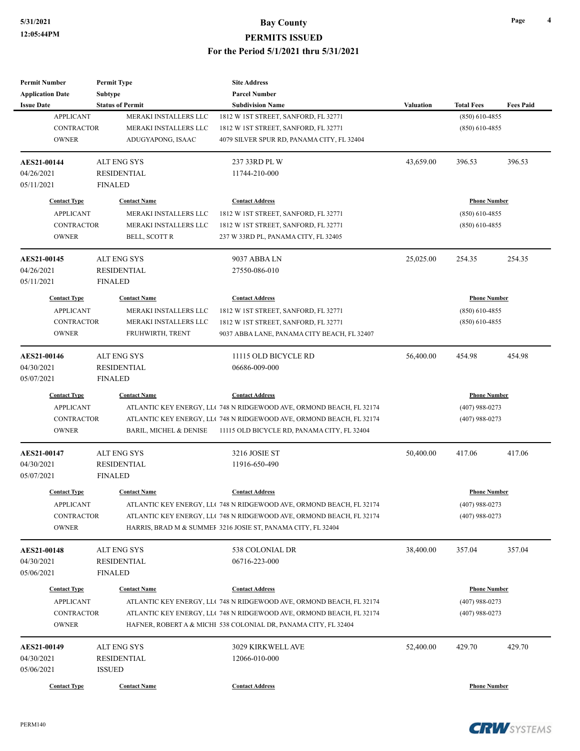| Permit Number | Permit Type | Site Address | | | |
|---|---|---|---|---|---|
| Application Date | Subtype | Parcel Number | | | |
| Issue Date | Status of Permit | Subdivision Name | Valuation | Total Fees | Fees Paid |

| Contact Type | Contact Name | Contact Address | Phone Number |
|---|---|---|---|
| APPLICANT | MERAKI INSTALLERS LLC | 1812 W 1ST STREET, SANFORD, FL 32771 | (850) 610-4855 |
| CONTRACTOR | MERAKI INSTALLERS LLC | 1812 W 1ST STREET, SANFORD, FL 32771 | (850) 610-4855 |
| OWNER | ADUGYAPONG, ISAAC | 4079 SILVER SPUR RD, PANAMA CITY, FL 32404 | |

| AES21-00144 | ALT ENG SYS | 237 33RD PL W | 43,659.00 | 396.53 | 396.53 |
|---|---|---|---|---|---|
| 04/26/2021 | RESIDENTIAL | 11744-210-000 | | | |
| 05/11/2021 | FINALED | | | | |

| Contact Type | Contact Name | Contact Address | Phone Number |
|---|---|---|---|
| APPLICANT | MERAKI INSTALLERS LLC | 1812 W 1ST STREET, SANFORD, FL 32771 | (850) 610-4855 |
| CONTRACTOR | MERAKI INSTALLERS LLC | 1812 W 1ST STREET, SANFORD, FL 32771 | (850) 610-4855 |
| OWNER | BELL, SCOTT R | 237 W 33RD PL, PANAMA CITY, FL 32405 | |

| AES21-00145 | ALT ENG SYS | 9037 ABBA LN | 25,025.00 | 254.35 | 254.35 |
|---|---|---|---|---|---|
| 04/26/2021 | RESIDENTIAL | 27550-086-010 | | | |
| 05/11/2021 | FINALED | | | | |

| Contact Type | Contact Name | Contact Address | Phone Number |
|---|---|---|---|
| APPLICANT | MERAKI INSTALLERS LLC | 1812 W 1ST STREET, SANFORD, FL 32771 | (850) 610-4855 |
| CONTRACTOR | MERAKI INSTALLERS LLC | 1812 W 1ST STREET, SANFORD, FL 32771 | (850) 610-4855 |
| OWNER | FRUHWIRTH, TRENT | 9037 ABBA LANE, PANAMA CITY BEACH, FL 32407 | |

| AES21-00146 | ALT ENG SYS | 11115 OLD BICYCLE RD | 56,400.00 | 454.98 | 454.98 |
|---|---|---|---|---|---|
| 04/30/2021 | RESIDENTIAL | 06686-009-000 | | | |
| 05/07/2021 | FINALED | | | | |

| Contact Type | Contact Name | Contact Address | Phone Number |
|---|---|---|---|
| APPLICANT | ATLANTIC KEY ENERGY, LL( | 748 N RIDGEWOOD AVE, ORMOND BEACH, FL 32174 | (407) 988-0273 |
| CONTRACTOR | ATLANTIC KEY ENERGY, LL( | 748 N RIDGEWOOD AVE, ORMOND BEACH, FL 32174 | (407) 988-0273 |
| OWNER | BARIL, MICHEL & DENISE | 11115 OLD BICYCLE RD, PANAMA CITY, FL 32404 | |

| AES21-00147 | ALT ENG SYS | 3216 JOSIE ST | 50,400.00 | 417.06 | 417.06 |
|---|---|---|---|---|---|
| 04/30/2021 | RESIDENTIAL | 11916-650-490 | | | |
| 05/07/2021 | FINALED | | | | |

| Contact Type | Contact Name | Contact Address | Phone Number |
|---|---|---|---|
| APPLICANT | ATLANTIC KEY ENERGY, LL( | 748 N RIDGEWOOD AVE, ORMOND BEACH, FL 32174 | (407) 988-0273 |
| CONTRACTOR | ATLANTIC KEY ENERGY, LL( | 748 N RIDGEWOOD AVE, ORMOND BEACH, FL 32174 | (407) 988-0273 |
| OWNER | HARRIS, BRAD M & SUMMEF | 3216 JOSIE ST, PANAMA CITY, FL 32404 | |

| AES21-00148 | ALT ENG SYS | 538 COLONIAL DR | 38,400.00 | 357.04 | 357.04 |
|---|---|---|---|---|---|
| 04/30/2021 | RESIDENTIAL | 06716-223-000 | | | |
| 05/06/2021 | FINALED | | | | |

| Contact Type | Contact Name | Contact Address | Phone Number |
|---|---|---|---|
| APPLICANT | ATLANTIC KEY ENERGY, LL( | 748 N RIDGEWOOD AVE, ORMOND BEACH, FL 32174 | (407) 988-0273 |
| CONTRACTOR | ATLANTIC KEY ENERGY, LL( | 748 N RIDGEWOOD AVE, ORMOND BEACH, FL 32174 | (407) 988-0273 |
| OWNER | HAFNER, ROBERT A & MICHI | 538 COLONIAL DR, PANAMA CITY, FL 32404 | |

| AES21-00149 | ALT ENG SYS | 3029 KIRKWELL AVE | 52,400.00 | 429.70 | 429.70 |
|---|---|---|---|---|---|
| 04/30/2021 | RESIDENTIAL | 12066-010-000 | | | |
| 05/06/2021 | ISSUED | | | | |

| Contact Type | Contact Name | Contact Address | Phone Number |
|---|---|---|---|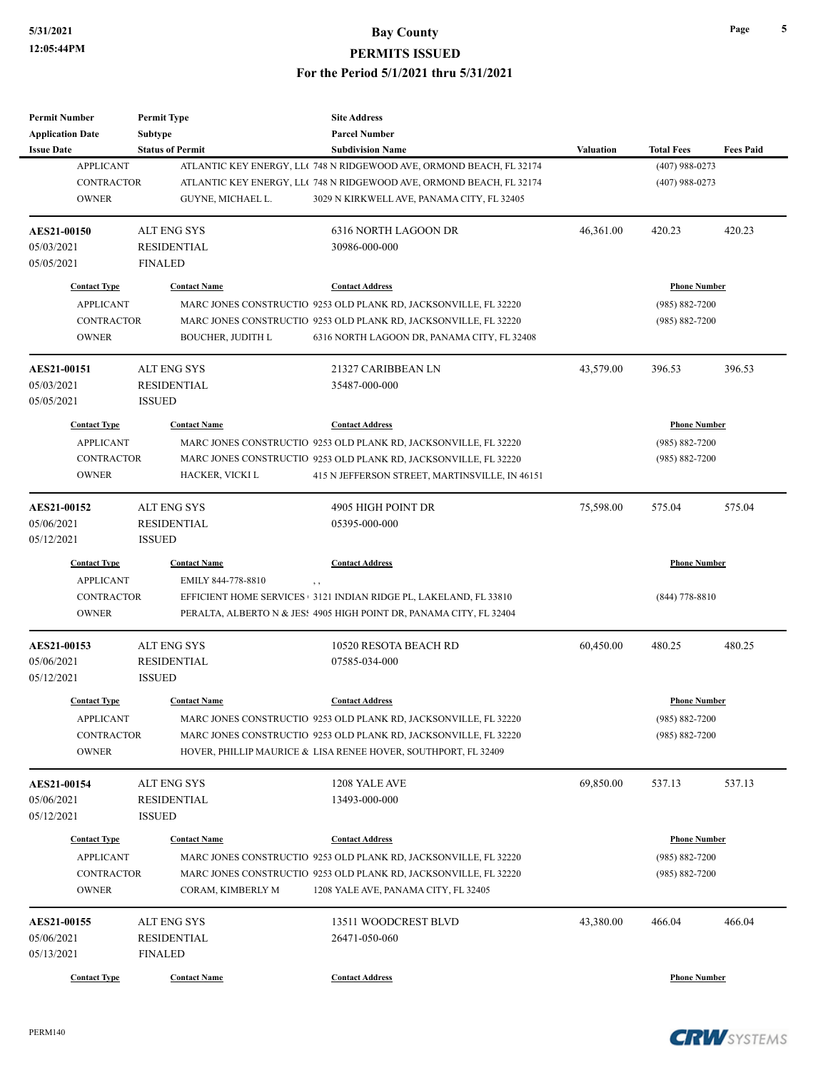| Permit Number | Permit Type | Site Address | | | |
|---|---|---|---|---|---|
| Application Date | Subtype | Parcel Number | | | |
| Issue Date | Status of Permit | Subdivision Name | Valuation | Total Fees | Fees Paid |

| Contact Type | Contact Name | Contact Address | Phone Number |
|---|---|---|---|
| APPLICANT | ATLANTIC KEY ENERGY, LL( | 748 N RIDGEWOOD AVE, ORMOND BEACH, FL 32174 | (407) 988-0273 |
| CONTRACTOR | ATLANTIC KEY ENERGY, LL( | 748 N RIDGEWOOD AVE, ORMOND BEACH, FL 32174 | (407) 988-0273 |
| OWNER | GUYNE, MICHAEL L. | 3029 N KIRKWELL AVE, PANAMA CITY, FL 32405 | |

| AES21-00150 | ALT ENG SYS | 6316 NORTH LAGOON DR | 46,361.00 | 420.23 | 420.23 |
|---|---|---|---|---|---|
| 05/03/2021 | RESIDENTIAL | 30986-000-000 | | | |
| 05/05/2021 | FINALED | | | | |

| Contact Type | Contact Name | Contact Address | Phone Number |
|---|---|---|---|
| APPLICANT | MARC JONES CONSTRUCTIO | 9253 OLD PLANK RD, JACKSONVILLE, FL 32220 | (985) 882-7200 |
| CONTRACTOR | MARC JONES CONSTRUCTIO | 9253 OLD PLANK RD, JACKSONVILLE, FL 32220 | (985) 882-7200 |
| OWNER | BOUCHER, JUDITH L | 6316 NORTH LAGOON DR, PANAMA CITY, FL 32408 | |

| AES21-00151 | ALT ENG SYS | 21327 CARIBBEAN LN | 43,579.00 | 396.53 | 396.53 |
|---|---|---|---|---|---|
| 05/03/2021 | RESIDENTIAL | 35487-000-000 | | | |
| 05/05/2021 | ISSUED | | | | |

| Contact Type | Contact Name | Contact Address | Phone Number |
|---|---|---|---|
| APPLICANT | MARC JONES CONSTRUCTIO | 9253 OLD PLANK RD, JACKSONVILLE, FL 32220 | (985) 882-7200 |
| CONTRACTOR | MARC JONES CONSTRUCTIO | 9253 OLD PLANK RD, JACKSONVILLE, FL 32220 | (985) 882-7200 |
| OWNER | HACKER, VICKI L | 415 N JEFFERSON STREET, MARTINSVILLE, IN 46151 | |

| AES21-00152 | ALT ENG SYS | 4905 HIGH POINT DR | 75,598.00 | 575.04 | 575.04 |
|---|---|---|---|---|---|
| 05/06/2021 | RESIDENTIAL | 05395-000-000 | | | |
| 05/12/2021 | ISSUED | | | | |

| Contact Type | Contact Name | Contact Address | Phone Number |
|---|---|---|---|
| APPLICANT | EMILY 844-778-8810 | , , | |
| CONTRACTOR | EFFICIENT HOME SERVICES | 3121 INDIAN RIDGE PL, LAKELAND, FL 33810 | (844) 778-8810 |
| OWNER | PERALTA, ALBERTO N & JES! | 4905 HIGH POINT DR, PANAMA CITY, FL 32404 | |

| AES21-00153 | ALT ENG SYS | 10520 RESOTA BEACH RD | 60,450.00 | 480.25 | 480.25 |
|---|---|---|---|---|---|
| 05/06/2021 | RESIDENTIAL | 07585-034-000 | | | |
| 05/12/2021 | ISSUED | | | | |

| Contact Type | Contact Name | Contact Address | Phone Number |
|---|---|---|---|
| APPLICANT | MARC JONES CONSTRUCTIO | 9253 OLD PLANK RD, JACKSONVILLE, FL 32220 | (985) 882-7200 |
| CONTRACTOR | MARC JONES CONSTRUCTIO | 9253 OLD PLANK RD, JACKSONVILLE, FL 32220 | (985) 882-7200 |
| OWNER | HOVER, PHILLIP MAURICE & | LISA RENEE HOVER, SOUTHPORT, FL 32409 | |

| AES21-00154 | ALT ENG SYS | 1208 YALE AVE | 69,850.00 | 537.13 | 537.13 |
|---|---|---|---|---|---|
| 05/06/2021 | RESIDENTIAL | 13493-000-000 | | | |
| 05/12/2021 | ISSUED | | | | |

| Contact Type | Contact Name | Contact Address | Phone Number |
|---|---|---|---|
| APPLICANT | MARC JONES CONSTRUCTIO | 9253 OLD PLANK RD, JACKSONVILLE, FL 32220 | (985) 882-7200 |
| CONTRACTOR | MARC JONES CONSTRUCTIO | 9253 OLD PLANK RD, JACKSONVILLE, FL 32220 | (985) 882-7200 |
| OWNER | CORAM, KIMBERLY M | 1208 YALE AVE, PANAMA CITY, FL 32405 | |

| AES21-00155 | ALT ENG SYS | 13511 WOODCREST BLVD | 43,380.00 | 466.04 | 466.04 |
|---|---|---|---|---|---|
| 05/06/2021 | RESIDENTIAL | 26471-050-060 | | | |
| 05/13/2021 | FINALED | | | | |

| Contact Type | Contact Name | Contact Address | Phone Number |
|---|---|---|---|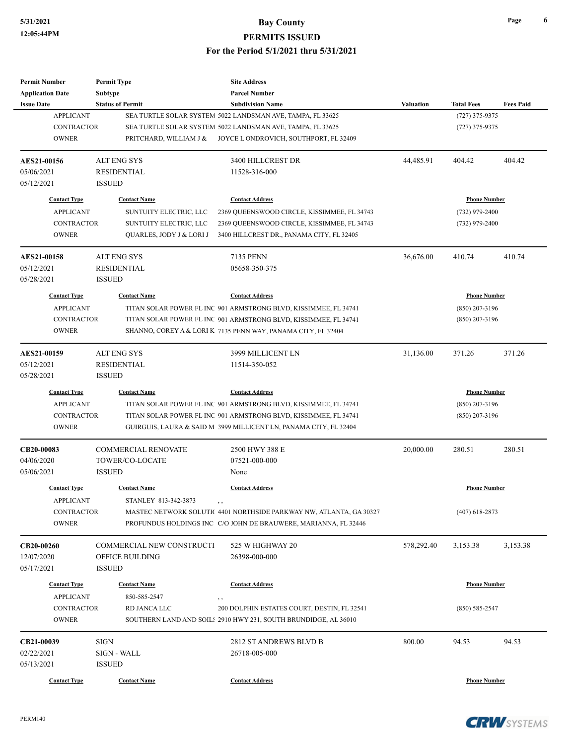| Permit Number | Permit Type | Site Address | | | |
|---|---|---|---|---|---|
| Application Date | Subtype | Parcel Number | | | |
| Issue Date | Status of Permit | Subdivision Name | Valuation | Total Fees | Fees Paid |

| Contact Type | Contact Name | Contact Address | Phone Number |
|---|---|---|---|
| APPLICANT | SEA TURTLE SOLAR SYSTEM | 5022 LANDSMAN AVE, TAMPA, FL 33625 | (727) 375-9375 |
| CONTRACTOR | SEA TURTLE SOLAR SYSTEM | 5022 LANDSMAN AVE, TAMPA, FL 33625 | (727) 375-9375 |
| OWNER | PRITCHARD, WILLIAM J & | JOYCE L ONDROVICH, SOUTHPORT, FL 32409 | |

| AES21-00156 | ALT ENG SYS | 3400 HILLCREST DR | 44,485.91 | 404.42 | 404.42 |
|---|---|---|---|---|---|
| 05/06/2021 | RESIDENTIAL | 11528-316-000 | | | |
| 05/12/2021 | ISSUED | | | | |

| Contact Type | Contact Name | Contact Address | Phone Number |
|---|---|---|---|
| APPLICANT | SUNTUITY ELECTRIC, LLC | 2369 QUEENSWOOD CIRCLE, KISSIMMEE, FL 34743 | (732) 979-2400 |
| CONTRACTOR | SUNTUITY ELECTRIC, LLC | 2369 QUEENSWOOD CIRCLE, KISSIMMEE, FL 34743 | (732) 979-2400 |
| OWNER | QUARLES, JODY J & LORI J | 3400 HILLCREST DR., PANAMA CITY, FL 32405 | |

| AES21-00158 | ALT ENG SYS | 7135 PENN | 36,676.00 | 410.74 | 410.74 |
|---|---|---|---|---|---|
| 05/12/2021 | RESIDENTIAL | 05658-350-375 | | | |
| 05/28/2021 | ISSUED | | | | |

| Contact Type | Contact Name | Contact Address | Phone Number |
|---|---|---|---|
| APPLICANT | TITAN SOLAR POWER FL INC | 901 ARMSTRONG BLVD, KISSIMMEE, FL 34741 | (850) 207-3196 |
| CONTRACTOR | TITAN SOLAR POWER FL INC | 901 ARMSTRONG BLVD, KISSIMMEE, FL 34741 | (850) 207-3196 |
| OWNER | SHANNO, COREY A & LORI K | 7135 PENN WAY, PANAMA CITY, FL 32404 | |

| AES21-00159 | ALT ENG SYS | 3999 MILLICENT LN | 31,136.00 | 371.26 | 371.26 |
|---|---|---|---|---|---|
| 05/12/2021 | RESIDENTIAL | 11514-350-052 | | | |
| 05/28/2021 | ISSUED | | | | |

| Contact Type | Contact Name | Contact Address | Phone Number |
|---|---|---|---|
| APPLICANT | TITAN SOLAR POWER FL INC | 901 ARMSTRONG BLVD, KISSIMMEE, FL 34741 | (850) 207-3196 |
| CONTRACTOR | TITAN SOLAR POWER FL INC | 901 ARMSTRONG BLVD, KISSIMMEE, FL 34741 | (850) 207-3196 |
| OWNER | GUIRGUIS, LAURA & SAID M | 3999 MILLICENT LN, PANAMA CITY, FL 32404 | |

| CB20-00083 | COMMERCIAL RENOVATE | 2500 HWY 388 E | 20,000.00 | 280.51 | 280.51 |
|---|---|---|---|---|---|
| 04/06/2020 | TOWER/CO-LOCATE | 07521-000-000 | | | |
| 05/06/2021 | ISSUED | None | | | |

| Contact Type | Contact Name | Contact Address | Phone Number |
|---|---|---|---|
| APPLICANT | STANLEY 813-342-3873 | , , | |
| CONTRACTOR | MASTEC NETWORK SOLUTI( | 4401 NORTHSIDE PARKWAY NW, ATLANTA, GA 30327 | (407) 618-2873 |
| OWNER | PROFUNDUS HOLDINGS INC | C/O JOHN DE BRAUWERE, MARIANNA, FL 32446 | |

| CB20-00260 | COMMERCIAL NEW CONSTRUCTI | 525 W HIGHWAY 20 | 578,292.40 | 3,153.38 | 3,153.38 |
|---|---|---|---|---|---|
| 12/07/2020 | OFFICE BUILDING | 26398-000-000 | | | |
| 05/17/2021 | ISSUED | | | | |

| Contact Type | Contact Name | Contact Address | Phone Number |
|---|---|---|---|
| APPLICANT | 850-585-2547 | , , | |
| CONTRACTOR | RD JANCA LLC | 200 DOLPHIN ESTATES COURT, DESTIN, FL 32541 | (850) 585-2547 |
| OWNER | SOUTHERN LAND AND SOIL! | 2910 HWY 231, SOUTH BRUNDIDGE, AL 36010 | |

| CB21-00039 | SIGN | 2812 ST ANDREWS BLVD B | 800.00 | 94.53 | 94.53 |
|---|---|---|---|---|---|
| 02/22/2021 | SIGN - WALL | 26718-005-000 | | | |
| 05/13/2021 | ISSUED | | | | |

| Contact Type | Contact Name | Contact Address | Phone Number |
|---|---|---|---|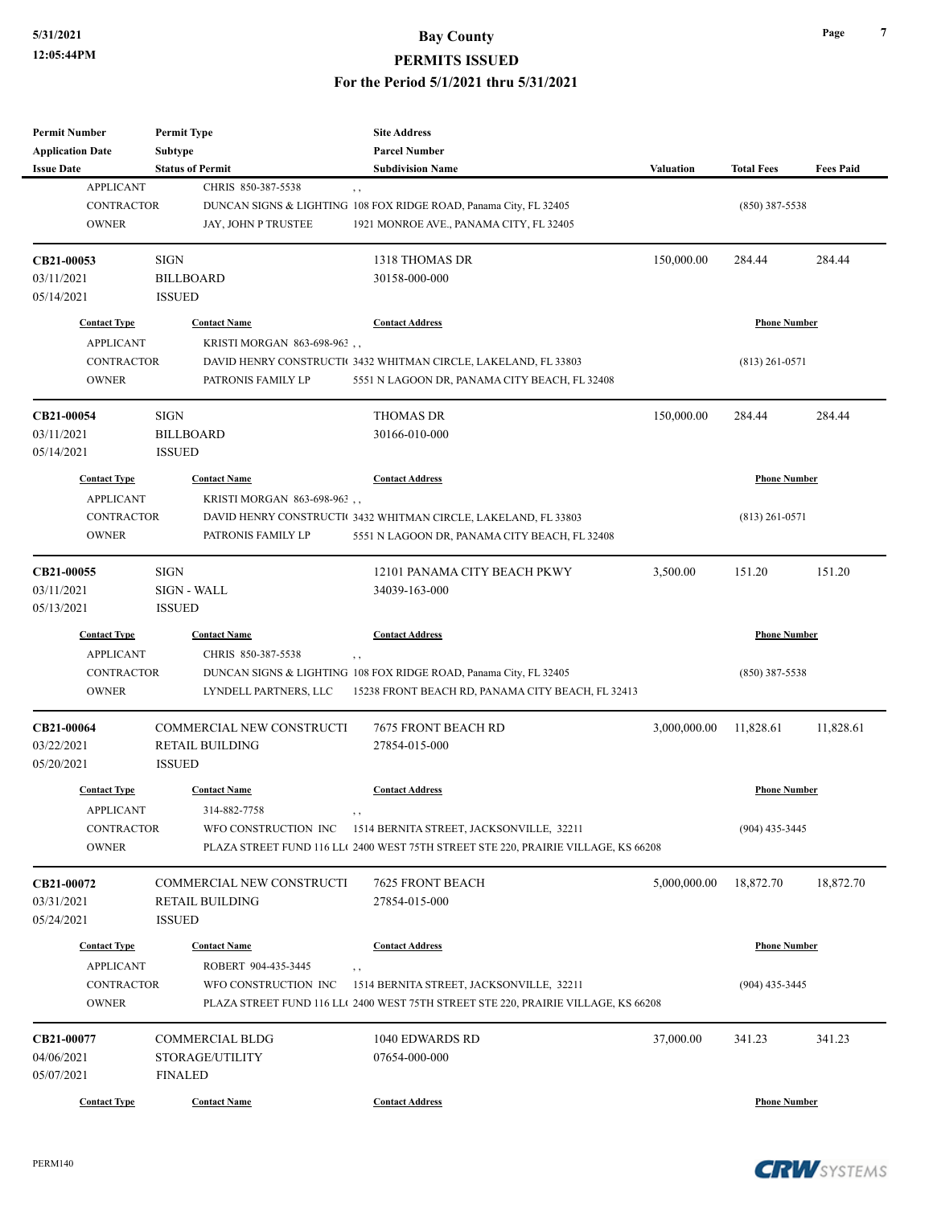| Permit Number | Permit Type | Site Address | | | |
|---|---|---|---|---|---|
| Application Date | Subtype | Parcel Number | | | |
| Issue Date | Status of Permit | Subdivision Name | Valuation | Total Fees | Fees Paid |

| Contact Type | Contact Name | Contact Address | Phone Number |
|---|---|---|---|
| APPLICANT | CHRIS 850-387-5538 | , , | |
| CONTRACTOR | DUNCAN SIGNS & LIGHTING | 108 FOX RIDGE ROAD, Panama City, FL 32405 | (850) 387-5538 |
| OWNER | JAY, JOHN P TRUSTEE | 1921 MONROE AVE., PANAMA CITY, FL 32405 | |

| CB21-00053 | SIGN | 1318 THOMAS DR | 150,000.00 | 284.44 | 284.44 |
|---|---|---|---|---|---|
| 03/11/2021 | BILLBOARD | 30158-000-000 | | | |
| 05/14/2021 | ISSUED | | | | |

| Contact Type | Contact Name | Contact Address | Phone Number |
|---|---|---|---|
| APPLICANT | KRISTI MORGAN 863-698-963 | , , | |
| CONTRACTOR | DAVID HENRY CONSTRUCTI( | 3432 WHITMAN CIRCLE, LAKELAND, FL 33803 | (813) 261-0571 |
| OWNER | PATRONIS FAMILY LP | 5551 N LAGOON DR, PANAMA CITY BEACH, FL 32408 | |

| CB21-00054 | SIGN | THOMAS DR | 150,000.00 | 284.44 | 284.44 |
|---|---|---|---|---|---|
| 03/11/2021 | BILLBOARD | 30166-010-000 | | | |
| 05/14/2021 | ISSUED | | | | |

| Contact Type | Contact Name | Contact Address | Phone Number |
|---|---|---|---|
| APPLICANT | KRISTI MORGAN 863-698-963 | , , | |
| CONTRACTOR | DAVID HENRY CONSTRUCTI( | 3432 WHITMAN CIRCLE, LAKELAND, FL 33803 | (813) 261-0571 |
| OWNER | PATRONIS FAMILY LP | 5551 N LAGOON DR, PANAMA CITY BEACH, FL 32408 | |

| CB21-00055 | SIGN | 12101 PANAMA CITY BEACH PKWY | 3,500.00 | 151.20 | 151.20 |
|---|---|---|---|---|---|
| 03/11/2021 | SIGN - WALL | 34039-163-000 | | | |
| 05/13/2021 | ISSUED | | | | |

| Contact Type | Contact Name | Contact Address | Phone Number |
|---|---|---|---|
| APPLICANT | CHRIS 850-387-5538 | , , | |
| CONTRACTOR | DUNCAN SIGNS & LIGHTING | 108 FOX RIDGE ROAD, Panama City, FL 32405 | (850) 387-5538 |
| OWNER | LYNDELL PARTNERS, LLC | 15238 FRONT BEACH RD, PANAMA CITY BEACH, FL 32413 | |

| CB21-00064 | COMMERCIAL NEW CONSTRUCTI | 7675 FRONT BEACH RD | 3,000,000.00 | 11,828.61 | 11,828.61 |
|---|---|---|---|---|---|
| 03/22/2021 | RETAIL BUILDING | 27854-015-000 | | | |
| 05/20/2021 | ISSUED | | | | |

| Contact Type | Contact Name | Contact Address | Phone Number |
|---|---|---|---|
| APPLICANT | 314-882-7758 | , , | |
| CONTRACTOR | WFO CONSTRUCTION INC | 1514 BERNITA STREET, JACKSONVILLE, 32211 | (904) 435-3445 |
| OWNER | PLAZA STREET FUND 116 LL( | 2400 WEST 75TH STREET STE 220, PRAIRIE VILLAGE, KS 66208 | |

| CB21-00072 | COMMERCIAL NEW CONSTRUCTI | 7625 FRONT BEACH | 5,000,000.00 | 18,872.70 | 18,872.70 |
|---|---|---|---|---|---|
| 03/31/2021 | RETAIL BUILDING | 27854-015-000 | | | |
| 05/24/2021 | ISSUED | | | | |

| Contact Type | Contact Name | Contact Address | Phone Number |
|---|---|---|---|
| APPLICANT | ROBERT 904-435-3445 | , , | |
| CONTRACTOR | WFO CONSTRUCTION INC | 1514 BERNITA STREET, JACKSONVILLE, 32211 | (904) 435-3445 |
| OWNER | PLAZA STREET FUND 116 LL( | 2400 WEST 75TH STREET STE 220, PRAIRIE VILLAGE, KS 66208 | |

| CB21-00077 | COMMERCIAL BLDG | 1040 EDWARDS RD | 37,000.00 | 341.23 | 341.23 |
|---|---|---|---|---|---|
| 04/06/2021 | STORAGE/UTILITY | 07654-000-000 | | | |
| 05/07/2021 | FINALED | | | | |

| Contact Type | Contact Name | Contact Address | Phone Number |
|---|---|---|---|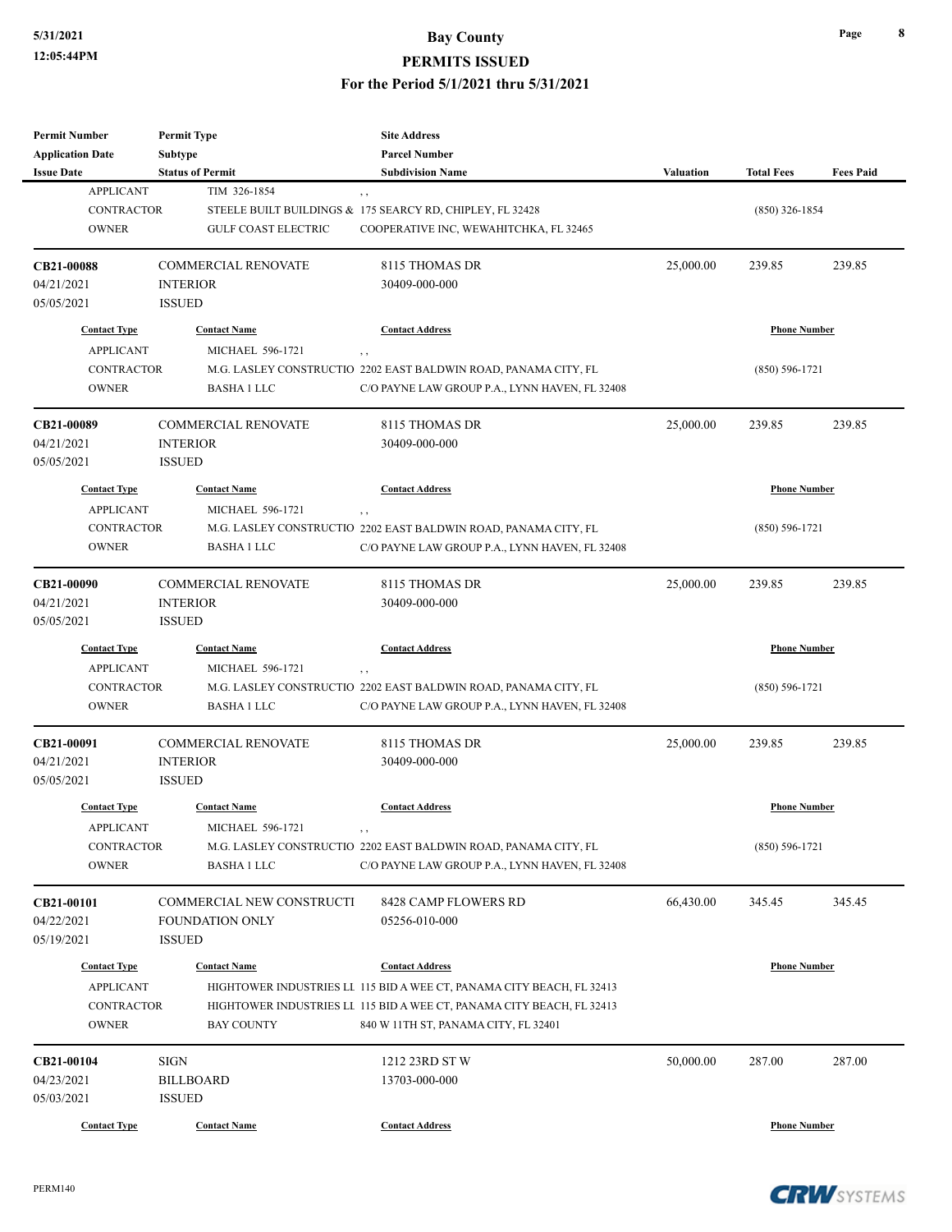| Permit Number | Permit Type | Site Address | | | |
|---|---|---|---|---|---|
| Application Date | Subtype | Parcel Number | | | |
| Issue Date | Status of Permit | Subdivision Name | Valuation | Total Fees | Fees Paid |

| Contact Type | Contact Name | Contact Address | Phone Number |
|---|---|---|---|
| APPLICANT | TIM 326-1854 | , , | |
| CONTRACTOR | STEELE BUILT BUILDINGS & | 175 SEARCY RD, CHIPLEY, FL 32428 | (850) 326-1854 |
| OWNER | GULF COAST ELECTRIC | COOPERATIVE INC, WEWAHITCHKA, FL 32465 | |

| CB21-00088 | COMMERCIAL RENOVATE | 8115 THOMAS DR | 25,000.00 | 239.85 | 239.85 |
|---|---|---|---|---|---|
| 04/21/2021 | INTERIOR | 30409-000-000 | | | |
| 05/05/2021 | ISSUED | | | | |

| Contact Type | Contact Name | Contact Address | Phone Number |
|---|---|---|---|
| APPLICANT | MICHAEL 596-1721 | , , | |
| CONTRACTOR | M.G. LASLEY CONSTRUCTIO | 2202 EAST BALDWIN ROAD, PANAMA CITY, FL | (850) 596-1721 |
| OWNER | BASHA 1 LLC | C/O PAYNE LAW GROUP P.A., LYNN HAVEN, FL 32408 | |

| CB21-00089 | COMMERCIAL RENOVATE | 8115 THOMAS DR | 25,000.00 | 239.85 | 239.85 |
|---|---|---|---|---|---|
| 04/21/2021 | INTERIOR | 30409-000-000 | | | |
| 05/05/2021 | ISSUED | | | | |

| Contact Type | Contact Name | Contact Address | Phone Number |
|---|---|---|---|
| APPLICANT | MICHAEL 596-1721 | , , | |
| CONTRACTOR | M.G. LASLEY CONSTRUCTIO | 2202 EAST BALDWIN ROAD, PANAMA CITY, FL | (850) 596-1721 |
| OWNER | BASHA 1 LLC | C/O PAYNE LAW GROUP P.A., LYNN HAVEN, FL 32408 | |

| CB21-00090 | COMMERCIAL RENOVATE | 8115 THOMAS DR | 25,000.00 | 239.85 | 239.85 |
|---|---|---|---|---|---|
| 04/21/2021 | INTERIOR | 30409-000-000 | | | |
| 05/05/2021 | ISSUED | | | | |

| Contact Type | Contact Name | Contact Address | Phone Number |
|---|---|---|---|
| APPLICANT | MICHAEL 596-1721 | , , | |
| CONTRACTOR | M.G. LASLEY CONSTRUCTIO | 2202 EAST BALDWIN ROAD, PANAMA CITY, FL | (850) 596-1721 |
| OWNER | BASHA 1 LLC | C/O PAYNE LAW GROUP P.A., LYNN HAVEN, FL 32408 | |

| CB21-00091 | COMMERCIAL RENOVATE | 8115 THOMAS DR | 25,000.00 | 239.85 | 239.85 |
|---|---|---|---|---|---|
| 04/21/2021 | INTERIOR | 30409-000-000 | | | |
| 05/05/2021 | ISSUED | | | | |

| Contact Type | Contact Name | Contact Address | Phone Number |
|---|---|---|---|
| APPLICANT | MICHAEL 596-1721 | , , | |
| CONTRACTOR | M.G. LASLEY CONSTRUCTIO | 2202 EAST BALDWIN ROAD, PANAMA CITY, FL | (850) 596-1721 |
| OWNER | BASHA 1 LLC | C/O PAYNE LAW GROUP P.A., LYNN HAVEN, FL 32408 | |

| CB21-00101 | COMMERCIAL NEW CONSTRUCTI | 8428 CAMP FLOWERS RD | 66,430.00 | 345.45 | 345.45 |
|---|---|---|---|---|---|
| 04/22/2021 | FOUNDATION ONLY | 05256-010-000 | | | |
| 05/19/2021 | ISSUED | | | | |

| Contact Type | Contact Name | Contact Address | Phone Number |
|---|---|---|---|
| APPLICANT | HIGHTOWER INDUSTRIES LL | 115 BID A WEE CT, PANAMA CITY BEACH, FL 32413 | |
| CONTRACTOR | HIGHTOWER INDUSTRIES LL | 115 BID A WEE CT, PANAMA CITY BEACH, FL 32413 | |
| OWNER | BAY COUNTY | 840 W 11TH ST, PANAMA CITY, FL 32401 | |

| CB21-00104 | SIGN | 1212 23RD ST W | 50,000.00 | 287.00 | 287.00 |
|---|---|---|---|---|---|
| 04/23/2021 | BILLBOARD | 13703-000-000 | | | |
| 05/03/2021 | ISSUED | | | | |

| Contact Type | Contact Name | Contact Address | Phone Number |
|---|---|---|---|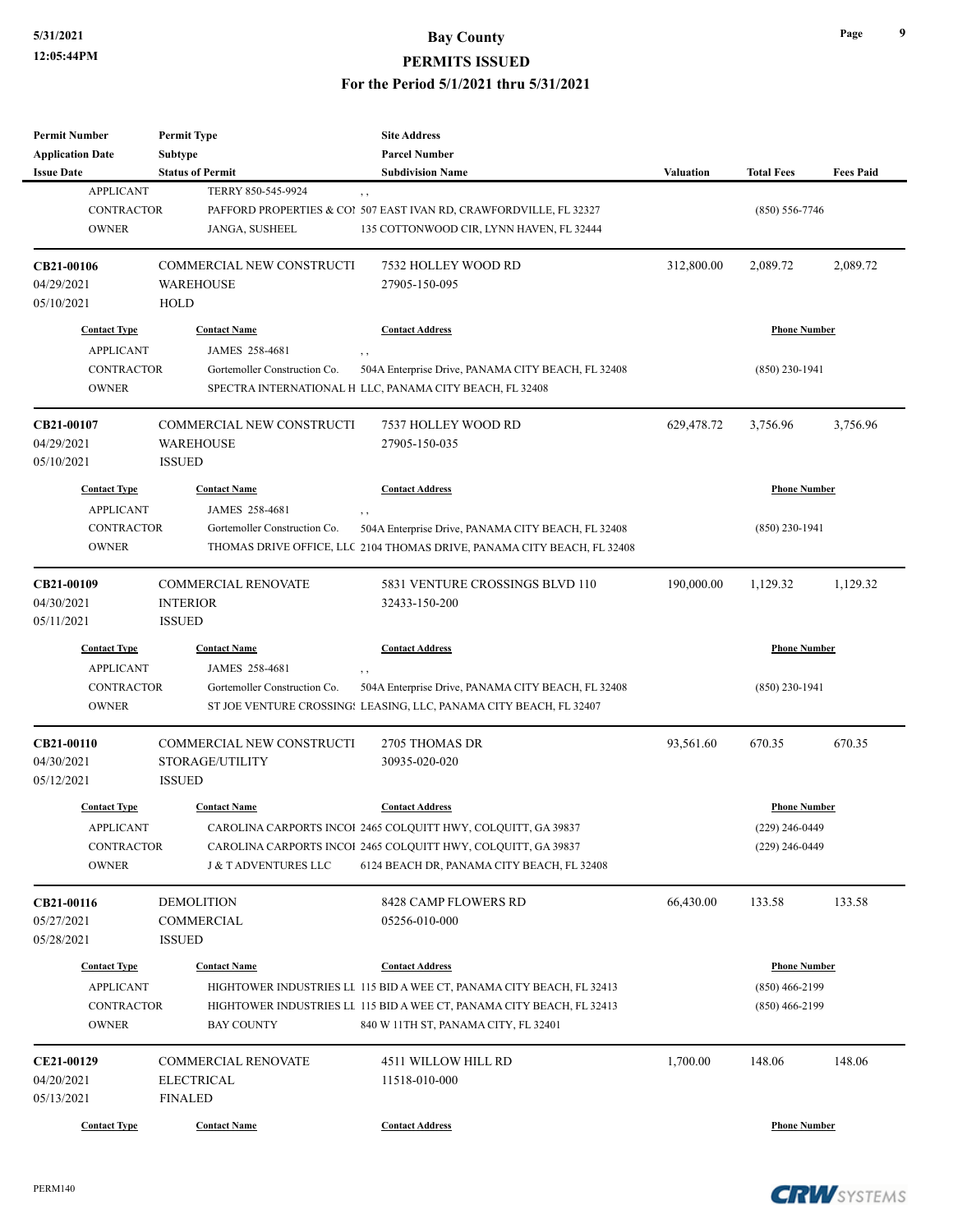| Permit Number | Permit Type | Site Address | | | |
|---|---|---|---|---|---|
| Application Date | Subtype | Parcel Number | | | |
| Issue Date | Status of Permit | Subdivision Name | Valuation | Total Fees | Fees Paid |

| Contact Type | Contact Name | Contact Address | Phone Number |
|---|---|---|---|
| APPLICANT | TERRY 850-545-9924 | , , | |
| CONTRACTOR | PAFFORD PROPERTIES & CO! | 507 EAST IVAN RD, CRAWFORDVILLE, FL 32327 | (850) 556-7746 |
| OWNER | JANGA, SUSHEEL | 135 COTTONWOOD CIR, LYNN HAVEN, FL 32444 | |

| CB21-00106 | COMMERCIAL NEW CONSTRUCTI | 7532 HOLLEY WOOD RD | 312,800.00 | 2,089.72 | 2,089.72 |
|---|---|---|---|---|---|
| 04/29/2021 | WAREHOUSE | 27905-150-095 | | | |
| 05/10/2021 | HOLD | | | | |

| Contact Type | Contact Name | Contact Address | Phone Number |
|---|---|---|---|
| APPLICANT | JAMES 258-4681 | , , | |
| CONTRACTOR | Gortemoller Construction Co. | 504A Enterprise Drive, PANAMA CITY BEACH, FL 32408 | (850) 230-1941 |
| OWNER | SPECTRA INTERNATIONAL H | LLC, PANAMA CITY BEACH, FL 32408 | |

| CB21-00107 | COMMERCIAL NEW CONSTRUCTI | 7537 HOLLEY WOOD RD | 629,478.72 | 3,756.96 | 3,756.96 |
|---|---|---|---|---|---|
| 04/29/2021 | WAREHOUSE | 27905-150-035 | | | |
| 05/10/2021 | ISSUED | | | | |

| Contact Type | Contact Name | Contact Address | Phone Number |
|---|---|---|---|
| APPLICANT | JAMES 258-4681 | , , | |
| CONTRACTOR | Gortemoller Construction Co. | 504A Enterprise Drive, PANAMA CITY BEACH, FL 32408 | (850) 230-1941 |
| OWNER | THOMAS DRIVE OFFICE, LLC | 2104 THOMAS DRIVE, PANAMA CITY BEACH, FL 32408 | |

| CB21-00109 | COMMERCIAL RENOVATE | 5831 VENTURE CROSSINGS BLVD 110 | 190,000.00 | 1,129.32 | 1,129.32 |
|---|---|---|---|---|---|
| 04/30/2021 | INTERIOR | 32433-150-200 | | | |
| 05/11/2021 | ISSUED | | | | |

| Contact Type | Contact Name | Contact Address | Phone Number |
|---|---|---|---|
| APPLICANT | JAMES 258-4681 | , , | |
| CONTRACTOR | Gortemoller Construction Co. | 504A Enterprise Drive, PANAMA CITY BEACH, FL 32408 | (850) 230-1941 |
| OWNER | ST JOE VENTURE CROSSING! | LEASING, LLC, PANAMA CITY BEACH, FL 32407 | |

| CB21-00110 | COMMERCIAL NEW CONSTRUCTI | 2705 THOMAS DR | 93,561.60 | 670.35 | 670.35 |
|---|---|---|---|---|---|
| 04/30/2021 | STORAGE/UTILITY | 30935-020-020 | | | |
| 05/12/2021 | ISSUED | | | | |

| Contact Type | Contact Name | Contact Address | Phone Number |
|---|---|---|---|
| APPLICANT | CAROLINA CARPORTS INCOI | 2465 COLQUITT HWY, COLQUITT, GA 39837 | (229) 246-0449 |
| CONTRACTOR | CAROLINA CARPORTS INCOI | 2465 COLQUITT HWY, COLQUITT, GA 39837 | (229) 246-0449 |
| OWNER | J & T ADVENTURES LLC | 6124 BEACH DR, PANAMA CITY BEACH, FL 32408 | |

| CB21-00116 | DEMOLITION | 8428 CAMP FLOWERS RD | 66,430.00 | 133.58 | 133.58 |
|---|---|---|---|---|---|
| 05/27/2021 | COMMERCIAL | 05256-010-000 | | | |
| 05/28/2021 | ISSUED | | | | |

| Contact Type | Contact Name | Contact Address | Phone Number |
|---|---|---|---|
| APPLICANT | HIGHTOWER INDUSTRIES LL | 115 BID A WEE CT, PANAMA CITY BEACH, FL 32413 | (850) 466-2199 |
| CONTRACTOR | HIGHTOWER INDUSTRIES LL | 115 BID A WEE CT, PANAMA CITY BEACH, FL 32413 | (850) 466-2199 |
| OWNER | BAY COUNTY | 840 W 11TH ST, PANAMA CITY, FL 32401 | |

| CE21-00129 | COMMERCIAL RENOVATE | 4511 WILLOW HILL RD | 1,700.00 | 148.06 | 148.06 |
|---|---|---|---|---|---|
| 04/20/2021 | ELECTRICAL | 11518-010-000 | | | |
| 05/13/2021 | FINALED | | | | |

| Contact Type | Contact Name | Contact Address | Phone Number |
|---|---|---|---|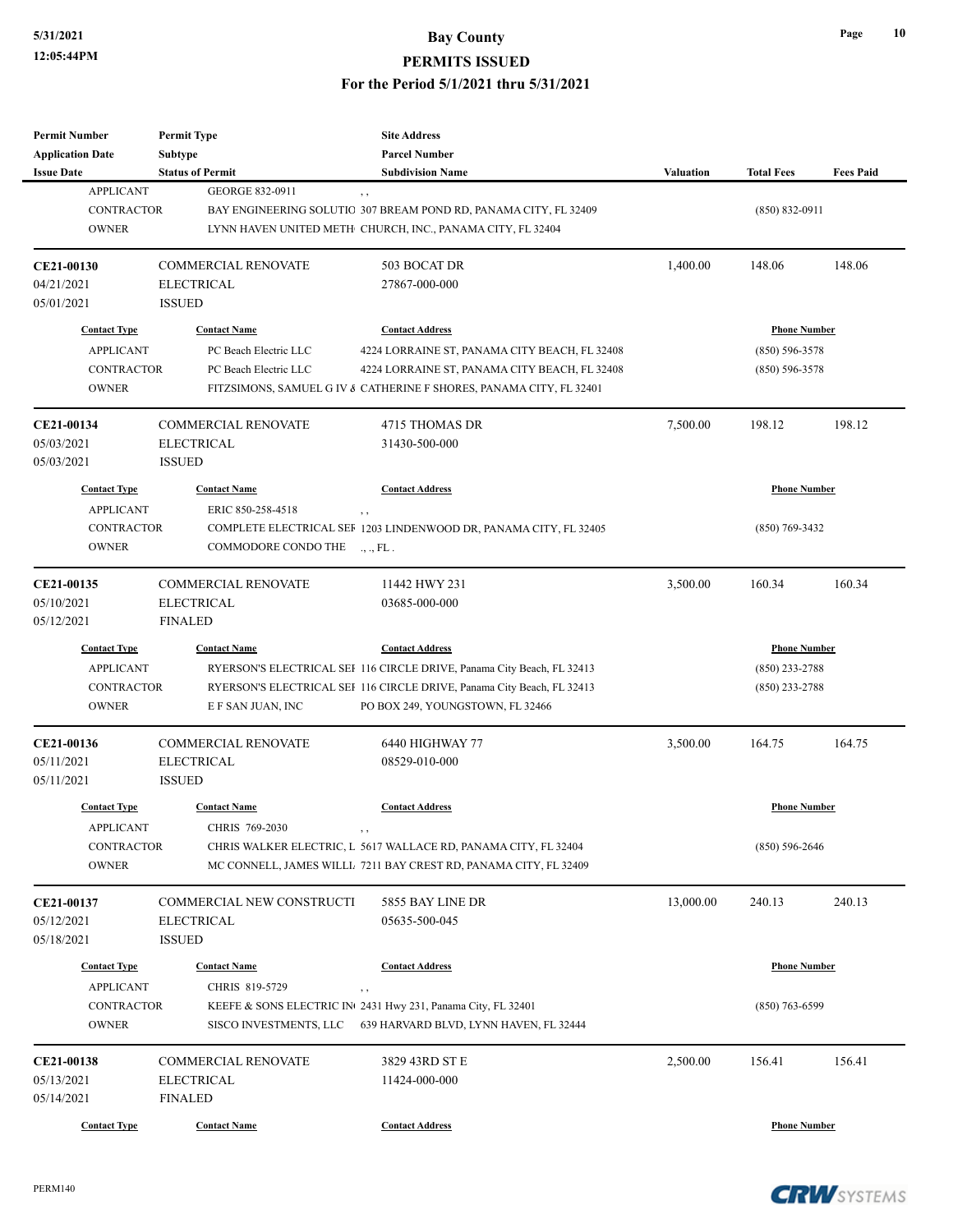| Permit Number | Permit Type | Site Address | | | |
|---|---|---|---|---|---|
| Application Date | Subtype | Parcel Number | | | |
| Issue Date | Status of Permit | Subdivision Name | Valuation | Total Fees | Fees Paid |

| Contact Type | Contact Name | Contact Address | Phone Number |
|---|---|---|---|
| APPLICANT | GEORGE 832-0911 | , , | |
| CONTRACTOR | BAY ENGINEERING SOLUTIO | 307 BREAM POND RD, PANAMA CITY, FL 32409 | (850) 832-0911 |
| OWNER | LYNN HAVEN UNITED METH | CHURCH, INC., PANAMA CITY, FL 32404 | |

| | | | Valuation | Total Fees | Fees Paid |
|---|---|---|---|---|---|
| **CE21-00130** | COMMERCIAL RENOVATE | 503 BOCAT DR | 1,400.00 | 148.06 | 148.06 |
| 04/21/2021 | ELECTRICAL | 27867-000-000 | | | |
| 05/01/2021 | ISSUED | | | | |

| Contact Type | Contact Name | Contact Address | Phone Number |
|---|---|---|---|
| APPLICANT | PC Beach Electric LLC | 4224 LORRAINE ST, PANAMA CITY BEACH, FL 32408 | (850) 596-3578 |
| CONTRACTOR | PC Beach Electric LLC | 4224 LORRAINE ST, PANAMA CITY BEACH, FL 32408 | (850) 596-3578 |
| OWNER | FITZSIMONS, SAMUEL G IV & | CATHERINE F SHORES, PANAMA CITY, FL 32401 | |

| | | | Valuation | Total Fees | Fees Paid |
|---|---|---|---|---|---|
| **CE21-00134** | COMMERCIAL RENOVATE | 4715 THOMAS DR | 7,500.00 | 198.12 | 198.12 |
| 05/03/2021 | ELECTRICAL | 31430-500-000 | | | |
| 05/03/2021 | ISSUED | | | | |

| Contact Type | Contact Name | Contact Address | Phone Number |
|---|---|---|---|
| APPLICANT | ERIC 850-258-4518 | , , | |
| CONTRACTOR | COMPLETE ELECTRICAL SEF | 1203 LINDENWOOD DR, PANAMA CITY, FL 32405 | (850) 769-3432 |
| OWNER | COMMODORE CONDO THE | ., ., FL . | |

| | | | Valuation | Total Fees | Fees Paid |
|---|---|---|---|---|---|
| **CE21-00135** | COMMERCIAL RENOVATE | 11442 HWY 231 | 3,500.00 | 160.34 | 160.34 |
| 05/10/2021 | ELECTRICAL | 03685-000-000 | | | |
| 05/12/2021 | FINALED | | | | |

| Contact Type | Contact Name | Contact Address | Phone Number |
|---|---|---|---|
| APPLICANT | RYERSON'S ELECTRICAL SEF | 116 CIRCLE DRIVE, Panama City Beach, FL 32413 | (850) 233-2788 |
| CONTRACTOR | RYERSON'S ELECTRICAL SEF | 116 CIRCLE DRIVE, Panama City Beach, FL 32413 | (850) 233-2788 |
| OWNER | E F SAN JUAN, INC | PO BOX 249, YOUNGSTOWN, FL 32466 | |

| | | | Valuation | Total Fees | Fees Paid |
|---|---|---|---|---|---|
| **CE21-00136** | COMMERCIAL RENOVATE | 6440 HIGHWAY 77 | 3,500.00 | 164.75 | 164.75 |
| 05/11/2021 | ELECTRICAL | 08529-010-000 | | | |
| 05/11/2021 | ISSUED | | | | |

| Contact Type | Contact Name | Contact Address | Phone Number |
|---|---|---|---|
| APPLICANT | CHRIS 769-2030 | , , | |
| CONTRACTOR | CHRIS WALKER ELECTRIC, L | 5617 WALLACE RD, PANAMA CITY, FL 32404 | (850) 596-2646 |
| OWNER | MC CONNELL, JAMES WILLI. | 7211 BAY CREST RD, PANAMA CITY, FL 32409 | |

| | | | Valuation | Total Fees | Fees Paid |
|---|---|---|---|---|---|
| **CE21-00137** | COMMERCIAL NEW CONSTRUCTI | 5855 BAY LINE DR | 13,000.00 | 240.13 | 240.13 |
| 05/12/2021 | ELECTRICAL | 05635-500-045 | | | |
| 05/18/2021 | ISSUED | | | | |

| Contact Type | Contact Name | Contact Address | Phone Number |
|---|---|---|---|
| APPLICANT | CHRIS 819-5729 | , , | |
| CONTRACTOR | KEEFE & SONS ELECTRIC IN | 2431 Hwy 231, Panama City, FL 32401 | (850) 763-6599 |
| OWNER | SISCO INVESTMENTS, LLC | 639 HARVARD BLVD, LYNN HAVEN, FL 32444 | |

| | | | Valuation | Total Fees | Fees Paid |
|---|---|---|---|---|---|
| **CE21-00138** | COMMERCIAL RENOVATE | 3829 43RD ST E | 2,500.00 | 156.41 | 156.41 |
| 05/13/2021 | ELECTRICAL | 11424-000-000 | | | |
| 05/14/2021 | FINALED | | | | |

| Contact Type | Contact Name | Contact Address | Phone Number |
|---|---|---|---|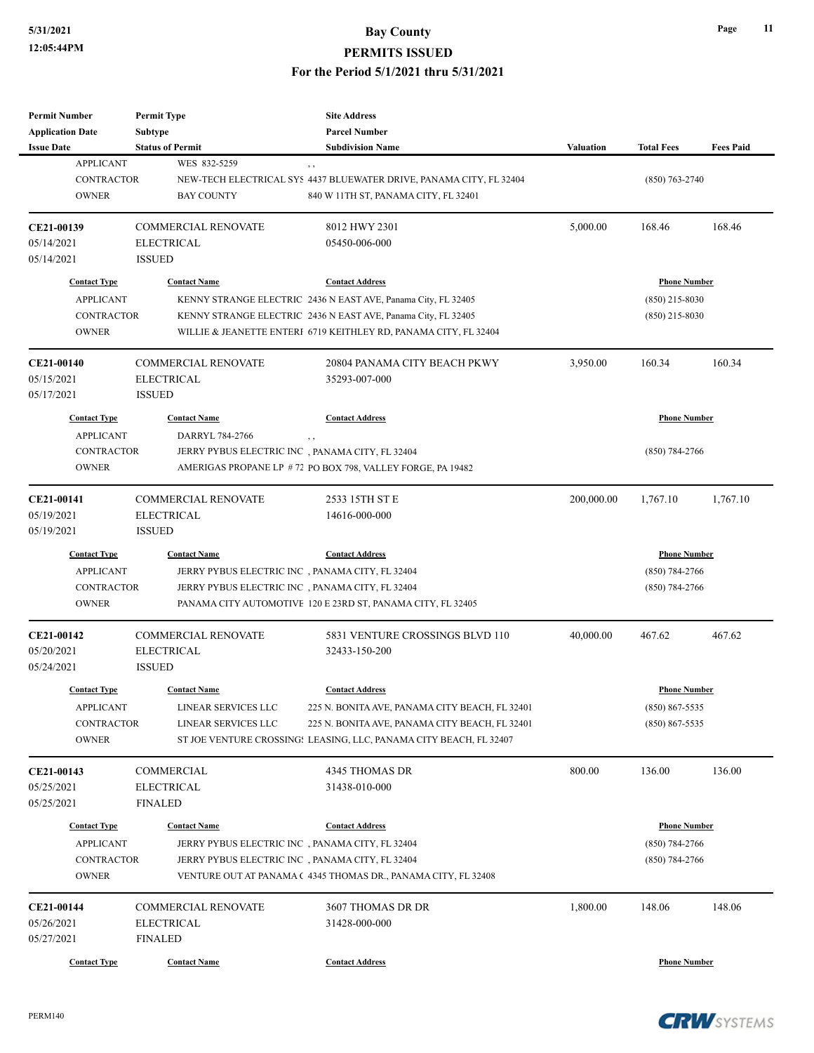| Permit Number | Permit Type | Site Address | | | |
|---|---|---|---|---|---|
| Application Date | Subtype | Parcel Number | | | |
| Issue Date | Status of Permit | Subdivision Name | Valuation | Total Fees | Fees Paid |

| Contact Type | Contact Name | Contact Address | Phone Number |
|---|---|---|---|
| APPLICANT | WES 832-5259 | , , | |
| CONTRACTOR | NEW-TECH ELECTRICAL SYS | 4437 BLUEWATER DRIVE, PANAMA CITY, FL 32404 | (850) 763-2740 |
| OWNER | BAY COUNTY | 840 W 11TH ST, PANAMA CITY, FL 32401 | |

| CE21-00139 | COMMERCIAL RENOVATE | 8012 HWY 2301 | 5,000.00 | 168.46 | 168.46 |
|---|---|---|---|---|---|
| 05/14/2021 | ELECTRICAL | 05450-006-000 | | | |
| 05/14/2021 | ISSUED | | | | |

| Contact Type | Contact Name | Contact Address | Phone Number |
|---|---|---|---|
| APPLICANT | KENNY STRANGE ELECTRIC | 2436 N EAST AVE, Panama City, FL 32405 | (850) 215-8030 |
| CONTRACTOR | KENNY STRANGE ELECTRIC | 2436 N EAST AVE, Panama City, FL 32405 | (850) 215-8030 |
| OWNER | WILLIE & JEANETTE ENTERI | 6719 KEITHLEY RD, PANAMA CITY, FL 32404 | |

| CE21-00140 | COMMERCIAL RENOVATE | 20804 PANAMA CITY BEACH PKWY | 3,950.00 | 160.34 | 160.34 |
|---|---|---|---|---|---|
| 05/15/2021 | ELECTRICAL | 35293-007-000 | | | |
| 05/17/2021 | ISSUED | | | | |

| Contact Type | Contact Name | Contact Address | Phone Number |
|---|---|---|---|
| APPLICANT | DARRYL 784-2766 | , , | |
| CONTRACTOR | JERRY PYBUS ELECTRIC INC | , PANAMA CITY, FL 32404 | (850) 784-2766 |
| OWNER | AMERIGAS PROPANE LP # 72 | PO BOX 798, VALLEY FORGE, PA 19482 | |

| CE21-00141 | COMMERCIAL RENOVATE | 2533 15TH ST E | 200,000.00 | 1,767.10 | 1,767.10 |
|---|---|---|---|---|---|
| 05/19/2021 | ELECTRICAL | 14616-000-000 | | | |
| 05/19/2021 | ISSUED | | | | |

| Contact Type | Contact Name | Contact Address | Phone Number |
|---|---|---|---|
| APPLICANT | JERRY PYBUS ELECTRIC INC | , PANAMA CITY, FL 32404 | (850) 784-2766 |
| CONTRACTOR | JERRY PYBUS ELECTRIC INC | , PANAMA CITY, FL 32404 | (850) 784-2766 |
| OWNER | PANAMA CITY AUTOMOTIVE | 120 E 23RD ST, PANAMA CITY, FL 32405 | |

| CE21-00142 | COMMERCIAL RENOVATE | 5831 VENTURE CROSSINGS BLVD 110 | 40,000.00 | 467.62 | 467.62 |
|---|---|---|---|---|---|
| 05/20/2021 | ELECTRICAL | 32433-150-200 | | | |
| 05/24/2021 | ISSUED | | | | |

| Contact Type | Contact Name | Contact Address | Phone Number |
|---|---|---|---|
| APPLICANT | LINEAR SERVICES LLC | 225 N. BONITA AVE, PANAMA CITY BEACH, FL 32401 | (850) 867-5535 |
| CONTRACTOR | LINEAR SERVICES LLC | 225 N. BONITA AVE, PANAMA CITY BEACH, FL 32401 | (850) 867-5535 |
| OWNER | ST JOE VENTURE CROSSING | LEASING, LLC, PANAMA CITY BEACH, FL 32407 | |

| CE21-00143 | COMMERCIAL | 4345 THOMAS DR | 800.00 | 136.00 | 136.00 |
|---|---|---|---|---|---|
| 05/25/2021 | ELECTRICAL | 31438-010-000 | | | |
| 05/25/2021 | FINALED | | | | |

| Contact Type | Contact Name | Contact Address | Phone Number |
|---|---|---|---|
| APPLICANT | JERRY PYBUS ELECTRIC INC | , PANAMA CITY, FL 32404 | (850) 784-2766 |
| CONTRACTOR | JERRY PYBUS ELECTRIC INC | , PANAMA CITY, FL 32404 | (850) 784-2766 |
| OWNER | VENTURE OUT AT PANAMA ( | 4345 THOMAS DR., PANAMA CITY, FL 32408 | |

| CE21-00144 | COMMERCIAL RENOVATE | 3607 THOMAS DR DR | 1,800.00 | 148.06 | 148.06 |
|---|---|---|---|---|---|
| 05/26/2021 | ELECTRICAL | 31428-000-000 | | | |
| 05/27/2021 | FINALED | | | | |

| Contact Type | Contact Name | Contact Address | Phone Number |
|---|---|---|---|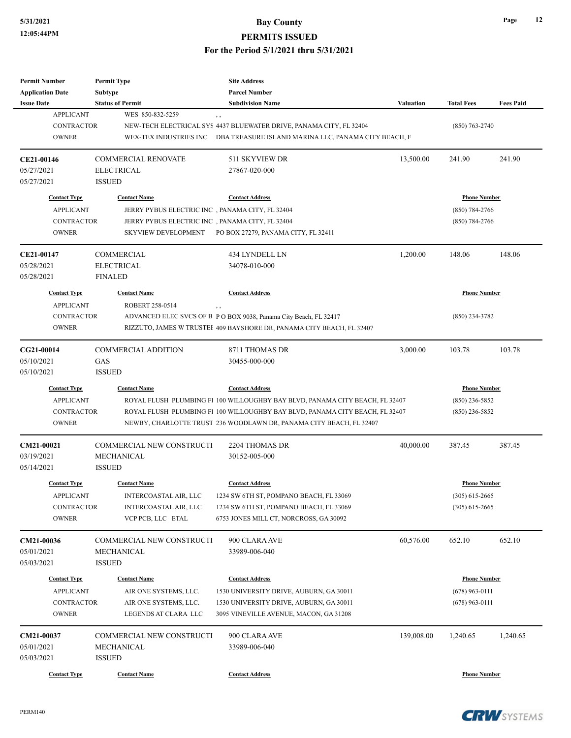| Permit Number | Permit Type | Site Address | | | |
|---|---|---|---|---|---|
| Application Date | Subtype | Parcel Number | | | |
| Issue Date | Status of Permit | Subdivision Name | Valuation | Total Fees | Fees Paid |

| Contact Type | Contact Name | Contact Address | Phone Number |
|---|---|---|---|
| APPLICANT | WES 850-832-5259 | , , | |
| CONTRACTOR | NEW-TECH ELECTRICAL SYS | 4437 BLUEWATER DRIVE, PANAMA CITY, FL 32404 | (850) 763-2740 |
| OWNER | WEX-TEX INDUSTRIES INC | DBA TREASURE ISLAND MARINA LLC, PANAMA CITY BEACH, F | |

| | | | Valuation | Total Fees | Fees Paid |
|---|---|---|---|---|---|
| CE21-00146 | COMMERCIAL RENOVATE | 511 SKYVIEW DR | 13,500.00 | 241.90 | 241.90 |
| 05/27/2021 | ELECTRICAL | 27867-020-000 | | | |
| 05/27/2021 | ISSUED | | | | |

| Contact Type | Contact Name | Contact Address | Phone Number |
|---|---|---|---|
| APPLICANT | JERRY PYBUS ELECTRIC INC | , PANAMA CITY, FL 32404 | (850) 784-2766 |
| CONTRACTOR | JERRY PYBUS ELECTRIC INC | , PANAMA CITY, FL 32404 | (850) 784-2766 |
| OWNER | SKYVIEW DEVELOPMENT | PO BOX 27279, PANAMA CITY, FL 32411 | |

| | | | Valuation | Total Fees | Fees Paid |
|---|---|---|---|---|---|
| CE21-00147 | COMMERCIAL | 434 LYNDELL LN | 1,200.00 | 148.06 | 148.06 |
| 05/28/2021 | ELECTRICAL | 34078-010-000 | | | |
| 05/28/2021 | FINALED | | | | |

| Contact Type | Contact Name | Contact Address | Phone Number |
|---|---|---|---|
| APPLICANT | ROBERT 258-0514 | , , | |
| CONTRACTOR | ADVANCED ELEC SVCS OF B | P O BOX 9038, Panama City Beach, FL 32417 | (850) 234-3782 |
| OWNER | RIZZUTO, JAMES W TRUSTEI | 409 BAYSHORE DR, PANAMA CITY BEACH, FL 32407 | |

| | | | Valuation | Total Fees | Fees Paid |
|---|---|---|---|---|---|
| CG21-00014 | COMMERCIAL ADDITION | 8711 THOMAS DR | 3,000.00 | 103.78 | 103.78 |
| 05/10/2021 | GAS | 30455-000-000 | | | |
| 05/10/2021 | ISSUED | | | | |

| Contact Type | Contact Name | Contact Address | Phone Number |
|---|---|---|---|
| APPLICANT | ROYAL FLUSH PLUMBING FI | 100 WILLOUGHBY BAY BLVD, PANAMA CITY BEACH, FL 32407 | (850) 236-5852 |
| CONTRACTOR | ROYAL FLUSH PLUMBING FI | 100 WILLOUGHBY BAY BLVD, PANAMA CITY BEACH, FL 32407 | (850) 236-5852 |
| OWNER | NEWBY, CHARLOTTE TRUST | 236 WOODLAWN DR, PANAMA CITY BEACH, FL 32407 | |

| | | | Valuation | Total Fees | Fees Paid |
|---|---|---|---|---|---|
| CM21-00021 | COMMERCIAL NEW CONSTRUCTI | 2204 THOMAS DR | 40,000.00 | 387.45 | 387.45 |
| 03/19/2021 | MECHANICAL | 30152-005-000 | | | |
| 05/14/2021 | ISSUED | | | | |

| Contact Type | Contact Name | Contact Address | Phone Number |
|---|---|---|---|
| APPLICANT | INTERCOASTAL AIR, LLC | 1234 SW 6TH ST, POMPANO BEACH, FL 33069 | (305) 615-2665 |
| CONTRACTOR | INTERCOASTAL AIR, LLC | 1234 SW 6TH ST, POMPANO BEACH, FL 33069 | (305) 615-2665 |
| OWNER | VCP PCB, LLC ETAL | 6753 JONES MILL CT, NORCROSS, GA 30092 | |

| | | | Valuation | Total Fees | Fees Paid |
|---|---|---|---|---|---|
| CM21-00036 | COMMERCIAL NEW CONSTRUCTI | 900 CLARA AVE | 60,576.00 | 652.10 | 652.10 |
| 05/01/2021 | MECHANICAL | 33989-006-040 | | | |
| 05/03/2021 | ISSUED | | | | |

| Contact Type | Contact Name | Contact Address | Phone Number |
|---|---|---|---|
| APPLICANT | AIR ONE SYSTEMS, LLC. | 1530 UNIVERSITY DRIVE, AUBURN, GA 30011 | (678) 963-0111 |
| CONTRACTOR | AIR ONE SYSTEMS, LLC. | 1530 UNIVERSITY DRIVE, AUBURN, GA 30011 | (678) 963-0111 |
| OWNER | LEGENDS AT CLARA LLC | 3095 VINEVILLE AVENUE, MACON, GA 31208 | |

| | | | Valuation | Total Fees | Fees Paid |
|---|---|---|---|---|---|
| CM21-00037 | COMMERCIAL NEW CONSTRUCTI | 900 CLARA AVE | 139,008.00 | 1,240.65 | 1,240.65 |
| 05/01/2021 | MECHANICAL | 33989-006-040 | | | |
| 05/03/2021 | ISSUED | | | | |

| Contact Type | Contact Name | Contact Address | Phone Number |
|---|---|---|---|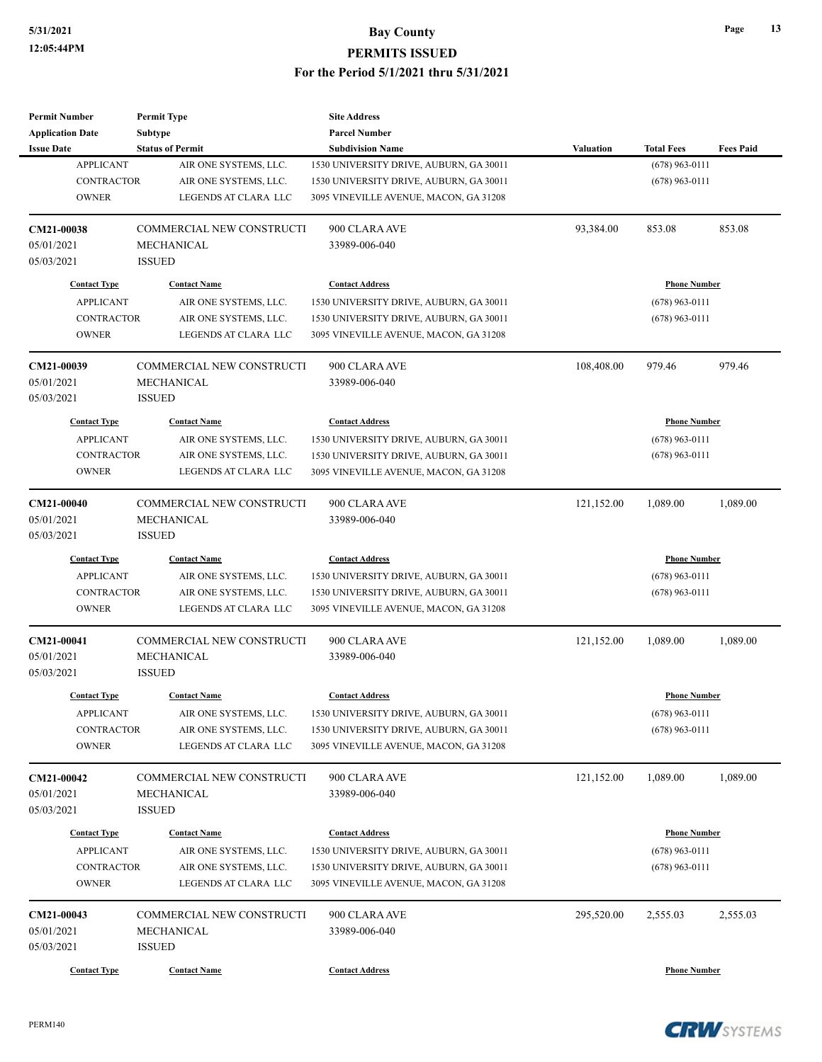# Bay County

## PERMITS ISSUED

### For the Period 5/1/2021 thru 5/31/2021

| Permit Number<br>Application Date<br>Issue Date | Permit Type<br>Subtype<br>Status of Permit | Site Address<br>Parcel Number<br>Subdivision Name | Valuation | Total Fees | Fees Paid |
|---|---|---|---|---|---|

| Contact Type | Contact Name | Contact Address | Phone Number |
|---|---|---|---|
| APPLICANT | AIR ONE SYSTEMS, LLC. | 1530 UNIVERSITY DRIVE, AUBURN, GA 30011 | (678) 963-0111 |
| CONTRACTOR | AIR ONE SYSTEMS, LLC. | 1530 UNIVERSITY DRIVE, AUBURN, GA 30011 | (678) 963-0111 |
| OWNER | LEGENDS AT CLARA LLC | 3095 VINEVILLE AVENUE, MACON, GA 31208 | |

| Permit Number | Permit Type | Site Address | Valuation | Total Fees | Fees Paid |
|---|---|---|---|---|---|
| **CM21-00038** | COMMERCIAL NEW CONSTRUCTI | 900 CLARA AVE | 93,384.00 | 853.08 | 853.08 |
| 05/01/2021 | MECHANICAL | 33989-006-040 | | | |
| 05/03/2021 | ISSUED | | | | |

| Contact Type | Contact Name | Contact Address | Phone Number |
|---|---|---|---|
| APPLICANT | AIR ONE SYSTEMS, LLC. | 1530 UNIVERSITY DRIVE, AUBURN, GA 30011 | (678) 963-0111 |
| CONTRACTOR | AIR ONE SYSTEMS, LLC. | 1530 UNIVERSITY DRIVE, AUBURN, GA 30011 | (678) 963-0111 |
| OWNER | LEGENDS AT CLARA LLC | 3095 VINEVILLE AVENUE, MACON, GA 31208 | |

| Permit Number | Permit Type | Site Address | Valuation | Total Fees | Fees Paid |
|---|---|---|---|---|---|
| **CM21-00039** | COMMERCIAL NEW CONSTRUCTI | 900 CLARA AVE | 108,408.00 | 979.46 | 979.46 |
| 05/01/2021 | MECHANICAL | 33989-006-040 | | | |
| 05/03/2021 | ISSUED | | | | |

| Contact Type | Contact Name | Contact Address | Phone Number |
|---|---|---|---|
| APPLICANT | AIR ONE SYSTEMS, LLC. | 1530 UNIVERSITY DRIVE, AUBURN, GA 30011 | (678) 963-0111 |
| CONTRACTOR | AIR ONE SYSTEMS, LLC. | 1530 UNIVERSITY DRIVE, AUBURN, GA 30011 | (678) 963-0111 |
| OWNER | LEGENDS AT CLARA LLC | 3095 VINEVILLE AVENUE, MACON, GA 31208 | |

| Permit Number | Permit Type | Site Address | Valuation | Total Fees | Fees Paid |
|---|---|---|---|---|---|
| **CM21-00040** | COMMERCIAL NEW CONSTRUCTI | 900 CLARA AVE | 121,152.00 | 1,089.00 | 1,089.00 |
| 05/01/2021 | MECHANICAL | 33989-006-040 | | | |
| 05/03/2021 | ISSUED | | | | |

| Contact Type | Contact Name | Contact Address | Phone Number |
|---|---|---|---|
| APPLICANT | AIR ONE SYSTEMS, LLC. | 1530 UNIVERSITY DRIVE, AUBURN, GA 30011 | (678) 963-0111 |
| CONTRACTOR | AIR ONE SYSTEMS, LLC. | 1530 UNIVERSITY DRIVE, AUBURN, GA 30011 | (678) 963-0111 |
| OWNER | LEGENDS AT CLARA LLC | 3095 VINEVILLE AVENUE, MACON, GA 31208 | |

| Permit Number | Permit Type | Site Address | Valuation | Total Fees | Fees Paid |
|---|---|---|---|---|---|
| **CM21-00041** | COMMERCIAL NEW CONSTRUCTI | 900 CLARA AVE | 121,152.00 | 1,089.00 | 1,089.00 |
| 05/01/2021 | MECHANICAL | 33989-006-040 | | | |
| 05/03/2021 | ISSUED | | | | |

| Contact Type | Contact Name | Contact Address | Phone Number |
|---|---|---|---|
| APPLICANT | AIR ONE SYSTEMS, LLC. | 1530 UNIVERSITY DRIVE, AUBURN, GA 30011 | (678) 963-0111 |
| CONTRACTOR | AIR ONE SYSTEMS, LLC. | 1530 UNIVERSITY DRIVE, AUBURN, GA 30011 | (678) 963-0111 |
| OWNER | LEGENDS AT CLARA LLC | 3095 VINEVILLE AVENUE, MACON, GA 31208 | |

| Permit Number | Permit Type | Site Address | Valuation | Total Fees | Fees Paid |
|---|---|---|---|---|---|
| **CM21-00042** | COMMERCIAL NEW CONSTRUCTI | 900 CLARA AVE | 121,152.00 | 1,089.00 | 1,089.00 |
| 05/01/2021 | MECHANICAL | 33989-006-040 | | | |
| 05/03/2021 | ISSUED | | | | |

| Contact Type | Contact Name | Contact Address | Phone Number |
|---|---|---|---|
| APPLICANT | AIR ONE SYSTEMS, LLC. | 1530 UNIVERSITY DRIVE, AUBURN, GA 30011 | (678) 963-0111 |
| CONTRACTOR | AIR ONE SYSTEMS, LLC. | 1530 UNIVERSITY DRIVE, AUBURN, GA 30011 | (678) 963-0111 |
| OWNER | LEGENDS AT CLARA LLC | 3095 VINEVILLE AVENUE, MACON, GA 31208 | |

| Permit Number | Permit Type | Site Address | Valuation | Total Fees | Fees Paid |
|---|---|---|---|---|---|
| **CM21-00043** | COMMERCIAL NEW CONSTRUCTI | 900 CLARA AVE | 295,520.00 | 2,555.03 | 2,555.03 |
| 05/01/2021 | MECHANICAL | 33989-006-040 | | | |
| 05/03/2021 | ISSUED | | | | |

| Contact Type | Contact Name | Contact Address | Phone Number |
|---|---|---|---|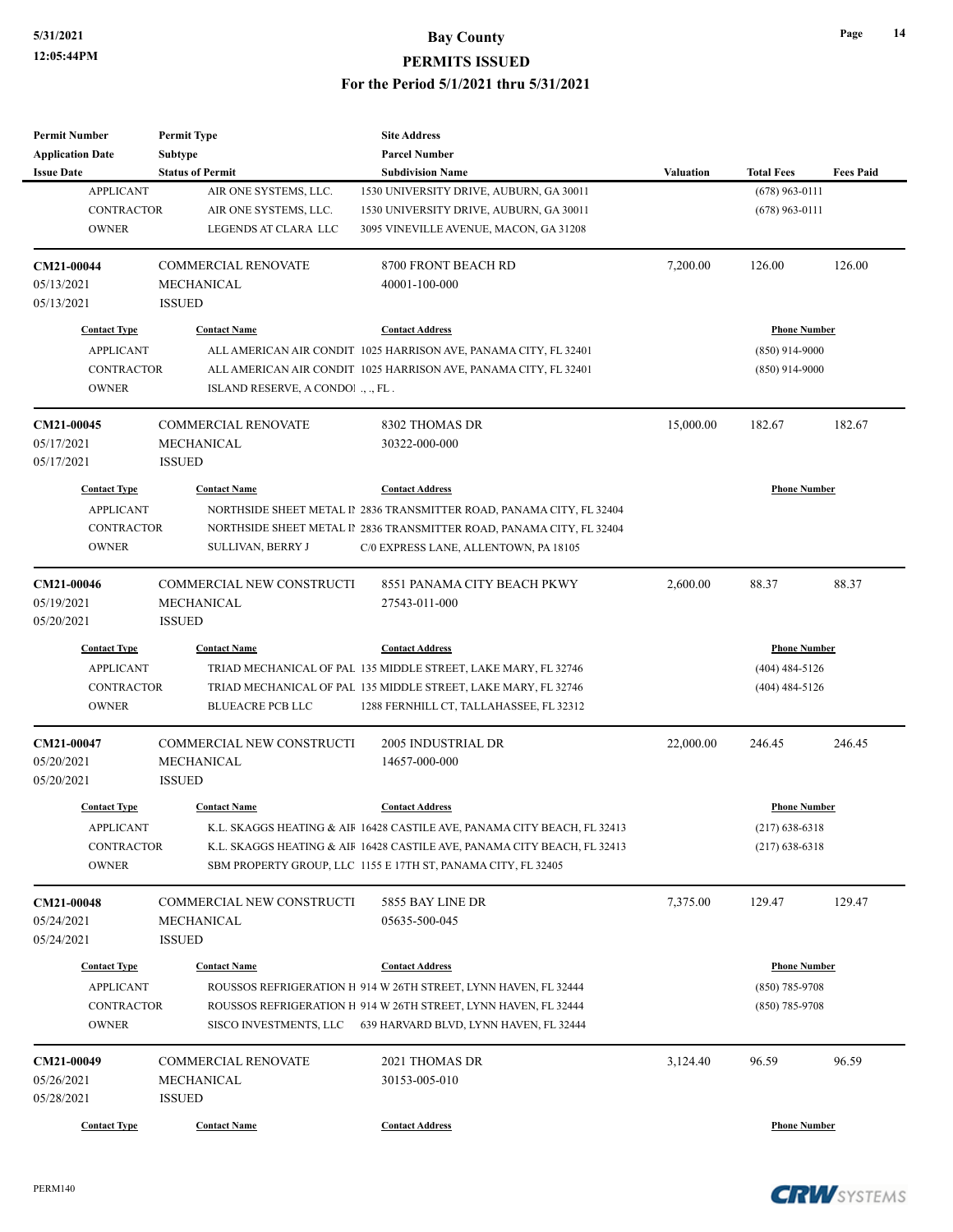| Permit Number | Permit Type | Site Address | | | |
|---|---|---|---|---|---|
| Application Date | Subtype | Parcel Number | | | |
| Issue Date | Status of Permit | Subdivision Name | Valuation | Total Fees | Fees Paid |

| Contact Type | Contact Name | Contact Address | Phone Number |
|---|---|---|---|
| APPLICANT | AIR ONE SYSTEMS, LLC. | 1530 UNIVERSITY DRIVE, AUBURN, GA 30011 | (678) 963-0111 |
| CONTRACTOR | AIR ONE SYSTEMS, LLC. | 1530 UNIVERSITY DRIVE, AUBURN, GA 30011 | (678) 963-0111 |
| OWNER | LEGENDS AT CLARA LLC | 3095 VINEVILLE AVENUE, MACON, GA 31208 | |

| CM21-00044 | COMMERCIAL RENOVATE | 8700 FRONT BEACH RD | 7,200.00 | 126.00 | 126.00 |
|---|---|---|---|---|---|
| 05/13/2021 | MECHANICAL | 40001-100-000 | | | |
| 05/13/2021 | ISSUED | | | | |

| Contact Type | Contact Name | Contact Address | Phone Number |
|---|---|---|---|
| APPLICANT | ALL AMERICAN AIR CONDIT | 1025 HARRISON AVE, PANAMA CITY, FL 32401 | (850) 914-9000 |
| CONTRACTOR | ALL AMERICAN AIR CONDIT | 1025 HARRISON AVE, PANAMA CITY, FL 32401 | (850) 914-9000 |
| OWNER | ISLAND RESERVE, A CONDOI | ., ., FL . | |

| CM21-00045 | COMMERCIAL RENOVATE | 8302 THOMAS DR | 15,000.00 | 182.67 | 182.67 |
|---|---|---|---|---|---|
| 05/17/2021 | MECHANICAL | 30322-000-000 | | | |
| 05/17/2021 | ISSUED | | | | |

| Contact Type | Contact Name | Contact Address | Phone Number |
|---|---|---|---|
| APPLICANT | NORTHSIDE SHEET METAL II | 2836 TRANSMITTER ROAD, PANAMA CITY, FL 32404 | |
| CONTRACTOR | NORTHSIDE SHEET METAL II | 2836 TRANSMITTER ROAD, PANAMA CITY, FL 32404 | |
| OWNER | SULLIVAN, BERRY J | C/0 EXPRESS LANE, ALLENTOWN, PA 18105 | |

| CM21-00046 | COMMERCIAL NEW CONSTRUCTI | 8551 PANAMA CITY BEACH PKWY | 2,600.00 | 88.37 | 88.37 |
|---|---|---|---|---|---|
| 05/19/2021 | MECHANICAL | 27543-011-000 | | | |
| 05/20/2021 | ISSUED | | | | |

| Contact Type | Contact Name | Contact Address | Phone Number |
|---|---|---|---|
| APPLICANT | TRIAD MECHANICAL OF PAL | 135 MIDDLE STREET, LAKE MARY, FL 32746 | (404) 484-5126 |
| CONTRACTOR | TRIAD MECHANICAL OF PAL | 135 MIDDLE STREET, LAKE MARY, FL 32746 | (404) 484-5126 |
| OWNER | BLUEACRE PCB LLC | 1288 FERNHILL CT, TALLAHASSEE, FL 32312 | |

| CM21-00047 | COMMERCIAL NEW CONSTRUCTI | 2005 INDUSTRIAL DR | 22,000.00 | 246.45 | 246.45 |
|---|---|---|---|---|---|
| 05/20/2021 | MECHANICAL | 14657-000-000 | | | |
| 05/20/2021 | ISSUED | | | | |

| Contact Type | Contact Name | Contact Address | Phone Number |
|---|---|---|---|
| APPLICANT | K.L. SKAGGS HEATING & AIF | 16428 CASTILE AVE, PANAMA CITY BEACH, FL 32413 | (217) 638-6318 |
| CONTRACTOR | K.L. SKAGGS HEATING & AIF | 16428 CASTILE AVE, PANAMA CITY BEACH, FL 32413 | (217) 638-6318 |
| OWNER | SBM PROPERTY GROUP, LLC | 1155 E 17TH ST, PANAMA CITY, FL 32405 | |

| CM21-00048 | COMMERCIAL NEW CONSTRUCTI | 5855 BAY LINE DR | 7,375.00 | 129.47 | 129.47 |
|---|---|---|---|---|---|
| 05/24/2021 | MECHANICAL | 05635-500-045 | | | |
| 05/24/2021 | ISSUED | | | | |

| Contact Type | Contact Name | Contact Address | Phone Number |
|---|---|---|---|
| APPLICANT | ROUSSOS REFRIGERATION H | 914 W 26TH STREET, LYNN HAVEN, FL 32444 | (850) 785-9708 |
| CONTRACTOR | ROUSSOS REFRIGERATION H | 914 W 26TH STREET, LYNN HAVEN, FL 32444 | (850) 785-9708 |
| OWNER | SISCO INVESTMENTS, LLC | 639 HARVARD BLVD, LYNN HAVEN, FL 32444 | |

| CM21-00049 | COMMERCIAL RENOVATE | 2021 THOMAS DR | 3,124.40 | 96.59 | 96.59 |
|---|---|---|---|---|---|
| 05/26/2021 | MECHANICAL | 30153-005-010 | | | |
| 05/28/2021 | ISSUED | | | | |

| Contact Type | Contact Name | Contact Address | Phone Number |
|---|---|---|---|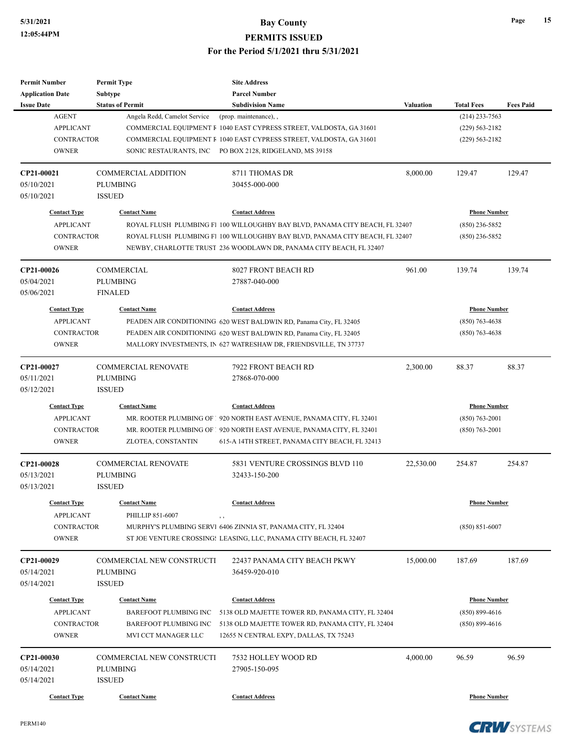# Bay County
## PERMITS ISSUED
### For the Period 5/1/2021 thru 5/31/2021

| Permit Number / Application Date / Issue Date | Permit Type / Subtype / Status of Permit | Site Address / Parcel Number / Subdivision Name | Valuation | Total Fees | Fees Paid |
|---|---|---|---|---|---|
| AGENT | Angela Redd, Camelot Service | (prop. maintenance), , | | (214) 233-7563 | |
| APPLICANT | COMMERCIAL EQUIPMENT F | 1040 EAST CYPRESS STREET, VALDOSTA, GA 31601 | | (229) 563-2182 | |
| CONTRACTOR | COMMERCIAL EQUIPMENT F | 1040 EAST CYPRESS STREET, VALDOSTA, GA 31601 | | (229) 563-2182 | |
| OWNER | SONIC RESTAURANTS, INC | PO BOX 2128, RIDGELAND, MS 39158 | | | |

**CP21-00021** | COMMERCIAL ADDITION | 8711 THOMAS DR | 8,000.00 | 129.47 | 129.47
05/10/2021 | PLUMBING | 30455-000-000
05/10/2021 | ISSUED

| Contact Type | Contact Name | Contact Address | Phone Number |
|---|---|---|---|
| APPLICANT | ROYAL FLUSH PLUMBING FI | 100 WILLOUGHBY BAY BLVD, PANAMA CITY BEACH, FL 32407 | (850) 236-5852 |
| CONTRACTOR | ROYAL FLUSH PLUMBING FI | 100 WILLOUGHBY BAY BLVD, PANAMA CITY BEACH, FL 32407 | (850) 236-5852 |
| OWNER | NEWBY, CHARLOTTE TRUST | 236 WOODLAWN DR, PANAMA CITY BEACH, FL 32407 | |

**CP21-00026** | COMMERCIAL | 8027 FRONT BEACH RD | 961.00 | 139.74 | 139.74
05/04/2021 | PLUMBING | 27887-040-000
05/06/2021 | FINALED

| Contact Type | Contact Name | Contact Address | Phone Number |
|---|---|---|---|
| APPLICANT | PEADEN AIR CONDITIONING | 620 WEST BALDWIN RD, Panama City, FL 32405 | (850) 763-4638 |
| CONTRACTOR | PEADEN AIR CONDITIONING | 620 WEST BALDWIN RD, Panama City, FL 32405 | (850) 763-4638 |
| OWNER | MALLORY INVESTMENTS, IN | 627 WATRESHAW DR, FRIENDSVILLE, TN 37737 | |

**CP21-00027** | COMMERCIAL RENOVATE | 7922 FRONT BEACH RD | 2,300.00 | 88.37 | 88.37
05/11/2021 | PLUMBING | 27868-070-000
05/12/2021 | ISSUED

| Contact Type | Contact Name | Contact Address | Phone Number |
|---|---|---|---|
| APPLICANT | MR. ROOTER PLUMBING OF | 920 NORTH EAST AVENUE, PANAMA CITY, FL 32401 | (850) 763-2001 |
| CONTRACTOR | MR. ROOTER PLUMBING OF | 920 NORTH EAST AVENUE, PANAMA CITY, FL 32401 | (850) 763-2001 |
| OWNER | ZLOTEA, CONSTANTIN | 615-A 14TH STREET, PANAMA CITY BEACH, FL 32413 | |

**CP21-00028** | COMMERCIAL RENOVATE | 5831 VENTURE CROSSINGS BLVD 110 | 22,530.00 | 254.87 | 254.87
05/13/2021 | PLUMBING | 32433-150-200
05/13/2021 | ISSUED

| Contact Type | Contact Name | Contact Address | Phone Number |
|---|---|---|---|
| APPLICANT | PHILLIP 851-6007 | , , | |
| CONTRACTOR | MURPHY'S PLUMBING SERVI | 6406 ZINNIA ST, PANAMA CITY, FL 32404 | (850) 851-6007 |
| OWNER | ST JOE VENTURE CROSSING | LEASING, LLC, PANAMA CITY BEACH, FL 32407 | |

**CP21-00029** | COMMERCIAL NEW CONSTRUCTI | 22437 PANAMA CITY BEACH PKWY | 15,000.00 | 187.69 | 187.69
05/14/2021 | PLUMBING | 36459-920-010
05/14/2021 | ISSUED

| Contact Type | Contact Name | Contact Address | Phone Number |
|---|---|---|---|
| APPLICANT | BAREFOOT PLUMBING INC | 5138 OLD MAJETTE TOWER RD, PANAMA CITY, FL 32404 | (850) 899-4616 |
| CONTRACTOR | BAREFOOT PLUMBING INC | 5138 OLD MAJETTE TOWER RD, PANAMA CITY, FL 32404 | (850) 899-4616 |
| OWNER | MVI CCT MANAGER LLC | 12655 N CENTRAL EXPY, DALLAS, TX 75243 | |

**CP21-00030** | COMMERCIAL NEW CONSTRUCTI | 7532 HOLLEY WOOD RD | 4,000.00 | 96.59 | 96.59
05/14/2021 | PLUMBING | 27905-150-095
05/14/2021 | ISSUED

| Contact Type | Contact Name | Contact Address | Phone Number |
|---|---|---|---|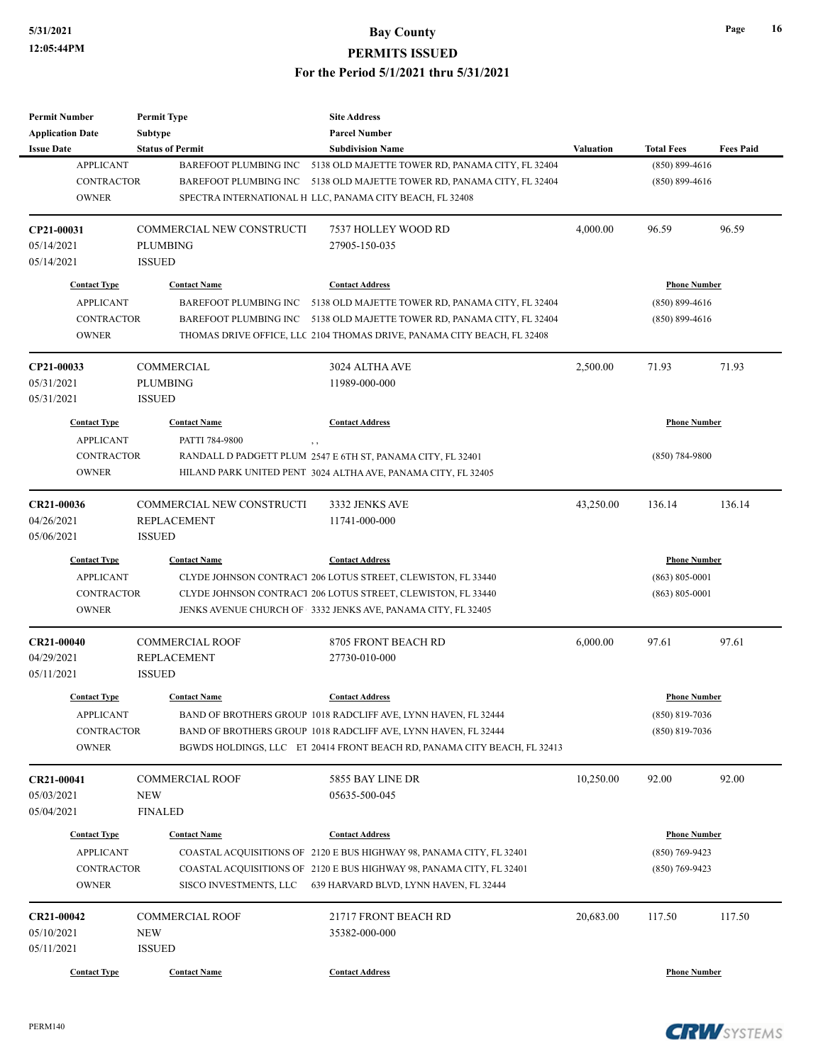# Bay County
## PERMITS ISSUED
### For the Period 5/1/2021 thru 5/31/2021

| Permit Number / Application Date / Issue Date | Permit Type / Subtype / Status of Permit | Site Address / Parcel Number / Subdivision Name | Valuation | Total Fees | Fees Paid |
|---|---|---|---|---|---|
| APPLICANT | BAREFOOT PLUMBING INC | 5138 OLD MAJETTE TOWER RD, PANAMA CITY, FL 32404 | | (850) 899-4616 | |
| CONTRACTOR | BAREFOOT PLUMBING INC | 5138 OLD MAJETTE TOWER RD, PANAMA CITY, FL 32404 | | (850) 899-4616 | |
| OWNER | SPECTRA INTERNATIONAL H | LLC, PANAMA CITY BEACH, FL 32408 | | | |

| Permit Number | Permit Type | Site Address | Valuation | Total Fees | Fees Paid |
|---|---|---|---|---|---|
| **CP21-00031** | COMMERCIAL NEW CONSTRUCTI | 7537 HOLLEY WOOD RD | 4,000.00 | 96.59 | 96.59 |
| 05/14/2021 | PLUMBING | 27905-150-035 | | | |
| 05/14/2021 | ISSUED | | | | |

| Contact Type | Contact Name | Contact Address | Phone Number |
|---|---|---|---|
| APPLICANT | BAREFOOT PLUMBING INC | 5138 OLD MAJETTE TOWER RD, PANAMA CITY, FL 32404 | (850) 899-4616 |
| CONTRACTOR | BAREFOOT PLUMBING INC | 5138 OLD MAJETTE TOWER RD, PANAMA CITY, FL 32404 | (850) 899-4616 |
| OWNER | THOMAS DRIVE OFFICE, LLC | 2104 THOMAS DRIVE, PANAMA CITY BEACH, FL 32408 | |

| Permit Number | Permit Type | Site Address | Valuation | Total Fees | Fees Paid |
|---|---|---|---|---|---|
| **CP21-00033** | COMMERCIAL | 3024 ALTHA AVE | 2,500.00 | 71.93 | 71.93 |
| 05/31/2021 | PLUMBING | 11989-000-000 | | | |
| 05/31/2021 | ISSUED | | | | |

| Contact Type | Contact Name | Contact Address | Phone Number |
|---|---|---|---|
| APPLICANT | PATTI 784-9800 | , , | |
| CONTRACTOR | RANDALL D PADGETT PLUM | 2547 E 6TH ST, PANAMA CITY, FL 32401 | (850) 784-9800 |
| OWNER | HILAND PARK UNITED PENT | 3024 ALTHA AVE, PANAMA CITY, FL 32405 | |

| Permit Number | Permit Type | Site Address | Valuation | Total Fees | Fees Paid |
|---|---|---|---|---|---|
| **CR21-00036** | COMMERCIAL NEW CONSTRUCTI | 3332 JENKS AVE | 43,250.00 | 136.14 | 136.14 |
| 04/26/2021 | REPLACEMENT | 11741-000-000 | | | |
| 05/06/2021 | ISSUED | | | | |

| Contact Type | Contact Name | Contact Address | Phone Number |
|---|---|---|---|
| APPLICANT | CLYDE JOHNSON CONTRACT | 206 LOTUS STREET, CLEWISTON, FL 33440 | (863) 805-0001 |
| CONTRACTOR | CLYDE JOHNSON CONTRACT | 206 LOTUS STREET, CLEWISTON, FL 33440 | (863) 805-0001 |
| OWNER | JENKS AVENUE CHURCH OF | 3332 JENKS AVE, PANAMA CITY, FL 32405 | |

| Permit Number | Permit Type | Site Address | Valuation | Total Fees | Fees Paid |
|---|---|---|---|---|---|
| **CR21-00040** | COMMERCIAL ROOF | 8705 FRONT BEACH RD | 6,000.00 | 97.61 | 97.61 |
| 04/29/2021 | REPLACEMENT | 27730-010-000 | | | |
| 05/11/2021 | ISSUED | | | | |

| Contact Type | Contact Name | Contact Address | Phone Number |
|---|---|---|---|
| APPLICANT | BAND OF BROTHERS GROUP | 1018 RADCLIFF AVE, LYNN HAVEN, FL 32444 | (850) 819-7036 |
| CONTRACTOR | BAND OF BROTHERS GROUP | 1018 RADCLIFF AVE, LYNN HAVEN, FL 32444 | (850) 819-7036 |
| OWNER | BGWDS HOLDINGS, LLC ET | 20414 FRONT BEACH RD, PANAMA CITY BEACH, FL 32413 | |

| Permit Number | Permit Type | Site Address | Valuation | Total Fees | Fees Paid |
|---|---|---|---|---|---|
| **CR21-00041** | COMMERCIAL ROOF | 5855 BAY LINE DR | 10,250.00 | 92.00 | 92.00 |
| 05/03/2021 | NEW | 05635-500-045 | | | |
| 05/04/2021 | FINALED | | | | |

| Contact Type | Contact Name | Contact Address | Phone Number |
|---|---|---|---|
| APPLICANT | COASTAL ACQUISITIONS OF | 2120 E BUS HIGHWAY 98, PANAMA CITY, FL 32401 | (850) 769-9423 |
| CONTRACTOR | COASTAL ACQUISITIONS OF | 2120 E BUS HIGHWAY 98, PANAMA CITY, FL 32401 | (850) 769-9423 |
| OWNER | SISCO INVESTMENTS, LLC | 639 HARVARD BLVD, LYNN HAVEN, FL 32444 | |

| Permit Number | Permit Type | Site Address | Valuation | Total Fees | Fees Paid |
|---|---|---|---|---|---|
| **CR21-00042** | COMMERCIAL ROOF | 21717 FRONT BEACH RD | 20,683.00 | 117.50 | 117.50 |
| 05/10/2021 | NEW | 35382-000-000 | | | |
| 05/11/2021 | ISSUED | | | | |

| Contact Type | Contact Name | Contact Address | Phone Number |
|---|---|---|---|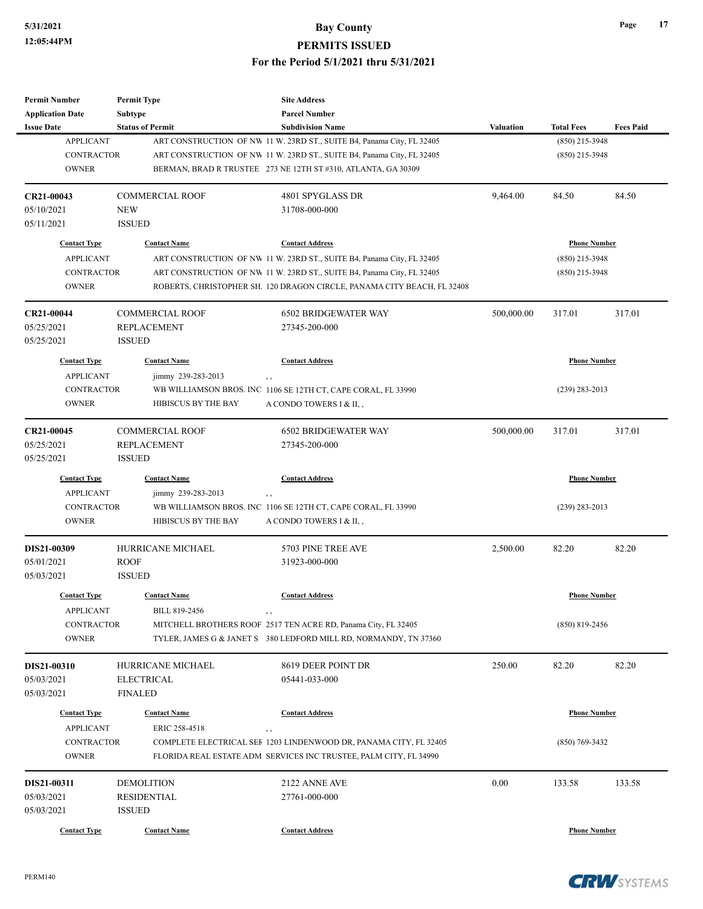| Permit Number<br>Application Date<br>Issue Date | Permit Type<br>Subtype<br>Status of Permit | Site Address<br>Parcel Number<br>Subdivision Name | Valuation | Total Fees | Fees Paid |
|---|---|---|---|---|---|

| Contact Type | Contact Name | Contact Address | Phone Number |
|---|---|---|---|
| APPLICANT | ART CONSTRUCTION OF NW | 11 W. 23RD ST., SUITE B4, Panama City, FL 32405 | (850) 215-3948 |
| CONTRACTOR | ART CONSTRUCTION OF NW | 11 W. 23RD ST., SUITE B4, Panama City, FL 32405 | (850) 215-3948 |
| OWNER | BERMAN, BRAD R TRUSTEE | 273 NE 12TH ST #310, ATLANTA, GA 30309 | |

| CR21-00043<br>05/10/2021<br>05/11/2021 | COMMERCIAL ROOF<br>NEW<br>ISSUED | 4801 SPYGLASS DR<br>31708-000-000 | 9,464.00 | 84.50 | 84.50 |
|---|---|---|---|---|---|

| Contact Type | Contact Name | Contact Address | Phone Number |
|---|---|---|---|
| APPLICANT | ART CONSTRUCTION OF NW | 11 W. 23RD ST., SUITE B4, Panama City, FL 32405 | (850) 215-3948 |
| CONTRACTOR | ART CONSTRUCTION OF NW | 11 W. 23RD ST., SUITE B4, Panama City, FL 32405 | (850) 215-3948 |
| OWNER | ROBERTS, CHRISTOPHER SH. | 120 DRAGON CIRCLE, PANAMA CITY BEACH, FL 32408 | |

| CR21-00044<br>05/25/2021<br>05/25/2021 | COMMERCIAL ROOF<br>REPLACEMENT<br>ISSUED | 6502 BRIDGEWATER WAY<br>27345-200-000 | 500,000.00 | 317.01 | 317.01 |
|---|---|---|---|---|---|

| Contact Type | Contact Name | Contact Address | Phone Number |
|---|---|---|---|
| APPLICANT | jimmy 239-283-2013 | , , | |
| CONTRACTOR | WB WILLIAMSON BROS. INC | 1106 SE 12TH CT, CAPE CORAL, FL 33990 | (239) 283-2013 |
| OWNER | HIBISCUS BY THE BAY | A CONDO TOWERS I & II, , | |

| CR21-00045<br>05/25/2021<br>05/25/2021 | COMMERCIAL ROOF<br>REPLACEMENT<br>ISSUED | 6502 BRIDGEWATER WAY<br>27345-200-000 | 500,000.00 | 317.01 | 317.01 |
|---|---|---|---|---|---|

| Contact Type | Contact Name | Contact Address | Phone Number |
|---|---|---|---|
| APPLICANT | jimmy 239-283-2013 | , , | |
| CONTRACTOR | WB WILLIAMSON BROS. INC | 1106 SE 12TH CT, CAPE CORAL, FL 33990 | (239) 283-2013 |
| OWNER | HIBISCUS BY THE BAY | A CONDO TOWERS I & II, , | |

| DIS21-00309<br>05/01/2021<br>05/03/2021 | HURRICANE MICHAEL<br>ROOF<br>ISSUED | 5703 PINE TREE AVE<br>31923-000-000 | 2,500.00 | 82.20 | 82.20 |
|---|---|---|---|---|---|

| Contact Type | Contact Name | Contact Address | Phone Number |
|---|---|---|---|
| APPLICANT | BILL 819-2456 | , , | |
| CONTRACTOR | MITCHELL BROTHERS ROOF | 2517 TEN ACRE RD, Panama City, FL 32405 | (850) 819-2456 |
| OWNER | TYLER, JAMES G & JANET S | 380 LEDFORD MILL RD, NORMANDY, TN 37360 | |

| DIS21-00310<br>05/03/2021<br>05/03/2021 | HURRICANE MICHAEL<br>ELECTRICAL<br>FINALED | 8619 DEER POINT DR<br>05441-033-000 | 250.00 | 82.20 | 82.20 |
|---|---|---|---|---|---|

| Contact Type | Contact Name | Contact Address | Phone Number |
|---|---|---|---|
| APPLICANT | ERIC 258-4518 | , , | |
| CONTRACTOR | COMPLETE ELECTRICAL SEI | 1203 LINDENWOOD DR, PANAMA CITY, FL 32405 | (850) 769-3432 |
| OWNER | FLORIDA REAL ESTATE ADM | SERVICES INC TRUSTEE, PALM CITY, FL 34990 | |

| DIS21-00311<br>05/03/2021<br>05/03/2021 | DEMOLITION<br>RESIDENTIAL<br>ISSUED | 2122 ANNE AVE<br>27761-000-000 | 0.00 | 133.58 | 133.58 |
|---|---|---|---|---|---|

| Contact Type | Contact Name | Contact Address | Phone Number |
|---|---|---|---|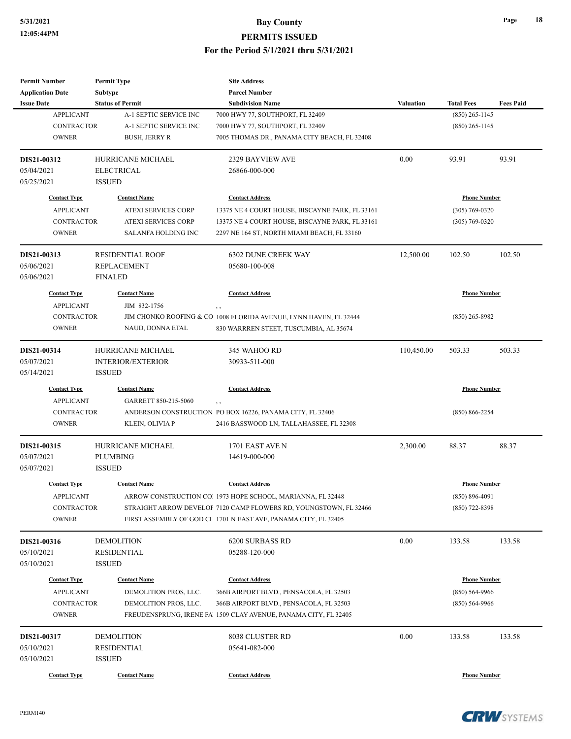# Bay County

## PERMITS ISSUED

### For the Period 5/1/2021 thru 5/31/2021

| Permit Number | Permit Type | Site Address | | | |
|---|---|---|---|---|---|
| Application Date | Subtype | Parcel Number | | | |
| Issue Date | Status of Permit | Subdivision Name | Valuation | Total Fees | Fees Paid |

| Contact Type | Contact Name | Contact Address | Phone Number |
|---|---|---|---|
| APPLICANT | A-1 SEPTIC SERVICE INC | 7000 HWY 77, SOUTHPORT, FL 32409 | (850) 265-1145 |
| CONTRACTOR | A-1 SEPTIC SERVICE INC | 7000 HWY 77, SOUTHPORT, FL 32409 | (850) 265-1145 |
| OWNER | BUSH, JERRY R | 7005 THOMAS DR., PANAMA CITY BEACH, FL 32408 | |

---

| DIS21-00312 | HURRICANE MICHAEL | 2329 BAYVIEW AVE | 0.00 | 93.91 | 93.91 |
|---|---|---|---|---|---|
| 05/04/2021 | ELECTRICAL | 26866-000-000 | | | |
| 05/25/2021 | ISSUED | | | | |

| Contact Type | Contact Name | Contact Address | Phone Number |
|---|---|---|---|
| APPLICANT | ATEXI SERVICES CORP | 13375 NE 4 COURT HOUSE, BISCAYNE PARK, FL 33161 | (305) 769-0320 |
| CONTRACTOR | ATEXI SERVICES CORP | 13375 NE 4 COURT HOUSE, BISCAYNE PARK, FL 33161 | (305) 769-0320 |
| OWNER | SALANFA HOLDING INC | 2297 NE 164 ST, NORTH MIAMI BEACH, FL 33160 | |

---

| DIS21-00313 | RESIDENTIAL ROOF | 6302 DUNE CREEK WAY | 12,500.00 | 102.50 | 102.50 |
|---|---|---|---|---|---|
| 05/06/2021 | REPLACEMENT | 05680-100-008 | | | |
| 05/06/2021 | FINALED | | | | |

| Contact Type | Contact Name | Contact Address | Phone Number |
|---|---|---|---|
| APPLICANT | JIM 832-1756 | , , | |
| CONTRACTOR | JIM CHONKO ROOFING & CO | 1008 FLORIDA AVENUE, LYNN HAVEN, FL 32444 | (850) 265-8982 |
| OWNER | NAUD, DONNA ETAL | 830 WARRREN STEET, TUSCUMBIA, AL 35674 | |

---

| DIS21-00314 | HURRICANE MICHAEL | 345 WAHOO RD | 110,450.00 | 503.33 | 503.33 |
|---|---|---|---|---|---|
| 05/07/2021 | INTERIOR/EXTERIOR | 30933-511-000 | | | |
| 05/14/2021 | ISSUED | | | | |

| Contact Type | Contact Name | Contact Address | Phone Number |
|---|---|---|---|
| APPLICANT | GARRETT 850-215-5060 | , , | |
| CONTRACTOR | ANDERSON CONSTRUCTION | PO BOX 16226, PANAMA CITY, FL 32406 | (850) 866-2254 |
| OWNER | KLEIN, OLIVIA P | 2416 BASSWOOD LN, TALLAHASSEE, FL 32308 | |

---

| DIS21-00315 | HURRICANE MICHAEL | 1701 EAST AVE N | 2,300.00 | 88.37 | 88.37 |
|---|---|---|---|---|---|
| 05/07/2021 | PLUMBING | 14619-000-000 | | | |
| 05/07/2021 | ISSUED | | | | |

| Contact Type | Contact Name | Contact Address | Phone Number |
|---|---|---|---|
| APPLICANT | ARROW CONSTRUCTION CO | 1973 HOPE SCHOOL, MARIANNA, FL 32448 | (850) 896-4091 |
| CONTRACTOR | STRAIGHT ARROW DEVELOI | 7120 CAMP FLOWERS RD, YOUNGSTOWN, FL 32466 | (850) 722-8398 |
| OWNER | FIRST ASSEMBLY OF GOD CH | 1701 N EAST AVE, PANAMA CITY, FL 32405 | |

---

| DIS21-00316 | DEMOLITION | 6200 SURBASS RD | 0.00 | 133.58 | 133.58 |
|---|---|---|---|---|---|
| 05/10/2021 | RESIDENTIAL | 05288-120-000 | | | |
| 05/10/2021 | ISSUED | | | | |

| Contact Type | Contact Name | Contact Address | Phone Number |
|---|---|---|---|
| APPLICANT | DEMOLITION PROS, LLC. | 366B AIRPORT BLVD., PENSACOLA, FL 32503 | (850) 564-9966 |
| CONTRACTOR | DEMOLITION PROS, LLC. | 366B AIRPORT BLVD., PENSACOLA, FL 32503 | (850) 564-9966 |
| OWNER | FREUDENSPRUNG, IRENE FA | 1509 CLAY AVENUE, PANAMA CITY, FL 32405 | |

---

| DIS21-00317 | DEMOLITION | 8038 CLUSTER RD | 0.00 | 133.58 | 133.58 |
|---|---|---|---|---|---|
| 05/10/2021 | RESIDENTIAL | 05641-082-000 | | | |
| 05/10/2021 | ISSUED | | | | |

| Contact Type | Contact Name | Contact Address | Phone Number |
|---|---|---|---|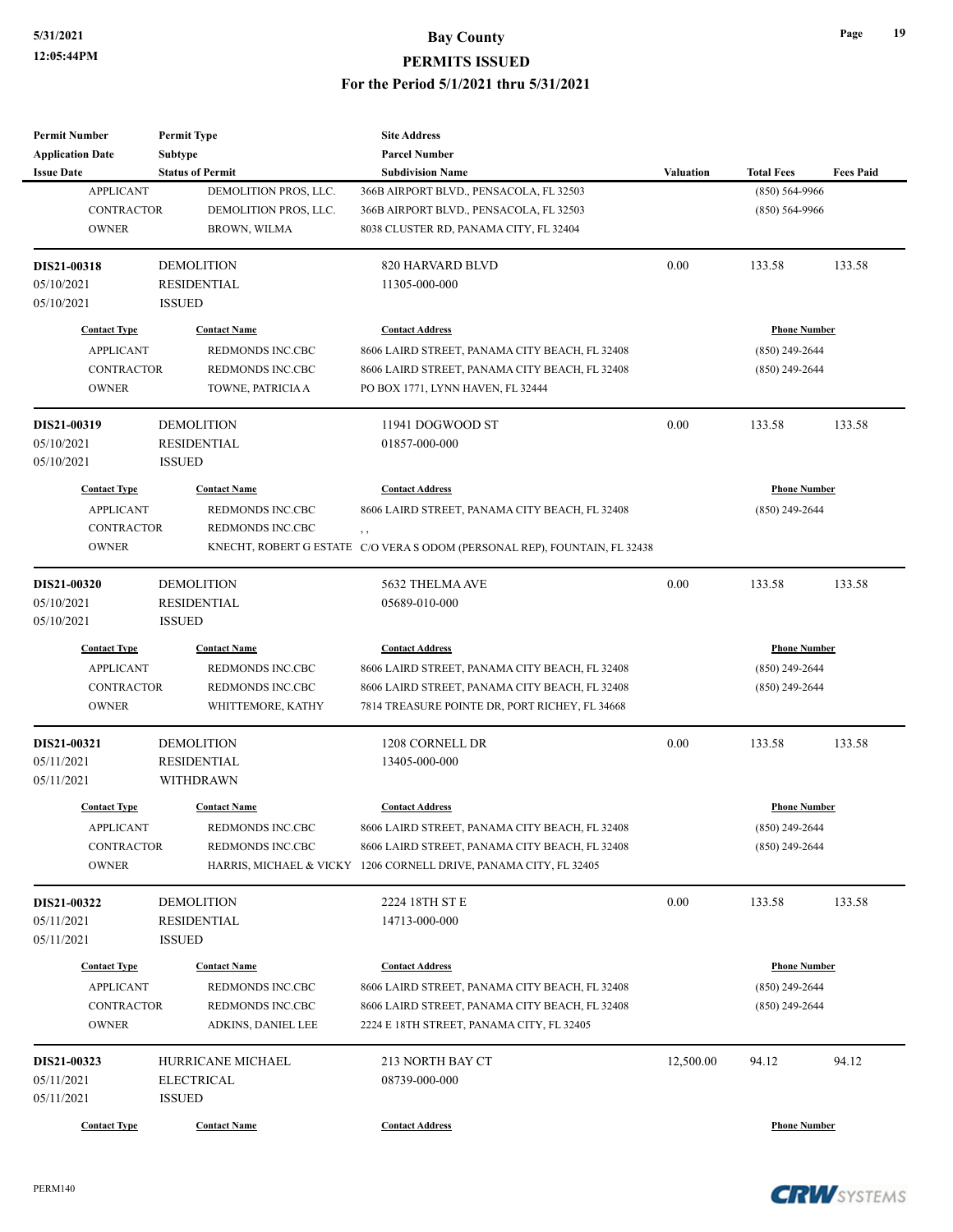| Permit Number | Permit Type | Site Address | | | |
|---|---|---|---|---|---|
| Application Date | Subtype | Parcel Number | | | |
| Issue Date | Status of Permit | Subdivision Name | Valuation | Total Fees | Fees Paid |
| APPLICANT | DEMOLITION PROS, LLC. | 366B AIRPORT BLVD., PENSACOLA, FL 32503 | | (850) 564-9966 | |
| CONTRACTOR | DEMOLITION PROS, LLC. | 366B AIRPORT BLVD., PENSACOLA, FL 32503 | | (850) 564-9966 | |
| OWNER | BROWN, WILMA | 8038 CLUSTER RD, PANAMA CITY, FL 32404 | | | |
| **DIS21-00318** | DEMOLITION | 820 HARVARD BLVD | 0.00 | 133.58 | 133.58 |
| 05/10/2021 | RESIDENTIAL | 11305-000-000 | | | |
| 05/10/2021 | ISSUED | | | | |
| **Contact Type** | **Contact Name** | **Contact Address** | | **Phone Number** | |
| APPLICANT | REDMONDS INC.CBC | 8606 LAIRD STREET, PANAMA CITY BEACH, FL 32408 | | (850) 249-2644 | |
| CONTRACTOR | REDMONDS INC.CBC | 8606 LAIRD STREET, PANAMA CITY BEACH, FL 32408 | | (850) 249-2644 | |
| OWNER | TOWNE, PATRICIA A | PO BOX 1771, LYNN HAVEN, FL 32444 | | | |
| **DIS21-00319** | DEMOLITION | 11941 DOGWOOD ST | 0.00 | 133.58 | 133.58 |
| 05/10/2021 | RESIDENTIAL | 01857-000-000 | | | |
| 05/10/2021 | ISSUED | | | | |
| **Contact Type** | **Contact Name** | **Contact Address** | | **Phone Number** | |
| APPLICANT | REDMONDS INC.CBC | 8606 LAIRD STREET, PANAMA CITY BEACH, FL 32408 | | (850) 249-2644 | |
| CONTRACTOR | REDMONDS INC.CBC | , , | | | |
| OWNER | KNECHT, ROBERT G ESTATE | C/O VERA S ODOM (PERSONAL REP), FOUNTAIN, FL 32438 | | | |
| **DIS21-00320** | DEMOLITION | 5632 THELMA AVE | 0.00 | 133.58 | 133.58 |
| 05/10/2021 | RESIDENTIAL | 05689-010-000 | | | |
| 05/10/2021 | ISSUED | | | | |
| **Contact Type** | **Contact Name** | **Contact Address** | | **Phone Number** | |
| APPLICANT | REDMONDS INC.CBC | 8606 LAIRD STREET, PANAMA CITY BEACH, FL 32408 | | (850) 249-2644 | |
| CONTRACTOR | REDMONDS INC.CBC | 8606 LAIRD STREET, PANAMA CITY BEACH, FL 32408 | | (850) 249-2644 | |
| OWNER | WHITTEMORE, KATHY | 7814 TREASURE POINTE DR, PORT RICHEY, FL 34668 | | | |
| **DIS21-00321** | DEMOLITION | 1208 CORNELL DR | 0.00 | 133.58 | 133.58 |
| 05/11/2021 | RESIDENTIAL | 13405-000-000 | | | |
| 05/11/2021 | WITHDRAWN | | | | |
| **Contact Type** | **Contact Name** | **Contact Address** | | **Phone Number** | |
| APPLICANT | REDMONDS INC.CBC | 8606 LAIRD STREET, PANAMA CITY BEACH, FL 32408 | | (850) 249-2644 | |
| CONTRACTOR | REDMONDS INC.CBC | 8606 LAIRD STREET, PANAMA CITY BEACH, FL 32408 | | (850) 249-2644 | |
| OWNER | HARRIS, MICHAEL & VICKY | 1206 CORNELL DRIVE, PANAMA CITY, FL 32405 | | | |
| **DIS21-00322** | DEMOLITION | 2224 18TH ST E | 0.00 | 133.58 | 133.58 |
| 05/11/2021 | RESIDENTIAL | 14713-000-000 | | | |
| 05/11/2021 | ISSUED | | | | |
| **Contact Type** | **Contact Name** | **Contact Address** | | **Phone Number** | |
| APPLICANT | REDMONDS INC.CBC | 8606 LAIRD STREET, PANAMA CITY BEACH, FL 32408 | | (850) 249-2644 | |
| CONTRACTOR | REDMONDS INC.CBC | 8606 LAIRD STREET, PANAMA CITY BEACH, FL 32408 | | (850) 249-2644 | |
| OWNER | ADKINS, DANIEL LEE | 2224 E 18TH STREET, PANAMA CITY, FL 32405 | | | |
| **DIS21-00323** | HURRICANE MICHAEL | 213 NORTH BAY CT | 12,500.00 | 94.12 | 94.12 |
| 05/11/2021 | ELECTRICAL | 08739-000-000 | | | |
| 05/11/2021 | ISSUED | | | | |
| **Contact Type** | **Contact Name** | **Contact Address** | | **Phone Number** | |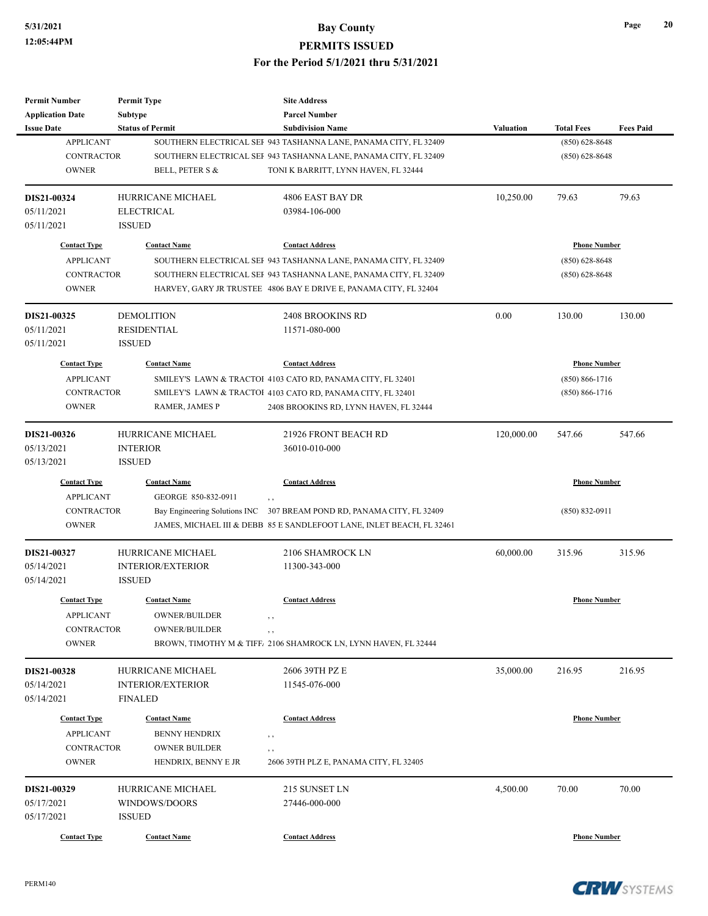| Permit Number | Permit Type | Site Address | | | |
|---|---|---|---|---|---|
| Application Date | Subtype | Parcel Number | | | |
| Issue Date | Status of Permit | Subdivision Name | Valuation | Total Fees | Fees Paid |

| Contact Type | Contact Name | Contact Address | Phone Number |
|---|---|---|---|
| APPLICANT | SOUTHERN ELECTRICAL SEI | 943 TASHANNA LANE, PANAMA CITY, FL 32409 | (850) 628-8648 |
| CONTRACTOR | SOUTHERN ELECTRICAL SEI | 943 TASHANNA LANE, PANAMA CITY, FL 32409 | (850) 628-8648 |
| OWNER | BELL, PETER S & | TONI K BARRITT, LYNN HAVEN, FL 32444 | |

| Permit Number | Permit Type | Site Address | Valuation | Total Fees | Fees Paid |
|---|---|---|---|---|---|
| DIS21-00324 | HURRICANE MICHAEL | 4806 EAST BAY DR | 10,250.00 | 79.63 | 79.63 |
| 05/11/2021 | ELECTRICAL | 03984-106-000 | | | |
| 05/11/2021 | ISSUED | | | | |

| Contact Type | Contact Name | Contact Address | Phone Number |
|---|---|---|---|
| APPLICANT | SOUTHERN ELECTRICAL SEI | 943 TASHANNA LANE, PANAMA CITY, FL 32409 | (850) 628-8648 |
| CONTRACTOR | SOUTHERN ELECTRICAL SEI | 943 TASHANNA LANE, PANAMA CITY, FL 32409 | (850) 628-8648 |
| OWNER | HARVEY, GARY JR TRUSTEE | 4806 BAY E DRIVE E, PANAMA CITY, FL 32404 | |

| Permit Number | Permit Type | Site Address | Valuation | Total Fees | Fees Paid |
|---|---|---|---|---|---|
| DIS21-00325 | DEMOLITION | 2408 BROOKINS RD | 0.00 | 130.00 | 130.00 |
| 05/11/2021 | RESIDENTIAL | 11571-080-000 | | | |
| 05/11/2021 | ISSUED | | | | |

| Contact Type | Contact Name | Contact Address | Phone Number |
|---|---|---|---|
| APPLICANT | SMILEY'S LAWN & TRACTOI | 4103 CATO RD, PANAMA CITY, FL 32401 | (850) 866-1716 |
| CONTRACTOR | SMILEY'S LAWN & TRACTOI | 4103 CATO RD, PANAMA CITY, FL 32401 | (850) 866-1716 |
| OWNER | RAMER, JAMES P | 2408 BROOKINS RD, LYNN HAVEN, FL 32444 | |

| Permit Number | Permit Type | Site Address | Valuation | Total Fees | Fees Paid |
|---|---|---|---|---|---|
| DIS21-00326 | HURRICANE MICHAEL | 21926 FRONT BEACH RD | 120,000.00 | 547.66 | 547.66 |
| 05/13/2021 | INTERIOR | 36010-010-000 | | | |
| 05/13/2021 | ISSUED | | | | |

| Contact Type | Contact Name | Contact Address | Phone Number |
|---|---|---|---|
| APPLICANT | GEORGE 850-832-0911 | , , | |
| CONTRACTOR | Bay Engineering Solutions INC | 307 BREAM POND RD, PANAMA CITY, FL 32409 | (850) 832-0911 |
| OWNER | JAMES, MICHAEL III & DEBB | 85 E SANDLEFOOT LANE, INLET BEACH, FL 32461 | |

| Permit Number | Permit Type | Site Address | Valuation | Total Fees | Fees Paid |
|---|---|---|---|---|---|
| DIS21-00327 | HURRICANE MICHAEL | 2106 SHAMROCK LN | 60,000.00 | 315.96 | 315.96 |
| 05/14/2021 | INTERIOR/EXTERIOR | 11300-343-000 | | | |
| 05/14/2021 | ISSUED | | | | |

| Contact Type | Contact Name | Contact Address | Phone Number |
|---|---|---|---|
| APPLICANT | OWNER/BUILDER | , , | |
| CONTRACTOR | OWNER/BUILDER | , , | |
| OWNER | BROWN, TIMOTHY M & TIFF. | 2106 SHAMROCK LN, LYNN HAVEN, FL 32444 | |

| Permit Number | Permit Type | Site Address | Valuation | Total Fees | Fees Paid |
|---|---|---|---|---|---|
| DIS21-00328 | HURRICANE MICHAEL | 2606 39TH PZ E | 35,000.00 | 216.95 | 216.95 |
| 05/14/2021 | INTERIOR/EXTERIOR | 11545-076-000 | | | |
| 05/14/2021 | FINALED | | | | |

| Contact Type | Contact Name | Contact Address | Phone Number |
|---|---|---|---|
| APPLICANT | BENNY HENDRIX | , , | |
| CONTRACTOR | OWNER BUILDER | , , | |
| OWNER | HENDRIX, BENNY E JR | 2606 39TH PLZ E, PANAMA CITY, FL 32405 | |

| Permit Number | Permit Type | Site Address | Valuation | Total Fees | Fees Paid |
|---|---|---|---|---|---|
| DIS21-00329 | HURRICANE MICHAEL | 215 SUNSET LN | 4,500.00 | 70.00 | 70.00 |
| 05/17/2021 | WINDOWS/DOORS | 27446-000-000 | | | |
| 05/17/2021 | ISSUED | | | | |

| Contact Type | Contact Name | Contact Address | Phone Number |
|---|---|---|---|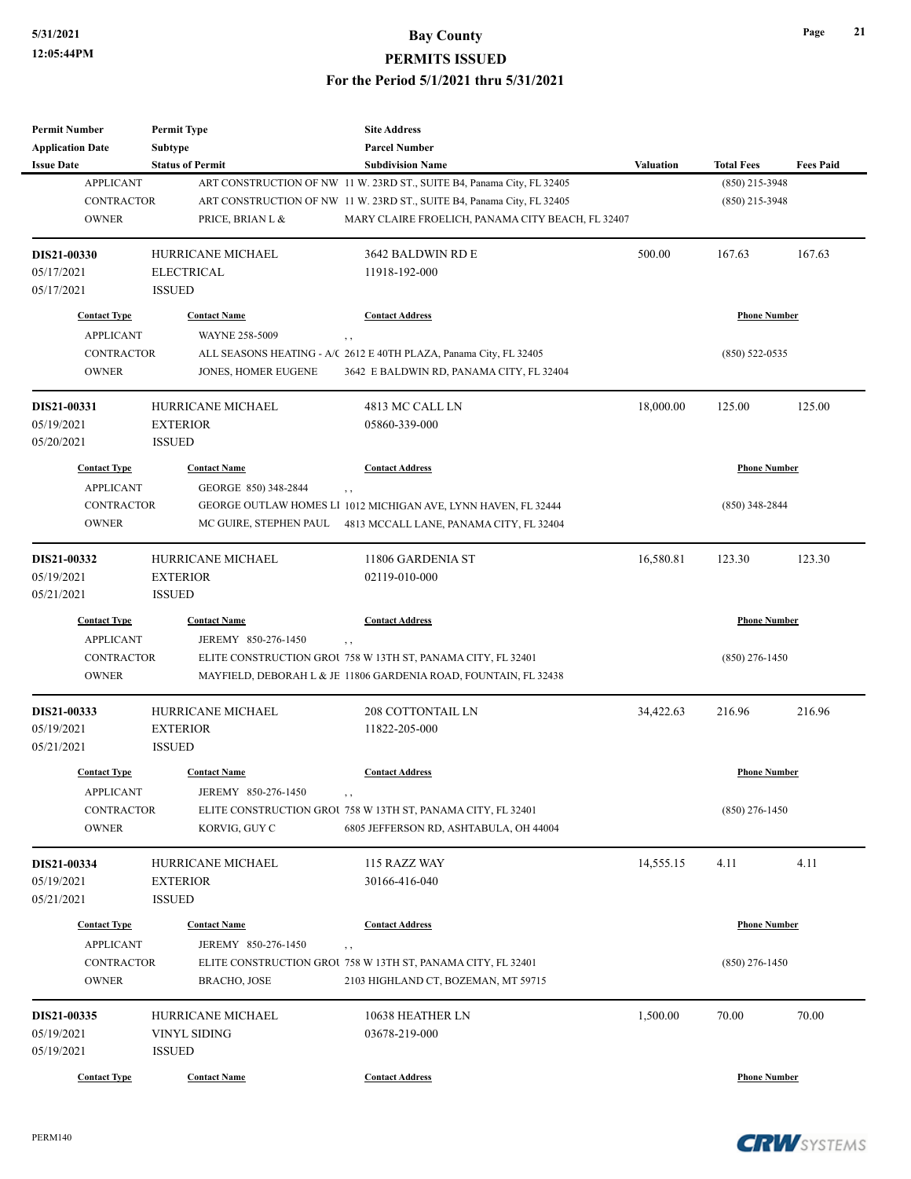**Bay County**

**PERMITS ISSUED**

**For the Period 5/1/2021 thru 5/31/2021**

| Permit Number / Application Date / Issue Date | Permit Type / Subtype / Status of Permit | Site Address / Parcel Number / Subdivision Name | Valuation | Total Fees | Fees Paid |
|---|---|---|---|---|---|
| APPLICANT | ART CONSTRUCTION OF NW | 11 W. 23RD ST., SUITE B4, Panama City, FL 32405 | | (850) 215-3948 | |
| CONTRACTOR | ART CONSTRUCTION OF NW | 11 W. 23RD ST., SUITE B4, Panama City, FL 32405 | | (850) 215-3948 | |
| OWNER | PRICE, BRIAN L & | MARY CLAIRE FROELICH, PANAMA CITY BEACH, FL 32407 | | | |

| Permit Number / Application Date / Issue Date | Permit Type / Subtype / Status of Permit | Site Address / Parcel Number / Subdivision Name | Valuation | Total Fees | Fees Paid |
|---|---|---|---|---|---|
| **DIS21-00330** | HURRICANE MICHAEL | 3642 BALDWIN RD E | 500.00 | 167.63 | 167.63 |
| 05/17/2021 | ELECTRICAL | 11918-192-000 | | | |
| 05/17/2021 | ISSUED | | | | |

| Contact Type | Contact Name | Contact Address | Phone Number |
|---|---|---|---|
| APPLICANT | WAYNE 258-5009 | , , | |
| CONTRACTOR | ALL SEASONS HEATING - A/C | 2612 E 40TH PLAZA, Panama City, FL 32405 | (850) 522-0535 |
| OWNER | JONES, HOMER EUGENE | 3642 E BALDWIN RD, PANAMA CITY, FL 32404 | |

| Permit Number / Application Date / Issue Date | Permit Type / Subtype / Status of Permit | Site Address / Parcel Number / Subdivision Name | Valuation | Total Fees | Fees Paid |
|---|---|---|---|---|---|
| **DIS21-00331** | HURRICANE MICHAEL | 4813 MC CALL LN | 18,000.00 | 125.00 | 125.00 |
| 05/19/2021 | EXTERIOR | 05860-339-000 | | | |
| 05/20/2021 | ISSUED | | | | |

| Contact Type | Contact Name | Contact Address | Phone Number |
|---|---|---|---|
| APPLICANT | GEORGE 850) 348-2844 | , , | |
| CONTRACTOR | GEORGE OUTLAW HOMES LI | 1012 MICHIGAN AVE, LYNN HAVEN, FL 32444 | (850) 348-2844 |
| OWNER | MC GUIRE, STEPHEN PAUL | 4813 MCCALL LANE, PANAMA CITY, FL 32404 | |

| Permit Number / Application Date / Issue Date | Permit Type / Subtype / Status of Permit | Site Address / Parcel Number / Subdivision Name | Valuation | Total Fees | Fees Paid |
|---|---|---|---|---|---|
| **DIS21-00332** | HURRICANE MICHAEL | 11806 GARDENIA ST | 16,580.81 | 123.30 | 123.30 |
| 05/19/2021 | EXTERIOR | 02119-010-000 | | | |
| 05/21/2021 | ISSUED | | | | |

| Contact Type | Contact Name | Contact Address | Phone Number |
|---|---|---|---|
| APPLICANT | JEREMY 850-276-1450 | , , | |
| CONTRACTOR | ELITE CONSTRUCTION GROU | 758 W 13TH ST, PANAMA CITY, FL 32401 | (850) 276-1450 |
| OWNER | MAYFIELD, DEBORAH L & JE | 11806 GARDENIA ROAD, FOUNTAIN, FL 32438 | |

| Permit Number / Application Date / Issue Date | Permit Type / Subtype / Status of Permit | Site Address / Parcel Number / Subdivision Name | Valuation | Total Fees | Fees Paid |
|---|---|---|---|---|---|
| **DIS21-00333** | HURRICANE MICHAEL | 208 COTTONTAIL LN | 34,422.63 | 216.96 | 216.96 |
| 05/19/2021 | EXTERIOR | 11822-205-000 | | | |
| 05/21/2021 | ISSUED | | | | |

| Contact Type | Contact Name | Contact Address | Phone Number |
|---|---|---|---|
| APPLICANT | JEREMY 850-276-1450 | , , | |
| CONTRACTOR | ELITE CONSTRUCTION GROU | 758 W 13TH ST, PANAMA CITY, FL 32401 | (850) 276-1450 |
| OWNER | KORVIG, GUY C | 6805 JEFFERSON RD, ASHTABULA, OH 44004 | |

| Permit Number / Application Date / Issue Date | Permit Type / Subtype / Status of Permit | Site Address / Parcel Number / Subdivision Name | Valuation | Total Fees | Fees Paid |
|---|---|---|---|---|---|
| **DIS21-00334** | HURRICANE MICHAEL | 115 RAZZ WAY | 14,555.15 | 4.11 | 4.11 |
| 05/19/2021 | EXTERIOR | 30166-416-040 | | | |
| 05/21/2021 | ISSUED | | | | |

| Contact Type | Contact Name | Contact Address | Phone Number |
|---|---|---|---|
| APPLICANT | JEREMY 850-276-1450 | , , | |
| CONTRACTOR | ELITE CONSTRUCTION GROU | 758 W 13TH ST, PANAMA CITY, FL 32401 | (850) 276-1450 |
| OWNER | BRACHO, JOSE | 2103 HIGHLAND CT, BOZEMAN, MT 59715 | |

| Permit Number / Application Date / Issue Date | Permit Type / Subtype / Status of Permit | Site Address / Parcel Number / Subdivision Name | Valuation | Total Fees | Fees Paid |
|---|---|---|---|---|---|
| **DIS21-00335** | HURRICANE MICHAEL | 10638 HEATHER LN | 1,500.00 | 70.00 | 70.00 |
| 05/19/2021 | VINYL SIDING | 03678-219-000 | | | |
| 05/19/2021 | ISSUED | | | | |

| Contact Type | Contact Name | Contact Address | Phone Number |
|---|---|---|---|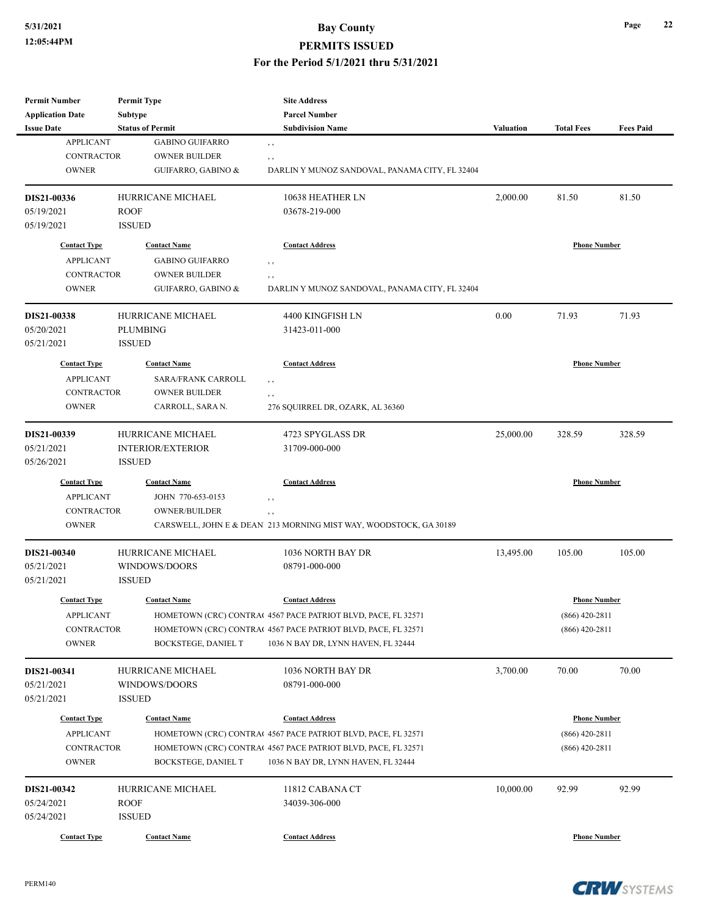| Permit Number | Permit Type | Site Address | | | |
|---|---|---|---|---|---|
| Application Date | Subtype | Parcel Number | | | |
| Issue Date | Status of Permit | Subdivision Name | Valuation | Total Fees | Fees Paid |

| Contact Type | Contact Name | Contact Address | Phone Number |
|---|---|---|---|
| APPLICANT | GABINO GUIFARRO | , , | |
| CONTRACTOR | OWNER BUILDER | , , | |
| OWNER | GUIFARRO, GABINO & | DARLIN Y MUNOZ SANDOVAL, PANAMA CITY, FL 32404 | |

| DIS21-00336 | HURRICANE MICHAEL | 10638 HEATHER LN | 2,000.00 | 81.50 | 81.50 |
|---|---|---|---|---|---|
| 05/19/2021 | ROOF | 03678-219-000 | | | |
| 05/19/2021 | ISSUED | | | | |

| Contact Type | Contact Name | Contact Address | Phone Number |
|---|---|---|---|
| APPLICANT | GABINO GUIFARRO | , , | |
| CONTRACTOR | OWNER BUILDER | , , | |
| OWNER | GUIFARRO, GABINO & | DARLIN Y MUNOZ SANDOVAL, PANAMA CITY, FL 32404 | |

| DIS21-00338 | HURRICANE MICHAEL | 4400 KINGFISH LN | 0.00 | 71.93 | 71.93 |
|---|---|---|---|---|---|
| 05/20/2021 | PLUMBING | 31423-011-000 | | | |
| 05/21/2021 | ISSUED | | | | |

| Contact Type | Contact Name | Contact Address | Phone Number |
|---|---|---|---|
| APPLICANT | SARA/FRANK CARROLL | , , | |
| CONTRACTOR | OWNER BUILDER | , , | |
| OWNER | CARROLL, SARA N. | 276 SQUIRREL DR, OZARK, AL 36360 | |

| DIS21-00339 | HURRICANE MICHAEL | 4723 SPYGLASS DR | 25,000.00 | 328.59 | 328.59 |
|---|---|---|---|---|---|
| 05/21/2021 | INTERIOR/EXTERIOR | 31709-000-000 | | | |
| 05/26/2021 | ISSUED | | | | |

| Contact Type | Contact Name | Contact Address | Phone Number |
|---|---|---|---|
| APPLICANT | JOHN 770-653-0153 | , , | |
| CONTRACTOR | OWNER/BUILDER | , , | |
| OWNER | CARSWELL, JOHN E & DEAN | 213 MORNING MIST WAY, WOODSTOCK, GA 30189 | |

| DIS21-00340 | HURRICANE MICHAEL | 1036 NORTH BAY DR | 13,495.00 | 105.00 | 105.00 |
|---|---|---|---|---|---|
| 05/21/2021 | WINDOWS/DOORS | 08791-000-000 | | | |
| 05/21/2021 | ISSUED | | | | |

| Contact Type | Contact Name | Contact Address | Phone Number |
|---|---|---|---|
| APPLICANT | HOMETOWN (CRC) CONTRA( | 4567 PACE PATRIOT BLVD, PACE, FL 32571 | (866) 420-2811 |
| CONTRACTOR | HOMETOWN (CRC) CONTRA( | 4567 PACE PATRIOT BLVD, PACE, FL 32571 | (866) 420-2811 |
| OWNER | BOCKSTEGE, DANIEL T | 1036 N BAY DR, LYNN HAVEN, FL 32444 | |

| DIS21-00341 | HURRICANE MICHAEL | 1036 NORTH BAY DR | 3,700.00 | 70.00 | 70.00 |
|---|---|---|---|---|---|
| 05/21/2021 | WINDOWS/DOORS | 08791-000-000 | | | |
| 05/21/2021 | ISSUED | | | | |

| Contact Type | Contact Name | Contact Address | Phone Number |
|---|---|---|---|
| APPLICANT | HOMETOWN (CRC) CONTRA( | 4567 PACE PATRIOT BLVD, PACE, FL 32571 | (866) 420-2811 |
| CONTRACTOR | HOMETOWN (CRC) CONTRA( | 4567 PACE PATRIOT BLVD, PACE, FL 32571 | (866) 420-2811 |
| OWNER | BOCKSTEGE, DANIEL T | 1036 N BAY DR, LYNN HAVEN, FL 32444 | |

| DIS21-00342 | HURRICANE MICHAEL | 11812 CABANA CT | 10,000.00 | 92.99 | 92.99 |
|---|---|---|---|---|---|
| 05/24/2021 | ROOF | 34039-306-000 | | | |
| 05/24/2021 | ISSUED | | | | |

| Contact Type | Contact Name | Contact Address | Phone Number |
|---|---|---|---|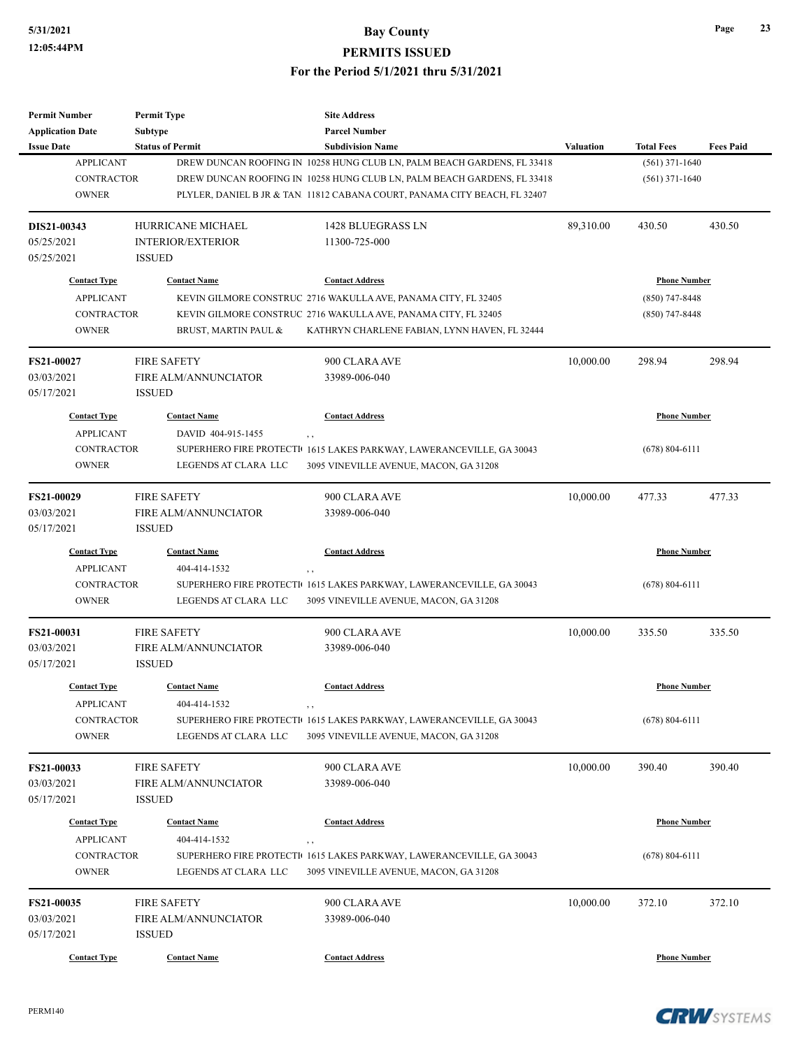| Permit Number | Permit Type | Site Address | | | |
|---|---|---|---|---|---|
| Application Date | Subtype | Parcel Number | | | |
| Issue Date | Status of Permit | Subdivision Name | Valuation | Total Fees | Fees Paid |

| Contact Type | Contact Name | Contact Address | Phone Number |
|---|---|---|---|
| APPLICANT | DREW DUNCAN ROOFING IN | 10258 HUNG CLUB LN, PALM BEACH GARDENS, FL 33418 | (561) 371-1640 |
| CONTRACTOR | DREW DUNCAN ROOFING IN | 10258 HUNG CLUB LN, PALM BEACH GARDENS, FL 33418 | (561) 371-1640 |
| OWNER | PLYLER, DANIEL B JR & TAN | 11812 CABANA COURT, PANAMA CITY BEACH, FL 32407 | |

| | | | Valuation | Total Fees | Fees Paid |
|---|---|---|---|---|---|
| DIS21-00343 | HURRICANE MICHAEL | 1428 BLUEGRASS LN | 89,310.00 | 430.50 | 430.50 |
| 05/25/2021 | INTERIOR/EXTERIOR | 11300-725-000 | | | |
| 05/25/2021 | ISSUED | | | | |

| Contact Type | Contact Name | Contact Address | Phone Number |
|---|---|---|---|
| APPLICANT | KEVIN GILMORE CONSTRUC | 2716 WAKULLA AVE, PANAMA CITY, FL 32405 | (850) 747-8448 |
| CONTRACTOR | KEVIN GILMORE CONSTRUC | 2716 WAKULLA AVE, PANAMA CITY, FL 32405 | (850) 747-8448 |
| OWNER | BRUST, MARTIN PAUL & | KATHRYN CHARLENE FABIAN, LYNN HAVEN, FL 32444 | |

| | | | Valuation | Total Fees | Fees Paid |
|---|---|---|---|---|---|
| FS21-00027 | FIRE SAFETY | 900 CLARA AVE | 10,000.00 | 298.94 | 298.94 |
| 03/03/2021 | FIRE ALM/ANNUNCIATOR | 33989-006-040 | | | |
| 05/17/2021 | ISSUED | | | | |

| Contact Type | Contact Name | Contact Address | Phone Number |
|---|---|---|---|
| APPLICANT | DAVID 404-915-1455 | , , | |
| CONTRACTOR | SUPERHERO FIRE PROTECTI | 1615 LAKES PARKWAY, LAWERANCEVILLE, GA 30043 | (678) 804-6111 |
| OWNER | LEGENDS AT CLARA LLC | 3095 VINEVILLE AVENUE, MACON, GA 31208 | |

| | | | Valuation | Total Fees | Fees Paid |
|---|---|---|---|---|---|
| FS21-00029 | FIRE SAFETY | 900 CLARA AVE | 10,000.00 | 477.33 | 477.33 |
| 03/03/2021 | FIRE ALM/ANNUNCIATOR | 33989-006-040 | | | |
| 05/17/2021 | ISSUED | | | | |

| Contact Type | Contact Name | Contact Address | Phone Number |
|---|---|---|---|
| APPLICANT | 404-414-1532 | , , | |
| CONTRACTOR | SUPERHERO FIRE PROTECTI | 1615 LAKES PARKWAY, LAWERANCEVILLE, GA 30043 | (678) 804-6111 |
| OWNER | LEGENDS AT CLARA LLC | 3095 VINEVILLE AVENUE, MACON, GA 31208 | |

| | | | Valuation | Total Fees | Fees Paid |
|---|---|---|---|---|---|
| FS21-00031 | FIRE SAFETY | 900 CLARA AVE | 10,000.00 | 335.50 | 335.50 |
| 03/03/2021 | FIRE ALM/ANNUNCIATOR | 33989-006-040 | | | |
| 05/17/2021 | ISSUED | | | | |

| Contact Type | Contact Name | Contact Address | Phone Number |
|---|---|---|---|
| APPLICANT | 404-414-1532 | , , | |
| CONTRACTOR | SUPERHERO FIRE PROTECTI | 1615 LAKES PARKWAY, LAWERANCEVILLE, GA 30043 | (678) 804-6111 |
| OWNER | LEGENDS AT CLARA LLC | 3095 VINEVILLE AVENUE, MACON, GA 31208 | |

| | | | Valuation | Total Fees | Fees Paid |
|---|---|---|---|---|---|
| FS21-00033 | FIRE SAFETY | 900 CLARA AVE | 10,000.00 | 390.40 | 390.40 |
| 03/03/2021 | FIRE ALM/ANNUNCIATOR | 33989-006-040 | | | |
| 05/17/2021 | ISSUED | | | | |

| Contact Type | Contact Name | Contact Address | Phone Number |
|---|---|---|---|
| APPLICANT | 404-414-1532 | , , | |
| CONTRACTOR | SUPERHERO FIRE PROTECTI | 1615 LAKES PARKWAY, LAWERANCEVILLE, GA 30043 | (678) 804-6111 |
| OWNER | LEGENDS AT CLARA LLC | 3095 VINEVILLE AVENUE, MACON, GA 31208 | |

| | | | Valuation | Total Fees | Fees Paid |
|---|---|---|---|---|---|
| FS21-00035 | FIRE SAFETY | 900 CLARA AVE | 10,000.00 | 372.10 | 372.10 |
| 03/03/2021 | FIRE ALM/ANNUNCIATOR | 33989-006-040 | | | |
| 05/17/2021 | ISSUED | | | | |

| Contact Type | Contact Name | Contact Address | Phone Number |
|---|---|---|---|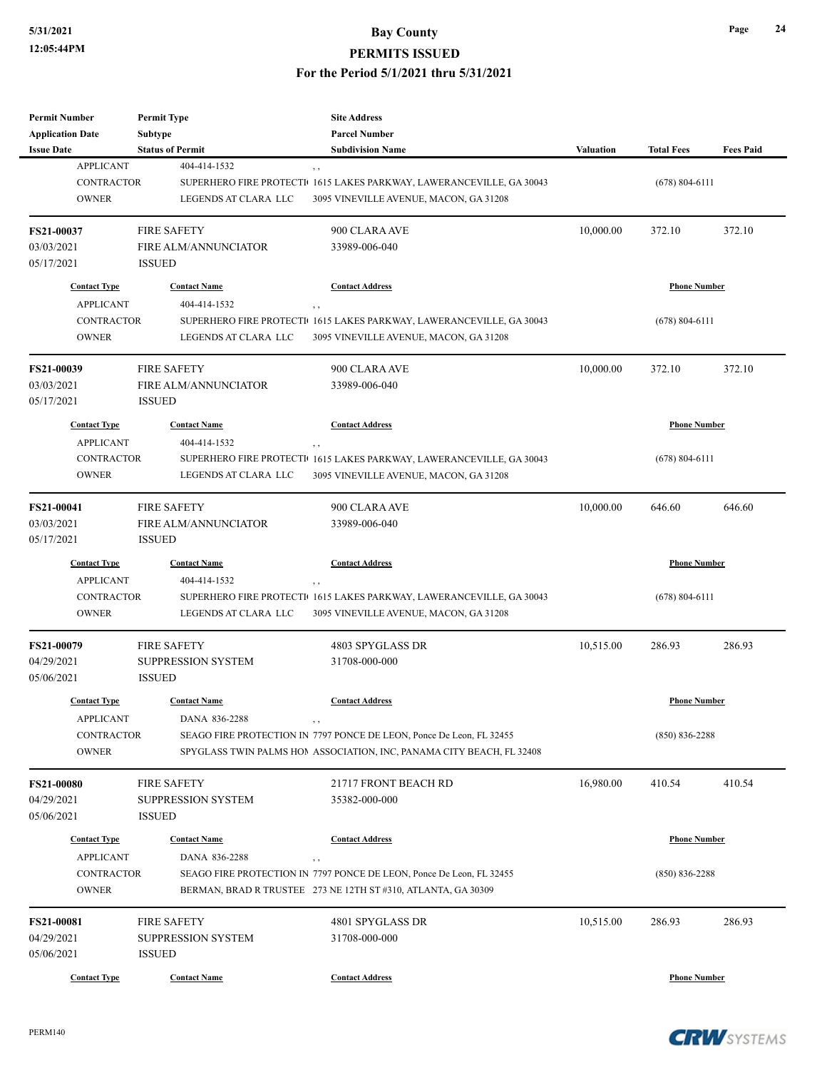| Permit Number | Permit Type | Site Address | | | |
|---|---|---|---|---|---|
| Application Date | Subtype | Parcel Number | | | |
| Issue Date | Status of Permit | Subdivision Name | Valuation | Total Fees | Fees Paid |

| Contact Type | Contact Name | Contact Address | Phone Number |
|---|---|---|---|
| APPLICANT | 404-414-1532 | , , | |
| CONTRACTOR | SUPERHERO FIRE PROTECTI | 1615 LAKES PARKWAY, LAWERANCEVILLE, GA 30043 | (678) 804-6111 |
| OWNER | LEGENDS AT CLARA LLC | 3095 VINEVILLE AVENUE, MACON, GA 31208 | |

| **FS21-00037** | FIRE SAFETY | 900 CLARA AVE | 10,000.00 | 372.10 | 372.10 |
|---|---|---|---|---|---|
| 03/03/2021 | FIRE ALM/ANNUNCIATOR | 33989-006-040 | | | |
| 05/17/2021 | ISSUED | | | | |

| Contact Type | Contact Name | Contact Address | Phone Number |
|---|---|---|---|
| APPLICANT | 404-414-1532 | , , | |
| CONTRACTOR | SUPERHERO FIRE PROTECTI | 1615 LAKES PARKWAY, LAWERANCEVILLE, GA 30043 | (678) 804-6111 |
| OWNER | LEGENDS AT CLARA LLC | 3095 VINEVILLE AVENUE, MACON, GA 31208 | |

| **FS21-00039** | FIRE SAFETY | 900 CLARA AVE | 10,000.00 | 372.10 | 372.10 |
|---|---|---|---|---|---|
| 03/03/2021 | FIRE ALM/ANNUNCIATOR | 33989-006-040 | | | |
| 05/17/2021 | ISSUED | | | | |

| Contact Type | Contact Name | Contact Address | Phone Number |
|---|---|---|---|
| APPLICANT | 404-414-1532 | , , | |
| CONTRACTOR | SUPERHERO FIRE PROTECTI | 1615 LAKES PARKWAY, LAWERANCEVILLE, GA 30043 | (678) 804-6111 |
| OWNER | LEGENDS AT CLARA LLC | 3095 VINEVILLE AVENUE, MACON, GA 31208 | |

| **FS21-00041** | FIRE SAFETY | 900 CLARA AVE | 10,000.00 | 646.60 | 646.60 |
|---|---|---|---|---|---|
| 03/03/2021 | FIRE ALM/ANNUNCIATOR | 33989-006-040 | | | |
| 05/17/2021 | ISSUED | | | | |

| Contact Type | Contact Name | Contact Address | Phone Number |
|---|---|---|---|
| APPLICANT | 404-414-1532 | , , | |
| CONTRACTOR | SUPERHERO FIRE PROTECTI | 1615 LAKES PARKWAY, LAWERANCEVILLE, GA 30043 | (678) 804-6111 |
| OWNER | LEGENDS AT CLARA LLC | 3095 VINEVILLE AVENUE, MACON, GA 31208 | |

| **FS21-00079** | FIRE SAFETY | 4803 SPYGLASS DR | 10,515.00 | 286.93 | 286.93 |
|---|---|---|---|---|---|
| 04/29/2021 | SUPPRESSION SYSTEM | 31708-000-000 | | | |
| 05/06/2021 | ISSUED | | | | |

| Contact Type | Contact Name | Contact Address | Phone Number |
|---|---|---|---|
| APPLICANT | DANA 836-2288 | , , | |
| CONTRACTOR | SEAGO FIRE PROTECTION IN | 7797 PONCE DE LEON, Ponce De Leon, FL 32455 | (850) 836-2288 |
| OWNER | SPYGLASS TWIN PALMS HOI | ASSOCIATION, INC, PANAMA CITY BEACH, FL 32408 | |

| **FS21-00080** | FIRE SAFETY | 21717 FRONT BEACH RD | 16,980.00 | 410.54 | 410.54 |
|---|---|---|---|---|---|
| 04/29/2021 | SUPPRESSION SYSTEM | 35382-000-000 | | | |
| 05/06/2021 | ISSUED | | | | |

| Contact Type | Contact Name | Contact Address | Phone Number |
|---|---|---|---|
| APPLICANT | DANA 836-2288 | , , | |
| CONTRACTOR | SEAGO FIRE PROTECTION IN | 7797 PONCE DE LEON, Ponce De Leon, FL 32455 | (850) 836-2288 |
| OWNER | BERMAN, BRAD R TRUSTEE | 273 NE 12TH ST #310, ATLANTA, GA 30309 | |

| **FS21-00081** | FIRE SAFETY | 4801 SPYGLASS DR | 10,515.00 | 286.93 | 286.93 |
|---|---|---|---|---|---|
| 04/29/2021 | SUPPRESSION SYSTEM | 31708-000-000 | | | |
| 05/06/2021 | ISSUED | | | | |

| Contact Type | Contact Name | Contact Address | Phone Number |
|---|---|---|---|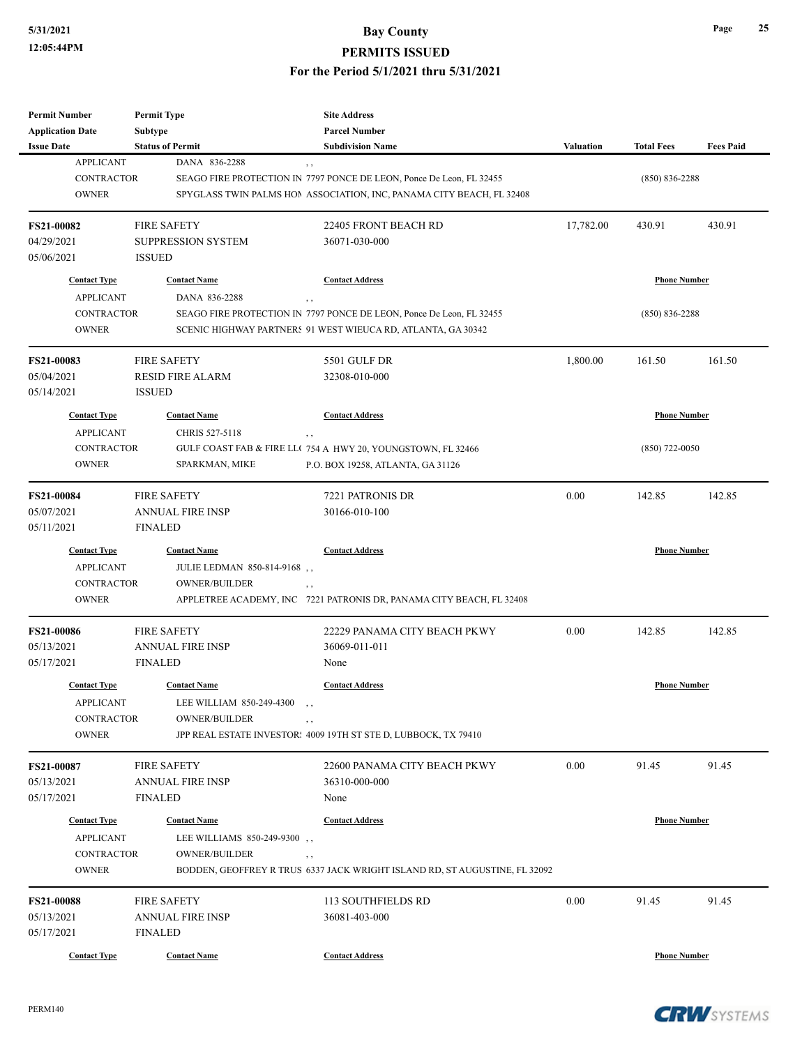| Permit Number | Permit Type | Site Address | | | |
|---|---|---|---|---|---|
| Application Date | Subtype | Parcel Number | | | |
| Issue Date | Status of Permit | Subdivision Name | Valuation | Total Fees | Fees Paid |

| Contact Type | Contact Name | Contact Address | Phone Number |
|---|---|---|---|
| APPLICANT | DANA 836-2288 | , , | |
| CONTRACTOR | SEAGO FIRE PROTECTION IN | 7797 PONCE DE LEON, Ponce De Leon, FL 32455 | (850) 836-2288 |
| OWNER | SPYGLASS TWIN PALMS HOI | ASSOCIATION, INC, PANAMA CITY BEACH, FL 32408 | |

| | | | Valuation | Total Fees | Fees Paid |
|---|---|---|---|---|---|
| **FS21-00082** | FIRE SAFETY | 22405 FRONT BEACH RD | 17,782.00 | 430.91 | 430.91 |
| 04/29/2021 | SUPPRESSION SYSTEM | 36071-030-000 | | | |
| 05/06/2021 | ISSUED | | | | |

| Contact Type | Contact Name | Contact Address | Phone Number |
|---|---|---|---|
| APPLICANT | DANA 836-2288 | , , | |
| CONTRACTOR | SEAGO FIRE PROTECTION IN | 7797 PONCE DE LEON, Ponce De Leon, FL 32455 | (850) 836-2288 |
| OWNER | SCENIC HIGHWAY PARTNERS | 91 WEST WIEUCA RD, ATLANTA, GA 30342 | |

| | | | Valuation | Total Fees | Fees Paid |
|---|---|---|---|---|---|
| **FS21-00083** | FIRE SAFETY | 5501 GULF DR | 1,800.00 | 161.50 | 161.50 |
| 05/04/2021 | RESID FIRE ALARM | 32308-010-000 | | | |
| 05/14/2021 | ISSUED | | | | |

| Contact Type | Contact Name | Contact Address | Phone Number |
|---|---|---|---|
| APPLICANT | CHRIS 527-5118 | , , | |
| CONTRACTOR | GULF COAST FAB & FIRE LL( | 754 A HWY 20, YOUNGSTOWN, FL 32466 | (850) 722-0050 |
| OWNER | SPARKMAN, MIKE | P.O. BOX 19258, ATLANTA, GA 31126 | |

| | | | Valuation | Total Fees | Fees Paid |
|---|---|---|---|---|---|
| **FS21-00084** | FIRE SAFETY | 7221 PATRONIS DR | 0.00 | 142.85 | 142.85 |
| 05/07/2021 | ANNUAL FIRE INSP | 30166-010-100 | | | |
| 05/11/2021 | FINALED | | | | |

| Contact Type | Contact Name | Contact Address | Phone Number |
|---|---|---|---|
| APPLICANT | JULIE LEDMAN 850-814-9168 | , , | |
| CONTRACTOR | OWNER/BUILDER | , , | |
| OWNER | APPLETREE ACADEMY, INC | 7221 PATRONIS DR, PANAMA CITY BEACH, FL 32408 | |

| | | | Valuation | Total Fees | Fees Paid |
|---|---|---|---|---|---|
| **FS21-00086** | FIRE SAFETY | 22229 PANAMA CITY BEACH PKWY | 0.00 | 142.85 | 142.85 |
| 05/13/2021 | ANNUAL FIRE INSP | 36069-011-011 | | | |
| 05/17/2021 | FINALED | None | | | |

| Contact Type | Contact Name | Contact Address | Phone Number |
|---|---|---|---|
| APPLICANT | LEE WILLIAM 850-249-4300 | , , | |
| CONTRACTOR | OWNER/BUILDER | , , | |
| OWNER | JPP REAL ESTATE INVESTOR: | 4009 19TH ST STE D, LUBBOCK, TX 79410 | |

| | | | Valuation | Total Fees | Fees Paid |
|---|---|---|---|---|---|
| **FS21-00087** | FIRE SAFETY | 22600 PANAMA CITY BEACH PKWY | 0.00 | 91.45 | 91.45 |
| 05/13/2021 | ANNUAL FIRE INSP | 36310-000-000 | | | |
| 05/17/2021 | FINALED | None | | | |

| Contact Type | Contact Name | Contact Address | Phone Number |
|---|---|---|---|
| APPLICANT | LEE WILLIAMS 850-249-9300 | , , | |
| CONTRACTOR | OWNER/BUILDER | , , | |
| OWNER | BODDEN, GEOFFREY R TRUS | 6337 JACK WRIGHT ISLAND RD, ST AUGUSTINE, FL 32092 | |

| | | | Valuation | Total Fees | Fees Paid |
|---|---|---|---|---|---|
| **FS21-00088** | FIRE SAFETY | 113 SOUTHFIELDS RD | 0.00 | 91.45 | 91.45 |
| 05/13/2021 | ANNUAL FIRE INSP | 36081-403-000 | | | |
| 05/17/2021 | FINALED | | | | |

| Contact Type | Contact Name | Contact Address | Phone Number |
|---|---|---|---|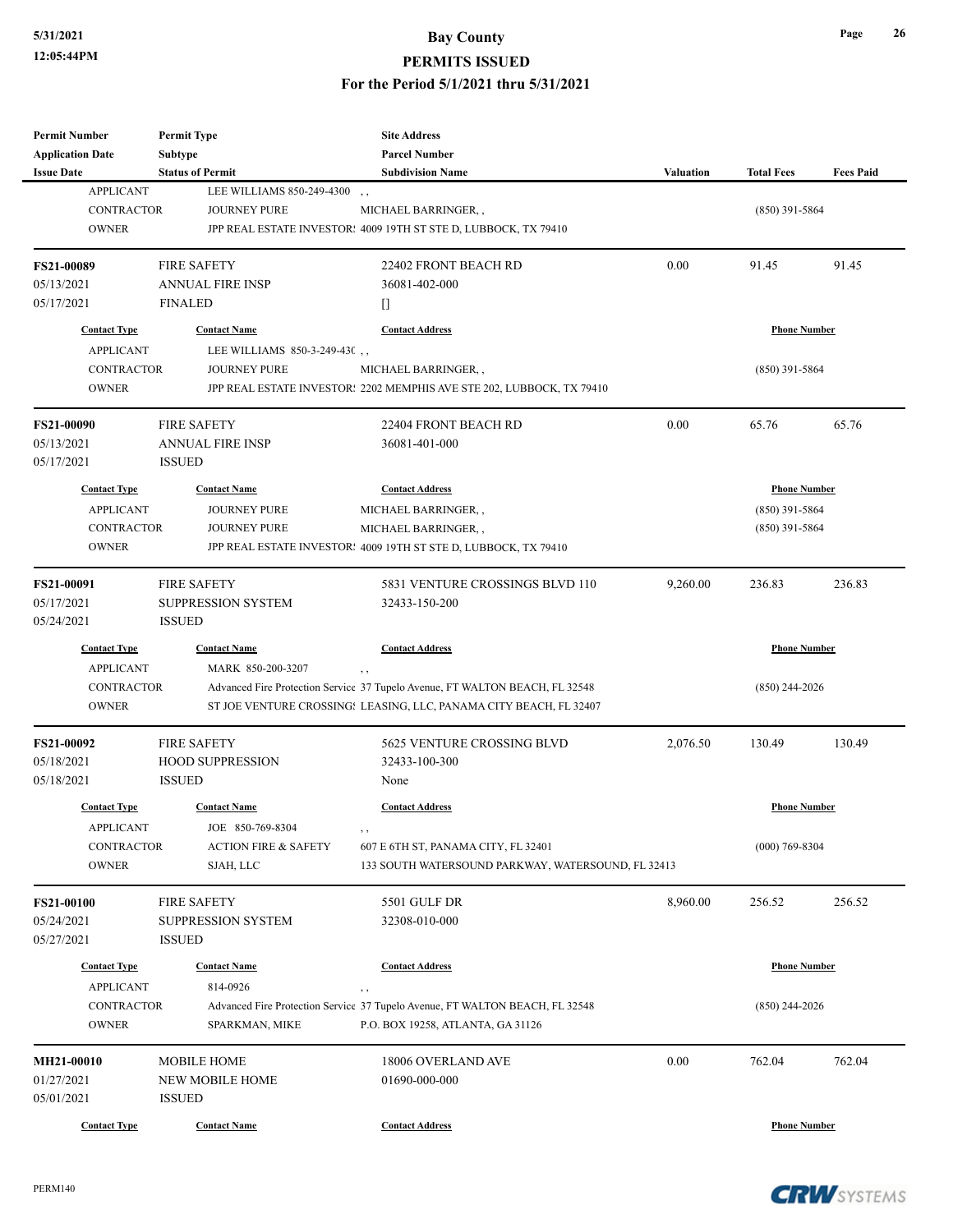| Permit Number<br>Application Date<br>Issue Date | Permit Type<br>Subtype<br>Status of Permit | Site Address<br>Parcel Number<br>Subdivision Name | Valuation | Total Fees | Fees Paid |
|---|---|---|---|---|---|
| APPLICANT | LEE WILLIAMS 850-249-4300 | , , | | | |
| CONTRACTOR | JOURNEY PURE | MICHAEL BARRINGER, , | | (850) 391-5864 | |
| OWNER | JPP REAL ESTATE INVESTOR: | 4009 19TH ST STE D, LUBBOCK, TX 79410 | | | |

| | | | | | |
|---|---|---|---|---|---|
| **FS21-00089** | FIRE SAFETY | 22402 FRONT BEACH RD | 0.00 | 91.45 | 91.45 |
| 05/13/2021 | ANNUAL FIRE INSP | 36081-402-000 | | | |
| 05/17/2021 | FINALED | [] | | | |
| **Contact Type** | **Contact Name** | **Contact Address** | | **Phone Number** | |
| APPLICANT | LEE WILLIAMS 850-3-249-43( | , , | | | |
| CONTRACTOR | JOURNEY PURE | MICHAEL BARRINGER, , | | (850) 391-5864 | |
| OWNER | JPP REAL ESTATE INVESTOR: | 2202 MEMPHIS AVE STE 202, LUBBOCK, TX 79410 | | | |

| | | | | | |
|---|---|---|---|---|---|
| **FS21-00090** | FIRE SAFETY | 22404 FRONT BEACH RD | 0.00 | 65.76 | 65.76 |
| 05/13/2021 | ANNUAL FIRE INSP | 36081-401-000 | | | |
| 05/17/2021 | ISSUED | | | | |
| **Contact Type** | **Contact Name** | **Contact Address** | | **Phone Number** | |
| APPLICANT | JOURNEY PURE | MICHAEL BARRINGER, , | | (850) 391-5864 | |
| CONTRACTOR | JOURNEY PURE | MICHAEL BARRINGER, , | | (850) 391-5864 | |
| OWNER | JPP REAL ESTATE INVESTOR: | 4009 19TH ST STE D, LUBBOCK, TX 79410 | | | |

| | | | | | |
|---|---|---|---|---|---|
| **FS21-00091** | FIRE SAFETY | 5831 VENTURE CROSSINGS BLVD 110 | 9,260.00 | 236.83 | 236.83 |
| 05/17/2021 | SUPPRESSION SYSTEM | 32433-150-200 | | | |
| 05/24/2021 | ISSUED | | | | |
| **Contact Type** | **Contact Name** | **Contact Address** | | **Phone Number** | |
| APPLICANT | MARK 850-200-3207 | , , | | | |
| CONTRACTOR | Advanced Fire Protection Servic | 37 Tupelo Avenue, FT WALTON BEACH, FL 32548 | | (850) 244-2026 | |
| OWNER | ST JOE VENTURE CROSSING: | LEASING, LLC, PANAMA CITY BEACH, FL 32407 | | | |

| | | | | | |
|---|---|---|---|---|---|
| **FS21-00092** | FIRE SAFETY | 5625 VENTURE CROSSING BLVD | 2,076.50 | 130.49 | 130.49 |
| 05/18/2021 | HOOD SUPPRESSION | 32433-100-300 | | | |
| 05/18/2021 | ISSUED | None | | | |
| **Contact Type** | **Contact Name** | **Contact Address** | | **Phone Number** | |
| APPLICANT | JOE 850-769-8304 | , , | | | |
| CONTRACTOR | ACTION FIRE & SAFETY | 607 E 6TH ST, PANAMA CITY, FL 32401 | | (000) 769-8304 | |
| OWNER | SJAH, LLC | 133 SOUTH WATERSOUND PARKWAY, WATERSOUND, FL 32413 | | | |

| | | | | | |
|---|---|---|---|---|---|
| **FS21-00100** | FIRE SAFETY | 5501 GULF DR | 8,960.00 | 256.52 | 256.52 |
| 05/24/2021 | SUPPRESSION SYSTEM | 32308-010-000 | | | |
| 05/27/2021 | ISSUED | | | | |
| **Contact Type** | **Contact Name** | **Contact Address** | | **Phone Number** | |
| APPLICANT | 814-0926 | , , | | | |
| CONTRACTOR | Advanced Fire Protection Servic | 37 Tupelo Avenue, FT WALTON BEACH, FL 32548 | | (850) 244-2026 | |
| OWNER | SPARKMAN, MIKE | P.O. BOX 19258, ATLANTA, GA 31126 | | | |

| | | | | | |
|---|---|---|---|---|---|
| **MH21-00010** | MOBILE HOME | 18006 OVERLAND AVE | 0.00 | 762.04 | 762.04 |
| 01/27/2021 | NEW MOBILE HOME | 01690-000-000 | | | |
| 05/01/2021 | ISSUED | | | | |
| **Contact Type** | **Contact Name** | **Contact Address** | | **Phone Number** | |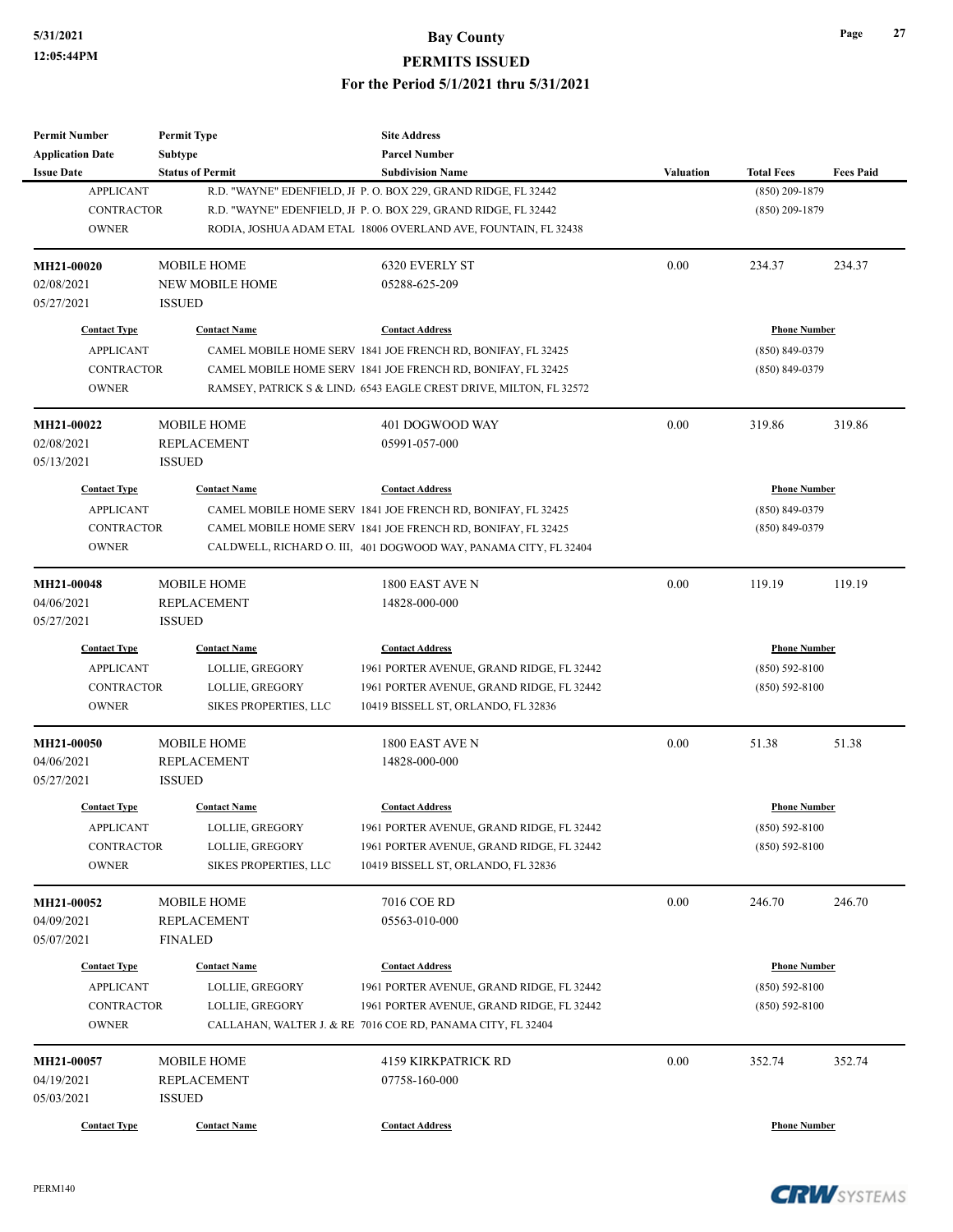| Permit Number | Permit Type | Site Address | | | |
|---|---|---|---|---|---|
| Application Date | Subtype | Parcel Number | | | |
| Issue Date | Status of Permit | Subdivision Name | Valuation | Total Fees | Fees Paid |
| APPLICANT | R.D. "WAYNE" EDENFIELD, JI | P. O. BOX 229, GRAND RIDGE, FL 32442 | | (850) 209-1879 | |
| CONTRACTOR | R.D. "WAYNE" EDENFIELD, JI | P. O. BOX 229, GRAND RIDGE, FL 32442 | | (850) 209-1879 | |
| OWNER | RODIA, JOSHUA ADAM ETAL | 18006 OVERLAND AVE, FOUNTAIN, FL 32438 | | | |

| Permit Number | Permit Type | Site Address | Valuation | Total Fees | Fees Paid |
|---|---|---|---|---|---|
| MH21-00020 | MOBILE HOME | 6320 EVERLY ST | 0.00 | 234.37 | 234.37 |
| 02/08/2021 | NEW MOBILE HOME | 05288-625-209 | | | |
| 05/27/2021 | ISSUED | | | | |

| Contact Type | Contact Name | Contact Address | Phone Number |
|---|---|---|---|
| APPLICANT | CAMEL MOBILE HOME SERV | 1841 JOE FRENCH RD, BONIFAY, FL 32425 | (850) 849-0379 |
| CONTRACTOR | CAMEL MOBILE HOME SERV | 1841 JOE FRENCH RD, BONIFAY, FL 32425 | (850) 849-0379 |
| OWNER | RAMSEY, PATRICK S & LIND. | 6543 EAGLE CREST DRIVE, MILTON, FL 32572 | |

| Permit Number | Permit Type | Site Address | Valuation | Total Fees | Fees Paid |
|---|---|---|---|---|---|
| MH21-00022 | MOBILE HOME | 401 DOGWOOD WAY | 0.00 | 319.86 | 319.86 |
| 02/08/2021 | REPLACEMENT | 05991-057-000 | | | |
| 05/13/2021 | ISSUED | | | | |

| Contact Type | Contact Name | Contact Address | Phone Number |
|---|---|---|---|
| APPLICANT | CAMEL MOBILE HOME SERV | 1841 JOE FRENCH RD, BONIFAY, FL 32425 | (850) 849-0379 |
| CONTRACTOR | CAMEL MOBILE HOME SERV | 1841 JOE FRENCH RD, BONIFAY, FL 32425 | (850) 849-0379 |
| OWNER | CALDWELL, RICHARD O. III, | 401 DOGWOOD WAY, PANAMA CITY, FL 32404 | |

| Permit Number | Permit Type | Site Address | Valuation | Total Fees | Fees Paid |
|---|---|---|---|---|---|
| MH21-00048 | MOBILE HOME | 1800 EAST AVE N | 0.00 | 119.19 | 119.19 |
| 04/06/2021 | REPLACEMENT | 14828-000-000 | | | |
| 05/27/2021 | ISSUED | | | | |

| Contact Type | Contact Name | Contact Address | Phone Number |
|---|---|---|---|
| APPLICANT | LOLLIE, GREGORY | 1961 PORTER AVENUE, GRAND RIDGE, FL 32442 | (850) 592-8100 |
| CONTRACTOR | LOLLIE, GREGORY | 1961 PORTER AVENUE, GRAND RIDGE, FL 32442 | (850) 592-8100 |
| OWNER | SIKES PROPERTIES, LLC | 10419 BISSELL ST, ORLANDO, FL 32836 | |

| Permit Number | Permit Type | Site Address | Valuation | Total Fees | Fees Paid |
|---|---|---|---|---|---|
| MH21-00050 | MOBILE HOME | 1800 EAST AVE N | 0.00 | 51.38 | 51.38 |
| 04/06/2021 | REPLACEMENT | 14828-000-000 | | | |
| 05/27/2021 | ISSUED | | | | |

| Contact Type | Contact Name | Contact Address | Phone Number |
|---|---|---|---|
| APPLICANT | LOLLIE, GREGORY | 1961 PORTER AVENUE, GRAND RIDGE, FL 32442 | (850) 592-8100 |
| CONTRACTOR | LOLLIE, GREGORY | 1961 PORTER AVENUE, GRAND RIDGE, FL 32442 | (850) 592-8100 |
| OWNER | SIKES PROPERTIES, LLC | 10419 BISSELL ST, ORLANDO, FL 32836 | |

| Permit Number | Permit Type | Site Address | Valuation | Total Fees | Fees Paid |
|---|---|---|---|---|---|
| MH21-00052 | MOBILE HOME | 7016 COE RD | 0.00 | 246.70 | 246.70 |
| 04/09/2021 | REPLACEMENT | 05563-010-000 | | | |
| 05/07/2021 | FINALED | | | | |

| Contact Type | Contact Name | Contact Address | Phone Number |
|---|---|---|---|
| APPLICANT | LOLLIE, GREGORY | 1961 PORTER AVENUE, GRAND RIDGE, FL 32442 | (850) 592-8100 |
| CONTRACTOR | LOLLIE, GREGORY | 1961 PORTER AVENUE, GRAND RIDGE, FL 32442 | (850) 592-8100 |
| OWNER | CALLAHAN, WALTER J. & RE | 7016 COE RD, PANAMA CITY, FL 32404 | |

| Permit Number | Permit Type | Site Address | Valuation | Total Fees | Fees Paid |
|---|---|---|---|---|---|
| MH21-00057 | MOBILE HOME | 4159 KIRKPATRICK RD | 0.00 | 352.74 | 352.74 |
| 04/19/2021 | REPLACEMENT | 07758-160-000 | | | |
| 05/03/2021 | ISSUED | | | | |

| Contact Type | Contact Name | Contact Address | Phone Number |
|---|---|---|---|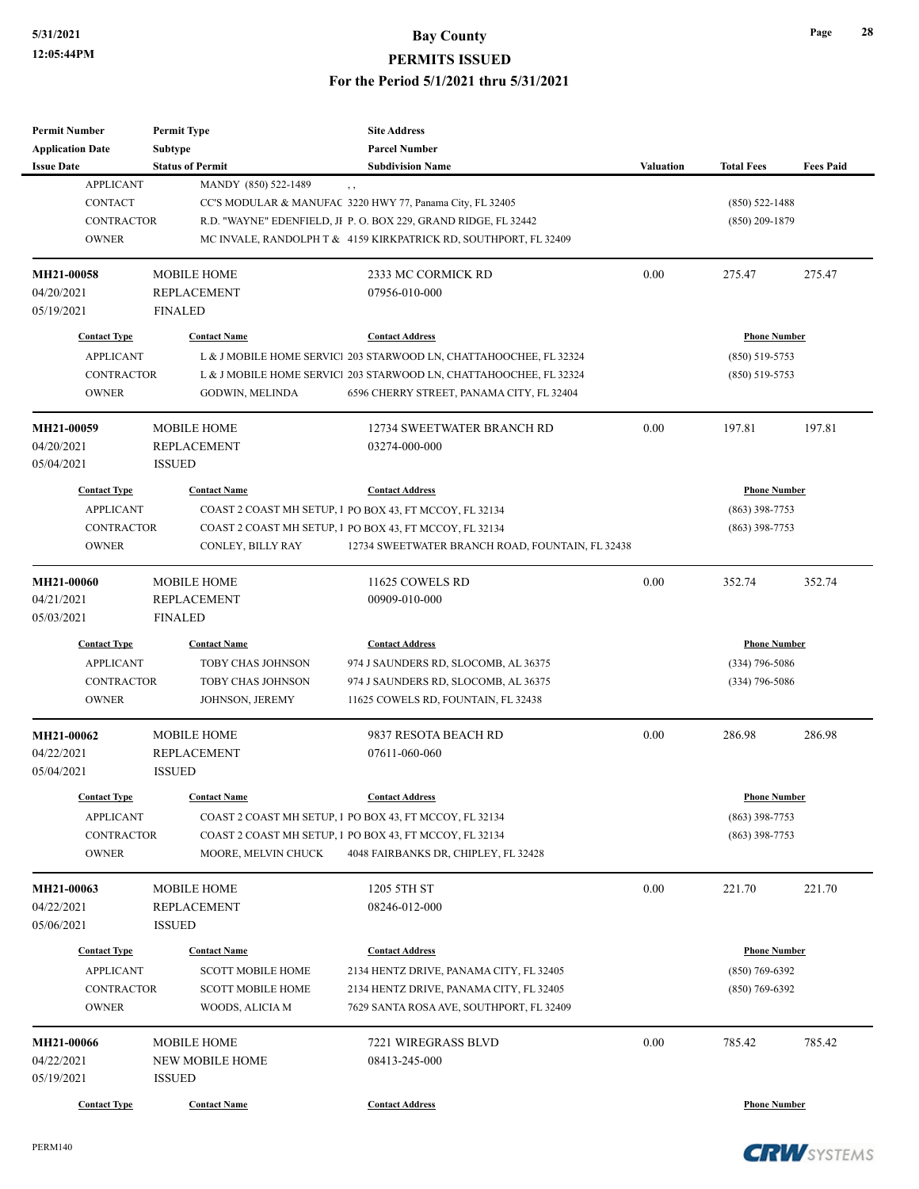# Bay County
## PERMITS ISSUED
### For the Period 5/1/2021 thru 5/31/2021

| Permit Number / Application Date / Issue Date | Permit Type / Subtype / Status of Permit | Site Address / Parcel Number / Subdivision Name | Valuation | Total Fees | Fees Paid |
|---|---|---|---|---|---|
| APPLICANT | MANDY (850) 522-1489 | , , | | | |
| CONTACT | CC'S MODULAR & MANUFAC | 3220 HWY 77, Panama City, FL 32405 | | (850) 522-1488 | |
| CONTRACTOR | R.D. "WAYNE" EDENFIELD, JI | P. O. BOX 229, GRAND RIDGE, FL 32442 | | (850) 209-1879 | |
| OWNER | MC INVALE, RANDOLPH T & | 4159 KIRKPATRICK RD, SOUTHPORT, FL 32409 | | | |

| Permit Number | Permit Type | Site Address | Valuation | Total Fees | Fees Paid |
|---|---|---|---|---|---|
| **MH21-00058** | MOBILE HOME | 2333 MC CORMICK RD | 0.00 | 275.47 | 275.47 |
| 04/20/2021 | REPLACEMENT | 07956-010-000 | | | |
| 05/19/2021 | FINALED | | | | |

| Contact Type | Contact Name | Contact Address | Phone Number |
|---|---|---|---|
| APPLICANT | L & J MOBILE HOME SERVICI | 203 STARWOOD LN, CHATTAHOOCHEE, FL 32324 | (850) 519-5753 |
| CONTRACTOR | L & J MOBILE HOME SERVICI | 203 STARWOOD LN, CHATTAHOOCHEE, FL 32324 | (850) 519-5753 |
| OWNER | GODWIN, MELINDA | 6596 CHERRY STREET, PANAMA CITY, FL 32404 | |

| Permit Number | Permit Type | Site Address | Valuation | Total Fees | Fees Paid |
|---|---|---|---|---|---|
| **MH21-00059** | MOBILE HOME | 12734 SWEETWATER BRANCH RD | 0.00 | 197.81 | 197.81 |
| 04/20/2021 | REPLACEMENT | 03274-000-000 | | | |
| 05/04/2021 | ISSUED | | | | |

| Contact Type | Contact Name | Contact Address | Phone Number |
|---|---|---|---|
| APPLICANT | COAST 2 COAST MH SETUP, I | PO BOX 43, FT MCCOY, FL 32134 | (863) 398-7753 |
| CONTRACTOR | COAST 2 COAST MH SETUP, I | PO BOX 43, FT MCCOY, FL 32134 | (863) 398-7753 |
| OWNER | CONLEY, BILLY RAY | 12734 SWEETWATER BRANCH ROAD, FOUNTAIN, FL 32438 | |

| Permit Number | Permit Type | Site Address | Valuation | Total Fees | Fees Paid |
|---|---|---|---|---|---|
| **MH21-00060** | MOBILE HOME | 11625 COWELS RD | 0.00 | 352.74 | 352.74 |
| 04/21/2021 | REPLACEMENT | 00909-010-000 | | | |
| 05/03/2021 | FINALED | | | | |

| Contact Type | Contact Name | Contact Address | Phone Number |
|---|---|---|---|
| APPLICANT | TOBY CHAS JOHNSON | 974 J SAUNDERS RD, SLOCOMB, AL 36375 | (334) 796-5086 |
| CONTRACTOR | TOBY CHAS JOHNSON | 974 J SAUNDERS RD, SLOCOMB, AL 36375 | (334) 796-5086 |
| OWNER | JOHNSON, JEREMY | 11625 COWELS RD, FOUNTAIN, FL 32438 | |

| Permit Number | Permit Type | Site Address | Valuation | Total Fees | Fees Paid |
|---|---|---|---|---|---|
| **MH21-00062** | MOBILE HOME | 9837 RESOTA BEACH RD | 0.00 | 286.98 | 286.98 |
| 04/22/2021 | REPLACEMENT | 07611-060-060 | | | |
| 05/04/2021 | ISSUED | | | | |

| Contact Type | Contact Name | Contact Address | Phone Number |
|---|---|---|---|
| APPLICANT | COAST 2 COAST MH SETUP, I | PO BOX 43, FT MCCOY, FL 32134 | (863) 398-7753 |
| CONTRACTOR | COAST 2 COAST MH SETUP, I | PO BOX 43, FT MCCOY, FL 32134 | (863) 398-7753 |
| OWNER | MOORE, MELVIN CHUCK | 4048 FAIRBANKS DR, CHIPLEY, FL 32428 | |

| Permit Number | Permit Type | Site Address | Valuation | Total Fees | Fees Paid |
|---|---|---|---|---|---|
| **MH21-00063** | MOBILE HOME | 1205 5TH ST | 0.00 | 221.70 | 221.70 |
| 04/22/2021 | REPLACEMENT | 08246-012-000 | | | |
| 05/06/2021 | ISSUED | | | | |

| Contact Type | Contact Name | Contact Address | Phone Number |
|---|---|---|---|
| APPLICANT | SCOTT MOBILE HOME | 2134 HENTZ DRIVE, PANAMA CITY, FL 32405 | (850) 769-6392 |
| CONTRACTOR | SCOTT MOBILE HOME | 2134 HENTZ DRIVE, PANAMA CITY, FL 32405 | (850) 769-6392 |
| OWNER | WOODS, ALICIA M | 7629 SANTA ROSA AVE, SOUTHPORT, FL 32409 | |

| Permit Number | Permit Type | Site Address | Valuation | Total Fees | Fees Paid |
|---|---|---|---|---|---|
| **MH21-00066** | MOBILE HOME | 7221 WIREGRASS BLVD | 0.00 | 785.42 | 785.42 |
| 04/22/2021 | NEW MOBILE HOME | 08413-245-000 | | | |
| 05/19/2021 | ISSUED | | | | |

| Contact Type | Contact Name | Contact Address | Phone Number |
|---|---|---|---|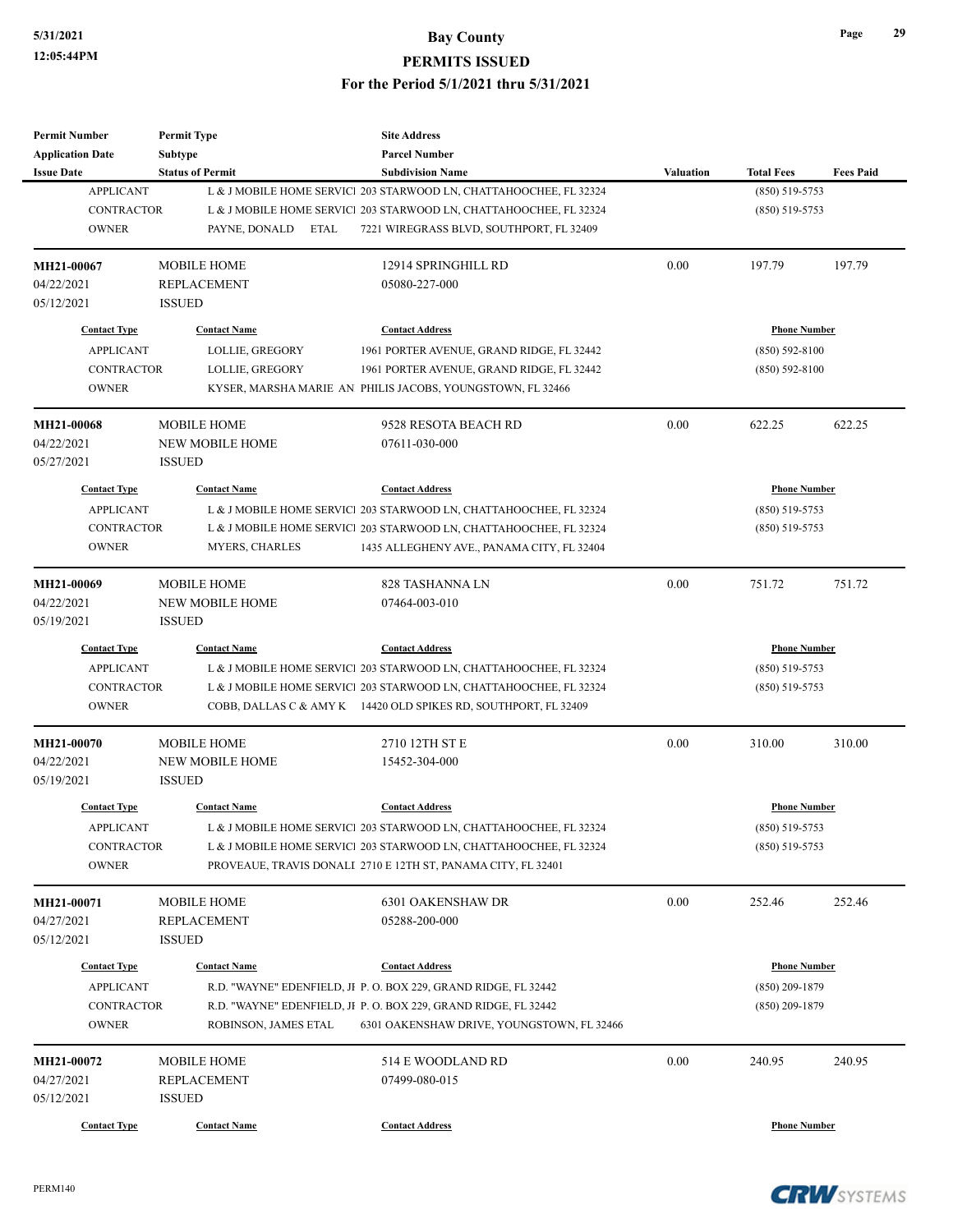| Permit Number | Permit Type | Site Address | | | |
|---|---|---|---|---|---|
| Application Date | Subtype | Parcel Number | | | |
| Issue Date | Status of Permit | Subdivision Name | Valuation | Total Fees | Fees Paid |

| Contact Type | Contact Name | Contact Address | Phone Number |
|---|---|---|---|
| APPLICANT | L & J MOBILE HOME SERVICI | 203 STARWOOD LN, CHATTAHOOCHEE, FL 32324 | (850) 519-5753 |
| CONTRACTOR | L & J MOBILE HOME SERVICI | 203 STARWOOD LN, CHATTAHOOCHEE, FL 32324 | (850) 519-5753 |
| OWNER | PAYNE, DONALD ETAL | 7221 WIREGRASS BLVD, SOUTHPORT, FL 32409 | |

| MH21-00067 | MOBILE HOME | 12914 SPRINGHILL RD | 0.00 | 197.79 | 197.79 |
|---|---|---|---|---|---|
| 04/22/2021 | REPLACEMENT | 05080-227-000 | | | |
| 05/12/2021 | ISSUED | | | | |

| Contact Type | Contact Name | Contact Address | Phone Number |
|---|---|---|---|
| APPLICANT | LOLLIE, GREGORY | 1961 PORTER AVENUE, GRAND RIDGE, FL 32442 | (850) 592-8100 |
| CONTRACTOR | LOLLIE, GREGORY | 1961 PORTER AVENUE, GRAND RIDGE, FL 32442 | (850) 592-8100 |
| OWNER | KYSER, MARSHA MARIE AN | PHILIS JACOBS, YOUNGSTOWN, FL 32466 | |

| MH21-00068 | MOBILE HOME | 9528 RESOTA BEACH RD | 0.00 | 622.25 | 622.25 |
|---|---|---|---|---|---|
| 04/22/2021 | NEW MOBILE HOME | 07611-030-000 | | | |
| 05/27/2021 | ISSUED | | | | |

| Contact Type | Contact Name | Contact Address | Phone Number |
|---|---|---|---|
| APPLICANT | L & J MOBILE HOME SERVICI | 203 STARWOOD LN, CHATTAHOOCHEE, FL 32324 | (850) 519-5753 |
| CONTRACTOR | L & J MOBILE HOME SERVICI | 203 STARWOOD LN, CHATTAHOOCHEE, FL 32324 | (850) 519-5753 |
| OWNER | MYERS, CHARLES | 1435 ALLEGHENY AVE., PANAMA CITY, FL 32404 | |

| MH21-00069 | MOBILE HOME | 828 TASHANNA LN | 0.00 | 751.72 | 751.72 |
|---|---|---|---|---|---|
| 04/22/2021 | NEW MOBILE HOME | 07464-003-010 | | | |
| 05/19/2021 | ISSUED | | | | |

| Contact Type | Contact Name | Contact Address | Phone Number |
|---|---|---|---|
| APPLICANT | L & J MOBILE HOME SERVICI | 203 STARWOOD LN, CHATTAHOOCHEE, FL 32324 | (850) 519-5753 |
| CONTRACTOR | L & J MOBILE HOME SERVICI | 203 STARWOOD LN, CHATTAHOOCHEE, FL 32324 | (850) 519-5753 |
| OWNER | COBB, DALLAS C & AMY K | 14420 OLD SPIKES RD, SOUTHPORT, FL 32409 | |

| MH21-00070 | MOBILE HOME | 2710 12TH ST E | 0.00 | 310.00 | 310.00 |
|---|---|---|---|---|---|
| 04/22/2021 | NEW MOBILE HOME | 15452-304-000 | | | |
| 05/19/2021 | ISSUED | | | | |

| Contact Type | Contact Name | Contact Address | Phone Number |
|---|---|---|---|
| APPLICANT | L & J MOBILE HOME SERVICI | 203 STARWOOD LN, CHATTAHOOCHEE, FL 32324 | (850) 519-5753 |
| CONTRACTOR | L & J MOBILE HOME SERVICI | 203 STARWOOD LN, CHATTAHOOCHEE, FL 32324 | (850) 519-5753 |
| OWNER | PROVEAUE, TRAVIS DONALI | 2710 E 12TH ST, PANAMA CITY, FL 32401 | |

| MH21-00071 | MOBILE HOME | 6301 OAKENSHAW DR | 0.00 | 252.46 | 252.46 |
|---|---|---|---|---|---|
| 04/27/2021 | REPLACEMENT | 05288-200-000 | | | |
| 05/12/2021 | ISSUED | | | | |

| Contact Type | Contact Name | Contact Address | Phone Number |
|---|---|---|---|
| APPLICANT | R.D. "WAYNE" EDENFIELD, JI | P. O. BOX 229, GRAND RIDGE, FL 32442 | (850) 209-1879 |
| CONTRACTOR | R.D. "WAYNE" EDENFIELD, JI | P. O. BOX 229, GRAND RIDGE, FL 32442 | (850) 209-1879 |
| OWNER | ROBINSON, JAMES ETAL | 6301 OAKENSHAW DRIVE, YOUNGSTOWN, FL 32466 | |

| MH21-00072 | MOBILE HOME | 514 E WOODLAND RD | 0.00 | 240.95 | 240.95 |
|---|---|---|---|---|---|
| 04/27/2021 | REPLACEMENT | 07499-080-015 | | | |
| 05/12/2021 | ISSUED | | | | |

| Contact Type | Contact Name | Contact Address | Phone Number |
|---|---|---|---|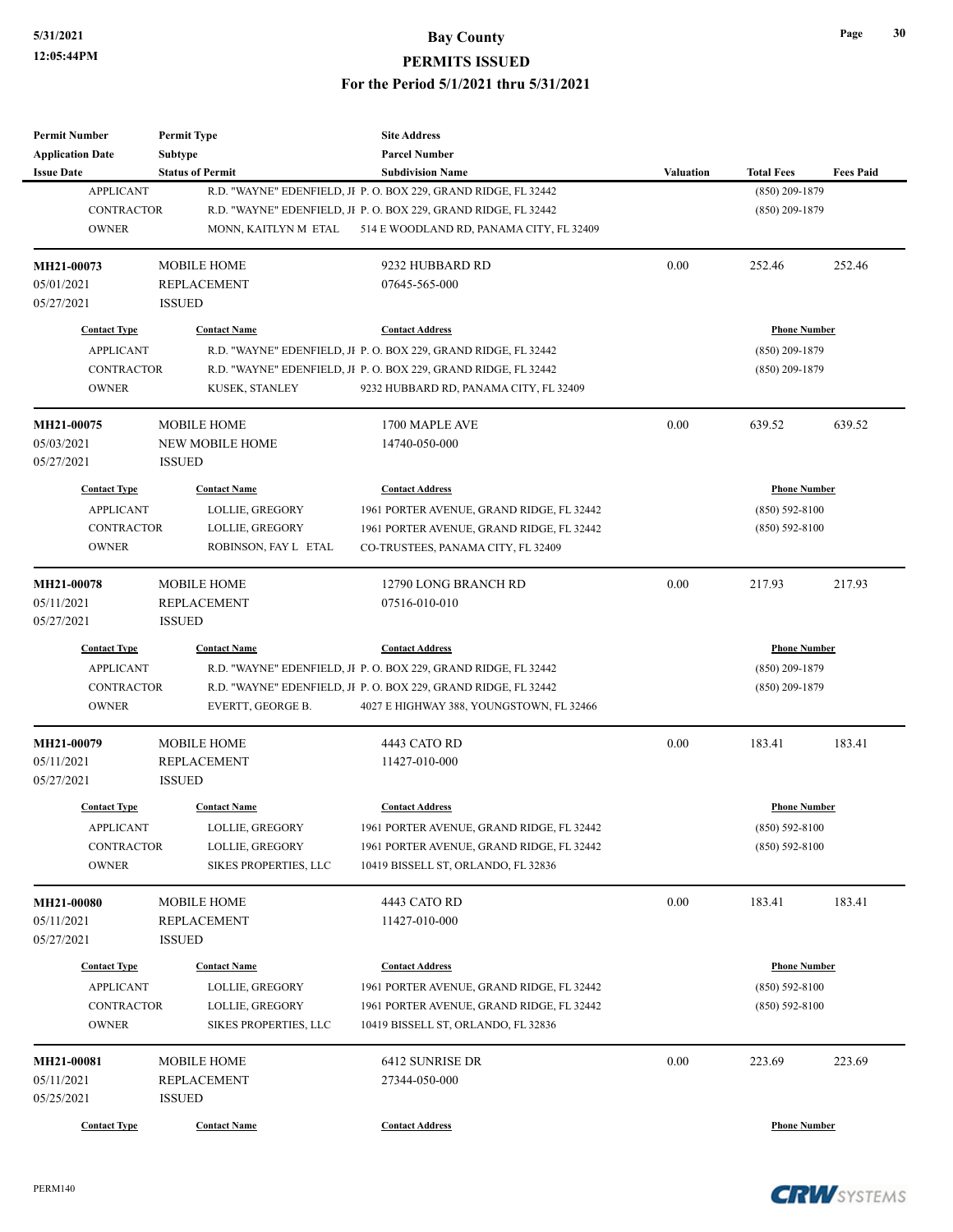| Permit Number | Permit Type | Site Address | | | |
|---|---|---|---|---|---|
| Application Date | Subtype | Parcel Number | | | |
| Issue Date | Status of Permit | Subdivision Name | Valuation | Total Fees | Fees Paid |

| Contact Type | Contact Name | Contact Address | Phone Number |
|---|---|---|---|
| APPLICANT | R.D. "WAYNE" EDENFIELD, JI | P. O. BOX 229, GRAND RIDGE, FL 32442 | (850) 209-1879 |
| CONTRACTOR | R.D. "WAYNE" EDENFIELD, JI | P. O. BOX 229, GRAND RIDGE, FL 32442 | (850) 209-1879 |
| OWNER | MONN, KAITLYN M ETAL | 514 E WOODLAND RD, PANAMA CITY, FL 32409 | |

| Permit Number | Permit Type | Site Address | Valuation | Total Fees | Fees Paid |
|---|---|---|---|---|---|
| **MH21-00073** | MOBILE HOME | 9232 HUBBARD RD | 0.00 | 252.46 | 252.46 |
| 05/01/2021 | REPLACEMENT | 07645-565-000 | | | |
| 05/27/2021 | ISSUED | | | | |

| Contact Type | Contact Name | Contact Address | Phone Number |
|---|---|---|---|
| APPLICANT | R.D. "WAYNE" EDENFIELD, JI | P. O. BOX 229, GRAND RIDGE, FL 32442 | (850) 209-1879 |
| CONTRACTOR | R.D. "WAYNE" EDENFIELD, JI | P. O. BOX 229, GRAND RIDGE, FL 32442 | (850) 209-1879 |
| OWNER | KUSEK, STANLEY | 9232 HUBBARD RD, PANAMA CITY, FL 32409 | |

| Permit Number | Permit Type | Site Address | Valuation | Total Fees | Fees Paid |
|---|---|---|---|---|---|
| **MH21-00075** | MOBILE HOME | 1700 MAPLE AVE | 0.00 | 639.52 | 639.52 |
| 05/03/2021 | NEW MOBILE HOME | 14740-050-000 | | | |
| 05/27/2021 | ISSUED | | | | |

| Contact Type | Contact Name | Contact Address | Phone Number |
|---|---|---|---|
| APPLICANT | LOLLIE, GREGORY | 1961 PORTER AVENUE, GRAND RIDGE, FL 32442 | (850) 592-8100 |
| CONTRACTOR | LOLLIE, GREGORY | 1961 PORTER AVENUE, GRAND RIDGE, FL 32442 | (850) 592-8100 |
| OWNER | ROBINSON, FAY L ETAL | CO-TRUSTEES, PANAMA CITY, FL 32409 | |

| Permit Number | Permit Type | Site Address | Valuation | Total Fees | Fees Paid |
|---|---|---|---|---|---|
| **MH21-00078** | MOBILE HOME | 12790 LONG BRANCH RD | 0.00 | 217.93 | 217.93 |
| 05/11/2021 | REPLACEMENT | 07516-010-010 | | | |
| 05/27/2021 | ISSUED | | | | |

| Contact Type | Contact Name | Contact Address | Phone Number |
|---|---|---|---|
| APPLICANT | R.D. "WAYNE" EDENFIELD, JI | P. O. BOX 229, GRAND RIDGE, FL 32442 | (850) 209-1879 |
| CONTRACTOR | R.D. "WAYNE" EDENFIELD, JI | P. O. BOX 229, GRAND RIDGE, FL 32442 | (850) 209-1879 |
| OWNER | EVERTT, GEORGE B. | 4027 E HIGHWAY 388, YOUNGSTOWN, FL 32466 | |

| Permit Number | Permit Type | Site Address | Valuation | Total Fees | Fees Paid |
|---|---|---|---|---|---|
| **MH21-00079** | MOBILE HOME | 4443 CATO RD | 0.00 | 183.41 | 183.41 |
| 05/11/2021 | REPLACEMENT | 11427-010-000 | | | |
| 05/27/2021 | ISSUED | | | | |

| Contact Type | Contact Name | Contact Address | Phone Number |
|---|---|---|---|
| APPLICANT | LOLLIE, GREGORY | 1961 PORTER AVENUE, GRAND RIDGE, FL 32442 | (850) 592-8100 |
| CONTRACTOR | LOLLIE, GREGORY | 1961 PORTER AVENUE, GRAND RIDGE, FL 32442 | (850) 592-8100 |
| OWNER | SIKES PROPERTIES, LLC | 10419 BISSELL ST, ORLANDO, FL 32836 | |

| Permit Number | Permit Type | Site Address | Valuation | Total Fees | Fees Paid |
|---|---|---|---|---|---|
| **MH21-00080** | MOBILE HOME | 4443 CATO RD | 0.00 | 183.41 | 183.41 |
| 05/11/2021 | REPLACEMENT | 11427-010-000 | | | |
| 05/27/2021 | ISSUED | | | | |

| Contact Type | Contact Name | Contact Address | Phone Number |
|---|---|---|---|
| APPLICANT | LOLLIE, GREGORY | 1961 PORTER AVENUE, GRAND RIDGE, FL 32442 | (850) 592-8100 |
| CONTRACTOR | LOLLIE, GREGORY | 1961 PORTER AVENUE, GRAND RIDGE, FL 32442 | (850) 592-8100 |
| OWNER | SIKES PROPERTIES, LLC | 10419 BISSELL ST, ORLANDO, FL 32836 | |

| Permit Number | Permit Type | Site Address | Valuation | Total Fees | Fees Paid |
|---|---|---|---|---|---|
| **MH21-00081** | MOBILE HOME | 6412 SUNRISE DR | 0.00 | 223.69 | 223.69 |
| 05/11/2021 | REPLACEMENT | 27344-050-000 | | | |
| 05/25/2021 | ISSUED | | | | |

| Contact Type | Contact Name | Contact Address | Phone Number |
|---|---|---|---|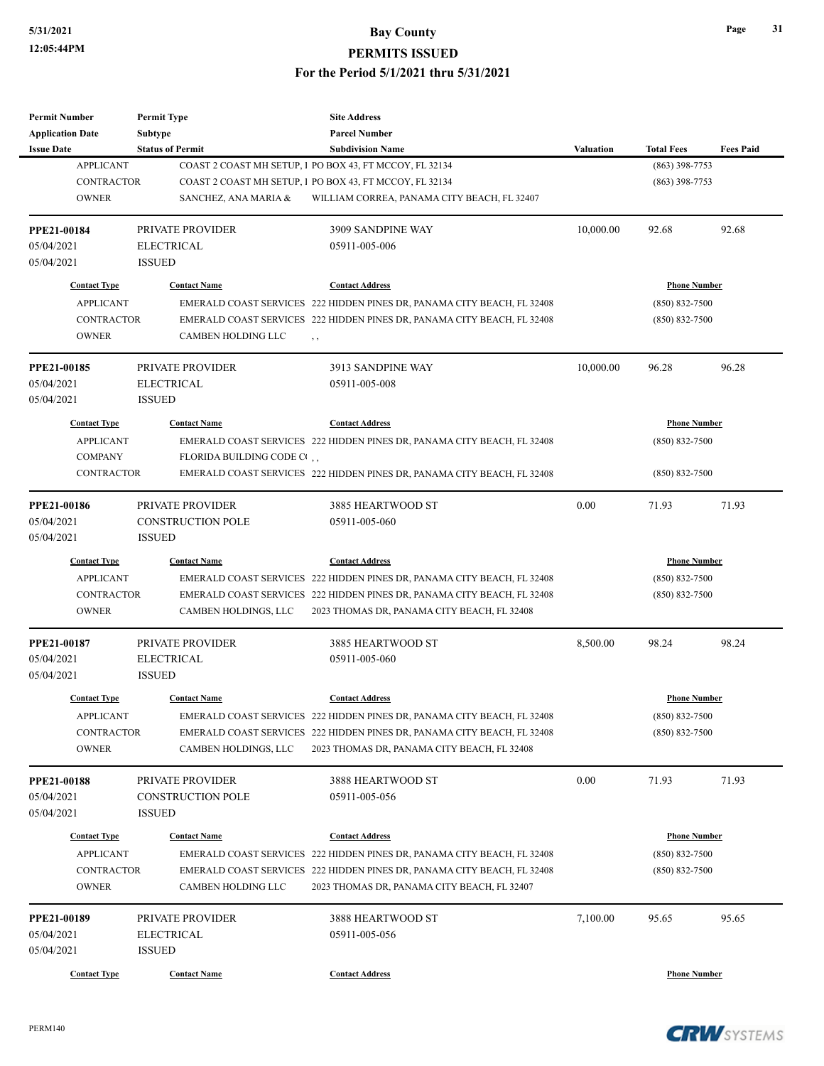# Bay County
## PERMITS ISSUED
### For the Period 5/1/2021 thru 5/31/2021

| Permit Number<br>Application Date<br>Issue Date | Permit Type<br>Subtype<br>Status of Permit | Site Address<br>Parcel Number<br>Subdivision Name | Valuation | Total Fees | Fees Paid |
|---|---|---|---|---|---|

| Contact Type | Contact Name | Contact Address | Phone Number |
|---|---|---|---|
| APPLICANT | COAST 2 COAST MH SETUP, I | PO BOX 43, FT MCCOY, FL 32134 | (863) 398-7753 |
| CONTRACTOR | COAST 2 COAST MH SETUP, I | PO BOX 43, FT MCCOY, FL 32134 | (863) 398-7753 |
| OWNER | SANCHEZ, ANA MARIA & | WILLIAM CORREA, PANAMA CITY BEACH, FL 32407 | |

---

| PPE21-00184 | PRIVATE PROVIDER | 3909 SANDPINE WAY | 10,000.00 | 92.68 | 92.68 |
|---|---|---|---|---|---|
| 05/04/2021 | ELECTRICAL | 05911-005-006 | | | |
| 05/04/2021 | ISSUED | | | | |

| Contact Type | Contact Name | Contact Address | Phone Number |
|---|---|---|---|
| APPLICANT | EMERALD COAST SERVICES | 222 HIDDEN PINES DR, PANAMA CITY BEACH, FL 32408 | (850) 832-7500 |
| CONTRACTOR | EMERALD COAST SERVICES | 222 HIDDEN PINES DR, PANAMA CITY BEACH, FL 32408 | (850) 832-7500 |
| OWNER | CAMBEN HOLDING LLC | , , | |

---

| PPE21-00185 | PRIVATE PROVIDER | 3913 SANDPINE WAY | 10,000.00 | 96.28 | 96.28 |
|---|---|---|---|---|---|
| 05/04/2021 | ELECTRICAL | 05911-005-008 | | | |
| 05/04/2021 | ISSUED | | | | |

| Contact Type | Contact Name | Contact Address | Phone Number |
|---|---|---|---|
| APPLICANT | EMERALD COAST SERVICES | 222 HIDDEN PINES DR, PANAMA CITY BEACH, FL 32408 | (850) 832-7500 |
| COMPANY | FLORIDA BUILDING CODE C( | , , | |
| CONTRACTOR | EMERALD COAST SERVICES | 222 HIDDEN PINES DR, PANAMA CITY BEACH, FL 32408 | (850) 832-7500 |

---

| PPE21-00186 | PRIVATE PROVIDER | 3885 HEARTWOOD ST | 0.00 | 71.93 | 71.93 |
|---|---|---|---|---|---|
| 05/04/2021 | CONSTRUCTION POLE | 05911-005-060 | | | |
| 05/04/2021 | ISSUED | | | | |

| Contact Type | Contact Name | Contact Address | Phone Number |
|---|---|---|---|
| APPLICANT | EMERALD COAST SERVICES | 222 HIDDEN PINES DR, PANAMA CITY BEACH, FL 32408 | (850) 832-7500 |
| CONTRACTOR | EMERALD COAST SERVICES | 222 HIDDEN PINES DR, PANAMA CITY BEACH, FL 32408 | (850) 832-7500 |
| OWNER | CAMBEN HOLDINGS, LLC | 2023 THOMAS DR, PANAMA CITY BEACH, FL 32408 | |

---

| PPE21-00187 | PRIVATE PROVIDER | 3885 HEARTWOOD ST | 8,500.00 | 98.24 | 98.24 |
|---|---|---|---|---|---|
| 05/04/2021 | ELECTRICAL | 05911-005-060 | | | |
| 05/04/2021 | ISSUED | | | | |

| Contact Type | Contact Name | Contact Address | Phone Number |
|---|---|---|---|
| APPLICANT | EMERALD COAST SERVICES | 222 HIDDEN PINES DR, PANAMA CITY BEACH, FL 32408 | (850) 832-7500 |
| CONTRACTOR | EMERALD COAST SERVICES | 222 HIDDEN PINES DR, PANAMA CITY BEACH, FL 32408 | (850) 832-7500 |
| OWNER | CAMBEN HOLDINGS, LLC | 2023 THOMAS DR, PANAMA CITY BEACH, FL 32408 | |

---

| PPE21-00188 | PRIVATE PROVIDER | 3888 HEARTWOOD ST | 0.00 | 71.93 | 71.93 |
|---|---|---|---|---|---|
| 05/04/2021 | CONSTRUCTION POLE | 05911-005-056 | | | |
| 05/04/2021 | ISSUED | | | | |

| Contact Type | Contact Name | Contact Address | Phone Number |
|---|---|---|---|
| APPLICANT | EMERALD COAST SERVICES | 222 HIDDEN PINES DR, PANAMA CITY BEACH, FL 32408 | (850) 832-7500 |
| CONTRACTOR | EMERALD COAST SERVICES | 222 HIDDEN PINES DR, PANAMA CITY BEACH, FL 32408 | (850) 832-7500 |
| OWNER | CAMBEN HOLDING LLC | 2023 THOMAS DR, PANAMA CITY BEACH, FL 32407 | |

---

| PPE21-00189 | PRIVATE PROVIDER | 3888 HEARTWOOD ST | 7,100.00 | 95.65 | 95.65 |
|---|---|---|---|---|---|
| 05/04/2021 | ELECTRICAL | 05911-005-056 | | | |
| 05/04/2021 | ISSUED | | | | |

| Contact Type | Contact Name | Contact Address | Phone Number |
|---|---|---|---|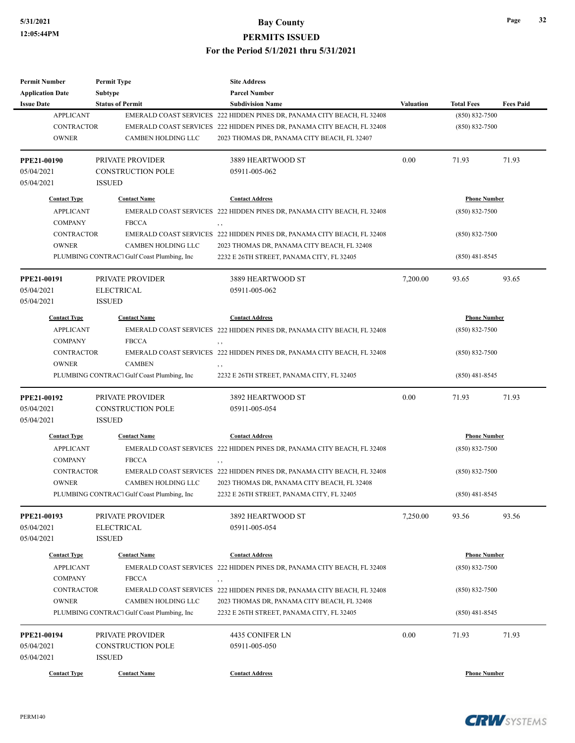| Permit Number | Permit Type | Site Address | | | |
|---|---|---|---|---|---|
| Application Date | Subtype | Parcel Number | | | |
| Issue Date | Status of Permit | Subdivision Name | Valuation | Total Fees | Fees Paid |

| Contact Type | Contact Name | Contact Address | Phone Number |
|---|---|---|---|
| APPLICANT | EMERALD COAST SERVICES | 222 HIDDEN PINES DR, PANAMA CITY BEACH, FL 32408 | (850) 832-7500 |
| CONTRACTOR | EMERALD COAST SERVICES | 222 HIDDEN PINES DR, PANAMA CITY BEACH, FL 32408 | (850) 832-7500 |
| OWNER | CAMBEN HOLDING LLC | 2023 THOMAS DR, PANAMA CITY BEACH, FL 32407 | |

| Permit Number | Permit Type | Site Address | Valuation | Total Fees | Fees Paid |
|---|---|---|---|---|---|
| **PPE21-00190** | PRIVATE PROVIDER | 3889 HEARTWOOD ST | 0.00 | 71.93 | 71.93 |
| 05/04/2021 | CONSTRUCTION POLE | 05911-005-062 | | | |
| 05/04/2021 | ISSUED | | | | |

| Contact Type | Contact Name | Contact Address | Phone Number |
|---|---|---|---|
| APPLICANT | EMERALD COAST SERVICES | 222 HIDDEN PINES DR, PANAMA CITY BEACH, FL 32408 | (850) 832-7500 |
| COMPANY | FBCCA | , , | |
| CONTRACTOR | EMERALD COAST SERVICES | 222 HIDDEN PINES DR, PANAMA CITY BEACH, FL 32408 | (850) 832-7500 |
| OWNER | CAMBEN HOLDING LLC | 2023 THOMAS DR, PANAMA CITY BEACH, FL 32408 | |
| PLUMBING CONTRACT | Gulf Coast Plumbing, Inc | 2232 E 26TH STREET, PANAMA CITY, FL 32405 | (850) 481-8545 |

| Permit Number | Permit Type | Site Address | Valuation | Total Fees | Fees Paid |
|---|---|---|---|---|---|
| **PPE21-00191** | PRIVATE PROVIDER | 3889 HEARTWOOD ST | 7,200.00 | 93.65 | 93.65 |
| 05/04/2021 | ELECTRICAL | 05911-005-062 | | | |
| 05/04/2021 | ISSUED | | | | |

| Contact Type | Contact Name | Contact Address | Phone Number |
|---|---|---|---|
| APPLICANT | EMERALD COAST SERVICES | 222 HIDDEN PINES DR, PANAMA CITY BEACH, FL 32408 | (850) 832-7500 |
| COMPANY | FBCCA | , , | |
| CONTRACTOR | EMERALD COAST SERVICES | 222 HIDDEN PINES DR, PANAMA CITY BEACH, FL 32408 | (850) 832-7500 |
| OWNER | CAMBEN | , , | |
| PLUMBING CONTRACT | Gulf Coast Plumbing, Inc | 2232 E 26TH STREET, PANAMA CITY, FL 32405 | (850) 481-8545 |

| Permit Number | Permit Type | Site Address | Valuation | Total Fees | Fees Paid |
|---|---|---|---|---|---|
| **PPE21-00192** | PRIVATE PROVIDER | 3892 HEARTWOOD ST | 0.00 | 71.93 | 71.93 |
| 05/04/2021 | CONSTRUCTION POLE | 05911-005-054 | | | |
| 05/04/2021 | ISSUED | | | | |

| Contact Type | Contact Name | Contact Address | Phone Number |
|---|---|---|---|
| APPLICANT | EMERALD COAST SERVICES | 222 HIDDEN PINES DR, PANAMA CITY BEACH, FL 32408 | (850) 832-7500 |
| COMPANY | FBCCA | , , | |
| CONTRACTOR | EMERALD COAST SERVICES | 222 HIDDEN PINES DR, PANAMA CITY BEACH, FL 32408 | (850) 832-7500 |
| OWNER | CAMBEN HOLDING LLC | 2023 THOMAS DR, PANAMA CITY BEACH, FL 32408 | |
| PLUMBING CONTRACT | Gulf Coast Plumbing, Inc | 2232 E 26TH STREET, PANAMA CITY, FL 32405 | (850) 481-8545 |

| Permit Number | Permit Type | Site Address | Valuation | Total Fees | Fees Paid |
|---|---|---|---|---|---|
| **PPE21-00193** | PRIVATE PROVIDER | 3892 HEARTWOOD ST | 7,250.00 | 93.56 | 93.56 |
| 05/04/2021 | ELECTRICAL | 05911-005-054 | | | |
| 05/04/2021 | ISSUED | | | | |

| Contact Type | Contact Name | Contact Address | Phone Number |
|---|---|---|---|
| APPLICANT | EMERALD COAST SERVICES | 222 HIDDEN PINES DR, PANAMA CITY BEACH, FL 32408 | (850) 832-7500 |
| COMPANY | FBCCA | , , | |
| CONTRACTOR | EMERALD COAST SERVICES | 222 HIDDEN PINES DR, PANAMA CITY BEACH, FL 32408 | (850) 832-7500 |
| OWNER | CAMBEN HOLDING LLC | 2023 THOMAS DR, PANAMA CITY BEACH, FL 32408 | |
| PLUMBING CONTRACT | Gulf Coast Plumbing, Inc | 2232 E 26TH STREET, PANAMA CITY, FL 32405 | (850) 481-8545 |

| Permit Number | Permit Type | Site Address | Valuation | Total Fees | Fees Paid |
|---|---|---|---|---|---|
| **PPE21-00194** | PRIVATE PROVIDER | 4435 CONIFER LN | 0.00 | 71.93 | 71.93 |
| 05/04/2021 | CONSTRUCTION POLE | 05911-005-050 | | | |
| 05/04/2021 | ISSUED | | | | |

| Contact Type | Contact Name | Contact Address | Phone Number |
|---|---|---|---|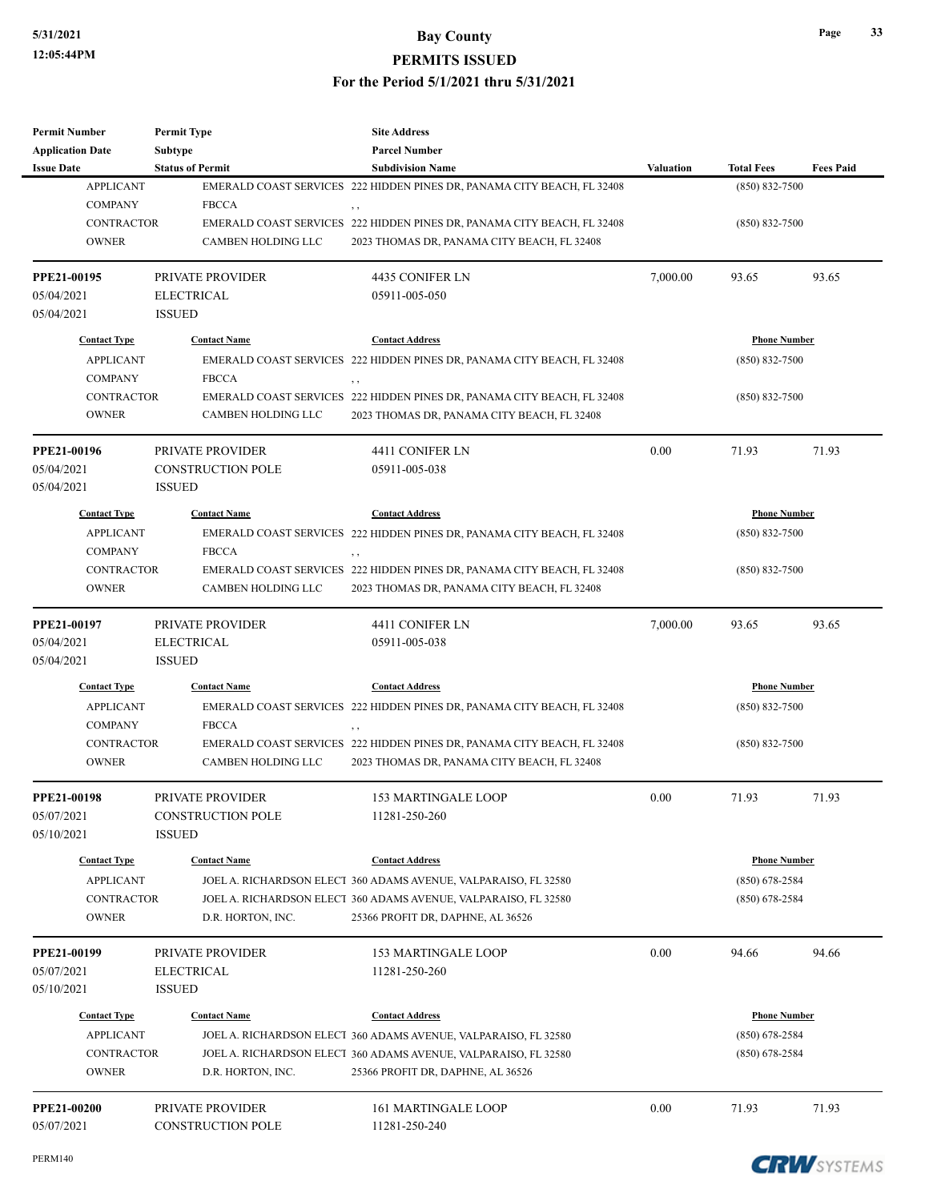| Permit Number | Permit Type | Site Address | | | |
|---|---|---|---|---|---|
| Application Date | Subtype | Parcel Number | | | |
| Issue Date | Status of Permit | Subdivision Name | Valuation | Total Fees | Fees Paid |

| Contact Type | Contact Name | Contact Address | Phone Number |
|---|---|---|---|
| APPLICANT | EMERALD COAST SERVICES | 222 HIDDEN PINES DR, PANAMA CITY BEACH, FL 32408 | (850) 832-7500 |
| COMPANY | FBCCA | , , | |
| CONTRACTOR | EMERALD COAST SERVICES | 222 HIDDEN PINES DR, PANAMA CITY BEACH, FL 32408 | (850) 832-7500 |
| OWNER | CAMBEN HOLDING LLC | 2023 THOMAS DR, PANAMA CITY BEACH, FL 32408 | |

| PPE21-00195 | PRIVATE PROVIDER | 4435 CONIFER LN | 7,000.00 | 93.65 | 93.65 |
|---|---|---|---|---|---|
| 05/04/2021 | ELECTRICAL | 05911-005-050 | | | |
| 05/04/2021 | ISSUED | | | | |

| Contact Type | Contact Name | Contact Address | Phone Number |
|---|---|---|---|
| APPLICANT | EMERALD COAST SERVICES | 222 HIDDEN PINES DR, PANAMA CITY BEACH, FL 32408 | (850) 832-7500 |
| COMPANY | FBCCA | , , | |
| CONTRACTOR | EMERALD COAST SERVICES | 222 HIDDEN PINES DR, PANAMA CITY BEACH, FL 32408 | (850) 832-7500 |
| OWNER | CAMBEN HOLDING LLC | 2023 THOMAS DR, PANAMA CITY BEACH, FL 32408 | |

| PPE21-00196 | PRIVATE PROVIDER | 4411 CONIFER LN | 0.00 | 71.93 | 71.93 |
|---|---|---|---|---|---|
| 05/04/2021 | CONSTRUCTION POLE | 05911-005-038 | | | |
| 05/04/2021 | ISSUED | | | | |

| Contact Type | Contact Name | Contact Address | Phone Number |
|---|---|---|---|
| APPLICANT | EMERALD COAST SERVICES | 222 HIDDEN PINES DR, PANAMA CITY BEACH, FL 32408 | (850) 832-7500 |
| COMPANY | FBCCA | , , | |
| CONTRACTOR | EMERALD COAST SERVICES | 222 HIDDEN PINES DR, PANAMA CITY BEACH, FL 32408 | (850) 832-7500 |
| OWNER | CAMBEN HOLDING LLC | 2023 THOMAS DR, PANAMA CITY BEACH, FL 32408 | |

| PPE21-00197 | PRIVATE PROVIDER | 4411 CONIFER LN | 7,000.00 | 93.65 | 93.65 |
|---|---|---|---|---|---|
| 05/04/2021 | ELECTRICAL | 05911-005-038 | | | |
| 05/04/2021 | ISSUED | | | | |

| Contact Type | Contact Name | Contact Address | Phone Number |
|---|---|---|---|
| APPLICANT | EMERALD COAST SERVICES | 222 HIDDEN PINES DR, PANAMA CITY BEACH, FL 32408 | (850) 832-7500 |
| COMPANY | FBCCA | , , | |
| CONTRACTOR | EMERALD COAST SERVICES | 222 HIDDEN PINES DR, PANAMA CITY BEACH, FL 32408 | (850) 832-7500 |
| OWNER | CAMBEN HOLDING LLC | 2023 THOMAS DR, PANAMA CITY BEACH, FL 32408 | |

| PPE21-00198 | PRIVATE PROVIDER | 153 MARTINGALE LOOP | 0.00 | 71.93 | 71.93 |
|---|---|---|---|---|---|
| 05/07/2021 | CONSTRUCTION POLE | 11281-250-260 | | | |
| 05/10/2021 | ISSUED | | | | |

| Contact Type | Contact Name | Contact Address | Phone Number |
|---|---|---|---|
| APPLICANT | JOEL A. RICHARDSON ELECT | 360 ADAMS AVENUE, VALPARAISO, FL 32580 | (850) 678-2584 |
| CONTRACTOR | JOEL A. RICHARDSON ELECT | 360 ADAMS AVENUE, VALPARAISO, FL 32580 | (850) 678-2584 |
| OWNER | D.R. HORTON, INC. | 25366 PROFIT DR, DAPHNE, AL 36526 | |

| PPE21-00199 | PRIVATE PROVIDER | 153 MARTINGALE LOOP | 0.00 | 94.66 | 94.66 |
|---|---|---|---|---|---|
| 05/07/2021 | ELECTRICAL | 11281-250-260 | | | |
| 05/10/2021 | ISSUED | | | | |

| Contact Type | Contact Name | Contact Address | Phone Number |
|---|---|---|---|
| APPLICANT | JOEL A. RICHARDSON ELECT | 360 ADAMS AVENUE, VALPARAISO, FL 32580 | (850) 678-2584 |
| CONTRACTOR | JOEL A. RICHARDSON ELECT | 360 ADAMS AVENUE, VALPARAISO, FL 32580 | (850) 678-2584 |
| OWNER | D.R. HORTON, INC. | 25366 PROFIT DR, DAPHNE, AL 36526 | |

| PPE21-00200 | PRIVATE PROVIDER | 161 MARTINGALE LOOP | 0.00 | 71.93 | 71.93 |
|---|---|---|---|---|---|
| 05/07/2021 | CONSTRUCTION POLE | 11281-250-240 | | | |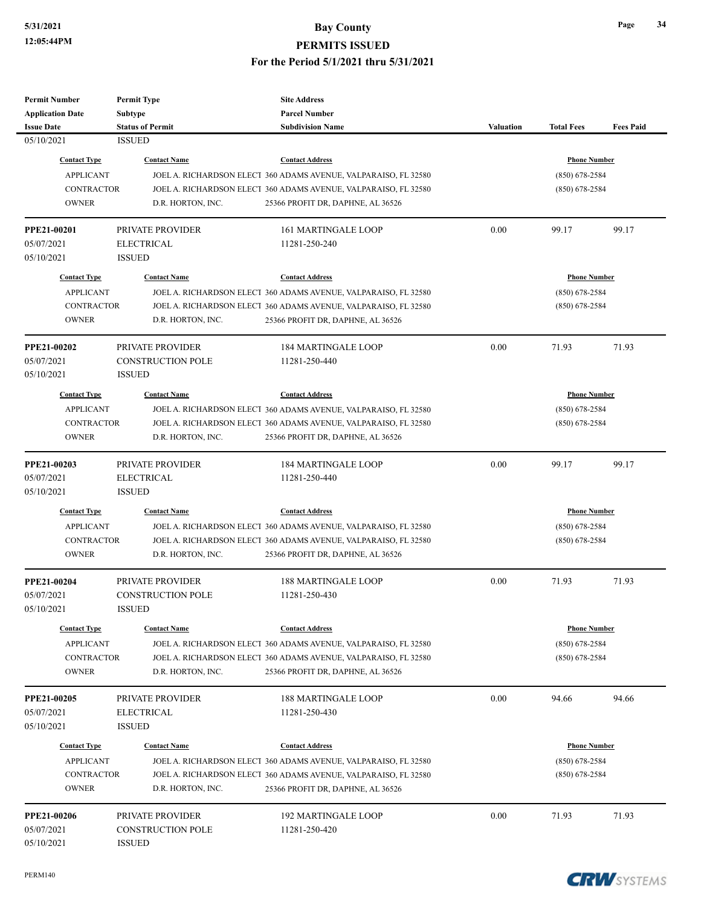| Permit Number | Permit Type | Site Address | | | |
|---|---|---|---|---|---|
| Application Date | Subtype | Parcel Number | | | |
| Issue Date | Status of Permit | Subdivision Name | Valuation | Total Fees | Fees Paid |
| 05/10/2021 | ISSUED | | | | |

| Contact Type | Contact Name | Contact Address | Phone Number |
|---|---|---|---|
| APPLICANT | JOEL A. RICHARDSON ELECT | 360 ADAMS AVENUE, VALPARAISO, FL 32580 | (850) 678-2584 |
| CONTRACTOR | JOEL A. RICHARDSON ELECT | 360 ADAMS AVENUE, VALPARAISO, FL 32580 | (850) 678-2584 |
| OWNER | D.R. HORTON, INC. | 25366 PROFIT DR, DAPHNE, AL 36526 | |

| Permit Number | Permit Type | Site Address | Valuation | Total Fees | Fees Paid |
|---|---|---|---|---|---|
| PPE21-00201 | PRIVATE PROVIDER | 161 MARTINGALE LOOP | 0.00 | 99.17 | 99.17 |
| 05/07/2021 | ELECTRICAL | 11281-250-240 | | | |
| 05/10/2021 | ISSUED | | | | |

| Contact Type | Contact Name | Contact Address | Phone Number |
|---|---|---|---|
| APPLICANT | JOEL A. RICHARDSON ELECT | 360 ADAMS AVENUE, VALPARAISO, FL 32580 | (850) 678-2584 |
| CONTRACTOR | JOEL A. RICHARDSON ELECT | 360 ADAMS AVENUE, VALPARAISO, FL 32580 | (850) 678-2584 |
| OWNER | D.R. HORTON, INC. | 25366 PROFIT DR, DAPHNE, AL 36526 | |

| Permit Number | Permit Type | Site Address | Valuation | Total Fees | Fees Paid |
|---|---|---|---|---|---|
| PPE21-00202 | PRIVATE PROVIDER | 184 MARTINGALE LOOP | 0.00 | 71.93 | 71.93 |
| 05/07/2021 | CONSTRUCTION POLE | 11281-250-440 | | | |
| 05/10/2021 | ISSUED | | | | |

| Contact Type | Contact Name | Contact Address | Phone Number |
|---|---|---|---|
| APPLICANT | JOEL A. RICHARDSON ELECT | 360 ADAMS AVENUE, VALPARAISO, FL 32580 | (850) 678-2584 |
| CONTRACTOR | JOEL A. RICHARDSON ELECT | 360 ADAMS AVENUE, VALPARAISO, FL 32580 | (850) 678-2584 |
| OWNER | D.R. HORTON, INC. | 25366 PROFIT DR, DAPHNE, AL 36526 | |

| Permit Number | Permit Type | Site Address | Valuation | Total Fees | Fees Paid |
|---|---|---|---|---|---|
| PPE21-00203 | PRIVATE PROVIDER | 184 MARTINGALE LOOP | 0.00 | 99.17 | 99.17 |
| 05/07/2021 | ELECTRICAL | 11281-250-440 | | | |
| 05/10/2021 | ISSUED | | | | |

| Contact Type | Contact Name | Contact Address | Phone Number |
|---|---|---|---|
| APPLICANT | JOEL A. RICHARDSON ELECT | 360 ADAMS AVENUE, VALPARAISO, FL 32580 | (850) 678-2584 |
| CONTRACTOR | JOEL A. RICHARDSON ELECT | 360 ADAMS AVENUE, VALPARAISO, FL 32580 | (850) 678-2584 |
| OWNER | D.R. HORTON, INC. | 25366 PROFIT DR, DAPHNE, AL 36526 | |

| Permit Number | Permit Type | Site Address | Valuation | Total Fees | Fees Paid |
|---|---|---|---|---|---|
| PPE21-00204 | PRIVATE PROVIDER | 188 MARTINGALE LOOP | 0.00 | 71.93 | 71.93 |
| 05/07/2021 | CONSTRUCTION POLE | 11281-250-430 | | | |
| 05/10/2021 | ISSUED | | | | |

| Contact Type | Contact Name | Contact Address | Phone Number |
|---|---|---|---|
| APPLICANT | JOEL A. RICHARDSON ELECT | 360 ADAMS AVENUE, VALPARAISO, FL 32580 | (850) 678-2584 |
| CONTRACTOR | JOEL A. RICHARDSON ELECT | 360 ADAMS AVENUE, VALPARAISO, FL 32580 | (850) 678-2584 |
| OWNER | D.R. HORTON, INC. | 25366 PROFIT DR, DAPHNE, AL 36526 | |

| Permit Number | Permit Type | Site Address | Valuation | Total Fees | Fees Paid |
|---|---|---|---|---|---|
| PPE21-00205 | PRIVATE PROVIDER | 188 MARTINGALE LOOP | 0.00 | 94.66 | 94.66 |
| 05/07/2021 | ELECTRICAL | 11281-250-430 | | | |
| 05/10/2021 | ISSUED | | | | |

| Contact Type | Contact Name | Contact Address | Phone Number |
|---|---|---|---|
| APPLICANT | JOEL A. RICHARDSON ELECT | 360 ADAMS AVENUE, VALPARAISO, FL 32580 | (850) 678-2584 |
| CONTRACTOR | JOEL A. RICHARDSON ELECT | 360 ADAMS AVENUE, VALPARAISO, FL 32580 | (850) 678-2584 |
| OWNER | D.R. HORTON, INC. | 25366 PROFIT DR, DAPHNE, AL 36526 | |

| Permit Number | Permit Type | Site Address | Valuation | Total Fees | Fees Paid |
|---|---|---|---|---|---|
| PPE21-00206 | PRIVATE PROVIDER | 192 MARTINGALE LOOP | 0.00 | 71.93 | 71.93 |
| 05/07/2021 | CONSTRUCTION POLE | 11281-250-420 | | | |
| 05/10/2021 | ISSUED | | | | |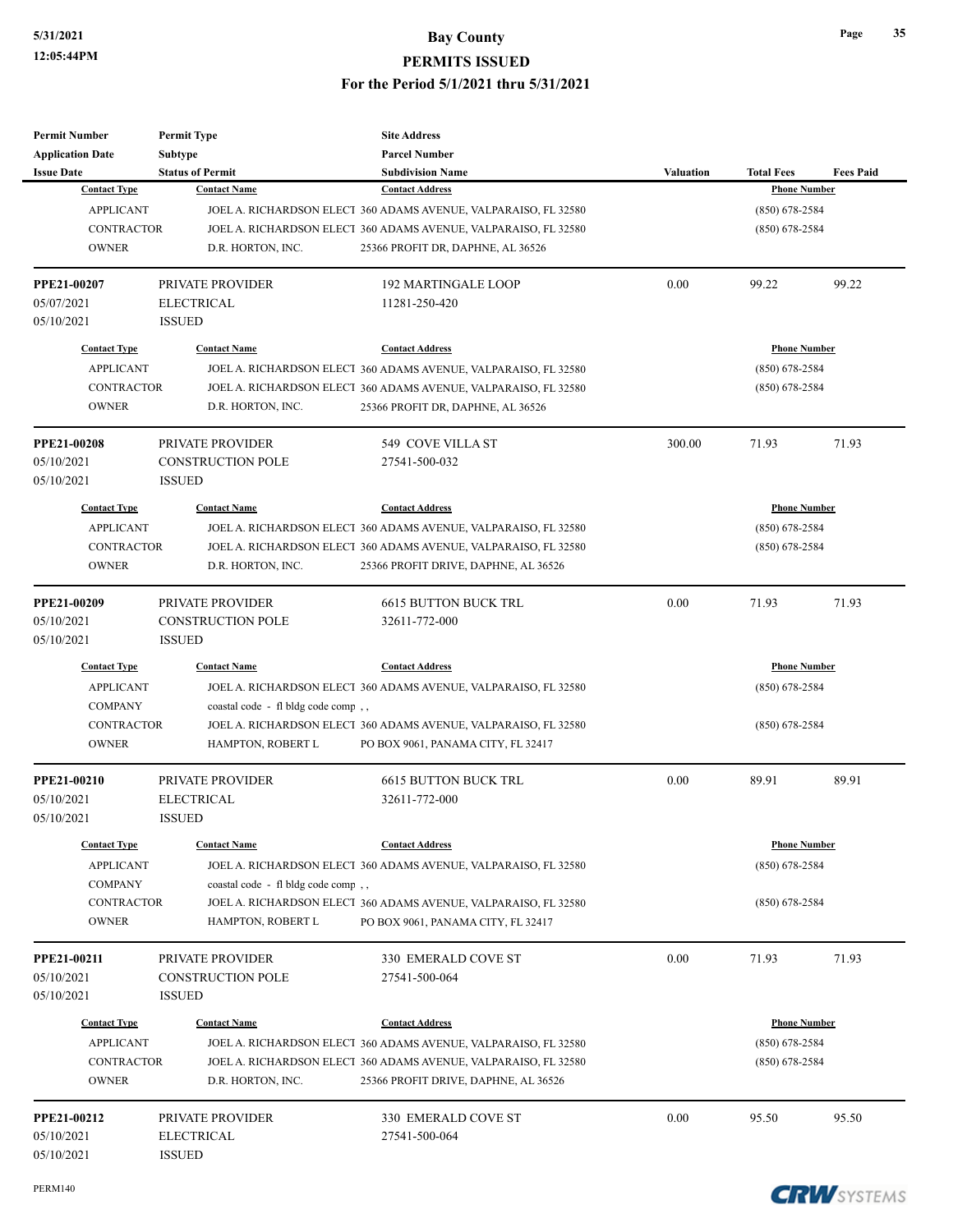| Permit Number | Permit Type | Site Address | | | |
|---|---|---|---|---|---|
| Application Date | Subtype | Parcel Number | | | |
| Issue Date | Status of Permit | Subdivision Name | Valuation | Total Fees | Fees Paid |

| Contact Type | Contact Name | Contact Address | Phone Number |
|---|---|---|---|
| APPLICANT | JOEL A. RICHARDSON ELECT | 360 ADAMS AVENUE, VALPARAISO, FL 32580 | (850) 678-2584 |
| CONTRACTOR | JOEL A. RICHARDSON ELECT | 360 ADAMS AVENUE, VALPARAISO, FL 32580 | (850) 678-2584 |
| OWNER | D.R. HORTON, INC. | 25366 PROFIT DR, DAPHNE, AL 36526 | |

| PPE21-00207 | PRIVATE PROVIDER | 192 MARTINGALE LOOP | 0.00 | 99.22 | 99.22 |
|---|---|---|---|---|---|
| 05/07/2021 | ELECTRICAL | 11281-250-420 | | | |
| 05/10/2021 | ISSUED | | | | |

| Contact Type | Contact Name | Contact Address | Phone Number |
|---|---|---|---|
| APPLICANT | JOEL A. RICHARDSON ELECT | 360 ADAMS AVENUE, VALPARAISO, FL 32580 | (850) 678-2584 |
| CONTRACTOR | JOEL A. RICHARDSON ELECT | 360 ADAMS AVENUE, VALPARAISO, FL 32580 | (850) 678-2584 |
| OWNER | D.R. HORTON, INC. | 25366 PROFIT DR, DAPHNE, AL 36526 | |

| PPE21-00208 | PRIVATE PROVIDER | 549 COVE VILLA ST | 300.00 | 71.93 | 71.93 |
|---|---|---|---|---|---|
| 05/10/2021 | CONSTRUCTION POLE | 27541-500-032 | | | |
| 05/10/2021 | ISSUED | | | | |

| Contact Type | Contact Name | Contact Address | Phone Number |
|---|---|---|---|
| APPLICANT | JOEL A. RICHARDSON ELECT | 360 ADAMS AVENUE, VALPARAISO, FL 32580 | (850) 678-2584 |
| CONTRACTOR | JOEL A. RICHARDSON ELECT | 360 ADAMS AVENUE, VALPARAISO, FL 32580 | (850) 678-2584 |
| OWNER | D.R. HORTON, INC. | 25366 PROFIT DRIVE, DAPHNE, AL 36526 | |

| PPE21-00209 | PRIVATE PROVIDER | 6615 BUTTON BUCK TRL | 0.00 | 71.93 | 71.93 |
|---|---|---|---|---|---|
| 05/10/2021 | CONSTRUCTION POLE | 32611-772-000 | | | |
| 05/10/2021 | ISSUED | | | | |

| Contact Type | Contact Name | Contact Address | Phone Number |
|---|---|---|---|
| APPLICANT | JOEL A. RICHARDSON ELECT | 360 ADAMS AVENUE, VALPARAISO, FL 32580 | (850) 678-2584 |
| COMPANY | coastal code - fl bldg code comp , , | | |
| CONTRACTOR | JOEL A. RICHARDSON ELECT | 360 ADAMS AVENUE, VALPARAISO, FL 32580 | (850) 678-2584 |
| OWNER | HAMPTON, ROBERT L | PO BOX 9061, PANAMA CITY, FL 32417 | |

| PPE21-00210 | PRIVATE PROVIDER | 6615 BUTTON BUCK TRL | 0.00 | 89.91 | 89.91 |
|---|---|---|---|---|---|
| 05/10/2021 | ELECTRICAL | 32611-772-000 | | | |
| 05/10/2021 | ISSUED | | | | |

| Contact Type | Contact Name | Contact Address | Phone Number |
|---|---|---|---|
| APPLICANT | JOEL A. RICHARDSON ELECT | 360 ADAMS AVENUE, VALPARAISO, FL 32580 | (850) 678-2584 |
| COMPANY | coastal code - fl bldg code comp , , | | |
| CONTRACTOR | JOEL A. RICHARDSON ELECT | 360 ADAMS AVENUE, VALPARAISO, FL 32580 | (850) 678-2584 |
| OWNER | HAMPTON, ROBERT L | PO BOX 9061, PANAMA CITY, FL 32417 | |

| PPE21-00211 | PRIVATE PROVIDER | 330 EMERALD COVE ST | 0.00 | 71.93 | 71.93 |
|---|---|---|---|---|---|
| 05/10/2021 | CONSTRUCTION POLE | 27541-500-064 | | | |
| 05/10/2021 | ISSUED | | | | |

| Contact Type | Contact Name | Contact Address | Phone Number |
|---|---|---|---|
| APPLICANT | JOEL A. RICHARDSON ELECT | 360 ADAMS AVENUE, VALPARAISO, FL 32580 | (850) 678-2584 |
| CONTRACTOR | JOEL A. RICHARDSON ELECT | 360 ADAMS AVENUE, VALPARAISO, FL 32580 | (850) 678-2584 |
| OWNER | D.R. HORTON, INC. | 25366 PROFIT DRIVE, DAPHNE, AL 36526 | |

| PPE21-00212 | PRIVATE PROVIDER | 330 EMERALD COVE ST | 0.00 | 95.50 | 95.50 |
|---|---|---|---|---|---|
| 05/10/2021 | ELECTRICAL | 27541-500-064 | | | |
| 05/10/2021 | ISSUED | | | | |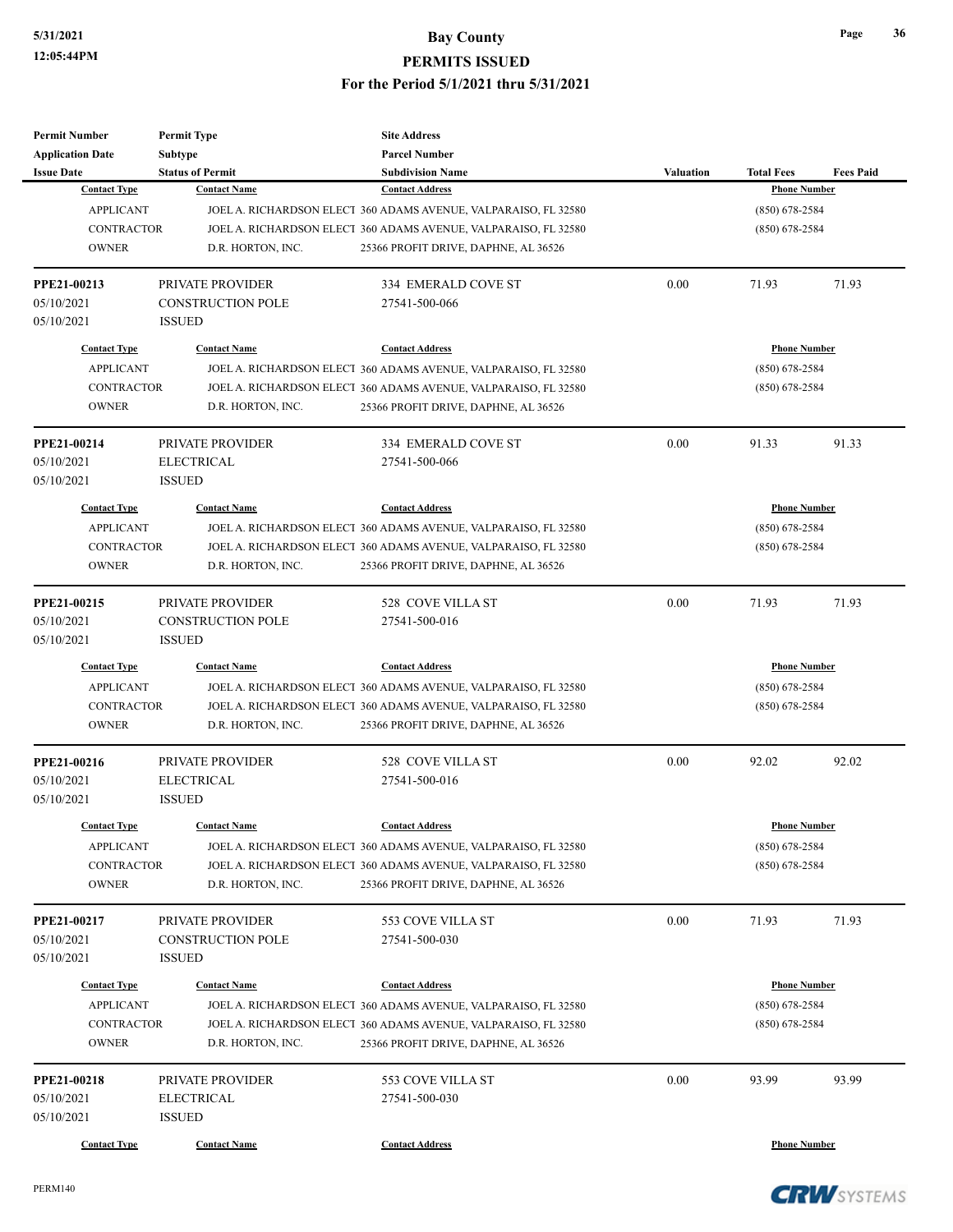| Permit Number | Permit Type | Site Address | | | |
|---|---|---|---|---|---|
| Application Date | Subtype | Parcel Number | | | |
| Issue Date | Status of Permit | Subdivision Name | Valuation | Total Fees | Fees Paid |

| Contact Type | Contact Name | Contact Address | Phone Number |
|---|---|---|---|
| APPLICANT | JOEL A. RICHARDSON ELECT | 360 ADAMS AVENUE, VALPARAISO, FL 32580 | (850) 678-2584 |
| CONTRACTOR | JOEL A. RICHARDSON ELECT | 360 ADAMS AVENUE, VALPARAISO, FL 32580 | (850) 678-2584 |
| OWNER | D.R. HORTON, INC. | 25366 PROFIT DRIVE, DAPHNE, AL 36526 | |

| PPE21-00213 | PRIVATE PROVIDER | 334 EMERALD COVE ST | 0.00 | 71.93 | 71.93 |
|---|---|---|---|---|---|
| 05/10/2021 | CONSTRUCTION POLE | 27541-500-066 | | | |
| 05/10/2021 | ISSUED | | | | |

| Contact Type | Contact Name | Contact Address | Phone Number |
|---|---|---|---|
| APPLICANT | JOEL A. RICHARDSON ELECT | 360 ADAMS AVENUE, VALPARAISO, FL 32580 | (850) 678-2584 |
| CONTRACTOR | JOEL A. RICHARDSON ELECT | 360 ADAMS AVENUE, VALPARAISO, FL 32580 | (850) 678-2584 |
| OWNER | D.R. HORTON, INC. | 25366 PROFIT DRIVE, DAPHNE, AL 36526 | |

| PPE21-00214 | PRIVATE PROVIDER | 334 EMERALD COVE ST | 0.00 | 91.33 | 91.33 |
|---|---|---|---|---|---|
| 05/10/2021 | ELECTRICAL | 27541-500-066 | | | |
| 05/10/2021 | ISSUED | | | | |

| Contact Type | Contact Name | Contact Address | Phone Number |
|---|---|---|---|
| APPLICANT | JOEL A. RICHARDSON ELECT | 360 ADAMS AVENUE, VALPARAISO, FL 32580 | (850) 678-2584 |
| CONTRACTOR | JOEL A. RICHARDSON ELECT | 360 ADAMS AVENUE, VALPARAISO, FL 32580 | (850) 678-2584 |
| OWNER | D.R. HORTON, INC. | 25366 PROFIT DRIVE, DAPHNE, AL 36526 | |

| PPE21-00215 | PRIVATE PROVIDER | 528 COVE VILLA ST | 0.00 | 71.93 | 71.93 |
|---|---|---|---|---|---|
| 05/10/2021 | CONSTRUCTION POLE | 27541-500-016 | | | |
| 05/10/2021 | ISSUED | | | | |

| Contact Type | Contact Name | Contact Address | Phone Number |
|---|---|---|---|
| APPLICANT | JOEL A. RICHARDSON ELECT | 360 ADAMS AVENUE, VALPARAISO, FL 32580 | (850) 678-2584 |
| CONTRACTOR | JOEL A. RICHARDSON ELECT | 360 ADAMS AVENUE, VALPARAISO, FL 32580 | (850) 678-2584 |
| OWNER | D.R. HORTON, INC. | 25366 PROFIT DRIVE, DAPHNE, AL 36526 | |

| PPE21-00216 | PRIVATE PROVIDER | 528 COVE VILLA ST | 0.00 | 92.02 | 92.02 |
|---|---|---|---|---|---|
| 05/10/2021 | ELECTRICAL | 27541-500-016 | | | |
| 05/10/2021 | ISSUED | | | | |

| Contact Type | Contact Name | Contact Address | Phone Number |
|---|---|---|---|
| APPLICANT | JOEL A. RICHARDSON ELECT | 360 ADAMS AVENUE, VALPARAISO, FL 32580 | (850) 678-2584 |
| CONTRACTOR | JOEL A. RICHARDSON ELECT | 360 ADAMS AVENUE, VALPARAISO, FL 32580 | (850) 678-2584 |
| OWNER | D.R. HORTON, INC. | 25366 PROFIT DRIVE, DAPHNE, AL 36526 | |

| PPE21-00217 | PRIVATE PROVIDER | 553 COVE VILLA ST | 0.00 | 71.93 | 71.93 |
|---|---|---|---|---|---|
| 05/10/2021 | CONSTRUCTION POLE | 27541-500-030 | | | |
| 05/10/2021 | ISSUED | | | | |

| Contact Type | Contact Name | Contact Address | Phone Number |
|---|---|---|---|
| APPLICANT | JOEL A. RICHARDSON ELECT | 360 ADAMS AVENUE, VALPARAISO, FL 32580 | (850) 678-2584 |
| CONTRACTOR | JOEL A. RICHARDSON ELECT | 360 ADAMS AVENUE, VALPARAISO, FL 32580 | (850) 678-2584 |
| OWNER | D.R. HORTON, INC. | 25366 PROFIT DRIVE, DAPHNE, AL 36526 | |

| PPE21-00218 | PRIVATE PROVIDER | 553 COVE VILLA ST | 0.00 | 93.99 | 93.99 |
|---|---|---|---|---|---|
| 05/10/2021 | ELECTRICAL | 27541-500-030 | | | |
| 05/10/2021 | ISSUED | | | | |

| Contact Type | Contact Name | Contact Address | Phone Number |
|---|---|---|---|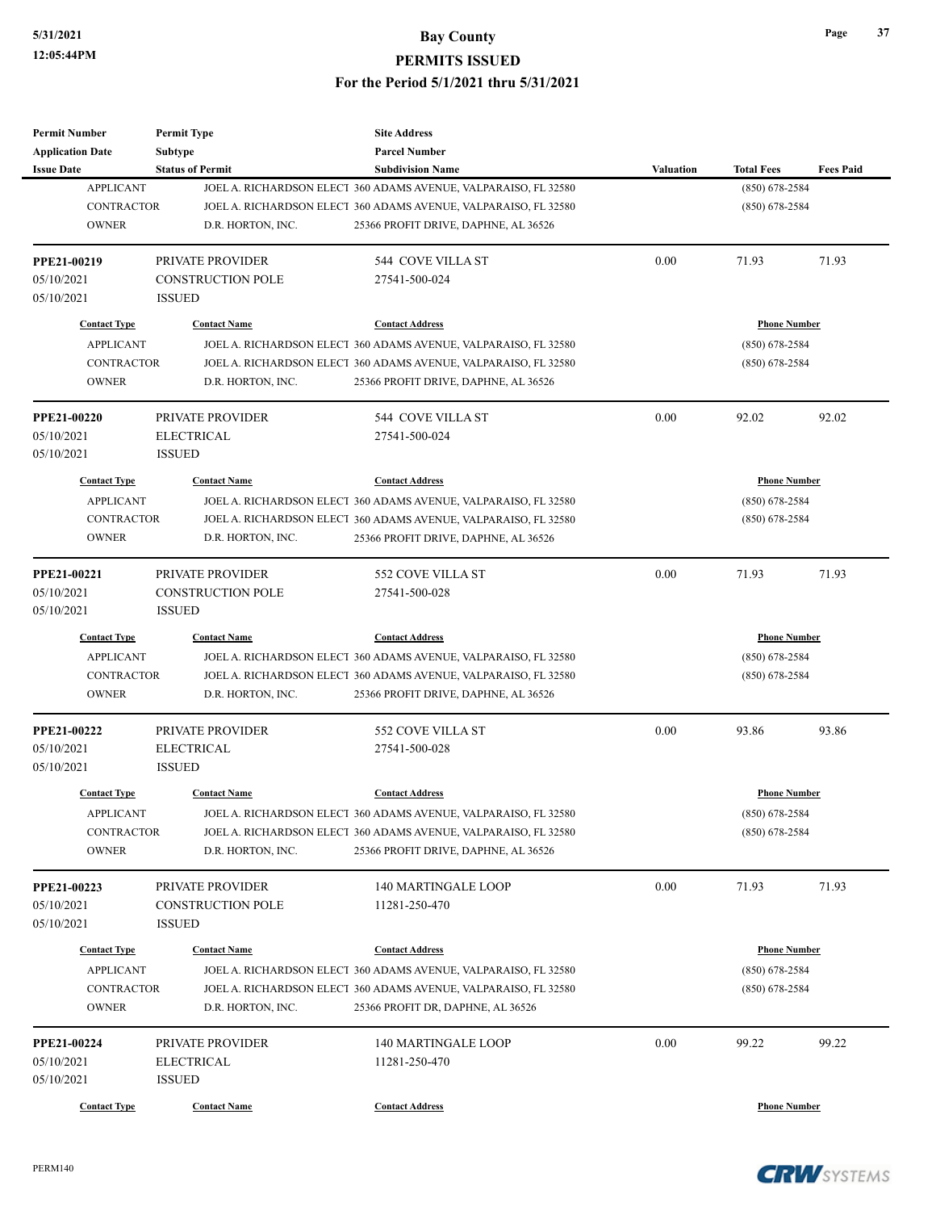# Bay County

## PERMITS ISSUED

### For the Period 5/1/2021 thru 5/31/2021

| Permit Number / Application Date / Issue Date | Permit Type / Subtype / Status of Permit | Site Address / Parcel Number / Subdivision Name | Valuation | Total Fees | Fees Paid |
|---|---|---|---|---|---|

| Contact Type | Contact Name | Contact Address | Phone Number |
|---|---|---|---|
| APPLICANT | JOEL A. RICHARDSON ELECT | 360 ADAMS AVENUE, VALPARAISO, FL 32580 | (850) 678-2584 |
| CONTRACTOR | JOEL A. RICHARDSON ELECT | 360 ADAMS AVENUE, VALPARAISO, FL 32580 | (850) 678-2584 |
| OWNER | D.R. HORTON, INC. | 25366 PROFIT DRIVE, DAPHNE, AL 36526 | |

---

| PPE21-00219 | PRIVATE PROVIDER | 544 COVE VILLA ST | 0.00 | 71.93 | 71.93 |
|---|---|---|---|---|---|
| 05/10/2021 | CONSTRUCTION POLE | 27541-500-024 | | | |
| 05/10/2021 | ISSUED | | | | |

| Contact Type | Contact Name | Contact Address | Phone Number |
|---|---|---|---|
| APPLICANT | JOEL A. RICHARDSON ELECT | 360 ADAMS AVENUE, VALPARAISO, FL 32580 | (850) 678-2584 |
| CONTRACTOR | JOEL A. RICHARDSON ELECT | 360 ADAMS AVENUE, VALPARAISO, FL 32580 | (850) 678-2584 |
| OWNER | D.R. HORTON, INC. | 25366 PROFIT DRIVE, DAPHNE, AL 36526 | |

---

| PPE21-00220 | PRIVATE PROVIDER | 544 COVE VILLA ST | 0.00 | 92.02 | 92.02 |
|---|---|---|---|---|---|
| 05/10/2021 | ELECTRICAL | 27541-500-024 | | | |
| 05/10/2021 | ISSUED | | | | |

| Contact Type | Contact Name | Contact Address | Phone Number |
|---|---|---|---|
| APPLICANT | JOEL A. RICHARDSON ELECT | 360 ADAMS AVENUE, VALPARAISO, FL 32580 | (850) 678-2584 |
| CONTRACTOR | JOEL A. RICHARDSON ELECT | 360 ADAMS AVENUE, VALPARAISO, FL 32580 | (850) 678-2584 |
| OWNER | D.R. HORTON, INC. | 25366 PROFIT DRIVE, DAPHNE, AL 36526 | |

---

| PPE21-00221 | PRIVATE PROVIDER | 552 COVE VILLA ST | 0.00 | 71.93 | 71.93 |
|---|---|---|---|---|---|
| 05/10/2021 | CONSTRUCTION POLE | 27541-500-028 | | | |
| 05/10/2021 | ISSUED | | | | |

| Contact Type | Contact Name | Contact Address | Phone Number |
|---|---|---|---|
| APPLICANT | JOEL A. RICHARDSON ELECT | 360 ADAMS AVENUE, VALPARAISO, FL 32580 | (850) 678-2584 |
| CONTRACTOR | JOEL A. RICHARDSON ELECT | 360 ADAMS AVENUE, VALPARAISO, FL 32580 | (850) 678-2584 |
| OWNER | D.R. HORTON, INC. | 25366 PROFIT DRIVE, DAPHNE, AL 36526 | |

---

| PPE21-00222 | PRIVATE PROVIDER | 552 COVE VILLA ST | 0.00 | 93.86 | 93.86 |
|---|---|---|---|---|---|
| 05/10/2021 | ELECTRICAL | 27541-500-028 | | | |
| 05/10/2021 | ISSUED | | | | |

| Contact Type | Contact Name | Contact Address | Phone Number |
|---|---|---|---|
| APPLICANT | JOEL A. RICHARDSON ELECT | 360 ADAMS AVENUE, VALPARAISO, FL 32580 | (850) 678-2584 |
| CONTRACTOR | JOEL A. RICHARDSON ELECT | 360 ADAMS AVENUE, VALPARAISO, FL 32580 | (850) 678-2584 |
| OWNER | D.R. HORTON, INC. | 25366 PROFIT DRIVE, DAPHNE, AL 36526 | |

---

| PPE21-00223 | PRIVATE PROVIDER | 140 MARTINGALE LOOP | 0.00 | 71.93 | 71.93 |
|---|---|---|---|---|---|
| 05/10/2021 | CONSTRUCTION POLE | 11281-250-470 | | | |
| 05/10/2021 | ISSUED | | | | |

| Contact Type | Contact Name | Contact Address | Phone Number |
|---|---|---|---|
| APPLICANT | JOEL A. RICHARDSON ELECT | 360 ADAMS AVENUE, VALPARAISO, FL 32580 | (850) 678-2584 |
| CONTRACTOR | JOEL A. RICHARDSON ELECT | 360 ADAMS AVENUE, VALPARAISO, FL 32580 | (850) 678-2584 |
| OWNER | D.R. HORTON, INC. | 25366 PROFIT DR, DAPHNE, AL 36526 | |

---

| PPE21-00224 | PRIVATE PROVIDER | 140 MARTINGALE LOOP | 0.00 | 99.22 | 99.22 |
|---|---|---|---|---|---|
| 05/10/2021 | ELECTRICAL | 11281-250-470 | | | |
| 05/10/2021 | ISSUED | | | | |

| Contact Type | Contact Name | Contact Address | Phone Number |
|---|---|---|---|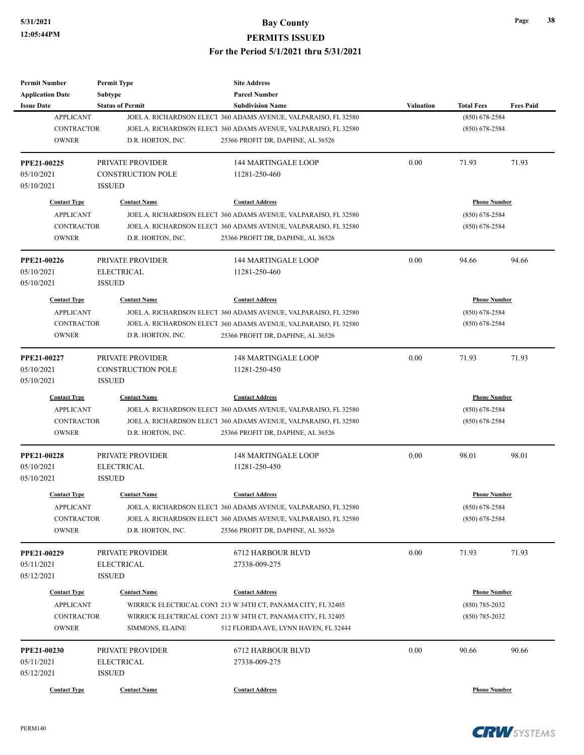| Permit Number | Permit Type | Site Address | | | |
|---|---|---|---|---|---|
| Application Date | Subtype | Parcel Number | | | |
| Issue Date | Status of Permit | Subdivision Name | Valuation | Total Fees | Fees Paid |

| Contact Type | Contact Name | Contact Address | Phone Number |
|---|---|---|---|
| APPLICANT | JOEL A. RICHARDSON ELECT | 360 ADAMS AVENUE, VALPARAISO, FL 32580 | (850) 678-2584 |
| CONTRACTOR | JOEL A. RICHARDSON ELECT | 360 ADAMS AVENUE, VALPARAISO, FL 32580 | (850) 678-2584 |
| OWNER | D.R. HORTON, INC. | 25366 PROFIT DR, DAPHNE, AL 36526 | |

| PPE21-00225 | PRIVATE PROVIDER | 144 MARTINGALE LOOP | 0.00 | 71.93 | 71.93 |
|---|---|---|---|---|---|
| 05/10/2021 | CONSTRUCTION POLE | 11281-250-460 | | | |
| 05/10/2021 | ISSUED | | | | |

| Contact Type | Contact Name | Contact Address | Phone Number |
|---|---|---|---|
| APPLICANT | JOEL A. RICHARDSON ELECT | 360 ADAMS AVENUE, VALPARAISO, FL 32580 | (850) 678-2584 |
| CONTRACTOR | JOEL A. RICHARDSON ELECT | 360 ADAMS AVENUE, VALPARAISO, FL 32580 | (850) 678-2584 |
| OWNER | D.R. HORTON, INC. | 25366 PROFIT DR, DAPHNE, AL 36526 | |

| PPE21-00226 | PRIVATE PROVIDER | 144 MARTINGALE LOOP | 0.00 | 94.66 | 94.66 |
|---|---|---|---|---|---|
| 05/10/2021 | ELECTRICAL | 11281-250-460 | | | |
| 05/10/2021 | ISSUED | | | | |

| Contact Type | Contact Name | Contact Address | Phone Number |
|---|---|---|---|
| APPLICANT | JOEL A. RICHARDSON ELECT | 360 ADAMS AVENUE, VALPARAISO, FL 32580 | (850) 678-2584 |
| CONTRACTOR | JOEL A. RICHARDSON ELECT | 360 ADAMS AVENUE, VALPARAISO, FL 32580 | (850) 678-2584 |
| OWNER | D.R. HORTON, INC. | 25366 PROFIT DR, DAPHNE, AL 36526 | |

| PPE21-00227 | PRIVATE PROVIDER | 148 MARTINGALE LOOP | 0.00 | 71.93 | 71.93 |
|---|---|---|---|---|---|
| 05/10/2021 | CONSTRUCTION POLE | 11281-250-450 | | | |
| 05/10/2021 | ISSUED | | | | |

| Contact Type | Contact Name | Contact Address | Phone Number |
|---|---|---|---|
| APPLICANT | JOEL A. RICHARDSON ELECT | 360 ADAMS AVENUE, VALPARAISO, FL 32580 | (850) 678-2584 |
| CONTRACTOR | JOEL A. RICHARDSON ELECT | 360 ADAMS AVENUE, VALPARAISO, FL 32580 | (850) 678-2584 |
| OWNER | D.R. HORTON, INC. | 25366 PROFIT DR, DAPHNE, AL 36526 | |

| PPE21-00228 | PRIVATE PROVIDER | 148 MARTINGALE LOOP | 0.00 | 98.01 | 98.01 |
|---|---|---|---|---|---|
| 05/10/2021 | ELECTRICAL | 11281-250-450 | | | |
| 05/10/2021 | ISSUED | | | | |

| Contact Type | Contact Name | Contact Address | Phone Number |
|---|---|---|---|
| APPLICANT | JOEL A. RICHARDSON ELECT | 360 ADAMS AVENUE, VALPARAISO, FL 32580 | (850) 678-2584 |
| CONTRACTOR | JOEL A. RICHARDSON ELECT | 360 ADAMS AVENUE, VALPARAISO, FL 32580 | (850) 678-2584 |
| OWNER | D.R. HORTON, INC. | 25366 PROFIT DR, DAPHNE, AL 36526 | |

| PPE21-00229 | PRIVATE PROVIDER | 6712 HARBOUR BLVD | 0.00 | 71.93 | 71.93 |
|---|---|---|---|---|---|
| 05/11/2021 | ELECTRICAL | 27338-009-275 | | | |
| 05/12/2021 | ISSUED | | | | |

| Contact Type | Contact Name | Contact Address | Phone Number |
|---|---|---|---|
| APPLICANT | WIRRICK ELECTRICAL CONT | 213 W 34TH CT, PANAMA CITY, FL 32405 | (850) 785-2032 |
| CONTRACTOR | WIRRICK ELECTRICAL CONT | 213 W 34TH CT, PANAMA CITY, FL 32405 | (850) 785-2032 |
| OWNER | SIMMONS, ELAINE | 512 FLORIDA AVE, LYNN HAVEN, FL 32444 | |

| PPE21-00230 | PRIVATE PROVIDER | 6712 HARBOUR BLVD | 0.00 | 90.66 | 90.66 |
|---|---|---|---|---|---|
| 05/11/2021 | ELECTRICAL | 27338-009-275 | | | |
| 05/12/2021 | ISSUED | | | | |

| Contact Type | Contact Name | Contact Address | Phone Number |
|---|---|---|---|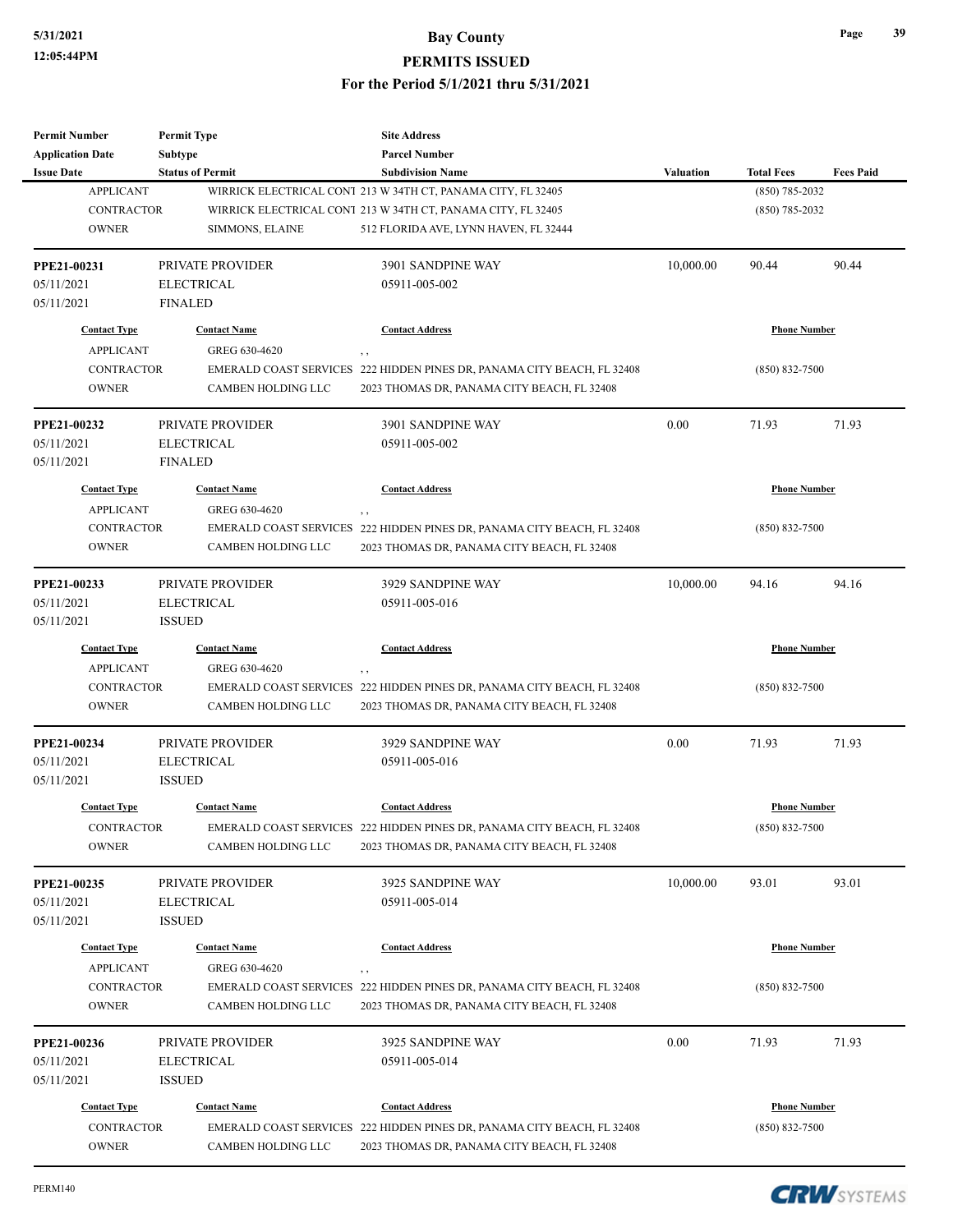# Bay County
## PERMITS ISSUED
### For the Period 5/1/2021 thru 5/31/2021

| Permit Number | Permit Type | Site Address | | | |
|---|---|---|---|---|---|
| Application Date | Subtype | Parcel Number | | | |
| Issue Date | Status of Permit | Subdivision Name | Valuation | Total Fees | Fees Paid |

| Contact Type | Contact Name | Contact Address | Phone Number |
|---|---|---|---|
| APPLICANT | WIRRICK ELECTRICAL CONT | 213 W 34TH CT, PANAMA CITY, FL 32405 | (850) 785-2032 |
| CONTRACTOR | WIRRICK ELECTRICAL CONT | 213 W 34TH CT, PANAMA CITY, FL 32405 | (850) 785-2032 |
| OWNER | SIMMONS, ELAINE | 512 FLORIDA AVE, LYNN HAVEN, FL 32444 | |

---

| Permit Number | Permit Type | Site Address | Valuation | Total Fees | Fees Paid |
|---|---|---|---|---|---|
| **PPE21-00231** | PRIVATE PROVIDER | 3901 SANDPINE WAY | 10,000.00 | 90.44 | 90.44 |
| 05/11/2021 | ELECTRICAL | 05911-005-002 | | | |
| 05/11/2021 | FINALED | | | | |

| Contact Type | Contact Name | Contact Address | Phone Number |
|---|---|---|---|
| APPLICANT | GREG 630-4620 | , , | |
| CONTRACTOR | EMERALD COAST SERVICES | 222 HIDDEN PINES DR, PANAMA CITY BEACH, FL 32408 | (850) 832-7500 |
| OWNER | CAMBEN HOLDING LLC | 2023 THOMAS DR, PANAMA CITY BEACH, FL 32408 | |

---

| Permit Number | Permit Type | Site Address | Valuation | Total Fees | Fees Paid |
|---|---|---|---|---|---|
| **PPE21-00232** | PRIVATE PROVIDER | 3901 SANDPINE WAY | 0.00 | 71.93 | 71.93 |
| 05/11/2021 | ELECTRICAL | 05911-005-002 | | | |
| 05/11/2021 | FINALED | | | | |

| Contact Type | Contact Name | Contact Address | Phone Number |
|---|---|---|---|
| APPLICANT | GREG 630-4620 | , , | |
| CONTRACTOR | EMERALD COAST SERVICES | 222 HIDDEN PINES DR, PANAMA CITY BEACH, FL 32408 | (850) 832-7500 |
| OWNER | CAMBEN HOLDING LLC | 2023 THOMAS DR, PANAMA CITY BEACH, FL 32408 | |

---

| Permit Number | Permit Type | Site Address | Valuation | Total Fees | Fees Paid |
|---|---|---|---|---|---|
| **PPE21-00233** | PRIVATE PROVIDER | 3929 SANDPINE WAY | 10,000.00 | 94.16 | 94.16 |
| 05/11/2021 | ELECTRICAL | 05911-005-016 | | | |
| 05/11/2021 | ISSUED | | | | |

| Contact Type | Contact Name | Contact Address | Phone Number |
|---|---|---|---|
| APPLICANT | GREG 630-4620 | , , | |
| CONTRACTOR | EMERALD COAST SERVICES | 222 HIDDEN PINES DR, PANAMA CITY BEACH, FL 32408 | (850) 832-7500 |
| OWNER | CAMBEN HOLDING LLC | 2023 THOMAS DR, PANAMA CITY BEACH, FL 32408 | |

---

| Permit Number | Permit Type | Site Address | Valuation | Total Fees | Fees Paid |
|---|---|---|---|---|---|
| **PPE21-00234** | PRIVATE PROVIDER | 3929 SANDPINE WAY | 0.00 | 71.93 | 71.93 |
| 05/11/2021 | ELECTRICAL | 05911-005-016 | | | |
| 05/11/2021 | ISSUED | | | | |

| Contact Type | Contact Name | Contact Address | Phone Number |
|---|---|---|---|
| CONTRACTOR | EMERALD COAST SERVICES | 222 HIDDEN PINES DR, PANAMA CITY BEACH, FL 32408 | (850) 832-7500 |
| OWNER | CAMBEN HOLDING LLC | 2023 THOMAS DR, PANAMA CITY BEACH, FL 32408 | |

---

| Permit Number | Permit Type | Site Address | Valuation | Total Fees | Fees Paid |
|---|---|---|---|---|---|
| **PPE21-00235** | PRIVATE PROVIDER | 3925 SANDPINE WAY | 10,000.00 | 93.01 | 93.01 |
| 05/11/2021 | ELECTRICAL | 05911-005-014 | | | |
| 05/11/2021 | ISSUED | | | | |

| Contact Type | Contact Name | Contact Address | Phone Number |
|---|---|---|---|
| APPLICANT | GREG 630-4620 | , , | |
| CONTRACTOR | EMERALD COAST SERVICES | 222 HIDDEN PINES DR, PANAMA CITY BEACH, FL 32408 | (850) 832-7500 |
| OWNER | CAMBEN HOLDING LLC | 2023 THOMAS DR, PANAMA CITY BEACH, FL 32408 | |

---

| Permit Number | Permit Type | Site Address | Valuation | Total Fees | Fees Paid |
|---|---|---|---|---|---|
| **PPE21-00236** | PRIVATE PROVIDER | 3925 SANDPINE WAY | 0.00 | 71.93 | 71.93 |
| 05/11/2021 | ELECTRICAL | 05911-005-014 | | | |
| 05/11/2021 | ISSUED | | | | |

| Contact Type | Contact Name | Contact Address | Phone Number |
|---|---|---|---|
| CONTRACTOR | EMERALD COAST SERVICES | 222 HIDDEN PINES DR, PANAMA CITY BEACH, FL 32408 | (850) 832-7500 |
| OWNER | CAMBEN HOLDING LLC | 2023 THOMAS DR, PANAMA CITY BEACH, FL 32408 | |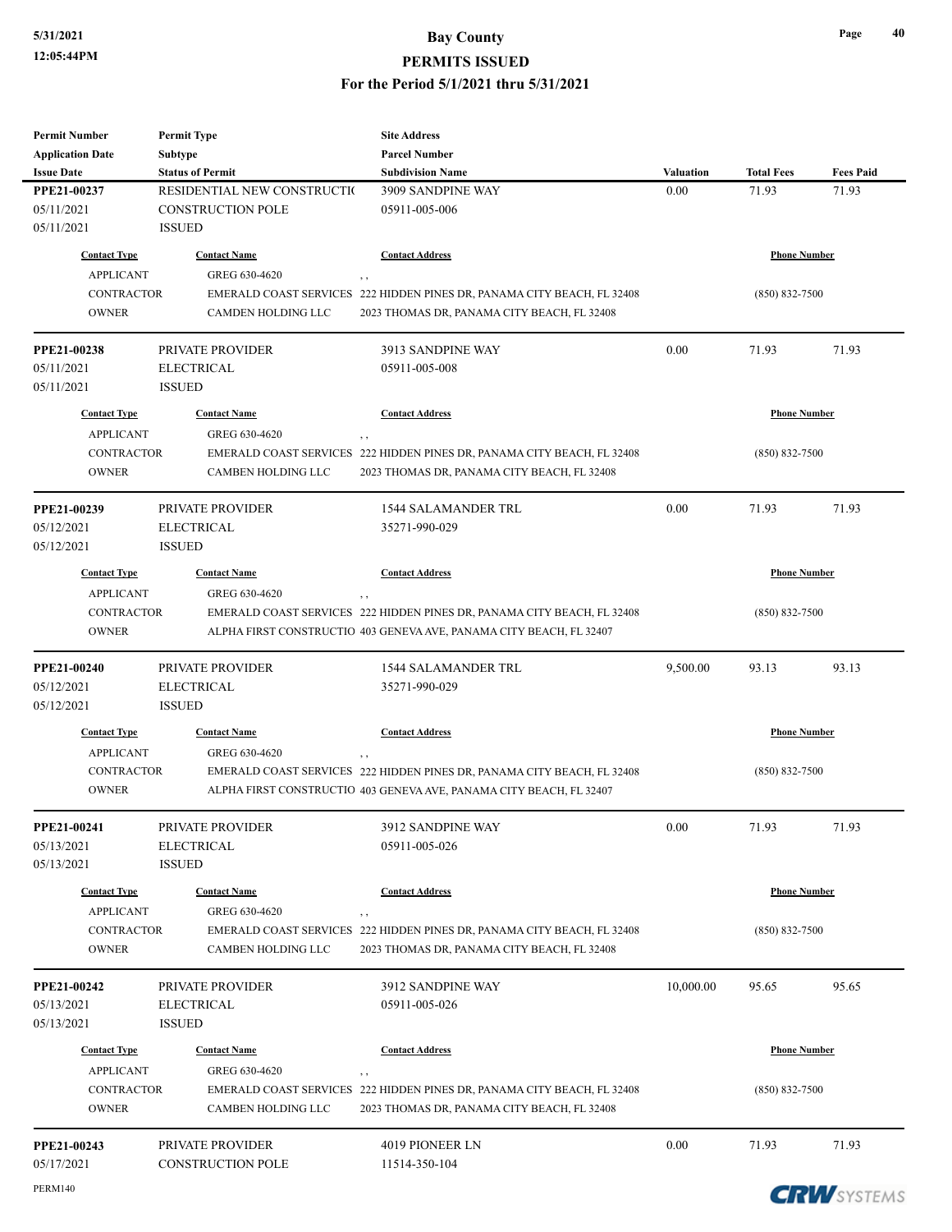# Bay County
## PERMITS ISSUED
### For the Period 5/1/2021 thru 5/31/2021

| Permit Number / Application Date / Issue Date | Permit Type / Subtype / Status of Permit | Site Address / Parcel Number / Subdivision Name | Valuation | Total Fees | Fees Paid |
|---|---|---|---|---|---|
| **PPE21-00237** | RESIDENTIAL NEW CONSTRUCTI( | 3909 SANDPINE WAY | 0.00 | 71.93 | 71.93 |
| 05/11/2021 | CONSTRUCTION POLE | 05911-005-006 | | | |
| 05/11/2021 | ISSUED | | | | |

| Contact Type | Contact Name | Contact Address | Phone Number |
|---|---|---|---|
| APPLICANT | GREG 630-4620 | , , | |
| CONTRACTOR | EMERALD COAST SERVICES | 222 HIDDEN PINES DR, PANAMA CITY BEACH, FL 32408 | (850) 832-7500 |
| OWNER | CAMDEN HOLDING LLC | 2023 THOMAS DR, PANAMA CITY BEACH, FL 32408 | |

| Permit Number / Application Date / Issue Date | Permit Type / Subtype / Status of Permit | Site Address / Parcel Number / Subdivision Name | Valuation | Total Fees | Fees Paid |
|---|---|---|---|---|---|
| **PPE21-00238** | PRIVATE PROVIDER | 3913 SANDPINE WAY | 0.00 | 71.93 | 71.93 |
| 05/11/2021 | ELECTRICAL | 05911-005-008 | | | |
| 05/11/2021 | ISSUED | | | | |

| Contact Type | Contact Name | Contact Address | Phone Number |
|---|---|---|---|
| APPLICANT | GREG 630-4620 | , , | |
| CONTRACTOR | EMERALD COAST SERVICES | 222 HIDDEN PINES DR, PANAMA CITY BEACH, FL 32408 | (850) 832-7500 |
| OWNER | CAMBEN HOLDING LLC | 2023 THOMAS DR, PANAMA CITY BEACH, FL 32408 | |

| Permit Number / Application Date / Issue Date | Permit Type / Subtype / Status of Permit | Site Address / Parcel Number / Subdivision Name | Valuation | Total Fees | Fees Paid |
|---|---|---|---|---|---|
| **PPE21-00239** | PRIVATE PROVIDER | 1544 SALAMANDER TRL | 0.00 | 71.93 | 71.93 |
| 05/12/2021 | ELECTRICAL | 35271-990-029 | | | |
| 05/12/2021 | ISSUED | | | | |

| Contact Type | Contact Name | Contact Address | Phone Number |
|---|---|---|---|
| APPLICANT | GREG 630-4620 | , , | |
| CONTRACTOR | EMERALD COAST SERVICES | 222 HIDDEN PINES DR, PANAMA CITY BEACH, FL 32408 | (850) 832-7500 |
| OWNER | ALPHA FIRST CONSTRUCTIO | 403 GENEVA AVE, PANAMA CITY BEACH, FL 32407 | |

| Permit Number / Application Date / Issue Date | Permit Type / Subtype / Status of Permit | Site Address / Parcel Number / Subdivision Name | Valuation | Total Fees | Fees Paid |
|---|---|---|---|---|---|
| **PPE21-00240** | PRIVATE PROVIDER | 1544 SALAMANDER TRL | 9,500.00 | 93.13 | 93.13 |
| 05/12/2021 | ELECTRICAL | 35271-990-029 | | | |
| 05/12/2021 | ISSUED | | | | |

| Contact Type | Contact Name | Contact Address | Phone Number |
|---|---|---|---|
| APPLICANT | GREG 630-4620 | , , | |
| CONTRACTOR | EMERALD COAST SERVICES | 222 HIDDEN PINES DR, PANAMA CITY BEACH, FL 32408 | (850) 832-7500 |
| OWNER | ALPHA FIRST CONSTRUCTIO | 403 GENEVA AVE, PANAMA CITY BEACH, FL 32407 | |

| Permit Number / Application Date / Issue Date | Permit Type / Subtype / Status of Permit | Site Address / Parcel Number / Subdivision Name | Valuation | Total Fees | Fees Paid |
|---|---|---|---|---|---|
| **PPE21-00241** | PRIVATE PROVIDER | 3912 SANDPINE WAY | 0.00 | 71.93 | 71.93 |
| 05/13/2021 | ELECTRICAL | 05911-005-026 | | | |
| 05/13/2021 | ISSUED | | | | |

| Contact Type | Contact Name | Contact Address | Phone Number |
|---|---|---|---|
| APPLICANT | GREG 630-4620 | , , | |
| CONTRACTOR | EMERALD COAST SERVICES | 222 HIDDEN PINES DR, PANAMA CITY BEACH, FL 32408 | (850) 832-7500 |
| OWNER | CAMBEN HOLDING LLC | 2023 THOMAS DR, PANAMA CITY BEACH, FL 32408 | |

| Permit Number / Application Date / Issue Date | Permit Type / Subtype / Status of Permit | Site Address / Parcel Number / Subdivision Name | Valuation | Total Fees | Fees Paid |
|---|---|---|---|---|---|
| **PPE21-00242** | PRIVATE PROVIDER | 3912 SANDPINE WAY | 10,000.00 | 95.65 | 95.65 |
| 05/13/2021 | ELECTRICAL | 05911-005-026 | | | |
| 05/13/2021 | ISSUED | | | | |

| Contact Type | Contact Name | Contact Address | Phone Number |
|---|---|---|---|
| APPLICANT | GREG 630-4620 | , , | |
| CONTRACTOR | EMERALD COAST SERVICES | 222 HIDDEN PINES DR, PANAMA CITY BEACH, FL 32408 | (850) 832-7500 |
| OWNER | CAMBEN HOLDING LLC | 2023 THOMAS DR, PANAMA CITY BEACH, FL 32408 | |

| Permit Number / Application Date / Issue Date | Permit Type / Subtype / Status of Permit | Site Address / Parcel Number / Subdivision Name | Valuation | Total Fees | Fees Paid |
|---|---|---|---|---|---|
| **PPE21-00243** | PRIVATE PROVIDER | 4019 PIONEER LN | 0.00 | 71.93 | 71.93 |
| 05/17/2021 | CONSTRUCTION POLE | 11514-350-104 | | | |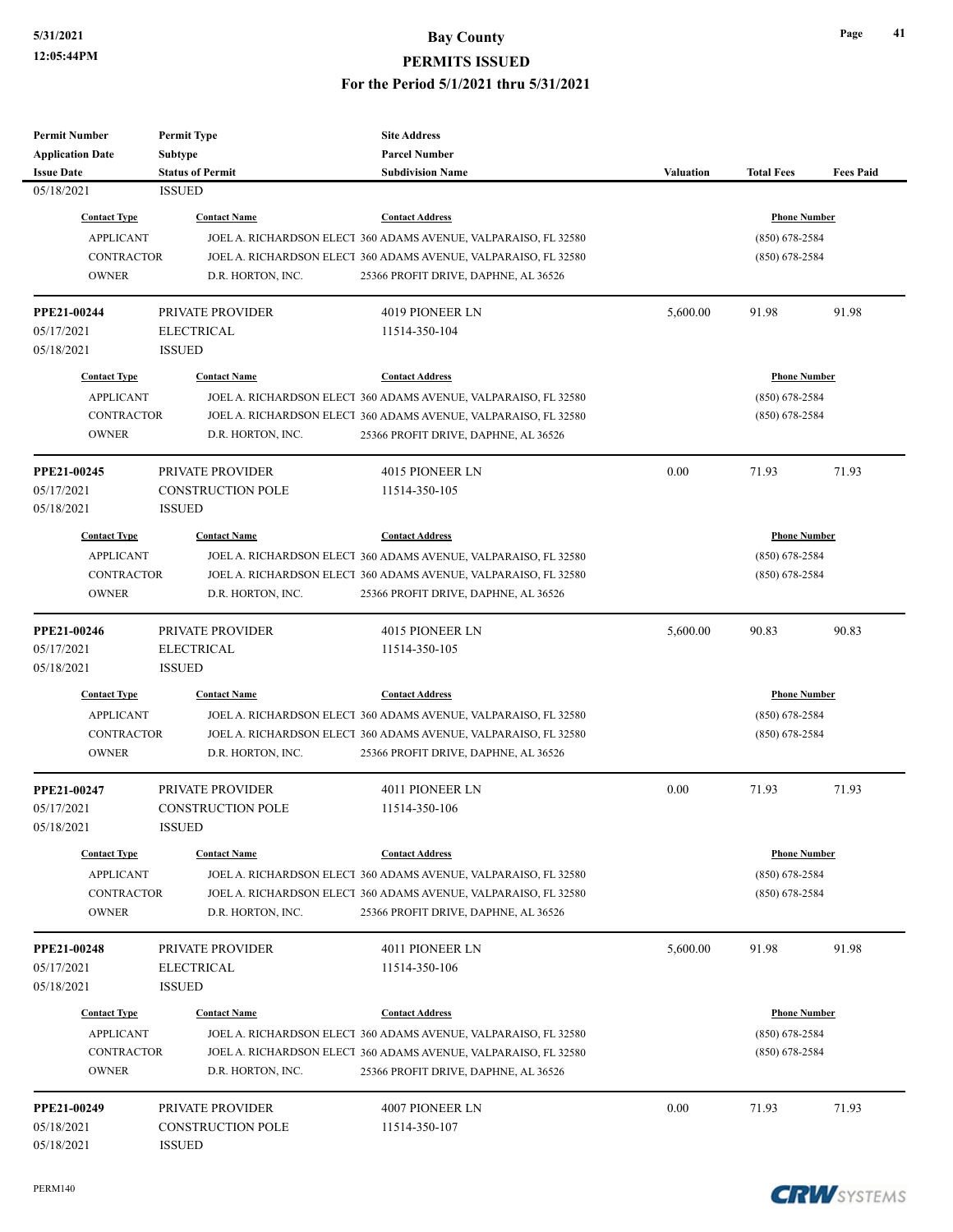| Permit Number | Permit Type | Site Address | | | |
|---|---|---|---|---|---|
| Application Date | Subtype | Parcel Number | | | |
| Issue Date | Status of Permit | Subdivision Name | Valuation | Total Fees | Fees Paid |
| 05/18/2021 | ISSUED | | | | |

| Contact Type | Contact Name | Contact Address | Phone Number |
|---|---|---|---|
| APPLICANT | JOEL A. RICHARDSON ELECT | 360 ADAMS AVENUE, VALPARAISO, FL 32580 | (850) 678-2584 |
| CONTRACTOR | JOEL A. RICHARDSON ELECT | 360 ADAMS AVENUE, VALPARAISO, FL 32580 | (850) 678-2584 |
| OWNER | D.R. HORTON, INC. | 25366 PROFIT DRIVE, DAPHNE, AL 36526 | |

| PPE21-00244 | PRIVATE PROVIDER | 4019 PIONEER LN | 5,600.00 | 91.98 | 91.98 |
|---|---|---|---|---|---|
| 05/17/2021 | ELECTRICAL | 11514-350-104 | | | |
| 05/18/2021 | ISSUED | | | | |

| Contact Type | Contact Name | Contact Address | Phone Number |
|---|---|---|---|
| APPLICANT | JOEL A. RICHARDSON ELECT | 360 ADAMS AVENUE, VALPARAISO, FL 32580 | (850) 678-2584 |
| CONTRACTOR | JOEL A. RICHARDSON ELECT | 360 ADAMS AVENUE, VALPARAISO, FL 32580 | (850) 678-2584 |
| OWNER | D.R. HORTON, INC. | 25366 PROFIT DRIVE, DAPHNE, AL 36526 | |

| PPE21-00245 | PRIVATE PROVIDER | 4015 PIONEER LN | 0.00 | 71.93 | 71.93 |
|---|---|---|---|---|---|
| 05/17/2021 | CONSTRUCTION POLE | 11514-350-105 | | | |
| 05/18/2021 | ISSUED | | | | |

| Contact Type | Contact Name | Contact Address | Phone Number |
|---|---|---|---|
| APPLICANT | JOEL A. RICHARDSON ELECT | 360 ADAMS AVENUE, VALPARAISO, FL 32580 | (850) 678-2584 |
| CONTRACTOR | JOEL A. RICHARDSON ELECT | 360 ADAMS AVENUE, VALPARAISO, FL 32580 | (850) 678-2584 |
| OWNER | D.R. HORTON, INC. | 25366 PROFIT DRIVE, DAPHNE, AL 36526 | |

| PPE21-00246 | PRIVATE PROVIDER | 4015 PIONEER LN | 5,600.00 | 90.83 | 90.83 |
|---|---|---|---|---|---|
| 05/17/2021 | ELECTRICAL | 11514-350-105 | | | |
| 05/18/2021 | ISSUED | | | | |

| Contact Type | Contact Name | Contact Address | Phone Number |
|---|---|---|---|
| APPLICANT | JOEL A. RICHARDSON ELECT | 360 ADAMS AVENUE, VALPARAISO, FL 32580 | (850) 678-2584 |
| CONTRACTOR | JOEL A. RICHARDSON ELECT | 360 ADAMS AVENUE, VALPARAISO, FL 32580 | (850) 678-2584 |
| OWNER | D.R. HORTON, INC. | 25366 PROFIT DRIVE, DAPHNE, AL 36526 | |

| PPE21-00247 | PRIVATE PROVIDER | 4011 PIONEER LN | 0.00 | 71.93 | 71.93 |
|---|---|---|---|---|---|
| 05/17/2021 | CONSTRUCTION POLE | 11514-350-106 | | | |
| 05/18/2021 | ISSUED | | | | |

| Contact Type | Contact Name | Contact Address | Phone Number |
|---|---|---|---|
| APPLICANT | JOEL A. RICHARDSON ELECT | 360 ADAMS AVENUE, VALPARAISO, FL 32580 | (850) 678-2584 |
| CONTRACTOR | JOEL A. RICHARDSON ELECT | 360 ADAMS AVENUE, VALPARAISO, FL 32580 | (850) 678-2584 |
| OWNER | D.R. HORTON, INC. | 25366 PROFIT DRIVE, DAPHNE, AL 36526 | |

| PPE21-00248 | PRIVATE PROVIDER | 4011 PIONEER LN | 5,600.00 | 91.98 | 91.98 |
|---|---|---|---|---|---|
| 05/17/2021 | ELECTRICAL | 11514-350-106 | | | |
| 05/18/2021 | ISSUED | | | | |

| Contact Type | Contact Name | Contact Address | Phone Number |
|---|---|---|---|
| APPLICANT | JOEL A. RICHARDSON ELECT | 360 ADAMS AVENUE, VALPARAISO, FL 32580 | (850) 678-2584 |
| CONTRACTOR | JOEL A. RICHARDSON ELECT | 360 ADAMS AVENUE, VALPARAISO, FL 32580 | (850) 678-2584 |
| OWNER | D.R. HORTON, INC. | 25366 PROFIT DRIVE, DAPHNE, AL 36526 | |

| PPE21-00249 | PRIVATE PROVIDER | 4007 PIONEER LN | 0.00 | 71.93 | 71.93 |
|---|---|---|---|---|---|
| 05/18/2021 | CONSTRUCTION POLE | 11514-350-107 | | | |
| 05/18/2021 | ISSUED | | | | |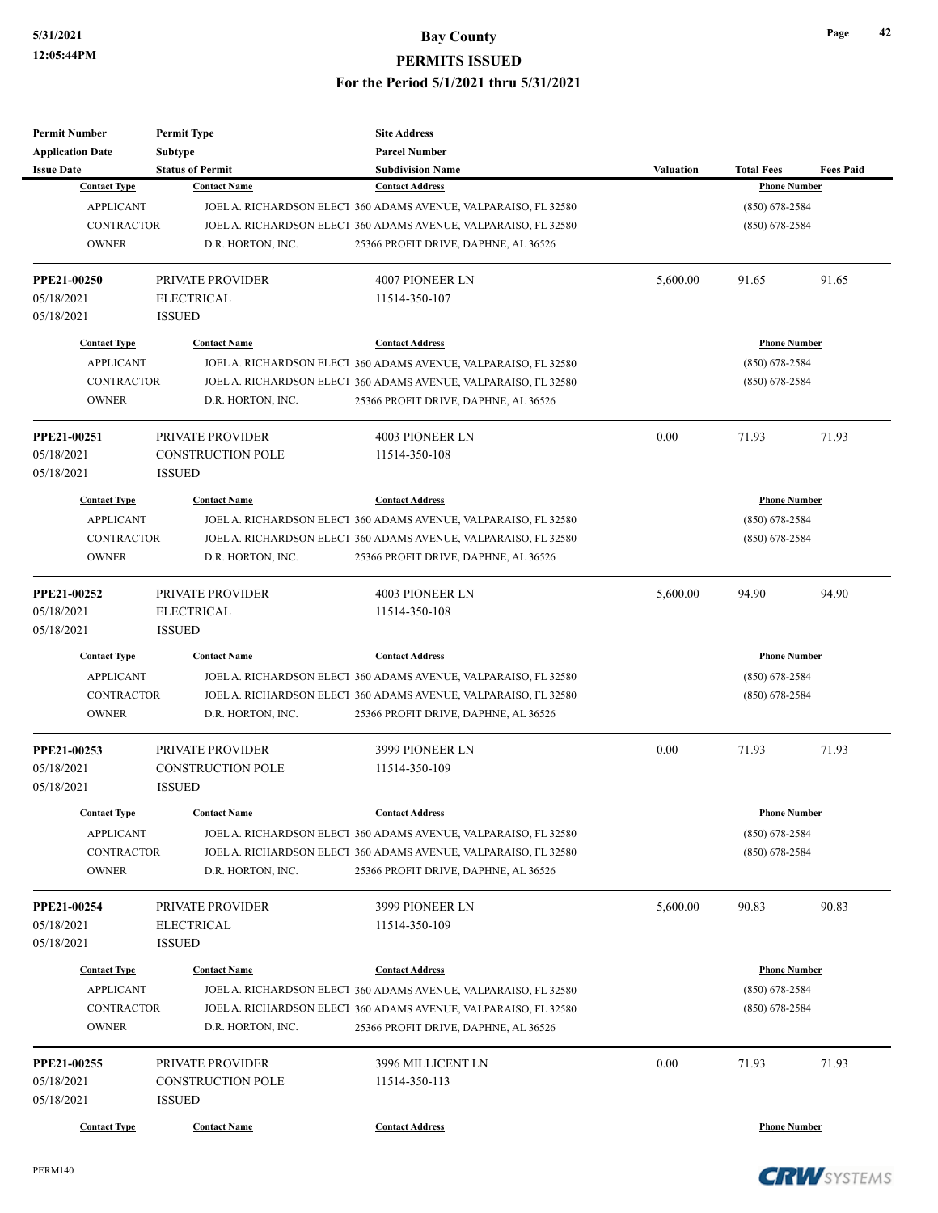| Permit Number | Permit Type | Site Address | | | |
|---|---|---|---|---|---|
| Application Date | Subtype | Parcel Number | | | |
| Issue Date | Status of Permit | Subdivision Name | Valuation | Total Fees | Fees Paid |

| Contact Type | Contact Name | Contact Address | Phone Number |
|---|---|---|---|
| APPLICANT | JOEL A. RICHARDSON ELECT | 360 ADAMS AVENUE, VALPARAISO, FL 32580 | (850) 678-2584 |
| CONTRACTOR | JOEL A. RICHARDSON ELECT | 360 ADAMS AVENUE, VALPARAISO, FL 32580 | (850) 678-2584 |
| OWNER | D.R. HORTON, INC. | 25366 PROFIT DRIVE, DAPHNE, AL 36526 | |

| PPE21-00250 | PRIVATE PROVIDER | 4007 PIONEER LN | 5,600.00 | 91.65 | 91.65 |
|---|---|---|---|---|---|
| 05/18/2021 | ELECTRICAL | 11514-350-107 | | | |
| 05/18/2021 | ISSUED | | | | |

| Contact Type | Contact Name | Contact Address | Phone Number |
|---|---|---|---|
| APPLICANT | JOEL A. RICHARDSON ELECT | 360 ADAMS AVENUE, VALPARAISO, FL 32580 | (850) 678-2584 |
| CONTRACTOR | JOEL A. RICHARDSON ELECT | 360 ADAMS AVENUE, VALPARAISO, FL 32580 | (850) 678-2584 |
| OWNER | D.R. HORTON, INC. | 25366 PROFIT DRIVE, DAPHNE, AL 36526 | |

| PPE21-00251 | PRIVATE PROVIDER | 4003 PIONEER LN | 0.00 | 71.93 | 71.93 |
|---|---|---|---|---|---|
| 05/18/2021 | CONSTRUCTION POLE | 11514-350-108 | | | |
| 05/18/2021 | ISSUED | | | | |

| Contact Type | Contact Name | Contact Address | Phone Number |
|---|---|---|---|
| APPLICANT | JOEL A. RICHARDSON ELECT | 360 ADAMS AVENUE, VALPARAISO, FL 32580 | (850) 678-2584 |
| CONTRACTOR | JOEL A. RICHARDSON ELECT | 360 ADAMS AVENUE, VALPARAISO, FL 32580 | (850) 678-2584 |
| OWNER | D.R. HORTON, INC. | 25366 PROFIT DRIVE, DAPHNE, AL 36526 | |

| PPE21-00252 | PRIVATE PROVIDER | 4003 PIONEER LN | 5,600.00 | 94.90 | 94.90 |
|---|---|---|---|---|---|
| 05/18/2021 | ELECTRICAL | 11514-350-108 | | | |
| 05/18/2021 | ISSUED | | | | |

| Contact Type | Contact Name | Contact Address | Phone Number |
|---|---|---|---|
| APPLICANT | JOEL A. RICHARDSON ELECT | 360 ADAMS AVENUE, VALPARAISO, FL 32580 | (850) 678-2584 |
| CONTRACTOR | JOEL A. RICHARDSON ELECT | 360 ADAMS AVENUE, VALPARAISO, FL 32580 | (850) 678-2584 |
| OWNER | D.R. HORTON, INC. | 25366 PROFIT DRIVE, DAPHNE, AL 36526 | |

| PPE21-00253 | PRIVATE PROVIDER | 3999 PIONEER LN | 0.00 | 71.93 | 71.93 |
|---|---|---|---|---|---|
| 05/18/2021 | CONSTRUCTION POLE | 11514-350-109 | | | |
| 05/18/2021 | ISSUED | | | | |

| Contact Type | Contact Name | Contact Address | Phone Number |
|---|---|---|---|
| APPLICANT | JOEL A. RICHARDSON ELECT | 360 ADAMS AVENUE, VALPARAISO, FL 32580 | (850) 678-2584 |
| CONTRACTOR | JOEL A. RICHARDSON ELECT | 360 ADAMS AVENUE, VALPARAISO, FL 32580 | (850) 678-2584 |
| OWNER | D.R. HORTON, INC. | 25366 PROFIT DRIVE, DAPHNE, AL 36526 | |

| PPE21-00254 | PRIVATE PROVIDER | 3999 PIONEER LN | 5,600.00 | 90.83 | 90.83 |
|---|---|---|---|---|---|
| 05/18/2021 | ELECTRICAL | 11514-350-109 | | | |
| 05/18/2021 | ISSUED | | | | |

| Contact Type | Contact Name | Contact Address | Phone Number |
|---|---|---|---|
| APPLICANT | JOEL A. RICHARDSON ELECT | 360 ADAMS AVENUE, VALPARAISO, FL 32580 | (850) 678-2584 |
| CONTRACTOR | JOEL A. RICHARDSON ELECT | 360 ADAMS AVENUE, VALPARAISO, FL 32580 | (850) 678-2584 |
| OWNER | D.R. HORTON, INC. | 25366 PROFIT DRIVE, DAPHNE, AL 36526 | |

| PPE21-00255 | PRIVATE PROVIDER | 3996 MILLICENT LN | 0.00 | 71.93 | 71.93 |
|---|---|---|---|---|---|
| 05/18/2021 | CONSTRUCTION POLE | 11514-350-113 | | | |
| 05/18/2021 | ISSUED | | | | |

| Contact Type | Contact Name | Contact Address | Phone Number |
|---|---|---|---|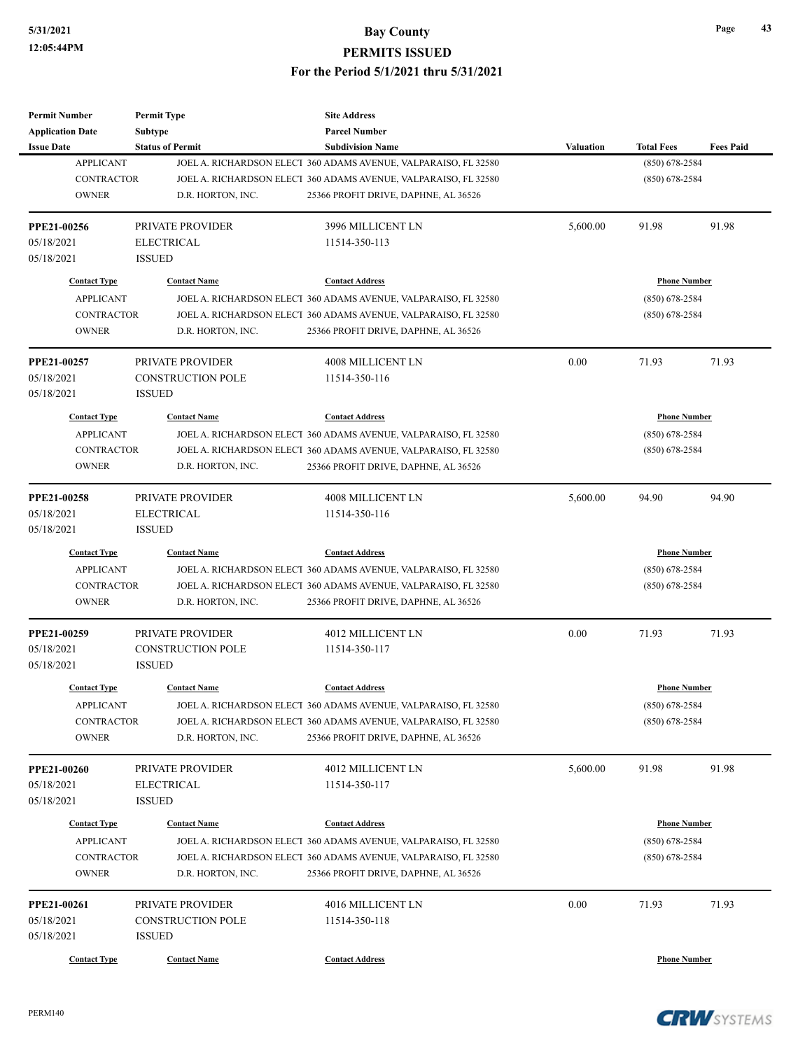| Permit Number | Permit Type | Site Address | | | |
|---|---|---|---|---|---|
| Application Date | Subtype | Parcel Number | | | |
| Issue Date | Status of Permit | Subdivision Name | Valuation | Total Fees | Fees Paid |

| Contact Type | Contact Name | Contact Address | Phone Number |
|---|---|---|---|
| APPLICANT | JOEL A. RICHARDSON ELECT | 360 ADAMS AVENUE, VALPARAISO, FL 32580 | (850) 678-2584 |
| CONTRACTOR | JOEL A. RICHARDSON ELECT | 360 ADAMS AVENUE, VALPARAISO, FL 32580 | (850) 678-2584 |
| OWNER | D.R. HORTON, INC. | 25366 PROFIT DRIVE, DAPHNE, AL 36526 | |

**PPE21-00256** | PRIVATE PROVIDER | 3996 MILLICENT LN | 5,600.00 | 91.98 | 91.98
05/18/2021 | ELECTRICAL | 11514-350-113
05/18/2021 | ISSUED

| Contact Type | Contact Name | Contact Address | Phone Number |
|---|---|---|---|
| APPLICANT | JOEL A. RICHARDSON ELECT | 360 ADAMS AVENUE, VALPARAISO, FL 32580 | (850) 678-2584 |
| CONTRACTOR | JOEL A. RICHARDSON ELECT | 360 ADAMS AVENUE, VALPARAISO, FL 32580 | (850) 678-2584 |
| OWNER | D.R. HORTON, INC. | 25366 PROFIT DRIVE, DAPHNE, AL 36526 | |

**PPE21-00257** | PRIVATE PROVIDER | 4008 MILLICENT LN | 0.00 | 71.93 | 71.93
05/18/2021 | CONSTRUCTION POLE | 11514-350-116
05/18/2021 | ISSUED

| Contact Type | Contact Name | Contact Address | Phone Number |
|---|---|---|---|
| APPLICANT | JOEL A. RICHARDSON ELECT | 360 ADAMS AVENUE, VALPARAISO, FL 32580 | (850) 678-2584 |
| CONTRACTOR | JOEL A. RICHARDSON ELECT | 360 ADAMS AVENUE, VALPARAISO, FL 32580 | (850) 678-2584 |
| OWNER | D.R. HORTON, INC. | 25366 PROFIT DRIVE, DAPHNE, AL 36526 | |

**PPE21-00258** | PRIVATE PROVIDER | 4008 MILLICENT LN | 5,600.00 | 94.90 | 94.90
05/18/2021 | ELECTRICAL | 11514-350-116
05/18/2021 | ISSUED

| Contact Type | Contact Name | Contact Address | Phone Number |
|---|---|---|---|
| APPLICANT | JOEL A. RICHARDSON ELECT | 360 ADAMS AVENUE, VALPARAISO, FL 32580 | (850) 678-2584 |
| CONTRACTOR | JOEL A. RICHARDSON ELECT | 360 ADAMS AVENUE, VALPARAISO, FL 32580 | (850) 678-2584 |
| OWNER | D.R. HORTON, INC. | 25366 PROFIT DRIVE, DAPHNE, AL 36526 | |

**PPE21-00259** | PRIVATE PROVIDER | 4012 MILLICENT LN | 0.00 | 71.93 | 71.93
05/18/2021 | CONSTRUCTION POLE | 11514-350-117
05/18/2021 | ISSUED

| Contact Type | Contact Name | Contact Address | Phone Number |
|---|---|---|---|
| APPLICANT | JOEL A. RICHARDSON ELECT | 360 ADAMS AVENUE, VALPARAISO, FL 32580 | (850) 678-2584 |
| CONTRACTOR | JOEL A. RICHARDSON ELECT | 360 ADAMS AVENUE, VALPARAISO, FL 32580 | (850) 678-2584 |
| OWNER | D.R. HORTON, INC. | 25366 PROFIT DRIVE, DAPHNE, AL 36526 | |

**PPE21-00260** | PRIVATE PROVIDER | 4012 MILLICENT LN | 5,600.00 | 91.98 | 91.98
05/18/2021 | ELECTRICAL | 11514-350-117
05/18/2021 | ISSUED

| Contact Type | Contact Name | Contact Address | Phone Number |
|---|---|---|---|
| APPLICANT | JOEL A. RICHARDSON ELECT | 360 ADAMS AVENUE, VALPARAISO, FL 32580 | (850) 678-2584 |
| CONTRACTOR | JOEL A. RICHARDSON ELECT | 360 ADAMS AVENUE, VALPARAISO, FL 32580 | (850) 678-2584 |
| OWNER | D.R. HORTON, INC. | 25366 PROFIT DRIVE, DAPHNE, AL 36526 | |

**PPE21-00261** | PRIVATE PROVIDER | 4016 MILLICENT LN | 0.00 | 71.93 | 71.93
05/18/2021 | CONSTRUCTION POLE | 11514-350-118
05/18/2021 | ISSUED

| Contact Type | Contact Name | Contact Address | Phone Number |
|---|---|---|---|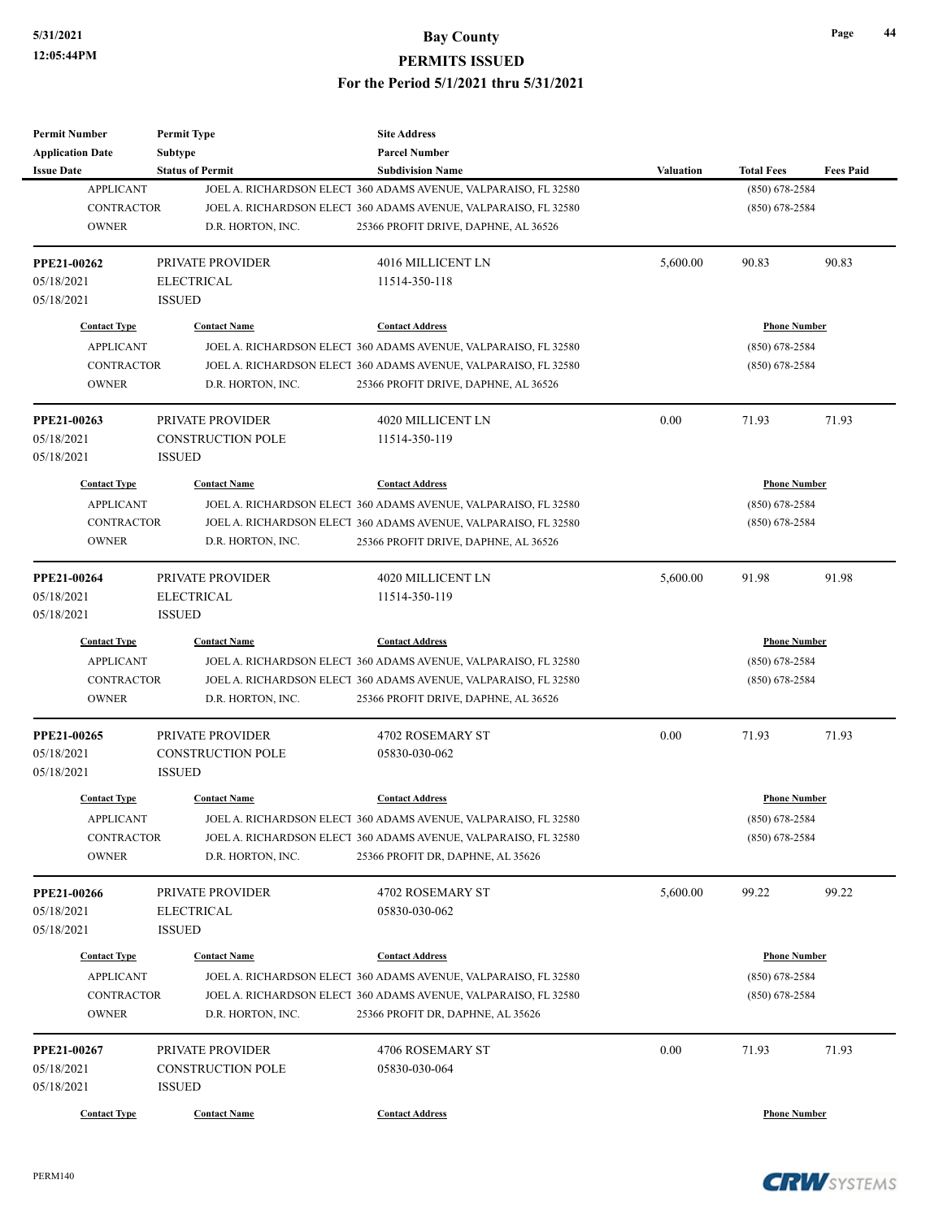| Permit Number | Permit Type | Site Address | | | |
|---|---|---|---|---|---|
| Application Date | Subtype | Parcel Number | | | |
| Issue Date | Status of Permit | Subdivision Name | Valuation | Total Fees | Fees Paid |
| APPLICANT | JOEL A. RICHARDSON ELECT | 360 ADAMS AVENUE, VALPARAISO, FL 32580 | | (850) 678-2584 | |
| CONTRACTOR | JOEL A. RICHARDSON ELECT | 360 ADAMS AVENUE, VALPARAISO, FL 32580 | | (850) 678-2584 | |
| OWNER | D.R. HORTON, INC. | 25366 PROFIT DRIVE, DAPHNE, AL 36526 | | | |
| **PPE21-00262** | PRIVATE PROVIDER | 4016 MILLICENT LN | 5,600.00 | 90.83 | 90.83 |
| 05/18/2021 | ELECTRICAL | 11514-350-118 | | | |
| 05/18/2021 | ISSUED | | | | |
| Contact Type | Contact Name | Contact Address | | Phone Number | |
| APPLICANT | JOEL A. RICHARDSON ELECT | 360 ADAMS AVENUE, VALPARAISO, FL 32580 | | (850) 678-2584 | |
| CONTRACTOR | JOEL A. RICHARDSON ELECT | 360 ADAMS AVENUE, VALPARAISO, FL 32580 | | (850) 678-2584 | |
| OWNER | D.R. HORTON, INC. | 25366 PROFIT DRIVE, DAPHNE, AL 36526 | | | |
| **PPE21-00263** | PRIVATE PROVIDER | 4020 MILLICENT LN | 0.00 | 71.93 | 71.93 |
| 05/18/2021 | CONSTRUCTION POLE | 11514-350-119 | | | |
| 05/18/2021 | ISSUED | | | | |
| Contact Type | Contact Name | Contact Address | | Phone Number | |
| APPLICANT | JOEL A. RICHARDSON ELECT | 360 ADAMS AVENUE, VALPARAISO, FL 32580 | | (850) 678-2584 | |
| CONTRACTOR | JOEL A. RICHARDSON ELECT | 360 ADAMS AVENUE, VALPARAISO, FL 32580 | | (850) 678-2584 | |
| OWNER | D.R. HORTON, INC. | 25366 PROFIT DRIVE, DAPHNE, AL 36526 | | | |
| **PPE21-00264** | PRIVATE PROVIDER | 4020 MILLICENT LN | 5,600.00 | 91.98 | 91.98 |
| 05/18/2021 | ELECTRICAL | 11514-350-119 | | | |
| 05/18/2021 | ISSUED | | | | |
| Contact Type | Contact Name | Contact Address | | Phone Number | |
| APPLICANT | JOEL A. RICHARDSON ELECT | 360 ADAMS AVENUE, VALPARAISO, FL 32580 | | (850) 678-2584 | |
| CONTRACTOR | JOEL A. RICHARDSON ELECT | 360 ADAMS AVENUE, VALPARAISO, FL 32580 | | (850) 678-2584 | |
| OWNER | D.R. HORTON, INC. | 25366 PROFIT DRIVE, DAPHNE, AL 36526 | | | |
| **PPE21-00265** | PRIVATE PROVIDER | 4702 ROSEMARY ST | 0.00 | 71.93 | 71.93 |
| 05/18/2021 | CONSTRUCTION POLE | 05830-030-062 | | | |
| 05/18/2021 | ISSUED | | | | |
| Contact Type | Contact Name | Contact Address | | Phone Number | |
| APPLICANT | JOEL A. RICHARDSON ELECT | 360 ADAMS AVENUE, VALPARAISO, FL 32580 | | (850) 678-2584 | |
| CONTRACTOR | JOEL A. RICHARDSON ELECT | 360 ADAMS AVENUE, VALPARAISO, FL 32580 | | (850) 678-2584 | |
| OWNER | D.R. HORTON, INC. | 25366 PROFIT DR, DAPHNE, AL 35626 | | | |
| **PPE21-00266** | PRIVATE PROVIDER | 4702 ROSEMARY ST | 5,600.00 | 99.22 | 99.22 |
| 05/18/2021 | ELECTRICAL | 05830-030-062 | | | |
| 05/18/2021 | ISSUED | | | | |
| Contact Type | Contact Name | Contact Address | | Phone Number | |
| APPLICANT | JOEL A. RICHARDSON ELECT | 360 ADAMS AVENUE, VALPARAISO, FL 32580 | | (850) 678-2584 | |
| CONTRACTOR | JOEL A. RICHARDSON ELECT | 360 ADAMS AVENUE, VALPARAISO, FL 32580 | | (850) 678-2584 | |
| OWNER | D.R. HORTON, INC. | 25366 PROFIT DR, DAPHNE, AL 35626 | | | |
| **PPE21-00267** | PRIVATE PROVIDER | 4706 ROSEMARY ST | 0.00 | 71.93 | 71.93 |
| 05/18/2021 | CONSTRUCTION POLE | 05830-030-064 | | | |
| 05/18/2021 | ISSUED | | | | |
| Contact Type | Contact Name | Contact Address | | Phone Number | |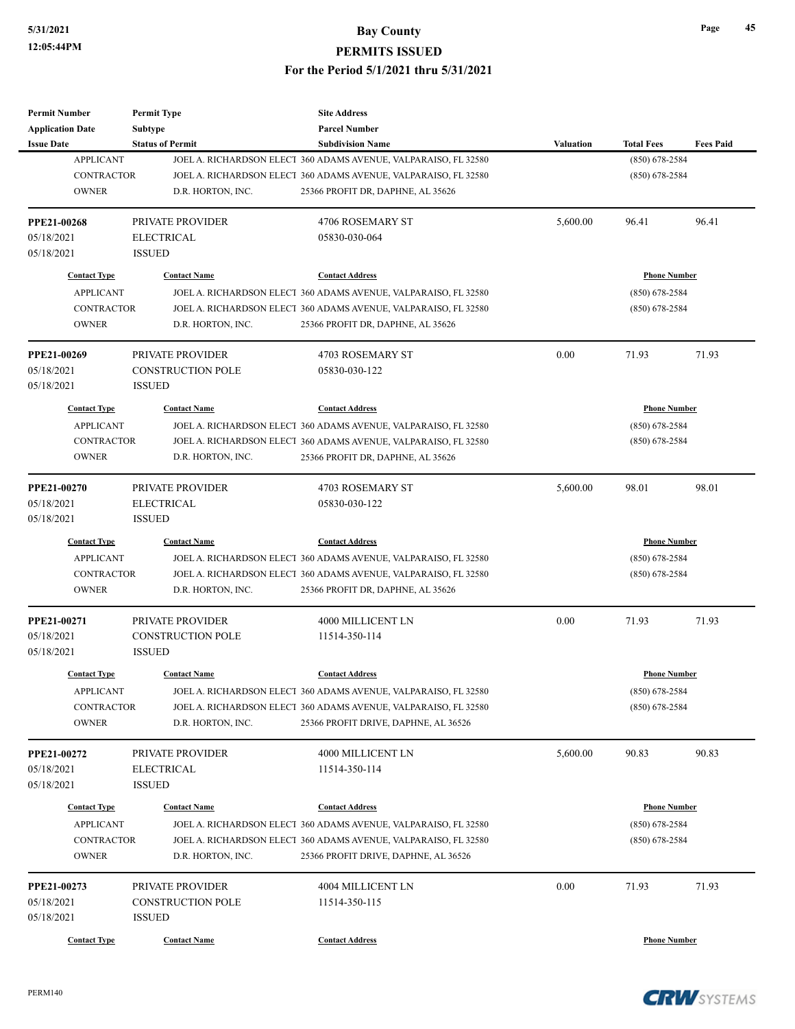| Permit Number | Permit Type | Site Address | | | |
|---|---|---|---|---|---|
| Application Date | Subtype | Parcel Number | | | |
| Issue Date | Status of Permit | Subdivision Name | Valuation | Total Fees | Fees Paid |

| | | | |
|---|---|---|---|
| APPLICANT | JOEL A. RICHARDSON ELECT | 360 ADAMS AVENUE, VALPARAISO, FL 32580 | (850) 678-2584 |
| CONTRACTOR | JOEL A. RICHARDSON ELECT | 360 ADAMS AVENUE, VALPARAISO, FL 32580 | (850) 678-2584 |
| OWNER | D.R. HORTON, INC. | 25366 PROFIT DR, DAPHNE, AL 35626 | |

| | | | | | |
|---|---|---|---|---|---|
| **PPE21-00268** | PRIVATE PROVIDER | 4706 ROSEMARY ST | 5,600.00 | 96.41 | 96.41 |
| 05/18/2021 | ELECTRICAL | 05830-030-064 | | | |
| 05/18/2021 | ISSUED | | | | |

| Contact Type | Contact Name | Contact Address | Phone Number |
|---|---|---|---|
| APPLICANT | JOEL A. RICHARDSON ELECT | 360 ADAMS AVENUE, VALPARAISO, FL 32580 | (850) 678-2584 |
| CONTRACTOR | JOEL A. RICHARDSON ELECT | 360 ADAMS AVENUE, VALPARAISO, FL 32580 | (850) 678-2584 |
| OWNER | D.R. HORTON, INC. | 25366 PROFIT DR, DAPHNE, AL 35626 | |

| | | | | | |
|---|---|---|---|---|---|
| **PPE21-00269** | PRIVATE PROVIDER | 4703 ROSEMARY ST | 0.00 | 71.93 | 71.93 |
| 05/18/2021 | CONSTRUCTION POLE | 05830-030-122 | | | |
| 05/18/2021 | ISSUED | | | | |

| Contact Type | Contact Name | Contact Address | Phone Number |
|---|---|---|---|
| APPLICANT | JOEL A. RICHARDSON ELECT | 360 ADAMS AVENUE, VALPARAISO, FL 32580 | (850) 678-2584 |
| CONTRACTOR | JOEL A. RICHARDSON ELECT | 360 ADAMS AVENUE, VALPARAISO, FL 32580 | (850) 678-2584 |
| OWNER | D.R. HORTON, INC. | 25366 PROFIT DR, DAPHNE, AL 35626 | |

| | | | | | |
|---|---|---|---|---|---|
| **PPE21-00270** | PRIVATE PROVIDER | 4703 ROSEMARY ST | 5,600.00 | 98.01 | 98.01 |
| 05/18/2021 | ELECTRICAL | 05830-030-122 | | | |
| 05/18/2021 | ISSUED | | | | |

| Contact Type | Contact Name | Contact Address | Phone Number |
|---|---|---|---|
| APPLICANT | JOEL A. RICHARDSON ELECT | 360 ADAMS AVENUE, VALPARAISO, FL 32580 | (850) 678-2584 |
| CONTRACTOR | JOEL A. RICHARDSON ELECT | 360 ADAMS AVENUE, VALPARAISO, FL 32580 | (850) 678-2584 |
| OWNER | D.R. HORTON, INC. | 25366 PROFIT DR, DAPHNE, AL 35626 | |

| | | | | | |
|---|---|---|---|---|---|
| **PPE21-00271** | PRIVATE PROVIDER | 4000 MILLICENT LN | 0.00 | 71.93 | 71.93 |
| 05/18/2021 | CONSTRUCTION POLE | 11514-350-114 | | | |
| 05/18/2021 | ISSUED | | | | |

| Contact Type | Contact Name | Contact Address | Phone Number |
|---|---|---|---|
| APPLICANT | JOEL A. RICHARDSON ELECT | 360 ADAMS AVENUE, VALPARAISO, FL 32580 | (850) 678-2584 |
| CONTRACTOR | JOEL A. RICHARDSON ELECT | 360 ADAMS AVENUE, VALPARAISO, FL 32580 | (850) 678-2584 |
| OWNER | D.R. HORTON, INC. | 25366 PROFIT DRIVE, DAPHNE, AL 36526 | |

| | | | | | |
|---|---|---|---|---|---|
| **PPE21-00272** | PRIVATE PROVIDER | 4000 MILLICENT LN | 5,600.00 | 90.83 | 90.83 |
| 05/18/2021 | ELECTRICAL | 11514-350-114 | | | |
| 05/18/2021 | ISSUED | | | | |

| Contact Type | Contact Name | Contact Address | Phone Number |
|---|---|---|---|
| APPLICANT | JOEL A. RICHARDSON ELECT | 360 ADAMS AVENUE, VALPARAISO, FL 32580 | (850) 678-2584 |
| CONTRACTOR | JOEL A. RICHARDSON ELECT | 360 ADAMS AVENUE, VALPARAISO, FL 32580 | (850) 678-2584 |
| OWNER | D.R. HORTON, INC. | 25366 PROFIT DRIVE, DAPHNE, AL 36526 | |

| | | | | | |
|---|---|---|---|---|---|
| **PPE21-00273** | PRIVATE PROVIDER | 4004 MILLICENT LN | 0.00 | 71.93 | 71.93 |
| 05/18/2021 | CONSTRUCTION POLE | 11514-350-115 | | | |
| 05/18/2021 | ISSUED | | | | |

| Contact Type | Contact Name | Contact Address | Phone Number |
|---|---|---|---|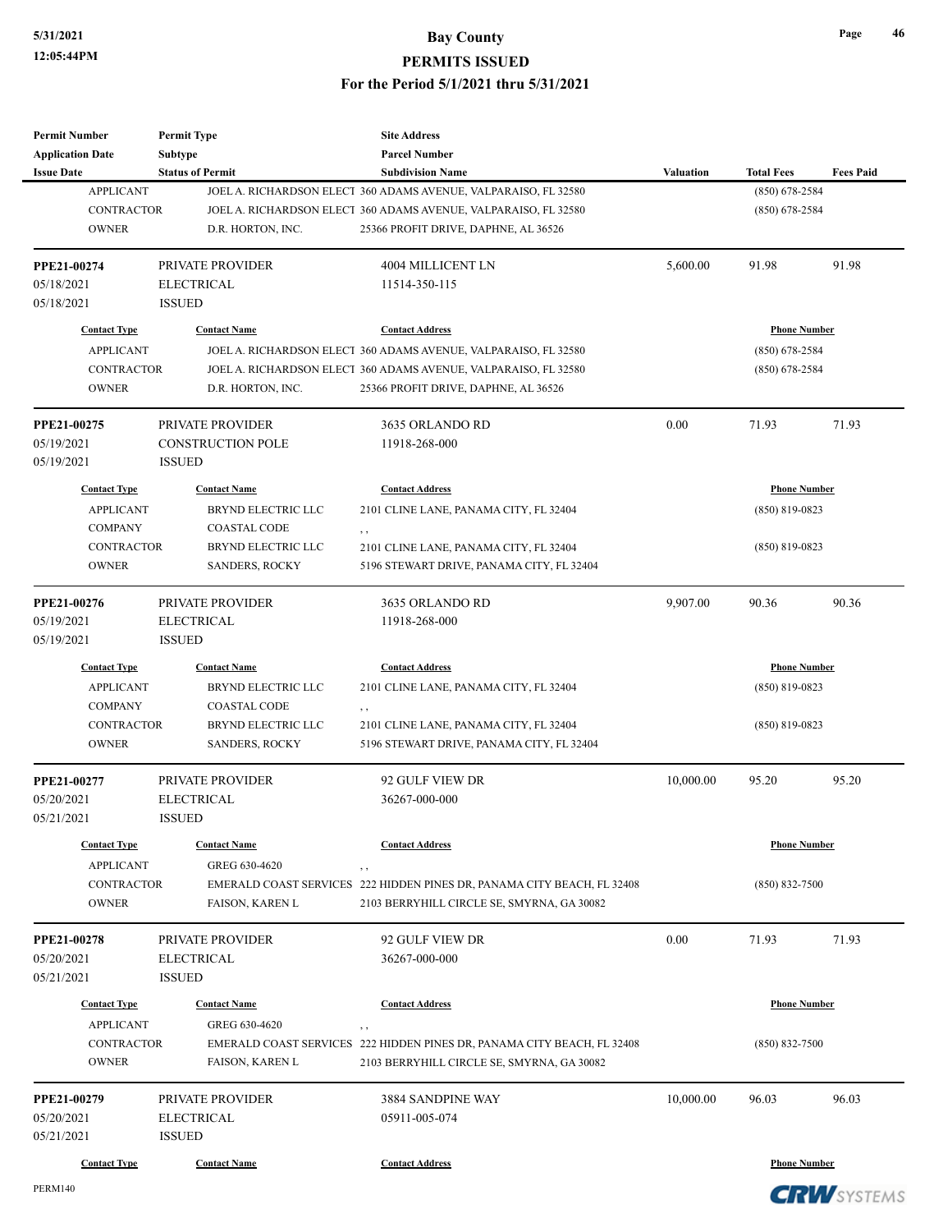| Permit Number | Permit Type | Site Address | | | |
|---|---|---|---|---|---|
| Application Date | Subtype | Parcel Number | | | |
| Issue Date | Status of Permit | Subdivision Name | Valuation | Total Fees | Fees Paid |

| Contact Type | Contact Name | Contact Address | Phone Number |
|---|---|---|---|
| APPLICANT | JOEL A. RICHARDSON ELECT | 360 ADAMS AVENUE, VALPARAISO, FL 32580 | (850) 678-2584 |
| CONTRACTOR | JOEL A. RICHARDSON ELECT | 360 ADAMS AVENUE, VALPARAISO, FL 32580 | (850) 678-2584 |
| OWNER | D.R. HORTON, INC. | 25366 PROFIT DRIVE, DAPHNE, AL 36526 | |

| PPE21-00274 | PRIVATE PROVIDER | 4004 MILLICENT LN | 5,600.00 | 91.98 | 91.98 |
|---|---|---|---|---|---|
| 05/18/2021 | ELECTRICAL | 11514-350-115 | | | |
| 05/18/2021 | ISSUED | | | | |

| Contact Type | Contact Name | Contact Address | Phone Number |
|---|---|---|---|
| APPLICANT | JOEL A. RICHARDSON ELECT | 360 ADAMS AVENUE, VALPARAISO, FL 32580 | (850) 678-2584 |
| CONTRACTOR | JOEL A. RICHARDSON ELECT | 360 ADAMS AVENUE, VALPARAISO, FL 32580 | (850) 678-2584 |
| OWNER | D.R. HORTON, INC. | 25366 PROFIT DRIVE, DAPHNE, AL 36526 | |

| PPE21-00275 | PRIVATE PROVIDER | 3635 ORLANDO RD | 0.00 | 71.93 | 71.93 |
|---|---|---|---|---|---|
| 05/19/2021 | CONSTRUCTION POLE | 11918-268-000 | | | |
| 05/19/2021 | ISSUED | | | | |

| Contact Type | Contact Name | Contact Address | Phone Number |
|---|---|---|---|
| APPLICANT | BRYND ELECTRIC LLC | 2101 CLINE LANE, PANAMA CITY, FL 32404 | (850) 819-0823 |
| COMPANY | COASTAL CODE | , , | |
| CONTRACTOR | BRYND ELECTRIC LLC | 2101 CLINE LANE, PANAMA CITY, FL 32404 | (850) 819-0823 |
| OWNER | SANDERS, ROCKY | 5196 STEWART DRIVE, PANAMA CITY, FL 32404 | |

| PPE21-00276 | PRIVATE PROVIDER | 3635 ORLANDO RD | 9,907.00 | 90.36 | 90.36 |
|---|---|---|---|---|---|
| 05/19/2021 | ELECTRICAL | 11918-268-000 | | | |
| 05/19/2021 | ISSUED | | | | |

| Contact Type | Contact Name | Contact Address | Phone Number |
|---|---|---|---|
| APPLICANT | BRYND ELECTRIC LLC | 2101 CLINE LANE, PANAMA CITY, FL 32404 | (850) 819-0823 |
| COMPANY | COASTAL CODE | , , | |
| CONTRACTOR | BRYND ELECTRIC LLC | 2101 CLINE LANE, PANAMA CITY, FL 32404 | (850) 819-0823 |
| OWNER | SANDERS, ROCKY | 5196 STEWART DRIVE, PANAMA CITY, FL 32404 | |

| PPE21-00277 | PRIVATE PROVIDER | 92 GULF VIEW DR | 10,000.00 | 95.20 | 95.20 |
|---|---|---|---|---|---|
| 05/20/2021 | ELECTRICAL | 36267-000-000 | | | |
| 05/21/2021 | ISSUED | | | | |

| Contact Type | Contact Name | Contact Address | Phone Number |
|---|---|---|---|
| APPLICANT | GREG 630-4620 | , , | |
| CONTRACTOR | EMERALD COAST SERVICES | 222 HIDDEN PINES DR, PANAMA CITY BEACH, FL 32408 | (850) 832-7500 |
| OWNER | FAISON, KAREN L | 2103 BERRYHILL CIRCLE SE, SMYRNA, GA 30082 | |

| PPE21-00278 | PRIVATE PROVIDER | 92 GULF VIEW DR | 0.00 | 71.93 | 71.93 |
|---|---|---|---|---|---|
| 05/20/2021 | ELECTRICAL | 36267-000-000 | | | |
| 05/21/2021 | ISSUED | | | | |

| Contact Type | Contact Name | Contact Address | Phone Number |
|---|---|---|---|
| APPLICANT | GREG 630-4620 | , , | |
| CONTRACTOR | EMERALD COAST SERVICES | 222 HIDDEN PINES DR, PANAMA CITY BEACH, FL 32408 | (850) 832-7500 |
| OWNER | FAISON, KAREN L | 2103 BERRYHILL CIRCLE SE, SMYRNA, GA 30082 | |

| PPE21-00279 | PRIVATE PROVIDER | 3884 SANDPINE WAY | 10,000.00 | 96.03 | 96.03 |
|---|---|---|---|---|---|
| 05/20/2021 | ELECTRICAL | 05911-005-074 | | | |
| 05/21/2021 | ISSUED | | | | |

| Contact Type | Contact Name | Contact Address | Phone Number |
|---|---|---|---|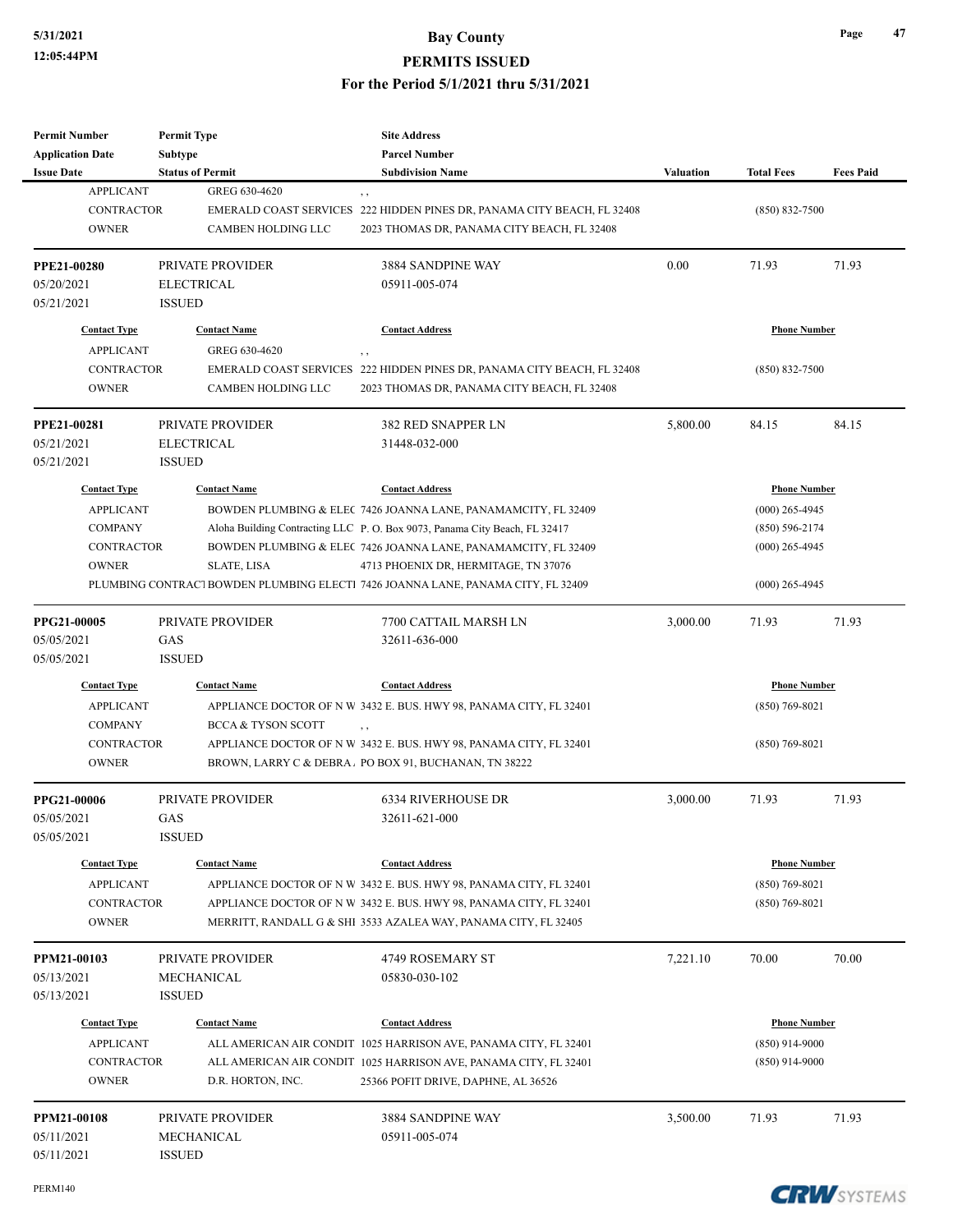| Permit Number | Permit Type | Site Address | | | |
|---|---|---|---|---|---|
| Application Date | Subtype | Parcel Number | | | |
| Issue Date | Status of Permit | Subdivision Name | Valuation | Total Fees | Fees Paid |

| Contact Type | Contact Name | Contact Address | Phone Number |
|---|---|---|---|
| APPLICANT | GREG 630-4620 | , , | |
| CONTRACTOR | EMERALD COAST SERVICES | 222 HIDDEN PINES DR, PANAMA CITY BEACH, FL 32408 | (850) 832-7500 |
| OWNER | CAMBEN HOLDING LLC | 2023 THOMAS DR, PANAMA CITY BEACH, FL 32408 | |

| Permit Number | Permit Type | Site Address | Valuation | Total Fees | Fees Paid |
|---|---|---|---|---|---|
| PPE21-00280 | PRIVATE PROVIDER | 3884 SANDPINE WAY | 0.00 | 71.93 | 71.93 |
| 05/20/2021 | ELECTRICAL | 05911-005-074 | | | |
| 05/21/2021 | ISSUED | | | | |

| Contact Type | Contact Name | Contact Address | Phone Number |
|---|---|---|---|
| APPLICANT | GREG 630-4620 | , , | |
| CONTRACTOR | EMERALD COAST SERVICES | 222 HIDDEN PINES DR, PANAMA CITY BEACH, FL 32408 | (850) 832-7500 |
| OWNER | CAMBEN HOLDING LLC | 2023 THOMAS DR, PANAMA CITY BEACH, FL 32408 | |

| Permit Number | Permit Type | Site Address | Valuation | Total Fees | Fees Paid |
|---|---|---|---|---|---|
| PPE21-00281 | PRIVATE PROVIDER | 382 RED SNAPPER LN | 5,800.00 | 84.15 | 84.15 |
| 05/21/2021 | ELECTRICAL | 31448-032-000 | | | |
| 05/21/2021 | ISSUED | | | | |

| Contact Type | Contact Name | Contact Address | Phone Number |
|---|---|---|---|
| APPLICANT | BOWDEN PLUMBING & ELEC | 7426 JOANNA LANE, PANAMAMCITY, FL 32409 | (000) 265-4945 |
| COMPANY | Aloha Building Contracting LLC | P. O. Box 9073, Panama City Beach, FL 32417 | (850) 596-2174 |
| CONTRACTOR | BOWDEN PLUMBING & ELEC | 7426 JOANNA LANE, PANAMAMCITY, FL 32409 | (000) 265-4945 |
| OWNER | SLATE, LISA | 4713 PHOENIX DR, HERMITAGE, TN 37076 | |
| PLUMBING CONTRACT | BOWDEN PLUMBING ELECTI | 7426 JOANNA LANE, PANAMA CITY, FL 32409 | (000) 265-4945 |

| Permit Number | Permit Type | Site Address | Valuation | Total Fees | Fees Paid |
|---|---|---|---|---|---|
| PPG21-00005 | PRIVATE PROVIDER | 7700 CATTAIL MARSH LN | 3,000.00 | 71.93 | 71.93 |
| 05/05/2021 | GAS | 32611-636-000 | | | |
| 05/05/2021 | ISSUED | | | | |

| Contact Type | Contact Name | Contact Address | Phone Number |
|---|---|---|---|
| APPLICANT | APPLIANCE DOCTOR OF N W | 3432 E. BUS. HWY 98, PANAMA CITY, FL 32401 | (850) 769-8021 |
| COMPANY | BCCA & TYSON SCOTT | , , | |
| CONTRACTOR | APPLIANCE DOCTOR OF N W | 3432 E. BUS. HWY 98, PANAMA CITY, FL 32401 | (850) 769-8021 |
| OWNER | BROWN, LARRY C & DEBRA | PO BOX 91, BUCHANAN, TN 38222 | |

| Permit Number | Permit Type | Site Address | Valuation | Total Fees | Fees Paid |
|---|---|---|---|---|---|
| PPG21-00006 | PRIVATE PROVIDER | 6334 RIVERHOUSE DR | 3,000.00 | 71.93 | 71.93 |
| 05/05/2021 | GAS | 32611-621-000 | | | |
| 05/05/2021 | ISSUED | | | | |

| Contact Type | Contact Name | Contact Address | Phone Number |
|---|---|---|---|
| APPLICANT | APPLIANCE DOCTOR OF N W | 3432 E. BUS. HWY 98, PANAMA CITY, FL 32401 | (850) 769-8021 |
| CONTRACTOR | APPLIANCE DOCTOR OF N W | 3432 E. BUS. HWY 98, PANAMA CITY, FL 32401 | (850) 769-8021 |
| OWNER | MERRITT, RANDALL G & SHI | 3533 AZALEA WAY, PANAMA CITY, FL 32405 | |

| Permit Number | Permit Type | Site Address | Valuation | Total Fees | Fees Paid |
|---|---|---|---|---|---|
| PPM21-00103 | PRIVATE PROVIDER | 4749 ROSEMARY ST | 7,221.10 | 70.00 | 70.00 |
| 05/13/2021 | MECHANICAL | 05830-030-102 | | | |
| 05/13/2021 | ISSUED | | | | |

| Contact Type | Contact Name | Contact Address | Phone Number |
|---|---|---|---|
| APPLICANT | ALL AMERICAN AIR CONDIT | 1025 HARRISON AVE, PANAMA CITY, FL 32401 | (850) 914-9000 |
| CONTRACTOR | ALL AMERICAN AIR CONDIT | 1025 HARRISON AVE, PANAMA CITY, FL 32401 | (850) 914-9000 |
| OWNER | D.R. HORTON, INC. | 25366 POFIT DRIVE, DAPHNE, AL 36526 | |

| Permit Number | Permit Type | Site Address | Valuation | Total Fees | Fees Paid |
|---|---|---|---|---|---|
| PPM21-00108 | PRIVATE PROVIDER | 3884 SANDPINE WAY | 3,500.00 | 71.93 | 71.93 |
| 05/11/2021 | MECHANICAL | 05911-005-074 | | | |
| 05/11/2021 | ISSUED | | | | |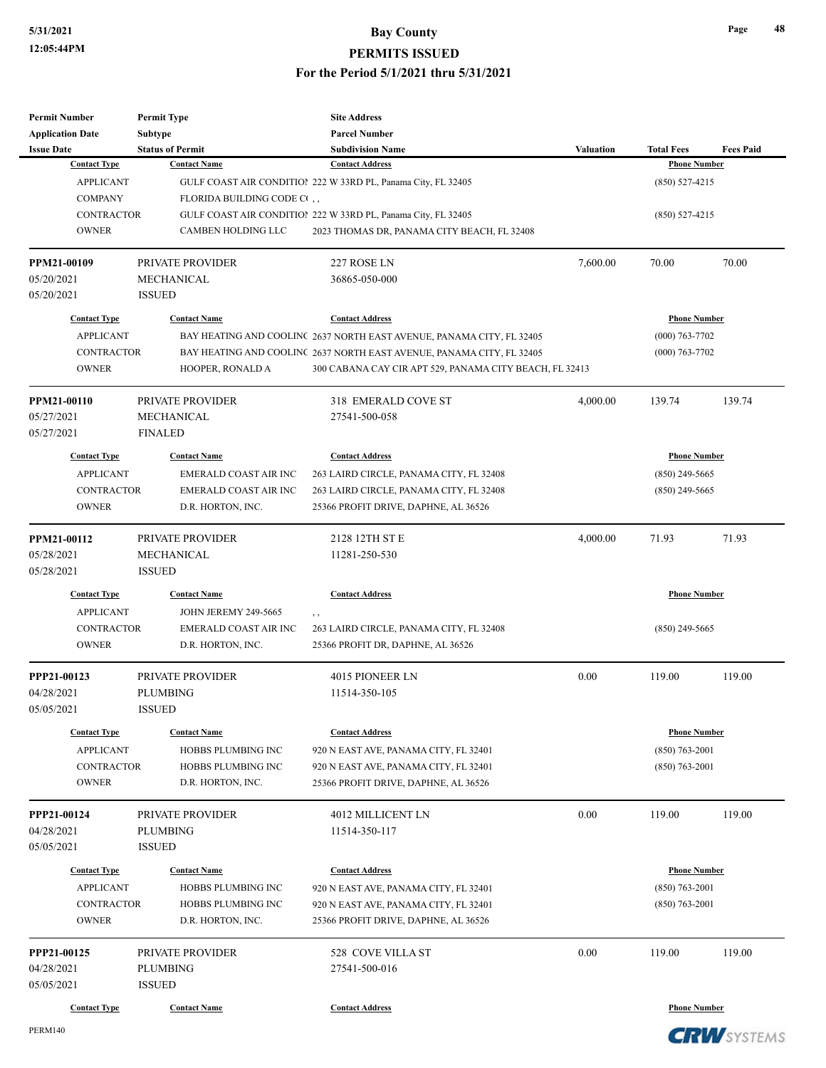| Permit Number | Permit Type | Site Address | | | |
|---|---|---|---|---|---|
| Application Date | Subtype | Parcel Number | | | |
| Issue Date | Status of Permit | Subdivision Name | Valuation | Total Fees | Fees Paid |

| Contact Type | Contact Name | Contact Address | Phone Number |
|---|---|---|---|
| APPLICANT | GULF COAST AIR CONDITIOI | 222 W 33RD PL, Panama City, FL 32405 | (850) 527-4215 |
| COMPANY | FLORIDA BUILDING CODE C( | , , | |
| CONTRACTOR | GULF COAST AIR CONDITIOI | 222 W 33RD PL, Panama City, FL 32405 | (850) 527-4215 |
| OWNER | CAMBEN HOLDING LLC | 2023 THOMAS DR, PANAMA CITY BEACH, FL 32408 | |

| PPM21-00109 | PRIVATE PROVIDER | 227 ROSE LN | 7,600.00 | 70.00 | 70.00 |
|---|---|---|---|---|---|
| 05/20/2021 | MECHANICAL | 36865-050-000 | | | |
| 05/20/2021 | ISSUED | | | | |

| Contact Type | Contact Name | Contact Address | Phone Number |
|---|---|---|---|
| APPLICANT | BAY HEATING AND COOLINC | 2637 NORTH EAST AVENUE, PANAMA CITY, FL 32405 | (000) 763-7702 |
| CONTRACTOR | BAY HEATING AND COOLINC | 2637 NORTH EAST AVENUE, PANAMA CITY, FL 32405 | (000) 763-7702 |
| OWNER | HOOPER, RONALD A | 300 CABANA CAY CIR APT 529, PANAMA CITY BEACH, FL 32413 | |

| PPM21-00110 | PRIVATE PROVIDER | 318 EMERALD COVE ST | 4,000.00 | 139.74 | 139.74 |
|---|---|---|---|---|---|
| 05/27/2021 | MECHANICAL | 27541-500-058 | | | |
| 05/27/2021 | FINALED | | | | |

| Contact Type | Contact Name | Contact Address | Phone Number |
|---|---|---|---|
| APPLICANT | EMERALD COAST AIR INC | 263 LAIRD CIRCLE, PANAMA CITY, FL 32408 | (850) 249-5665 |
| CONTRACTOR | EMERALD COAST AIR INC | 263 LAIRD CIRCLE, PANAMA CITY, FL 32408 | (850) 249-5665 |
| OWNER | D.R. HORTON, INC. | 25366 PROFIT DRIVE, DAPHNE, AL 36526 | |

| PPM21-00112 | PRIVATE PROVIDER | 2128 12TH ST E | 4,000.00 | 71.93 | 71.93 |
|---|---|---|---|---|---|
| 05/28/2021 | MECHANICAL | 11281-250-530 | | | |
| 05/28/2021 | ISSUED | | | | |

| Contact Type | Contact Name | Contact Address | Phone Number |
|---|---|---|---|
| APPLICANT | JOHN JEREMY 249-5665 | , , | |
| CONTRACTOR | EMERALD COAST AIR INC | 263 LAIRD CIRCLE, PANAMA CITY, FL 32408 | (850) 249-5665 |
| OWNER | D.R. HORTON, INC. | 25366 PROFIT DR, DAPHNE, AL 36526 | |

| PPP21-00123 | PRIVATE PROVIDER | 4015 PIONEER LN | 0.00 | 119.00 | 119.00 |
|---|---|---|---|---|---|
| 04/28/2021 | PLUMBING | 11514-350-105 | | | |
| 05/05/2021 | ISSUED | | | | |

| Contact Type | Contact Name | Contact Address | Phone Number |
|---|---|---|---|
| APPLICANT | HOBBS PLUMBING INC | 920 N EAST AVE, PANAMA CITY, FL 32401 | (850) 763-2001 |
| CONTRACTOR | HOBBS PLUMBING INC | 920 N EAST AVE, PANAMA CITY, FL 32401 | (850) 763-2001 |
| OWNER | D.R. HORTON, INC. | 25366 PROFIT DRIVE, DAPHNE, AL 36526 | |

| PPP21-00124 | PRIVATE PROVIDER | 4012 MILLICENT LN | 0.00 | 119.00 | 119.00 |
|---|---|---|---|---|---|
| 04/28/2021 | PLUMBING | 11514-350-117 | | | |
| 05/05/2021 | ISSUED | | | | |

| Contact Type | Contact Name | Contact Address | Phone Number |
|---|---|---|---|
| APPLICANT | HOBBS PLUMBING INC | 920 N EAST AVE, PANAMA CITY, FL 32401 | (850) 763-2001 |
| CONTRACTOR | HOBBS PLUMBING INC | 920 N EAST AVE, PANAMA CITY, FL 32401 | (850) 763-2001 |
| OWNER | D.R. HORTON, INC. | 25366 PROFIT DRIVE, DAPHNE, AL 36526 | |

| PPP21-00125 | PRIVATE PROVIDER | 528 COVE VILLA ST | 0.00 | 119.00 | 119.00 |
|---|---|---|---|---|---|
| 04/28/2021 | PLUMBING | 27541-500-016 | | | |
| 05/05/2021 | ISSUED | | | | |

| Contact Type | Contact Name | Contact Address | Phone Number |
|---|---|---|---|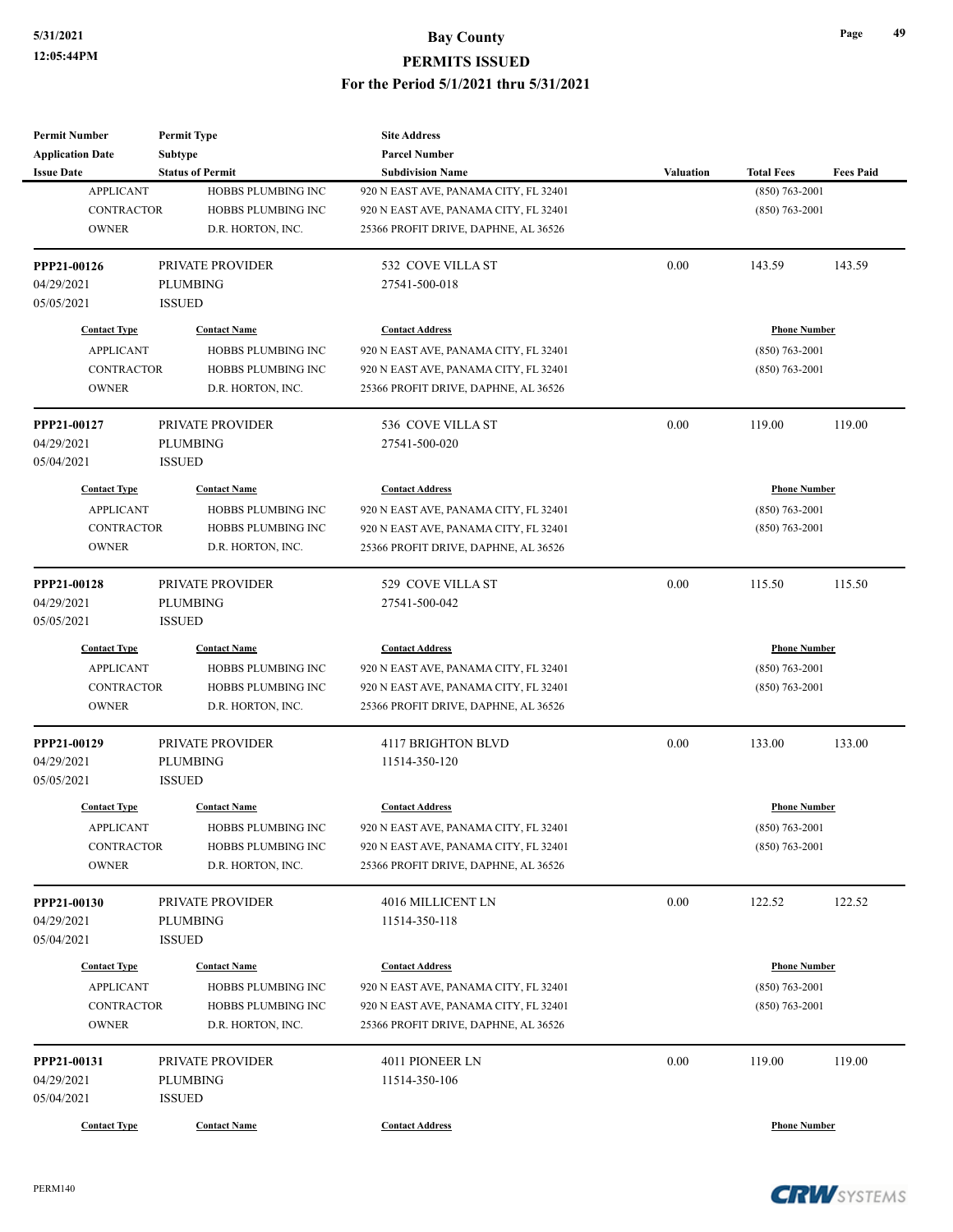# Bay County
## PERMITS ISSUED
### For the Period 5/1/2021 thru 5/31/2021

| Permit Number / Application Date / Issue Date | Permit Type / Subtype / Status of Permit | Site Address / Parcel Number / Subdivision Name | Valuation | Total Fees | Fees Paid |
|---|---|---|---|---|---|

| Contact Type | Contact Name | Contact Address | Phone Number |
|---|---|---|---|
| APPLICANT | HOBBS PLUMBING INC | 920 N EAST AVE, PANAMA CITY, FL 32401 | (850) 763-2001 |
| CONTRACTOR | HOBBS PLUMBING INC | 920 N EAST AVE, PANAMA CITY, FL 32401 | (850) 763-2001 |
| OWNER | D.R. HORTON, INC. | 25366 PROFIT DRIVE, DAPHNE, AL 36526 | |

---

| Permit Number | Permit Type | Site Address | Valuation | Total Fees | Fees Paid |
|---|---|---|---|---|---|
| PPP21-00126 | PRIVATE PROVIDER | 532 COVE VILLA ST | 0.00 | 143.59 | 143.59 |
| 04/29/2021 | PLUMBING | 27541-500-018 | | | |
| 05/05/2021 | ISSUED | | | | |

| Contact Type | Contact Name | Contact Address | Phone Number |
|---|---|---|---|
| APPLICANT | HOBBS PLUMBING INC | 920 N EAST AVE, PANAMA CITY, FL 32401 | (850) 763-2001 |
| CONTRACTOR | HOBBS PLUMBING INC | 920 N EAST AVE, PANAMA CITY, FL 32401 | (850) 763-2001 |
| OWNER | D.R. HORTON, INC. | 25366 PROFIT DRIVE, DAPHNE, AL 36526 | |

---

| Permit Number | Permit Type | Site Address | Valuation | Total Fees | Fees Paid |
|---|---|---|---|---|---|
| PPP21-00127 | PRIVATE PROVIDER | 536 COVE VILLA ST | 0.00 | 119.00 | 119.00 |
| 04/29/2021 | PLUMBING | 27541-500-020 | | | |
| 05/04/2021 | ISSUED | | | | |

| Contact Type | Contact Name | Contact Address | Phone Number |
|---|---|---|---|
| APPLICANT | HOBBS PLUMBING INC | 920 N EAST AVE, PANAMA CITY, FL 32401 | (850) 763-2001 |
| CONTRACTOR | HOBBS PLUMBING INC | 920 N EAST AVE, PANAMA CITY, FL 32401 | (850) 763-2001 |
| OWNER | D.R. HORTON, INC. | 25366 PROFIT DRIVE, DAPHNE, AL 36526 | |

---

| Permit Number | Permit Type | Site Address | Valuation | Total Fees | Fees Paid |
|---|---|---|---|---|---|
| PPP21-00128 | PRIVATE PROVIDER | 529 COVE VILLA ST | 0.00 | 115.50 | 115.50 |
| 04/29/2021 | PLUMBING | 27541-500-042 | | | |
| 05/05/2021 | ISSUED | | | | |

| Contact Type | Contact Name | Contact Address | Phone Number |
|---|---|---|---|
| APPLICANT | HOBBS PLUMBING INC | 920 N EAST AVE, PANAMA CITY, FL 32401 | (850) 763-2001 |
| CONTRACTOR | HOBBS PLUMBING INC | 920 N EAST AVE, PANAMA CITY, FL 32401 | (850) 763-2001 |
| OWNER | D.R. HORTON, INC. | 25366 PROFIT DRIVE, DAPHNE, AL 36526 | |

---

| Permit Number | Permit Type | Site Address | Valuation | Total Fees | Fees Paid |
|---|---|---|---|---|---|
| PPP21-00129 | PRIVATE PROVIDER | 4117 BRIGHTON BLVD | 0.00 | 133.00 | 133.00 |
| 04/29/2021 | PLUMBING | 11514-350-120 | | | |
| 05/05/2021 | ISSUED | | | | |

| Contact Type | Contact Name | Contact Address | Phone Number |
|---|---|---|---|
| APPLICANT | HOBBS PLUMBING INC | 920 N EAST AVE, PANAMA CITY, FL 32401 | (850) 763-2001 |
| CONTRACTOR | HOBBS PLUMBING INC | 920 N EAST AVE, PANAMA CITY, FL 32401 | (850) 763-2001 |
| OWNER | D.R. HORTON, INC. | 25366 PROFIT DRIVE, DAPHNE, AL 36526 | |

---

| Permit Number | Permit Type | Site Address | Valuation | Total Fees | Fees Paid |
|---|---|---|---|---|---|
| PPP21-00130 | PRIVATE PROVIDER | 4016 MILLICENT LN | 0.00 | 122.52 | 122.52 |
| 04/29/2021 | PLUMBING | 11514-350-118 | | | |
| 05/04/2021 | ISSUED | | | | |

| Contact Type | Contact Name | Contact Address | Phone Number |
|---|---|---|---|
| APPLICANT | HOBBS PLUMBING INC | 920 N EAST AVE, PANAMA CITY, FL 32401 | (850) 763-2001 |
| CONTRACTOR | HOBBS PLUMBING INC | 920 N EAST AVE, PANAMA CITY, FL 32401 | (850) 763-2001 |
| OWNER | D.R. HORTON, INC. | 25366 PROFIT DRIVE, DAPHNE, AL 36526 | |

---

| Permit Number | Permit Type | Site Address | Valuation | Total Fees | Fees Paid |
|---|---|---|---|---|---|
| PPP21-00131 | PRIVATE PROVIDER | 4011 PIONEER LN | 0.00 | 119.00 | 119.00 |
| 04/29/2021 | PLUMBING | 11514-350-106 | | | |
| 05/04/2021 | ISSUED | | | | |

| Contact Type | Contact Name | Contact Address | Phone Number |
|---|---|---|---|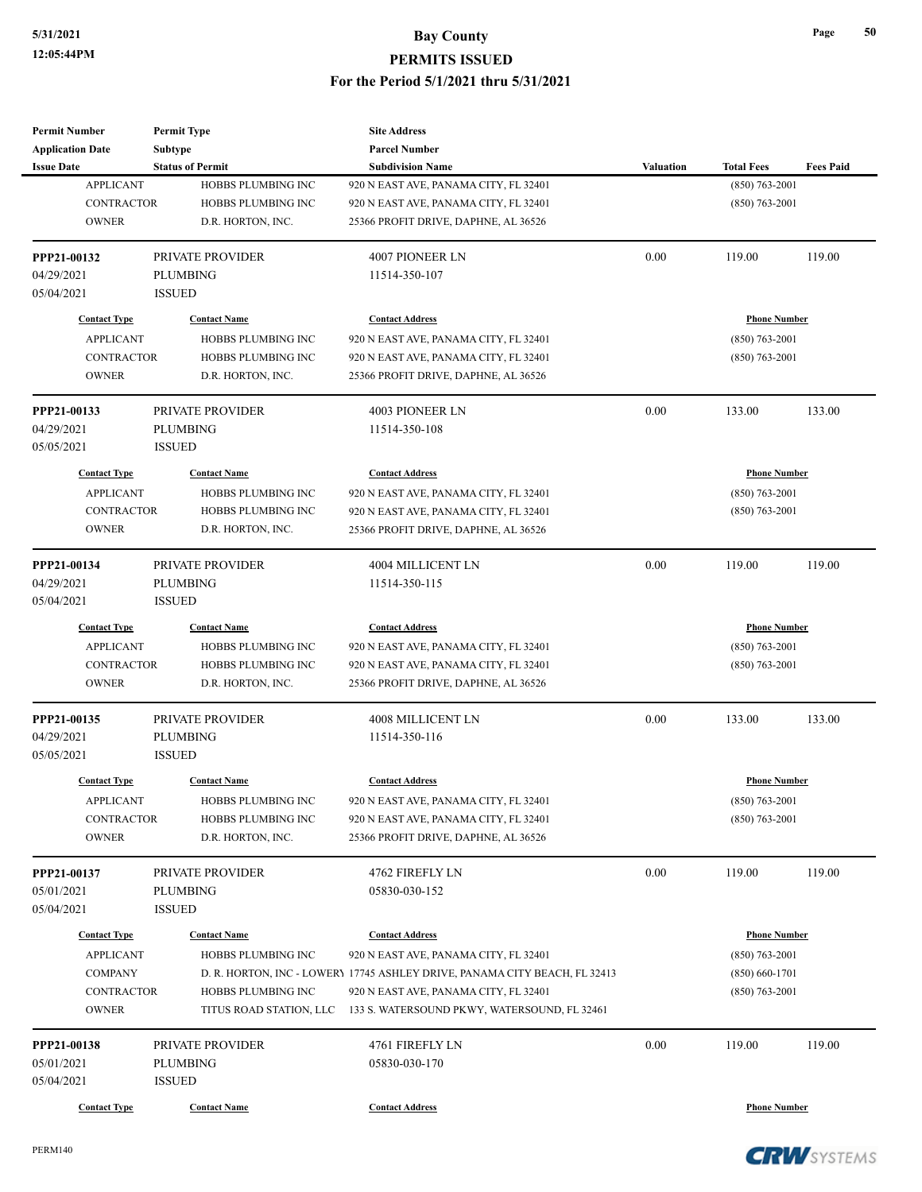| Permit Number | Permit Type | Site Address | | | |
|---|---|---|---|---|---|
| Application Date | Subtype | Parcel Number | | | |
| Issue Date | Status of Permit | Subdivision Name | Valuation | Total Fees | Fees Paid |

| Contact Type | Contact Name | Contact Address | Phone Number |
|---|---|---|---|
| APPLICANT | HOBBS PLUMBING INC | 920 N EAST AVE, PANAMA CITY, FL 32401 | (850) 763-2001 |
| CONTRACTOR | HOBBS PLUMBING INC | 920 N EAST AVE, PANAMA CITY, FL 32401 | (850) 763-2001 |
| OWNER | D.R. HORTON, INC. | 25366 PROFIT DRIVE, DAPHNE, AL 36526 | |

| PPP21-00132 | PRIVATE PROVIDER | 4007 PIONEER LN | 0.00 | 119.00 | 119.00 |
|---|---|---|---|---|---|
| 04/29/2021 | PLUMBING | 11514-350-107 | | | |
| 05/04/2021 | ISSUED | | | | |

| Contact Type | Contact Name | Contact Address | Phone Number |
|---|---|---|---|
| APPLICANT | HOBBS PLUMBING INC | 920 N EAST AVE, PANAMA CITY, FL 32401 | (850) 763-2001 |
| CONTRACTOR | HOBBS PLUMBING INC | 920 N EAST AVE, PANAMA CITY, FL 32401 | (850) 763-2001 |
| OWNER | D.R. HORTON, INC. | 25366 PROFIT DRIVE, DAPHNE, AL 36526 | |

| PPP21-00133 | PRIVATE PROVIDER | 4003 PIONEER LN | 0.00 | 133.00 | 133.00 |
|---|---|---|---|---|---|
| 04/29/2021 | PLUMBING | 11514-350-108 | | | |
| 05/05/2021 | ISSUED | | | | |

| Contact Type | Contact Name | Contact Address | Phone Number |
|---|---|---|---|
| APPLICANT | HOBBS PLUMBING INC | 920 N EAST AVE, PANAMA CITY, FL 32401 | (850) 763-2001 |
| CONTRACTOR | HOBBS PLUMBING INC | 920 N EAST AVE, PANAMA CITY, FL 32401 | (850) 763-2001 |
| OWNER | D.R. HORTON, INC. | 25366 PROFIT DRIVE, DAPHNE, AL 36526 | |

| PPP21-00134 | PRIVATE PROVIDER | 4004 MILLICENT LN | 0.00 | 119.00 | 119.00 |
|---|---|---|---|---|---|
| 04/29/2021 | PLUMBING | 11514-350-115 | | | |
| 05/04/2021 | ISSUED | | | | |

| Contact Type | Contact Name | Contact Address | Phone Number |
|---|---|---|---|
| APPLICANT | HOBBS PLUMBING INC | 920 N EAST AVE, PANAMA CITY, FL 32401 | (850) 763-2001 |
| CONTRACTOR | HOBBS PLUMBING INC | 920 N EAST AVE, PANAMA CITY, FL 32401 | (850) 763-2001 |
| OWNER | D.R. HORTON, INC. | 25366 PROFIT DRIVE, DAPHNE, AL 36526 | |

| PPP21-00135 | PRIVATE PROVIDER | 4008 MILLICENT LN | 0.00 | 133.00 | 133.00 |
|---|---|---|---|---|---|
| 04/29/2021 | PLUMBING | 11514-350-116 | | | |
| 05/05/2021 | ISSUED | | | | |

| Contact Type | Contact Name | Contact Address | Phone Number |
|---|---|---|---|
| APPLICANT | HOBBS PLUMBING INC | 920 N EAST AVE, PANAMA CITY, FL 32401 | (850) 763-2001 |
| CONTRACTOR | HOBBS PLUMBING INC | 920 N EAST AVE, PANAMA CITY, FL 32401 | (850) 763-2001 |
| OWNER | D.R. HORTON, INC. | 25366 PROFIT DRIVE, DAPHNE, AL 36526 | |

| PPP21-00137 | PRIVATE PROVIDER | 4762 FIREFLY LN | 0.00 | 119.00 | 119.00 |
|---|---|---|---|---|---|
| 05/01/2021 | PLUMBING | 05830-030-152 | | | |
| 05/04/2021 | ISSUED | | | | |

| Contact Type | Contact Name | Contact Address | Phone Number |
|---|---|---|---|
| APPLICANT | HOBBS PLUMBING INC | 920 N EAST AVE, PANAMA CITY, FL 32401 | (850) 763-2001 |
| COMPANY | D. R. HORTON, INC - LOWERY | 17745 ASHLEY DRIVE, PANAMA CITY BEACH, FL 32413 | (850) 660-1701 |
| CONTRACTOR | HOBBS PLUMBING INC | 920 N EAST AVE, PANAMA CITY, FL 32401 | (850) 763-2001 |
| OWNER | TITUS ROAD STATION, LLC | 133 S. WATERSOUND PKWY, WATERSOUND, FL 32461 | |

| PPP21-00138 | PRIVATE PROVIDER | 4761 FIREFLY LN | 0.00 | 119.00 | 119.00 |
|---|---|---|---|---|---|
| 05/01/2021 | PLUMBING | 05830-030-170 | | | |
| 05/04/2021 | ISSUED | | | | |

| Contact Type | Contact Name | Contact Address | Phone Number |
|---|---|---|---|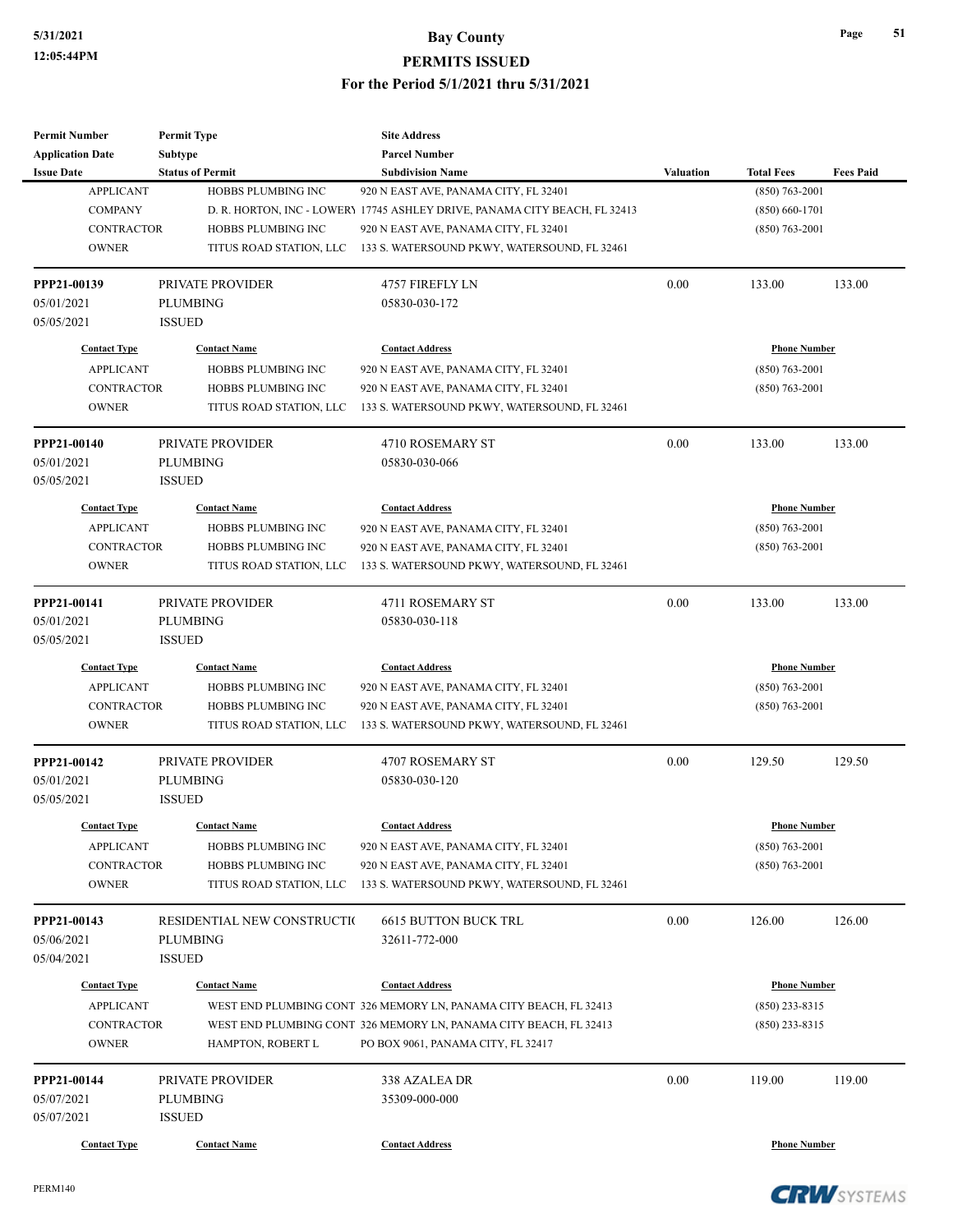| Permit Number | Permit Type | Site Address | | | |
|---|---|---|---|---|---|
| Application Date | Subtype | Parcel Number | | | |
| Issue Date | Status of Permit | Subdivision Name | Valuation | Total Fees | Fees Paid |

| | | | |
|---|---|---|---|
| APPLICANT | HOBBS PLUMBING INC | 920 N EAST AVE, PANAMA CITY, FL 32401 | (850) 763-2001 |
| COMPANY | D. R. HORTON, INC - LOWERY | 17745 ASHLEY DRIVE, PANAMA CITY BEACH, FL 32413 | (850) 660-1701 |
| CONTRACTOR | HOBBS PLUMBING INC | 920 N EAST AVE, PANAMA CITY, FL 32401 | (850) 763-2001 |
| OWNER | TITUS ROAD STATION, LLC | 133 S. WATERSOUND PKWY, WATERSOUND, FL 32461 | |

**PPP21-00139** | PRIVATE PROVIDER | 4757 FIREFLY LN | 0.00 | 133.00 | 133.00
05/01/2021 | PLUMBING | 05830-030-172
05/05/2021 | ISSUED

| Contact Type | Contact Name | Contact Address | Phone Number |
|---|---|---|---|
| APPLICANT | HOBBS PLUMBING INC | 920 N EAST AVE, PANAMA CITY, FL 32401 | (850) 763-2001 |
| CONTRACTOR | HOBBS PLUMBING INC | 920 N EAST AVE, PANAMA CITY, FL 32401 | (850) 763-2001 |
| OWNER | TITUS ROAD STATION, LLC | 133 S. WATERSOUND PKWY, WATERSOUND, FL 32461 | |

**PPP21-00140** | PRIVATE PROVIDER | 4710 ROSEMARY ST | 0.00 | 133.00 | 133.00
05/01/2021 | PLUMBING | 05830-030-066
05/05/2021 | ISSUED

| Contact Type | Contact Name | Contact Address | Phone Number |
|---|---|---|---|
| APPLICANT | HOBBS PLUMBING INC | 920 N EAST AVE, PANAMA CITY, FL 32401 | (850) 763-2001 |
| CONTRACTOR | HOBBS PLUMBING INC | 920 N EAST AVE, PANAMA CITY, FL 32401 | (850) 763-2001 |
| OWNER | TITUS ROAD STATION, LLC | 133 S. WATERSOUND PKWY, WATERSOUND, FL 32461 | |

**PPP21-00141** | PRIVATE PROVIDER | 4711 ROSEMARY ST | 0.00 | 133.00 | 133.00
05/01/2021 | PLUMBING | 05830-030-118
05/05/2021 | ISSUED

| Contact Type | Contact Name | Contact Address | Phone Number |
|---|---|---|---|
| APPLICANT | HOBBS PLUMBING INC | 920 N EAST AVE, PANAMA CITY, FL 32401 | (850) 763-2001 |
| CONTRACTOR | HOBBS PLUMBING INC | 920 N EAST AVE, PANAMA CITY, FL 32401 | (850) 763-2001 |
| OWNER | TITUS ROAD STATION, LLC | 133 S. WATERSOUND PKWY, WATERSOUND, FL 32461 | |

**PPP21-00142** | PRIVATE PROVIDER | 4707 ROSEMARY ST | 0.00 | 129.50 | 129.50
05/01/2021 | PLUMBING | 05830-030-120
05/05/2021 | ISSUED

| Contact Type | Contact Name | Contact Address | Phone Number |
|---|---|---|---|
| APPLICANT | HOBBS PLUMBING INC | 920 N EAST AVE, PANAMA CITY, FL 32401 | (850) 763-2001 |
| CONTRACTOR | HOBBS PLUMBING INC | 920 N EAST AVE, PANAMA CITY, FL 32401 | (850) 763-2001 |
| OWNER | TITUS ROAD STATION, LLC | 133 S. WATERSOUND PKWY, WATERSOUND, FL 32461 | |

**PPP21-00143** | RESIDENTIAL NEW CONSTRUCTI( | 6615 BUTTON BUCK TRL | 0.00 | 126.00 | 126.00
05/06/2021 | PLUMBING | 32611-772-000
05/04/2021 | ISSUED

| Contact Type | Contact Name | Contact Address | Phone Number |
|---|---|---|---|
| APPLICANT | WEST END PLUMBING CONT | 326 MEMORY LN, PANAMA CITY BEACH, FL 32413 | (850) 233-8315 |
| CONTRACTOR | WEST END PLUMBING CONT | 326 MEMORY LN, PANAMA CITY BEACH, FL 32413 | (850) 233-8315 |
| OWNER | HAMPTON, ROBERT L | PO BOX 9061, PANAMA CITY, FL 32417 | |

**PPP21-00144** | PRIVATE PROVIDER | 338 AZALEA DR | 0.00 | 119.00 | 119.00
05/07/2021 | PLUMBING | 35309-000-000
05/07/2021 | ISSUED

| Contact Type | Contact Name | Contact Address | Phone Number |
|---|---|---|---|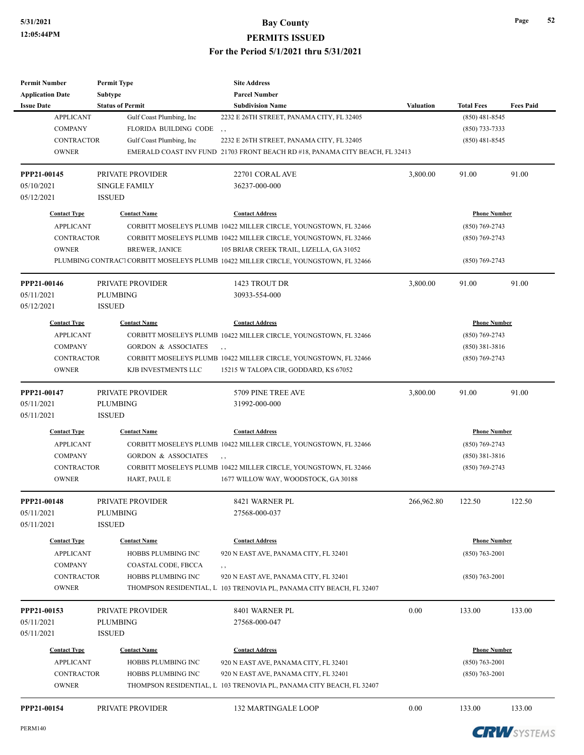| Permit Number | Permit Type | Site Address | | | |
|---|---|---|---|---|---|
| Application Date | Subtype | Parcel Number | | | |
| Issue Date | Status of Permit | Subdivision Name | Valuation | Total Fees | Fees Paid |

| Contact Type | Contact Name | Contact Address | Phone Number |
|---|---|---|---|
| APPLICANT | Gulf Coast Plumbing, Inc | 2232 E 26TH STREET, PANAMA CITY, FL 32405 | (850) 481-8545 |
| COMPANY | FLORIDA BUILDING CODE | , , | (850) 733-7333 |
| CONTRACTOR | Gulf Coast Plumbing, Inc | 2232 E 26TH STREET, PANAMA CITY, FL 32405 | (850) 481-8545 |
| OWNER | EMERALD COAST INV FUND | 21703 FRONT BEACH RD #18, PANAMA CITY BEACH, FL 32413 | |

| PPP21-00145 | PRIVATE PROVIDER | 22701 CORAL AVE | 3,800.00 | 91.00 | 91.00 |
|---|---|---|---|---|---|
| 05/10/2021 | SINGLE FAMILY | 36237-000-000 | | | |
| 05/12/2021 | ISSUED | | | | |

| Contact Type | Contact Name | Contact Address | Phone Number |
|---|---|---|---|
| APPLICANT | CORBITT MOSELEYS PLUMB | 10422 MILLER CIRCLE, YOUNGSTOWN, FL 32466 | (850) 769-2743 |
| CONTRACTOR | CORBITT MOSELEYS PLUMB | 10422 MILLER CIRCLE, YOUNGSTOWN, FL 32466 | (850) 769-2743 |
| OWNER | BREWER, JANICE | 105 BRIAR CREEK TRAIL, LIZELLA, GA 31052 | |
| PLUMBING CONTRACT | CORBITT MOSELEYS PLUMB | 10422 MILLER CIRCLE, YOUNGSTOWN, FL 32466 | (850) 769-2743 |

| PPP21-00146 | PRIVATE PROVIDER | 1423 TROUT DR | 3,800.00 | 91.00 | 91.00 |
|---|---|---|---|---|---|
| 05/11/2021 | PLUMBING | 30933-554-000 | | | |
| 05/12/2021 | ISSUED | | | | |

| Contact Type | Contact Name | Contact Address | Phone Number |
|---|---|---|---|
| APPLICANT | CORBITT MOSELEYS PLUMB | 10422 MILLER CIRCLE, YOUNGSTOWN, FL 32466 | (850) 769-2743 |
| COMPANY | GORDON & ASSOCIATES | , , | (850) 381-3816 |
| CONTRACTOR | CORBITT MOSELEYS PLUMB | 10422 MILLER CIRCLE, YOUNGSTOWN, FL 32466 | (850) 769-2743 |
| OWNER | KJB INVESTMENTS LLC | 15215 W TALOPA CIR, GODDARD, KS 67052 | |

| PPP21-00147 | PRIVATE PROVIDER | 5709 PINE TREE AVE | 3,800.00 | 91.00 | 91.00 |
|---|---|---|---|---|---|
| 05/11/2021 | PLUMBING | 31992-000-000 | | | |
| 05/11/2021 | ISSUED | | | | |

| Contact Type | Contact Name | Contact Address | Phone Number |
|---|---|---|---|
| APPLICANT | CORBITT MOSELEYS PLUMB | 10422 MILLER CIRCLE, YOUNGSTOWN, FL 32466 | (850) 769-2743 |
| COMPANY | GORDON & ASSOCIATES | , , | (850) 381-3816 |
| CONTRACTOR | CORBITT MOSELEYS PLUMB | 10422 MILLER CIRCLE, YOUNGSTOWN, FL 32466 | (850) 769-2743 |
| OWNER | HART, PAUL E | 1677 WILLOW WAY, WOODSTOCK, GA 30188 | |

| PPP21-00148 | PRIVATE PROVIDER | 8421 WARNER PL | 266,962.80 | 122.50 | 122.50 |
|---|---|---|---|---|---|
| 05/11/2021 | PLUMBING | 27568-000-037 | | | |
| 05/11/2021 | ISSUED | | | | |

| Contact Type | Contact Name | Contact Address | Phone Number |
|---|---|---|---|
| APPLICANT | HOBBS PLUMBING INC | 920 N EAST AVE, PANAMA CITY, FL 32401 | (850) 763-2001 |
| COMPANY | COASTAL CODE, FBCCA | , , | |
| CONTRACTOR | HOBBS PLUMBING INC | 920 N EAST AVE, PANAMA CITY, FL 32401 | (850) 763-2001 |
| OWNER | THOMPSON RESIDENTIAL, L | 103 TRENOVIA PL, PANAMA CITY BEACH, FL 32407 | |

| PPP21-00153 | PRIVATE PROVIDER | 8401 WARNER PL | 0.00 | 133.00 | 133.00 |
|---|---|---|---|---|---|
| 05/11/2021 | PLUMBING | 27568-000-047 | | | |
| 05/11/2021 | ISSUED | | | | |

| Contact Type | Contact Name | Contact Address | Phone Number |
|---|---|---|---|
| APPLICANT | HOBBS PLUMBING INC | 920 N EAST AVE, PANAMA CITY, FL 32401 | (850) 763-2001 |
| CONTRACTOR | HOBBS PLUMBING INC | 920 N EAST AVE, PANAMA CITY, FL 32401 | (850) 763-2001 |
| OWNER | THOMPSON RESIDENTIAL, L | 103 TRENOVIA PL, PANAMA CITY BEACH, FL 32407 | |

| PPP21-00154 | PRIVATE PROVIDER | 132 MARTINGALE LOOP | 0.00 | 133.00 | 133.00 |
|---|---|---|---|---|---|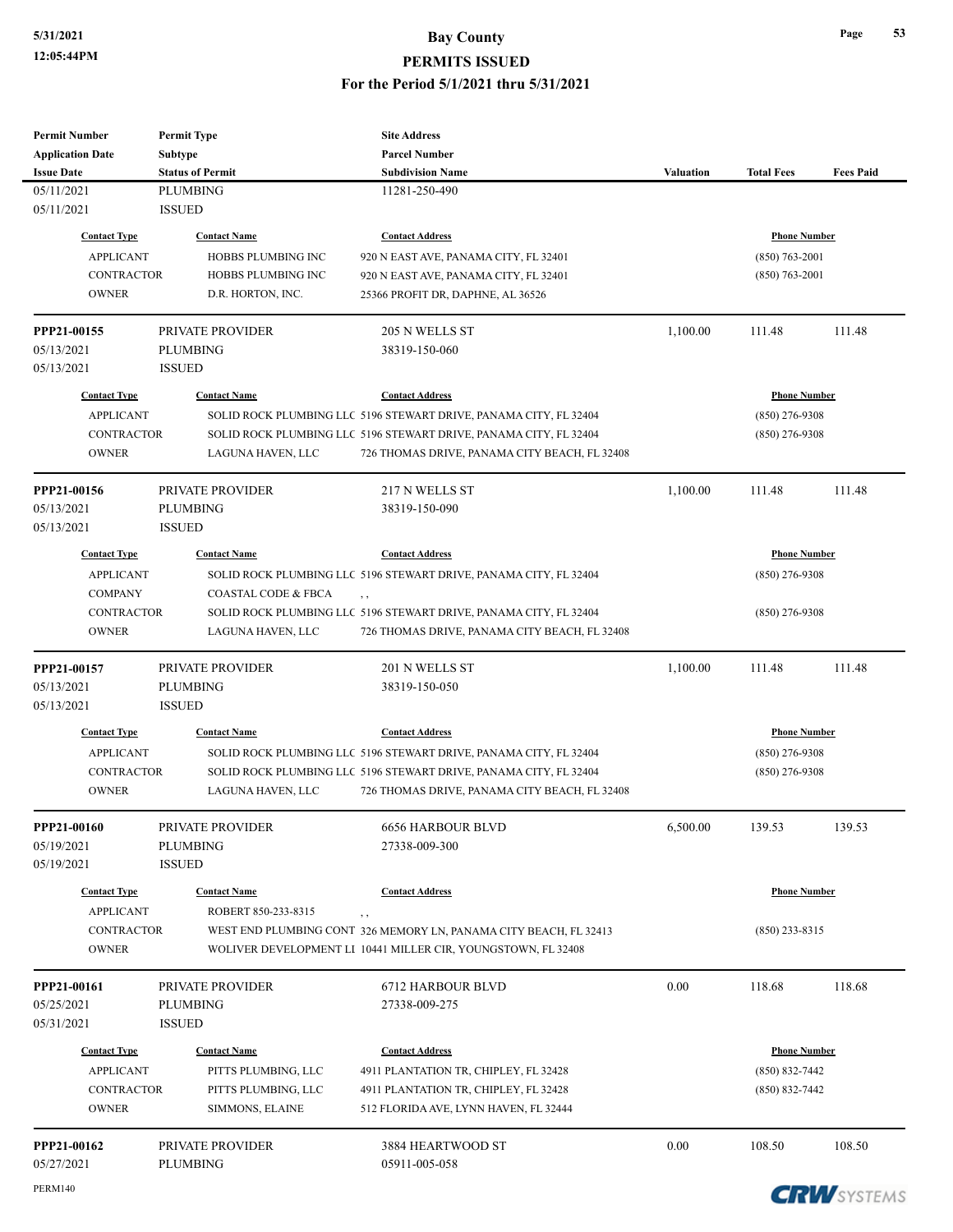| Permit Number | Permit Type | Site Address | | | |
|---|---|---|---|---|---|
| Application Date | Subtype | Parcel Number | | | |
| Issue Date | Status of Permit | Subdivision Name | Valuation | Total Fees | Fees Paid |
| 05/11/2021 | PLUMBING | 11281-250-490 | | | |
| 05/11/2021 | ISSUED | | | | |

| Contact Type | Contact Name | Contact Address | Phone Number |
|---|---|---|---|
| APPLICANT | HOBBS PLUMBING INC | 920 N EAST AVE, PANAMA CITY, FL 32401 | (850) 763-2001 |
| CONTRACTOR | HOBBS PLUMBING INC | 920 N EAST AVE, PANAMA CITY, FL 32401 | (850) 763-2001 |
| OWNER | D.R. HORTON, INC. | 25366 PROFIT DR, DAPHNE, AL 36526 | |

| Permit Number | Permit Type | Site Address | Valuation | Total Fees | Fees Paid |
|---|---|---|---|---|---|
| PPP21-00155 | PRIVATE PROVIDER | 205 N WELLS ST | 1,100.00 | 111.48 | 111.48 |
| 05/13/2021 | PLUMBING | 38319-150-060 | | | |
| 05/13/2021 | ISSUED | | | | |

| Contact Type | Contact Name | Contact Address | Phone Number |
|---|---|---|---|
| APPLICANT | SOLID ROCK PLUMBING LLC | 5196 STEWART DRIVE, PANAMA CITY, FL 32404 | (850) 276-9308 |
| CONTRACTOR | SOLID ROCK PLUMBING LLC | 5196 STEWART DRIVE, PANAMA CITY, FL 32404 | (850) 276-9308 |
| OWNER | LAGUNA HAVEN, LLC | 726 THOMAS DRIVE, PANAMA CITY BEACH, FL 32408 | |

| Permit Number | Permit Type | Site Address | Valuation | Total Fees | Fees Paid |
|---|---|---|---|---|---|
| PPP21-00156 | PRIVATE PROVIDER | 217 N WELLS ST | 1,100.00 | 111.48 | 111.48 |
| 05/13/2021 | PLUMBING | 38319-150-090 | | | |
| 05/13/2021 | ISSUED | | | | |

| Contact Type | Contact Name | Contact Address | Phone Number |
|---|---|---|---|
| APPLICANT | SOLID ROCK PLUMBING LLC | 5196 STEWART DRIVE, PANAMA CITY, FL 32404 | (850) 276-9308 |
| COMPANY | COASTAL CODE & FBCA | , , | |
| CONTRACTOR | SOLID ROCK PLUMBING LLC | 5196 STEWART DRIVE, PANAMA CITY, FL 32404 | (850) 276-9308 |
| OWNER | LAGUNA HAVEN, LLC | 726 THOMAS DRIVE, PANAMA CITY BEACH, FL 32408 | |

| Permit Number | Permit Type | Site Address | Valuation | Total Fees | Fees Paid |
|---|---|---|---|---|---|
| PPP21-00157 | PRIVATE PROVIDER | 201 N WELLS ST | 1,100.00 | 111.48 | 111.48 |
| 05/13/2021 | PLUMBING | 38319-150-050 | | | |
| 05/13/2021 | ISSUED | | | | |

| Contact Type | Contact Name | Contact Address | Phone Number |
|---|---|---|---|
| APPLICANT | SOLID ROCK PLUMBING LLC | 5196 STEWART DRIVE, PANAMA CITY, FL 32404 | (850) 276-9308 |
| CONTRACTOR | SOLID ROCK PLUMBING LLC | 5196 STEWART DRIVE, PANAMA CITY, FL 32404 | (850) 276-9308 |
| OWNER | LAGUNA HAVEN, LLC | 726 THOMAS DRIVE, PANAMA CITY BEACH, FL 32408 | |

| Permit Number | Permit Type | Site Address | Valuation | Total Fees | Fees Paid |
|---|---|---|---|---|---|
| PPP21-00160 | PRIVATE PROVIDER | 6656 HARBOUR BLVD | 6,500.00 | 139.53 | 139.53 |
| 05/19/2021 | PLUMBING | 27338-009-300 | | | |
| 05/19/2021 | ISSUED | | | | |

| Contact Type | Contact Name | Contact Address | Phone Number |
|---|---|---|---|
| APPLICANT | ROBERT 850-233-8315 | , , | |
| CONTRACTOR | WEST END PLUMBING CONT | 326 MEMORY LN, PANAMA CITY BEACH, FL 32413 | (850) 233-8315 |
| OWNER | WOLIVER DEVELOPMENT LI | 10441 MILLER CIR, YOUNGSTOWN, FL 32408 | |

| Permit Number | Permit Type | Site Address | Valuation | Total Fees | Fees Paid |
|---|---|---|---|---|---|
| PPP21-00161 | PRIVATE PROVIDER | 6712 HARBOUR BLVD | 0.00 | 118.68 | 118.68 |
| 05/25/2021 | PLUMBING | 27338-009-275 | | | |
| 05/31/2021 | ISSUED | | | | |

| Contact Type | Contact Name | Contact Address | Phone Number |
|---|---|---|---|
| APPLICANT | PITTS PLUMBING, LLC | 4911 PLANTATION TR, CHIPLEY, FL 32428 | (850) 832-7442 |
| CONTRACTOR | PITTS PLUMBING, LLC | 4911 PLANTATION TR, CHIPLEY, FL 32428 | (850) 832-7442 |
| OWNER | SIMMONS, ELAINE | 512 FLORIDA AVE, LYNN HAVEN, FL 32444 | |

| Permit Number | Permit Type | Site Address | Valuation | Total Fees | Fees Paid |
|---|---|---|---|---|---|
| PPP21-00162 | PRIVATE PROVIDER | 3884 HEARTWOOD ST | 0.00 | 108.50 | 108.50 |
| 05/27/2021 | PLUMBING | 05911-005-058 | | | |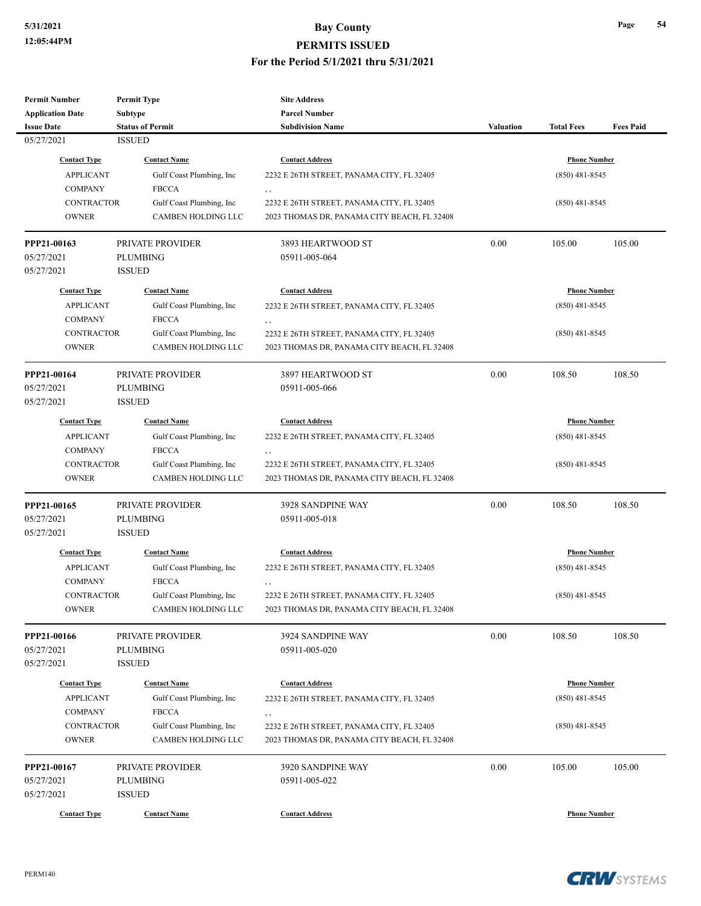| Permit Number | Permit Type | Site Address | | | |
|---|---|---|---|---|---|
| Application Date | Subtype | Parcel Number | | | |
| Issue Date | Status of Permit | Subdivision Name | Valuation | Total Fees | Fees Paid |

05/27/2021 ISSUED

| Contact Type | Contact Name | Contact Address | Phone Number |
|---|---|---|---|
| APPLICANT | Gulf Coast Plumbing, Inc | 2232 E 26TH STREET, PANAMA CITY, FL 32405 | (850) 481-8545 |
| COMPANY | FBCCA | , , | |
| CONTRACTOR | Gulf Coast Plumbing, Inc | 2232 E 26TH STREET, PANAMA CITY, FL 32405 | (850) 481-8545 |
| OWNER | CAMBEN HOLDING LLC | 2023 THOMAS DR, PANAMA CITY BEACH, FL 32408 | |

| PPP21-00163 | PRIVATE PROVIDER | 3893 HEARTWOOD ST | 0.00 | 105.00 | 105.00 |
|---|---|---|---|---|---|
| 05/27/2021 | PLUMBING | 05911-005-064 | | | |
| 05/27/2021 | ISSUED | | | | |

| Contact Type | Contact Name | Contact Address | Phone Number |
|---|---|---|---|
| APPLICANT | Gulf Coast Plumbing, Inc | 2232 E 26TH STREET, PANAMA CITY, FL 32405 | (850) 481-8545 |
| COMPANY | FBCCA | , , | |
| CONTRACTOR | Gulf Coast Plumbing, Inc | 2232 E 26TH STREET, PANAMA CITY, FL 32405 | (850) 481-8545 |
| OWNER | CAMBEN HOLDING LLC | 2023 THOMAS DR, PANAMA CITY BEACH, FL 32408 | |

| PPP21-00164 | PRIVATE PROVIDER | 3897 HEARTWOOD ST | 0.00 | 108.50 | 108.50 |
|---|---|---|---|---|---|
| 05/27/2021 | PLUMBING | 05911-005-066 | | | |
| 05/27/2021 | ISSUED | | | | |

| Contact Type | Contact Name | Contact Address | Phone Number |
|---|---|---|---|
| APPLICANT | Gulf Coast Plumbing, Inc | 2232 E 26TH STREET, PANAMA CITY, FL 32405 | (850) 481-8545 |
| COMPANY | FBCCA | , , | |
| CONTRACTOR | Gulf Coast Plumbing, Inc | 2232 E 26TH STREET, PANAMA CITY, FL 32405 | (850) 481-8545 |
| OWNER | CAMBEN HOLDING LLC | 2023 THOMAS DR, PANAMA CITY BEACH, FL 32408 | |

| PPP21-00165 | PRIVATE PROVIDER | 3928 SANDPINE WAY | 0.00 | 108.50 | 108.50 |
|---|---|---|---|---|---|
| 05/27/2021 | PLUMBING | 05911-005-018 | | | |
| 05/27/2021 | ISSUED | | | | |

| Contact Type | Contact Name | Contact Address | Phone Number |
|---|---|---|---|
| APPLICANT | Gulf Coast Plumbing, Inc | 2232 E 26TH STREET, PANAMA CITY, FL 32405 | (850) 481-8545 |
| COMPANY | FBCCA | , , | |
| CONTRACTOR | Gulf Coast Plumbing, Inc | 2232 E 26TH STREET, PANAMA CITY, FL 32405 | (850) 481-8545 |
| OWNER | CAMBEN HOLDING LLC | 2023 THOMAS DR, PANAMA CITY BEACH, FL 32408 | |

| PPP21-00166 | PRIVATE PROVIDER | 3924 SANDPINE WAY | 0.00 | 108.50 | 108.50 |
|---|---|---|---|---|---|
| 05/27/2021 | PLUMBING | 05911-005-020 | | | |
| 05/27/2021 | ISSUED | | | | |

| Contact Type | Contact Name | Contact Address | Phone Number |
|---|---|---|---|
| APPLICANT | Gulf Coast Plumbing, Inc | 2232 E 26TH STREET, PANAMA CITY, FL 32405 | (850) 481-8545 |
| COMPANY | FBCCA | , , | |
| CONTRACTOR | Gulf Coast Plumbing, Inc | 2232 E 26TH STREET, PANAMA CITY, FL 32405 | (850) 481-8545 |
| OWNER | CAMBEN HOLDING LLC | 2023 THOMAS DR, PANAMA CITY BEACH, FL 32408 | |

| PPP21-00167 | PRIVATE PROVIDER | 3920 SANDPINE WAY | 0.00 | 105.00 | 105.00 |
|---|---|---|---|---|---|
| 05/27/2021 | PLUMBING | 05911-005-022 | | | |
| 05/27/2021 | ISSUED | | | | |

| Contact Type | Contact Name | Contact Address | Phone Number |
|---|---|---|---|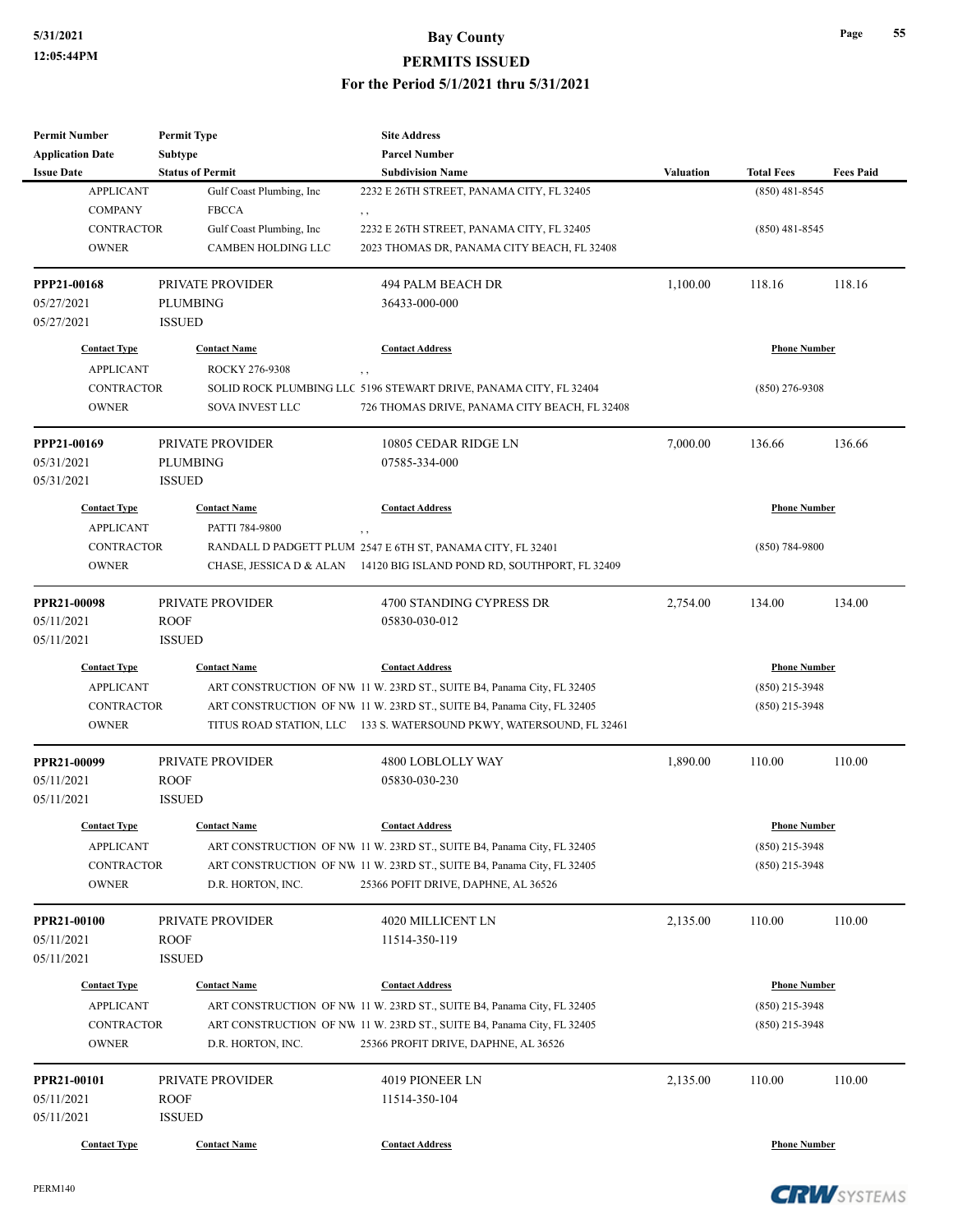| Permit Number | Permit Type | Site Address | | | |
|---|---|---|---|---|---|
| Application Date | Subtype | Parcel Number | | | |
| Issue Date | Status of Permit | Subdivision Name | Valuation | Total Fees | Fees Paid |

| Contact Type | Contact Name | Contact Address | Phone Number |
|---|---|---|---|
| APPLICANT | Gulf Coast Plumbing, Inc | 2232 E 26TH STREET, PANAMA CITY, FL 32405 | (850) 481-8545 |
| COMPANY | FBCCA | , , | |
| CONTRACTOR | Gulf Coast Plumbing, Inc | 2232 E 26TH STREET, PANAMA CITY, FL 32405 | (850) 481-8545 |
| OWNER | CAMBEN HOLDING LLC | 2023 THOMAS DR, PANAMA CITY BEACH, FL 32408 | |

| Permit Number | Permit Type | Site Address | Valuation | Total Fees | Fees Paid |
|---|---|---|---|---|---|
| **PPP21-00168** | PRIVATE PROVIDER | 494 PALM BEACH DR | 1,100.00 | 118.16 | 118.16 |
| 05/27/2021 | PLUMBING | 36433-000-000 | | | |
| 05/27/2021 | ISSUED | | | | |

| Contact Type | Contact Name | Contact Address | Phone Number |
|---|---|---|---|
| APPLICANT | ROCKY 276-9308 | , , | |
| CONTRACTOR | SOLID ROCK PLUMBING LLC | 5196 STEWART DRIVE, PANAMA CITY, FL 32404 | (850) 276-9308 |
| OWNER | SOVA INVEST LLC | 726 THOMAS DRIVE, PANAMA CITY BEACH, FL 32408 | |

| Permit Number | Permit Type | Site Address | Valuation | Total Fees | Fees Paid |
|---|---|---|---|---|---|
| **PPP21-00169** | PRIVATE PROVIDER | 10805 CEDAR RIDGE LN | 7,000.00 | 136.66 | 136.66 |
| 05/31/2021 | PLUMBING | 07585-334-000 | | | |
| 05/31/2021 | ISSUED | | | | |

| Contact Type | Contact Name | Contact Address | Phone Number |
|---|---|---|---|
| APPLICANT | PATTI 784-9800 | , , | |
| CONTRACTOR | RANDALL D PADGETT PLUM | 2547 E 6TH ST, PANAMA CITY, FL 32401 | (850) 784-9800 |
| OWNER | CHASE, JESSICA D & ALAN | 14120 BIG ISLAND POND RD, SOUTHPORT, FL 32409 | |

| Permit Number | Permit Type | Site Address | Valuation | Total Fees | Fees Paid |
|---|---|---|---|---|---|
| **PPR21-00098** | PRIVATE PROVIDER | 4700 STANDING CYPRESS DR | 2,754.00 | 134.00 | 134.00 |
| 05/11/2021 | ROOF | 05830-030-012 | | | |
| 05/11/2021 | ISSUED | | | | |

| Contact Type | Contact Name | Contact Address | Phone Number |
|---|---|---|---|
| APPLICANT | ART CONSTRUCTION OF NW | 11 W. 23RD ST., SUITE B4, Panama City, FL 32405 | (850) 215-3948 |
| CONTRACTOR | ART CONSTRUCTION OF NW | 11 W. 23RD ST., SUITE B4, Panama City, FL 32405 | (850) 215-3948 |
| OWNER | TITUS ROAD STATION, LLC | 133 S. WATERSOUND PKWY, WATERSOUND, FL 32461 | |

| Permit Number | Permit Type | Site Address | Valuation | Total Fees | Fees Paid |
|---|---|---|---|---|---|
| **PPR21-00099** | PRIVATE PROVIDER | 4800 LOBLOLLY WAY | 1,890.00 | 110.00 | 110.00 |
| 05/11/2021 | ROOF | 05830-030-230 | | | |
| 05/11/2021 | ISSUED | | | | |

| Contact Type | Contact Name | Contact Address | Phone Number |
|---|---|---|---|
| APPLICANT | ART CONSTRUCTION OF NW | 11 W. 23RD ST., SUITE B4, Panama City, FL 32405 | (850) 215-3948 |
| CONTRACTOR | ART CONSTRUCTION OF NW | 11 W. 23RD ST., SUITE B4, Panama City, FL 32405 | (850) 215-3948 |
| OWNER | D.R. HORTON, INC. | 25366 POFIT DRIVE, DAPHNE, AL 36526 | |

| Permit Number | Permit Type | Site Address | Valuation | Total Fees | Fees Paid |
|---|---|---|---|---|---|
| **PPR21-00100** | PRIVATE PROVIDER | 4020 MILLICENT LN | 2,135.00 | 110.00 | 110.00 |
| 05/11/2021 | ROOF | 11514-350-119 | | | |
| 05/11/2021 | ISSUED | | | | |

| Contact Type | Contact Name | Contact Address | Phone Number |
|---|---|---|---|
| APPLICANT | ART CONSTRUCTION OF NW | 11 W. 23RD ST., SUITE B4, Panama City, FL 32405 | (850) 215-3948 |
| CONTRACTOR | ART CONSTRUCTION OF NW | 11 W. 23RD ST., SUITE B4, Panama City, FL 32405 | (850) 215-3948 |
| OWNER | D.R. HORTON, INC. | 25366 PROFIT DRIVE, DAPHNE, AL 36526 | |

| Permit Number | Permit Type | Site Address | Valuation | Total Fees | Fees Paid |
|---|---|---|---|---|---|
| **PPR21-00101** | PRIVATE PROVIDER | 4019 PIONEER LN | 2,135.00 | 110.00 | 110.00 |
| 05/11/2021 | ROOF | 11514-350-104 | | | |
| 05/11/2021 | ISSUED | | | | |

| Contact Type | Contact Name | Contact Address | Phone Number |
|---|---|---|---|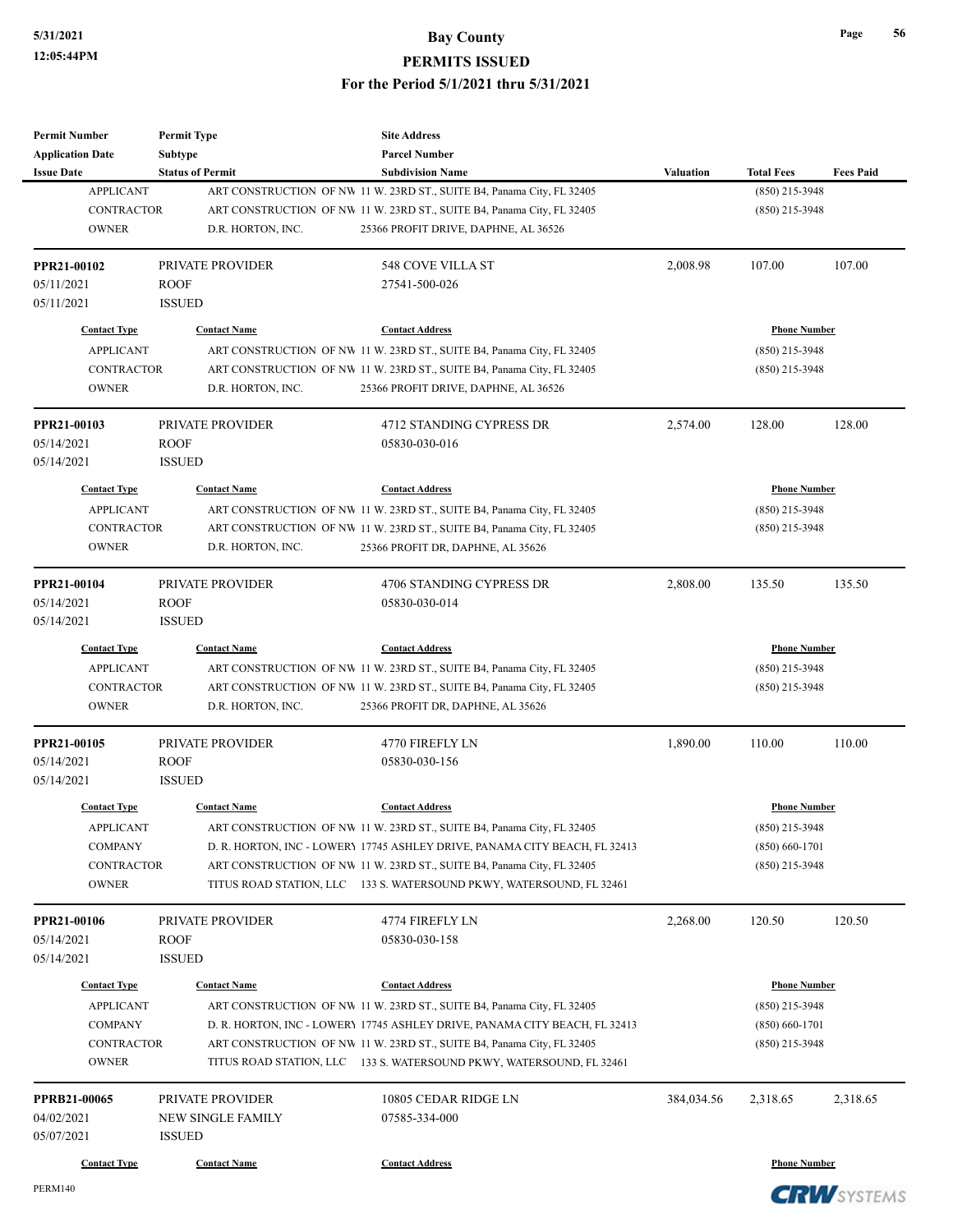**Bay County**
**PERMITS ISSUED**
**For the Period 5/1/2021 thru 5/31/2021**

| Permit Number<br>Application Date<br>Issue Date | Permit Type<br>Subtype<br>Status of Permit | Site Address<br>Parcel Number<br>Subdivision Name | Valuation | Total Fees | Fees Paid |
|---|---|---|---|---|---|
| APPLICANT | ART CONSTRUCTION OF NW | 11 W. 23RD ST., SUITE B4, Panama City, FL 32405 | | (850) 215-3948 | |
| CONTRACTOR | ART CONSTRUCTION OF NW | 11 W. 23RD ST., SUITE B4, Panama City, FL 32405 | | (850) 215-3948 | |
| OWNER | D.R. HORTON, INC. | 25366 PROFIT DRIVE, DAPHNE, AL 36526 | | | |

| Permit Number | Permit Type | Site Address | Valuation | Total Fees | Fees Paid |
|---|---|---|---|---|---|
| **PPR21-00102** | PRIVATE PROVIDER | 548 COVE VILLA ST | 2,008.98 | 107.00 | 107.00 |
| 05/11/2021 | ROOF | 27541-500-026 | | | |
| 05/11/2021 | ISSUED | | | | |

| Contact Type | Contact Name | Contact Address | Phone Number |
|---|---|---|---|
| APPLICANT | ART CONSTRUCTION OF NW | 11 W. 23RD ST., SUITE B4, Panama City, FL 32405 | (850) 215-3948 |
| CONTRACTOR | ART CONSTRUCTION OF NW | 11 W. 23RD ST., SUITE B4, Panama City, FL 32405 | (850) 215-3948 |
| OWNER | D.R. HORTON, INC. | 25366 PROFIT DRIVE, DAPHNE, AL 36526 | |

| Permit Number | Permit Type | Site Address | Valuation | Total Fees | Fees Paid |
|---|---|---|---|---|---|
| **PPR21-00103** | PRIVATE PROVIDER | 4712 STANDING CYPRESS DR | 2,574.00 | 128.00 | 128.00 |
| 05/14/2021 | ROOF | 05830-030-016 | | | |
| 05/14/2021 | ISSUED | | | | |

| Contact Type | Contact Name | Contact Address | Phone Number |
|---|---|---|---|
| APPLICANT | ART CONSTRUCTION OF NW | 11 W. 23RD ST., SUITE B4, Panama City, FL 32405 | (850) 215-3948 |
| CONTRACTOR | ART CONSTRUCTION OF NW | 11 W. 23RD ST., SUITE B4, Panama City, FL 32405 | (850) 215-3948 |
| OWNER | D.R. HORTON, INC. | 25366 PROFIT DR, DAPHNE, AL 35626 | |

| Permit Number | Permit Type | Site Address | Valuation | Total Fees | Fees Paid |
|---|---|---|---|---|---|
| **PPR21-00104** | PRIVATE PROVIDER | 4706 STANDING CYPRESS DR | 2,808.00 | 135.50 | 135.50 |
| 05/14/2021 | ROOF | 05830-030-014 | | | |
| 05/14/2021 | ISSUED | | | | |

| Contact Type | Contact Name | Contact Address | Phone Number |
|---|---|---|---|
| APPLICANT | ART CONSTRUCTION OF NW | 11 W. 23RD ST., SUITE B4, Panama City, FL 32405 | (850) 215-3948 |
| CONTRACTOR | ART CONSTRUCTION OF NW | 11 W. 23RD ST., SUITE B4, Panama City, FL 32405 | (850) 215-3948 |
| OWNER | D.R. HORTON, INC. | 25366 PROFIT DR, DAPHNE, AL 35626 | |

| Permit Number | Permit Type | Site Address | Valuation | Total Fees | Fees Paid |
|---|---|---|---|---|---|
| **PPR21-00105** | PRIVATE PROVIDER | 4770 FIREFLY LN | 1,890.00 | 110.00 | 110.00 |
| 05/14/2021 | ROOF | 05830-030-156 | | | |
| 05/14/2021 | ISSUED | | | | |

| Contact Type | Contact Name | Contact Address | Phone Number |
|---|---|---|---|
| APPLICANT | ART CONSTRUCTION OF NW | 11 W. 23RD ST., SUITE B4, Panama City, FL 32405 | (850) 215-3948 |
| COMPANY | D. R. HORTON, INC - LOWERY | 17745 ASHLEY DRIVE, PANAMA CITY BEACH, FL 32413 | (850) 660-1701 |
| CONTRACTOR | ART CONSTRUCTION OF NW | 11 W. 23RD ST., SUITE B4, Panama City, FL 32405 | (850) 215-3948 |
| OWNER | TITUS ROAD STATION, LLC | 133 S. WATERSOUND PKWY, WATERSOUND, FL 32461 | |

| Permit Number | Permit Type | Site Address | Valuation | Total Fees | Fees Paid |
|---|---|---|---|---|---|
| **PPR21-00106** | PRIVATE PROVIDER | 4774 FIREFLY LN | 2,268.00 | 120.50 | 120.50 |
| 05/14/2021 | ROOF | 05830-030-158 | | | |
| 05/14/2021 | ISSUED | | | | |

| Contact Type | Contact Name | Contact Address | Phone Number |
|---|---|---|---|
| APPLICANT | ART CONSTRUCTION OF NW | 11 W. 23RD ST., SUITE B4, Panama City, FL 32405 | (850) 215-3948 |
| COMPANY | D. R. HORTON, INC - LOWERY | 17745 ASHLEY DRIVE, PANAMA CITY BEACH, FL 32413 | (850) 660-1701 |
| CONTRACTOR | ART CONSTRUCTION OF NW | 11 W. 23RD ST., SUITE B4, Panama City, FL 32405 | (850) 215-3948 |
| OWNER | TITUS ROAD STATION, LLC | 133 S. WATERSOUND PKWY, WATERSOUND, FL 32461 | |

| Permit Number | Permit Type | Site Address | Valuation | Total Fees | Fees Paid |
|---|---|---|---|---|---|
| **PPRB21-00065** | PRIVATE PROVIDER | 10805 CEDAR RIDGE LN | 384,034.56 | 2,318.65 | 2,318.65 |
| 04/02/2021 | NEW SINGLE FAMILY | 07585-334-000 | | | |
| 05/07/2021 | ISSUED | | | | |

| Contact Type | Contact Name | Contact Address | Phone Number |
|---|---|---|---|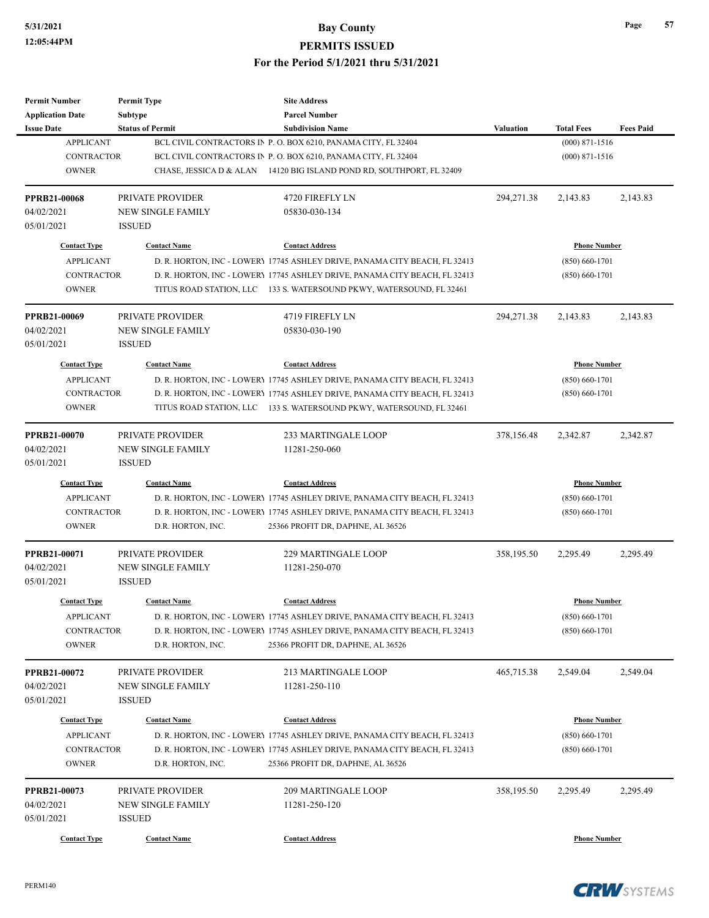# Bay County
## PERMITS ISSUED
### For the Period 5/1/2021 thru 5/31/2021

| Permit Number | Permit Type | Site Address | | | |
|---|---|---|---|---|---|
| Application Date | Subtype | Parcel Number | | | |
| Issue Date | Status of Permit | Subdivision Name | Valuation | Total Fees | Fees Paid |

| Contact Type | Contact Name | Contact Address | Phone Number |
|---|---|---|---|
| APPLICANT | BCL CIVIL CONTRACTORS IN | P. O. BOX 6210, PANAMA CITY, FL 32404 | (000) 871-1516 |
| CONTRACTOR | BCL CIVIL CONTRACTORS IN | P. O. BOX 6210, PANAMA CITY, FL 32404 | (000) 871-1516 |
| OWNER | CHASE, JESSICA D & ALAN | 14120 BIG ISLAND POND RD, SOUTHPORT, FL 32409 | |

---

| PPRB21-00068 | PRIVATE PROVIDER | 4720 FIREFLY LN | 294,271.38 | 2,143.83 | 2,143.83 |
|---|---|---|---|---|---|
| 04/02/2021 | NEW SINGLE FAMILY | 05830-030-134 | | | |
| 05/01/2021 | ISSUED | | | | |

| Contact Type | Contact Name | Contact Address | Phone Number |
|---|---|---|---|
| APPLICANT | D. R. HORTON, INC - LOWERY | 17745 ASHLEY DRIVE, PANAMA CITY BEACH, FL 32413 | (850) 660-1701 |
| CONTRACTOR | D. R. HORTON, INC - LOWERY | 17745 ASHLEY DRIVE, PANAMA CITY BEACH, FL 32413 | (850) 660-1701 |
| OWNER | TITUS ROAD STATION, LLC | 133 S. WATERSOUND PKWY, WATERSOUND, FL 32461 | |

---

| PPRB21-00069 | PRIVATE PROVIDER | 4719 FIREFLY LN | 294,271.38 | 2,143.83 | 2,143.83 |
|---|---|---|---|---|---|
| 04/02/2021 | NEW SINGLE FAMILY | 05830-030-190 | | | |
| 05/01/2021 | ISSUED | | | | |

| Contact Type | Contact Name | Contact Address | Phone Number |
|---|---|---|---|
| APPLICANT | D. R. HORTON, INC - LOWERY | 17745 ASHLEY DRIVE, PANAMA CITY BEACH, FL 32413 | (850) 660-1701 |
| CONTRACTOR | D. R. HORTON, INC - LOWERY | 17745 ASHLEY DRIVE, PANAMA CITY BEACH, FL 32413 | (850) 660-1701 |
| OWNER | TITUS ROAD STATION, LLC | 133 S. WATERSOUND PKWY, WATERSOUND, FL 32461 | |

---

| PPRB21-00070 | PRIVATE PROVIDER | 233 MARTINGALE LOOP | 378,156.48 | 2,342.87 | 2,342.87 |
|---|---|---|---|---|---|
| 04/02/2021 | NEW SINGLE FAMILY | 11281-250-060 | | | |
| 05/01/2021 | ISSUED | | | | |

| Contact Type | Contact Name | Contact Address | Phone Number |
|---|---|---|---|
| APPLICANT | D. R. HORTON, INC - LOWERY | 17745 ASHLEY DRIVE, PANAMA CITY BEACH, FL 32413 | (850) 660-1701 |
| CONTRACTOR | D. R. HORTON, INC - LOWERY | 17745 ASHLEY DRIVE, PANAMA CITY BEACH, FL 32413 | (850) 660-1701 |
| OWNER | D.R. HORTON, INC. | 25366 PROFIT DR, DAPHNE, AL 36526 | |

---

| PPRB21-00071 | PRIVATE PROVIDER | 229 MARTINGALE LOOP | 358,195.50 | 2,295.49 | 2,295.49 |
|---|---|---|---|---|---|
| 04/02/2021 | NEW SINGLE FAMILY | 11281-250-070 | | | |
| 05/01/2021 | ISSUED | | | | |

| Contact Type | Contact Name | Contact Address | Phone Number |
|---|---|---|---|
| APPLICANT | D. R. HORTON, INC - LOWERY | 17745 ASHLEY DRIVE, PANAMA CITY BEACH, FL 32413 | (850) 660-1701 |
| CONTRACTOR | D. R. HORTON, INC - LOWERY | 17745 ASHLEY DRIVE, PANAMA CITY BEACH, FL 32413 | (850) 660-1701 |
| OWNER | D.R. HORTON, INC. | 25366 PROFIT DR, DAPHNE, AL 36526 | |

---

| PPRB21-00072 | PRIVATE PROVIDER | 213 MARTINGALE LOOP | 465,715.38 | 2,549.04 | 2,549.04 |
|---|---|---|---|---|---|
| 04/02/2021 | NEW SINGLE FAMILY | 11281-250-110 | | | |
| 05/01/2021 | ISSUED | | | | |

| Contact Type | Contact Name | Contact Address | Phone Number |
|---|---|---|---|
| APPLICANT | D. R. HORTON, INC - LOWERY | 17745 ASHLEY DRIVE, PANAMA CITY BEACH, FL 32413 | (850) 660-1701 |
| CONTRACTOR | D. R. HORTON, INC - LOWERY | 17745 ASHLEY DRIVE, PANAMA CITY BEACH, FL 32413 | (850) 660-1701 |
| OWNER | D.R. HORTON, INC. | 25366 PROFIT DR, DAPHNE, AL 36526 | |

---

| PPRB21-00073 | PRIVATE PROVIDER | 209 MARTINGALE LOOP | 358,195.50 | 2,295.49 | 2,295.49 |
|---|---|---|---|---|---|
| 04/02/2021 | NEW SINGLE FAMILY | 11281-250-120 | | | |
| 05/01/2021 | ISSUED | | | | |

| Contact Type | Contact Name | Contact Address | Phone Number |
|---|---|---|---|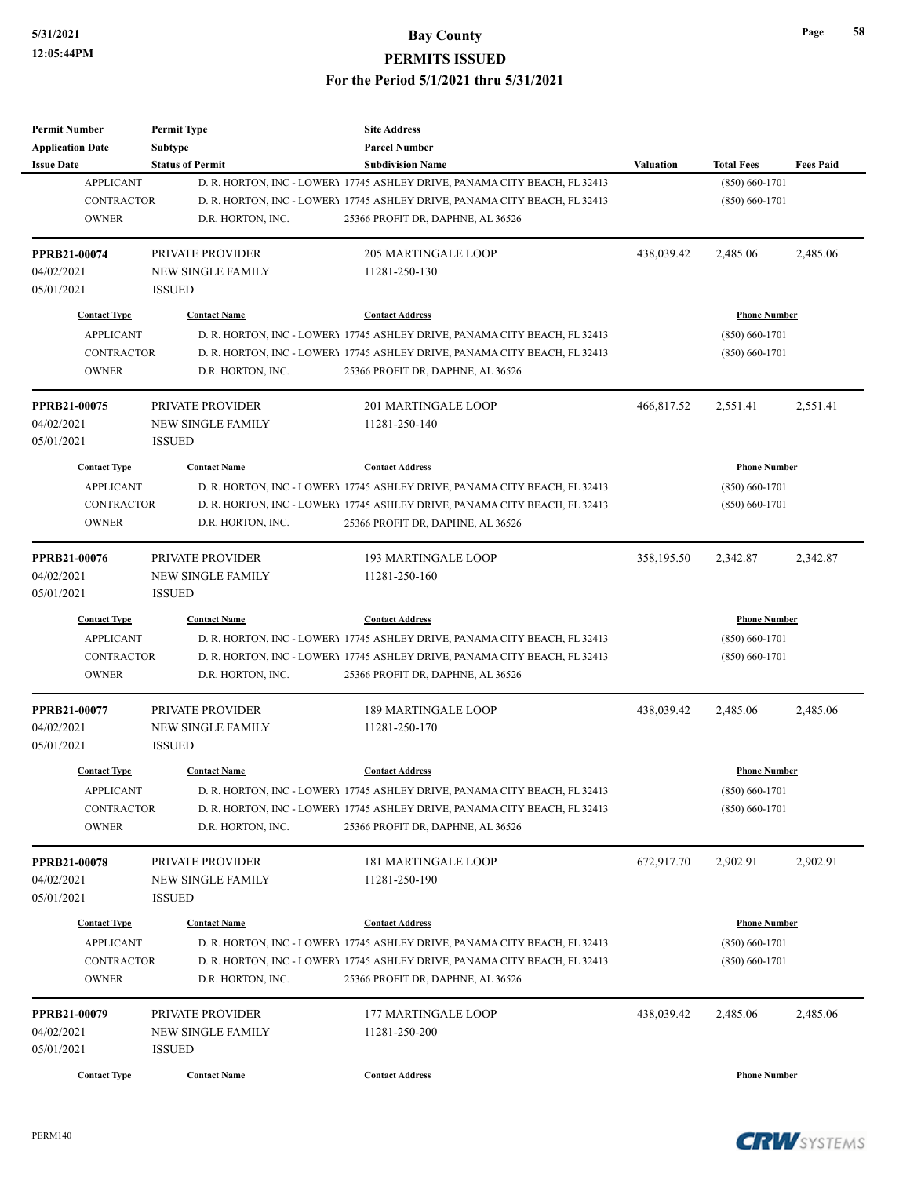| Permit Number | Permit Type | Site Address | | | |
|---|---|---|---|---|---|
| Application Date | Subtype | Parcel Number | | | |
| Issue Date | Status of Permit | Subdivision Name | Valuation | Total Fees | Fees Paid |
| APPLICANT | D. R. HORTON, INC - LOWERY | 17745 ASHLEY DRIVE, PANAMA CITY BEACH, FL 32413 | | (850) 660-1701 | |
| CONTRACTOR | D. R. HORTON, INC - LOWERY | 17745 ASHLEY DRIVE, PANAMA CITY BEACH, FL 32413 | | (850) 660-1701 | |
| OWNER | D.R. HORTON, INC. | 25366 PROFIT DR, DAPHNE, AL 36526 | | | |
| **PPRB21-00074** | PRIVATE PROVIDER | 205 MARTINGALE LOOP | 438,039.42 | 2,485.06 | 2,485.06 |
| 04/02/2021 | NEW SINGLE FAMILY | 11281-250-130 | | | |
| 05/01/2021 | ISSUED | | | | |
| **Contact Type** | **Contact Name** | **Contact Address** | | **Phone Number** | |
| APPLICANT | D. R. HORTON, INC - LOWERY | 17745 ASHLEY DRIVE, PANAMA CITY BEACH, FL 32413 | | (850) 660-1701 | |
| CONTRACTOR | D. R. HORTON, INC - LOWERY | 17745 ASHLEY DRIVE, PANAMA CITY BEACH, FL 32413 | | (850) 660-1701 | |
| OWNER | D.R. HORTON, INC. | 25366 PROFIT DR, DAPHNE, AL 36526 | | | |
| **PPRB21-00075** | PRIVATE PROVIDER | 201 MARTINGALE LOOP | 466,817.52 | 2,551.41 | 2,551.41 |
| 04/02/2021 | NEW SINGLE FAMILY | 11281-250-140 | | | |
| 05/01/2021 | ISSUED | | | | |
| **Contact Type** | **Contact Name** | **Contact Address** | | **Phone Number** | |
| APPLICANT | D. R. HORTON, INC - LOWERY | 17745 ASHLEY DRIVE, PANAMA CITY BEACH, FL 32413 | | (850) 660-1701 | |
| CONTRACTOR | D. R. HORTON, INC - LOWERY | 17745 ASHLEY DRIVE, PANAMA CITY BEACH, FL 32413 | | (850) 660-1701 | |
| OWNER | D.R. HORTON, INC. | 25366 PROFIT DR, DAPHNE, AL 36526 | | | |
| **PPRB21-00076** | PRIVATE PROVIDER | 193 MARTINGALE LOOP | 358,195.50 | 2,342.87 | 2,342.87 |
| 04/02/2021 | NEW SINGLE FAMILY | 11281-250-160 | | | |
| 05/01/2021 | ISSUED | | | | |
| **Contact Type** | **Contact Name** | **Contact Address** | | **Phone Number** | |
| APPLICANT | D. R. HORTON, INC - LOWERY | 17745 ASHLEY DRIVE, PANAMA CITY BEACH, FL 32413 | | (850) 660-1701 | |
| CONTRACTOR | D. R. HORTON, INC - LOWERY | 17745 ASHLEY DRIVE, PANAMA CITY BEACH, FL 32413 | | (850) 660-1701 | |
| OWNER | D.R. HORTON, INC. | 25366 PROFIT DR, DAPHNE, AL 36526 | | | |
| **PPRB21-00077** | PRIVATE PROVIDER | 189 MARTINGALE LOOP | 438,039.42 | 2,485.06 | 2,485.06 |
| 04/02/2021 | NEW SINGLE FAMILY | 11281-250-170 | | | |
| 05/01/2021 | ISSUED | | | | |
| **Contact Type** | **Contact Name** | **Contact Address** | | **Phone Number** | |
| APPLICANT | D. R. HORTON, INC - LOWERY | 17745 ASHLEY DRIVE, PANAMA CITY BEACH, FL 32413 | | (850) 660-1701 | |
| CONTRACTOR | D. R. HORTON, INC - LOWERY | 17745 ASHLEY DRIVE, PANAMA CITY BEACH, FL 32413 | | (850) 660-1701 | |
| OWNER | D.R. HORTON, INC. | 25366 PROFIT DR, DAPHNE, AL 36526 | | | |
| **PPRB21-00078** | PRIVATE PROVIDER | 181 MARTINGALE LOOP | 672,917.70 | 2,902.91 | 2,902.91 |
| 04/02/2021 | NEW SINGLE FAMILY | 11281-250-190 | | | |
| 05/01/2021 | ISSUED | | | | |
| **Contact Type** | **Contact Name** | **Contact Address** | | **Phone Number** | |
| APPLICANT | D. R. HORTON, INC - LOWERY | 17745 ASHLEY DRIVE, PANAMA CITY BEACH, FL 32413 | | (850) 660-1701 | |
| CONTRACTOR | D. R. HORTON, INC - LOWERY | 17745 ASHLEY DRIVE, PANAMA CITY BEACH, FL 32413 | | (850) 660-1701 | |
| OWNER | D.R. HORTON, INC. | 25366 PROFIT DR, DAPHNE, AL 36526 | | | |
| **PPRB21-00079** | PRIVATE PROVIDER | 177 MARTINGALE LOOP | 438,039.42 | 2,485.06 | 2,485.06 |
| 04/02/2021 | NEW SINGLE FAMILY | 11281-250-200 | | | |
| 05/01/2021 | ISSUED | | | | |
| **Contact Type** | **Contact Name** | **Contact Address** | | **Phone Number** | |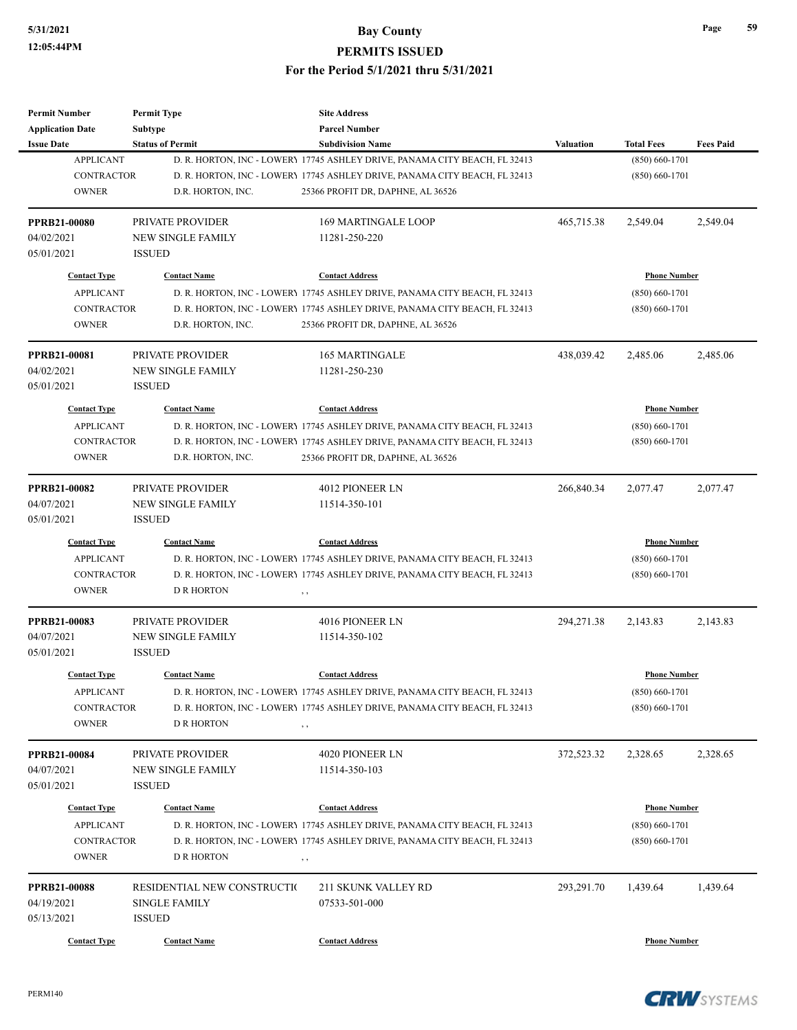# Bay County
## PERMITS ISSUED
### For the Period 5/1/2021 thru 5/31/2021

| Permit Number<br>Application Date<br>Issue Date | Permit Type<br>Subtype<br>Status of Permit | Site Address<br>Parcel Number<br>Subdivision Name | Valuation | Total Fees | Fees Paid |
|---|---|---|---|---|---|
| APPLICANT | D. R. HORTON, INC - LOWERY | 17745 ASHLEY DRIVE, PANAMA CITY BEACH, FL 32413 | | (850) 660-1701 | |
| CONTRACTOR | D. R. HORTON, INC - LOWERY | 17745 ASHLEY DRIVE, PANAMA CITY BEACH, FL 32413 | | (850) 660-1701 | |
| OWNER | D.R. HORTON, INC. | 25366 PROFIT DR, DAPHNE, AL 36526 | | | |

| Permit Number<br>Application Date<br>Issue Date | Permit Type<br>Subtype<br>Status of Permit | Site Address<br>Parcel Number<br>Subdivision Name | Valuation | Total Fees | Fees Paid |
|---|---|---|---|---|---|
| **PPRB21-00080**<br>04/02/2021<br>05/01/2021 | PRIVATE PROVIDER<br>NEW SINGLE FAMILY<br>ISSUED | 169 MARTINGALE LOOP<br>11281-250-220 | 465,715.38 | 2,549.04 | 2,549.04 |
| **Contact Type** | **Contact Name** | **Contact Address** | | **Phone Number** | |
| APPLICANT | D. R. HORTON, INC - LOWERY | 17745 ASHLEY DRIVE, PANAMA CITY BEACH, FL 32413 | | (850) 660-1701 | |
| CONTRACTOR | D. R. HORTON, INC - LOWERY | 17745 ASHLEY DRIVE, PANAMA CITY BEACH, FL 32413 | | (850) 660-1701 | |
| OWNER | D.R. HORTON, INC. | 25366 PROFIT DR, DAPHNE, AL 36526 | | | |
| **PPRB21-00081**<br>04/02/2021<br>05/01/2021 | PRIVATE PROVIDER<br>NEW SINGLE FAMILY<br>ISSUED | 165 MARTINGALE<br>11281-250-230 | 438,039.42 | 2,485.06 | 2,485.06 |
| **Contact Type** | **Contact Name** | **Contact Address** | | **Phone Number** | |
| APPLICANT | D. R. HORTON, INC - LOWERY | 17745 ASHLEY DRIVE, PANAMA CITY BEACH, FL 32413 | | (850) 660-1701 | |
| CONTRACTOR | D. R. HORTON, INC - LOWERY | 17745 ASHLEY DRIVE, PANAMA CITY BEACH, FL 32413 | | (850) 660-1701 | |
| OWNER | D.R. HORTON, INC. | 25366 PROFIT DR, DAPHNE, AL 36526 | | | |
| **PPRB21-00082**<br>04/07/2021<br>05/01/2021 | PRIVATE PROVIDER<br>NEW SINGLE FAMILY<br>ISSUED | 4012 PIONEER LN<br>11514-350-101 | 266,840.34 | 2,077.47 | 2,077.47 |
| **Contact Type** | **Contact Name** | **Contact Address** | | **Phone Number** | |
| APPLICANT | D. R. HORTON, INC - LOWERY | 17745 ASHLEY DRIVE, PANAMA CITY BEACH, FL 32413 | | (850) 660-1701 | |
| CONTRACTOR | D. R. HORTON, INC - LOWERY | 17745 ASHLEY DRIVE, PANAMA CITY BEACH, FL 32413 | | (850) 660-1701 | |
| OWNER | D R HORTON | , , | | | |
| **PPRB21-00083**<br>04/07/2021<br>05/01/2021 | PRIVATE PROVIDER<br>NEW SINGLE FAMILY<br>ISSUED | 4016 PIONEER LN<br>11514-350-102 | 294,271.38 | 2,143.83 | 2,143.83 |
| **Contact Type** | **Contact Name** | **Contact Address** | | **Phone Number** | |
| APPLICANT | D. R. HORTON, INC - LOWERY | 17745 ASHLEY DRIVE, PANAMA CITY BEACH, FL 32413 | | (850) 660-1701 | |
| CONTRACTOR | D. R. HORTON, INC - LOWERY | 17745 ASHLEY DRIVE, PANAMA CITY BEACH, FL 32413 | | (850) 660-1701 | |
| OWNER | D R HORTON | , , | | | |
| **PPRB21-00084**<br>04/07/2021<br>05/01/2021 | PRIVATE PROVIDER<br>NEW SINGLE FAMILY<br>ISSUED | 4020 PIONEER LN<br>11514-350-103 | 372,523.32 | 2,328.65 | 2,328.65 |
| **Contact Type** | **Contact Name** | **Contact Address** | | **Phone Number** | |
| APPLICANT | D. R. HORTON, INC - LOWERY | 17745 ASHLEY DRIVE, PANAMA CITY BEACH, FL 32413 | | (850) 660-1701 | |
| CONTRACTOR | D. R. HORTON, INC - LOWERY | 17745 ASHLEY DRIVE, PANAMA CITY BEACH, FL 32413 | | (850) 660-1701 | |
| OWNER | D R HORTON | , , | | | |
| **PPRB21-00088**<br>04/19/2021<br>05/13/2021 | RESIDENTIAL NEW CONSTRUCTI(<br>SINGLE FAMILY<br>ISSUED | 211 SKUNK VALLEY RD<br>07533-501-000 | 293,291.70 | 1,439.64 | 1,439.64 |
| **Contact Type** | **Contact Name** | **Contact Address** | | **Phone Number** | |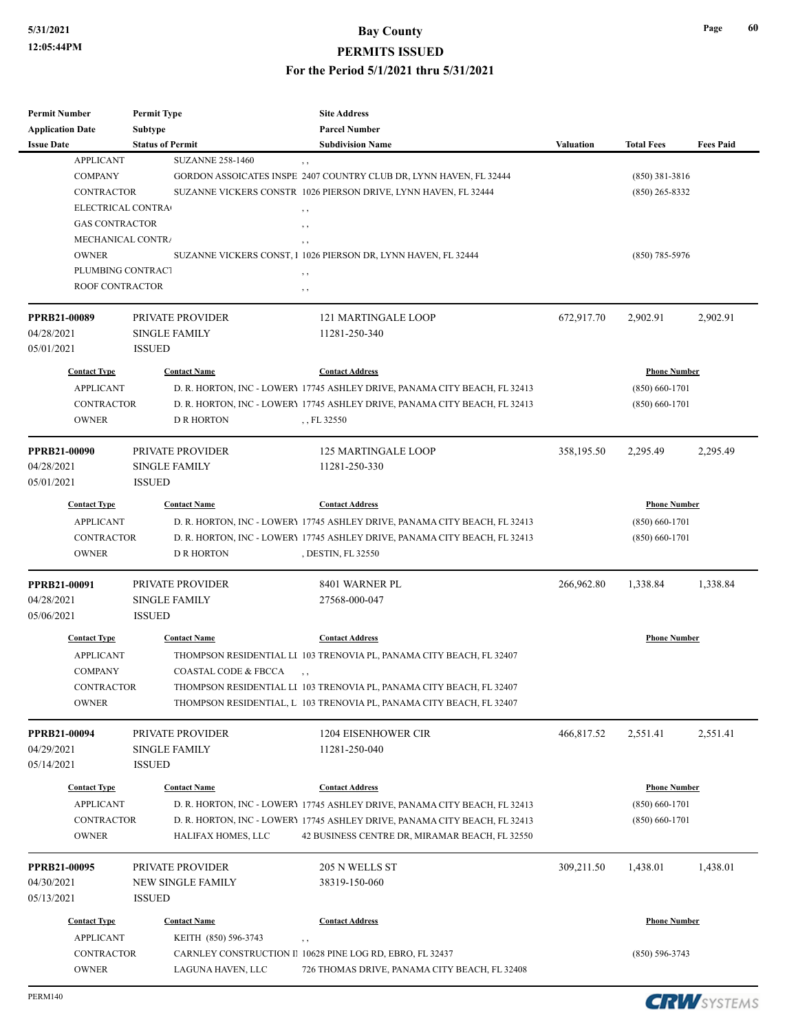# Bay County
## PERMITS ISSUED
### For the Period 5/1/2021 thru 5/31/2021

| Permit Number / Application Date / Issue Date | Permit Type / Subtype / Status of Permit | Site Address / Parcel Number / Subdivision Name | Valuation | Total Fees | Fees Paid |
|---|---|---|---|---|---|

| Contact Type | Contact Name | Contact Address | Phone Number |
|---|---|---|---|
| APPLICANT | SUZANNE 258-1460 | , , | |
| COMPANY | GORDON ASSOICATES INSPE | 2407 COUNTRY CLUB DR, LYNN HAVEN, FL 32444 | (850) 381-3816 |
| CONTRACTOR | SUZANNE VICKERS CONSTR | 1026 PIERSON DRIVE, LYNN HAVEN, FL 32444 | (850) 265-8332 |
| ELECTRICAL CONTRA | | , , | |
| GAS CONTRACTOR | | , , | |
| MECHANICAL CONTR. | | , , | |
| OWNER | SUZANNE VICKERS CONST, I | 1026 PIERSON DR, LYNN HAVEN, FL 32444 | (850) 785-5976 |
| PLUMBING CONTRACT | | , , | |
| ROOF CONTRACTOR | | , , | |

---

| Permit Number | Permit Type | Site Address | Valuation | Total Fees | Fees Paid |
|---|---|---|---|---|---|
| **PPRB21-00089** | PRIVATE PROVIDER | 121 MARTINGALE LOOP | 672,917.70 | 2,902.91 | 2,902.91 |
| 04/28/2021 | SINGLE FAMILY | 11281-250-340 | | | |
| 05/01/2021 | ISSUED | | | | |

| Contact Type | Contact Name | Contact Address | Phone Number |
|---|---|---|---|
| APPLICANT | D. R. HORTON, INC - LOWERY | 17745 ASHLEY DRIVE, PANAMA CITY BEACH, FL 32413 | (850) 660-1701 |
| CONTRACTOR | D. R. HORTON, INC - LOWERY | 17745 ASHLEY DRIVE, PANAMA CITY BEACH, FL 32413 | (850) 660-1701 |
| OWNER | D R HORTON | , , FL 32550 | |

---

| Permit Number | Permit Type | Site Address | Valuation | Total Fees | Fees Paid |
|---|---|---|---|---|---|
| **PPRB21-00090** | PRIVATE PROVIDER | 125 MARTINGALE LOOP | 358,195.50 | 2,295.49 | 2,295.49 |
| 04/28/2021 | SINGLE FAMILY | 11281-250-330 | | | |
| 05/01/2021 | ISSUED | | | | |

| Contact Type | Contact Name | Contact Address | Phone Number |
|---|---|---|---|
| APPLICANT | D. R. HORTON, INC - LOWERY | 17745 ASHLEY DRIVE, PANAMA CITY BEACH, FL 32413 | (850) 660-1701 |
| CONTRACTOR | D. R. HORTON, INC - LOWERY | 17745 ASHLEY DRIVE, PANAMA CITY BEACH, FL 32413 | (850) 660-1701 |
| OWNER | D R HORTON | , DESTIN, FL 32550 | |

---

| Permit Number | Permit Type | Site Address | Valuation | Total Fees | Fees Paid |
|---|---|---|---|---|---|
| **PPRB21-00091** | PRIVATE PROVIDER | 8401 WARNER PL | 266,962.80 | 1,338.84 | 1,338.84 |
| 04/28/2021 | SINGLE FAMILY | 27568-000-047 | | | |
| 05/06/2021 | ISSUED | | | | |

| Contact Type | Contact Name | Contact Address | Phone Number |
|---|---|---|---|
| APPLICANT | THOMPSON RESIDENTIAL LI | 103 TRENOVIA PL, PANAMA CITY BEACH, FL 32407 | |
| COMPANY | COASTAL CODE & FBCCA | , , | |
| CONTRACTOR | THOMPSON RESIDENTIAL LI | 103 TRENOVIA PL, PANAMA CITY BEACH, FL 32407 | |
| OWNER | THOMPSON RESIDENTIAL, L | 103 TRENOVIA PL, PANAMA CITY BEACH, FL 32407 | |

---

| Permit Number | Permit Type | Site Address | Valuation | Total Fees | Fees Paid |
|---|---|---|---|---|---|
| **PPRB21-00094** | PRIVATE PROVIDER | 1204 EISENHOWER CIR | 466,817.52 | 2,551.41 | 2,551.41 |
| 04/29/2021 | SINGLE FAMILY | 11281-250-040 | | | |
| 05/14/2021 | ISSUED | | | | |

| Contact Type | Contact Name | Contact Address | Phone Number |
|---|---|---|---|
| APPLICANT | D. R. HORTON, INC - LOWERY | 17745 ASHLEY DRIVE, PANAMA CITY BEACH, FL 32413 | (850) 660-1701 |
| CONTRACTOR | D. R. HORTON, INC - LOWERY | 17745 ASHLEY DRIVE, PANAMA CITY BEACH, FL 32413 | (850) 660-1701 |
| OWNER | HALIFAX HOMES, LLC | 42 BUSINESS CENTRE DR, MIRAMAR BEACH, FL 32550 | |

---

| Permit Number | Permit Type | Site Address | Valuation | Total Fees | Fees Paid |
|---|---|---|---|---|---|
| **PPRB21-00095** | PRIVATE PROVIDER | 205 N WELLS ST | 309,211.50 | 1,438.01 | 1,438.01 |
| 04/30/2021 | NEW SINGLE FAMILY | 38319-150-060 | | | |
| 05/13/2021 | ISSUED | | | | |

| Contact Type | Contact Name | Contact Address | Phone Number |
|---|---|---|---|
| APPLICANT | KEITH (850) 596-3743 | , , | |
| CONTRACTOR | CARNLEY CONSTRUCTION I | 10628 PINE LOG RD, EBRO, FL 32437 | (850) 596-3743 |
| OWNER | LAGUNA HAVEN, LLC | 726 THOMAS DRIVE, PANAMA CITY BEACH, FL 32408 | |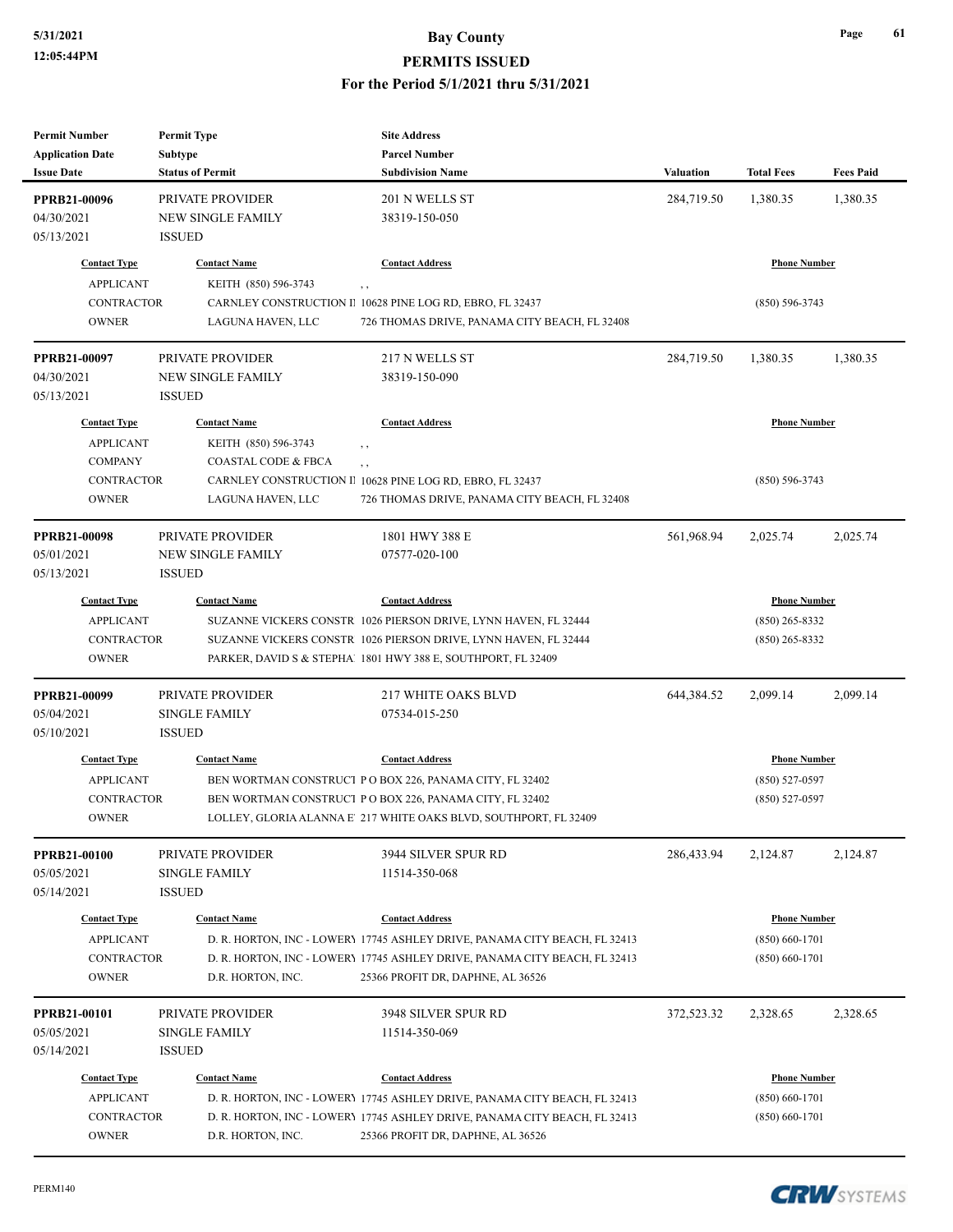# Bay County

## PERMITS ISSUED

### For the Period 5/1/2021 thru 5/31/2021

| Permit Number<br>Application Date<br>Issue Date | Permit Type<br>Subtype<br>Status of Permit | Site Address<br>Parcel Number<br>Subdivision Name | Valuation | Total Fees | Fees Paid |
|---|---|---|---|---|---|
| **PPRB21-00096**<br>04/30/2021<br>05/13/2021 | PRIVATE PROVIDER<br>NEW SINGLE FAMILY<br>ISSUED | 201 N WELLS ST<br>38319-150-050 | 284,719.50 | 1,380.35 | 1,380.35 |

| Contact Type | Contact Name | Contact Address | Phone Number |
|---|---|---|---|
| APPLICANT | KEITH (850) 596-3743 | , , | |
| CONTRACTOR | CARNLEY CONSTRUCTION II | 10628 PINE LOG RD, EBRO, FL 32437 | (850) 596-3743 |
| OWNER | LAGUNA HAVEN, LLC | 726 THOMAS DRIVE, PANAMA CITY BEACH, FL 32408 | |

| Permit Number<br>Application Date<br>Issue Date | Permit Type<br>Subtype<br>Status of Permit | Site Address<br>Parcel Number<br>Subdivision Name | Valuation | Total Fees | Fees Paid |
|---|---|---|---|---|---|
| **PPRB21-00097**<br>04/30/2021<br>05/13/2021 | PRIVATE PROVIDER<br>NEW SINGLE FAMILY<br>ISSUED | 217 N WELLS ST<br>38319-150-090 | 284,719.50 | 1,380.35 | 1,380.35 |

| Contact Type | Contact Name | Contact Address | Phone Number |
|---|---|---|---|
| APPLICANT | KEITH (850) 596-3743 | , , | |
| COMPANY | COASTAL CODE & FBCA | , , | |
| CONTRACTOR | CARNLEY CONSTRUCTION II | 10628 PINE LOG RD, EBRO, FL 32437 | (850) 596-3743 |
| OWNER | LAGUNA HAVEN, LLC | 726 THOMAS DRIVE, PANAMA CITY BEACH, FL 32408 | |

| Permit Number<br>Application Date<br>Issue Date | Permit Type<br>Subtype<br>Status of Permit | Site Address<br>Parcel Number<br>Subdivision Name | Valuation | Total Fees | Fees Paid |
|---|---|---|---|---|---|
| **PPRB21-00098**<br>05/01/2021<br>05/13/2021 | PRIVATE PROVIDER<br>NEW SINGLE FAMILY<br>ISSUED | 1801 HWY 388 E<br>07577-020-100 | 561,968.94 | 2,025.74 | 2,025.74 |

| Contact Type | Contact Name | Contact Address | Phone Number |
|---|---|---|---|
| APPLICANT | SUZANNE VICKERS CONSTR | 1026 PIERSON DRIVE, LYNN HAVEN, FL 32444 | (850) 265-8332 |
| CONTRACTOR | SUZANNE VICKERS CONSTR | 1026 PIERSON DRIVE, LYNN HAVEN, FL 32444 | (850) 265-8332 |
| OWNER | PARKER, DAVID S & STEPHA | 1801 HWY 388 E, SOUTHPORT, FL 32409 | |

| Permit Number<br>Application Date<br>Issue Date | Permit Type<br>Subtype<br>Status of Permit | Site Address<br>Parcel Number<br>Subdivision Name | Valuation | Total Fees | Fees Paid |
|---|---|---|---|---|---|
| **PPRB21-00099**<br>05/04/2021<br>05/10/2021 | PRIVATE PROVIDER<br>SINGLE FAMILY<br>ISSUED | 217 WHITE OAKS BLVD<br>07534-015-250 | 644,384.52 | 2,099.14 | 2,099.14 |

| Contact Type | Contact Name | Contact Address | Phone Number |
|---|---|---|---|
| APPLICANT | BEN WORTMAN CONSTRUCT | P O BOX 226, PANAMA CITY, FL 32402 | (850) 527-0597 |
| CONTRACTOR | BEN WORTMAN CONSTRUCT | P O BOX 226, PANAMA CITY, FL 32402 | (850) 527-0597 |
| OWNER | LOLLEY, GLORIA ALANNA E | 217 WHITE OAKS BLVD, SOUTHPORT, FL 32409 | |

| Permit Number<br>Application Date<br>Issue Date | Permit Type<br>Subtype<br>Status of Permit | Site Address<br>Parcel Number<br>Subdivision Name | Valuation | Total Fees | Fees Paid |
|---|---|---|---|---|---|
| **PPRB21-00100**<br>05/05/2021<br>05/14/2021 | PRIVATE PROVIDER<br>SINGLE FAMILY<br>ISSUED | 3944 SILVER SPUR RD<br>11514-350-068 | 286,433.94 | 2,124.87 | 2,124.87 |

| Contact Type | Contact Name | Contact Address | Phone Number |
|---|---|---|---|
| APPLICANT | D. R. HORTON, INC - LOWERY | 17745 ASHLEY DRIVE, PANAMA CITY BEACH, FL 32413 | (850) 660-1701 |
| CONTRACTOR | D. R. HORTON, INC - LOWERY | 17745 ASHLEY DRIVE, PANAMA CITY BEACH, FL 32413 | (850) 660-1701 |
| OWNER | D.R. HORTON, INC. | 25366 PROFIT DR, DAPHNE, AL 36526 | |

| Permit Number<br>Application Date<br>Issue Date | Permit Type<br>Subtype<br>Status of Permit | Site Address<br>Parcel Number<br>Subdivision Name | Valuation | Total Fees | Fees Paid |
|---|---|---|---|---|---|
| **PPRB21-00101**<br>05/05/2021<br>05/14/2021 | PRIVATE PROVIDER<br>SINGLE FAMILY<br>ISSUED | 3948 SILVER SPUR RD<br>11514-350-069 | 372,523.32 | 2,328.65 | 2,328.65 |

| Contact Type | Contact Name | Contact Address | Phone Number |
|---|---|---|---|
| APPLICANT | D. R. HORTON, INC - LOWERY | 17745 ASHLEY DRIVE, PANAMA CITY BEACH, FL 32413 | (850) 660-1701 |
| CONTRACTOR | D. R. HORTON, INC - LOWERY | 17745 ASHLEY DRIVE, PANAMA CITY BEACH, FL 32413 | (850) 660-1701 |
| OWNER | D.R. HORTON, INC. | 25366 PROFIT DR, DAPHNE, AL 36526 | |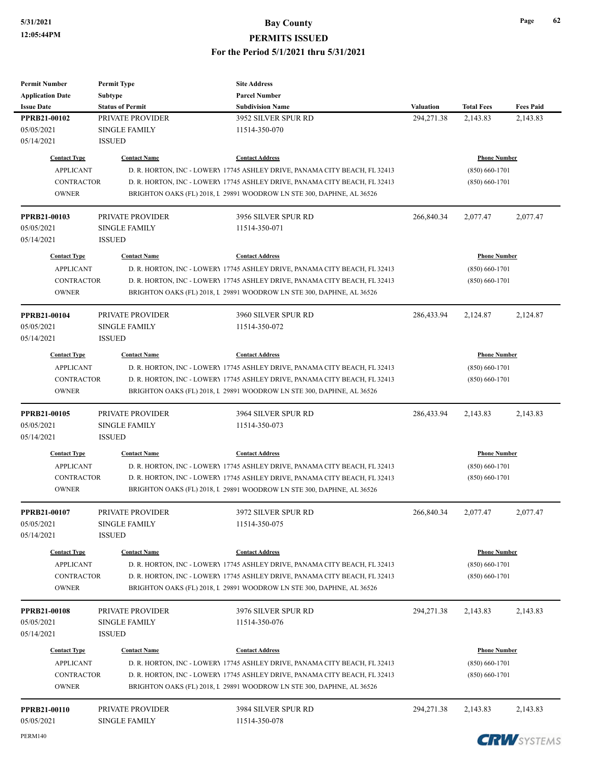# Bay County

## PERMITS ISSUED

### For the Period 5/1/2021 thru 5/31/2021

| Permit Number<br>Application Date<br>Issue Date | Permit Type<br>Subtype<br>Status of Permit | Site Address<br>Parcel Number<br>Subdivision Name | Valuation | Total Fees | Fees Paid |
|---|---|---|---|---|---|
| **PPRB21-00102**<br>05/05/2021<br>05/14/2021 | PRIVATE PROVIDER<br>SINGLE FAMILY<br>ISSUED | 3952 SILVER SPUR RD<br>11514-350-070 | 294,271.38 | 2,143.83 | 2,143.83 |

| Contact Type | Contact Name | Contact Address | Phone Number |
|---|---|---|---|
| APPLICANT | D. R. HORTON, INC - LOWERY | 17745 ASHLEY DRIVE, PANAMA CITY BEACH, FL 32413 | (850) 660-1701 |
| CONTRACTOR | D. R. HORTON, INC - LOWERY | 17745 ASHLEY DRIVE, PANAMA CITY BEACH, FL 32413 | (850) 660-1701 |
| OWNER | BRIGHTON OAKS (FL) 2018, L | 29891 WOODROW LN STE 300, DAPHNE, AL 36526 | |

| Permit Number<br>Application Date<br>Issue Date | Permit Type<br>Subtype<br>Status of Permit | Site Address<br>Parcel Number<br>Subdivision Name | Valuation | Total Fees | Fees Paid |
|---|---|---|---|---|---|
| **PPRB21-00103**<br>05/05/2021<br>05/14/2021 | PRIVATE PROVIDER<br>SINGLE FAMILY<br>ISSUED | 3956 SILVER SPUR RD<br>11514-350-071 | 266,840.34 | 2,077.47 | 2,077.47 |

| Contact Type | Contact Name | Contact Address | Phone Number |
|---|---|---|---|
| APPLICANT | D. R. HORTON, INC - LOWERY | 17745 ASHLEY DRIVE, PANAMA CITY BEACH, FL 32413 | (850) 660-1701 |
| CONTRACTOR | D. R. HORTON, INC - LOWERY | 17745 ASHLEY DRIVE, PANAMA CITY BEACH, FL 32413 | (850) 660-1701 |
| OWNER | BRIGHTON OAKS (FL) 2018, L | 29891 WOODROW LN STE 300, DAPHNE, AL 36526 | |

| Permit Number<br>Application Date<br>Issue Date | Permit Type<br>Subtype<br>Status of Permit | Site Address<br>Parcel Number<br>Subdivision Name | Valuation | Total Fees | Fees Paid |
|---|---|---|---|---|---|
| **PPRB21-00104**<br>05/05/2021<br>05/14/2021 | PRIVATE PROVIDER<br>SINGLE FAMILY<br>ISSUED | 3960 SILVER SPUR RD<br>11514-350-072 | 286,433.94 | 2,124.87 | 2,124.87 |

| Contact Type | Contact Name | Contact Address | Phone Number |
|---|---|---|---|
| APPLICANT | D. R. HORTON, INC - LOWERY | 17745 ASHLEY DRIVE, PANAMA CITY BEACH, FL 32413 | (850) 660-1701 |
| CONTRACTOR | D. R. HORTON, INC - LOWERY | 17745 ASHLEY DRIVE, PANAMA CITY BEACH, FL 32413 | (850) 660-1701 |
| OWNER | BRIGHTON OAKS (FL) 2018, L | 29891 WOODROW LN STE 300, DAPHNE, AL 36526 | |

| Permit Number<br>Application Date<br>Issue Date | Permit Type<br>Subtype<br>Status of Permit | Site Address<br>Parcel Number<br>Subdivision Name | Valuation | Total Fees | Fees Paid |
|---|---|---|---|---|---|
| **PPRB21-00105**<br>05/05/2021<br>05/14/2021 | PRIVATE PROVIDER<br>SINGLE FAMILY<br>ISSUED | 3964 SILVER SPUR RD<br>11514-350-073 | 286,433.94 | 2,143.83 | 2,143.83 |

| Contact Type | Contact Name | Contact Address | Phone Number |
|---|---|---|---|
| APPLICANT | D. R. HORTON, INC - LOWERY | 17745 ASHLEY DRIVE, PANAMA CITY BEACH, FL 32413 | (850) 660-1701 |
| CONTRACTOR | D. R. HORTON, INC - LOWERY | 17745 ASHLEY DRIVE, PANAMA CITY BEACH, FL 32413 | (850) 660-1701 |
| OWNER | BRIGHTON OAKS (FL) 2018, L | 29891 WOODROW LN STE 300, DAPHNE, AL 36526 | |

| Permit Number<br>Application Date<br>Issue Date | Permit Type<br>Subtype<br>Status of Permit | Site Address<br>Parcel Number<br>Subdivision Name | Valuation | Total Fees | Fees Paid |
|---|---|---|---|---|---|
| **PPRB21-00107**<br>05/05/2021<br>05/14/2021 | PRIVATE PROVIDER<br>SINGLE FAMILY<br>ISSUED | 3972 SILVER SPUR RD<br>11514-350-075 | 266,840.34 | 2,077.47 | 2,077.47 |

| Contact Type | Contact Name | Contact Address | Phone Number |
|---|---|---|---|
| APPLICANT | D. R. HORTON, INC - LOWERY | 17745 ASHLEY DRIVE, PANAMA CITY BEACH, FL 32413 | (850) 660-1701 |
| CONTRACTOR | D. R. HORTON, INC - LOWERY | 17745 ASHLEY DRIVE, PANAMA CITY BEACH, FL 32413 | (850) 660-1701 |
| OWNER | BRIGHTON OAKS (FL) 2018, L | 29891 WOODROW LN STE 300, DAPHNE, AL 36526 | |

| Permit Number<br>Application Date<br>Issue Date | Permit Type<br>Subtype<br>Status of Permit | Site Address<br>Parcel Number<br>Subdivision Name | Valuation | Total Fees | Fees Paid |
|---|---|---|---|---|---|
| **PPRB21-00108**<br>05/05/2021<br>05/14/2021 | PRIVATE PROVIDER<br>SINGLE FAMILY<br>ISSUED | 3976 SILVER SPUR RD<br>11514-350-076 | 294,271.38 | 2,143.83 | 2,143.83 |

| Contact Type | Contact Name | Contact Address | Phone Number |
|---|---|---|---|
| APPLICANT | D. R. HORTON, INC - LOWERY | 17745 ASHLEY DRIVE, PANAMA CITY BEACH, FL 32413 | (850) 660-1701 |
| CONTRACTOR | D. R. HORTON, INC - LOWERY | 17745 ASHLEY DRIVE, PANAMA CITY BEACH, FL 32413 | (850) 660-1701 |
| OWNER | BRIGHTON OAKS (FL) 2018, L | 29891 WOODROW LN STE 300, DAPHNE, AL 36526 | |

| Permit Number<br>Application Date<br>Issue Date | Permit Type<br>Subtype<br>Status of Permit | Site Address<br>Parcel Number<br>Subdivision Name | Valuation | Total Fees | Fees Paid |
|---|---|---|---|---|---|
| **PPRB21-00110**<br>05/05/2021 | PRIVATE PROVIDER<br>SINGLE FAMILY | 3984 SILVER SPUR RD<br>11514-350-078 | 294,271.38 | 2,143.83 | 2,143.83 |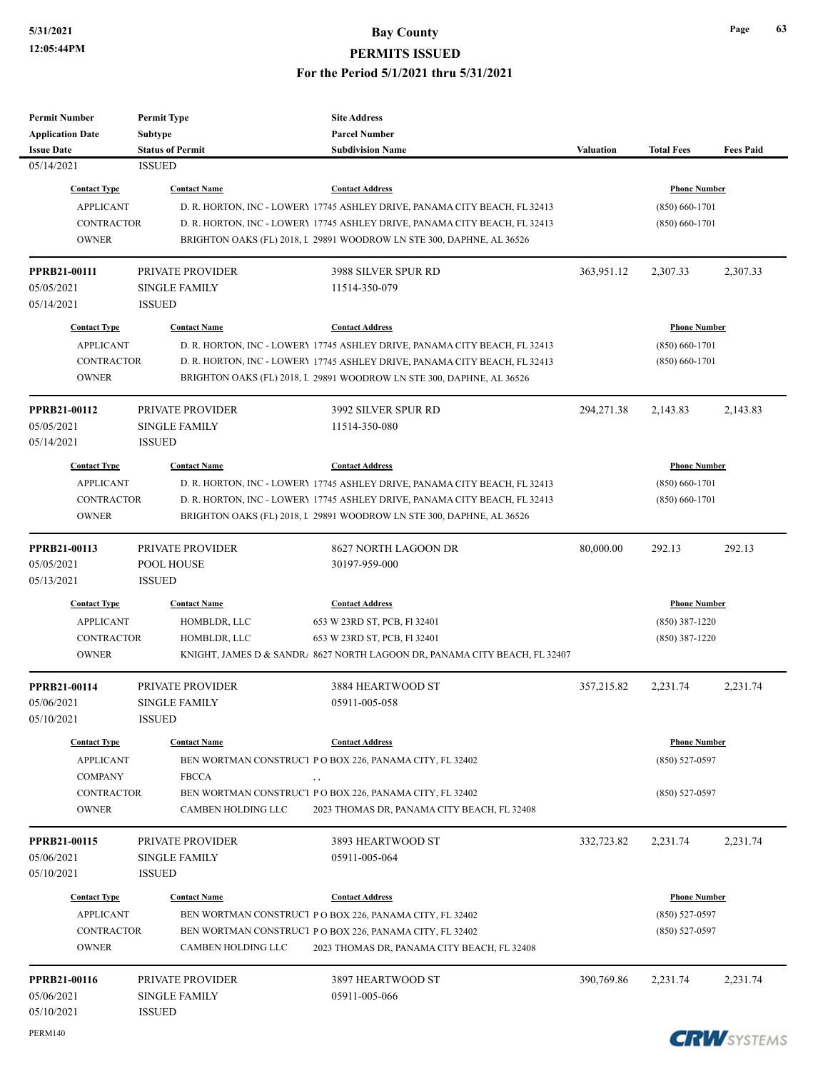| Permit Number | Permit Type | Site Address | | | |
|---|---|---|---|---|---|
| Application Date | Subtype | Parcel Number | | | |
| Issue Date | Status of Permit | Subdivision Name | Valuation | Total Fees | Fees Paid |
| 05/14/2021 | ISSUED | | | | |

| Contact Type | Contact Name | Contact Address | Phone Number |
|---|---|---|---|
| APPLICANT | D. R. HORTON, INC - LOWERY | 17745 ASHLEY DRIVE, PANAMA CITY BEACH, FL 32413 | (850) 660-1701 |
| CONTRACTOR | D. R. HORTON, INC - LOWERY | 17745 ASHLEY DRIVE, PANAMA CITY BEACH, FL 32413 | (850) 660-1701 |
| OWNER | BRIGHTON OAKS (FL) 2018, L | 29891 WOODROW LN STE 300, DAPHNE, AL 36526 | |

| Permit Number | Permit Type | Site Address | Valuation | Total Fees | Fees Paid |
|---|---|---|---|---|---|
| PPRB21-00111 | PRIVATE PROVIDER | 3988 SILVER SPUR RD | 363,951.12 | 2,307.33 | 2,307.33 |
| 05/05/2021 | SINGLE FAMILY | 11514-350-079 | | | |
| 05/14/2021 | ISSUED | | | | |

| Contact Type | Contact Name | Contact Address | Phone Number |
|---|---|---|---|
| APPLICANT | D. R. HORTON, INC - LOWERY | 17745 ASHLEY DRIVE, PANAMA CITY BEACH, FL 32413 | (850) 660-1701 |
| CONTRACTOR | D. R. HORTON, INC - LOWERY | 17745 ASHLEY DRIVE, PANAMA CITY BEACH, FL 32413 | (850) 660-1701 |
| OWNER | BRIGHTON OAKS (FL) 2018, L | 29891 WOODROW LN STE 300, DAPHNE, AL 36526 | |

| Permit Number | Permit Type | Site Address | Valuation | Total Fees | Fees Paid |
|---|---|---|---|---|---|
| PPRB21-00112 | PRIVATE PROVIDER | 3992 SILVER SPUR RD | 294,271.38 | 2,143.83 | 2,143.83 |
| 05/05/2021 | SINGLE FAMILY | 11514-350-080 | | | |
| 05/14/2021 | ISSUED | | | | |

| Contact Type | Contact Name | Contact Address | Phone Number |
|---|---|---|---|
| APPLICANT | D. R. HORTON, INC - LOWERY | 17745 ASHLEY DRIVE, PANAMA CITY BEACH, FL 32413 | (850) 660-1701 |
| CONTRACTOR | D. R. HORTON, INC - LOWERY | 17745 ASHLEY DRIVE, PANAMA CITY BEACH, FL 32413 | (850) 660-1701 |
| OWNER | BRIGHTON OAKS (FL) 2018, L | 29891 WOODROW LN STE 300, DAPHNE, AL 36526 | |

| Permit Number | Permit Type | Site Address | Valuation | Total Fees | Fees Paid |
|---|---|---|---|---|---|
| PPRB21-00113 | PRIVATE PROVIDER | 8627 NORTH LAGOON DR | 80,000.00 | 292.13 | 292.13 |
| 05/05/2021 | POOL HOUSE | 30197-959-000 | | | |
| 05/13/2021 | ISSUED | | | | |

| Contact Type | Contact Name | Contact Address | Phone Number |
|---|---|---|---|
| APPLICANT | HOMBLDR, LLC | 653 W 23RD ST, PCB, Fl 32401 | (850) 387-1220 |
| CONTRACTOR | HOMBLDR, LLC | 653 W 23RD ST, PCB, Fl 32401 | (850) 387-1220 |
| OWNER | KNIGHT, JAMES D & SANDRA | 8627 NORTH LAGOON DR, PANAMA CITY BEACH, FL 32407 | |

| Permit Number | Permit Type | Site Address | Valuation | Total Fees | Fees Paid |
|---|---|---|---|---|---|
| PPRB21-00114 | PRIVATE PROVIDER | 3884 HEARTWOOD ST | 357,215.82 | 2,231.74 | 2,231.74 |
| 05/06/2021 | SINGLE FAMILY | 05911-005-058 | | | |
| 05/10/2021 | ISSUED | | | | |

| Contact Type | Contact Name | Contact Address | Phone Number |
|---|---|---|---|
| APPLICANT | BEN WORTMAN CONSTRUCT | P O BOX 226, PANAMA CITY, FL 32402 | (850) 527-0597 |
| COMPANY | FBCCA | , , | |
| CONTRACTOR | BEN WORTMAN CONSTRUCT | P O BOX 226, PANAMA CITY, FL 32402 | (850) 527-0597 |
| OWNER | CAMBEN HOLDING LLC | 2023 THOMAS DR, PANAMA CITY BEACH, FL 32408 | |

| Permit Number | Permit Type | Site Address | Valuation | Total Fees | Fees Paid |
|---|---|---|---|---|---|
| PPRB21-00115 | PRIVATE PROVIDER | 3893 HEARTWOOD ST | 332,723.82 | 2,231.74 | 2,231.74 |
| 05/06/2021 | SINGLE FAMILY | 05911-005-064 | | | |
| 05/10/2021 | ISSUED | | | | |

| Contact Type | Contact Name | Contact Address | Phone Number |
|---|---|---|---|
| APPLICANT | BEN WORTMAN CONSTRUCT | P O BOX 226, PANAMA CITY, FL 32402 | (850) 527-0597 |
| CONTRACTOR | BEN WORTMAN CONSTRUCT | P O BOX 226, PANAMA CITY, FL 32402 | (850) 527-0597 |
| OWNER | CAMBEN HOLDING LLC | 2023 THOMAS DR, PANAMA CITY BEACH, FL 32408 | |

| Permit Number | Permit Type | Site Address | Valuation | Total Fees | Fees Paid |
|---|---|---|---|---|---|
| PPRB21-00116 | PRIVATE PROVIDER | 3897 HEARTWOOD ST | 390,769.86 | 2,231.74 | 2,231.74 |
| 05/06/2021 | SINGLE FAMILY | 05911-005-066 | | | |
| 05/10/2021 | ISSUED | | | | |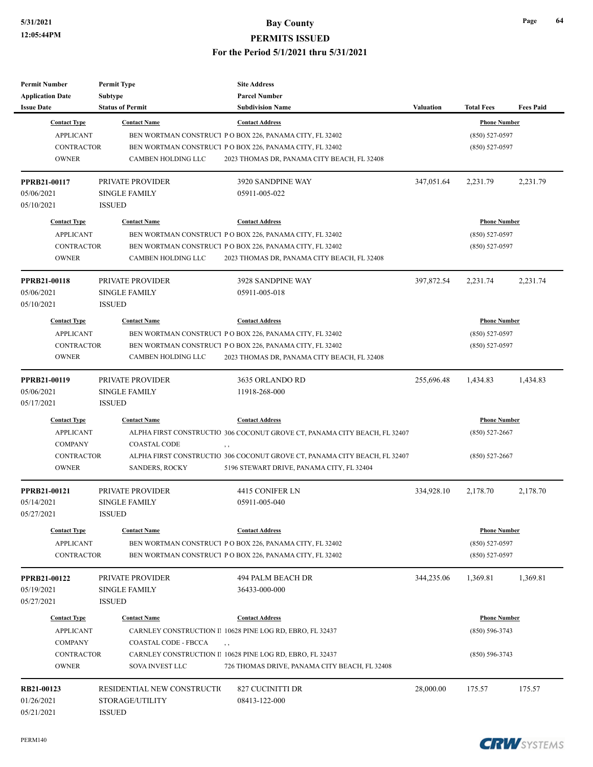# Bay County
## PERMITS ISSUED
### For the Period 5/1/2021 thru 5/31/2021

| Permit Number / Application Date / Issue Date | Permit Type / Subtype / Status of Permit | Site Address / Parcel Number / Subdivision Name | Valuation | Total Fees | Fees Paid |
|---|---|---|---|---|---|

| Contact Type | Contact Name | Contact Address | Phone Number |
|---|---|---|---|
| APPLICANT | BEN WORTMAN CONSTRUCT | P O BOX 226, PANAMA CITY, FL 32402 | (850) 527-0597 |
| CONTRACTOR | BEN WORTMAN CONSTRUCT | P O BOX 226, PANAMA CITY, FL 32402 | (850) 527-0597 |
| OWNER | CAMBEN HOLDING LLC | 2023 THOMAS DR, PANAMA CITY BEACH, FL 32408 | |

| Permit Number | Permit Type | Site Address | Valuation | Total Fees | Fees Paid |
|---|---|---|---|---|---|
| **PPRB21-00117** | PRIVATE PROVIDER | 3920 SANDPINE WAY | 347,051.64 | 2,231.79 | 2,231.79 |
| 05/06/2021 | SINGLE FAMILY | 05911-005-022 | | | |
| 05/10/2021 | ISSUED | | | | |

| Contact Type | Contact Name | Contact Address | Phone Number |
|---|---|---|---|
| APPLICANT | BEN WORTMAN CONSTRUCT | P O BOX 226, PANAMA CITY, FL 32402 | (850) 527-0597 |
| CONTRACTOR | BEN WORTMAN CONSTRUCT | P O BOX 226, PANAMA CITY, FL 32402 | (850) 527-0597 |
| OWNER | CAMBEN HOLDING LLC | 2023 THOMAS DR, PANAMA CITY BEACH, FL 32408 | |

| Permit Number | Permit Type | Site Address | Valuation | Total Fees | Fees Paid |
|---|---|---|---|---|---|
| **PPRB21-00118** | PRIVATE PROVIDER | 3928 SANDPINE WAY | 397,872.54 | 2,231.74 | 2,231.74 |
| 05/06/2021 | SINGLE FAMILY | 05911-005-018 | | | |
| 05/10/2021 | ISSUED | | | | |

| Contact Type | Contact Name | Contact Address | Phone Number |
|---|---|---|---|
| APPLICANT | BEN WORTMAN CONSTRUCT | P O BOX 226, PANAMA CITY, FL 32402 | (850) 527-0597 |
| CONTRACTOR | BEN WORTMAN CONSTRUCT | P O BOX 226, PANAMA CITY, FL 32402 | (850) 527-0597 |
| OWNER | CAMBEN HOLDING LLC | 2023 THOMAS DR, PANAMA CITY BEACH, FL 32408 | |

| Permit Number | Permit Type | Site Address | Valuation | Total Fees | Fees Paid |
|---|---|---|---|---|---|
| **PPRB21-00119** | PRIVATE PROVIDER | 3635 ORLANDO RD | 255,696.48 | 1,434.83 | 1,434.83 |
| 05/06/2021 | SINGLE FAMILY | 11918-268-000 | | | |
| 05/17/2021 | ISSUED | | | | |

| Contact Type | Contact Name | Contact Address | Phone Number |
|---|---|---|---|
| APPLICANT | ALPHA FIRST CONSTRUCTIO | 306 COCONUT GROVE CT, PANAMA CITY BEACH, FL 32407 | (850) 527-2667 |
| COMPANY | COASTAL CODE | , , | |
| CONTRACTOR | ALPHA FIRST CONSTRUCTIO | 306 COCONUT GROVE CT, PANAMA CITY BEACH, FL 32407 | (850) 527-2667 |
| OWNER | SANDERS, ROCKY | 5196 STEWART DRIVE, PANAMA CITY, FL 32404 | |

| Permit Number | Permit Type | Site Address | Valuation | Total Fees | Fees Paid |
|---|---|---|---|---|---|
| **PPRB21-00121** | PRIVATE PROVIDER | 4415 CONIFER LN | 334,928.10 | 2,178.70 | 2,178.70 |
| 05/14/2021 | SINGLE FAMILY | 05911-005-040 | | | |
| 05/27/2021 | ISSUED | | | | |

| Contact Type | Contact Name | Contact Address | Phone Number |
|---|---|---|---|
| APPLICANT | BEN WORTMAN CONSTRUCT | P O BOX 226, PANAMA CITY, FL 32402 | (850) 527-0597 |
| CONTRACTOR | BEN WORTMAN CONSTRUCT | P O BOX 226, PANAMA CITY, FL 32402 | (850) 527-0597 |

| Permit Number | Permit Type | Site Address | Valuation | Total Fees | Fees Paid |
|---|---|---|---|---|---|
| **PPRB21-00122** | PRIVATE PROVIDER | 494 PALM BEACH DR | 344,235.06 | 1,369.81 | 1,369.81 |
| 05/19/2021 | SINGLE FAMILY | 36433-000-000 | | | |
| 05/27/2021 | ISSUED | | | | |

| Contact Type | Contact Name | Contact Address | Phone Number |
|---|---|---|---|
| APPLICANT | CARNLEY CONSTRUCTION I | 10628 PINE LOG RD, EBRO, FL 32437 | (850) 596-3743 |
| COMPANY | COASTAL CODE - FBCCA | , , | |
| CONTRACTOR | CARNLEY CONSTRUCTION I | 10628 PINE LOG RD, EBRO, FL 32437 | (850) 596-3743 |
| OWNER | SOVA INVEST LLC | 726 THOMAS DRIVE, PANAMA CITY BEACH, FL 32408 | |

| Permit Number | Permit Type | Site Address | Valuation | Total Fees | Fees Paid |
|---|---|---|---|---|---|
| **RB21-00123** | RESIDENTIAL NEW CONSTRUCTI( | 827 CUCINITTI DR | 28,000.00 | 175.57 | 175.57 |
| 01/26/2021 | STORAGE/UTILITY | 08413-122-000 | | | |
| 05/21/2021 | ISSUED | | | | |

PERM140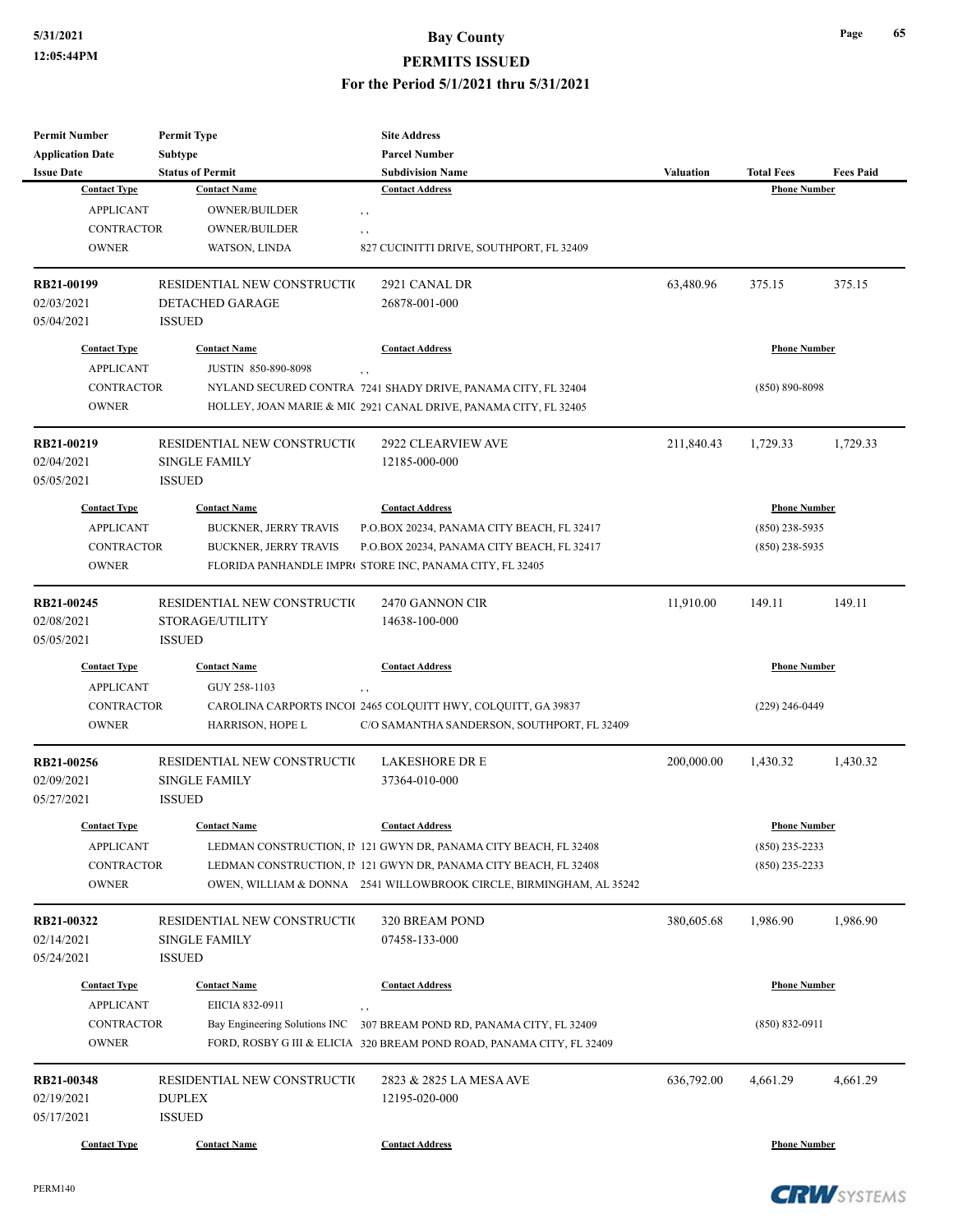# Bay County
## PERMITS ISSUED
### For the Period 5/1/2021 thru 5/31/2021

| Permit Number / Application Date / Issue Date | Permit Type / Subtype / Status of Permit | Site Address / Parcel Number / Subdivision Name | Valuation | Total Fees | Fees Paid |
|---|---|---|---|---|---|

| Contact Type | Contact Name | Contact Address | Phone Number |
|---|---|---|---|
| APPLICANT | OWNER/BUILDER | , , | |
| CONTRACTOR | OWNER/BUILDER | , , | |
| OWNER | WATSON, LINDA | 827 CUCINITTI DRIVE, SOUTHPORT, FL 32409 | |

| Permit Number | Permit Type | Site Address | Valuation | Total Fees | Fees Paid |
|---|---|---|---|---|---|
| RB21-00199 | RESIDENTIAL NEW CONSTRUCTI( | 2921 CANAL DR | 63,480.96 | 375.15 | 375.15 |
| 02/03/2021 | DETACHED GARAGE | 26878-001-000 | | | |
| 05/04/2021 | ISSUED | | | | |

| Contact Type | Contact Name | Contact Address | Phone Number |
|---|---|---|---|
| APPLICANT | JUSTIN 850-890-8098 | , , | |
| CONTRACTOR | NYLAND SECURED CONTRA | 7241 SHADY DRIVE, PANAMA CITY, FL 32404 | (850) 890-8098 |
| OWNER | HOLLEY, JOAN MARIE & MI( | 2921 CANAL DRIVE, PANAMA CITY, FL 32405 | |

| Permit Number | Permit Type | Site Address | Valuation | Total Fees | Fees Paid |
|---|---|---|---|---|---|
| RB21-00219 | RESIDENTIAL NEW CONSTRUCTI( | 2922 CLEARVIEW AVE | 211,840.43 | 1,729.33 | 1,729.33 |
| 02/04/2021 | SINGLE FAMILY | 12185-000-000 | | | |
| 05/05/2021 | ISSUED | | | | |

| Contact Type | Contact Name | Contact Address | Phone Number |
|---|---|---|---|
| APPLICANT | BUCKNER, JERRY TRAVIS | P.O.BOX 20234, PANAMA CITY BEACH, FL 32417 | (850) 238-5935 |
| CONTRACTOR | BUCKNER, JERRY TRAVIS | P.O.BOX 20234, PANAMA CITY BEACH, FL 32417 | (850) 238-5935 |
| OWNER | FLORIDA PANHANDLE IMPR( | STORE INC, PANAMA CITY, FL 32405 | |

| Permit Number | Permit Type | Site Address | Valuation | Total Fees | Fees Paid |
|---|---|---|---|---|---|
| RB21-00245 | RESIDENTIAL NEW CONSTRUCTI( | 2470 GANNON CIR | 11,910.00 | 149.11 | 149.11 |
| 02/08/2021 | STORAGE/UTILITY | 14638-100-000 | | | |
| 05/05/2021 | ISSUED | | | | |

| Contact Type | Contact Name | Contact Address | Phone Number |
|---|---|---|---|
| APPLICANT | GUY 258-1103 | , , | |
| CONTRACTOR | CAROLINA CARPORTS INCOI | 2465 COLQUITT HWY, COLQUITT, GA 39837 | (229) 246-0449 |
| OWNER | HARRISON, HOPE L | C/O SAMANTHA SANDERSON, SOUTHPORT, FL 32409 | |

| Permit Number | Permit Type | Site Address | Valuation | Total Fees | Fees Paid |
|---|---|---|---|---|---|
| RB21-00256 | RESIDENTIAL NEW CONSTRUCTI( | LAKESHORE DR E | 200,000.00 | 1,430.32 | 1,430.32 |
| 02/09/2021 | SINGLE FAMILY | 37364-010-000 | | | |
| 05/27/2021 | ISSUED | | | | |

| Contact Type | Contact Name | Contact Address | Phone Number |
|---|---|---|---|
| APPLICANT | LEDMAN CONSTRUCTION, IN | 121 GWYN DR, PANAMA CITY BEACH, FL 32408 | (850) 235-2233 |
| CONTRACTOR | LEDMAN CONSTRUCTION, IN | 121 GWYN DR, PANAMA CITY BEACH, FL 32408 | (850) 235-2233 |
| OWNER | OWEN, WILLIAM & DONNA | 2541 WILLOWBROOK CIRCLE, BIRMINGHAM, AL 35242 | |

| Permit Number | Permit Type | Site Address | Valuation | Total Fees | Fees Paid |
|---|---|---|---|---|---|
| RB21-00322 | RESIDENTIAL NEW CONSTRUCTI( | 320 BREAM POND | 380,605.68 | 1,986.90 | 1,986.90 |
| 02/14/2021 | SINGLE FAMILY | 07458-133-000 | | | |
| 05/24/2021 | ISSUED | | | | |

| Contact Type | Contact Name | Contact Address | Phone Number |
|---|---|---|---|
| APPLICANT | EIICIA 832-0911 | , , | |
| CONTRACTOR | Bay Engineering Solutions INC | 307 BREAM POND RD, PANAMA CITY, FL 32409 | (850) 832-0911 |
| OWNER | FORD, ROSBY G III & ELICIA | 320 BREAM POND ROAD, PANAMA CITY, FL 32409 | |

| Permit Number | Permit Type | Site Address | Valuation | Total Fees | Fees Paid |
|---|---|---|---|---|---|
| RB21-00348 | RESIDENTIAL NEW CONSTRUCTI( | 2823 & 2825 LA MESA AVE | 636,792.00 | 4,661.29 | 4,661.29 |
| 02/19/2021 | DUPLEX | 12195-020-000 | | | |
| 05/17/2021 | ISSUED | | | | |

| Contact Type | Contact Name | Contact Address | Phone Number |
|---|---|---|---|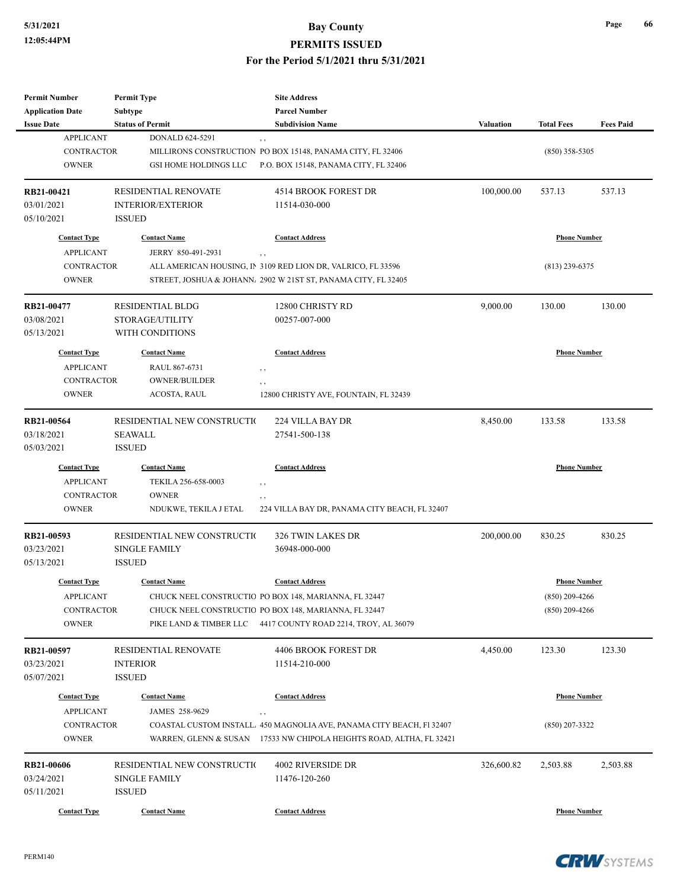| Permit Number | Permit Type | Site Address | | | |
|---|---|---|---|---|---|
| Application Date | Subtype | Parcel Number | | | |
| Issue Date | Status of Permit | Subdivision Name | Valuation | Total Fees | Fees Paid |

| Contact Type | Contact Name | Contact Address | Phone Number |
|---|---|---|---|
| APPLICANT | DONALD 624-5291 | , , | |
| CONTRACTOR | MILLIRONS CONSTRUCTION | PO BOX 15148, PANAMA CITY, FL 32406 | (850) 358-5305 |
| OWNER | GSI HOME HOLDINGS LLC | P.O. BOX 15148, PANAMA CITY, FL 32406 | |

| | | | Valuation | Total Fees | Fees Paid |
|---|---|---|---|---|---|
| **RB21-00421** | RESIDENTIAL RENOVATE | 4514 BROOK FOREST DR | 100,000.00 | 537.13 | 537.13 |
| 03/01/2021 | INTERIOR/EXTERIOR | 11514-030-000 | | | |
| 05/10/2021 | ISSUED | | | | |

| Contact Type | Contact Name | Contact Address | Phone Number |
|---|---|---|---|
| APPLICANT | JERRY 850-491-2931 | , , | |
| CONTRACTOR | ALL AMERICAN HOUSING, IN | 3109 RED LION DR, VALRICO, FL 33596 | (813) 239-6375 |
| OWNER | STREET, JOSHUA & JOHANN | 2902 W 21ST ST, PANAMA CITY, FL 32405 | |

| | | | Valuation | Total Fees | Fees Paid |
|---|---|---|---|---|---|
| **RB21-00477** | RESIDENTIAL BLDG | 12800 CHRISTY RD | 9,000.00 | 130.00 | 130.00 |
| 03/08/2021 | STORAGE/UTILITY | 00257-007-000 | | | |
| 05/13/2021 | WITH CONDITIONS | | | | |

| Contact Type | Contact Name | Contact Address | Phone Number |
|---|---|---|---|
| APPLICANT | RAUL 867-6731 | , , | |
| CONTRACTOR | OWNER/BUILDER | , , | |
| OWNER | ACOSTA, RAUL | 12800 CHRISTY AVE, FOUNTAIN, FL 32439 | |

| | | | Valuation | Total Fees | Fees Paid |
|---|---|---|---|---|---|
| **RB21-00564** | RESIDENTIAL NEW CONSTRUCTI | 224 VILLA BAY DR | 8,450.00 | 133.58 | 133.58 |
| 03/18/2021 | SEAWALL | 27541-500-138 | | | |
| 05/03/2021 | ISSUED | | | | |

| Contact Type | Contact Name | Contact Address | Phone Number |
|---|---|---|---|
| APPLICANT | TEKILA 256-658-0003 | , , | |
| CONTRACTOR | OWNER | , , | |
| OWNER | NDUKWE, TEKILA J ETAL | 224 VILLA BAY DR, PANAMA CITY BEACH, FL 32407 | |

| | | | Valuation | Total Fees | Fees Paid |
|---|---|---|---|---|---|
| **RB21-00593** | RESIDENTIAL NEW CONSTRUCTI | 326 TWIN LAKES DR | 200,000.00 | 830.25 | 830.25 |
| 03/23/2021 | SINGLE FAMILY | 36948-000-000 | | | |
| 05/13/2021 | ISSUED | | | | |

| Contact Type | Contact Name | Contact Address | Phone Number |
|---|---|---|---|
| APPLICANT | CHUCK NEEL CONSTRUCTIO | PO BOX 148, MARIANNA, FL 32447 | (850) 209-4266 |
| CONTRACTOR | CHUCK NEEL CONSTRUCTIO | PO BOX 148, MARIANNA, FL 32447 | (850) 209-4266 |
| OWNER | PIKE LAND & TIMBER LLC | 4417 COUNTY ROAD 2214, TROY, AL 36079 | |

| | | | Valuation | Total Fees | Fees Paid |
|---|---|---|---|---|---|
| **RB21-00597** | RESIDENTIAL RENOVATE | 4406 BROOK FOREST DR | 4,450.00 | 123.30 | 123.30 |
| 03/23/2021 | INTERIOR | 11514-210-000 | | | |
| 05/07/2021 | ISSUED | | | | |

| Contact Type | Contact Name | Contact Address | Phone Number |
|---|---|---|---|
| APPLICANT | JAMES 258-9629 | , , | |
| CONTRACTOR | COASTAL CUSTOM INSTALL | 450 MAGNOLIA AVE, PANAMA CITY BEACH, Fl 32407 | (850) 207-3322 |
| OWNER | WARREN, GLENN & SUSAN | 17533 NW CHIPOLA HEIGHTS ROAD, ALTHA, FL 32421 | |

| | | | Valuation | Total Fees | Fees Paid |
|---|---|---|---|---|---|
| **RB21-00606** | RESIDENTIAL NEW CONSTRUCTI | 4002 RIVERSIDE DR | 326,600.82 | 2,503.88 | 2,503.88 |
| 03/24/2021 | SINGLE FAMILY | 11476-120-260 | | | |
| 05/11/2021 | ISSUED | | | | |

| Contact Type | Contact Name | Contact Address | Phone Number |
|---|---|---|---|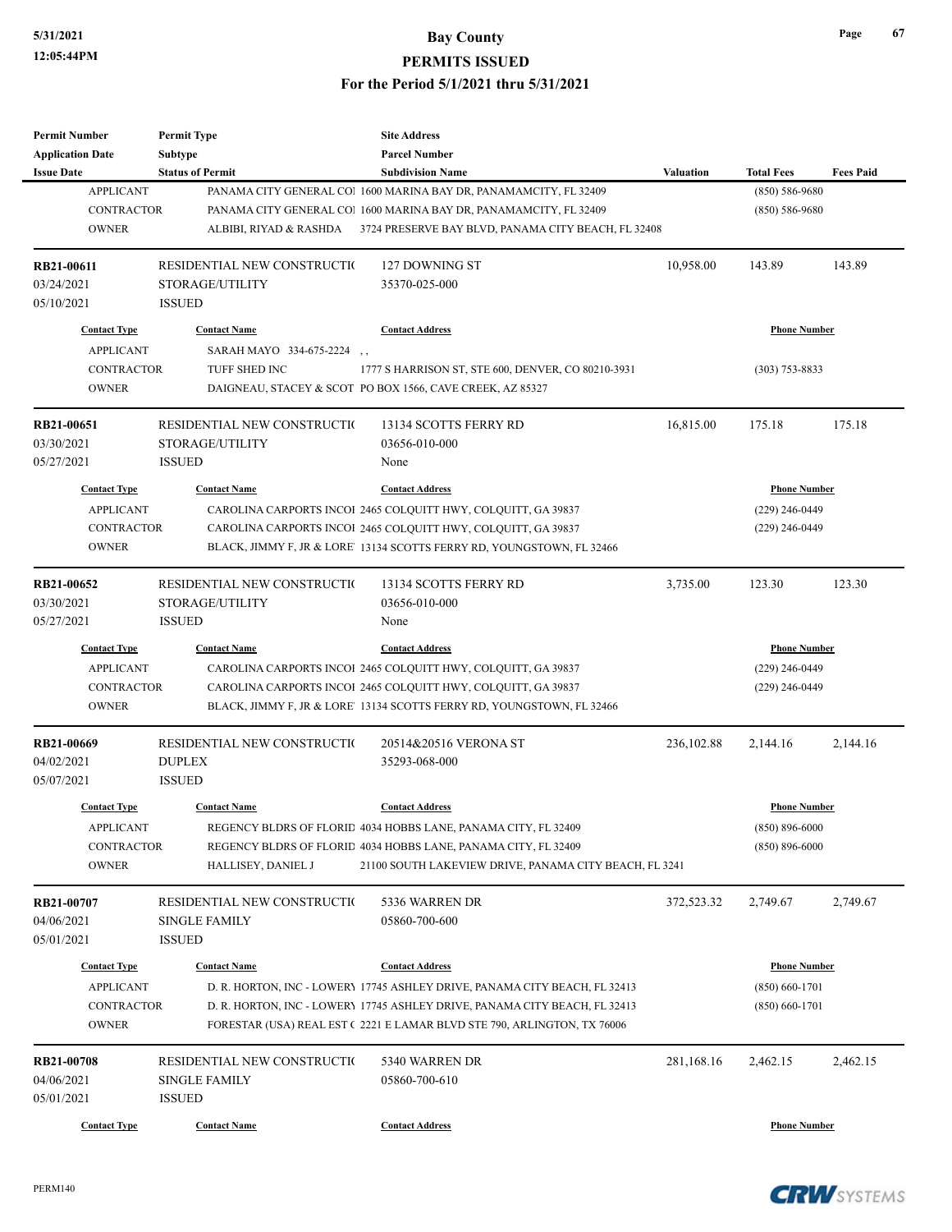| Permit Number | Permit Type | Site Address | | | |
|---|---|---|---|---|---|
| Application Date | Subtype | Parcel Number | | | |
| Issue Date | Status of Permit | Subdivision Name | Valuation | Total Fees | Fees Paid |
| APPLICANT | PANAMA CITY GENERAL CO | 1600 MARINA BAY DR, PANAMAMCITY, FL 32409 | | (850) 586-9680 | |
| CONTRACTOR | PANAMA CITY GENERAL CO | 1600 MARINA BAY DR, PANAMAMCITY, FL 32409 | | (850) 586-9680 | |
| OWNER | ALBIBI, RIYAD & RASHDA | 3724 PRESERVE BAY BLVD, PANAMA CITY BEACH, FL 32408 | | | |
| **RB21-00611** | RESIDENTIAL NEW CONSTRUCTI( | 127 DOWNING ST | 10,958.00 | 143.89 | 143.89 |
| 03/24/2021 | STORAGE/UTILITY | 35370-025-000 | | | |
| 05/10/2021 | ISSUED | | | | |
| Contact Type | Contact Name | Contact Address | | Phone Number | |
| APPLICANT | SARAH MAYO 334-675-2224 | , , | | | |
| CONTRACTOR | TUFF SHED INC | 1777 S HARRISON ST, STE 600, DENVER, CO 80210-3931 | | (303) 753-8833 | |
| OWNER | DAIGNEAU, STACEY & SCOT | PO BOX 1566, CAVE CREEK, AZ 85327 | | | |
| **RB21-00651** | RESIDENTIAL NEW CONSTRUCTI( | 13134 SCOTTS FERRY RD | 16,815.00 | 175.18 | 175.18 |
| 03/30/2021 | STORAGE/UTILITY | 03656-010-000 | | | |
| 05/27/2021 | ISSUED | None | | | |
| Contact Type | Contact Name | Contact Address | | Phone Number | |
| APPLICANT | CAROLINA CARPORTS INCOI | 2465 COLQUITT HWY, COLQUITT, GA 39837 | | (229) 246-0449 | |
| CONTRACTOR | CAROLINA CARPORTS INCOI | 2465 COLQUITT HWY, COLQUITT, GA 39837 | | (229) 246-0449 | |
| OWNER | BLACK, JIMMY F, JR & LORE | 13134 SCOTTS FERRY RD, YOUNGSTOWN, FL 32466 | | | |
| **RB21-00652** | RESIDENTIAL NEW CONSTRUCTI( | 13134 SCOTTS FERRY RD | 3,735.00 | 123.30 | 123.30 |
| 03/30/2021 | STORAGE/UTILITY | 03656-010-000 | | | |
| 05/27/2021 | ISSUED | None | | | |
| Contact Type | Contact Name | Contact Address | | Phone Number | |
| APPLICANT | CAROLINA CARPORTS INCOI | 2465 COLQUITT HWY, COLQUITT, GA 39837 | | (229) 246-0449 | |
| CONTRACTOR | CAROLINA CARPORTS INCOI | 2465 COLQUITT HWY, COLQUITT, GA 39837 | | (229) 246-0449 | |
| OWNER | BLACK, JIMMY F, JR & LORE | 13134 SCOTTS FERRY RD, YOUNGSTOWN, FL 32466 | | | |
| **RB21-00669** | RESIDENTIAL NEW CONSTRUCTI( | 20514&20516 VERONA ST | 236,102.88 | 2,144.16 | 2,144.16 |
| 04/02/2021 | DUPLEX | 35293-068-000 | | | |
| 05/07/2021 | ISSUED | | | | |
| Contact Type | Contact Name | Contact Address | | Phone Number | |
| APPLICANT | REGENCY BLDRS OF FLORID | 4034 HOBBS LANE, PANAMA CITY, FL 32409 | | (850) 896-6000 | |
| CONTRACTOR | REGENCY BLDRS OF FLORID | 4034 HOBBS LANE, PANAMA CITY, FL 32409 | | (850) 896-6000 | |
| OWNER | HALLISEY, DANIEL J | 21100 SOUTH LAKEVIEW DRIVE, PANAMA CITY BEACH, FL 3241 | | | |
| **RB21-00707** | RESIDENTIAL NEW CONSTRUCTI( | 5336 WARREN DR | 372,523.32 | 2,749.67 | 2,749.67 |
| 04/06/2021 | SINGLE FAMILY | 05860-700-600 | | | |
| 05/01/2021 | ISSUED | | | | |
| Contact Type | Contact Name | Contact Address | | Phone Number | |
| APPLICANT | D. R. HORTON, INC - LOWERY | 17745 ASHLEY DRIVE, PANAMA CITY BEACH, FL 32413 | | (850) 660-1701 | |
| CONTRACTOR | D. R. HORTON, INC - LOWERY | 17745 ASHLEY DRIVE, PANAMA CITY BEACH, FL 32413 | | (850) 660-1701 | |
| OWNER | FORESTAR (USA) REAL EST ( | 2221 E LAMAR BLVD STE 790, ARLINGTON, TX 76006 | | | |
| **RB21-00708** | RESIDENTIAL NEW CONSTRUCTI( | 5340 WARREN DR | 281,168.16 | 2,462.15 | 2,462.15 |
| 04/06/2021 | SINGLE FAMILY | 05860-700-610 | | | |
| 05/01/2021 | ISSUED | | | | |
| Contact Type | Contact Name | Contact Address | | Phone Number | |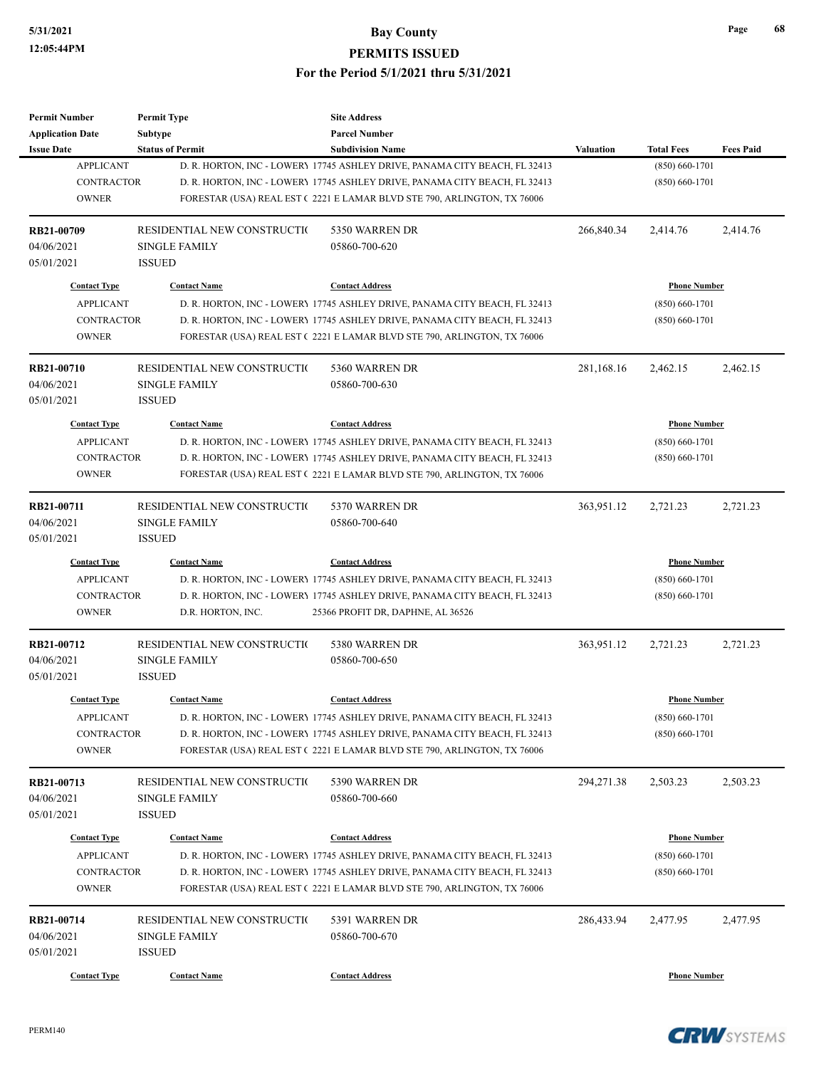| Permit Number | Permit Type | Site Address | | | |
|---|---|---|---|---|---|
| Application Date | Subtype | Parcel Number | | | |
| Issue Date | Status of Permit | Subdivision Name | Valuation | Total Fees | Fees Paid |
| APPLICANT | D. R. HORTON, INC - LOWERY | 17745 ASHLEY DRIVE, PANAMA CITY BEACH, FL 32413 | | (850) 660-1701 | |
| CONTRACTOR | D. R. HORTON, INC - LOWERY | 17745 ASHLEY DRIVE, PANAMA CITY BEACH, FL 32413 | | (850) 660-1701 | |
| OWNER | FORESTAR (USA) REAL EST ( | 2221 E LAMAR BLVD STE 790, ARLINGTON, TX 76006 | | | |
| **RB21-00709** | RESIDENTIAL NEW CONSTRUCTI( | 5350 WARREN DR | 266,840.34 | 2,414.76 | 2,414.76 |
| 04/06/2021 | SINGLE FAMILY | 05860-700-620 | | | |
| 05/01/2021 | ISSUED | | | | |
| Contact Type | Contact Name | Contact Address | | Phone Number | |
| APPLICANT | D. R. HORTON, INC - LOWERY | 17745 ASHLEY DRIVE, PANAMA CITY BEACH, FL 32413 | | (850) 660-1701 | |
| CONTRACTOR | D. R. HORTON, INC - LOWERY | 17745 ASHLEY DRIVE, PANAMA CITY BEACH, FL 32413 | | (850) 660-1701 | |
| OWNER | FORESTAR (USA) REAL EST ( | 2221 E LAMAR BLVD STE 790, ARLINGTON, TX 76006 | | | |
| **RB21-00710** | RESIDENTIAL NEW CONSTRUCTI( | 5360 WARREN DR | 281,168.16 | 2,462.15 | 2,462.15 |
| 04/06/2021 | SINGLE FAMILY | 05860-700-630 | | | |
| 05/01/2021 | ISSUED | | | | |
| Contact Type | Contact Name | Contact Address | | Phone Number | |
| APPLICANT | D. R. HORTON, INC - LOWERY | 17745 ASHLEY DRIVE, PANAMA CITY BEACH, FL 32413 | | (850) 660-1701 | |
| CONTRACTOR | D. R. HORTON, INC - LOWERY | 17745 ASHLEY DRIVE, PANAMA CITY BEACH, FL 32413 | | (850) 660-1701 | |
| OWNER | FORESTAR (USA) REAL EST ( | 2221 E LAMAR BLVD STE 790, ARLINGTON, TX 76006 | | | |
| **RB21-00711** | RESIDENTIAL NEW CONSTRUCTI( | 5370 WARREN DR | 363,951.12 | 2,721.23 | 2,721.23 |
| 04/06/2021 | SINGLE FAMILY | 05860-700-640 | | | |
| 05/01/2021 | ISSUED | | | | |
| Contact Type | Contact Name | Contact Address | | Phone Number | |
| APPLICANT | D. R. HORTON, INC - LOWERY | 17745 ASHLEY DRIVE, PANAMA CITY BEACH, FL 32413 | | (850) 660-1701 | |
| CONTRACTOR | D. R. HORTON, INC - LOWERY | 17745 ASHLEY DRIVE, PANAMA CITY BEACH, FL 32413 | | (850) 660-1701 | |
| OWNER | D.R. HORTON, INC. | 25366 PROFIT DR, DAPHNE, AL 36526 | | | |
| **RB21-00712** | RESIDENTIAL NEW CONSTRUCTI( | 5380 WARREN DR | 363,951.12 | 2,721.23 | 2,721.23 |
| 04/06/2021 | SINGLE FAMILY | 05860-700-650 | | | |
| 05/01/2021 | ISSUED | | | | |
| Contact Type | Contact Name | Contact Address | | Phone Number | |
| APPLICANT | D. R. HORTON, INC - LOWERY | 17745 ASHLEY DRIVE, PANAMA CITY BEACH, FL 32413 | | (850) 660-1701 | |
| CONTRACTOR | D. R. HORTON, INC - LOWERY | 17745 ASHLEY DRIVE, PANAMA CITY BEACH, FL 32413 | | (850) 660-1701 | |
| OWNER | FORESTAR (USA) REAL EST ( | 2221 E LAMAR BLVD STE 790, ARLINGTON, TX 76006 | | | |
| **RB21-00713** | RESIDENTIAL NEW CONSTRUCTI( | 5390 WARREN DR | 294,271.38 | 2,503.23 | 2,503.23 |
| 04/06/2021 | SINGLE FAMILY | 05860-700-660 | | | |
| 05/01/2021 | ISSUED | | | | |
| Contact Type | Contact Name | Contact Address | | Phone Number | |
| APPLICANT | D. R. HORTON, INC - LOWERY | 17745 ASHLEY DRIVE, PANAMA CITY BEACH, FL 32413 | | (850) 660-1701 | |
| CONTRACTOR | D. R. HORTON, INC - LOWERY | 17745 ASHLEY DRIVE, PANAMA CITY BEACH, FL 32413 | | (850) 660-1701 | |
| OWNER | FORESTAR (USA) REAL EST ( | 2221 E LAMAR BLVD STE 790, ARLINGTON, TX 76006 | | | |
| **RB21-00714** | RESIDENTIAL NEW CONSTRUCTI( | 5391 WARREN DR | 286,433.94 | 2,477.95 | 2,477.95 |
| 04/06/2021 | SINGLE FAMILY | 05860-700-670 | | | |
| 05/01/2021 | ISSUED | | | | |
| Contact Type | Contact Name | Contact Address | | Phone Number | |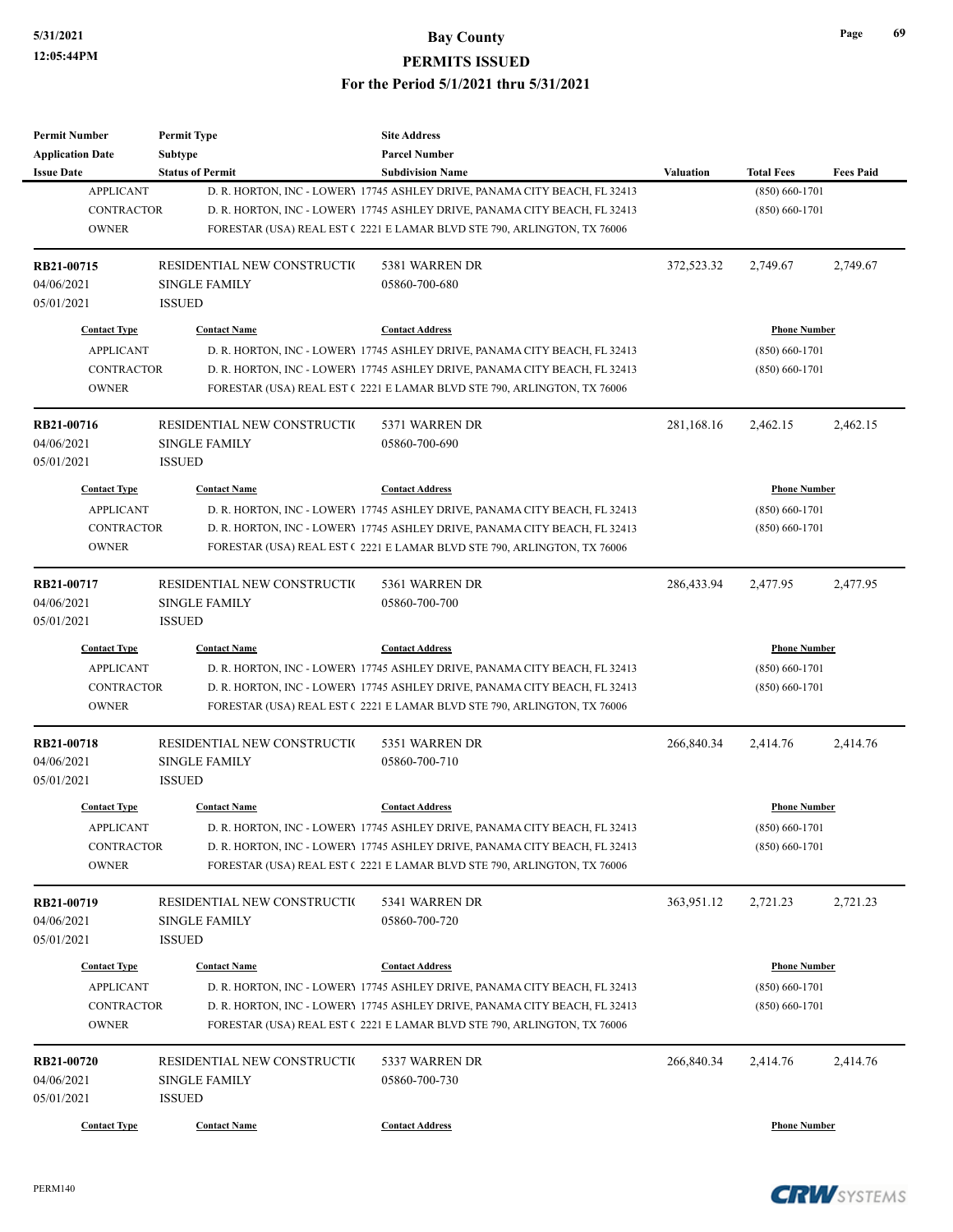| Permit Number | Permit Type | Site Address | | | |
|---|---|---|---|---|---|
| Application Date | Subtype | Parcel Number | | | |
| Issue Date | Status of Permit | Subdivision Name | Valuation | Total Fees | Fees Paid |

| Contact Type | Contact Name | Contact Address | Phone Number |
|---|---|---|---|
| APPLICANT | D. R. HORTON, INC - LOWERY | 17745 ASHLEY DRIVE, PANAMA CITY BEACH, FL 32413 | (850) 660-1701 |
| CONTRACTOR | D. R. HORTON, INC - LOWERY | 17745 ASHLEY DRIVE, PANAMA CITY BEACH, FL 32413 | (850) 660-1701 |
| OWNER | FORESTAR (USA) REAL EST ( | 2221 E LAMAR BLVD STE 790, ARLINGTON, TX 76006 | |

| RB21-00715 | RESIDENTIAL NEW CONSTRUCTIO | 5381 WARREN DR | 372,523.32 | 2,749.67 | 2,749.67 |
|---|---|---|---|---|---|
| 04/06/2021 | SINGLE FAMILY | 05860-700-680 | | | |
| 05/01/2021 | ISSUED | | | | |

| Contact Type | Contact Name | Contact Address | Phone Number |
|---|---|---|---|
| APPLICANT | D. R. HORTON, INC - LOWERY | 17745 ASHLEY DRIVE, PANAMA CITY BEACH, FL 32413 | (850) 660-1701 |
| CONTRACTOR | D. R. HORTON, INC - LOWERY | 17745 ASHLEY DRIVE, PANAMA CITY BEACH, FL 32413 | (850) 660-1701 |
| OWNER | FORESTAR (USA) REAL EST ( | 2221 E LAMAR BLVD STE 790, ARLINGTON, TX 76006 | |

| RB21-00716 | RESIDENTIAL NEW CONSTRUCTIO | 5371 WARREN DR | 281,168.16 | 2,462.15 | 2,462.15 |
|---|---|---|---|---|---|
| 04/06/2021 | SINGLE FAMILY | 05860-700-690 | | | |
| 05/01/2021 | ISSUED | | | | |

| Contact Type | Contact Name | Contact Address | Phone Number |
|---|---|---|---|
| APPLICANT | D. R. HORTON, INC - LOWERY | 17745 ASHLEY DRIVE, PANAMA CITY BEACH, FL 32413 | (850) 660-1701 |
| CONTRACTOR | D. R. HORTON, INC - LOWERY | 17745 ASHLEY DRIVE, PANAMA CITY BEACH, FL 32413 | (850) 660-1701 |
| OWNER | FORESTAR (USA) REAL EST ( | 2221 E LAMAR BLVD STE 790, ARLINGTON, TX 76006 | |

| RB21-00717 | RESIDENTIAL NEW CONSTRUCTIO | 5361 WARREN DR | 286,433.94 | 2,477.95 | 2,477.95 |
|---|---|---|---|---|---|
| 04/06/2021 | SINGLE FAMILY | 05860-700-700 | | | |
| 05/01/2021 | ISSUED | | | | |

| Contact Type | Contact Name | Contact Address | Phone Number |
|---|---|---|---|
| APPLICANT | D. R. HORTON, INC - LOWERY | 17745 ASHLEY DRIVE, PANAMA CITY BEACH, FL 32413 | (850) 660-1701 |
| CONTRACTOR | D. R. HORTON, INC - LOWERY | 17745 ASHLEY DRIVE, PANAMA CITY BEACH, FL 32413 | (850) 660-1701 |
| OWNER | FORESTAR (USA) REAL EST ( | 2221 E LAMAR BLVD STE 790, ARLINGTON, TX 76006 | |

| RB21-00718 | RESIDENTIAL NEW CONSTRUCTIO | 5351 WARREN DR | 266,840.34 | 2,414.76 | 2,414.76 |
|---|---|---|---|---|---|
| 04/06/2021 | SINGLE FAMILY | 05860-700-710 | | | |
| 05/01/2021 | ISSUED | | | | |

| Contact Type | Contact Name | Contact Address | Phone Number |
|---|---|---|---|
| APPLICANT | D. R. HORTON, INC - LOWERY | 17745 ASHLEY DRIVE, PANAMA CITY BEACH, FL 32413 | (850) 660-1701 |
| CONTRACTOR | D. R. HORTON, INC - LOWERY | 17745 ASHLEY DRIVE, PANAMA CITY BEACH, FL 32413 | (850) 660-1701 |
| OWNER | FORESTAR (USA) REAL EST ( | 2221 E LAMAR BLVD STE 790, ARLINGTON, TX 76006 | |

| RB21-00719 | RESIDENTIAL NEW CONSTRUCTIO | 5341 WARREN DR | 363,951.12 | 2,721.23 | 2,721.23 |
|---|---|---|---|---|---|
| 04/06/2021 | SINGLE FAMILY | 05860-700-720 | | | |
| 05/01/2021 | ISSUED | | | | |

| Contact Type | Contact Name | Contact Address | Phone Number |
|---|---|---|---|
| APPLICANT | D. R. HORTON, INC - LOWERY | 17745 ASHLEY DRIVE, PANAMA CITY BEACH, FL 32413 | (850) 660-1701 |
| CONTRACTOR | D. R. HORTON, INC - LOWERY | 17745 ASHLEY DRIVE, PANAMA CITY BEACH, FL 32413 | (850) 660-1701 |
| OWNER | FORESTAR (USA) REAL EST ( | 2221 E LAMAR BLVD STE 790, ARLINGTON, TX 76006 | |

| RB21-00720 | RESIDENTIAL NEW CONSTRUCTIO | 5337 WARREN DR | 266,840.34 | 2,414.76 | 2,414.76 |
|---|---|---|---|---|---|
| 04/06/2021 | SINGLE FAMILY | 05860-700-730 | | | |
| 05/01/2021 | ISSUED | | | | |

| Contact Type | Contact Name | Contact Address | Phone Number |
|---|---|---|---|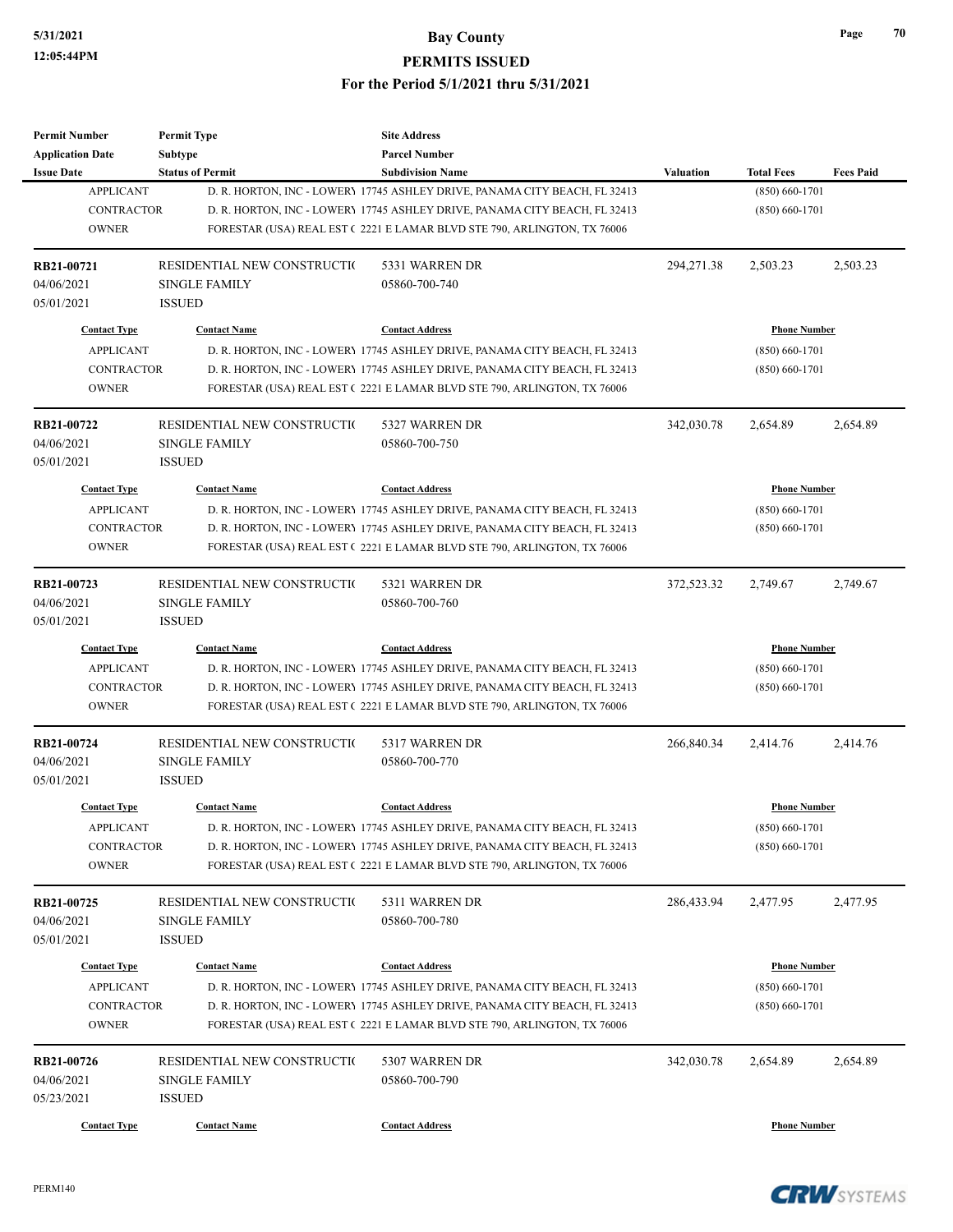| Permit Number | Permit Type | Site Address | | | |
|---|---|---|---|---|---|
| Application Date | Subtype | Parcel Number | | | |
| Issue Date | Status of Permit | Subdivision Name | Valuation | Total Fees | Fees Paid |

| Contact Type | Contact Name | Contact Address | Phone Number |
|---|---|---|---|
| APPLICANT | D. R. HORTON, INC - LOWERY | 17745 ASHLEY DRIVE, PANAMA CITY BEACH, FL 32413 | (850) 660-1701 |
| CONTRACTOR | D. R. HORTON, INC - LOWERY | 17745 ASHLEY DRIVE, PANAMA CITY BEACH, FL 32413 | (850) 660-1701 |
| OWNER | FORESTAR (USA) REAL EST ( | 2221 E LAMAR BLVD STE 790, ARLINGTON, TX 76006 | |

| **RB21-00721** | RESIDENTIAL NEW CONSTRUCTI( | 5331 WARREN DR | 294,271.38 | 2,503.23 | 2,503.23 |
|---|---|---|---|---|---|
| 04/06/2021 | SINGLE FAMILY | 05860-700-740 | | | |
| 05/01/2021 | ISSUED | | | | |

| Contact Type | Contact Name | Contact Address | Phone Number |
|---|---|---|---|
| APPLICANT | D. R. HORTON, INC - LOWERY | 17745 ASHLEY DRIVE, PANAMA CITY BEACH, FL 32413 | (850) 660-1701 |
| CONTRACTOR | D. R. HORTON, INC - LOWERY | 17745 ASHLEY DRIVE, PANAMA CITY BEACH, FL 32413 | (850) 660-1701 |
| OWNER | FORESTAR (USA) REAL EST ( | 2221 E LAMAR BLVD STE 790, ARLINGTON, TX 76006 | |

| **RB21-00722** | RESIDENTIAL NEW CONSTRUCTI( | 5327 WARREN DR | 342,030.78 | 2,654.89 | 2,654.89 |
|---|---|---|---|---|---|
| 04/06/2021 | SINGLE FAMILY | 05860-700-750 | | | |
| 05/01/2021 | ISSUED | | | | |

| Contact Type | Contact Name | Contact Address | Phone Number |
|---|---|---|---|
| APPLICANT | D. R. HORTON, INC - LOWERY | 17745 ASHLEY DRIVE, PANAMA CITY BEACH, FL 32413 | (850) 660-1701 |
| CONTRACTOR | D. R. HORTON, INC - LOWERY | 17745 ASHLEY DRIVE, PANAMA CITY BEACH, FL 32413 | (850) 660-1701 |
| OWNER | FORESTAR (USA) REAL EST ( | 2221 E LAMAR BLVD STE 790, ARLINGTON, TX 76006 | |

| **RB21-00723** | RESIDENTIAL NEW CONSTRUCTI( | 5321 WARREN DR | 372,523.32 | 2,749.67 | 2,749.67 |
|---|---|---|---|---|---|
| 04/06/2021 | SINGLE FAMILY | 05860-700-760 | | | |
| 05/01/2021 | ISSUED | | | | |

| Contact Type | Contact Name | Contact Address | Phone Number |
|---|---|---|---|
| APPLICANT | D. R. HORTON, INC - LOWERY | 17745 ASHLEY DRIVE, PANAMA CITY BEACH, FL 32413 | (850) 660-1701 |
| CONTRACTOR | D. R. HORTON, INC - LOWERY | 17745 ASHLEY DRIVE, PANAMA CITY BEACH, FL 32413 | (850) 660-1701 |
| OWNER | FORESTAR (USA) REAL EST ( | 2221 E LAMAR BLVD STE 790, ARLINGTON, TX 76006 | |

| **RB21-00724** | RESIDENTIAL NEW CONSTRUCTI( | 5317 WARREN DR | 266,840.34 | 2,414.76 | 2,414.76 |
|---|---|---|---|---|---|
| 04/06/2021 | SINGLE FAMILY | 05860-700-770 | | | |
| 05/01/2021 | ISSUED | | | | |

| Contact Type | Contact Name | Contact Address | Phone Number |
|---|---|---|---|
| APPLICANT | D. R. HORTON, INC - LOWERY | 17745 ASHLEY DRIVE, PANAMA CITY BEACH, FL 32413 | (850) 660-1701 |
| CONTRACTOR | D. R. HORTON, INC - LOWERY | 17745 ASHLEY DRIVE, PANAMA CITY BEACH, FL 32413 | (850) 660-1701 |
| OWNER | FORESTAR (USA) REAL EST ( | 2221 E LAMAR BLVD STE 790, ARLINGTON, TX 76006 | |

| **RB21-00725** | RESIDENTIAL NEW CONSTRUCTI( | 5311 WARREN DR | 286,433.94 | 2,477.95 | 2,477.95 |
|---|---|---|---|---|---|
| 04/06/2021 | SINGLE FAMILY | 05860-700-780 | | | |
| 05/01/2021 | ISSUED | | | | |

| Contact Type | Contact Name | Contact Address | Phone Number |
|---|---|---|---|
| APPLICANT | D. R. HORTON, INC - LOWERY | 17745 ASHLEY DRIVE, PANAMA CITY BEACH, FL 32413 | (850) 660-1701 |
| CONTRACTOR | D. R. HORTON, INC - LOWERY | 17745 ASHLEY DRIVE, PANAMA CITY BEACH, FL 32413 | (850) 660-1701 |
| OWNER | FORESTAR (USA) REAL EST ( | 2221 E LAMAR BLVD STE 790, ARLINGTON, TX 76006 | |

| **RB21-00726** | RESIDENTIAL NEW CONSTRUCTI( | 5307 WARREN DR | 342,030.78 | 2,654.89 | 2,654.89 |
|---|---|---|---|---|---|
| 04/06/2021 | SINGLE FAMILY | 05860-700-790 | | | |
| 05/23/2021 | ISSUED | | | | |

| Contact Type | Contact Name | Contact Address | Phone Number |
|---|---|---|---|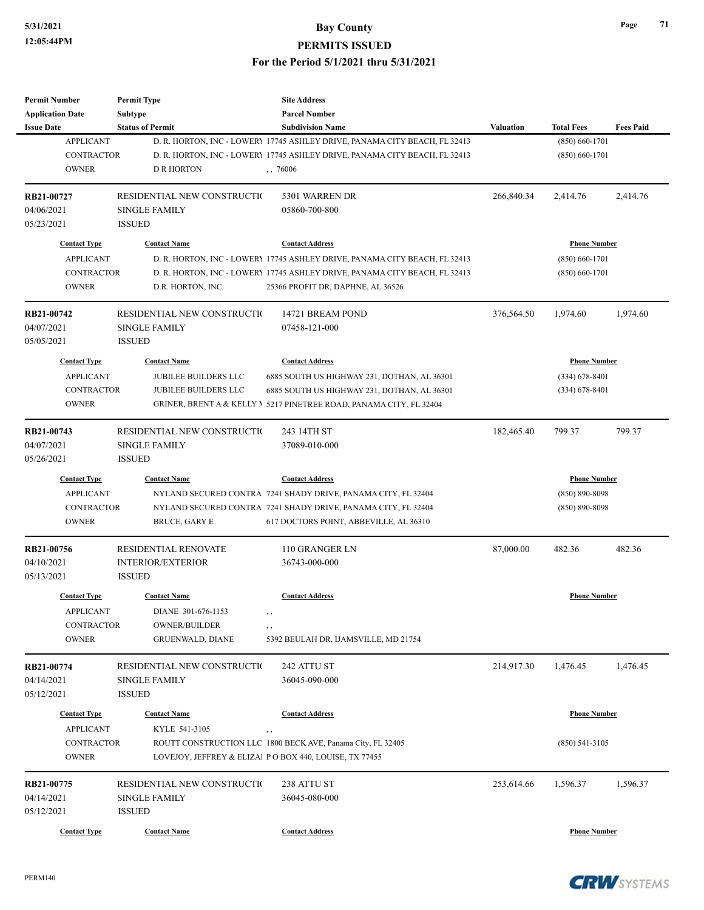| Permit Number | Permit Type | Site Address | | | |
|---|---|---|---|---|---|
| Application Date | Subtype | Parcel Number | | | |
| Issue Date | Status of Permit | Subdivision Name | Valuation | Total Fees | Fees Paid |

| Contact Type | Contact Name | Contact Address | Phone Number |
|---|---|---|---|
| APPLICANT | D. R. HORTON, INC - LOWERY | 17745 ASHLEY DRIVE, PANAMA CITY BEACH, FL 32413 | (850) 660-1701 |
| CONTRACTOR | D. R. HORTON, INC - LOWERY | 17745 ASHLEY DRIVE, PANAMA CITY BEACH, FL 32413 | (850) 660-1701 |
| OWNER | D R HORTON | , , 76006 | |

| RB21-00727 | RESIDENTIAL NEW CONSTRUCTIO | 5301 WARREN DR | 266,840.34 | 2,414.76 | 2,414.76 |
|---|---|---|---|---|---|
| 04/06/2021 | SINGLE FAMILY | 05860-700-800 | | | |
| 05/23/2021 | ISSUED | | | | |

| Contact Type | Contact Name | Contact Address | Phone Number |
|---|---|---|---|
| APPLICANT | D. R. HORTON, INC - LOWERY | 17745 ASHLEY DRIVE, PANAMA CITY BEACH, FL 32413 | (850) 660-1701 |
| CONTRACTOR | D. R. HORTON, INC - LOWERY | 17745 ASHLEY DRIVE, PANAMA CITY BEACH, FL 32413 | (850) 660-1701 |
| OWNER | D.R. HORTON, INC. | 25366 PROFIT DR, DAPHNE, AL 36526 | |

| RB21-00742 | RESIDENTIAL NEW CONSTRUCTIO | 14721 BREAM POND | 376,564.50 | 1,974.60 | 1,974.60 |
|---|---|---|---|---|---|
| 04/07/2021 | SINGLE FAMILY | 07458-121-000 | | | |
| 05/05/2021 | ISSUED | | | | |

| Contact Type | Contact Name | Contact Address | Phone Number |
|---|---|---|---|
| APPLICANT | JUBILEE BUILDERS LLC | 6885 SOUTH US HIGHWAY 231, DOTHAN, AL 36301 | (334) 678-8401 |
| CONTRACTOR | JUBILEE BUILDERS LLC | 6885 SOUTH US HIGHWAY 231, DOTHAN, AL 36301 | (334) 678-8401 |
| OWNER | GRINER, BRENT A & KELLY M | 5217 PINETREE ROAD, PANAMA CITY, FL 32404 | |

| RB21-00743 | RESIDENTIAL NEW CONSTRUCTIO | 243 14TH ST | 182,465.40 | 799.37 | 799.37 |
|---|---|---|---|---|---|
| 04/07/2021 | SINGLE FAMILY | 37089-010-000 | | | |
| 05/26/2021 | ISSUED | | | | |

| Contact Type | Contact Name | Contact Address | Phone Number |
|---|---|---|---|
| APPLICANT | NYLAND SECURED CONTRA | 7241 SHADY DRIVE, PANAMA CITY, FL 32404 | (850) 890-8098 |
| CONTRACTOR | NYLAND SECURED CONTRA | 7241 SHADY DRIVE, PANAMA CITY, FL 32404 | (850) 890-8098 |
| OWNER | BRUCE, GARY E | 617 DOCTORS POINT, ABBEVILLE, AL 36310 | |

| RB21-00756 | RESIDENTIAL RENOVATE | 110 GRANGER LN | 87,000.00 | 482.36 | 482.36 |
|---|---|---|---|---|---|
| 04/10/2021 | INTERIOR/EXTERIOR | 36743-000-000 | | | |
| 05/13/2021 | ISSUED | | | | |

| Contact Type | Contact Name | Contact Address | Phone Number |
|---|---|---|---|
| APPLICANT | DIANE 301-676-1153 | , , | |
| CONTRACTOR | OWNER/BUILDER | , , | |
| OWNER | GRUENWALD, DIANE | 5392 BEULAH DR, IJAMSVILLE, MD 21754 | |

| RB21-00774 | RESIDENTIAL NEW CONSTRUCTIO | 242 ATTU ST | 214,917.30 | 1,476.45 | 1,476.45 |
|---|---|---|---|---|---|
| 04/14/2021 | SINGLE FAMILY | 36045-090-000 | | | |
| 05/12/2021 | ISSUED | | | | |

| Contact Type | Contact Name | Contact Address | Phone Number |
|---|---|---|---|
| APPLICANT | KYLE 541-3105 | , , | |
| CONTRACTOR | ROUTT CONSTRUCTION LLC | 1800 BECK AVE, Panama City, FL 32405 | (850) 541-3105 |
| OWNER | LOVEJOY, JEFFREY & ELIZAI | P O BOX 440, LOUISE, TX 77455 | |

| RB21-00775 | RESIDENTIAL NEW CONSTRUCTIO | 238 ATTU ST | 253,614.66 | 1,596.37 | 1,596.37 |
|---|---|---|---|---|---|
| 04/14/2021 | SINGLE FAMILY | 36045-080-000 | | | |
| 05/12/2021 | ISSUED | | | | |

| Contact Type | Contact Name | Contact Address | Phone Number |
|---|---|---|---|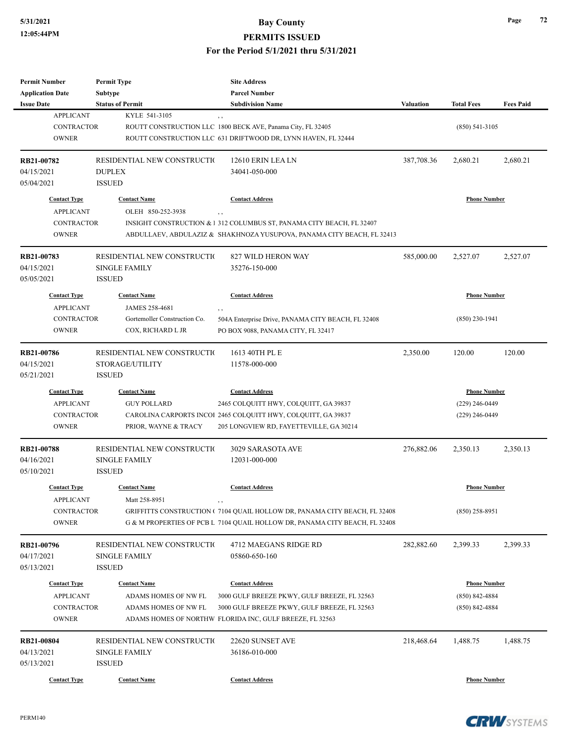# Bay County

## PERMITS ISSUED

### For the Period 5/1/2021 thru 5/31/2021

| Permit Number | Permit Type | Site Address | | | |
|---|---|---|---|---|---|
| Application Date | Subtype | Parcel Number | | | |
| Issue Date | Status of Permit | Subdivision Name | Valuation | Total Fees | Fees Paid |

| Contact Type | Contact Name | Contact Address | Phone Number |
|---|---|---|---|
| APPLICANT | KYLE 541-3105 | , , | |
| CONTRACTOR | ROUTT CONSTRUCTION LLC | 1800 BECK AVE, Panama City, FL 32405 | (850) 541-3105 |
| OWNER | ROUTT CONSTRUCTION LLC | 631 DRIFTWOOD DR, LYNN HAVEN, FL 32444 | |

---

| Permit Number | Permit Type | Site Address | Valuation | Total Fees | Fees Paid |
|---|---|---|---|---|---|
| RB21-00782 | RESIDENTIAL NEW CONSTRUCTI( | 12610 ERIN LEA LN | 387,708.36 | 2,680.21 | 2,680.21 |
| 04/15/2021 | DUPLEX | 34041-050-000 | | | |
| 05/04/2021 | ISSUED | | | | |

| Contact Type | Contact Name | Contact Address | Phone Number |
|---|---|---|---|
| APPLICANT | OLEH 850-252-3938 | , , | |
| CONTRACTOR | INSIGHT CONSTRUCTION & I | 312 COLUMBUS ST, PANAMA CITY BEACH, FL 32407 | |
| OWNER | ABDULLAEV, ABDULAZIZ & | SHAKHNOZA YUSUPOVA, PANAMA CITY BEACH, FL 32413 | |

---

| Permit Number | Permit Type | Site Address | Valuation | Total Fees | Fees Paid |
|---|---|---|---|---|---|
| RB21-00783 | RESIDENTIAL NEW CONSTRUCTI( | 827 WILD HERON WAY | 585,000.00 | 2,527.07 | 2,527.07 |
| 04/15/2021 | SINGLE FAMILY | 35276-150-000 | | | |
| 05/05/2021 | ISSUED | | | | |

| Contact Type | Contact Name | Contact Address | Phone Number |
|---|---|---|---|
| APPLICANT | JAMES 258-4681 | , , | |
| CONTRACTOR | Gortemoller Construction Co. | 504A Enterprise Drive, PANAMA CITY BEACH, FL 32408 | (850) 230-1941 |
| OWNER | COX, RICHARD L JR | PO BOX 9088, PANAMA CITY, FL 32417 | |

---

| Permit Number | Permit Type | Site Address | Valuation | Total Fees | Fees Paid |
|---|---|---|---|---|---|
| RB21-00786 | RESIDENTIAL NEW CONSTRUCTI( | 1613 40TH PL E | 2,350.00 | 120.00 | 120.00 |
| 04/15/2021 | STORAGE/UTILITY | 11578-000-000 | | | |
| 05/21/2021 | ISSUED | | | | |

| Contact Type | Contact Name | Contact Address | Phone Number |
|---|---|---|---|
| APPLICANT | GUY POLLARD | 2465 COLQUITT HWY, COLQUITT, GA 39837 | (229) 246-0449 |
| CONTRACTOR | CAROLINA CARPORTS INCOI | 2465 COLQUITT HWY, COLQUITT, GA 39837 | (229) 246-0449 |
| OWNER | PRIOR, WAYNE & TRACY | 205 LONGVIEW RD, FAYETTEVILLE, GA 30214 | |

---

| Permit Number | Permit Type | Site Address | Valuation | Total Fees | Fees Paid |
|---|---|---|---|---|---|
| RB21-00788 | RESIDENTIAL NEW CONSTRUCTI( | 3029 SARASOTA AVE | 276,882.06 | 2,350.13 | 2,350.13 |
| 04/16/2021 | SINGLE FAMILY | 12031-000-000 | | | |
| 05/10/2021 | ISSUED | | | | |

| Contact Type | Contact Name | Contact Address | Phone Number |
|---|---|---|---|
| APPLICANT | Matt 258-8951 | , , | |
| CONTRACTOR | GRIFFITTS CONSTRUCTION ( | 7104 QUAIL HOLLOW DR, PANAMA CITY BEACH, FL 32408 | (850) 258-8951 |
| OWNER | G & M PROPERTIES OF PCB L | 7104 QUAIL HOLLOW DR, PANAMA CITY BEACH, FL 32408 | |

---

| Permit Number | Permit Type | Site Address | Valuation | Total Fees | Fees Paid |
|---|---|---|---|---|---|
| RB21-00796 | RESIDENTIAL NEW CONSTRUCTI( | 4712 MAEGANS RIDGE RD | 282,882.60 | 2,399.33 | 2,399.33 |
| 04/17/2021 | SINGLE FAMILY | 05860-650-160 | | | |
| 05/13/2021 | ISSUED | | | | |

| Contact Type | Contact Name | Contact Address | Phone Number |
|---|---|---|---|
| APPLICANT | ADAMS HOMES OF NW FL | 3000 GULF BREEZE PKWY, GULF BREEZE, FL 32563 | (850) 842-4884 |
| CONTRACTOR | ADAMS HOMES OF NW FL | 3000 GULF BREEZE PKWY, GULF BREEZE, FL 32563 | (850) 842-4884 |
| OWNER | ADAMS HOMES OF NORTHW | FLORIDA INC, GULF BREEZE, FL 32563 | |

---

| Permit Number | Permit Type | Site Address | Valuation | Total Fees | Fees Paid |
|---|---|---|---|---|---|
| RB21-00804 | RESIDENTIAL NEW CONSTRUCTI( | 22620 SUNSET AVE | 218,468.64 | 1,488.75 | 1,488.75 |
| 04/13/2021 | SINGLE FAMILY | 36186-010-000 | | | |
| 05/13/2021 | ISSUED | | | | |

| Contact Type | Contact Name | Contact Address | Phone Number |
|---|---|---|---|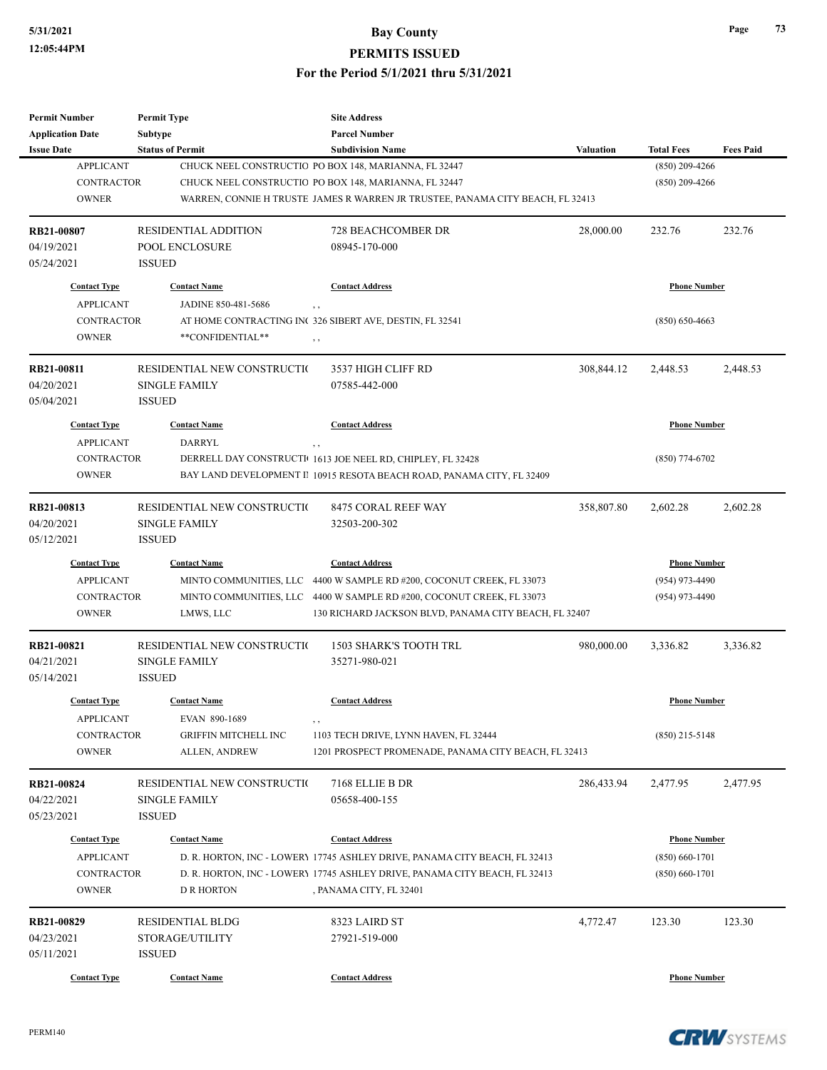| Permit Number | Permit Type | Site Address | | | |
|---|---|---|---|---|---|
| Application Date | Subtype | Parcel Number | | | |
| Issue Date | Status of Permit | Subdivision Name | Valuation | Total Fees | Fees Paid |

| Contact Type | Contact Name | Contact Address | Phone Number |
|---|---|---|---|
| APPLICANT | CHUCK NEEL CONSTRUCTIO | PO BOX 148, MARIANNA, FL 32447 | (850) 209-4266 |
| CONTRACTOR | CHUCK NEEL CONSTRUCTIO | PO BOX 148, MARIANNA, FL 32447 | (850) 209-4266 |
| OWNER | WARREN, CONNIE H TRUSTE | JAMES R WARREN JR TRUSTEE, PANAMA CITY BEACH, FL 32413 | |

| RB21-00807 | RESIDENTIAL ADDITION | 728 BEACHCOMBER DR | 28,000.00 | 232.76 | 232.76 |
|---|---|---|---|---|---|
| 04/19/2021 | POOL ENCLOSURE | 08945-170-000 | | | |
| 05/24/2021 | ISSUED | | | | |

| Contact Type | Contact Name | Contact Address | Phone Number |
|---|---|---|---|
| APPLICANT | JADINE 850-481-5686 | , , | |
| CONTRACTOR | AT HOME CONTRACTING IN( | 326 SIBERT AVE, DESTIN, FL 32541 | (850) 650-4663 |
| OWNER | **CONFIDENTIAL** | , , | |

| RB21-00811 | RESIDENTIAL NEW CONSTRUCTI( | 3537 HIGH CLIFF RD | 308,844.12 | 2,448.53 | 2,448.53 |
|---|---|---|---|---|---|
| 04/20/2021 | SINGLE FAMILY | 07585-442-000 | | | |
| 05/04/2021 | ISSUED | | | | |

| Contact Type | Contact Name | Contact Address | Phone Number |
|---|---|---|---|
| APPLICANT | DARRYL | , , | |
| CONTRACTOR | DERRELL DAY CONSTRUCTI | 1613 JOE NEEL RD, CHIPLEY, FL 32428 | (850) 774-6702 |
| OWNER | BAY LAND DEVELOPMENT I | 10915 RESOTA BEACH ROAD, PANAMA CITY, FL 32409 | |

| RB21-00813 | RESIDENTIAL NEW CONSTRUCTI( | 8475 CORAL REEF WAY | 358,807.80 | 2,602.28 | 2,602.28 |
|---|---|---|---|---|---|
| 04/20/2021 | SINGLE FAMILY | 32503-200-302 | | | |
| 05/12/2021 | ISSUED | | | | |

| Contact Type | Contact Name | Contact Address | Phone Number |
|---|---|---|---|
| APPLICANT | MINTO COMMUNITIES, LLC | 4400 W SAMPLE RD #200, COCONUT CREEK, FL 33073 | (954) 973-4490 |
| CONTRACTOR | MINTO COMMUNITIES, LLC | 4400 W SAMPLE RD #200, COCONUT CREEK, FL 33073 | (954) 973-4490 |
| OWNER | LMWS, LLC | 130 RICHARD JACKSON BLVD, PANAMA CITY BEACH, FL 32407 | |

| RB21-00821 | RESIDENTIAL NEW CONSTRUCTI( | 1503 SHARK'S TOOTH TRL | 980,000.00 | 3,336.82 | 3,336.82 |
|---|---|---|---|---|---|
| 04/21/2021 | SINGLE FAMILY | 35271-980-021 | | | |
| 05/14/2021 | ISSUED | | | | |

| Contact Type | Contact Name | Contact Address | Phone Number |
|---|---|---|---|
| APPLICANT | EVAN 890-1689 | , , | |
| CONTRACTOR | GRIFFIN MITCHELL INC | 1103 TECH DRIVE, LYNN HAVEN, FL 32444 | (850) 215-5148 |
| OWNER | ALLEN, ANDREW | 1201 PROSPECT PROMENADE, PANAMA CITY BEACH, FL 32413 | |

| RB21-00824 | RESIDENTIAL NEW CONSTRUCTI( | 7168 ELLIE B DR | 286,433.94 | 2,477.95 | 2,477.95 |
|---|---|---|---|---|---|
| 04/22/2021 | SINGLE FAMILY | 05658-400-155 | | | |
| 05/23/2021 | ISSUED | | | | |

| Contact Type | Contact Name | Contact Address | Phone Number |
|---|---|---|---|
| APPLICANT | D. R. HORTON, INC - LOWER\ | 17745 ASHLEY DRIVE, PANAMA CITY BEACH, FL 32413 | (850) 660-1701 |
| CONTRACTOR | D. R. HORTON, INC - LOWER\ | 17745 ASHLEY DRIVE, PANAMA CITY BEACH, FL 32413 | (850) 660-1701 |
| OWNER | D R HORTON | , PANAMA CITY, FL 32401 | |

| RB21-00829 | RESIDENTIAL BLDG | 8323 LAIRD ST | 4,772.47 | 123.30 | 123.30 |
|---|---|---|---|---|---|
| 04/23/2021 | STORAGE/UTILITY | 27921-519-000 | | | |
| 05/11/2021 | ISSUED | | | | |

| Contact Type | Contact Name | Contact Address | Phone Number |
|---|---|---|---|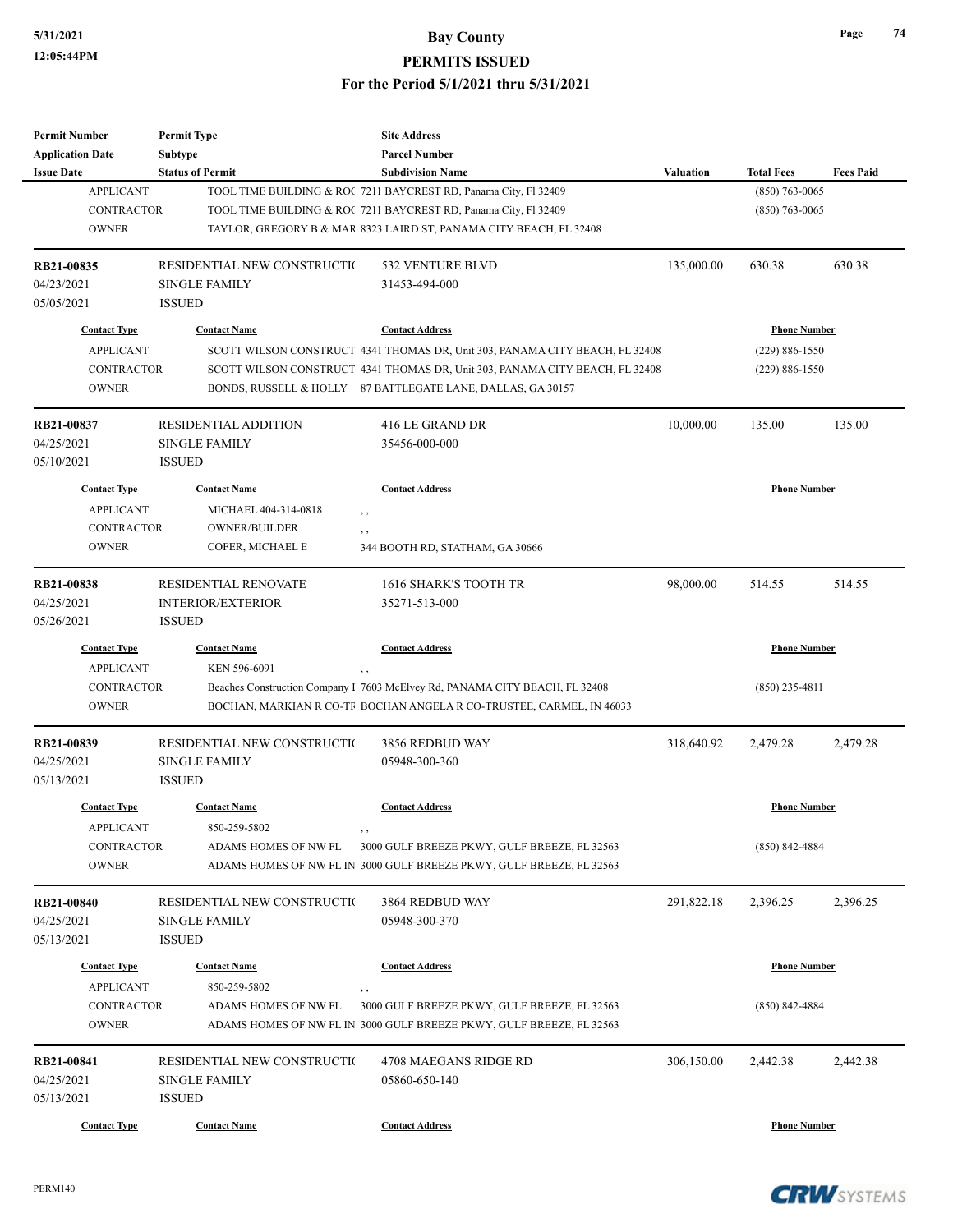# Bay County
## PERMITS ISSUED
### For the Period 5/1/2021 thru 5/31/2021

| Permit Number<br>Application Date<br>Issue Date | Permit Type<br>Subtype<br>Status of Permit | Site Address<br>Parcel Number<br>Subdivision Name | Valuation | Total Fees | Fees Paid |
|---|---|---|---|---|---|

| Contact Type | Contact Name | Contact Address | Phone Number |
|---|---|---|---|
| APPLICANT | TOOL TIME BUILDING & ROC | 7211 BAYCREST RD, Panama City, Fl 32409 | (850) 763-0065 |
| CONTRACTOR | TOOL TIME BUILDING & ROC | 7211 BAYCREST RD, Panama City, Fl 32409 | (850) 763-0065 |
| OWNER | TAYLOR, GREGORY B & MAR | 8323 LAIRD ST, PANAMA CITY BEACH, FL 32408 | |

---

| RB21-00835 | RESIDENTIAL NEW CONSTRUCTIO | 532 VENTURE BLVD | 135,000.00 | 630.38 | 630.38 |
|---|---|---|---|---|---|
| 04/23/2021 | SINGLE FAMILY | 31453-494-000 | | | |
| 05/05/2021 | ISSUED | | | | |

| Contact Type | Contact Name | Contact Address | Phone Number |
|---|---|---|---|
| APPLICANT | SCOTT WILSON CONSTRUCT | 4341 THOMAS DR, Unit 303, PANAMA CITY BEACH, FL 32408 | (229) 886-1550 |
| CONTRACTOR | SCOTT WILSON CONSTRUCT | 4341 THOMAS DR, Unit 303, PANAMA CITY BEACH, FL 32408 | (229) 886-1550 |
| OWNER | BONDS, RUSSELL & HOLLY | 87 BATTLEGATE LANE, DALLAS, GA 30157 | |

---

| RB21-00837 | RESIDENTIAL ADDITION | 416 LE GRAND DR | 10,000.00 | 135.00 | 135.00 |
|---|---|---|---|---|---|
| 04/25/2021 | SINGLE FAMILY | 35456-000-000 | | | |
| 05/10/2021 | ISSUED | | | | |

| Contact Type | Contact Name | Contact Address | Phone Number |
|---|---|---|---|
| APPLICANT | MICHAEL 404-314-0818 | , , | |
| CONTRACTOR | OWNER/BUILDER | , , | |
| OWNER | COFER, MICHAEL E | 344 BOOTH RD, STATHAM, GA 30666 | |

---

| RB21-00838 | RESIDENTIAL RENOVATE | 1616 SHARK'S TOOTH TR | 98,000.00 | 514.55 | 514.55 |
|---|---|---|---|---|---|
| 04/25/2021 | INTERIOR/EXTERIOR | 35271-513-000 | | | |
| 05/26/2021 | ISSUED | | | | |

| Contact Type | Contact Name | Contact Address | Phone Number |
|---|---|---|---|
| APPLICANT | KEN 596-6091 | , , | |
| CONTRACTOR | Beaches Construction Company I | 7603 McElvey Rd, PANAMA CITY BEACH, FL 32408 | (850) 235-4811 |
| OWNER | BOCHAN, MARKIAN R CO-TR | BOCHAN ANGELA R CO-TRUSTEE, CARMEL, IN 46033 | |

---

| RB21-00839 | RESIDENTIAL NEW CONSTRUCTIO | 3856 REDBUD WAY | 318,640.92 | 2,479.28 | 2,479.28 |
|---|---|---|---|---|---|
| 04/25/2021 | SINGLE FAMILY | 05948-300-360 | | | |
| 05/13/2021 | ISSUED | | | | |

| Contact Type | Contact Name | Contact Address | Phone Number |
|---|---|---|---|
| APPLICANT | 850-259-5802 | , , | |
| CONTRACTOR | ADAMS HOMES OF NW FL | 3000 GULF BREEZE PKWY, GULF BREEZE, FL 32563 | (850) 842-4884 |
| OWNER | ADAMS HOMES OF NW FL IN | 3000 GULF BREEZE PKWY, GULF BREEZE, FL 32563 | |

---

| RB21-00840 | RESIDENTIAL NEW CONSTRUCTIO | 3864 REDBUD WAY | 291,822.18 | 2,396.25 | 2,396.25 |
|---|---|---|---|---|---|
| 04/25/2021 | SINGLE FAMILY | 05948-300-370 | | | |
| 05/13/2021 | ISSUED | | | | |

| Contact Type | Contact Name | Contact Address | Phone Number |
|---|---|---|---|
| APPLICANT | 850-259-5802 | , , | |
| CONTRACTOR | ADAMS HOMES OF NW FL | 3000 GULF BREEZE PKWY, GULF BREEZE, FL 32563 | (850) 842-4884 |
| OWNER | ADAMS HOMES OF NW FL IN | 3000 GULF BREEZE PKWY, GULF BREEZE, FL 32563 | |

---

| RB21-00841 | RESIDENTIAL NEW CONSTRUCTIO | 4708 MAEGANS RIDGE RD | 306,150.00 | 2,442.38 | 2,442.38 |
|---|---|---|---|---|---|
| 04/25/2021 | SINGLE FAMILY | 05860-650-140 | | | |
| 05/13/2021 | ISSUED | | | | |

| Contact Type | Contact Name | Contact Address | Phone Number |
|---|---|---|---|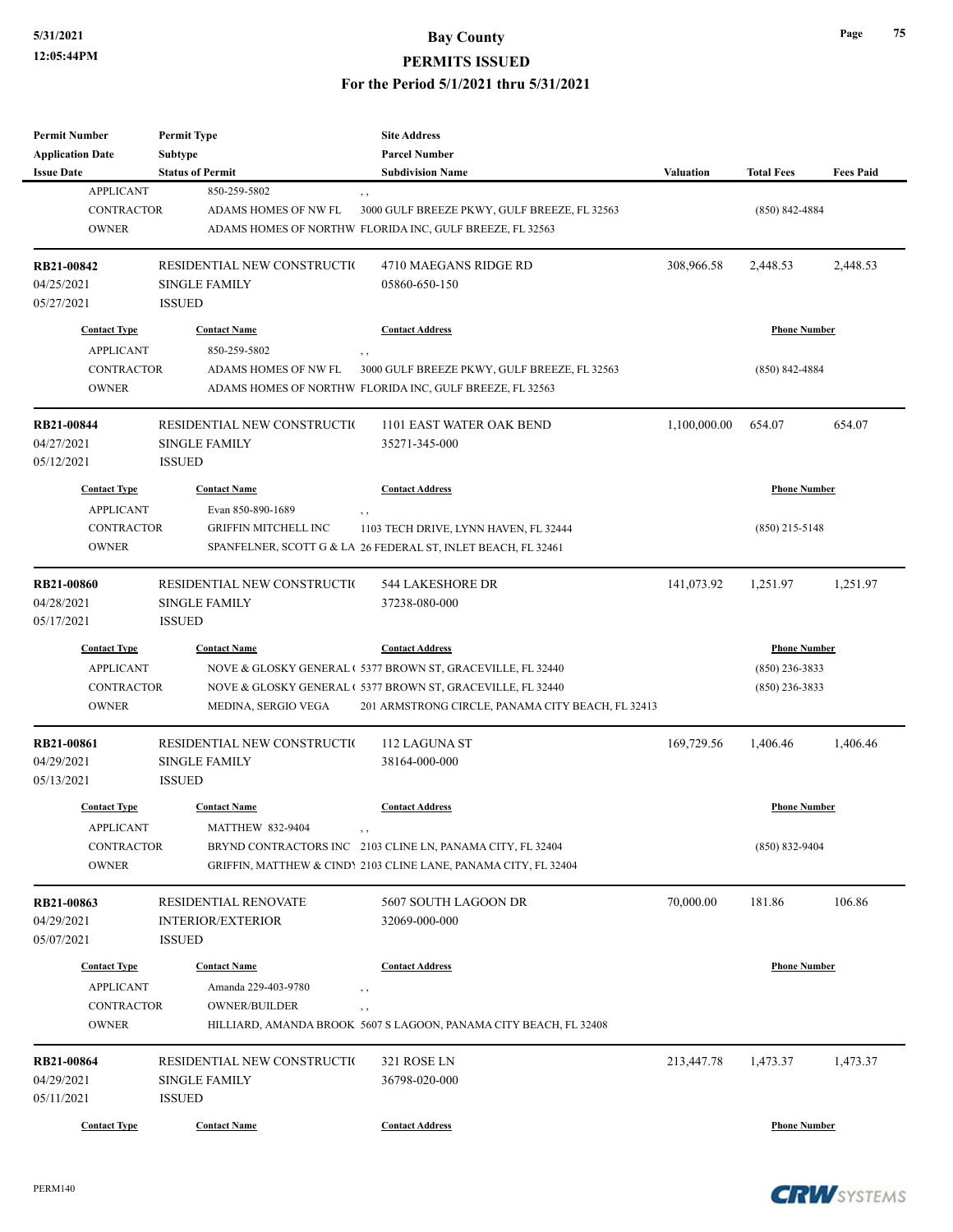| Permit Number<br>Application Date<br>Issue Date | Permit Type<br>Subtype<br>Status of Permit | Site Address<br>Parcel Number<br>Subdivision Name | Valuation | Total Fees | Fees Paid |
|---|---|---|---|---|---|

| Contact Type | Contact Name | Contact Address | Phone Number |
|---|---|---|---|
| APPLICANT | 850-259-5802 | , , | |
| CONTRACTOR | ADAMS HOMES OF NW FL | 3000 GULF BREEZE PKWY, GULF BREEZE, FL 32563 | (850) 842-4884 |
| OWNER | ADAMS HOMES OF NORTHW | FLORIDA INC, GULF BREEZE, FL 32563 | |

| Permit Number | Permit Type | Site Address | Valuation | Total Fees | Fees Paid |
|---|---|---|---|---|---|
| RB21-00842 | RESIDENTIAL NEW CONSTRUCTI( | 4710 MAEGANS RIDGE RD | 308,966.58 | 2,448.53 | 2,448.53 |
| 04/25/2021 | SINGLE FAMILY | 05860-650-150 | | | |
| 05/27/2021 | ISSUED | | | | |

| Contact Type | Contact Name | Contact Address | Phone Number |
|---|---|---|---|
| APPLICANT | 850-259-5802 | , , | |
| CONTRACTOR | ADAMS HOMES OF NW FL | 3000 GULF BREEZE PKWY, GULF BREEZE, FL 32563 | (850) 842-4884 |
| OWNER | ADAMS HOMES OF NORTHW | FLORIDA INC, GULF BREEZE, FL 32563 | |

| Permit Number | Permit Type | Site Address | Valuation | Total Fees | Fees Paid |
|---|---|---|---|---|---|
| RB21-00844 | RESIDENTIAL NEW CONSTRUCTI( | 1101 EAST WATER OAK BEND | 1,100,000.00 | 654.07 | 654.07 |
| 04/27/2021 | SINGLE FAMILY | 35271-345-000 | | | |
| 05/12/2021 | ISSUED | | | | |

| Contact Type | Contact Name | Contact Address | Phone Number |
|---|---|---|---|
| APPLICANT | Evan 850-890-1689 | , , | |
| CONTRACTOR | GRIFFIN MITCHELL INC | 1103 TECH DRIVE, LYNN HAVEN, FL 32444 | (850) 215-5148 |
| OWNER | SPANFELNER, SCOTT G & LA | 26 FEDERAL ST, INLET BEACH, FL 32461 | |

| Permit Number | Permit Type | Site Address | Valuation | Total Fees | Fees Paid |
|---|---|---|---|---|---|
| RB21-00860 | RESIDENTIAL NEW CONSTRUCTI( | 544 LAKESHORE DR | 141,073.92 | 1,251.97 | 1,251.97 |
| 04/28/2021 | SINGLE FAMILY | 37238-080-000 | | | |
| 05/17/2021 | ISSUED | | | | |

| Contact Type | Contact Name | Contact Address | Phone Number |
|---|---|---|---|
| APPLICANT | NOVE & GLOSKY GENERAL ( | 5377 BROWN ST, GRACEVILLE, FL 32440 | (850) 236-3833 |
| CONTRACTOR | NOVE & GLOSKY GENERAL ( | 5377 BROWN ST, GRACEVILLE, FL 32440 | (850) 236-3833 |
| OWNER | MEDINA, SERGIO VEGA | 201 ARMSTRONG CIRCLE, PANAMA CITY BEACH, FL 32413 | |

| Permit Number | Permit Type | Site Address | Valuation | Total Fees | Fees Paid |
|---|---|---|---|---|---|
| RB21-00861 | RESIDENTIAL NEW CONSTRUCTI( | 112 LAGUNA ST | 169,729.56 | 1,406.46 | 1,406.46 |
| 04/29/2021 | SINGLE FAMILY | 38164-000-000 | | | |
| 05/13/2021 | ISSUED | | | | |

| Contact Type | Contact Name | Contact Address | Phone Number |
|---|---|---|---|
| APPLICANT | MATTHEW 832-9404 | , , | |
| CONTRACTOR | BRYND CONTRACTORS INC | 2103 CLINE LN, PANAMA CITY, FL 32404 | (850) 832-9404 |
| OWNER | GRIFFIN, MATTHEW & CIND\ | 2103 CLINE LANE, PANAMA CITY, FL 32404 | |

| Permit Number | Permit Type | Site Address | Valuation | Total Fees | Fees Paid |
|---|---|---|---|---|---|
| RB21-00863 | RESIDENTIAL RENOVATE | 5607 SOUTH LAGOON DR | 70,000.00 | 181.86 | 106.86 |
| 04/29/2021 | INTERIOR/EXTERIOR | 32069-000-000 | | | |
| 05/07/2021 | ISSUED | | | | |

| Contact Type | Contact Name | Contact Address | Phone Number |
|---|---|---|---|
| APPLICANT | Amanda 229-403-9780 | , , | |
| CONTRACTOR | OWNER/BUILDER | , , | |
| OWNER | HILLIARD, AMANDA BROOK | 5607 S LAGOON, PANAMA CITY BEACH, FL 32408 | |

| Permit Number | Permit Type | Site Address | Valuation | Total Fees | Fees Paid |
|---|---|---|---|---|---|
| RB21-00864 | RESIDENTIAL NEW CONSTRUCTI( | 321 ROSE LN | 213,447.78 | 1,473.37 | 1,473.37 |
| 04/29/2021 | SINGLE FAMILY | 36798-020-000 | | | |
| 05/11/2021 | ISSUED | | | | |

| Contact Type | Contact Name | Contact Address | Phone Number |
|---|---|---|---|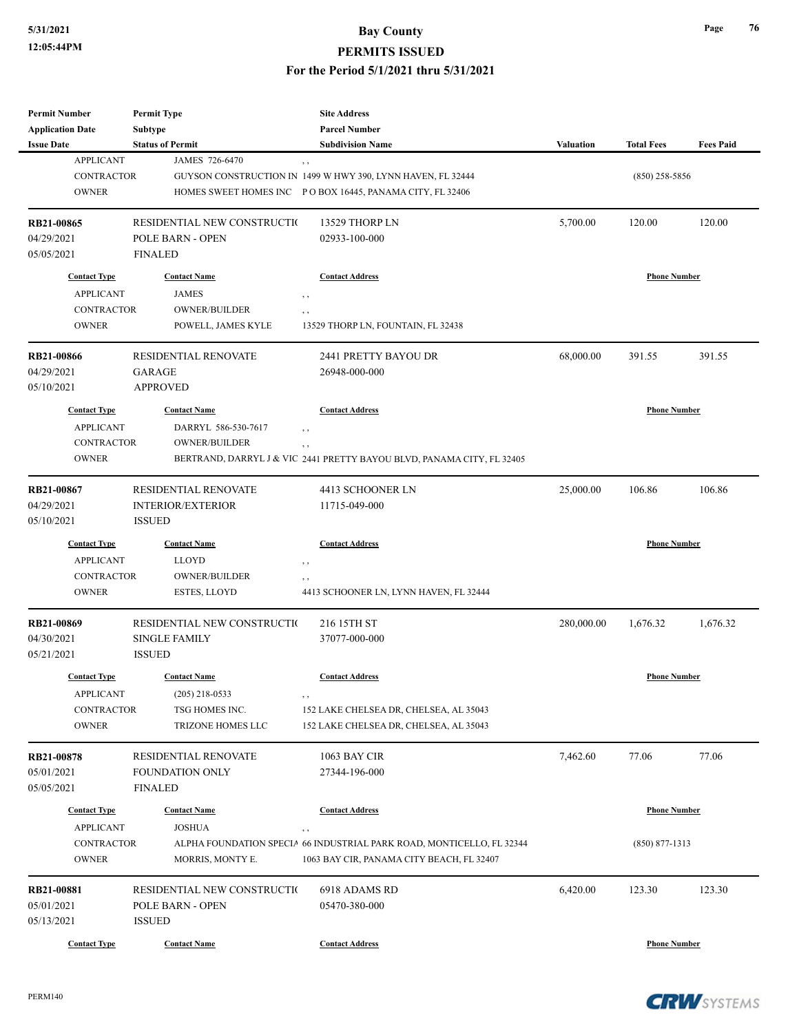| Permit Number | Permit Type | Site Address | | | |
|---|---|---|---|---|---|
| Application Date | Subtype | Parcel Number | | | |
| Issue Date | Status of Permit | Subdivision Name | Valuation | Total Fees | Fees Paid |

| Contact Type | Contact Name | Contact Address | Phone Number |
|---|---|---|---|
| APPLICANT | JAMES 726-6470 | , , | |
| CONTRACTOR | GUYSON CONSTRUCTION IN | 1499 W HWY 390, LYNN HAVEN, FL 32444 | (850) 258-5856 |
| OWNER | HOMES SWEET HOMES INC | P O BOX 16445, PANAMA CITY, FL 32406 | |

| RB21-00865 | RESIDENTIAL NEW CONSTRUCTI( | 13529 THORP LN | 5,700.00 | 120.00 | 120.00 |
|---|---|---|---|---|---|
| 04/29/2021 | POLE BARN - OPEN | 02933-100-000 | | | |
| 05/05/2021 | FINALED | | | | |

| Contact Type | Contact Name | Contact Address | Phone Number |
|---|---|---|---|
| APPLICANT | JAMES | , , | |
| CONTRACTOR | OWNER/BUILDER | , , | |
| OWNER | POWELL, JAMES KYLE | 13529 THORP LN, FOUNTAIN, FL 32438 | |

| RB21-00866 | RESIDENTIAL RENOVATE | 2441 PRETTY BAYOU DR | 68,000.00 | 391.55 | 391.55 |
|---|---|---|---|---|---|
| 04/29/2021 | GARAGE | 26948-000-000 | | | |
| 05/10/2021 | APPROVED | | | | |

| Contact Type | Contact Name | Contact Address | Phone Number |
|---|---|---|---|
| APPLICANT | DARRYL 586-530-7617 | , , | |
| CONTRACTOR | OWNER/BUILDER | , , | |
| OWNER | BERTRAND, DARRYL J & VIC | 2441 PRETTY BAYOU BLVD, PANAMA CITY, FL 32405 | |

| RB21-00867 | RESIDENTIAL RENOVATE | 4413 SCHOONER LN | 25,000.00 | 106.86 | 106.86 |
|---|---|---|---|---|---|
| 04/29/2021 | INTERIOR/EXTERIOR | 11715-049-000 | | | |
| 05/10/2021 | ISSUED | | | | |

| Contact Type | Contact Name | Contact Address | Phone Number |
|---|---|---|---|
| APPLICANT | LLOYD | , , | |
| CONTRACTOR | OWNER/BUILDER | , , | |
| OWNER | ESTES, LLOYD | 4413 SCHOONER LN, LYNN HAVEN, FL 32444 | |

| RB21-00869 | RESIDENTIAL NEW CONSTRUCTI( | 216 15TH ST | 280,000.00 | 1,676.32 | 1,676.32 |
|---|---|---|---|---|---|
| 04/30/2021 | SINGLE FAMILY | 37077-000-000 | | | |
| 05/21/2021 | ISSUED | | | | |

| Contact Type | Contact Name | Contact Address | Phone Number |
|---|---|---|---|
| APPLICANT | (205) 218-0533 | , , | |
| CONTRACTOR | TSG HOMES INC. | 152 LAKE CHELSEA DR, CHELSEA, AL 35043 | |
| OWNER | TRIZONE HOMES LLC | 152 LAKE CHELSEA DR, CHELSEA, AL 35043 | |

| RB21-00878 | RESIDENTIAL RENOVATE | 1063 BAY CIR | 7,462.60 | 77.06 | 77.06 |
|---|---|---|---|---|---|
| 05/01/2021 | FOUNDATION ONLY | 27344-196-000 | | | |
| 05/05/2021 | FINALED | | | | |

| Contact Type | Contact Name | Contact Address | Phone Number |
|---|---|---|---|
| APPLICANT | JOSHUA | , , | |
| CONTRACTOR | ALPHA FOUNDATION SPECIA | 66 INDUSTRIAL PARK ROAD, MONTICELLO, FL 32344 | (850) 877-1313 |
| OWNER | MORRIS, MONTY E. | 1063 BAY CIR, PANAMA CITY BEACH, FL 32407 | |

| RB21-00881 | RESIDENTIAL NEW CONSTRUCTI( | 6918 ADAMS RD | 6,420.00 | 123.30 | 123.30 |
|---|---|---|---|---|---|
| 05/01/2021 | POLE BARN - OPEN | 05470-380-000 | | | |
| 05/13/2021 | ISSUED | | | | |

| Contact Type | Contact Name | Contact Address | Phone Number |
|---|---|---|---|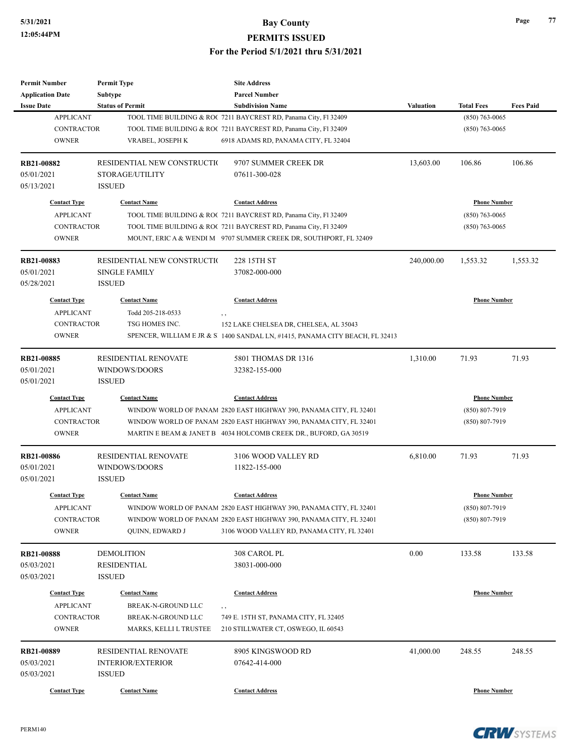| Permit Number | Permit Type | Site Address | | | |
|---|---|---|---|---|---|
| Application Date | Subtype | Parcel Number | | | |
| Issue Date | Status of Permit | Subdivision Name | Valuation | Total Fees | Fees Paid |

| Contact Type | Contact Name | Contact Address | Phone Number |
|---|---|---|---|
| APPLICANT | TOOL TIME BUILDING & ROO | 7211 BAYCREST RD, Panama City, Fl 32409 | (850) 763-0065 |
| CONTRACTOR | TOOL TIME BUILDING & ROO | 7211 BAYCREST RD, Panama City, Fl 32409 | (850) 763-0065 |
| OWNER | VRABEL, JOSEPH K | 6918 ADAMS RD, PANAMA CITY, FL 32404 | |

| Permit Number | Permit Type | Site Address | Valuation | Total Fees | Fees Paid |
|---|---|---|---|---|---|
| RB21-00882 | RESIDENTIAL NEW CONSTRUCTIO | 9707 SUMMER CREEK DR | 13,603.00 | 106.86 | 106.86 |
| 05/01/2021 | STORAGE/UTILITY | 07611-300-028 | | | |
| 05/13/2021 | ISSUED | | | | |

| Contact Type | Contact Name | Contact Address | Phone Number |
|---|---|---|---|
| APPLICANT | TOOL TIME BUILDING & ROO | 7211 BAYCREST RD, Panama City, Fl 32409 | (850) 763-0065 |
| CONTRACTOR | TOOL TIME BUILDING & ROO | 7211 BAYCREST RD, Panama City, Fl 32409 | (850) 763-0065 |
| OWNER | MOUNT, ERIC A & WENDI M | 9707 SUMMER CREEK DR, SOUTHPORT, FL 32409 | |

| Permit Number | Permit Type | Site Address | Valuation | Total Fees | Fees Paid |
|---|---|---|---|---|---|
| RB21-00883 | RESIDENTIAL NEW CONSTRUCTIO | 228 15TH ST | 240,000.00 | 1,553.32 | 1,553.32 |
| 05/01/2021 | SINGLE FAMILY | 37082-000-000 | | | |
| 05/28/2021 | ISSUED | | | | |

| Contact Type | Contact Name | Contact Address | Phone Number |
|---|---|---|---|
| APPLICANT | Todd 205-218-0533 | , , | |
| CONTRACTOR | TSG HOMES INC. | 152 LAKE CHELSEA DR, CHELSEA, AL 35043 | |
| OWNER | SPENCER, WILLIAM E JR & S | 1400 SANDAL LN, #1415, PANAMA CITY BEACH, FL 32413 | |

| Permit Number | Permit Type | Site Address | Valuation | Total Fees | Fees Paid |
|---|---|---|---|---|---|
| RB21-00885 | RESIDENTIAL RENOVATE | 5801 THOMAS DR 1316 | 1,310.00 | 71.93 | 71.93 |
| 05/01/2021 | WINDOWS/DOORS | 32382-155-000 | | | |
| 05/01/2021 | ISSUED | | | | |

| Contact Type | Contact Name | Contact Address | Phone Number |
|---|---|---|---|
| APPLICANT | WINDOW WORLD OF PANAM | 2820 EAST HIGHWAY 390, PANAMA CITY, FL 32401 | (850) 807-7919 |
| CONTRACTOR | WINDOW WORLD OF PANAM | 2820 EAST HIGHWAY 390, PANAMA CITY, FL 32401 | (850) 807-7919 |
| OWNER | MARTIN E BEAM & JANET B | 4034 HOLCOMB CREEK DR., BUFORD, GA 30519 | |

| Permit Number | Permit Type | Site Address | Valuation | Total Fees | Fees Paid |
|---|---|---|---|---|---|
| RB21-00886 | RESIDENTIAL RENOVATE | 3106 WOOD VALLEY RD | 6,810.00 | 71.93 | 71.93 |
| 05/01/2021 | WINDOWS/DOORS | 11822-155-000 | | | |
| 05/01/2021 | ISSUED | | | | |

| Contact Type | Contact Name | Contact Address | Phone Number |
|---|---|---|---|
| APPLICANT | WINDOW WORLD OF PANAM | 2820 EAST HIGHWAY 390, PANAMA CITY, FL 32401 | (850) 807-7919 |
| CONTRACTOR | WINDOW WORLD OF PANAM | 2820 EAST HIGHWAY 390, PANAMA CITY, FL 32401 | (850) 807-7919 |
| OWNER | QUINN, EDWARD J | 3106 WOOD VALLEY RD, PANAMA CITY, FL 32401 | |

| Permit Number | Permit Type | Site Address | Valuation | Total Fees | Fees Paid |
|---|---|---|---|---|---|
| RB21-00888 | DEMOLITION | 308 CAROL PL | 0.00 | 133.58 | 133.58 |
| 05/03/2021 | RESIDENTIAL | 38031-000-000 | | | |
| 05/03/2021 | ISSUED | | | | |

| Contact Type | Contact Name | Contact Address | Phone Number |
|---|---|---|---|
| APPLICANT | BREAK-N-GROUND LLC | , , | |
| CONTRACTOR | BREAK-N-GROUND LLC | 749 E. 15TH ST, PANAMA CITY, FL 32405 | |
| OWNER | MARKS, KELLI L TRUSTEE | 210 STILLWATER CT, OSWEGO, IL 60543 | |

| Permit Number | Permit Type | Site Address | Valuation | Total Fees | Fees Paid |
|---|---|---|---|---|---|
| RB21-00889 | RESIDENTIAL RENOVATE | 8905 KINGSWOOD RD | 41,000.00 | 248.55 | 248.55 |
| 05/03/2021 | INTERIOR/EXTERIOR | 07642-414-000 | | | |
| 05/03/2021 | ISSUED | | | | |

| Contact Type | Contact Name | Contact Address | Phone Number |
|---|---|---|---|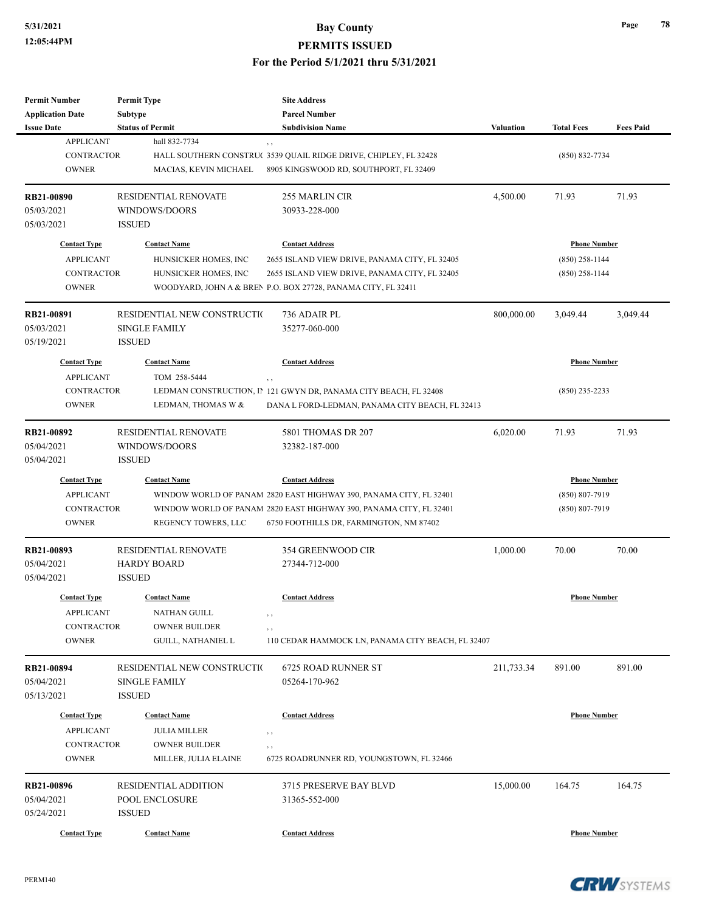| Permit Number | Permit Type | Site Address | | | |
|---|---|---|---|---|---|
| Application Date | Subtype | Parcel Number | | | |
| Issue Date | Status of Permit | Subdivision Name | Valuation | Total Fees | Fees Paid |

| Contact Type | Contact Name | Contact Address | Phone Number |
|---|---|---|---|
| APPLICANT | hall 832-7734 | , , | |
| CONTRACTOR | HALL SOUTHERN CONSTRU( | 3539 QUAIL RIDGE DRIVE, CHIPLEY, FL 32428 | (850) 832-7734 |
| OWNER | MACIAS, KEVIN MICHAEL | 8905 KINGSWOOD RD, SOUTHPORT, FL 32409 | |

| RB21-00890 | RESIDENTIAL RENOVATE | 255 MARLIN CIR | 4,500.00 | 71.93 | 71.93 |
|---|---|---|---|---|---|
| 05/03/2021 | WINDOWS/DOORS | 30933-228-000 | | | |
| 05/03/2021 | ISSUED | | | | |

| Contact Type | Contact Name | Contact Address | Phone Number |
|---|---|---|---|
| APPLICANT | HUNSICKER HOMES, INC | 2655 ISLAND VIEW DRIVE, PANAMA CITY, FL 32405 | (850) 258-1144 |
| CONTRACTOR | HUNSICKER HOMES, INC | 2655 ISLAND VIEW DRIVE, PANAMA CITY, FL 32405 | (850) 258-1144 |
| OWNER | WOODYARD, JOHN A & BREN | P.O. BOX 27728, PANAMA CITY, FL 32411 | |

| RB21-00891 | RESIDENTIAL NEW CONSTRUCTI( | 736 ADAIR PL | 800,000.00 | 3,049.44 | 3,049.44 |
|---|---|---|---|---|---|
| 05/03/2021 | SINGLE FAMILY | 35277-060-000 | | | |
| 05/19/2021 | ISSUED | | | | |

| Contact Type | Contact Name | Contact Address | Phone Number |
|---|---|---|---|
| APPLICANT | TOM 258-5444 | , , | |
| CONTRACTOR | LEDMAN CONSTRUCTION, IN | 121 GWYN DR, PANAMA CITY BEACH, FL 32408 | (850) 235-2233 |
| OWNER | LEDMAN, THOMAS W & | DANA L FORD-LEDMAN, PANAMA CITY BEACH, FL 32413 | |

| RB21-00892 | RESIDENTIAL RENOVATE | 5801 THOMAS DR 207 | 6,020.00 | 71.93 | 71.93 |
|---|---|---|---|---|---|
| 05/04/2021 | WINDOWS/DOORS | 32382-187-000 | | | |
| 05/04/2021 | ISSUED | | | | |

| Contact Type | Contact Name | Contact Address | Phone Number |
|---|---|---|---|
| APPLICANT | WINDOW WORLD OF PANAM | 2820 EAST HIGHWAY 390, PANAMA CITY, FL 32401 | (850) 807-7919 |
| CONTRACTOR | WINDOW WORLD OF PANAM | 2820 EAST HIGHWAY 390, PANAMA CITY, FL 32401 | (850) 807-7919 |
| OWNER | REGENCY TOWERS, LLC | 6750 FOOTHILLS DR, FARMINGTON, NM 87402 | |

| RB21-00893 | RESIDENTIAL RENOVATE | 354 GREENWOOD CIR | 1,000.00 | 70.00 | 70.00 |
|---|---|---|---|---|---|
| 05/04/2021 | HARDY BOARD | 27344-712-000 | | | |
| 05/04/2021 | ISSUED | | | | |

| Contact Type | Contact Name | Contact Address | Phone Number |
|---|---|---|---|
| APPLICANT | NATHAN GUILL | , , | |
| CONTRACTOR | OWNER BUILDER | , , | |
| OWNER | GUILL, NATHANIEL L | 110 CEDAR HAMMOCK LN, PANAMA CITY BEACH, FL 32407 | |

| RB21-00894 | RESIDENTIAL NEW CONSTRUCTI( | 6725 ROAD RUNNER ST | 211,733.34 | 891.00 | 891.00 |
|---|---|---|---|---|---|
| 05/04/2021 | SINGLE FAMILY | 05264-170-962 | | | |
| 05/13/2021 | ISSUED | | | | |

| Contact Type | Contact Name | Contact Address | Phone Number |
|---|---|---|---|
| APPLICANT | JULIA MILLER | , , | |
| CONTRACTOR | OWNER BUILDER | , , | |
| OWNER | MILLER, JULIA ELAINE | 6725 ROADRUNNER RD, YOUNGSTOWN, FL 32466 | |

| RB21-00896 | RESIDENTIAL ADDITION | 3715 PRESERVE BAY BLVD | 15,000.00 | 164.75 | 164.75 |
|---|---|---|---|---|---|
| 05/04/2021 | POOL ENCLOSURE | 31365-552-000 | | | |
| 05/24/2021 | ISSUED | | | | |

| Contact Type | Contact Name | Contact Address | Phone Number |
|---|---|---|---|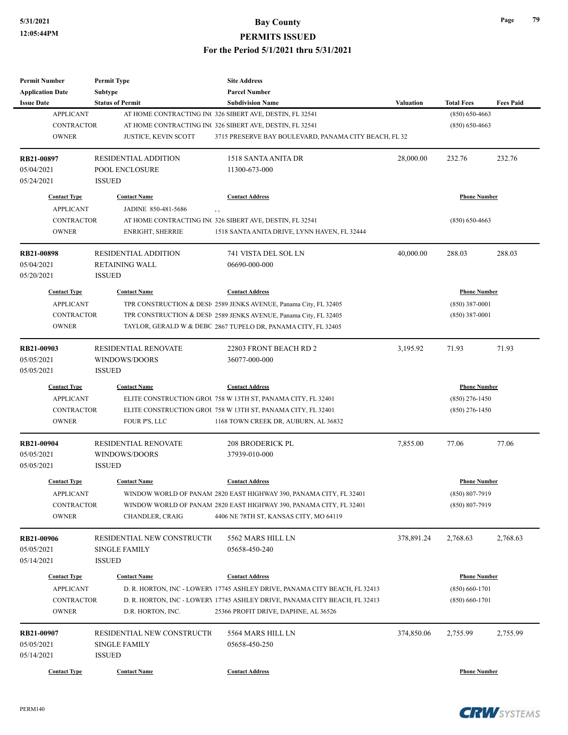| Permit Number | Permit Type | Site Address | | | |
|---|---|---|---|---|---|
| Application Date | Subtype | Parcel Number | | | |
| Issue Date | Status of Permit | Subdivision Name | Valuation | Total Fees | Fees Paid |

| | | | |
|---|---|---|---|
| APPLICANT | AT HOME CONTRACTING IN( 326 SIBERT AVE, DESTIN, FL 32541 | | (850) 650-4663 |
| CONTRACTOR | AT HOME CONTRACTING IN( 326 SIBERT AVE, DESTIN, FL 32541 | | (850) 650-4663 |
| OWNER | JUSTICE, KEVIN SCOTT | 3715 PRESERVE BAY BOULEVARD, PANAMA CITY BEACH, FL 32 | |

| RB21-00897 | RESIDENTIAL ADDITION | 1518 SANTA ANITA DR | 28,000.00 | 232.76 | 232.76 |
|---|---|---|---|---|---|
| 05/04/2021 | POOL ENCLOSURE | 11300-673-000 | | | |
| 05/24/2021 | ISSUED | | | | |

| Contact Type | Contact Name | Contact Address | Phone Number |
|---|---|---|---|
| APPLICANT | JADINE 850-481-5686 | , , | |
| CONTRACTOR | AT HOME CONTRACTING IN( | 326 SIBERT AVE, DESTIN, FL 32541 | (850) 650-4663 |
| OWNER | ENRIGHT, SHERRIE | 1518 SANTA ANITA DRIVE, LYNN HAVEN, FL 32444 | |

| RB21-00898 | RESIDENTIAL ADDITION | 741 VISTA DEL SOL LN | 40,000.00 | 288.03 | 288.03 |
|---|---|---|---|---|---|
| 05/04/2021 | RETAINING WALL | 06690-000-000 | | | |
| 05/20/2021 | ISSUED | | | | |

| Contact Type | Contact Name | Contact Address | Phone Number |
|---|---|---|---|
| APPLICANT | TPR CONSTRUCTION & DESI | 2589 JENKS AVENUE, Panama City, FL 32405 | (850) 387-0001 |
| CONTRACTOR | TPR CONSTRUCTION & DESI | 2589 JENKS AVENUE, Panama City, FL 32405 | (850) 387-0001 |
| OWNER | TAYLOR, GERALD W & DEBC | 2867 TUPELO DR, PANAMA CITY, FL 32405 | |

| RB21-00903 | RESIDENTIAL RENOVATE | 22803 FRONT BEACH RD 2 | 3,195.92 | 71.93 | 71.93 |
|---|---|---|---|---|---|
| 05/05/2021 | WINDOWS/DOORS | 36077-000-000 | | | |
| 05/05/2021 | ISSUED | | | | |

| Contact Type | Contact Name | Contact Address | Phone Number |
|---|---|---|---|
| APPLICANT | ELITE CONSTRUCTION GROU | 758 W 13TH ST, PANAMA CITY, FL 32401 | (850) 276-1450 |
| CONTRACTOR | ELITE CONSTRUCTION GROU | 758 W 13TH ST, PANAMA CITY, FL 32401 | (850) 276-1450 |
| OWNER | FOUR P'S, LLC | 1168 TOWN CREEK DR, AUBURN, AL 36832 | |

| RB21-00904 | RESIDENTIAL RENOVATE | 208 BRODERICK PL | 7,855.00 | 77.06 | 77.06 |
|---|---|---|---|---|---|
| 05/05/2021 | WINDOWS/DOORS | 37939-010-000 | | | |
| 05/05/2021 | ISSUED | | | | |

| Contact Type | Contact Name | Contact Address | Phone Number |
|---|---|---|---|
| APPLICANT | WINDOW WORLD OF PANAM | 2820 EAST HIGHWAY 390, PANAMA CITY, FL 32401 | (850) 807-7919 |
| CONTRACTOR | WINDOW WORLD OF PANAM | 2820 EAST HIGHWAY 390, PANAMA CITY, FL 32401 | (850) 807-7919 |
| OWNER | CHANDLER, CRAIG | 4406 NE 78TH ST, KANSAS CITY, MO 64119 | |

| RB21-00906 | RESIDENTIAL NEW CONSTRUCTIO | 5562 MARS HILL LN | 378,891.24 | 2,768.63 | 2,768.63 |
|---|---|---|---|---|---|
| 05/05/2021 | SINGLE FAMILY | 05658-450-240 | | | |
| 05/14/2021 | ISSUED | | | | |

| Contact Type | Contact Name | Contact Address | Phone Number |
|---|---|---|---|
| APPLICANT | D. R. HORTON, INC - LOWERY | 17745 ASHLEY DRIVE, PANAMA CITY BEACH, FL 32413 | (850) 660-1701 |
| CONTRACTOR | D. R. HORTON, INC - LOWERY | 17745 ASHLEY DRIVE, PANAMA CITY BEACH, FL 32413 | (850) 660-1701 |
| OWNER | D.R. HORTON, INC. | 25366 PROFIT DRIVE, DAPHNE, AL 36526 | |

| RB21-00907 | RESIDENTIAL NEW CONSTRUCTIO | 5564 MARS HILL LN | 374,850.06 | 2,755.99 | 2,755.99 |
|---|---|---|---|---|---|
| 05/05/2021 | SINGLE FAMILY | 05658-450-250 | | | |
| 05/14/2021 | ISSUED | | | | |

| Contact Type | Contact Name | Contact Address | Phone Number |
|---|---|---|---|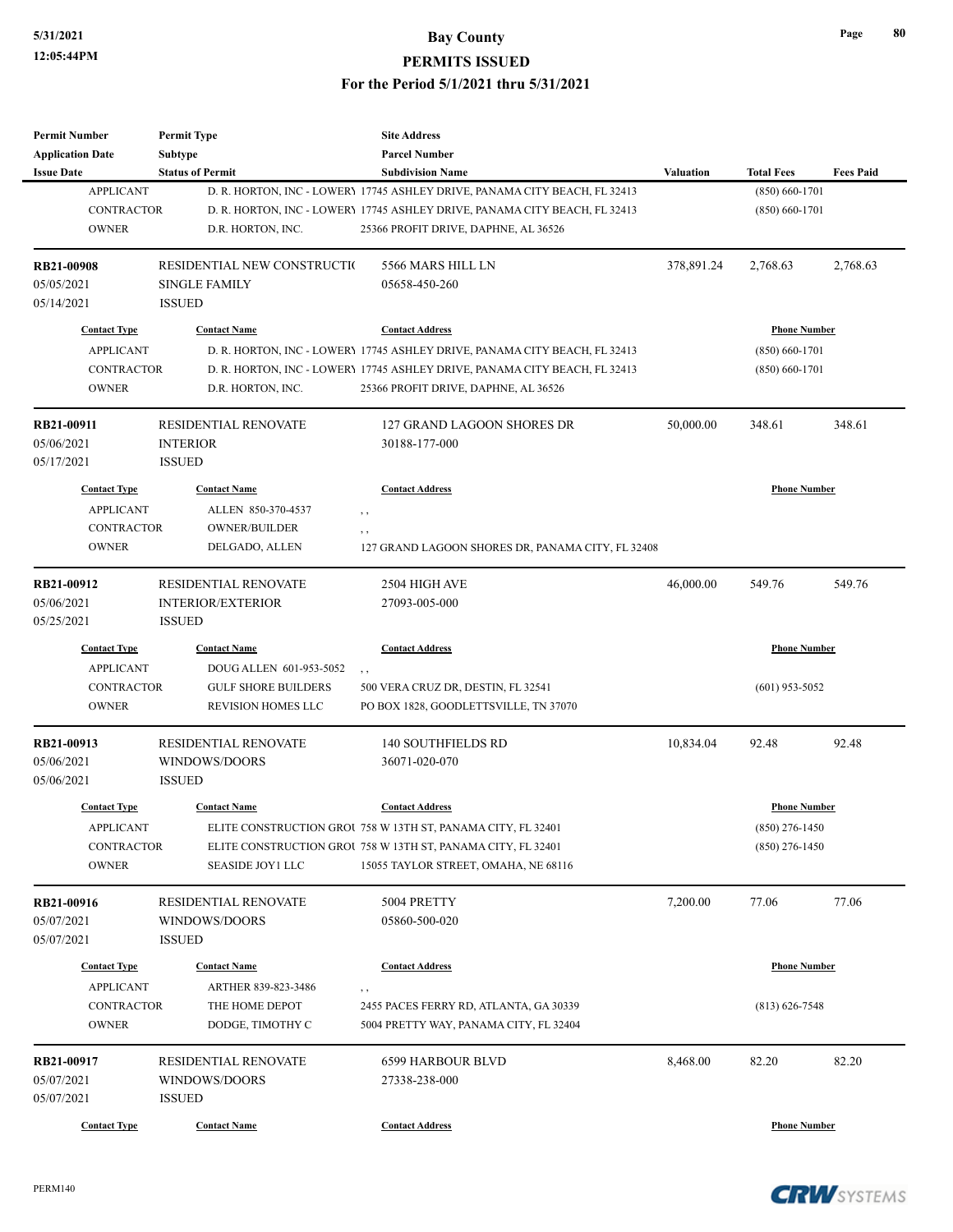| Permit Number | Permit Type | Site Address | | | |
|---|---|---|---|---|---|
| Application Date | Subtype | Parcel Number | | | |
| Issue Date | Status of Permit | Subdivision Name | Valuation | Total Fees | Fees Paid |

| Contact Type | Contact Name | Contact Address | Phone Number |
|---|---|---|---|
| APPLICANT | D. R. HORTON, INC - LOWERY | 17745 ASHLEY DRIVE, PANAMA CITY BEACH, FL 32413 | (850) 660-1701 |
| CONTRACTOR | D. R. HORTON, INC - LOWERY | 17745 ASHLEY DRIVE, PANAMA CITY BEACH, FL 32413 | (850) 660-1701 |
| OWNER | D.R. HORTON, INC. | 25366 PROFIT DRIVE, DAPHNE, AL 36526 | |

| RB21-00908 | RESIDENTIAL NEW CONSTRUCTIO | 5566 MARS HILL LN | 378,891.24 | 2,768.63 | 2,768.63 |
|---|---|---|---|---|---|
| 05/05/2021 | SINGLE FAMILY | 05658-450-260 | | | |
| 05/14/2021 | ISSUED | | | | |

| Contact Type | Contact Name | Contact Address | Phone Number |
|---|---|---|---|
| APPLICANT | D. R. HORTON, INC - LOWERY | 17745 ASHLEY DRIVE, PANAMA CITY BEACH, FL 32413 | (850) 660-1701 |
| CONTRACTOR | D. R. HORTON, INC - LOWERY | 17745 ASHLEY DRIVE, PANAMA CITY BEACH, FL 32413 | (850) 660-1701 |
| OWNER | D.R. HORTON, INC. | 25366 PROFIT DRIVE, DAPHNE, AL 36526 | |

| RB21-00911 | RESIDENTIAL RENOVATE | 127 GRAND LAGOON SHORES DR | 50,000.00 | 348.61 | 348.61 |
|---|---|---|---|---|---|
| 05/06/2021 | INTERIOR | 30188-177-000 | | | |
| 05/17/2021 | ISSUED | | | | |

| Contact Type | Contact Name | Contact Address | Phone Number |
|---|---|---|---|
| APPLICANT | ALLEN 850-370-4537 | , , | |
| CONTRACTOR | OWNER/BUILDER | , , | |
| OWNER | DELGADO, ALLEN | 127 GRAND LAGOON SHORES DR, PANAMA CITY, FL 32408 | |

| RB21-00912 | RESIDENTIAL RENOVATE | 2504 HIGH AVE | 46,000.00 | 549.76 | 549.76 |
|---|---|---|---|---|---|
| 05/06/2021 | INTERIOR/EXTERIOR | 27093-005-000 | | | |
| 05/25/2021 | ISSUED | | | | |

| Contact Type | Contact Name | Contact Address | Phone Number |
|---|---|---|---|
| APPLICANT | DOUG ALLEN 601-953-5052 | , , | |
| CONTRACTOR | GULF SHORE BUILDERS | 500 VERA CRUZ DR, DESTIN, FL 32541 | (601) 953-5052 |
| OWNER | REVISION HOMES LLC | PO BOX 1828, GOODLETTSVILLE, TN 37070 | |

| RB21-00913 | RESIDENTIAL RENOVATE | 140 SOUTHFIELDS RD | 10,834.04 | 92.48 | 92.48 |
|---|---|---|---|---|---|
| 05/06/2021 | WINDOWS/DOORS | 36071-020-070 | | | |
| 05/06/2021 | ISSUED | | | | |

| Contact Type | Contact Name | Contact Address | Phone Number |
|---|---|---|---|
| APPLICANT | ELITE CONSTRUCTION GROU | 758 W 13TH ST, PANAMA CITY, FL 32401 | (850) 276-1450 |
| CONTRACTOR | ELITE CONSTRUCTION GROU | 758 W 13TH ST, PANAMA CITY, FL 32401 | (850) 276-1450 |
| OWNER | SEASIDE JOY1 LLC | 15055 TAYLOR STREET, OMAHA, NE 68116 | |

| RB21-00916 | RESIDENTIAL RENOVATE | 5004 PRETTY | 7,200.00 | 77.06 | 77.06 |
|---|---|---|---|---|---|
| 05/07/2021 | WINDOWS/DOORS | 05860-500-020 | | | |
| 05/07/2021 | ISSUED | | | | |

| Contact Type | Contact Name | Contact Address | Phone Number |
|---|---|---|---|
| APPLICANT | ARTHER 839-823-3486 | , , | |
| CONTRACTOR | THE HOME DEPOT | 2455 PACES FERRY RD, ATLANTA, GA 30339 | (813) 626-7548 |
| OWNER | DODGE, TIMOTHY C | 5004 PRETTY WAY, PANAMA CITY, FL 32404 | |

| RB21-00917 | RESIDENTIAL RENOVATE | 6599 HARBOUR BLVD | 8,468.00 | 82.20 | 82.20 |
|---|---|---|---|---|---|
| 05/07/2021 | WINDOWS/DOORS | 27338-238-000 | | | |
| 05/07/2021 | ISSUED | | | | |

| Contact Type | Contact Name | Contact Address | Phone Number |
|---|---|---|---|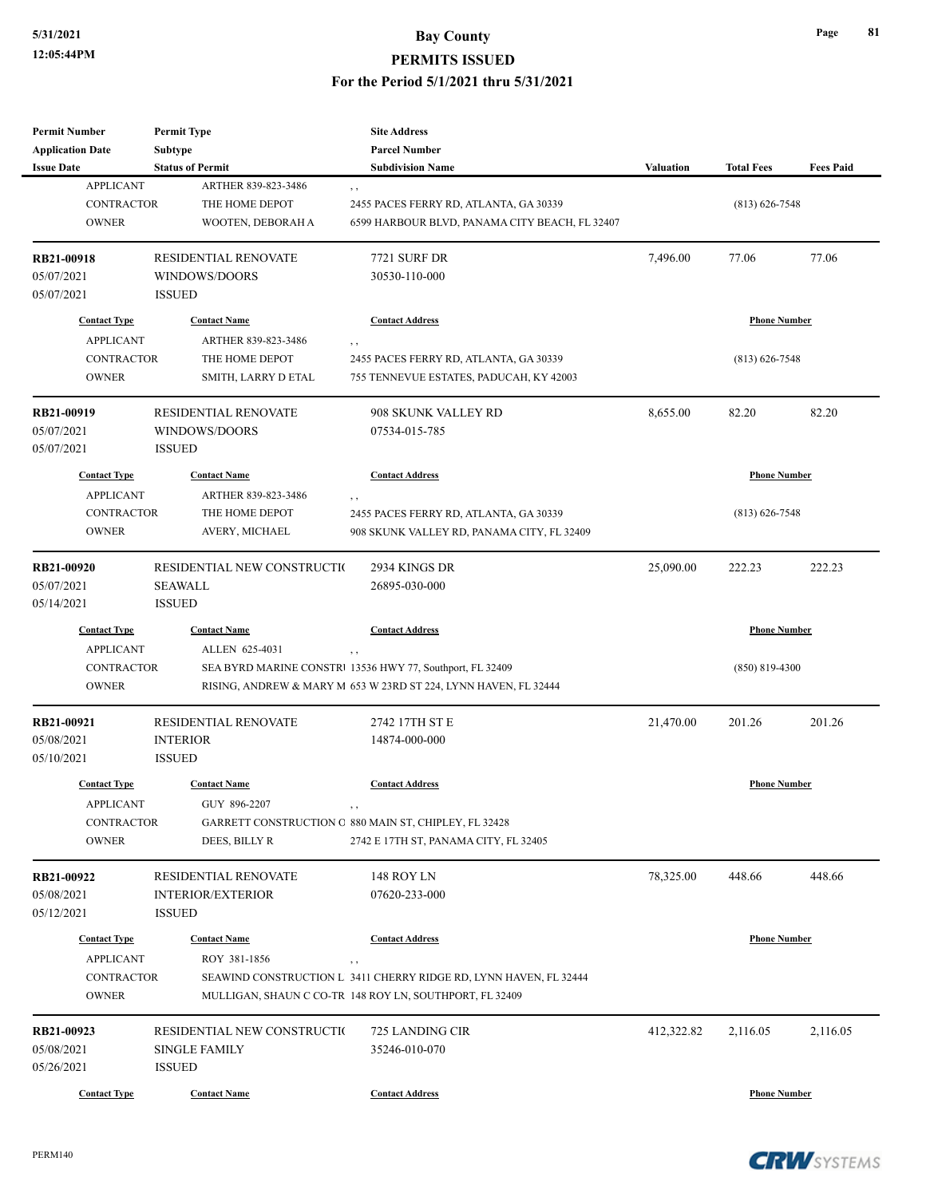# Bay County
## PERMITS ISSUED
### For the Period 5/1/2021 thru 5/31/2021

5/31/2021
12:05:44PM

| Permit Number | Permit Type | Site Address | | | |
|---|---|---|---|---|---|
| Application Date | Subtype | Parcel Number | | | |
| Issue Date | Status of Permit | Subdivision Name | Valuation | Total Fees | Fees Paid |

| Contact Type | Contact Name | Contact Address | Phone Number |
|---|---|---|---|
| APPLICANT | ARTHER 839-823-3486 | , , | |
| CONTRACTOR | THE HOME DEPOT | 2455 PACES FERRY RD, ATLANTA, GA 30339 | (813) 626-7548 |
| OWNER | WOOTEN, DEBORAH A | 6599 HARBOUR BLVD, PANAMA CITY BEACH, FL 32407 | |

| RB21-00918 | RESIDENTIAL RENOVATE | 7721 SURF DR | 7,496.00 | 77.06 | 77.06 |
|---|---|---|---|---|---|
| 05/07/2021 | WINDOWS/DOORS | 30530-110-000 | | | |
| 05/07/2021 | ISSUED | | | | |

| Contact Type | Contact Name | Contact Address | Phone Number |
|---|---|---|---|
| APPLICANT | ARTHER 839-823-3486 | , , | |
| CONTRACTOR | THE HOME DEPOT | 2455 PACES FERRY RD, ATLANTA, GA 30339 | (813) 626-7548 |
| OWNER | SMITH, LARRY D ETAL | 755 TENNEVUE ESTATES, PADUCAH, KY 42003 | |

| RB21-00919 | RESIDENTIAL RENOVATE | 908 SKUNK VALLEY RD | 8,655.00 | 82.20 | 82.20 |
|---|---|---|---|---|---|
| 05/07/2021 | WINDOWS/DOORS | 07534-015-785 | | | |
| 05/07/2021 | ISSUED | | | | |

| Contact Type | Contact Name | Contact Address | Phone Number |
|---|---|---|---|
| APPLICANT | ARTHER 839-823-3486 | , , | |
| CONTRACTOR | THE HOME DEPOT | 2455 PACES FERRY RD, ATLANTA, GA 30339 | (813) 626-7548 |
| OWNER | AVERY, MICHAEL | 908 SKUNK VALLEY RD, PANAMA CITY, FL 32409 | |

| RB21-00920 | RESIDENTIAL NEW CONSTRUCTI( | 2934 KINGS DR | 25,090.00 | 222.23 | 222.23 |
|---|---|---|---|---|---|
| 05/07/2021 | SEAWALL | 26895-030-000 | | | |
| 05/14/2021 | ISSUED | | | | |

| Contact Type | Contact Name | Contact Address | Phone Number |
|---|---|---|---|
| APPLICANT | ALLEN 625-4031 | , , | |
| CONTRACTOR | SEA BYRD MARINE CONSTRI | 13536 HWY 77, Southport, FL 32409 | (850) 819-4300 |
| OWNER | RISING, ANDREW & MARY M | 653 W 23RD ST 224, LYNN HAVEN, FL 32444 | |

| RB21-00921 | RESIDENTIAL RENOVATE | 2742 17TH ST E | 21,470.00 | 201.26 | 201.26 |
|---|---|---|---|---|---|
| 05/08/2021 | INTERIOR | 14874-000-000 | | | |
| 05/10/2021 | ISSUED | | | | |

| Contact Type | Contact Name | Contact Address | Phone Number |
|---|---|---|---|
| APPLICANT | GUY 896-2207 | , , | |
| CONTRACTOR | GARRETT CONSTRUCTION C | 880 MAIN ST, CHIPLEY, FL 32428 | |
| OWNER | DEES, BILLY R | 2742 E 17TH ST, PANAMA CITY, FL 32405 | |

| RB21-00922 | RESIDENTIAL RENOVATE | 148 ROY LN | 78,325.00 | 448.66 | 448.66 |
|---|---|---|---|---|---|
| 05/08/2021 | INTERIOR/EXTERIOR | 07620-233-000 | | | |
| 05/12/2021 | ISSUED | | | | |

| Contact Type | Contact Name | Contact Address | Phone Number |
|---|---|---|---|
| APPLICANT | ROY 381-1856 | , , | |
| CONTRACTOR | SEAWIND CONSTRUCTION L | 3411 CHERRY RIDGE RD, LYNN HAVEN, FL 32444 | |
| OWNER | MULLIGAN, SHAUN C CO-TR | 148 ROY LN, SOUTHPORT, FL 32409 | |

| RB21-00923 | RESIDENTIAL NEW CONSTRUCTI( | 725 LANDING CIR | 412,322.82 | 2,116.05 | 2,116.05 |
|---|---|---|---|---|---|
| 05/08/2021 | SINGLE FAMILY | 35246-010-070 | | | |
| 05/26/2021 | ISSUED | | | | |

| Contact Type | Contact Name | Contact Address | Phone Number |
|---|---|---|---|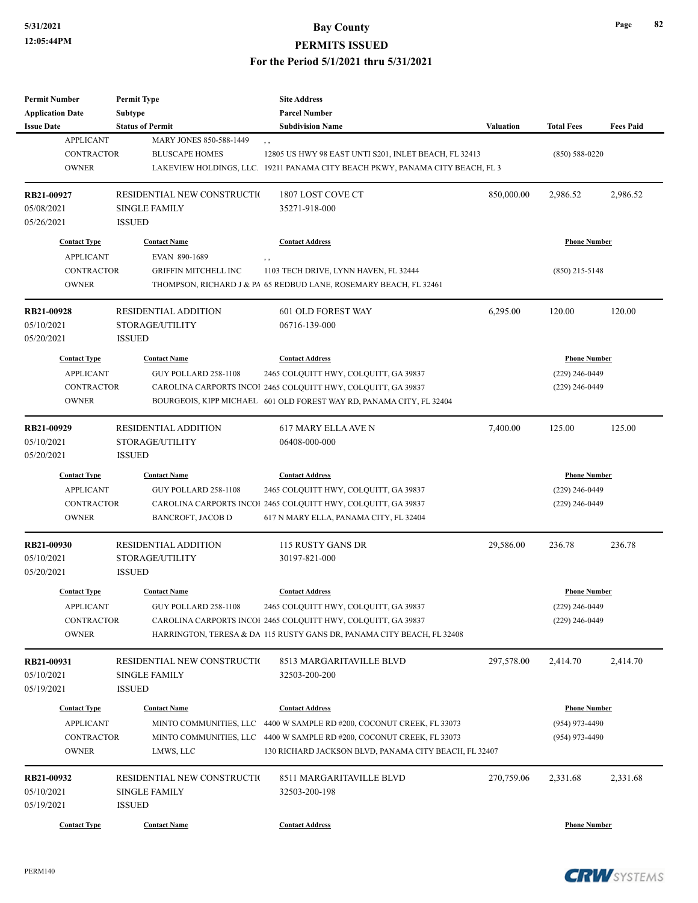| Permit Number | Permit Type | Site Address | | | |
|---|---|---|---|---|---|
| Application Date | Subtype | Parcel Number | | | |
| Issue Date | Status of Permit | Subdivision Name | Valuation | Total Fees | Fees Paid |

| Contact Type | Contact Name | Contact Address | Phone Number |
|---|---|---|---|
| APPLICANT | MARY JONES 850-588-1449 | , , | |
| CONTRACTOR | BLUSCAPE HOMES | 12805 US HWY 98 EAST UNTI S201, INLET BEACH, FL 32413 | (850) 588-0220 |
| OWNER | LAKEVIEW HOLDINGS, LLC. | 19211 PANAMA CITY BEACH PKWY, PANAMA CITY BEACH, FL 3 | |

| RB21-00927 | RESIDENTIAL NEW CONSTRUCTI( | 1807 LOST COVE CT | 850,000.00 | 2,986.52 | 2,986.52 |
|---|---|---|---|---|---|
| 05/08/2021 | SINGLE FAMILY | 35271-918-000 | | | |
| 05/26/2021 | ISSUED | | | | |

| Contact Type | Contact Name | Contact Address | Phone Number |
|---|---|---|---|
| APPLICANT | EVAN 890-1689 | , , | |
| CONTRACTOR | GRIFFIN MITCHELL INC | 1103 TECH DRIVE, LYNN HAVEN, FL 32444 | (850) 215-5148 |
| OWNER | THOMPSON, RICHARD J & PA | 65 REDBUD LANE, ROSEMARY BEACH, FL 32461 | |

| RB21-00928 | RESIDENTIAL ADDITION | 601 OLD FOREST WAY | 6,295.00 | 120.00 | 120.00 |
|---|---|---|---|---|---|
| 05/10/2021 | STORAGE/UTILITY | 06716-139-000 | | | |
| 05/20/2021 | ISSUED | | | | |

| Contact Type | Contact Name | Contact Address | Phone Number |
|---|---|---|---|
| APPLICANT | GUY POLLARD 258-1108 | 2465 COLQUITT HWY, COLQUITT, GA 39837 | (229) 246-0449 |
| CONTRACTOR | CAROLINA CARPORTS INCOI | 2465 COLQUITT HWY, COLQUITT, GA 39837 | (229) 246-0449 |
| OWNER | BOURGEOIS, KIPP MICHAEL | 601 OLD FOREST WAY RD, PANAMA CITY, FL 32404 | |

| RB21-00929 | RESIDENTIAL ADDITION | 617 MARY ELLA AVE N | 7,400.00 | 125.00 | 125.00 |
|---|---|---|---|---|---|
| 05/10/2021 | STORAGE/UTILITY | 06408-000-000 | | | |
| 05/20/2021 | ISSUED | | | | |

| Contact Type | Contact Name | Contact Address | Phone Number |
|---|---|---|---|
| APPLICANT | GUY POLLARD 258-1108 | 2465 COLQUITT HWY, COLQUITT, GA 39837 | (229) 246-0449 |
| CONTRACTOR | CAROLINA CARPORTS INCOI | 2465 COLQUITT HWY, COLQUITT, GA 39837 | (229) 246-0449 |
| OWNER | BANCROFT, JACOB D | 617 N MARY ELLA, PANAMA CITY, FL 32404 | |

| RB21-00930 | RESIDENTIAL ADDITION | 115 RUSTY GANS DR | 29,586.00 | 236.78 | 236.78 |
|---|---|---|---|---|---|
| 05/10/2021 | STORAGE/UTILITY | 30197-821-000 | | | |
| 05/20/2021 | ISSUED | | | | |

| Contact Type | Contact Name | Contact Address | Phone Number |
|---|---|---|---|
| APPLICANT | GUY POLLARD 258-1108 | 2465 COLQUITT HWY, COLQUITT, GA 39837 | (229) 246-0449 |
| CONTRACTOR | CAROLINA CARPORTS INCOI | 2465 COLQUITT HWY, COLQUITT, GA 39837 | (229) 246-0449 |
| OWNER | HARRINGTON, TERESA & DA | 115 RUSTY GANS DR, PANAMA CITY BEACH, FL 32408 | |

| RB21-00931 | RESIDENTIAL NEW CONSTRUCTI( | 8513 MARGARITAVILLE BLVD | 297,578.00 | 2,414.70 | 2,414.70 |
|---|---|---|---|---|---|
| 05/10/2021 | SINGLE FAMILY | 32503-200-200 | | | |
| 05/19/2021 | ISSUED | | | | |

| Contact Type | Contact Name | Contact Address | Phone Number |
|---|---|---|---|
| APPLICANT | MINTO COMMUNITIES, LLC | 4400 W SAMPLE RD #200, COCONUT CREEK, FL 33073 | (954) 973-4490 |
| CONTRACTOR | MINTO COMMUNITIES, LLC | 4400 W SAMPLE RD #200, COCONUT CREEK, FL 33073 | (954) 973-4490 |
| OWNER | LMWS, LLC | 130 RICHARD JACKSON BLVD, PANAMA CITY BEACH, FL 32407 | |

| RB21-00932 | RESIDENTIAL NEW CONSTRUCTI( | 8511 MARGARITAVILLE BLVD | 270,759.06 | 2,331.68 | 2,331.68 |
|---|---|---|---|---|---|
| 05/10/2021 | SINGLE FAMILY | 32503-200-198 | | | |
| 05/19/2021 | ISSUED | | | | |

| Contact Type | Contact Name | Contact Address | Phone Number |
|---|---|---|---|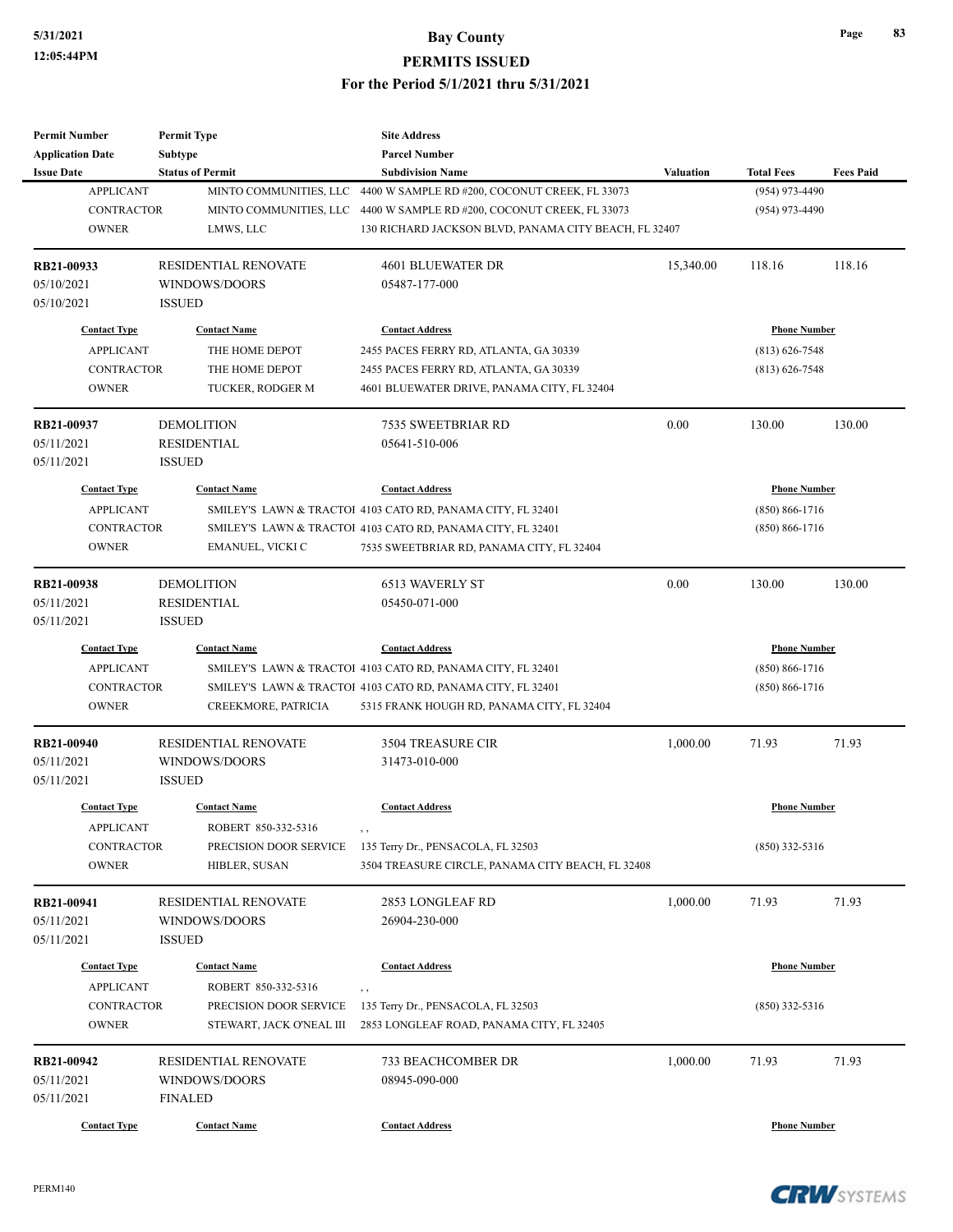| Permit Number | Permit Type | Site Address | | | |
|---|---|---|---|---|---|
| Application Date | Subtype | Parcel Number | | | |
| Issue Date | Status of Permit | Subdivision Name | Valuation | Total Fees | Fees Paid |

| | | | |
|---|---|---|---|
| APPLICANT | MINTO COMMUNITIES, LLC | 4400 W SAMPLE RD #200, COCONUT CREEK, FL 33073 | (954) 973-4490 |
| CONTRACTOR | MINTO COMMUNITIES, LLC | 4400 W SAMPLE RD #200, COCONUT CREEK, FL 33073 | (954) 973-4490 |
| OWNER | LMWS, LLC | 130 RICHARD JACKSON BLVD, PANAMA CITY BEACH, FL 32407 | |

| | | | | | |
|---|---|---|---|---|---|
| **RB21-00933** | RESIDENTIAL RENOVATE | 4601 BLUEWATER DR | 15,340.00 | 118.16 | 118.16 |
| 05/10/2021 | WINDOWS/DOORS | 05487-177-000 | | | |
| 05/10/2021 | ISSUED | | | | |

| Contact Type | Contact Name | Contact Address | Phone Number |
|---|---|---|---|
| APPLICANT | THE HOME DEPOT | 2455 PACES FERRY RD, ATLANTA, GA 30339 | (813) 626-7548 |
| CONTRACTOR | THE HOME DEPOT | 2455 PACES FERRY RD, ATLANTA, GA 30339 | (813) 626-7548 |
| OWNER | TUCKER, RODGER M | 4601 BLUEWATER DRIVE, PANAMA CITY, FL 32404 | |

| | | | | | |
|---|---|---|---|---|---|
| **RB21-00937** | DEMOLITION | 7535 SWEETBRIAR RD | 0.00 | 130.00 | 130.00 |
| 05/11/2021 | RESIDENTIAL | 05641-510-006 | | | |
| 05/11/2021 | ISSUED | | | | |

| Contact Type | Contact Name | Contact Address | Phone Number |
|---|---|---|---|
| APPLICANT | SMILEY'S LAWN & TRACTOI | 4103 CATO RD, PANAMA CITY, FL 32401 | (850) 866-1716 |
| CONTRACTOR | SMILEY'S LAWN & TRACTOI | 4103 CATO RD, PANAMA CITY, FL 32401 | (850) 866-1716 |
| OWNER | EMANUEL, VICKI C | 7535 SWEETBRIAR RD, PANAMA CITY, FL 32404 | |

| | | | | | |
|---|---|---|---|---|---|
| **RB21-00938** | DEMOLITION | 6513 WAVERLY ST | 0.00 | 130.00 | 130.00 |
| 05/11/2021 | RESIDENTIAL | 05450-071-000 | | | |
| 05/11/2021 | ISSUED | | | | |

| Contact Type | Contact Name | Contact Address | Phone Number |
|---|---|---|---|
| APPLICANT | SMILEY'S LAWN & TRACTOI | 4103 CATO RD, PANAMA CITY, FL 32401 | (850) 866-1716 |
| CONTRACTOR | SMILEY'S LAWN & TRACTOI | 4103 CATO RD, PANAMA CITY, FL 32401 | (850) 866-1716 |
| OWNER | CREEKMORE, PATRICIA | 5315 FRANK HOUGH RD, PANAMA CITY, FL 32404 | |

| | | | | | |
|---|---|---|---|---|---|
| **RB21-00940** | RESIDENTIAL RENOVATE | 3504 TREASURE CIR | 1,000.00 | 71.93 | 71.93 |
| 05/11/2021 | WINDOWS/DOORS | 31473-010-000 | | | |
| 05/11/2021 | ISSUED | | | | |

| Contact Type | Contact Name | Contact Address | Phone Number |
|---|---|---|---|
| APPLICANT | ROBERT 850-332-5316 | , , | |
| CONTRACTOR | PRECISION DOOR SERVICE | 135 Terry Dr., PENSACOLA, FL 32503 | (850) 332-5316 |
| OWNER | HIBLER, SUSAN | 3504 TREASURE CIRCLE, PANAMA CITY BEACH, FL 32408 | |

| | | | | | |
|---|---|---|---|---|---|
| **RB21-00941** | RESIDENTIAL RENOVATE | 2853 LONGLEAF RD | 1,000.00 | 71.93 | 71.93 |
| 05/11/2021 | WINDOWS/DOORS | 26904-230-000 | | | |
| 05/11/2021 | ISSUED | | | | |

| Contact Type | Contact Name | Contact Address | Phone Number |
|---|---|---|---|
| APPLICANT | ROBERT 850-332-5316 | , , | |
| CONTRACTOR | PRECISION DOOR SERVICE | 135 Terry Dr., PENSACOLA, FL 32503 | (850) 332-5316 |
| OWNER | STEWART, JACK O'NEAL III | 2853 LONGLEAF ROAD, PANAMA CITY, FL 32405 | |

| | | | | | |
|---|---|---|---|---|---|
| **RB21-00942** | RESIDENTIAL RENOVATE | 733 BEACHCOMBER DR | 1,000.00 | 71.93 | 71.93 |
| 05/11/2021 | WINDOWS/DOORS | 08945-090-000 | | | |
| 05/11/2021 | FINALED | | | | |

| Contact Type | Contact Name | Contact Address | Phone Number |
|---|---|---|---|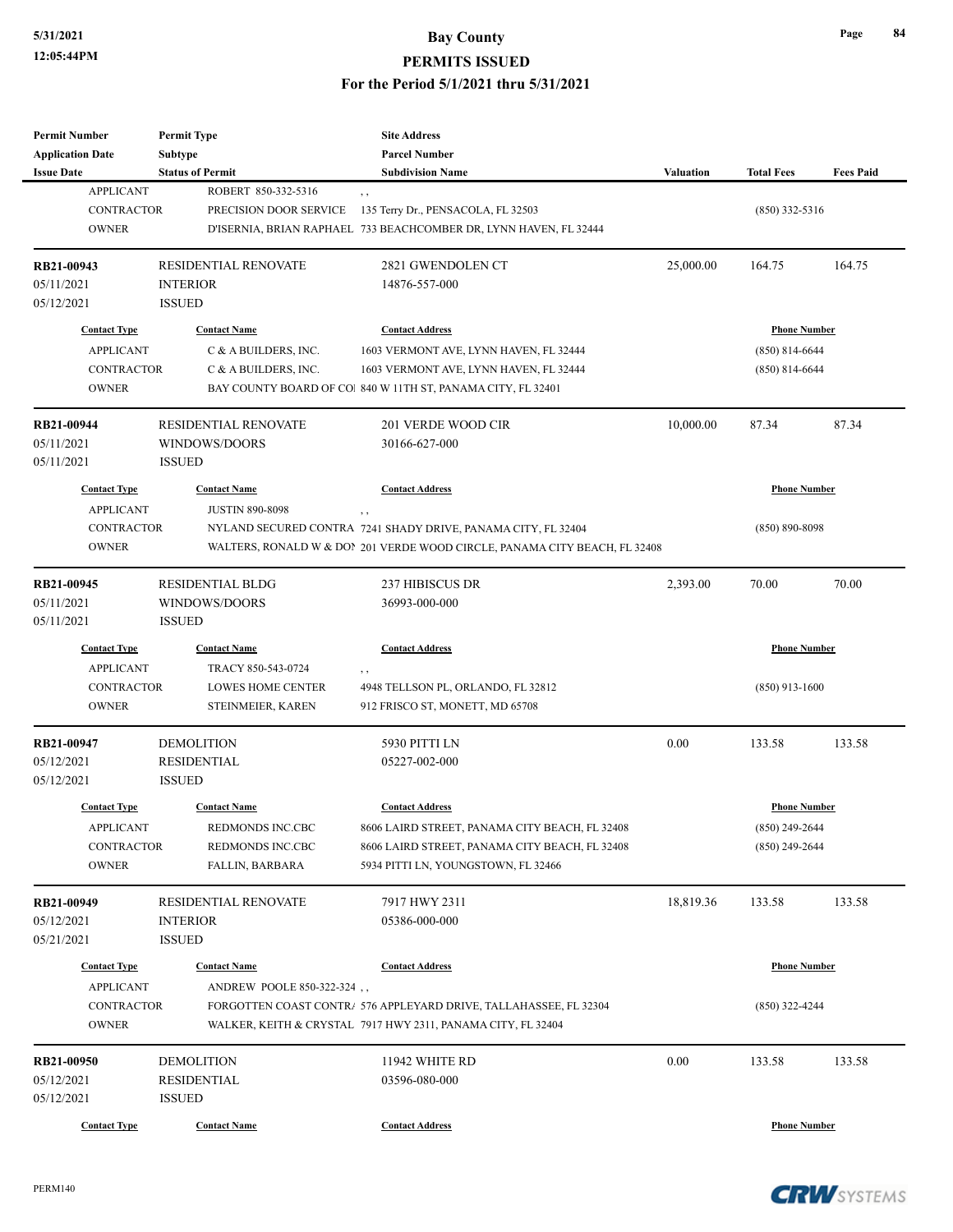| Permit Number | Permit Type | Site Address | | | |
|---|---|---|---|---|---|
| Application Date | Subtype | Parcel Number | | | |
| Issue Date | Status of Permit | Subdivision Name | Valuation | Total Fees | Fees Paid |

| Contact Type | Contact Name | Contact Address | Phone Number |
|---|---|---|---|
| APPLICANT | ROBERT 850-332-5316 | , , | |
| CONTRACTOR | PRECISION DOOR SERVICE | 135 Terry Dr., PENSACOLA, FL 32503 | (850) 332-5316 |
| OWNER | D'ISERNIA, BRIAN RAPHAEL | 733 BEACHCOMBER DR, LYNN HAVEN, FL 32444 | |

| | | | | | |
|---|---|---|---|---|---|
| **RB21-00943** | RESIDENTIAL RENOVATE | 2821 GWENDOLEN CT | 25,000.00 | 164.75 | 164.75 |
| 05/11/2021 | INTERIOR | 14876-557-000 | | | |
| 05/12/2021 | ISSUED | | | | |

| Contact Type | Contact Name | Contact Address | Phone Number |
|---|---|---|---|
| APPLICANT | C & A BUILDERS, INC. | 1603 VERMONT AVE, LYNN HAVEN, FL 32444 | (850) 814-6644 |
| CONTRACTOR | C & A BUILDERS, INC. | 1603 VERMONT AVE, LYNN HAVEN, FL 32444 | (850) 814-6644 |
| OWNER | BAY COUNTY BOARD OF CO | 840 W 11TH ST, PANAMA CITY, FL 32401 | |

| | | | | | |
|---|---|---|---|---|---|
| **RB21-00944** | RESIDENTIAL RENOVATE | 201 VERDE WOOD CIR | 10,000.00 | 87.34 | 87.34 |
| 05/11/2021 | WINDOWS/DOORS | 30166-627-000 | | | |
| 05/11/2021 | ISSUED | | | | |

| Contact Type | Contact Name | Contact Address | Phone Number |
|---|---|---|---|
| APPLICANT | JUSTIN 890-8098 | , , | |
| CONTRACTOR | NYLAND SECURED CONTRA | 7241 SHADY DRIVE, PANAMA CITY, FL 32404 | (850) 890-8098 |
| OWNER | WALTERS, RONALD W & DO | 201 VERDE WOOD CIRCLE, PANAMA CITY BEACH, FL 32408 | |

| | | | | | |
|---|---|---|---|---|---|
| **RB21-00945** | RESIDENTIAL BLDG | 237 HIBISCUS DR | 2,393.00 | 70.00 | 70.00 |
| 05/11/2021 | WINDOWS/DOORS | 36993-000-000 | | | |
| 05/11/2021 | ISSUED | | | | |

| Contact Type | Contact Name | Contact Address | Phone Number |
|---|---|---|---|
| APPLICANT | TRACY 850-543-0724 | , , | |
| CONTRACTOR | LOWES HOME CENTER | 4948 TELLSON PL, ORLANDO, FL 32812 | (850) 913-1600 |
| OWNER | STEINMEIER, KAREN | 912 FRISCO ST, MONETT, MD 65708 | |

| | | | | | |
|---|---|---|---|---|---|
| **RB21-00947** | DEMOLITION | 5930 PITTI LN | 0.00 | 133.58 | 133.58 |
| 05/12/2021 | RESIDENTIAL | 05227-002-000 | | | |
| 05/12/2021 | ISSUED | | | | |

| Contact Type | Contact Name | Contact Address | Phone Number |
|---|---|---|---|
| APPLICANT | REDMONDS INC.CBC | 8606 LAIRD STREET, PANAMA CITY BEACH, FL 32408 | (850) 249-2644 |
| CONTRACTOR | REDMONDS INC.CBC | 8606 LAIRD STREET, PANAMA CITY BEACH, FL 32408 | (850) 249-2644 |
| OWNER | FALLIN, BARBARA | 5934 PITTI LN, YOUNGSTOWN, FL 32466 | |

| | | | | | |
|---|---|---|---|---|---|
| **RB21-00949** | RESIDENTIAL RENOVATE | 7917 HWY 2311 | 18,819.36 | 133.58 | 133.58 |
| 05/12/2021 | INTERIOR | 05386-000-000 | | | |
| 05/21/2021 | ISSUED | | | | |

| Contact Type | Contact Name | Contact Address | Phone Number |
|---|---|---|---|
| APPLICANT | ANDREW POOLE 850-322-324 | , , | |
| CONTRACTOR | FORGOTTEN COAST CONTR | 576 APPLEYARD DRIVE, TALLAHASSEE, FL 32304 | (850) 322-4244 |
| OWNER | WALKER, KEITH & CRYSTAL | 7917 HWY 2311, PANAMA CITY, FL 32404 | |

| | | | | | |
|---|---|---|---|---|---|
| **RB21-00950** | DEMOLITION | 11942 WHITE RD | 0.00 | 133.58 | 133.58 |
| 05/12/2021 | RESIDENTIAL | 03596-080-000 | | | |
| 05/12/2021 | ISSUED | | | | |

| Contact Type | Contact Name | Contact Address | Phone Number |
|---|---|---|---|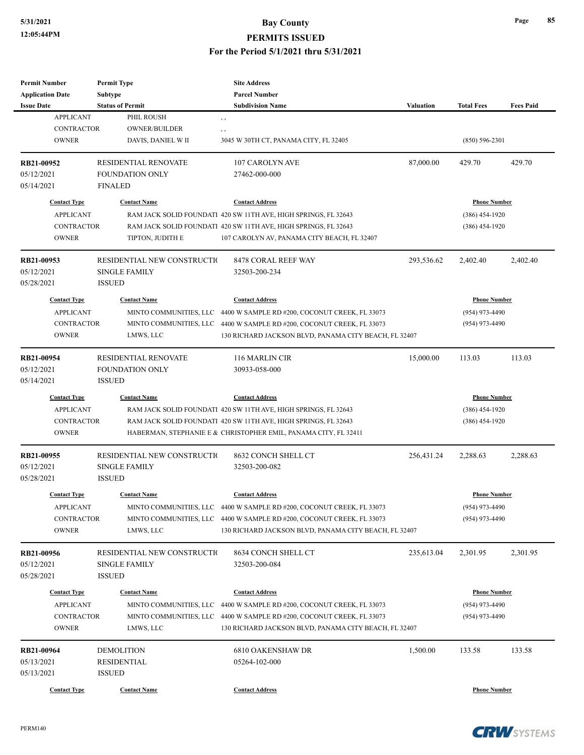| Permit Number | Permit Type | Site Address | | | |
|---|---|---|---|---|---|
| Application Date | Subtype | Parcel Number | | | |
| Issue Date | Status of Permit | Subdivision Name | Valuation | Total Fees | Fees Paid |

| Contact Type | Contact Name | Contact Address | Phone Number |
|---|---|---|---|
| APPLICANT | PHIL ROUSH | , , | |
| CONTRACTOR | OWNER/BUILDER | , , | |
| OWNER | DAVIS, DANIEL W II | 3045 W 30TH CT, PANAMA CITY, FL 32405 | (850) 596-2301 |

| Permit Number | Permit Type | Site Address | Valuation | Total Fees | Fees Paid |
|---|---|---|---|---|---|
| RB21-00952 | RESIDENTIAL RENOVATE | 107 CAROLYN AVE | 87,000.00 | 429.70 | 429.70 |
| 05/12/2021 | FOUNDATION ONLY | 27462-000-000 | | | |
| 05/14/2021 | FINALED | | | | |

| Contact Type | Contact Name | Contact Address | Phone Number |
|---|---|---|---|
| APPLICANT | RAM JACK SOLID FOUNDATI | 420 SW 11TH AVE, HIGH SPRINGS, FL 32643 | (386) 454-1920 |
| CONTRACTOR | RAM JACK SOLID FOUNDATI | 420 SW 11TH AVE, HIGH SPRINGS, FL 32643 | (386) 454-1920 |
| OWNER | TIPTON, JUDITH E | 107 CAROLYN AV, PANAMA CITY BEACH, FL 32407 | |

| Permit Number | Permit Type | Site Address | Valuation | Total Fees | Fees Paid |
|---|---|---|---|---|---|
| RB21-00953 | RESIDENTIAL NEW CONSTRUCTI( | 8478 CORAL REEF WAY | 293,536.62 | 2,402.40 | 2,402.40 |
| 05/12/2021 | SINGLE FAMILY | 32503-200-234 | | | |
| 05/28/2021 | ISSUED | | | | |

| Contact Type | Contact Name | Contact Address | Phone Number |
|---|---|---|---|
| APPLICANT | MINTO COMMUNITIES, LLC | 4400 W SAMPLE RD #200, COCONUT CREEK, FL 33073 | (954) 973-4490 |
| CONTRACTOR | MINTO COMMUNITIES, LLC | 4400 W SAMPLE RD #200, COCONUT CREEK, FL 33073 | (954) 973-4490 |
| OWNER | LMWS, LLC | 130 RICHARD JACKSON BLVD, PANAMA CITY BEACH, FL 32407 | |

| Permit Number | Permit Type | Site Address | Valuation | Total Fees | Fees Paid |
|---|---|---|---|---|---|
| RB21-00954 | RESIDENTIAL RENOVATE | 116 MARLIN CIR | 15,000.00 | 113.03 | 113.03 |
| 05/12/2021 | FOUNDATION ONLY | 30933-058-000 | | | |
| 05/14/2021 | ISSUED | | | | |

| Contact Type | Contact Name | Contact Address | Phone Number |
|---|---|---|---|
| APPLICANT | RAM JACK SOLID FOUNDATI | 420 SW 11TH AVE, HIGH SPRINGS, FL 32643 | (386) 454-1920 |
| CONTRACTOR | RAM JACK SOLID FOUNDATI | 420 SW 11TH AVE, HIGH SPRINGS, FL 32643 | (386) 454-1920 |
| OWNER | HABERMAN, STEPHANIE E & | CHRISTOPHER EMIL, PANAMA CITY, FL 32411 | |

| Permit Number | Permit Type | Site Address | Valuation | Total Fees | Fees Paid |
|---|---|---|---|---|---|
| RB21-00955 | RESIDENTIAL NEW CONSTRUCTI( | 8632 CONCH SHELL CT | 256,431.24 | 2,288.63 | 2,288.63 |
| 05/12/2021 | SINGLE FAMILY | 32503-200-082 | | | |
| 05/28/2021 | ISSUED | | | | |

| Contact Type | Contact Name | Contact Address | Phone Number |
|---|---|---|---|
| APPLICANT | MINTO COMMUNITIES, LLC | 4400 W SAMPLE RD #200, COCONUT CREEK, FL 33073 | (954) 973-4490 |
| CONTRACTOR | MINTO COMMUNITIES, LLC | 4400 W SAMPLE RD #200, COCONUT CREEK, FL 33073 | (954) 973-4490 |
| OWNER | LMWS, LLC | 130 RICHARD JACKSON BLVD, PANAMA CITY BEACH, FL 32407 | |

| Permit Number | Permit Type | Site Address | Valuation | Total Fees | Fees Paid |
|---|---|---|---|---|---|
| RB21-00956 | RESIDENTIAL NEW CONSTRUCTI( | 8634 CONCH SHELL CT | 235,613.04 | 2,301.95 | 2,301.95 |
| 05/12/2021 | SINGLE FAMILY | 32503-200-084 | | | |
| 05/28/2021 | ISSUED | | | | |

| Contact Type | Contact Name | Contact Address | Phone Number |
|---|---|---|---|
| APPLICANT | MINTO COMMUNITIES, LLC | 4400 W SAMPLE RD #200, COCONUT CREEK, FL 33073 | (954) 973-4490 |
| CONTRACTOR | MINTO COMMUNITIES, LLC | 4400 W SAMPLE RD #200, COCONUT CREEK, FL 33073 | (954) 973-4490 |
| OWNER | LMWS, LLC | 130 RICHARD JACKSON BLVD, PANAMA CITY BEACH, FL 32407 | |

| Permit Number | Permit Type | Site Address | Valuation | Total Fees | Fees Paid |
|---|---|---|---|---|---|
| RB21-00964 | DEMOLITION | 6810 OAKENSHAW DR | 1,500.00 | 133.58 | 133.58 |
| 05/13/2021 | RESIDENTIAL | 05264-102-000 | | | |
| 05/13/2021 | ISSUED | | | | |

| Contact Type | Contact Name | Contact Address | Phone Number |
|---|---|---|---|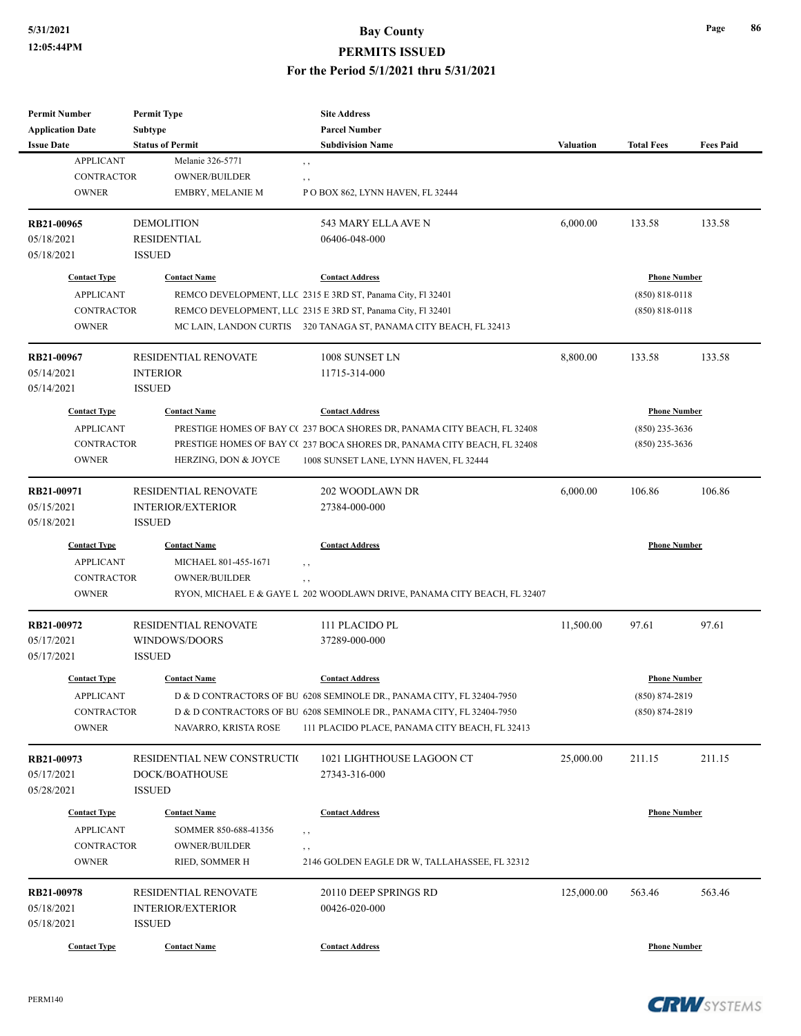| Permit Number | Permit Type | Site Address | | | |
|---|---|---|---|---|---|
| Application Date | Subtype | Parcel Number | | | |
| Issue Date | Status of Permit | Subdivision Name | Valuation | Total Fees | Fees Paid |

| Contact Type | Contact Name | Contact Address | Phone Number |
|---|---|---|---|
| APPLICANT | Melanie 326-5771 | , , | |
| CONTRACTOR | OWNER/BUILDER | , , | |
| OWNER | EMBRY, MELANIE M | P O BOX 862, LYNN HAVEN, FL 32444 | |

| RB21-00965 | DEMOLITION | 543 MARY ELLA AVE N | 6,000.00 | 133.58 | 133.58 |
|---|---|---|---|---|---|
| 05/18/2021 | RESIDENTIAL | 06406-048-000 | | | |
| 05/18/2021 | ISSUED | | | | |

| Contact Type | Contact Name | Contact Address | Phone Number |
|---|---|---|---|
| APPLICANT | REMCO DEVELOPMENT, LLC | 2315 E 3RD ST, Panama City, Fl 32401 | (850) 818-0118 |
| CONTRACTOR | REMCO DEVELOPMENT, LLC | 2315 E 3RD ST, Panama City, Fl 32401 | (850) 818-0118 |
| OWNER | MC LAIN, LANDON CURTIS | 320 TANAGA ST, PANAMA CITY BEACH, FL 32413 | |

| RB21-00967 | RESIDENTIAL RENOVATE | 1008 SUNSET LN | 8,800.00 | 133.58 | 133.58 |
|---|---|---|---|---|---|
| 05/14/2021 | INTERIOR | 11715-314-000 | | | |
| 05/14/2021 | ISSUED | | | | |

| Contact Type | Contact Name | Contact Address | Phone Number |
|---|---|---|---|
| APPLICANT | PRESTIGE HOMES OF BAY CO | 237 BOCA SHORES DR, PANAMA CITY BEACH, FL 32408 | (850) 235-3636 |
| CONTRACTOR | PRESTIGE HOMES OF BAY CO | 237 BOCA SHORES DR, PANAMA CITY BEACH, FL 32408 | (850) 235-3636 |
| OWNER | HERZING, DON & JOYCE | 1008 SUNSET LANE, LYNN HAVEN, FL 32444 | |

| RB21-00971 | RESIDENTIAL RENOVATE | 202 WOODLAWN DR | 6,000.00 | 106.86 | 106.86 |
|---|---|---|---|---|---|
| 05/15/2021 | INTERIOR/EXTERIOR | 27384-000-000 | | | |
| 05/18/2021 | ISSUED | | | | |

| Contact Type | Contact Name | Contact Address | Phone Number |
|---|---|---|---|
| APPLICANT | MICHAEL 801-455-1671 | , , | |
| CONTRACTOR | OWNER/BUILDER | , , | |
| OWNER | RYON, MICHAEL E & GAYE L | 202 WOODLAWN DRIVE, PANAMA CITY BEACH, FL 32407 | |

| RB21-00972 | RESIDENTIAL RENOVATE | 111 PLACIDO PL | 11,500.00 | 97.61 | 97.61 |
|---|---|---|---|---|---|
| 05/17/2021 | WINDOWS/DOORS | 37289-000-000 | | | |
| 05/17/2021 | ISSUED | | | | |

| Contact Type | Contact Name | Contact Address | Phone Number |
|---|---|---|---|
| APPLICANT | D & D CONTRACTORS OF BU | 6208 SEMINOLE DR., PANAMA CITY, FL 32404-7950 | (850) 874-2819 |
| CONTRACTOR | D & D CONTRACTORS OF BU | 6208 SEMINOLE DR., PANAMA CITY, FL 32404-7950 | (850) 874-2819 |
| OWNER | NAVARRO, KRISTA ROSE | 111 PLACIDO PLACE, PANAMA CITY BEACH, FL 32413 | |

| RB21-00973 | RESIDENTIAL NEW CONSTRUCTIO | 1021 LIGHTHOUSE LAGOON CT | 25,000.00 | 211.15 | 211.15 |
|---|---|---|---|---|---|
| 05/17/2021 | DOCK/BOATHOUSE | 27343-316-000 | | | |
| 05/28/2021 | ISSUED | | | | |

| Contact Type | Contact Name | Contact Address | Phone Number |
|---|---|---|---|
| APPLICANT | SOMMER 850-688-41356 | , , | |
| CONTRACTOR | OWNER/BUILDER | , , | |
| OWNER | RIED, SOMMER H | 2146 GOLDEN EAGLE DR W, TALLAHASSEE, FL 32312 | |

| RB21-00978 | RESIDENTIAL RENOVATE | 20110 DEEP SPRINGS RD | 125,000.00 | 563.46 | 563.46 |
|---|---|---|---|---|---|
| 05/18/2021 | INTERIOR/EXTERIOR | 00426-020-000 | | | |
| 05/18/2021 | ISSUED | | | | |

| Contact Type | Contact Name | Contact Address | Phone Number |
|---|---|---|---|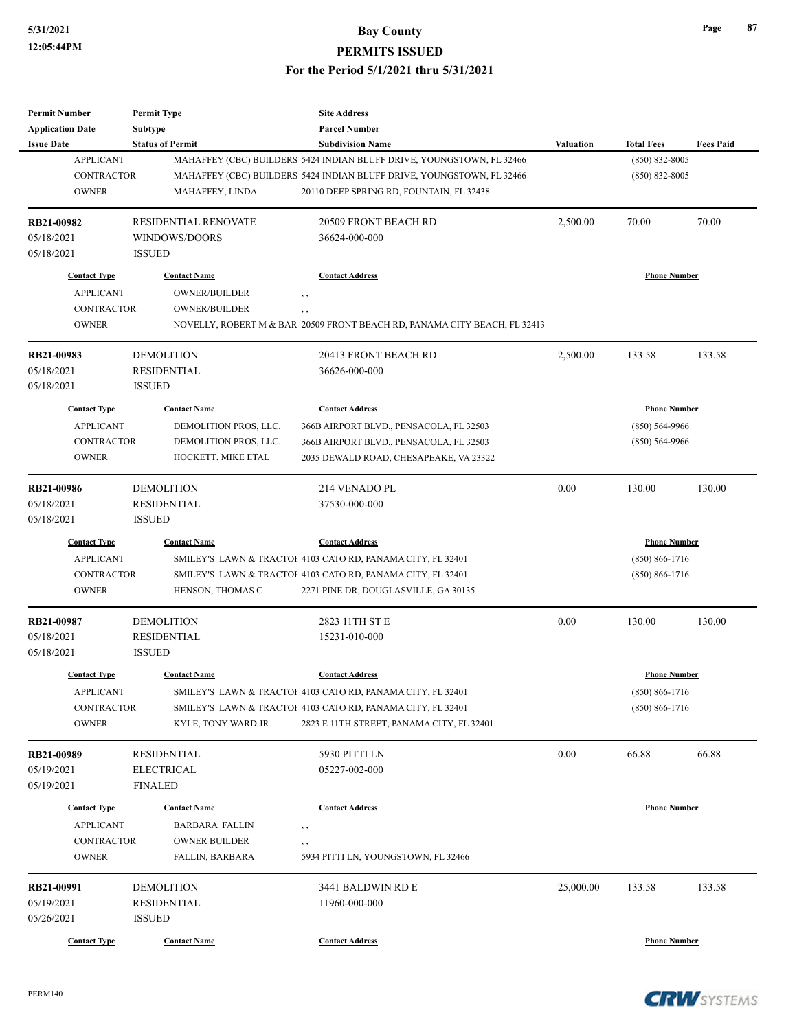| Permit Number | Permit Type | Site Address | | | |
|---|---|---|---|---|---|
| Application Date | Subtype | Parcel Number | | | |
| Issue Date | Status of Permit | Subdivision Name | Valuation | Total Fees | Fees Paid |

| Contact Type | Contact Name | Contact Address | Phone Number |
|---|---|---|---|
| APPLICANT | MAHAFFEY (CBC) BUILDERS | 5424 INDIAN BLUFF DRIVE, YOUNGSTOWN, FL 32466 | (850) 832-8005 |
| CONTRACTOR | MAHAFFEY (CBC) BUILDERS | 5424 INDIAN BLUFF DRIVE, YOUNGSTOWN, FL 32466 | (850) 832-8005 |
| OWNER | MAHAFFEY, LINDA | 20110 DEEP SPRING RD, FOUNTAIN, FL 32438 | |

| RB21-00982 | RESIDENTIAL RENOVATE | 20509 FRONT BEACH RD | 2,500.00 | 70.00 | 70.00 |
|---|---|---|---|---|---|
| 05/18/2021 | WINDOWS/DOORS | 36624-000-000 | | | |
| 05/18/2021 | ISSUED | | | | |

| Contact Type | Contact Name | Contact Address | Phone Number |
|---|---|---|---|
| APPLICANT | OWNER/BUILDER | , , | |
| CONTRACTOR | OWNER/BUILDER | , , | |
| OWNER | NOVELLY, ROBERT M & BAR | 20509 FRONT BEACH RD, PANAMA CITY BEACH, FL 32413 | |

| RB21-00983 | DEMOLITION | 20413 FRONT BEACH RD | 2,500.00 | 133.58 | 133.58 |
|---|---|---|---|---|---|
| 05/18/2021 | RESIDENTIAL | 36626-000-000 | | | |
| 05/18/2021 | ISSUED | | | | |

| Contact Type | Contact Name | Contact Address | Phone Number |
|---|---|---|---|
| APPLICANT | DEMOLITION PROS, LLC. | 366B AIRPORT BLVD., PENSACOLA, FL 32503 | (850) 564-9966 |
| CONTRACTOR | DEMOLITION PROS, LLC. | 366B AIRPORT BLVD., PENSACOLA, FL 32503 | (850) 564-9966 |
| OWNER | HOCKETT, MIKE ETAL | 2035 DEWALD ROAD, CHESAPEAKE, VA 23322 | |

| RB21-00986 | DEMOLITION | 214 VENADO PL | 0.00 | 130.00 | 130.00 |
|---|---|---|---|---|---|
| 05/18/2021 | RESIDENTIAL | 37530-000-000 | | | |
| 05/18/2021 | ISSUED | | | | |

| Contact Type | Contact Name | Contact Address | Phone Number |
|---|---|---|---|
| APPLICANT | SMILEY'S LAWN & TRACTOI | 4103 CATO RD, PANAMA CITY, FL 32401 | (850) 866-1716 |
| CONTRACTOR | SMILEY'S LAWN & TRACTOI | 4103 CATO RD, PANAMA CITY, FL 32401 | (850) 866-1716 |
| OWNER | HENSON, THOMAS C | 2271 PINE DR, DOUGLASVILLE, GA 30135 | |

| RB21-00987 | DEMOLITION | 2823 11TH ST E | 0.00 | 130.00 | 130.00 |
|---|---|---|---|---|---|
| 05/18/2021 | RESIDENTIAL | 15231-010-000 | | | |
| 05/18/2021 | ISSUED | | | | |

| Contact Type | Contact Name | Contact Address | Phone Number |
|---|---|---|---|
| APPLICANT | SMILEY'S LAWN & TRACTOI | 4103 CATO RD, PANAMA CITY, FL 32401 | (850) 866-1716 |
| CONTRACTOR | SMILEY'S LAWN & TRACTOI | 4103 CATO RD, PANAMA CITY, FL 32401 | (850) 866-1716 |
| OWNER | KYLE, TONY WARD JR | 2823 E 11TH STREET, PANAMA CITY, FL 32401 | |

| RB21-00989 | RESIDENTIAL | 5930 PITTI LN | 0.00 | 66.88 | 66.88 |
|---|---|---|---|---|---|
| 05/19/2021 | ELECTRICAL | 05227-002-000 | | | |
| 05/19/2021 | FINALED | | | | |

| Contact Type | Contact Name | Contact Address | Phone Number |
|---|---|---|---|
| APPLICANT | BARBARA FALLIN | , , | |
| CONTRACTOR | OWNER BUILDER | , , | |
| OWNER | FALLIN, BARBARA | 5934 PITTI LN, YOUNGSTOWN, FL 32466 | |

| RB21-00991 | DEMOLITION | 3441 BALDWIN RD E | 25,000.00 | 133.58 | 133.58 |
|---|---|---|---|---|---|
| 05/19/2021 | RESIDENTIAL | 11960-000-000 | | | |
| 05/26/2021 | ISSUED | | | | |

| Contact Type | Contact Name | Contact Address | Phone Number |
|---|---|---|---|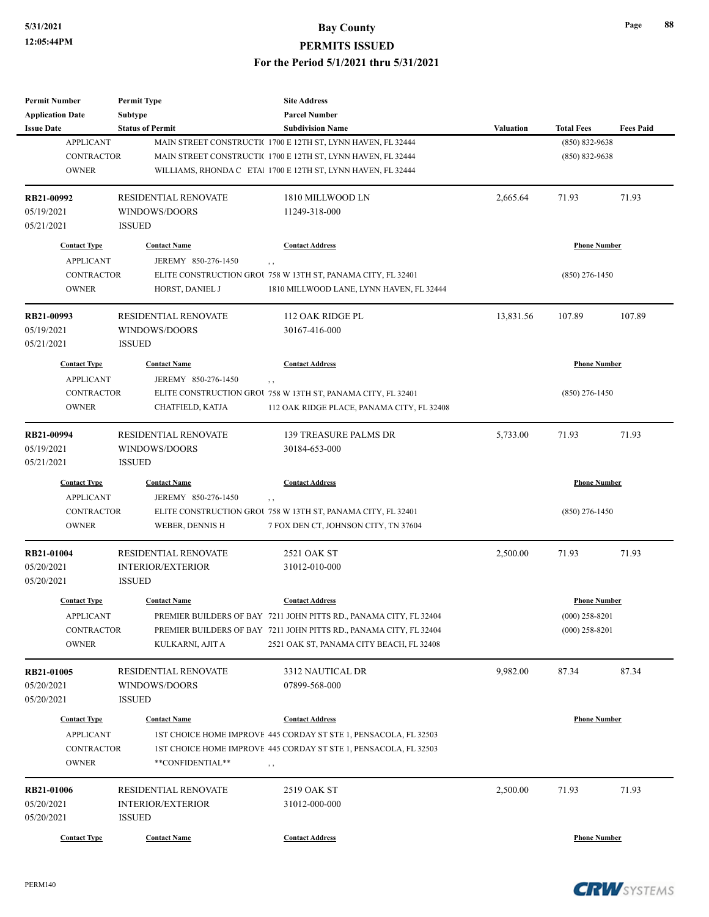| Permit Number | Permit Type | Site Address | | | |
|---|---|---|---|---|---|
| Application Date | Subtype | Parcel Number | | | |
| Issue Date | Status of Permit | Subdivision Name | Valuation | Total Fees | Fees Paid |

| Contact Type | Contact Name | Contact Address | Phone Number |
|---|---|---|---|
| APPLICANT | MAIN STREET CONSTRUCTI( | 1700 E 12TH ST, LYNN HAVEN, FL 32444 | (850) 832-9638 |
| CONTRACTOR | MAIN STREET CONSTRUCTI( | 1700 E 12TH ST, LYNN HAVEN, FL 32444 | (850) 832-9638 |
| OWNER | WILLIAMS, RHONDA C ETAI | 1700 E 12TH ST, LYNN HAVEN, FL 32444 | |

---

| RB21-00992 | RESIDENTIAL RENOVATE | 1810 MILLWOOD LN | 2,665.64 | 71.93 | 71.93 |
|---|---|---|---|---|---|
| 05/19/2021 | WINDOWS/DOORS | 11249-318-000 | | | |
| 05/21/2021 | ISSUED | | | | |

| Contact Type | Contact Name | Contact Address | Phone Number |
|---|---|---|---|
| APPLICANT | JEREMY 850-276-1450 | , , | |
| CONTRACTOR | ELITE CONSTRUCTION GROU | 758 W 13TH ST, PANAMA CITY, FL 32401 | (850) 276-1450 |
| OWNER | HORST, DANIEL J | 1810 MILLWOOD LANE, LYNN HAVEN, FL 32444 | |

---

| RB21-00993 | RESIDENTIAL RENOVATE | 112 OAK RIDGE PL | 13,831.56 | 107.89 | 107.89 |
|---|---|---|---|---|---|
| 05/19/2021 | WINDOWS/DOORS | 30167-416-000 | | | |
| 05/21/2021 | ISSUED | | | | |

| Contact Type | Contact Name | Contact Address | Phone Number |
|---|---|---|---|
| APPLICANT | JEREMY 850-276-1450 | , , | |
| CONTRACTOR | ELITE CONSTRUCTION GROU | 758 W 13TH ST, PANAMA CITY, FL 32401 | (850) 276-1450 |
| OWNER | CHATFIELD, KATJA | 112 OAK RIDGE PLACE, PANAMA CITY, FL 32408 | |

---

| RB21-00994 | RESIDENTIAL RENOVATE | 139 TREASURE PALMS DR | 5,733.00 | 71.93 | 71.93 |
|---|---|---|---|---|---|
| 05/19/2021 | WINDOWS/DOORS | 30184-653-000 | | | |
| 05/21/2021 | ISSUED | | | | |

| Contact Type | Contact Name | Contact Address | Phone Number |
|---|---|---|---|
| APPLICANT | JEREMY 850-276-1450 | , , | |
| CONTRACTOR | ELITE CONSTRUCTION GROU | 758 W 13TH ST, PANAMA CITY, FL 32401 | (850) 276-1450 |
| OWNER | WEBER, DENNIS H | 7 FOX DEN CT, JOHNSON CITY, TN 37604 | |

---

| RB21-01004 | RESIDENTIAL RENOVATE | 2521 OAK ST | 2,500.00 | 71.93 | 71.93 |
|---|---|---|---|---|---|
| 05/20/2021 | INTERIOR/EXTERIOR | 31012-010-000 | | | |
| 05/20/2021 | ISSUED | | | | |

| Contact Type | Contact Name | Contact Address | Phone Number |
|---|---|---|---|
| APPLICANT | PREMIER BUILDERS OF BAY | 7211 JOHN PITTS RD., PANAMA CITY, FL 32404 | (000) 258-8201 |
| CONTRACTOR | PREMIER BUILDERS OF BAY | 7211 JOHN PITTS RD., PANAMA CITY, FL 32404 | (000) 258-8201 |
| OWNER | KULKARNI, AJIT A | 2521 OAK ST, PANAMA CITY BEACH, FL 32408 | |

---

| RB21-01005 | RESIDENTIAL RENOVATE | 3312 NAUTICAL DR | 9,982.00 | 87.34 | 87.34 |
|---|---|---|---|---|---|
| 05/20/2021 | WINDOWS/DOORS | 07899-568-000 | | | |
| 05/20/2021 | ISSUED | | | | |

| Contact Type | Contact Name | Contact Address | Phone Number |
|---|---|---|---|
| APPLICANT | 1ST CHOICE HOME IMPROVE | 445 CORDAY ST STE 1, PENSACOLA, FL 32503 | |
| CONTRACTOR | 1ST CHOICE HOME IMPROVE | 445 CORDAY ST STE 1, PENSACOLA, FL 32503 | |
| OWNER | **CONFIDENTIAL** | , , | |

---

| RB21-01006 | RESIDENTIAL RENOVATE | 2519 OAK ST | 2,500.00 | 71.93 | 71.93 |
|---|---|---|---|---|---|
| 05/20/2021 | INTERIOR/EXTERIOR | 31012-000-000 | | | |
| 05/20/2021 | ISSUED | | | | |

| Contact Type | Contact Name | Contact Address | Phone Number |
|---|---|---|---|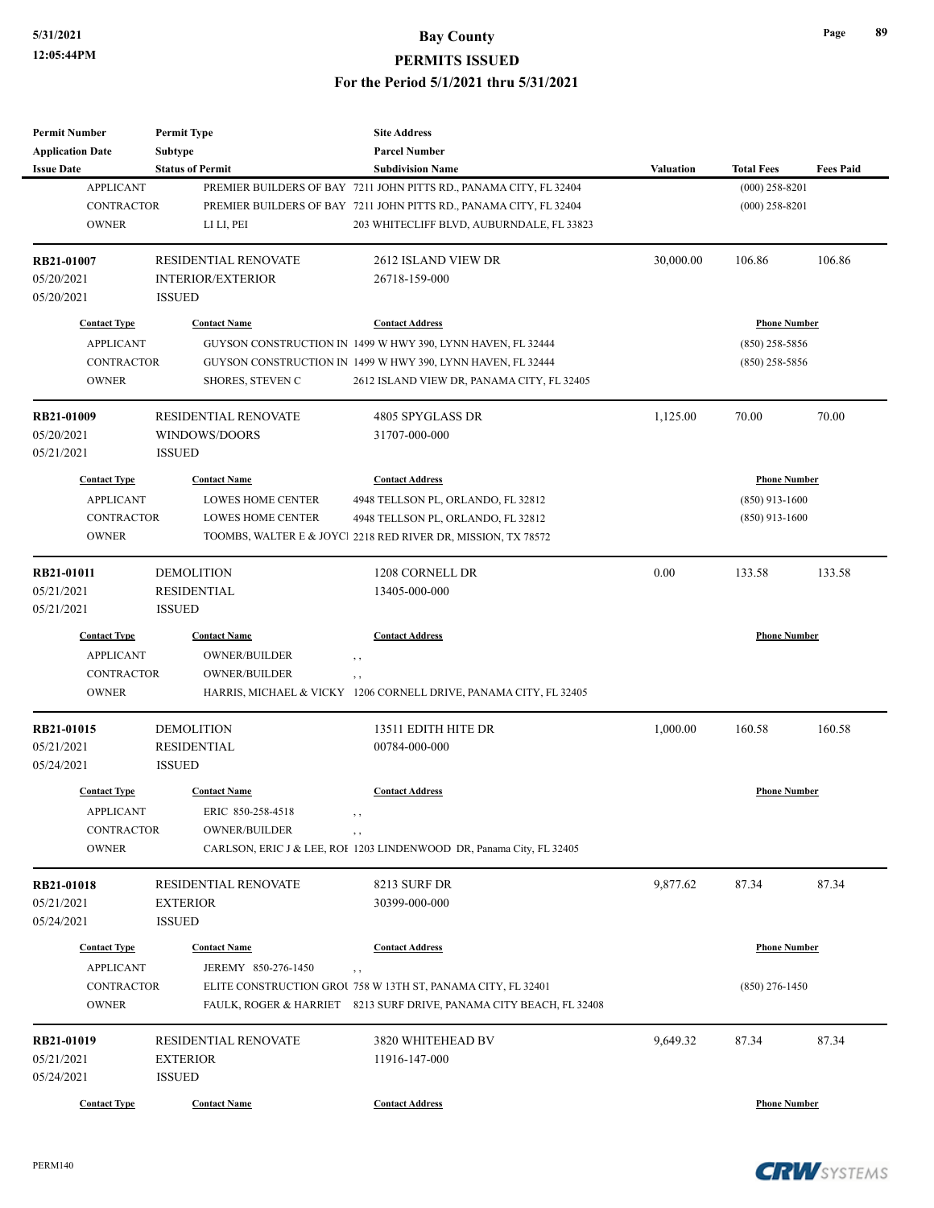| Permit Number | Permit Type | Site Address | | | |
|---|---|---|---|---|---|
| Application Date | Subtype | Parcel Number | | | |
| Issue Date | Status of Permit | Subdivision Name | Valuation | Total Fees | Fees Paid |

| Contact Type | Contact Name | Contact Address | Phone Number |
|---|---|---|---|
| APPLICANT | PREMIER BUILDERS OF BAY | 7211 JOHN PITTS RD., PANAMA CITY, FL 32404 | (000) 258-8201 |
| CONTRACTOR | PREMIER BUILDERS OF BAY | 7211 JOHN PITTS RD., PANAMA CITY, FL 32404 | (000) 258-8201 |
| OWNER | LI LI, PEI | 203 WHITECLIFF BLVD, AUBURNDALE, FL 33823 | |

| RB21-01007 | RESIDENTIAL RENOVATE | 2612 ISLAND VIEW DR | 30,000.00 | 106.86 | 106.86 |
|---|---|---|---|---|---|
| 05/20/2021 | INTERIOR/EXTERIOR | 26718-159-000 | | | |
| 05/20/2021 | ISSUED | | | | |

| Contact Type | Contact Name | Contact Address | Phone Number |
|---|---|---|---|
| APPLICANT | GUYSON CONSTRUCTION IN | 1499 W HWY 390, LYNN HAVEN, FL 32444 | (850) 258-5856 |
| CONTRACTOR | GUYSON CONSTRUCTION IN | 1499 W HWY 390, LYNN HAVEN, FL 32444 | (850) 258-5856 |
| OWNER | SHORES, STEVEN C | 2612 ISLAND VIEW DR, PANAMA CITY, FL 32405 | |

| RB21-01009 | RESIDENTIAL RENOVATE | 4805 SPYGLASS DR | 1,125.00 | 70.00 | 70.00 |
|---|---|---|---|---|---|
| 05/20/2021 | WINDOWS/DOORS | 31707-000-000 | | | |
| 05/21/2021 | ISSUED | | | | |

| Contact Type | Contact Name | Contact Address | Phone Number |
|---|---|---|---|
| APPLICANT | LOWES HOME CENTER | 4948 TELLSON PL, ORLANDO, FL 32812 | (850) 913-1600 |
| CONTRACTOR | LOWES HOME CENTER | 4948 TELLSON PL, ORLANDO, FL 32812 | (850) 913-1600 |
| OWNER | TOOMBS, WALTER E & JOYCI | 2218 RED RIVER DR, MISSION, TX 78572 | |

| RB21-01011 | DEMOLITION | 1208 CORNELL DR | 0.00 | 133.58 | 133.58 |
|---|---|---|---|---|---|
| 05/21/2021 | RESIDENTIAL | 13405-000-000 | | | |
| 05/21/2021 | ISSUED | | | | |

| Contact Type | Contact Name | Contact Address | Phone Number |
|---|---|---|---|
| APPLICANT | OWNER/BUILDER | , , | |
| CONTRACTOR | OWNER/BUILDER | , , | |
| OWNER | HARRIS, MICHAEL & VICKY | 1206 CORNELL DRIVE, PANAMA CITY, FL 32405 | |

| RB21-01015 | DEMOLITION | 13511 EDITH HITE DR | 1,000.00 | 160.58 | 160.58 |
|---|---|---|---|---|---|
| 05/21/2021 | RESIDENTIAL | 00784-000-000 | | | |
| 05/24/2021 | ISSUED | | | | |

| Contact Type | Contact Name | Contact Address | Phone Number |
|---|---|---|---|
| APPLICANT | ERIC 850-258-4518 | , , | |
| CONTRACTOR | OWNER/BUILDER | , , | |
| OWNER | CARLSON, ERIC J & LEE, ROI | 1203 LINDENWOOD DR, Panama City, FL 32405 | |

| RB21-01018 | RESIDENTIAL RENOVATE | 8213 SURF DR | 9,877.62 | 87.34 | 87.34 |
|---|---|---|---|---|---|
| 05/21/2021 | EXTERIOR | 30399-000-000 | | | |
| 05/24/2021 | ISSUED | | | | |

| Contact Type | Contact Name | Contact Address | Phone Number |
|---|---|---|---|
| APPLICANT | JEREMY 850-276-1450 | , , | |
| CONTRACTOR | ELITE CONSTRUCTION GROU | 758 W 13TH ST, PANAMA CITY, FL 32401 | (850) 276-1450 |
| OWNER | FAULK, ROGER & HARRIET | 8213 SURF DRIVE, PANAMA CITY BEACH, FL 32408 | |

| RB21-01019 | RESIDENTIAL RENOVATE | 3820 WHITEHEAD BV | 9,649.32 | 87.34 | 87.34 |
|---|---|---|---|---|---|
| 05/21/2021 | EXTERIOR | 11916-147-000 | | | |
| 05/24/2021 | ISSUED | | | | |

| Contact Type | Contact Name | Contact Address | Phone Number |
|---|---|---|---|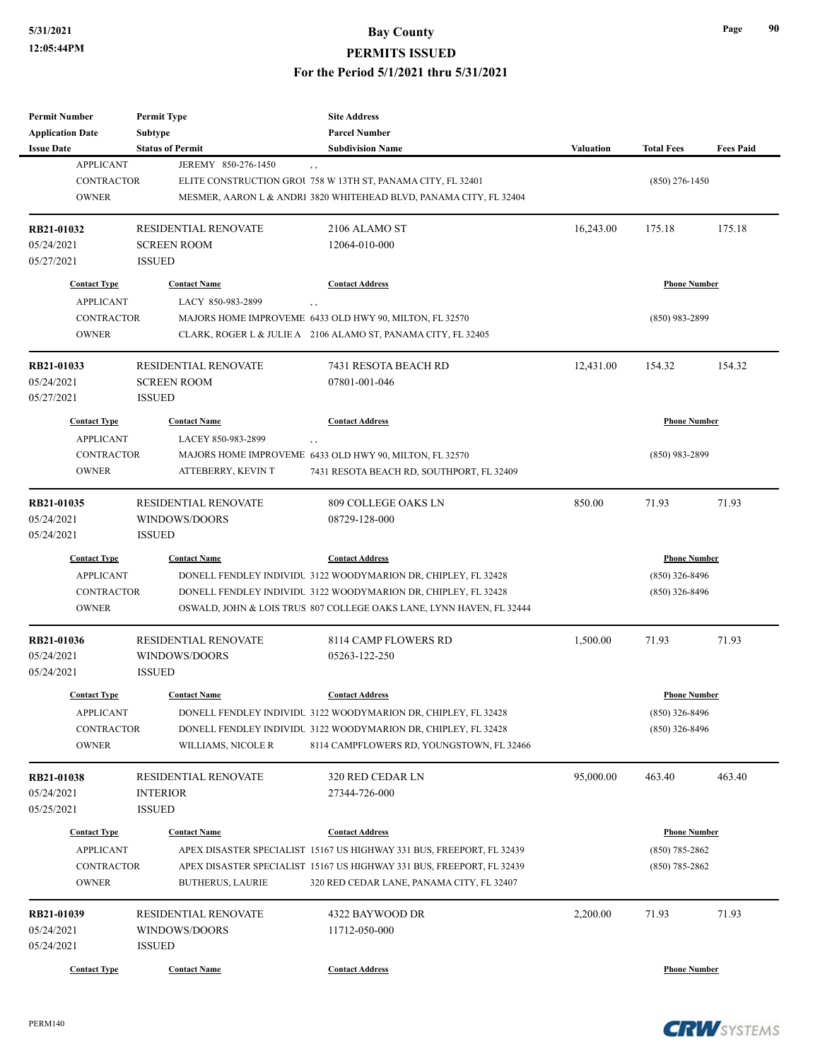| Permit Number | Permit Type | Site Address | | | |
|---|---|---|---|---|---|
| Application Date | Subtype | Parcel Number | | | |
| Issue Date | Status of Permit | Subdivision Name | Valuation | Total Fees | Fees Paid |

| Contact Type | Contact Name | Contact Address | Phone Number |
|---|---|---|---|
| APPLICANT | JEREMY 850-276-1450 | , , | |
| CONTRACTOR | ELITE CONSTRUCTION GROU | 758 W 13TH ST, PANAMA CITY, FL 32401 | (850) 276-1450 |
| OWNER | MESMER, AARON L & ANDRI | 3820 WHITEHEAD BLVD, PANAMA CITY, FL 32404 | |

| RB21-01032 | RESIDENTIAL RENOVATE | 2106 ALAMO ST | 16,243.00 | 175.18 | 175.18 |
|---|---|---|---|---|---|
| 05/24/2021 | SCREEN ROOM | 12064-010-000 | | | |
| 05/27/2021 | ISSUED | | | | |

| Contact Type | Contact Name | Contact Address | Phone Number |
|---|---|---|---|
| APPLICANT | LACY 850-983-2899 | , , | |
| CONTRACTOR | MAJORS HOME IMPROVEME | 6433 OLD HWY 90, MILTON, FL 32570 | (850) 983-2899 |
| OWNER | CLARK, ROGER L & JULIE A | 2106 ALAMO ST, PANAMA CITY, FL 32405 | |

| RB21-01033 | RESIDENTIAL RENOVATE | 7431 RESOTA BEACH RD | 12,431.00 | 154.32 | 154.32 |
|---|---|---|---|---|---|
| 05/24/2021 | SCREEN ROOM | 07801-001-046 | | | |
| 05/27/2021 | ISSUED | | | | |

| Contact Type | Contact Name | Contact Address | Phone Number |
|---|---|---|---|
| APPLICANT | LACEY 850-983-2899 | , , | |
| CONTRACTOR | MAJORS HOME IMPROVEME | 6433 OLD HWY 90, MILTON, FL 32570 | (850) 983-2899 |
| OWNER | ATTEBERRY, KEVIN T | 7431 RESOTA BEACH RD, SOUTHPORT, FL 32409 | |

| RB21-01035 | RESIDENTIAL RENOVATE | 809 COLLEGE OAKS LN | 850.00 | 71.93 | 71.93 |
|---|---|---|---|---|---|
| 05/24/2021 | WINDOWS/DOORS | 08729-128-000 | | | |
| 05/24/2021 | ISSUED | | | | |

| Contact Type | Contact Name | Contact Address | Phone Number |
|---|---|---|---|
| APPLICANT | DONELL FENDLEY INDIVIDU | 3122 WOODYMARION DR, CHIPLEY, FL 32428 | (850) 326-8496 |
| CONTRACTOR | DONELL FENDLEY INDIVIDU | 3122 WOODYMARION DR, CHIPLEY, FL 32428 | (850) 326-8496 |
| OWNER | OSWALD, JOHN & LOIS TRUS | 807 COLLEGE OAKS LANE, LYNN HAVEN, FL 32444 | |

| RB21-01036 | RESIDENTIAL RENOVATE | 8114 CAMP FLOWERS RD | 1,500.00 | 71.93 | 71.93 |
|---|---|---|---|---|---|
| 05/24/2021 | WINDOWS/DOORS | 05263-122-250 | | | |
| 05/24/2021 | ISSUED | | | | |

| Contact Type | Contact Name | Contact Address | Phone Number |
|---|---|---|---|
| APPLICANT | DONELL FENDLEY INDIVIDU | 3122 WOODYMARION DR, CHIPLEY, FL 32428 | (850) 326-8496 |
| CONTRACTOR | DONELL FENDLEY INDIVIDU | 3122 WOODYMARION DR, CHIPLEY, FL 32428 | (850) 326-8496 |
| OWNER | WILLIAMS, NICOLE R | 8114 CAMPFLOWERS RD, YOUNGSTOWN, FL 32466 | |

| RB21-01038 | RESIDENTIAL RENOVATE | 320 RED CEDAR LN | 95,000.00 | 463.40 | 463.40 |
|---|---|---|---|---|---|
| 05/24/2021 | INTERIOR | 27344-726-000 | | | |
| 05/25/2021 | ISSUED | | | | |

| Contact Type | Contact Name | Contact Address | Phone Number |
|---|---|---|---|
| APPLICANT | APEX DISASTER SPECIALIST | 15167 US HIGHWAY 331 BUS, FREEPORT, FL 32439 | (850) 785-2862 |
| CONTRACTOR | APEX DISASTER SPECIALIST | 15167 US HIGHWAY 331 BUS, FREEPORT, FL 32439 | (850) 785-2862 |
| OWNER | BUTHERUS, LAURIE | 320 RED CEDAR LANE, PANAMA CITY, FL 32407 | |

| RB21-01039 | RESIDENTIAL RENOVATE | 4322 BAYWOOD DR | 2,200.00 | 71.93 | 71.93 |
|---|---|---|---|---|---|
| 05/24/2021 | WINDOWS/DOORS | 11712-050-000 | | | |
| 05/24/2021 | ISSUED | | | | |

| Contact Type | Contact Name | Contact Address | Phone Number |
|---|---|---|---|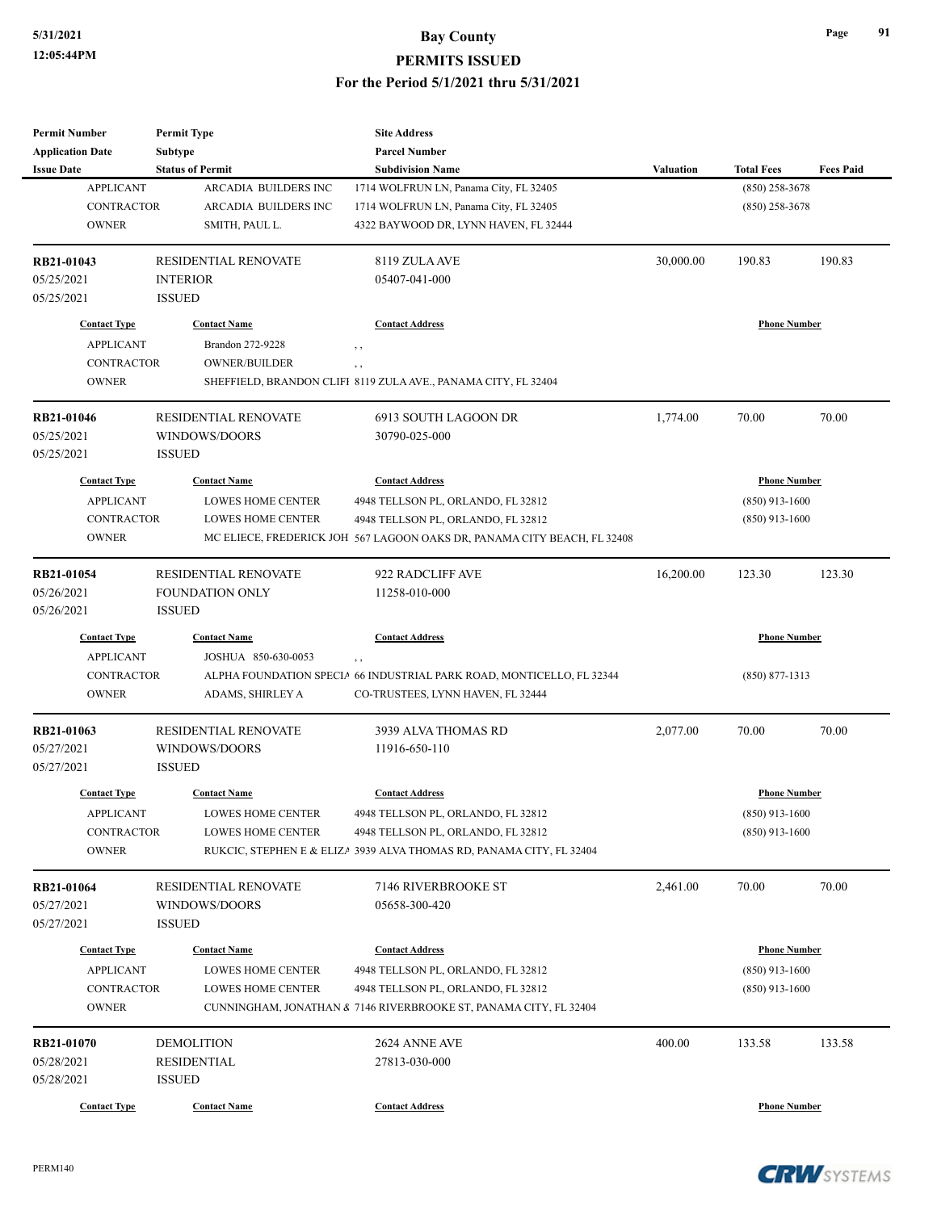# Bay County
## PERMITS ISSUED
### For the Period 5/1/2021 thru 5/31/2021

| Permit Number / Application Date / Issue Date | Permit Type / Subtype / Status of Permit | Site Address / Parcel Number / Subdivision Name | Valuation | Total Fees | Fees Paid |
|---|---|---|---|---|---|

| Contact Type | Contact Name | Contact Address | Phone Number |
|---|---|---|---|
| APPLICANT | ARCADIA BUILDERS INC | 1714 WOLFRUN LN, Panama City, FL 32405 | (850) 258-3678 |
| CONTRACTOR | ARCADIA BUILDERS INC | 1714 WOLFRUN LN, Panama City, FL 32405 | (850) 258-3678 |
| OWNER | SMITH, PAUL L. | 4322 BAYWOOD DR, LYNN HAVEN, FL 32444 | |

---

| Permit Number | Permit Type | Site Address | Valuation | Total Fees | Fees Paid |
|---|---|---|---|---|---|
| RB21-01043 | RESIDENTIAL RENOVATE | 8119 ZULA AVE | 30,000.00 | 190.83 | 190.83 |
| 05/25/2021 | INTERIOR | 05407-041-000 | | | |
| 05/25/2021 | ISSUED | | | | |

| Contact Type | Contact Name | Contact Address | Phone Number |
|---|---|---|---|
| APPLICANT | Brandon 272-9228 | , , | |
| CONTRACTOR | OWNER/BUILDER | , , | |
| OWNER | SHEFFIELD, BRANDON CLIFI | 8119 ZULA AVE., PANAMA CITY, FL 32404 | |

---

| Permit Number | Permit Type | Site Address | Valuation | Total Fees | Fees Paid |
|---|---|---|---|---|---|
| RB21-01046 | RESIDENTIAL RENOVATE | 6913 SOUTH LAGOON DR | 1,774.00 | 70.00 | 70.00 |
| 05/25/2021 | WINDOWS/DOORS | 30790-025-000 | | | |
| 05/25/2021 | ISSUED | | | | |

| Contact Type | Contact Name | Contact Address | Phone Number |
|---|---|---|---|
| APPLICANT | LOWES HOME CENTER | 4948 TELLSON PL, ORLANDO, FL 32812 | (850) 913-1600 |
| CONTRACTOR | LOWES HOME CENTER | 4948 TELLSON PL, ORLANDO, FL 32812 | (850) 913-1600 |
| OWNER | MC ELIECE, FREDERICK JOH | 567 LAGOON OAKS DR, PANAMA CITY BEACH, FL 32408 | |

---

| Permit Number | Permit Type | Site Address | Valuation | Total Fees | Fees Paid |
|---|---|---|---|---|---|
| RB21-01054 | RESIDENTIAL RENOVATE | 922 RADCLIFF AVE | 16,200.00 | 123.30 | 123.30 |
| 05/26/2021 | FOUNDATION ONLY | 11258-010-000 | | | |
| 05/26/2021 | ISSUED | | | | |

| Contact Type | Contact Name | Contact Address | Phone Number |
|---|---|---|---|
| APPLICANT | JOSHUA 850-630-0053 | , , | |
| CONTRACTOR | ALPHA FOUNDATION SPECIA | 66 INDUSTRIAL PARK ROAD, MONTICELLO, FL 32344 | (850) 877-1313 |
| OWNER | ADAMS, SHIRLEY A | CO-TRUSTEES, LYNN HAVEN, FL 32444 | |

---

| Permit Number | Permit Type | Site Address | Valuation | Total Fees | Fees Paid |
|---|---|---|---|---|---|
| RB21-01063 | RESIDENTIAL RENOVATE | 3939 ALVA THOMAS RD | 2,077.00 | 70.00 | 70.00 |
| 05/27/2021 | WINDOWS/DOORS | 11916-650-110 | | | |
| 05/27/2021 | ISSUED | | | | |

| Contact Type | Contact Name | Contact Address | Phone Number |
|---|---|---|---|
| APPLICANT | LOWES HOME CENTER | 4948 TELLSON PL, ORLANDO, FL 32812 | (850) 913-1600 |
| CONTRACTOR | LOWES HOME CENTER | 4948 TELLSON PL, ORLANDO, FL 32812 | (850) 913-1600 |
| OWNER | RUKCIC, STEPHEN E & ELIZA | 3939 ALVA THOMAS RD, PANAMA CITY, FL 32404 | |

---

| Permit Number | Permit Type | Site Address | Valuation | Total Fees | Fees Paid |
|---|---|---|---|---|---|
| RB21-01064 | RESIDENTIAL RENOVATE | 7146 RIVERBROOKE ST | 2,461.00 | 70.00 | 70.00 |
| 05/27/2021 | WINDOWS/DOORS | 05658-300-420 | | | |
| 05/27/2021 | ISSUED | | | | |

| Contact Type | Contact Name | Contact Address | Phone Number |
|---|---|---|---|
| APPLICANT | LOWES HOME CENTER | 4948 TELLSON PL, ORLANDO, FL 32812 | (850) 913-1600 |
| CONTRACTOR | LOWES HOME CENTER | 4948 TELLSON PL, ORLANDO, FL 32812 | (850) 913-1600 |
| OWNER | CUNNINGHAM, JONATHAN & | 7146 RIVERBROOKE ST, PANAMA CITY, FL 32404 | |

---

| Permit Number | Permit Type | Site Address | Valuation | Total Fees | Fees Paid |
|---|---|---|---|---|---|
| RB21-01070 | DEMOLITION | 2624 ANNE AVE | 400.00 | 133.58 | 133.58 |
| 05/28/2021 | RESIDENTIAL | 27813-030-000 | | | |
| 05/28/2021 | ISSUED | | | | |

| Contact Type | Contact Name | Contact Address | Phone Number |
|---|---|---|---|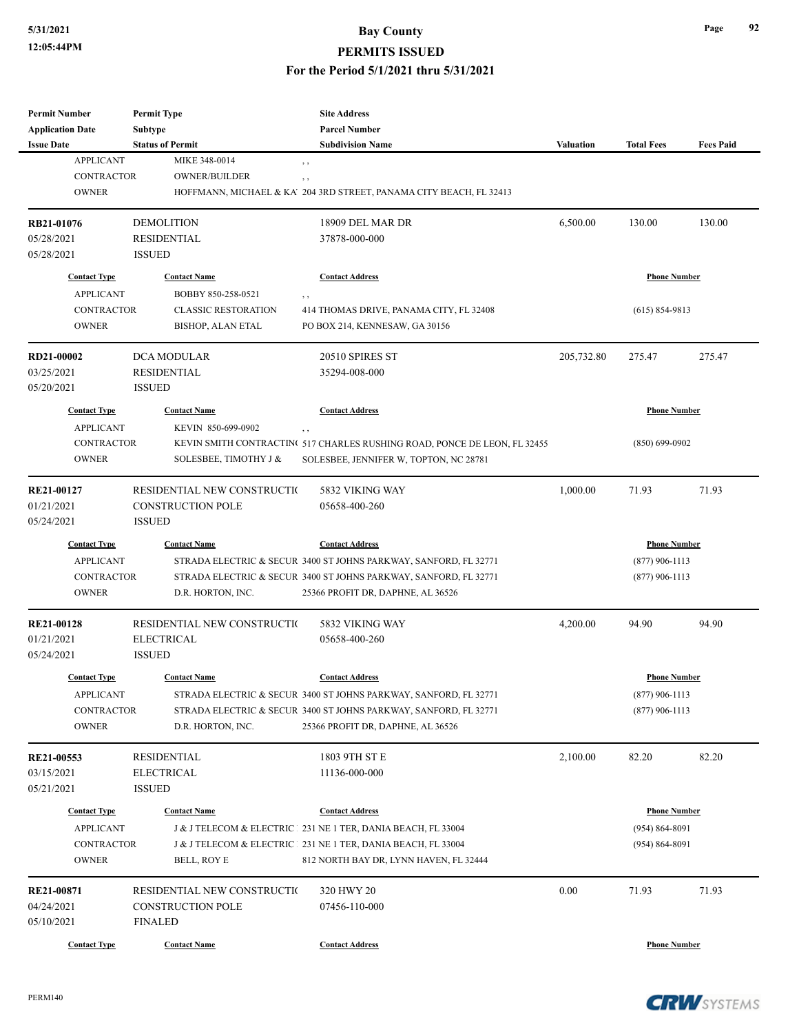# Bay County
## PERMITS ISSUED
### For the Period 5/1/2021 thru 5/31/2021

| Permit Number<br>Application Date<br>Issue Date | Permit Type<br>Subtype<br>Status of Permit | Site Address<br>Parcel Number<br>Subdivision Name | Valuation | Total Fees | Fees Paid |
|---|---|---|---|---|---|
| APPLICANT | MIKE 348-0014 | , , | | | |
| CONTRACTOR | OWNER/BUILDER | , , | | | |
| OWNER | HOFFMANN, MICHAEL & KA | 204 3RD STREET, PANAMA CITY BEACH, FL 32413 | | | |

| Permit Number | Permit Type | Site Address | Valuation | Total Fees | Fees Paid |
|---|---|---|---|---|---|
| RB21-01076 | DEMOLITION | 18909 DEL MAR DR | 6,500.00 | 130.00 | 130.00 |
| 05/28/2021 | RESIDENTIAL | 37878-000-000 | | | |
| 05/28/2021 | ISSUED | | | | |

| Contact Type | Contact Name | Contact Address | Phone Number |
|---|---|---|---|
| APPLICANT | BOBBY 850-258-0521 | , , | |
| CONTRACTOR | CLASSIC RESTORATION | 414 THOMAS DRIVE, PANAMA CITY, FL 32408 | (615) 854-9813 |
| OWNER | BISHOP, ALAN ETAL | PO BOX 214, KENNESAW, GA 30156 | |

| Permit Number | Permit Type | Site Address | Valuation | Total Fees | Fees Paid |
|---|---|---|---|---|---|
| RD21-00002 | DCA MODULAR | 20510 SPIRES ST | 205,732.80 | 275.47 | 275.47 |
| 03/25/2021 | RESIDENTIAL | 35294-008-000 | | | |
| 05/20/2021 | ISSUED | | | | |

| Contact Type | Contact Name | Contact Address | Phone Number |
|---|---|---|---|
| APPLICANT | KEVIN 850-699-0902 | , , | |
| CONTRACTOR | KEVIN SMITH CONTRACTIN | 517 CHARLES RUSHING ROAD, PONCE DE LEON, FL 32455 | (850) 699-0902 |
| OWNER | SOLESBEE, TIMOTHY J & | SOLESBEE, JENNIFER W, TOPTON, NC 28781 | |

| Permit Number | Permit Type | Site Address | Valuation | Total Fees | Fees Paid |
|---|---|---|---|---|---|
| RE21-00127 | RESIDENTIAL NEW CONSTRUCTI | 5832 VIKING WAY | 1,000.00 | 71.93 | 71.93 |
| 01/21/2021 | CONSTRUCTION POLE | 05658-400-260 | | | |
| 05/24/2021 | ISSUED | | | | |

| Contact Type | Contact Name | Contact Address | Phone Number |
|---|---|---|---|
| APPLICANT | STRADA ELECTRIC & SECUR | 3400 ST JOHNS PARKWAY, SANFORD, FL 32771 | (877) 906-1113 |
| CONTRACTOR | STRADA ELECTRIC & SECUR | 3400 ST JOHNS PARKWAY, SANFORD, FL 32771 | (877) 906-1113 |
| OWNER | D.R. HORTON, INC. | 25366 PROFIT DR, DAPHNE, AL 36526 | |

| Permit Number | Permit Type | Site Address | Valuation | Total Fees | Fees Paid |
|---|---|---|---|---|---|
| RE21-00128 | RESIDENTIAL NEW CONSTRUCTI | 5832 VIKING WAY | 4,200.00 | 94.90 | 94.90 |
| 01/21/2021 | ELECTRICAL | 05658-400-260 | | | |
| 05/24/2021 | ISSUED | | | | |

| Contact Type | Contact Name | Contact Address | Phone Number |
|---|---|---|---|
| APPLICANT | STRADA ELECTRIC & SECUR | 3400 ST JOHNS PARKWAY, SANFORD, FL 32771 | (877) 906-1113 |
| CONTRACTOR | STRADA ELECTRIC & SECUR | 3400 ST JOHNS PARKWAY, SANFORD, FL 32771 | (877) 906-1113 |
| OWNER | D.R. HORTON, INC. | 25366 PROFIT DR, DAPHNE, AL 36526 | |

| Permit Number | Permit Type | Site Address | Valuation | Total Fees | Fees Paid |
|---|---|---|---|---|---|
| RE21-00553 | RESIDENTIAL | 1803 9TH ST E | 2,100.00 | 82.20 | 82.20 |
| 03/15/2021 | ELECTRICAL | 11136-000-000 | | | |
| 05/21/2021 | ISSUED | | | | |

| Contact Type | Contact Name | Contact Address | Phone Number |
|---|---|---|---|
| APPLICANT | J & J TELECOM & ELECTRIC | 231 NE 1 TER, DANIA BEACH, FL 33004 | (954) 864-8091 |
| CONTRACTOR | J & J TELECOM & ELECTRIC | 231 NE 1 TER, DANIA BEACH, FL 33004 | (954) 864-8091 |
| OWNER | BELL, ROY E | 812 NORTH BAY DR, LYNN HAVEN, FL 32444 | |

| Permit Number | Permit Type | Site Address | Valuation | Total Fees | Fees Paid |
|---|---|---|---|---|---|
| RE21-00871 | RESIDENTIAL NEW CONSTRUCTI | 320 HWY 20 | 0.00 | 71.93 | 71.93 |
| 04/24/2021 | CONSTRUCTION POLE | 07456-110-000 | | | |
| 05/10/2021 | FINALED | | | | |

| Contact Type | Contact Name | Contact Address | Phone Number |
|---|---|---|---|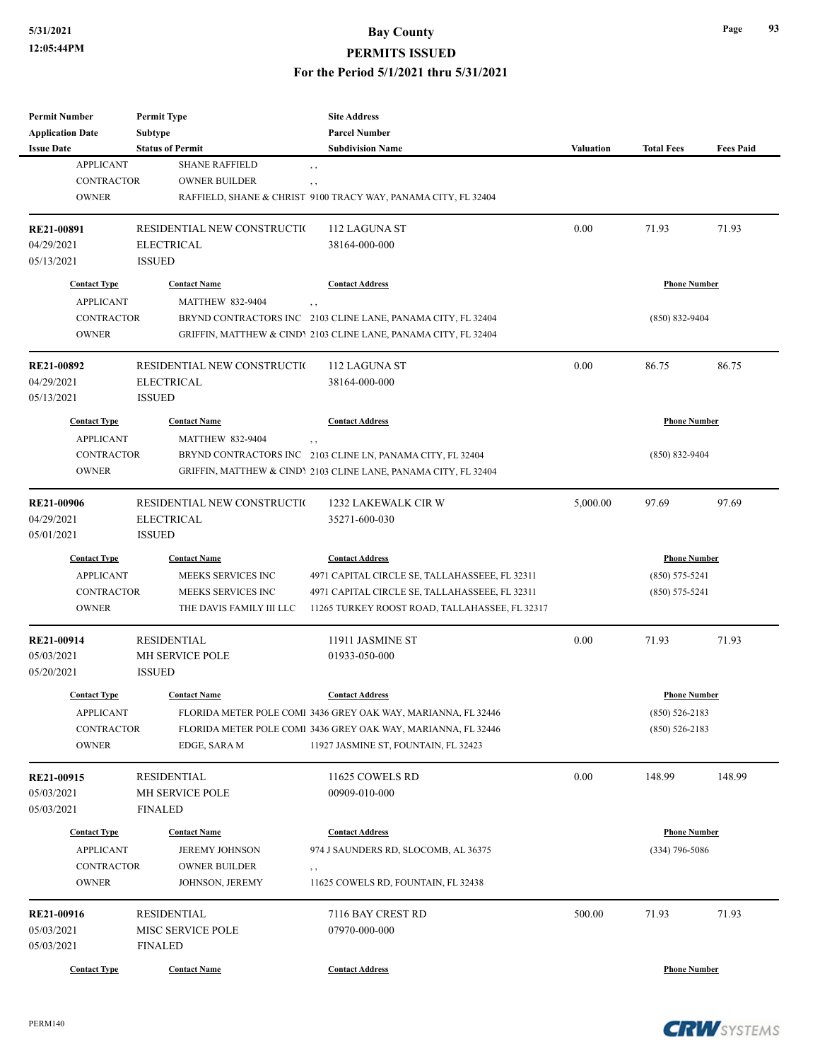| Permit Number | Permit Type | Site Address | | | |
|---|---|---|---|---|---|
| Application Date | Subtype | Parcel Number | | | |
| Issue Date | Status of Permit | Subdivision Name | Valuation | Total Fees | Fees Paid |

| | | | |
|---|---|---|---|
| APPLICANT | SHANE RAFFIELD | , , | |
| CONTRACTOR | OWNER BUILDER | , , | |
| OWNER | RAFFIELD, SHANE & CHRIST | 9100 TRACY WAY, PANAMA CITY, FL 32404 | |

| **RE21-00891** | RESIDENTIAL NEW CONSTRUCTIO | 112 LAGUNA ST | 0.00 | 71.93 | 71.93 |
|---|---|---|---|---|---|
| 04/29/2021 | ELECTRICAL | 38164-000-000 | | | |
| 05/13/2021 | ISSUED | | | | |

| Contact Type | Contact Name | Contact Address | Phone Number |
|---|---|---|---|
| APPLICANT | MATTHEW 832-9404 | , , | |
| CONTRACTOR | BRYND CONTRACTORS INC | 2103 CLINE LANE, PANAMA CITY, FL 32404 | (850) 832-9404 |
| OWNER | GRIFFIN, MATTHEW & CINDY | 2103 CLINE LANE, PANAMA CITY, FL 32404 | |

| **RE21-00892** | RESIDENTIAL NEW CONSTRUCTIO | 112 LAGUNA ST | 0.00 | 86.75 | 86.75 |
|---|---|---|---|---|---|
| 04/29/2021 | ELECTRICAL | 38164-000-000 | | | |
| 05/13/2021 | ISSUED | | | | |

| Contact Type | Contact Name | Contact Address | Phone Number |
|---|---|---|---|
| APPLICANT | MATTHEW 832-9404 | , , | |
| CONTRACTOR | BRYND CONTRACTORS INC | 2103 CLINE LN, PANAMA CITY, FL 32404 | (850) 832-9404 |
| OWNER | GRIFFIN, MATTHEW & CINDY | 2103 CLINE LANE, PANAMA CITY, FL 32404 | |

| **RE21-00906** | RESIDENTIAL NEW CONSTRUCTIO | 1232 LAKEWALK CIR W | 5,000.00 | 97.69 | 97.69 |
|---|---|---|---|---|---|
| 04/29/2021 | ELECTRICAL | 35271-600-030 | | | |
| 05/01/2021 | ISSUED | | | | |

| Contact Type | Contact Name | Contact Address | Phone Number |
|---|---|---|---|
| APPLICANT | MEEKS SERVICES INC | 4971 CAPITAL CIRCLE SE, TALLAHASSEEE, FL 32311 | (850) 575-5241 |
| CONTRACTOR | MEEKS SERVICES INC | 4971 CAPITAL CIRCLE SE, TALLAHASSEEE, FL 32311 | (850) 575-5241 |
| OWNER | THE DAVIS FAMILY III LLC | 11265 TURKEY ROOST ROAD, TALLAHASSEE, FL 32317 | |

| **RE21-00914** | RESIDENTIAL | 11911 JASMINE ST | 0.00 | 71.93 | 71.93 |
|---|---|---|---|---|---|
| 05/03/2021 | MH SERVICE POLE | 01933-050-000 | | | |
| 05/20/2021 | ISSUED | | | | |

| Contact Type | Contact Name | Contact Address | Phone Number |
|---|---|---|---|
| APPLICANT | FLORIDA METER POLE COMI | 3436 GREY OAK WAY, MARIANNA, FL 32446 | (850) 526-2183 |
| CONTRACTOR | FLORIDA METER POLE COMI | 3436 GREY OAK WAY, MARIANNA, FL 32446 | (850) 526-2183 |
| OWNER | EDGE, SARA M | 11927 JASMINE ST, FOUNTAIN, FL 32423 | |

| **RE21-00915** | RESIDENTIAL | 11625 COWELS RD | 0.00 | 148.99 | 148.99 |
|---|---|---|---|---|---|
| 05/03/2021 | MH SERVICE POLE | 00909-010-000 | | | |
| 05/03/2021 | FINALED | | | | |

| Contact Type | Contact Name | Contact Address | Phone Number |
|---|---|---|---|
| APPLICANT | JEREMY JOHNSON | 974 J SAUNDERS RD, SLOCOMB, AL 36375 | (334) 796-5086 |
| CONTRACTOR | OWNER BUILDER | , , | |
| OWNER | JOHNSON, JEREMY | 11625 COWELS RD, FOUNTAIN, FL 32438 | |

| **RE21-00916** | RESIDENTIAL | 7116 BAY CREST RD | 500.00 | 71.93 | 71.93 |
|---|---|---|---|---|---|
| 05/03/2021 | MISC SERVICE POLE | 07970-000-000 | | | |
| 05/03/2021 | FINALED | | | | |

| Contact Type | Contact Name | Contact Address | Phone Number |
|---|---|---|---|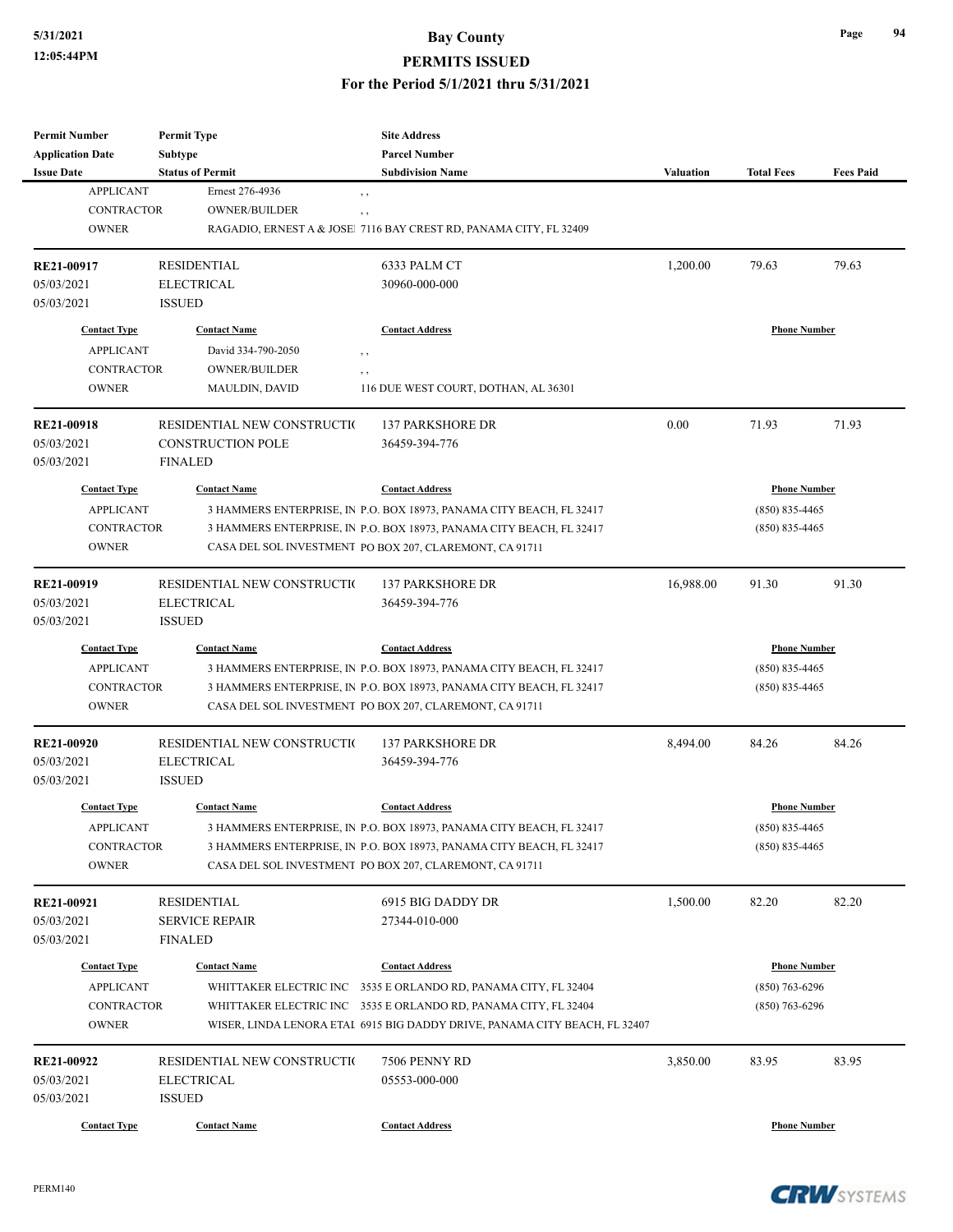| Permit Number<br>Application Date<br>Issue Date | Permit Type<br>Subtype<br>Status of Permit | Site Address<br>Parcel Number<br>Subdivision Name | Valuation | Total Fees | Fees Paid |
|---|---|---|---|---|---|

| Contact Type | Contact Name | Contact Address | Phone Number |
|---|---|---|---|
| APPLICANT | Ernest 276-4936 | , , | |
| CONTRACTOR | OWNER/BUILDER | , , | |
| OWNER | RAGADIO, ERNEST A & JOSEI | 7116 BAY CREST RD, PANAMA CITY, FL 32409 | |

| RE21-00917 | RESIDENTIAL | 6333 PALM CT | 1,200.00 | 79.63 | 79.63 |
|---|---|---|---|---|---|
| 05/03/2021 | ELECTRICAL | 30960-000-000 | | | |
| 05/03/2021 | ISSUED | | | | |

| Contact Type | Contact Name | Contact Address | Phone Number |
|---|---|---|---|
| APPLICANT | David 334-790-2050 | , , | |
| CONTRACTOR | OWNER/BUILDER | , , | |
| OWNER | MAULDIN, DAVID | 116 DUE WEST COURT, DOTHAN, AL 36301 | |

| RE21-00918 | RESIDENTIAL NEW CONSTRUCTIO | 137 PARKSHORE DR | 0.00 | 71.93 | 71.93 |
|---|---|---|---|---|---|
| 05/03/2021 | CONSTRUCTION POLE | 36459-394-776 | | | |
| 05/03/2021 | FINALED | | | | |

| Contact Type | Contact Name | Contact Address | Phone Number |
|---|---|---|---|
| APPLICANT | 3 HAMMERS ENTERPRISE, IN | P.O. BOX 18973, PANAMA CITY BEACH, FL 32417 | (850) 835-4465 |
| CONTRACTOR | 3 HAMMERS ENTERPRISE, IN | P.O. BOX 18973, PANAMA CITY BEACH, FL 32417 | (850) 835-4465 |
| OWNER | CASA DEL SOL INVESTMENT | PO BOX 207, CLAREMONT, CA 91711 | |

| RE21-00919 | RESIDENTIAL NEW CONSTRUCTIO | 137 PARKSHORE DR | 16,988.00 | 91.30 | 91.30 |
|---|---|---|---|---|---|
| 05/03/2021 | ELECTRICAL | 36459-394-776 | | | |
| 05/03/2021 | ISSUED | | | | |

| Contact Type | Contact Name | Contact Address | Phone Number |
|---|---|---|---|
| APPLICANT | 3 HAMMERS ENTERPRISE, IN | P.O. BOX 18973, PANAMA CITY BEACH, FL 32417 | (850) 835-4465 |
| CONTRACTOR | 3 HAMMERS ENTERPRISE, IN | P.O. BOX 18973, PANAMA CITY BEACH, FL 32417 | (850) 835-4465 |
| OWNER | CASA DEL SOL INVESTMENT | PO BOX 207, CLAREMONT, CA 91711 | |

| RE21-00920 | RESIDENTIAL NEW CONSTRUCTIO | 137 PARKSHORE DR | 8,494.00 | 84.26 | 84.26 |
|---|---|---|---|---|---|
| 05/03/2021 | ELECTRICAL | 36459-394-776 | | | |
| 05/03/2021 | ISSUED | | | | |

| Contact Type | Contact Name | Contact Address | Phone Number |
|---|---|---|---|
| APPLICANT | 3 HAMMERS ENTERPRISE, IN | P.O. BOX 18973, PANAMA CITY BEACH, FL 32417 | (850) 835-4465 |
| CONTRACTOR | 3 HAMMERS ENTERPRISE, IN | P.O. BOX 18973, PANAMA CITY BEACH, FL 32417 | (850) 835-4465 |
| OWNER | CASA DEL SOL INVESTMENT | PO BOX 207, CLAREMONT, CA 91711 | |

| RE21-00921 | RESIDENTIAL | 6915 BIG DADDY DR | 1,500.00 | 82.20 | 82.20 |
|---|---|---|---|---|---|
| 05/03/2021 | SERVICE REPAIR | 27344-010-000 | | | |
| 05/03/2021 | FINALED | | | | |

| Contact Type | Contact Name | Contact Address | Phone Number |
|---|---|---|---|
| APPLICANT | WHITTAKER ELECTRIC INC | 3535 E ORLANDO RD, PANAMA CITY, FL 32404 | (850) 763-6296 |
| CONTRACTOR | WHITTAKER ELECTRIC INC | 3535 E ORLANDO RD, PANAMA CITY, FL 32404 | (850) 763-6296 |
| OWNER | WISER, LINDA LENORA ETAL | 6915 BIG DADDY DRIVE, PANAMA CITY BEACH, FL 32407 | |

| RE21-00922 | RESIDENTIAL NEW CONSTRUCTIO | 7506 PENNY RD | 3,850.00 | 83.95 | 83.95 |
|---|---|---|---|---|---|
| 05/03/2021 | ELECTRICAL | 05553-000-000 | | | |
| 05/03/2021 | ISSUED | | | | |

| Contact Type | Contact Name | Contact Address | Phone Number |
|---|---|---|---|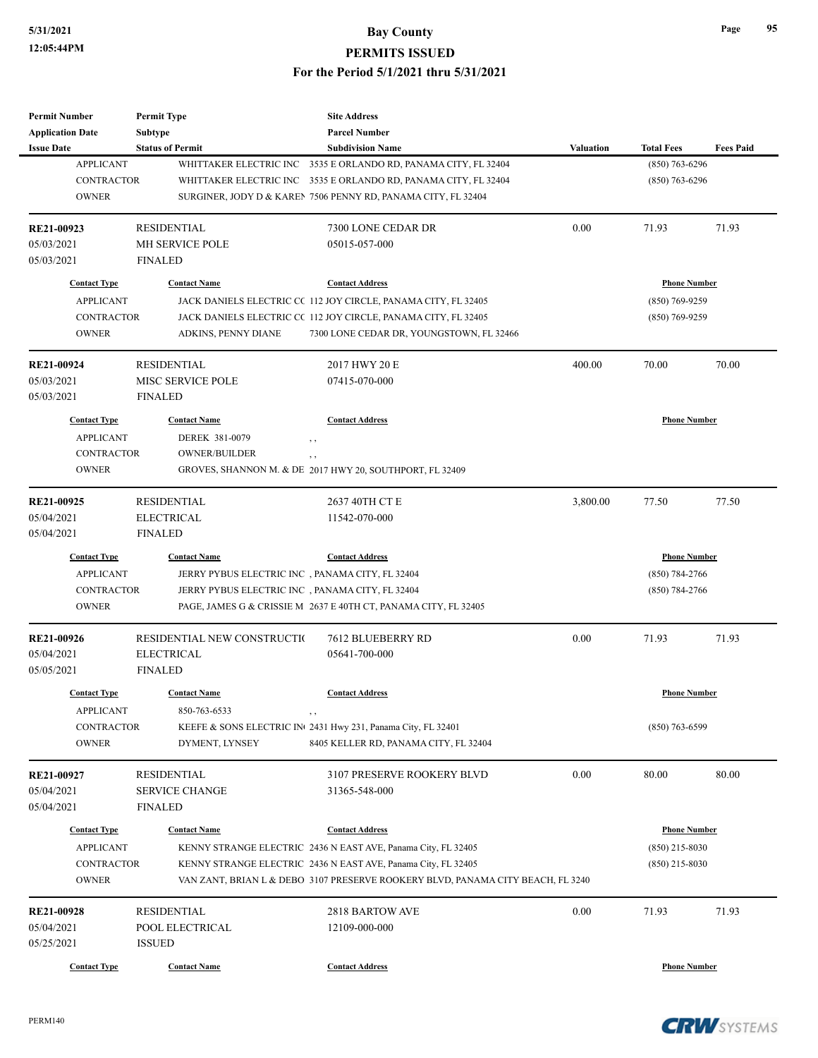| Permit Number | Permit Type | Site Address | | | |
|---|---|---|---|---|---|
| Application Date | Subtype | Parcel Number | | | |
| Issue Date | Status of Permit | Subdivision Name | Valuation | Total Fees | Fees Paid |

| Contact Type | Contact Name | Contact Address | Phone Number |
|---|---|---|---|
| APPLICANT | WHITTAKER ELECTRIC INC | 3535 E ORLANDO RD, PANAMA CITY, FL 32404 | (850) 763-6296 |
| CONTRACTOR | WHITTAKER ELECTRIC INC | 3535 E ORLANDO RD, PANAMA CITY, FL 32404 | (850) 763-6296 |
| OWNER | SURGINER, JODY D & KAREN | 7506 PENNY RD, PANAMA CITY, FL 32404 | |

| RE21-00923 | RESIDENTIAL | 7300 LONE CEDAR DR | 0.00 | 71.93 | 71.93 |
|---|---|---|---|---|---|
| 05/03/2021 | MH SERVICE POLE | 05015-057-000 | | | |
| 05/03/2021 | FINALED | | | | |

| Contact Type | Contact Name | Contact Address | Phone Number |
|---|---|---|---|
| APPLICANT | JACK DANIELS ELECTRIC CC | 112 JOY CIRCLE, PANAMA CITY, FL 32405 | (850) 769-9259 |
| CONTRACTOR | JACK DANIELS ELECTRIC CC | 112 JOY CIRCLE, PANAMA CITY, FL 32405 | (850) 769-9259 |
| OWNER | ADKINS, PENNY DIANE | 7300 LONE CEDAR DR, YOUNGSTOWN, FL 32466 | |

| RE21-00924 | RESIDENTIAL | 2017 HWY 20 E | 400.00 | 70.00 | 70.00 |
|---|---|---|---|---|---|
| 05/03/2021 | MISC SERVICE POLE | 07415-070-000 | | | |
| 05/03/2021 | FINALED | | | | |

| Contact Type | Contact Name | Contact Address | Phone Number |
|---|---|---|---|
| APPLICANT | DEREK 381-0079 | , , | |
| CONTRACTOR | OWNER/BUILDER | , , | |
| OWNER | GROVES, SHANNON M. & DE | 2017 HWY 20, SOUTHPORT, FL 32409 | |

| RE21-00925 | RESIDENTIAL | 2637 40TH CT E | 3,800.00 | 77.50 | 77.50 |
|---|---|---|---|---|---|
| 05/04/2021 | ELECTRICAL | 11542-070-000 | | | |
| 05/04/2021 | FINALED | | | | |

| Contact Type | Contact Name | Contact Address | Phone Number |
|---|---|---|---|
| APPLICANT | JERRY PYBUS ELECTRIC INC | , PANAMA CITY, FL 32404 | (850) 784-2766 |
| CONTRACTOR | JERRY PYBUS ELECTRIC INC | , PANAMA CITY, FL 32404 | (850) 784-2766 |
| OWNER | PAGE, JAMES G & CRISSIE M | 2637 E 40TH CT, PANAMA CITY, FL 32405 | |

| RE21-00926 | RESIDENTIAL NEW CONSTRUCTIO | 7612 BLUEBERRY RD | 0.00 | 71.93 | 71.93 |
|---|---|---|---|---|---|
| 05/04/2021 | ELECTRICAL | 05641-700-000 | | | |
| 05/05/2021 | FINALED | | | | |

| Contact Type | Contact Name | Contact Address | Phone Number |
|---|---|---|---|
| APPLICANT | 850-763-6533 | , , | |
| CONTRACTOR | KEEFE & SONS ELECTRIC IN | 2431 Hwy 231, Panama City, FL 32401 | (850) 763-6599 |
| OWNER | DYMENT, LYNSEY | 8405 KELLER RD, PANAMA CITY, FL 32404 | |

| RE21-00927 | RESIDENTIAL | 3107 PRESERVE ROOKERY BLVD | 0.00 | 80.00 | 80.00 |
|---|---|---|---|---|---|
| 05/04/2021 | SERVICE CHANGE | 31365-548-000 | | | |
| 05/04/2021 | FINALED | | | | |

| Contact Type | Contact Name | Contact Address | Phone Number |
|---|---|---|---|
| APPLICANT | KENNY STRANGE ELECTRIC | 2436 N EAST AVE, Panama City, FL 32405 | (850) 215-8030 |
| CONTRACTOR | KENNY STRANGE ELECTRIC | 2436 N EAST AVE, Panama City, FL 32405 | (850) 215-8030 |
| OWNER | VAN ZANT, BRIAN L & DEBO | 3107 PRESERVE ROOKERY BLVD, PANAMA CITY BEACH, FL 3240 | |

| RE21-00928 | RESIDENTIAL | 2818 BARTOW AVE | 0.00 | 71.93 | 71.93 |
|---|---|---|---|---|---|
| 05/04/2021 | POOL ELECTRICAL | 12109-000-000 | | | |
| 05/25/2021 | ISSUED | | | | |

| Contact Type | Contact Name | Contact Address | Phone Number |
|---|---|---|---|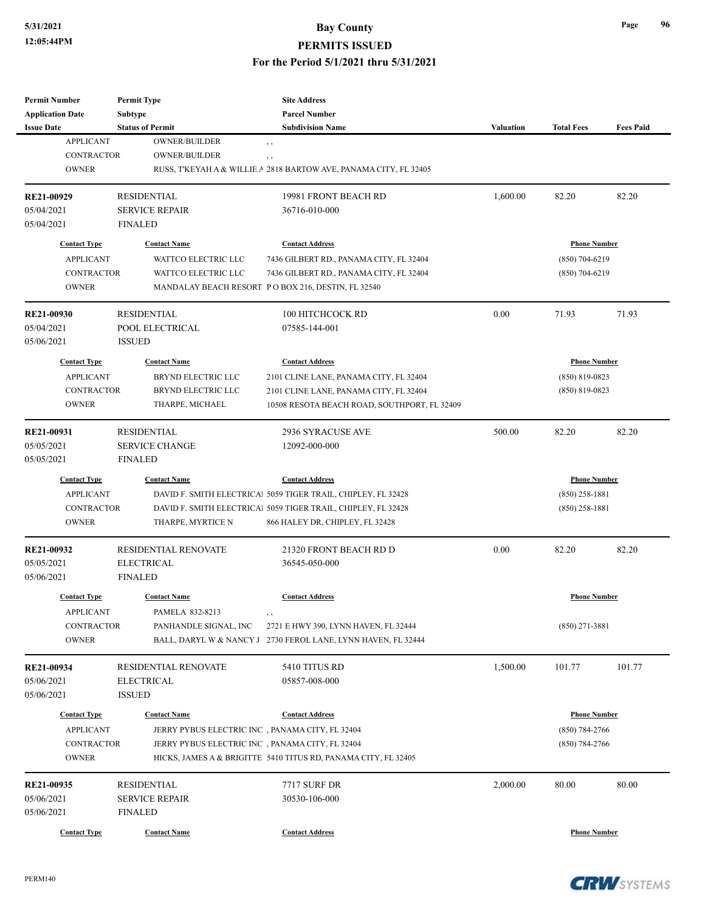# Bay County
## PERMITS ISSUED
### For the Period 5/1/2021 thru 5/31/2021

| Permit Number / Application Date / Issue Date | Permit Type / Subtype / Status of Permit | Site Address / Parcel Number / Subdivision Name | Valuation | Total Fees | Fees Paid |
|---|---|---|---|---|---|

| Contact Type | Contact Name | Contact Address | Phone Number |
|---|---|---|---|
| APPLICANT | OWNER/BUILDER | , , | |
| CONTRACTOR | OWNER/BUILDER | , , | |
| OWNER | RUSS, T'KEYAH A & WILLIE A | 2818 BARTOW AVE, PANAMA CITY, FL 32405 | |

---

| RE21-00929 | RESIDENTIAL | 19981 FRONT BEACH RD | 1,600.00 | 82.20 | 82.20 |
|---|---|---|---|---|---|
| 05/04/2021 | SERVICE REPAIR | 36716-010-000 | | | |
| 05/04/2021 | FINALED | | | | |

| Contact Type | Contact Name | Contact Address | Phone Number |
|---|---|---|---|
| APPLICANT | WATTCO ELECTRIC LLC | 7436 GILBERT RD., PANAMA CITY, FL 32404 | (850) 704-6219 |
| CONTRACTOR | WATTCO ELECTRIC LLC | 7436 GILBERT RD., PANAMA CITY, FL 32404 | (850) 704-6219 |
| OWNER | MANDALAY BEACH RESORT | P O BOX 216, DESTIN, FL 32540 | |

---

| RE21-00930 | RESIDENTIAL | 100 HITCHCOCK RD | 0.00 | 71.93 | 71.93 |
|---|---|---|---|---|---|
| 05/04/2021 | POOL ELECTRICAL | 07585-144-001 | | | |
| 05/06/2021 | ISSUED | | | | |

| Contact Type | Contact Name | Contact Address | Phone Number |
|---|---|---|---|
| APPLICANT | BRYND ELECTRIC LLC | 2101 CLINE LANE, PANAMA CITY, FL 32404 | (850) 819-0823 |
| CONTRACTOR | BRYND ELECTRIC LLC | 2101 CLINE LANE, PANAMA CITY, FL 32404 | (850) 819-0823 |
| OWNER | THARPE, MICHAEL | 10508 RESOTA BEACH ROAD, SOUTHPORT, FL 32409 | |

---

| RE21-00931 | RESIDENTIAL | 2936 SYRACUSE AVE | 500.00 | 82.20 | 82.20 |
|---|---|---|---|---|---|
| 05/05/2021 | SERVICE CHANGE | 12092-000-000 | | | |
| 05/05/2021 | FINALED | | | | |

| Contact Type | Contact Name | Contact Address | Phone Number |
|---|---|---|---|
| APPLICANT | DAVID F. SMITH ELECTRICAL | 5059 TIGER TRAIL, CHIPLEY, FL 32428 | (850) 258-1881 |
| CONTRACTOR | DAVID F. SMITH ELECTRICAL | 5059 TIGER TRAIL, CHIPLEY, FL 32428 | (850) 258-1881 |
| OWNER | THARPE, MYRTICE N | 866 HALEY DR, CHIPLEY, FL 32428 | |

---

| RE21-00932 | RESIDENTIAL RENOVATE | 21320 FRONT BEACH RD D | 0.00 | 82.20 | 82.20 |
|---|---|---|---|---|---|
| 05/05/2021 | ELECTRICAL | 36545-050-000 | | | |
| 05/06/2021 | FINALED | | | | |

| Contact Type | Contact Name | Contact Address | Phone Number |
|---|---|---|---|
| APPLICANT | PAMELA 832-8213 | , , | |
| CONTRACTOR | PANHANDLE SIGNAL, INC | 2721 E HWY 390, LYNN HAVEN, FL 32444 | (850) 271-3881 |
| OWNER | BALL, DARYL W & NANCY J | 2730 FEROL LANE, LYNN HAVEN, FL 32444 | |

---

| RE21-00934 | RESIDENTIAL RENOVATE | 5410 TITUS RD | 1,500.00 | 101.77 | 101.77 |
|---|---|---|---|---|---|
| 05/06/2021 | ELECTRICAL | 05857-008-000 | | | |
| 05/06/2021 | ISSUED | | | | |

| Contact Type | Contact Name | Contact Address | Phone Number |
|---|---|---|---|
| APPLICANT | JERRY PYBUS ELECTRIC INC | , PANAMA CITY, FL 32404 | (850) 784-2766 |
| CONTRACTOR | JERRY PYBUS ELECTRIC INC | , PANAMA CITY, FL 32404 | (850) 784-2766 |
| OWNER | HICKS, JAMES A & BRIGITTE | 5410 TITUS RD, PANAMA CITY, FL 32405 | |

---

| RE21-00935 | RESIDENTIAL | 7717 SURF DR | 2,000.00 | 80.00 | 80.00 |
|---|---|---|---|---|---|
| 05/06/2021 | SERVICE REPAIR | 30530-106-000 | | | |
| 05/06/2021 | FINALED | | | | |

| Contact Type | Contact Name | Contact Address | Phone Number |
|---|---|---|---|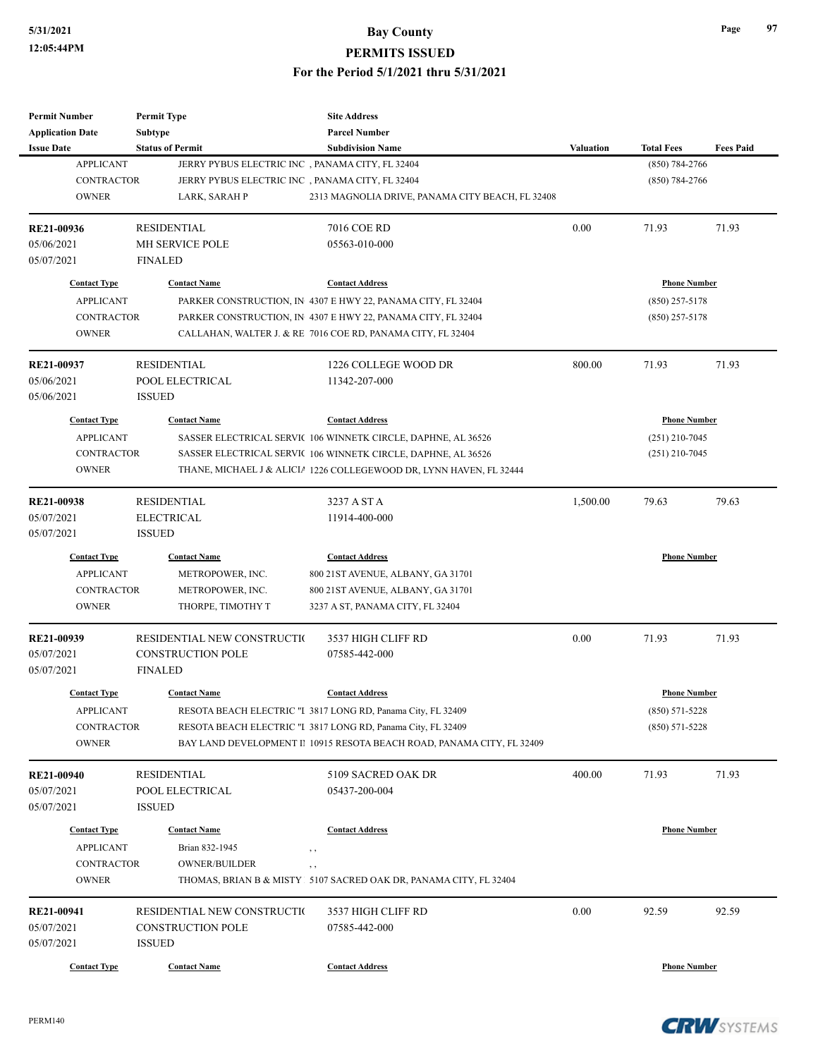| Permit Number | Permit Type | Site Address | | | |
|---|---|---|---|---|---|
| Application Date | Subtype | Parcel Number | | | |
| Issue Date | Status of Permit | Subdivision Name | Valuation | Total Fees | Fees Paid |

| Contact Type | Contact Name | Contact Address | Phone Number |
|---|---|---|---|
| APPLICANT | JERRY PYBUS ELECTRIC INC | , PANAMA CITY, FL 32404 | (850) 784-2766 |
| CONTRACTOR | JERRY PYBUS ELECTRIC INC | , PANAMA CITY, FL 32404 | (850) 784-2766 |
| OWNER | LARK, SARAH P | 2313 MAGNOLIA DRIVE, PANAMA CITY BEACH, FL 32408 | |

| RE21-00936 | RESIDENTIAL | 7016 COE RD | 0.00 | 71.93 | 71.93 |
|---|---|---|---|---|---|
| 05/06/2021 | MH SERVICE POLE | 05563-010-000 | | | |
| 05/07/2021 | FINALED | | | | |

| Contact Type | Contact Name | Contact Address | Phone Number |
|---|---|---|---|
| APPLICANT | PARKER CONSTRUCTION, IN | 4307 E HWY 22, PANAMA CITY, FL 32404 | (850) 257-5178 |
| CONTRACTOR | PARKER CONSTRUCTION, IN | 4307 E HWY 22, PANAMA CITY, FL 32404 | (850) 257-5178 |
| OWNER | CALLAHAN, WALTER J. & RE | 7016 COE RD, PANAMA CITY, FL 32404 | |

| RE21-00937 | RESIDENTIAL | 1226 COLLEGE WOOD DR | 800.00 | 71.93 | 71.93 |
|---|---|---|---|---|---|
| 05/06/2021 | POOL ELECTRICAL | 11342-207-000 | | | |
| 05/06/2021 | ISSUED | | | | |

| Contact Type | Contact Name | Contact Address | Phone Number |
|---|---|---|---|
| APPLICANT | SASSER ELECTRICAL SERVIC | 106 WINNETK CIRCLE, DAPHNE, AL 36526 | (251) 210-7045 |
| CONTRACTOR | SASSER ELECTRICAL SERVIC | 106 WINNETK CIRCLE, DAPHNE, AL 36526 | (251) 210-7045 |
| OWNER | THANE, MICHAEL J & ALICIA | 1226 COLLEGEWOOD DR, LYNN HAVEN, FL 32444 | |

| RE21-00938 | RESIDENTIAL | 3237 A ST A | 1,500.00 | 79.63 | 79.63 |
|---|---|---|---|---|---|
| 05/07/2021 | ELECTRICAL | 11914-400-000 | | | |
| 05/07/2021 | ISSUED | | | | |

| Contact Type | Contact Name | Contact Address | Phone Number |
|---|---|---|---|
| APPLICANT | METROPOWER, INC. | 800 21ST AVENUE, ALBANY, GA 31701 | |
| CONTRACTOR | METROPOWER, INC. | 800 21ST AVENUE, ALBANY, GA 31701 | |
| OWNER | THORPE, TIMOTHY T | 3237 A ST, PANAMA CITY, FL 32404 | |

| RE21-00939 | RESIDENTIAL NEW CONSTRUCTIO | 3537 HIGH CLIFF RD | 0.00 | 71.93 | 71.93 |
|---|---|---|---|---|---|
| 05/07/2021 | CONSTRUCTION POLE | 07585-442-000 | | | |
| 05/07/2021 | FINALED | | | | |

| Contact Type | Contact Name | Contact Address | Phone Number |
|---|---|---|---|
| APPLICANT | RESOTA BEACH ELECTRIC "I | 3817 LONG RD, Panama City, FL 32409 | (850) 571-5228 |
| CONTRACTOR | RESOTA BEACH ELECTRIC "I | 3817 LONG RD, Panama City, FL 32409 | (850) 571-5228 |
| OWNER | BAY LAND DEVELOPMENT II | 10915 RESOTA BEACH ROAD, PANAMA CITY, FL 32409 | |

| RE21-00940 | RESIDENTIAL | 5109 SACRED OAK DR | 400.00 | 71.93 | 71.93 |
|---|---|---|---|---|---|
| 05/07/2021 | POOL ELECTRICAL | 05437-200-004 | | | |
| 05/07/2021 | ISSUED | | | | |

| Contact Type | Contact Name | Contact Address | Phone Number |
|---|---|---|---|
| APPLICANT | Brian 832-1945 | , , | |
| CONTRACTOR | OWNER/BUILDER | , , | |
| OWNER | THOMAS, BRIAN B & MISTY | 5107 SACRED OAK DR, PANAMA CITY, FL 32404 | |

| RE21-00941 | RESIDENTIAL NEW CONSTRUCTIO | 3537 HIGH CLIFF RD | 0.00 | 92.59 | 92.59 |
|---|---|---|---|---|---|
| 05/07/2021 | CONSTRUCTION POLE | 07585-442-000 | | | |
| 05/07/2021 | ISSUED | | | | |

| Contact Type | Contact Name | Contact Address | Phone Number |
|---|---|---|---|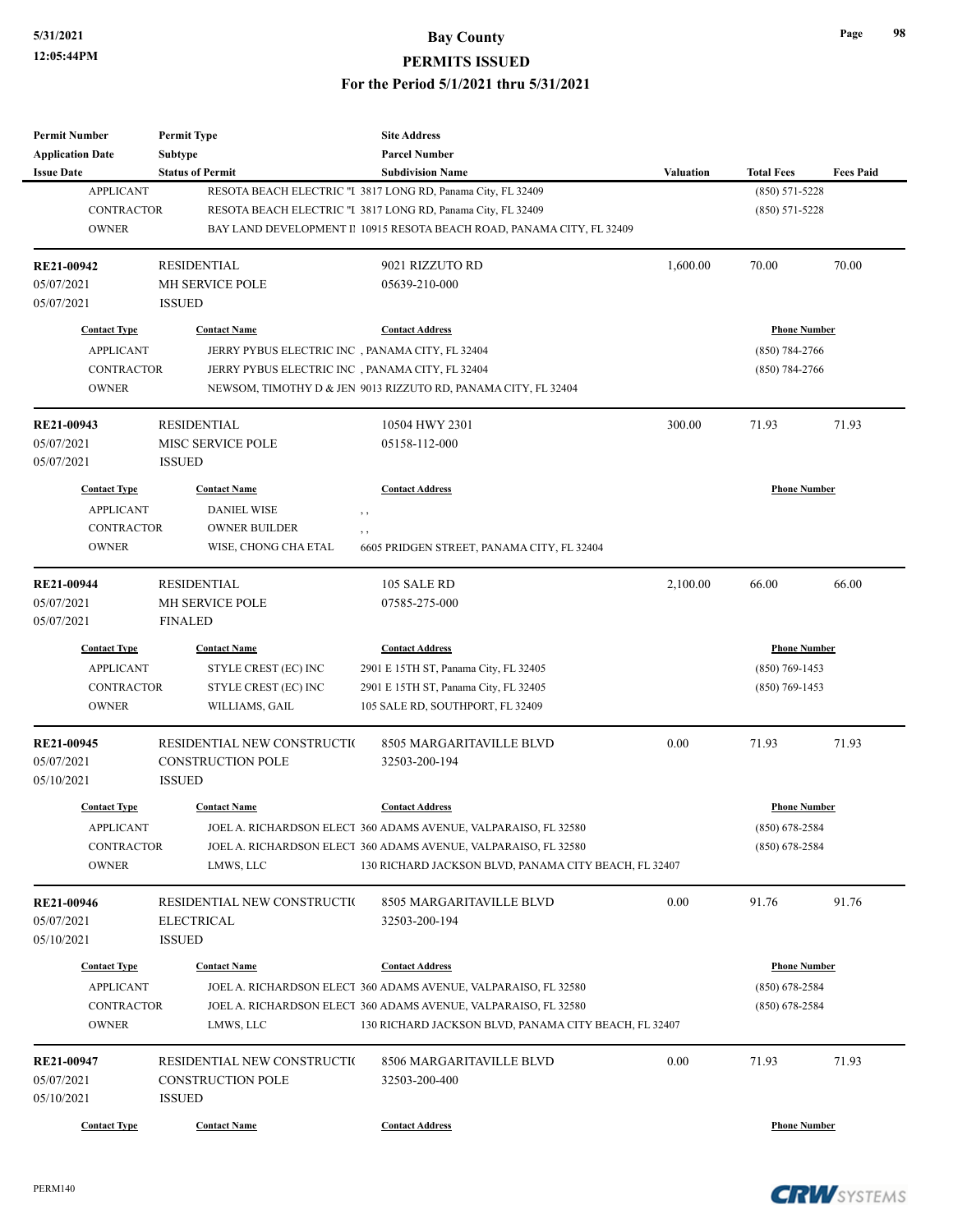| Permit Number | Permit Type | Site Address | | | |
|---|---|---|---|---|---|
| Application Date | Subtype | Parcel Number | | | |
| Issue Date | Status of Permit | Subdivision Name | Valuation | Total Fees | Fees Paid |

| Contact Type | Contact Name | Contact Address | Phone Number |
|---|---|---|---|
| APPLICANT | RESOTA BEACH ELECTRIC "I | 3817 LONG RD, Panama City, FL 32409 | (850) 571-5228 |
| CONTRACTOR | RESOTA BEACH ELECTRIC "I | 3817 LONG RD, Panama City, FL 32409 | (850) 571-5228 |
| OWNER | BAY LAND DEVELOPMENT I | 10915 RESOTA BEACH ROAD, PANAMA CITY, FL 32409 | |

| **RE21-00942** | RESIDENTIAL | 9021 RIZZUTO RD | 1,600.00 | 70.00 | 70.00 |
|---|---|---|---|---|---|
| 05/07/2021 | MH SERVICE POLE | 05639-210-000 | | | |
| 05/07/2021 | ISSUED | | | | |

| Contact Type | Contact Name | Contact Address | Phone Number |
|---|---|---|---|
| APPLICANT | JERRY PYBUS ELECTRIC INC | , PANAMA CITY, FL 32404 | (850) 784-2766 |
| CONTRACTOR | JERRY PYBUS ELECTRIC INC | , PANAMA CITY, FL 32404 | (850) 784-2766 |
| OWNER | NEWSOM, TIMOTHY D & JEN | 9013 RIZZUTO RD, PANAMA CITY, FL 32404 | |

| **RE21-00943** | RESIDENTIAL | 10504 HWY 2301 | 300.00 | 71.93 | 71.93 |
|---|---|---|---|---|---|
| 05/07/2021 | MISC SERVICE POLE | 05158-112-000 | | | |
| 05/07/2021 | ISSUED | | | | |

| Contact Type | Contact Name | Contact Address | Phone Number |
|---|---|---|---|
| APPLICANT | DANIEL WISE | , , | |
| CONTRACTOR | OWNER BUILDER | , , | |
| OWNER | WISE, CHONG CHA ETAL | 6605 PRIDGEN STREET, PANAMA CITY, FL 32404 | |

| **RE21-00944** | RESIDENTIAL | 105 SALE RD | 2,100.00 | 66.00 | 66.00 |
|---|---|---|---|---|---|
| 05/07/2021 | MH SERVICE POLE | 07585-275-000 | | | |
| 05/07/2021 | FINALED | | | | |

| Contact Type | Contact Name | Contact Address | Phone Number |
|---|---|---|---|
| APPLICANT | STYLE CREST (EC) INC | 2901 E 15TH ST, Panama City, FL 32405 | (850) 769-1453 |
| CONTRACTOR | STYLE CREST (EC) INC | 2901 E 15TH ST, Panama City, FL 32405 | (850) 769-1453 |
| OWNER | WILLIAMS, GAIL | 105 SALE RD, SOUTHPORT, FL 32409 | |

| **RE21-00945** | RESIDENTIAL NEW CONSTRUCTI( | 8505 MARGARITAVILLE BLVD | 0.00 | 71.93 | 71.93 |
|---|---|---|---|---|---|
| 05/07/2021 | CONSTRUCTION POLE | 32503-200-194 | | | |
| 05/10/2021 | ISSUED | | | | |

| Contact Type | Contact Name | Contact Address | Phone Number |
|---|---|---|---|
| APPLICANT | JOEL A. RICHARDSON ELECT | 360 ADAMS AVENUE, VALPARAISO, FL 32580 | (850) 678-2584 |
| CONTRACTOR | JOEL A. RICHARDSON ELECT | 360 ADAMS AVENUE, VALPARAISO, FL 32580 | (850) 678-2584 |
| OWNER | LMWS, LLC | 130 RICHARD JACKSON BLVD, PANAMA CITY BEACH, FL 32407 | |

| **RE21-00946** | RESIDENTIAL NEW CONSTRUCTI( | 8505 MARGARITAVILLE BLVD | 0.00 | 91.76 | 91.76 |
|---|---|---|---|---|---|
| 05/07/2021 | ELECTRICAL | 32503-200-194 | | | |
| 05/10/2021 | ISSUED | | | | |

| Contact Type | Contact Name | Contact Address | Phone Number |
|---|---|---|---|
| APPLICANT | JOEL A. RICHARDSON ELECT | 360 ADAMS AVENUE, VALPARAISO, FL 32580 | (850) 678-2584 |
| CONTRACTOR | JOEL A. RICHARDSON ELECT | 360 ADAMS AVENUE, VALPARAISO, FL 32580 | (850) 678-2584 |
| OWNER | LMWS, LLC | 130 RICHARD JACKSON BLVD, PANAMA CITY BEACH, FL 32407 | |

| **RE21-00947** | RESIDENTIAL NEW CONSTRUCTI( | 8506 MARGARITAVILLE BLVD | 0.00 | 71.93 | 71.93 |
|---|---|---|---|---|---|
| 05/07/2021 | CONSTRUCTION POLE | 32503-200-400 | | | |
| 05/10/2021 | ISSUED | | | | |

| Contact Type | Contact Name | Contact Address | Phone Number |
|---|---|---|---|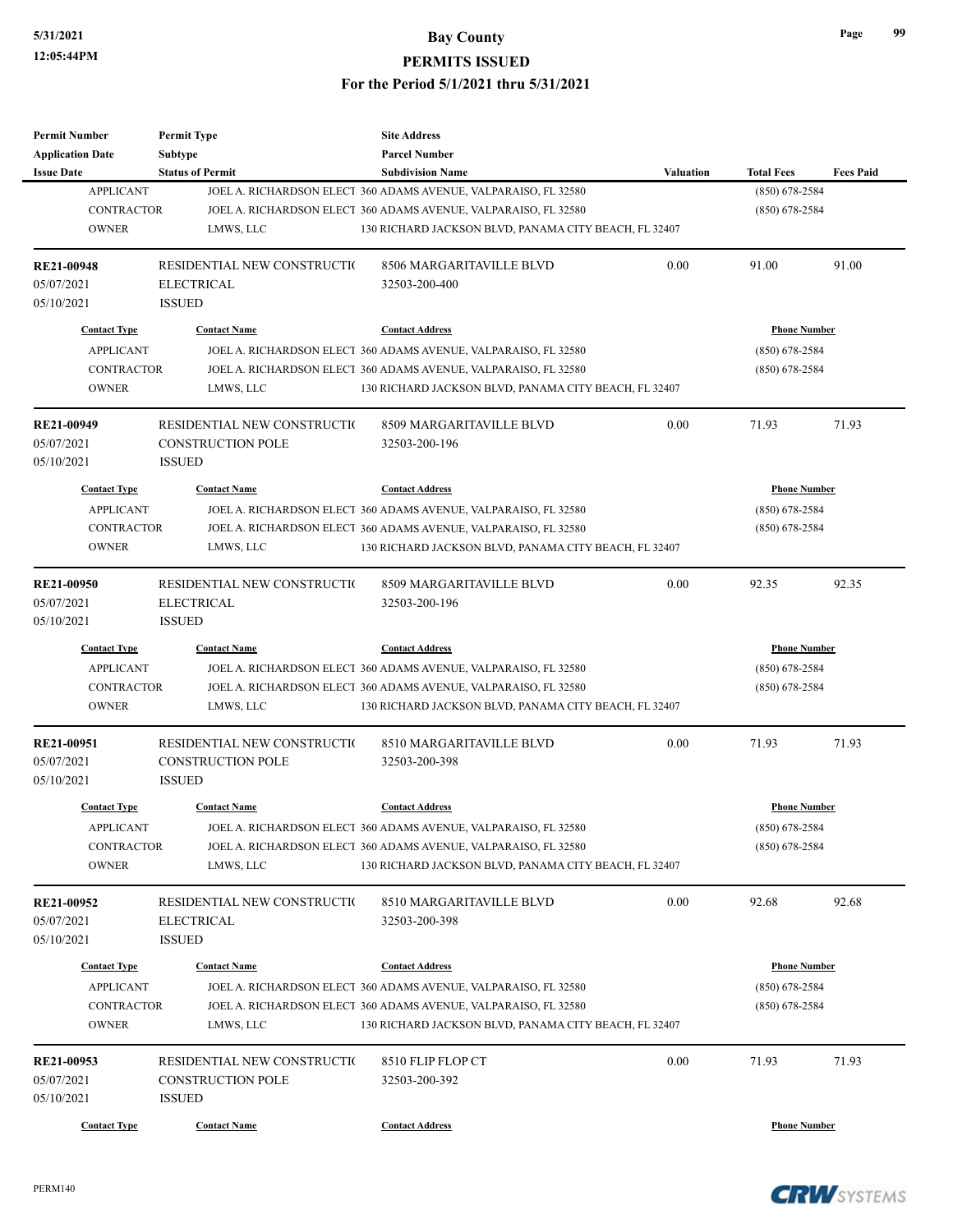| Permit Number | Permit Type | Site Address | | | |
|---|---|---|---|---|---|
| Application Date | Subtype | Parcel Number | | | |
| Issue Date | Status of Permit | Subdivision Name | Valuation | Total Fees | Fees Paid |

| Contact Type | Contact Name | Contact Address | Phone Number |
|---|---|---|---|
| APPLICANT | JOEL A. RICHARDSON ELECT | 360 ADAMS AVENUE, VALPARAISO, FL 32580 | (850) 678-2584 |
| CONTRACTOR | JOEL A. RICHARDSON ELECT | 360 ADAMS AVENUE, VALPARAISO, FL 32580 | (850) 678-2584 |
| OWNER | LMWS, LLC | 130 RICHARD JACKSON BLVD, PANAMA CITY BEACH, FL 32407 | |

| RE21-00948 | RESIDENTIAL NEW CONSTRUCTI( | 8506 MARGARITAVILLE BLVD | 0.00 | 91.00 | 91.00 |
|---|---|---|---|---|---|
| 05/07/2021 | ELECTRICAL | 32503-200-400 | | | |
| 05/10/2021 | ISSUED | | | | |

| Contact Type | Contact Name | Contact Address | Phone Number |
|---|---|---|---|
| APPLICANT | JOEL A. RICHARDSON ELECT | 360 ADAMS AVENUE, VALPARAISO, FL 32580 | (850) 678-2584 |
| CONTRACTOR | JOEL A. RICHARDSON ELECT | 360 ADAMS AVENUE, VALPARAISO, FL 32580 | (850) 678-2584 |
| OWNER | LMWS, LLC | 130 RICHARD JACKSON BLVD, PANAMA CITY BEACH, FL 32407 | |

| RE21-00949 | RESIDENTIAL NEW CONSTRUCTI( | 8509 MARGARITAVILLE BLVD | 0.00 | 71.93 | 71.93 |
|---|---|---|---|---|---|
| 05/07/2021 | CONSTRUCTION POLE | 32503-200-196 | | | |
| 05/10/2021 | ISSUED | | | | |

| Contact Type | Contact Name | Contact Address | Phone Number |
|---|---|---|---|
| APPLICANT | JOEL A. RICHARDSON ELECT | 360 ADAMS AVENUE, VALPARAISO, FL 32580 | (850) 678-2584 |
| CONTRACTOR | JOEL A. RICHARDSON ELECT | 360 ADAMS AVENUE, VALPARAISO, FL 32580 | (850) 678-2584 |
| OWNER | LMWS, LLC | 130 RICHARD JACKSON BLVD, PANAMA CITY BEACH, FL 32407 | |

| RE21-00950 | RESIDENTIAL NEW CONSTRUCTI( | 8509 MARGARITAVILLE BLVD | 0.00 | 92.35 | 92.35 |
|---|---|---|---|---|---|
| 05/07/2021 | ELECTRICAL | 32503-200-196 | | | |
| 05/10/2021 | ISSUED | | | | |

| Contact Type | Contact Name | Contact Address | Phone Number |
|---|---|---|---|
| APPLICANT | JOEL A. RICHARDSON ELECT | 360 ADAMS AVENUE, VALPARAISO, FL 32580 | (850) 678-2584 |
| CONTRACTOR | JOEL A. RICHARDSON ELECT | 360 ADAMS AVENUE, VALPARAISO, FL 32580 | (850) 678-2584 |
| OWNER | LMWS, LLC | 130 RICHARD JACKSON BLVD, PANAMA CITY BEACH, FL 32407 | |

| RE21-00951 | RESIDENTIAL NEW CONSTRUCTI( | 8510 MARGARITAVILLE BLVD | 0.00 | 71.93 | 71.93 |
|---|---|---|---|---|---|
| 05/07/2021 | CONSTRUCTION POLE | 32503-200-398 | | | |
| 05/10/2021 | ISSUED | | | | |

| Contact Type | Contact Name | Contact Address | Phone Number |
|---|---|---|---|
| APPLICANT | JOEL A. RICHARDSON ELECT | 360 ADAMS AVENUE, VALPARAISO, FL 32580 | (850) 678-2584 |
| CONTRACTOR | JOEL A. RICHARDSON ELECT | 360 ADAMS AVENUE, VALPARAISO, FL 32580 | (850) 678-2584 |
| OWNER | LMWS, LLC | 130 RICHARD JACKSON BLVD, PANAMA CITY BEACH, FL 32407 | |

| RE21-00952 | RESIDENTIAL NEW CONSTRUCTI( | 8510 MARGARITAVILLE BLVD | 0.00 | 92.68 | 92.68 |
|---|---|---|---|---|---|
| 05/07/2021 | ELECTRICAL | 32503-200-398 | | | |
| 05/10/2021 | ISSUED | | | | |

| Contact Type | Contact Name | Contact Address | Phone Number |
|---|---|---|---|
| APPLICANT | JOEL A. RICHARDSON ELECT | 360 ADAMS AVENUE, VALPARAISO, FL 32580 | (850) 678-2584 |
| CONTRACTOR | JOEL A. RICHARDSON ELECT | 360 ADAMS AVENUE, VALPARAISO, FL 32580 | (850) 678-2584 |
| OWNER | LMWS, LLC | 130 RICHARD JACKSON BLVD, PANAMA CITY BEACH, FL 32407 | |

| RE21-00953 | RESIDENTIAL NEW CONSTRUCTI( | 8510 FLIP FLOP CT | 0.00 | 71.93 | 71.93 |
|---|---|---|---|---|---|
| 05/07/2021 | CONSTRUCTION POLE | 32503-200-392 | | | |
| 05/10/2021 | ISSUED | | | | |

| Contact Type | Contact Name | Contact Address | Phone Number |
|---|---|---|---|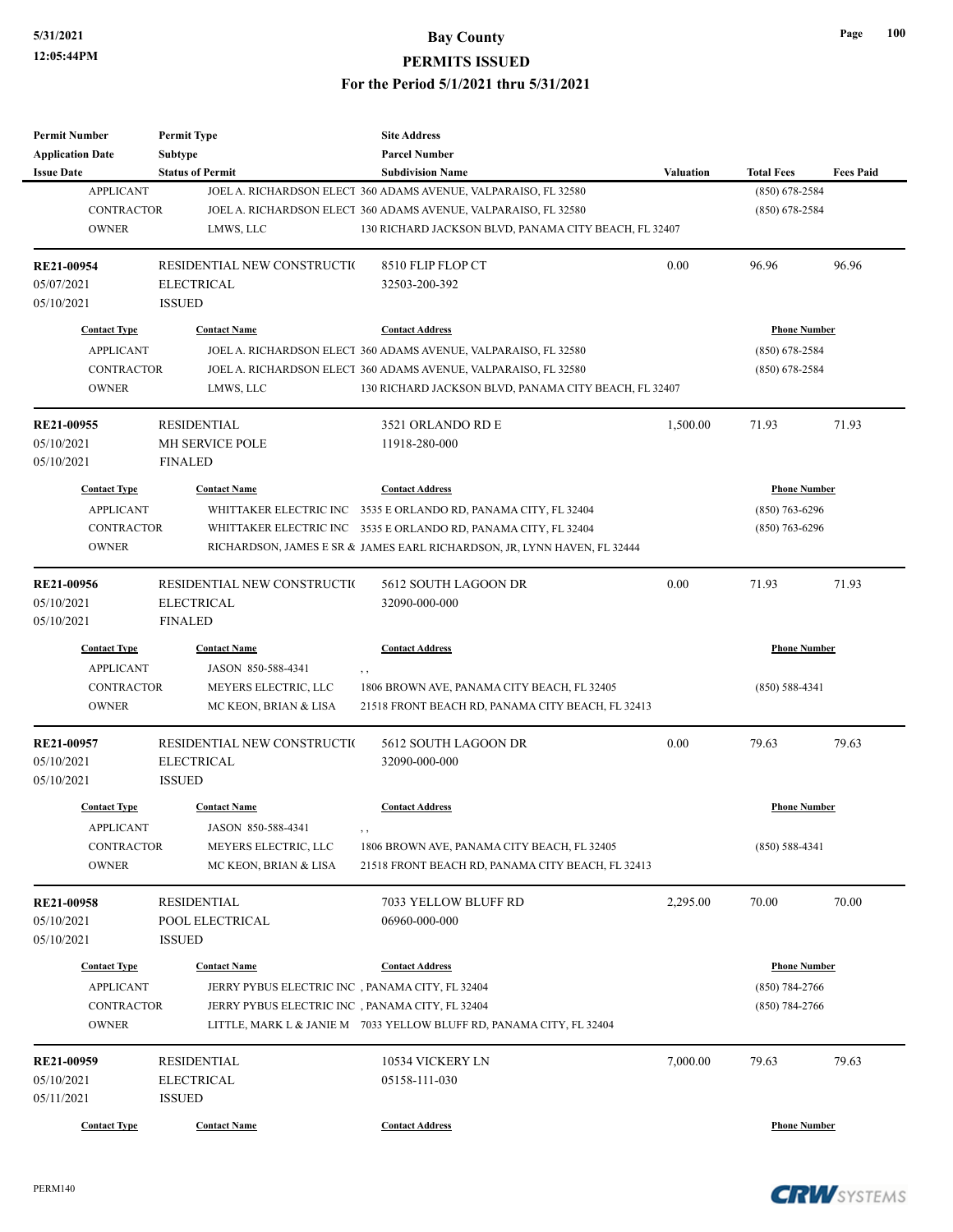# Bay County
## PERMITS ISSUED
### For the Period 5/1/2021 thru 5/31/2021

| Permit Number / Application Date / Issue Date | Permit Type / Subtype / Status of Permit | Site Address / Parcel Number / Subdivision Name | Valuation | Total Fees | Fees Paid |
|---|---|---|---|---|---|

| Contact Type | Contact Name | Contact Address | Phone Number |
|---|---|---|---|
| APPLICANT | JOEL A. RICHARDSON ELECT | 360 ADAMS AVENUE, VALPARAISO, FL 32580 | (850) 678-2584 |
| CONTRACTOR | JOEL A. RICHARDSON ELECT | 360 ADAMS AVENUE, VALPARAISO, FL 32580 | (850) 678-2584 |
| OWNER | LMWS, LLC | 130 RICHARD JACKSON BLVD, PANAMA CITY BEACH, FL 32407 | |

---

| RE21-00954 | RESIDENTIAL NEW CONSTRUCTI( | 8510 FLIP FLOP CT | 0.00 | 96.96 | 96.96 |
|---|---|---|---|---|---|
| 05/07/2021 | ELECTRICAL | 32503-200-392 | | | |
| 05/10/2021 | ISSUED | | | | |

| Contact Type | Contact Name | Contact Address | Phone Number |
|---|---|---|---|
| APPLICANT | JOEL A. RICHARDSON ELECT | 360 ADAMS AVENUE, VALPARAISO, FL 32580 | (850) 678-2584 |
| CONTRACTOR | JOEL A. RICHARDSON ELECT | 360 ADAMS AVENUE, VALPARAISO, FL 32580 | (850) 678-2584 |
| OWNER | LMWS, LLC | 130 RICHARD JACKSON BLVD, PANAMA CITY BEACH, FL 32407 | |

---

| RE21-00955 | RESIDENTIAL | 3521 ORLANDO RD E | 1,500.00 | 71.93 | 71.93 |
|---|---|---|---|---|---|
| 05/10/2021 | MH SERVICE POLE | 11918-280-000 | | | |
| 05/10/2021 | FINALED | | | | |

| Contact Type | Contact Name | Contact Address | Phone Number |
|---|---|---|---|
| APPLICANT | WHITTAKER ELECTRIC INC | 3535 E ORLANDO RD, PANAMA CITY, FL 32404 | (850) 763-6296 |
| CONTRACTOR | WHITTAKER ELECTRIC INC | 3535 E ORLANDO RD, PANAMA CITY, FL 32404 | (850) 763-6296 |
| OWNER | RICHARDSON, JAMES E SR & | JAMES EARL RICHARDSON, JR, LYNN HAVEN, FL 32444 | |

---

| RE21-00956 | RESIDENTIAL NEW CONSTRUCTI( | 5612 SOUTH LAGOON DR | 0.00 | 71.93 | 71.93 |
|---|---|---|---|---|---|
| 05/10/2021 | ELECTRICAL | 32090-000-000 | | | |
| 05/10/2021 | FINALED | | | | |

| Contact Type | Contact Name | Contact Address | Phone Number |
|---|---|---|---|
| APPLICANT | JASON 850-588-4341 | , , | |
| CONTRACTOR | MEYERS ELECTRIC, LLC | 1806 BROWN AVE, PANAMA CITY BEACH, FL 32405 | (850) 588-4341 |
| OWNER | MC KEON, BRIAN & LISA | 21518 FRONT BEACH RD, PANAMA CITY BEACH, FL 32413 | |

---

| RE21-00957 | RESIDENTIAL NEW CONSTRUCTI( | 5612 SOUTH LAGOON DR | 0.00 | 79.63 | 79.63 |
|---|---|---|---|---|---|
| 05/10/2021 | ELECTRICAL | 32090-000-000 | | | |
| 05/10/2021 | ISSUED | | | | |

| Contact Type | Contact Name | Contact Address | Phone Number |
|---|---|---|---|
| APPLICANT | JASON 850-588-4341 | , , | |
| CONTRACTOR | MEYERS ELECTRIC, LLC | 1806 BROWN AVE, PANAMA CITY BEACH, FL 32405 | (850) 588-4341 |
| OWNER | MC KEON, BRIAN & LISA | 21518 FRONT BEACH RD, PANAMA CITY BEACH, FL 32413 | |

---

| RE21-00958 | RESIDENTIAL | 7033 YELLOW BLUFF RD | 2,295.00 | 70.00 | 70.00 |
|---|---|---|---|---|---|
| 05/10/2021 | POOL ELECTRICAL | 06960-000-000 | | | |
| 05/10/2021 | ISSUED | | | | |

| Contact Type | Contact Name | Contact Address | Phone Number |
|---|---|---|---|
| APPLICANT | JERRY PYBUS ELECTRIC INC | , PANAMA CITY, FL 32404 | (850) 784-2766 |
| CONTRACTOR | JERRY PYBUS ELECTRIC INC | , PANAMA CITY, FL 32404 | (850) 784-2766 |
| OWNER | LITTLE, MARK L & JANIE M | 7033 YELLOW BLUFF RD, PANAMA CITY, FL 32404 | |

---

| RE21-00959 | RESIDENTIAL | 10534 VICKERY LN | 7,000.00 | 79.63 | 79.63 |
|---|---|---|---|---|---|
| 05/10/2021 | ELECTRICAL | 05158-111-030 | | | |
| 05/11/2021 | ISSUED | | | | |

| Contact Type | Contact Name | Contact Address | Phone Number |
|---|---|---|---|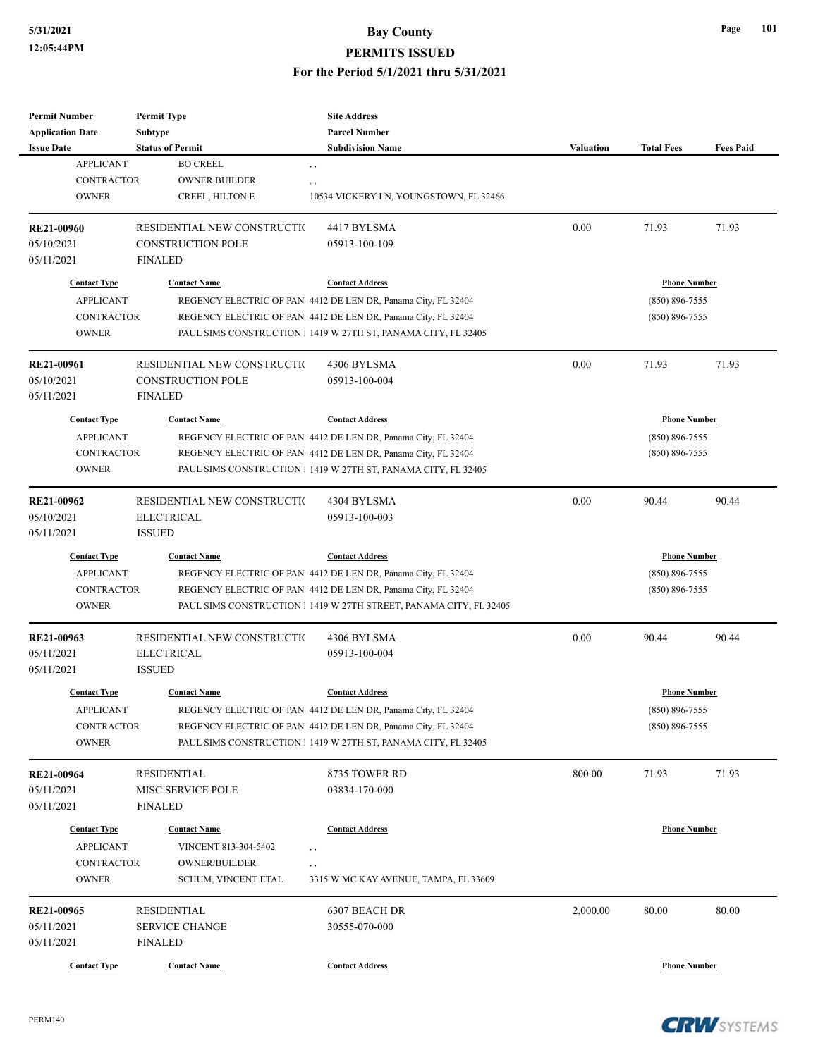| Permit Number | Permit Type | Site Address | | | |
|---|---|---|---|---|---|
| Application Date | Subtype | Parcel Number | | | |
| Issue Date | Status of Permit | Subdivision Name | Valuation | Total Fees | Fees Paid |

| Contact Type | Contact Name | Contact Address | Phone Number |
|---|---|---|---|
| APPLICANT | BO CREEL | , , | |
| CONTRACTOR | OWNER BUILDER | , , | |
| OWNER | CREEL, HILTON E | 10534 VICKERY LN, YOUNGSTOWN, FL 32466 | |

| Permit Number | Permit Type | Site Address | Valuation | Total Fees | Fees Paid |
|---|---|---|---|---|---|
| RE21-00960 | RESIDENTIAL NEW CONSTRUCTI( | 4417 BYLSMA | 0.00 | 71.93 | 71.93 |
| 05/10/2021 | CONSTRUCTION POLE | 05913-100-109 | | | |
| 05/11/2021 | FINALED | | | | |

| Contact Type | Contact Name | Contact Address | Phone Number |
|---|---|---|---|
| APPLICANT | REGENCY ELECTRIC OF PAN | 4412 DE LEN DR, Panama City, FL 32404 | (850) 896-7555 |
| CONTRACTOR | REGENCY ELECTRIC OF PAN | 4412 DE LEN DR, Panama City, FL 32404 | (850) 896-7555 |
| OWNER | PAUL SIMS CONSTRUCTION | 1419 W 27TH ST, PANAMA CITY, FL 32405 | |

| Permit Number | Permit Type | Site Address | Valuation | Total Fees | Fees Paid |
|---|---|---|---|---|---|
| RE21-00961 | RESIDENTIAL NEW CONSTRUCTI( | 4306 BYLSMA | 0.00 | 71.93 | 71.93 |
| 05/10/2021 | CONSTRUCTION POLE | 05913-100-004 | | | |
| 05/11/2021 | FINALED | | | | |

| Contact Type | Contact Name | Contact Address | Phone Number |
|---|---|---|---|
| APPLICANT | REGENCY ELECTRIC OF PAN | 4412 DE LEN DR, Panama City, FL 32404 | (850) 896-7555 |
| CONTRACTOR | REGENCY ELECTRIC OF PAN | 4412 DE LEN DR, Panama City, FL 32404 | (850) 896-7555 |
| OWNER | PAUL SIMS CONSTRUCTION | 1419 W 27TH ST, PANAMA CITY, FL 32405 | |

| Permit Number | Permit Type | Site Address | Valuation | Total Fees | Fees Paid |
|---|---|---|---|---|---|
| RE21-00962 | RESIDENTIAL NEW CONSTRUCTI( | 4304 BYLSMA | 0.00 | 90.44 | 90.44 |
| 05/10/2021 | ELECTRICAL | 05913-100-003 | | | |
| 05/11/2021 | ISSUED | | | | |

| Contact Type | Contact Name | Contact Address | Phone Number |
|---|---|---|---|
| APPLICANT | REGENCY ELECTRIC OF PAN | 4412 DE LEN DR, Panama City, FL 32404 | (850) 896-7555 |
| CONTRACTOR | REGENCY ELECTRIC OF PAN | 4412 DE LEN DR, Panama City, FL 32404 | (850) 896-7555 |
| OWNER | PAUL SIMS CONSTRUCTION | 1419 W 27TH STREET, PANAMA CITY, FL 32405 | |

| Permit Number | Permit Type | Site Address | Valuation | Total Fees | Fees Paid |
|---|---|---|---|---|---|
| RE21-00963 | RESIDENTIAL NEW CONSTRUCTI( | 4306 BYLSMA | 0.00 | 90.44 | 90.44 |
| 05/11/2021 | ELECTRICAL | 05913-100-004 | | | |
| 05/11/2021 | ISSUED | | | | |

| Contact Type | Contact Name | Contact Address | Phone Number |
|---|---|---|---|
| APPLICANT | REGENCY ELECTRIC OF PAN | 4412 DE LEN DR, Panama City, FL 32404 | (850) 896-7555 |
| CONTRACTOR | REGENCY ELECTRIC OF PAN | 4412 DE LEN DR, Panama City, FL 32404 | (850) 896-7555 |
| OWNER | PAUL SIMS CONSTRUCTION | 1419 W 27TH ST, PANAMA CITY, FL 32405 | |

| Permit Number | Permit Type | Site Address | Valuation | Total Fees | Fees Paid |
|---|---|---|---|---|---|
| RE21-00964 | RESIDENTIAL | 8735 TOWER RD | 800.00 | 71.93 | 71.93 |
| 05/11/2021 | MISC SERVICE POLE | 03834-170-000 | | | |
| 05/11/2021 | FINALED | | | | |

| Contact Type | Contact Name | Contact Address | Phone Number |
|---|---|---|---|
| APPLICANT | VINCENT 813-304-5402 | , , | |
| CONTRACTOR | OWNER/BUILDER | , , | |
| OWNER | SCHUM, VINCENT ETAL | 3315 W MC KAY AVENUE, TAMPA, FL 33609 | |

| Permit Number | Permit Type | Site Address | Valuation | Total Fees | Fees Paid |
|---|---|---|---|---|---|
| RE21-00965 | RESIDENTIAL | 6307 BEACH DR | 2,000.00 | 80.00 | 80.00 |
| 05/11/2021 | SERVICE CHANGE | 30555-070-000 | | | |
| 05/11/2021 | FINALED | | | | |

| Contact Type | Contact Name | Contact Address | Phone Number |
|---|---|---|---|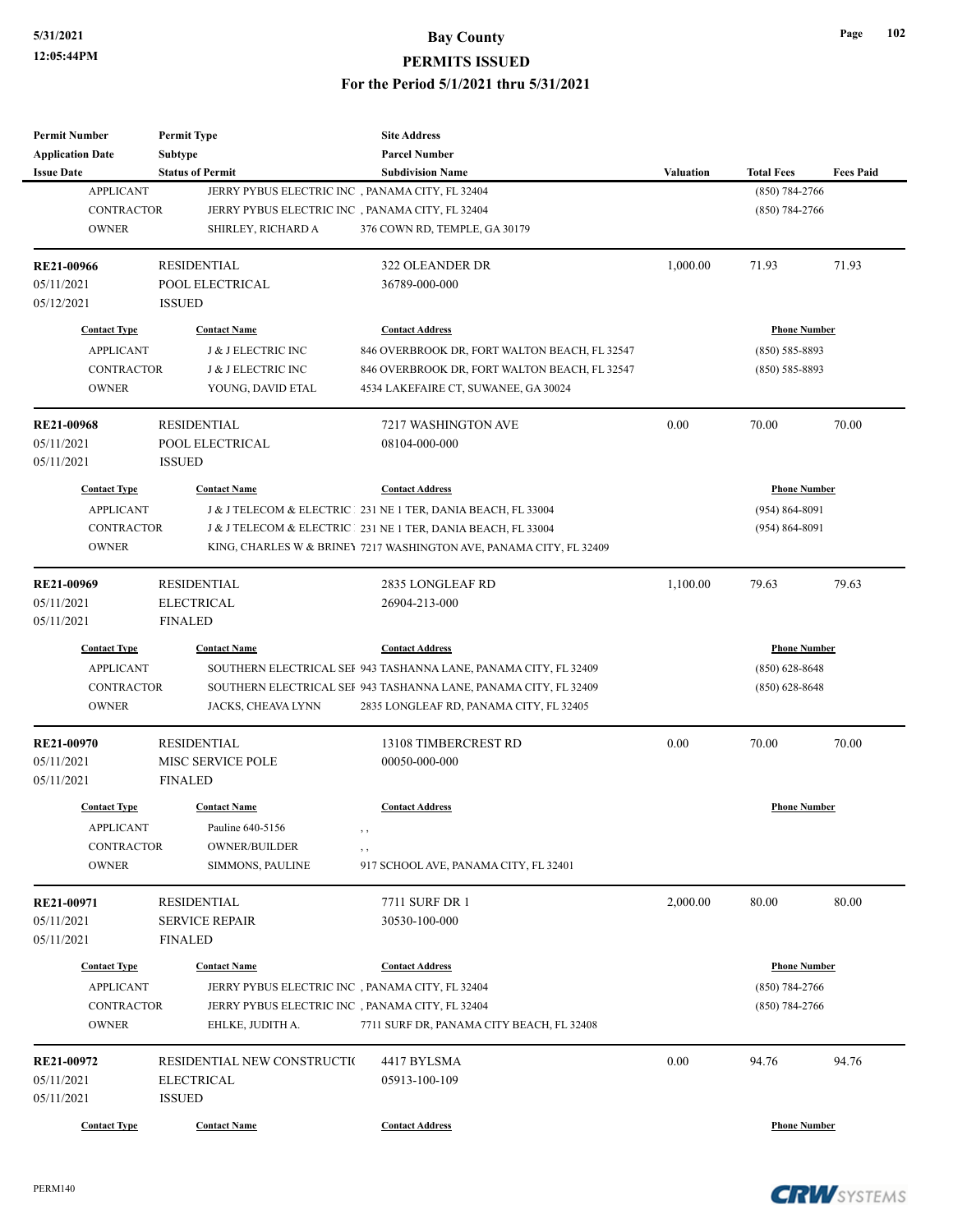# Bay County
## PERMITS ISSUED
### For the Period 5/1/2021 thru 5/31/2021

| Permit Number / Application Date / Issue Date | Permit Type / Subtype / Status of Permit | Site Address / Parcel Number / Subdivision Name | Valuation | Total Fees | Fees Paid |
|---|---|---|---|---|---|
| APPLICANT | JERRY PYBUS ELECTRIC INC | , PANAMA CITY, FL 32404 | | (850) 784-2766 | |
| CONTRACTOR | JERRY PYBUS ELECTRIC INC | , PANAMA CITY, FL 32404 | | (850) 784-2766 | |
| OWNER | SHIRLEY, RICHARD A | 376 COWN RD, TEMPLE, GA 30179 | | | |

| Permit Number | Permit Type | Site Address | Valuation | Total Fees | Fees Paid |
|---|---|---|---|---|---|
| RE21-00966 | RESIDENTIAL | 322 OLEANDER DR | 1,000.00 | 71.93 | 71.93 |
| 05/11/2021 | POOL ELECTRICAL | 36789-000-000 | | | |
| 05/12/2021 | ISSUED | | | | |

| Contact Type | Contact Name | Contact Address | Phone Number |
|---|---|---|---|
| APPLICANT | J & J ELECTRIC INC | 846 OVERBROOK DR, FORT WALTON BEACH, FL 32547 | (850) 585-8893 |
| CONTRACTOR | J & J ELECTRIC INC | 846 OVERBROOK DR, FORT WALTON BEACH, FL 32547 | (850) 585-8893 |
| OWNER | YOUNG, DAVID ETAL | 4534 LAKEFAIRE CT, SUWANEE, GA 30024 | |

| Permit Number | Permit Type | Site Address | Valuation | Total Fees | Fees Paid |
|---|---|---|---|---|---|
| RE21-00968 | RESIDENTIAL | 7217 WASHINGTON AVE | 0.00 | 70.00 | 70.00 |
| 05/11/2021 | POOL ELECTRICAL | 08104-000-000 | | | |
| 05/11/2021 | ISSUED | | | | |

| Contact Type | Contact Name | Contact Address | Phone Number |
|---|---|---|---|
| APPLICANT | J & J TELECOM & ELECTRIC | 231 NE 1 TER, DANIA BEACH, FL 33004 | (954) 864-8091 |
| CONTRACTOR | J & J TELECOM & ELECTRIC | 231 NE 1 TER, DANIA BEACH, FL 33004 | (954) 864-8091 |
| OWNER | KING, CHARLES W & BRINEY | 7217 WASHINGTON AVE, PANAMA CITY, FL 32409 | |

| Permit Number | Permit Type | Site Address | Valuation | Total Fees | Fees Paid |
|---|---|---|---|---|---|
| RE21-00969 | RESIDENTIAL | 2835 LONGLEAF RD | 1,100.00 | 79.63 | 79.63 |
| 05/11/2021 | ELECTRICAL | 26904-213-000 | | | |
| 05/11/2021 | FINALED | | | | |

| Contact Type | Contact Name | Contact Address | Phone Number |
|---|---|---|---|
| APPLICANT | SOUTHERN ELECTRICAL SEI | 943 TASHANNA LANE, PANAMA CITY, FL 32409 | (850) 628-8648 |
| CONTRACTOR | SOUTHERN ELECTRICAL SEI | 943 TASHANNA LANE, PANAMA CITY, FL 32409 | (850) 628-8648 |
| OWNER | JACKS, CHEAVA LYNN | 2835 LONGLEAF RD, PANAMA CITY, FL 32405 | |

| Permit Number | Permit Type | Site Address | Valuation | Total Fees | Fees Paid |
|---|---|---|---|---|---|
| RE21-00970 | RESIDENTIAL | 13108 TIMBERCREST RD | 0.00 | 70.00 | 70.00 |
| 05/11/2021 | MISC SERVICE POLE | 00050-000-000 | | | |
| 05/11/2021 | FINALED | | | | |

| Contact Type | Contact Name | Contact Address | Phone Number |
|---|---|---|---|
| APPLICANT | Pauline 640-5156 | , , | |
| CONTRACTOR | OWNER/BUILDER | , , | |
| OWNER | SIMMONS, PAULINE | 917 SCHOOL AVE, PANAMA CITY, FL 32401 | |

| Permit Number | Permit Type | Site Address | Valuation | Total Fees | Fees Paid |
|---|---|---|---|---|---|
| RE21-00971 | RESIDENTIAL | 7711 SURF DR 1 | 2,000.00 | 80.00 | 80.00 |
| 05/11/2021 | SERVICE REPAIR | 30530-100-000 | | | |
| 05/11/2021 | FINALED | | | | |

| Contact Type | Contact Name | Contact Address | Phone Number |
|---|---|---|---|
| APPLICANT | JERRY PYBUS ELECTRIC INC | , PANAMA CITY, FL 32404 | (850) 784-2766 |
| CONTRACTOR | JERRY PYBUS ELECTRIC INC | , PANAMA CITY, FL 32404 | (850) 784-2766 |
| OWNER | EHLKE, JUDITH A. | 7711 SURF DR, PANAMA CITY BEACH, FL 32408 | |

| Permit Number | Permit Type | Site Address | Valuation | Total Fees | Fees Paid |
|---|---|---|---|---|---|
| RE21-00972 | RESIDENTIAL NEW CONSTRUCTIO | 4417 BYLSMA | 0.00 | 94.76 | 94.76 |
| 05/11/2021 | ELECTRICAL | 05913-100-109 | | | |
| 05/11/2021 | ISSUED | | | | |

| Contact Type | Contact Name | Contact Address | Phone Number |
|---|---|---|---|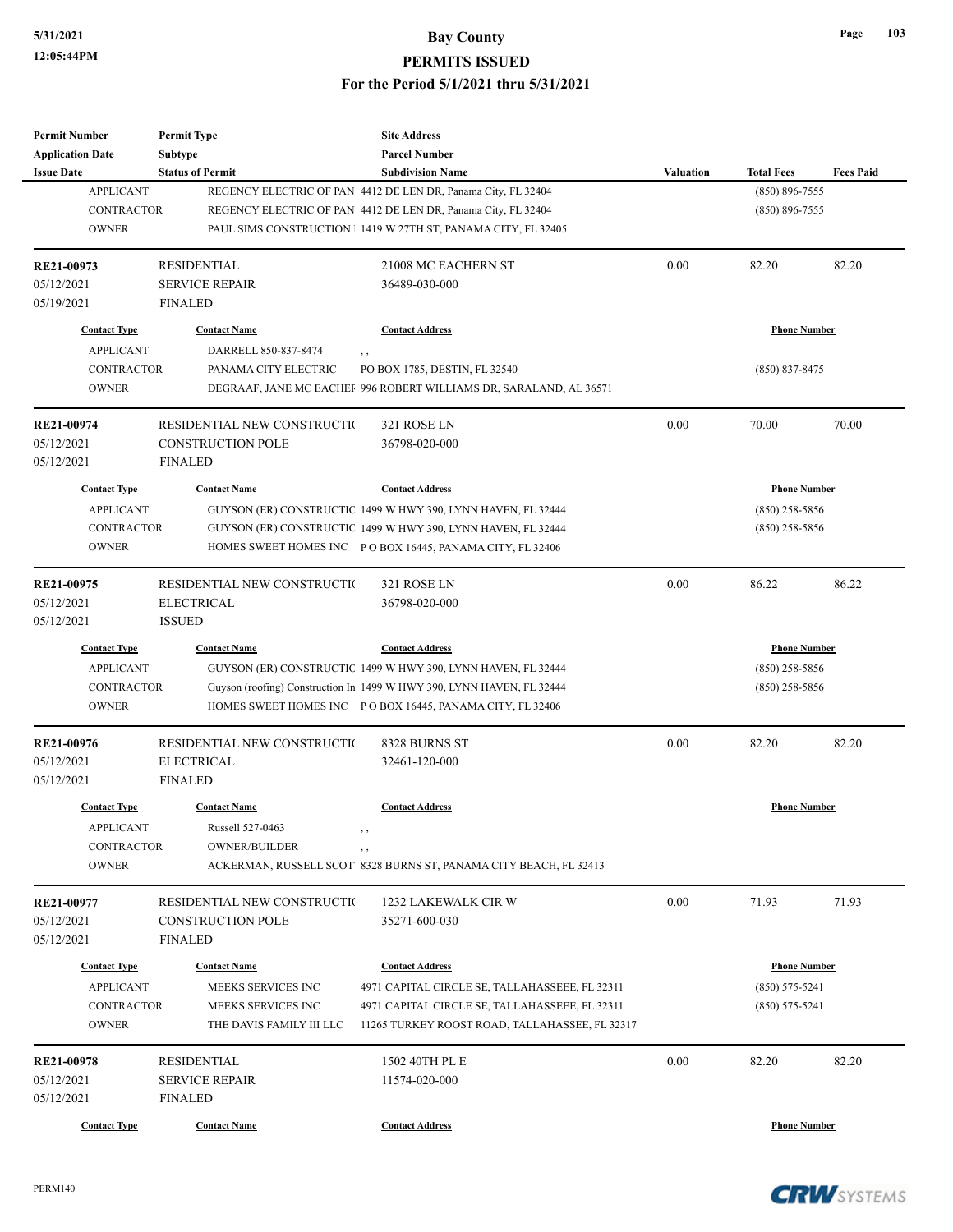| Permit Number | Permit Type | Site Address | | | |
|---|---|---|---|---|---|
| Application Date | Subtype | Parcel Number | | | |
| Issue Date | Status of Permit | Subdivision Name | Valuation | Total Fees | Fees Paid |

| Contact Type | Contact Name | Contact Address | Phone Number |
|---|---|---|---|
| APPLICANT | REGENCY ELECTRIC OF PAN | 4412 DE LEN DR, Panama City, FL 32404 | (850) 896-7555 |
| CONTRACTOR | REGENCY ELECTRIC OF PAN | 4412 DE LEN DR, Panama City, FL 32404 | (850) 896-7555 |
| OWNER | PAUL SIMS CONSTRUCTION | 1419 W 27TH ST, PANAMA CITY, FL 32405 | |

| RE21-00973 | RESIDENTIAL | 21008 MC EACHERN ST | 0.00 | 82.20 | 82.20 |
|---|---|---|---|---|---|
| 05/12/2021 | SERVICE REPAIR | 36489-030-000 | | | |
| 05/19/2021 | FINALED | | | | |

| Contact Type | Contact Name | Contact Address | Phone Number |
|---|---|---|---|
| APPLICANT | DARRELL 850-837-8474 | , , | |
| CONTRACTOR | PANAMA CITY ELECTRIC | PO BOX 1785, DESTIN, FL 32540 | (850) 837-8475 |
| OWNER | DEGRAAF, JANE MC EACHEI | 996 ROBERT WILLIAMS DR, SARALAND, AL 36571 | |

| RE21-00974 | RESIDENTIAL NEW CONSTRUCTI( | 321 ROSE LN | 0.00 | 70.00 | 70.00 |
|---|---|---|---|---|---|
| 05/12/2021 | CONSTRUCTION POLE | 36798-020-000 | | | |
| 05/12/2021 | FINALED | | | | |

| Contact Type | Contact Name | Contact Address | Phone Number |
|---|---|---|---|
| APPLICANT | GUYSON (ER) CONSTRUCTIC | 1499 W HWY 390, LYNN HAVEN, FL 32444 | (850) 258-5856 |
| CONTRACTOR | GUYSON (ER) CONSTRUCTIC | 1499 W HWY 390, LYNN HAVEN, FL 32444 | (850) 258-5856 |
| OWNER | HOMES SWEET HOMES INC | P O BOX 16445, PANAMA CITY, FL 32406 | |

| RE21-00975 | RESIDENTIAL NEW CONSTRUCTI( | 321 ROSE LN | 0.00 | 86.22 | 86.22 |
|---|---|---|---|---|---|
| 05/12/2021 | ELECTRICAL | 36798-020-000 | | | |
| 05/12/2021 | ISSUED | | | | |

| Contact Type | Contact Name | Contact Address | Phone Number |
|---|---|---|---|
| APPLICANT | GUYSON (ER) CONSTRUCTIC | 1499 W HWY 390, LYNN HAVEN, FL 32444 | (850) 258-5856 |
| CONTRACTOR | Guyson (roofing) Construction In | 1499 W HWY 390, LYNN HAVEN, FL 32444 | (850) 258-5856 |
| OWNER | HOMES SWEET HOMES INC | P O BOX 16445, PANAMA CITY, FL 32406 | |

| RE21-00976 | RESIDENTIAL NEW CONSTRUCTI( | 8328 BURNS ST | 0.00 | 82.20 | 82.20 |
|---|---|---|---|---|---|
| 05/12/2021 | ELECTRICAL | 32461-120-000 | | | |
| 05/12/2021 | FINALED | | | | |

| Contact Type | Contact Name | Contact Address | Phone Number |
|---|---|---|---|
| APPLICANT | Russell 527-0463 | , , | |
| CONTRACTOR | OWNER/BUILDER | , , | |
| OWNER | ACKERMAN, RUSSELL SCOT | 8328 BURNS ST, PANAMA CITY BEACH, FL 32413 | |

| RE21-00977 | RESIDENTIAL NEW CONSTRUCTI( | 1232 LAKEWALK CIR W | 0.00 | 71.93 | 71.93 |
|---|---|---|---|---|---|
| 05/12/2021 | CONSTRUCTION POLE | 35271-600-030 | | | |
| 05/12/2021 | FINALED | | | | |

| Contact Type | Contact Name | Contact Address | Phone Number |
|---|---|---|---|
| APPLICANT | MEEKS SERVICES INC | 4971 CAPITAL CIRCLE SE, TALLAHASSEEE, FL 32311 | (850) 575-5241 |
| CONTRACTOR | MEEKS SERVICES INC | 4971 CAPITAL CIRCLE SE, TALLAHASSEEE, FL 32311 | (850) 575-5241 |
| OWNER | THE DAVIS FAMILY III LLC | 11265 TURKEY ROOST ROAD, TALLAHASSEE, FL 32317 | |

| RE21-00978 | RESIDENTIAL | 1502 40TH PL E | 0.00 | 82.20 | 82.20 |
|---|---|---|---|---|---|
| 05/12/2021 | SERVICE REPAIR | 11574-020-000 | | | |
| 05/12/2021 | FINALED | | | | |

| Contact Type | Contact Name | Contact Address | Phone Number |
|---|---|---|---|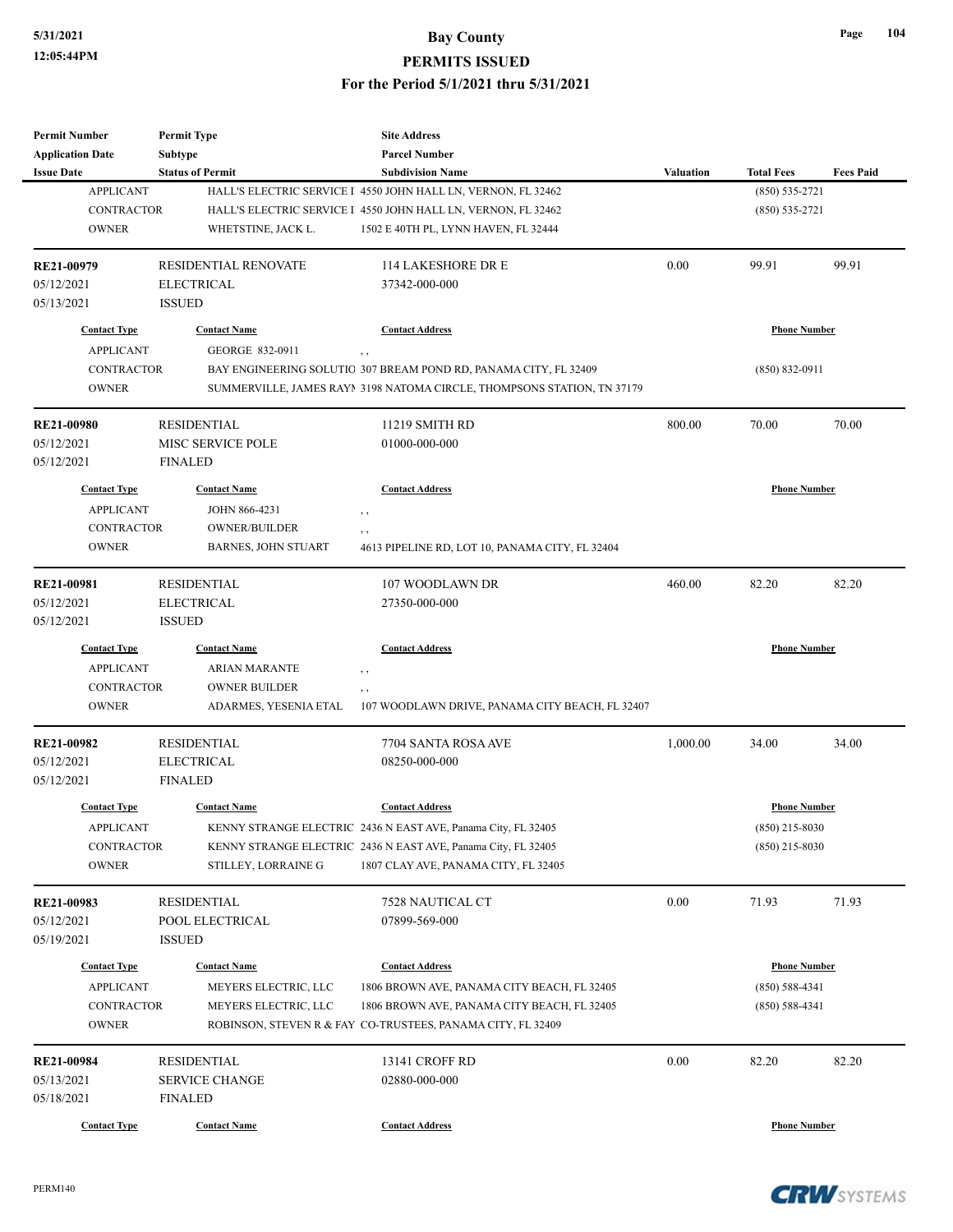**Bay County**

**PERMITS ISSUED**

**For the Period 5/1/2021 thru 5/31/2021**

| Permit Number / Application Date / Issue Date | Permit Type / Subtype / Status of Permit | Site Address / Parcel Number / Subdivision Name | Valuation | Total Fees | Fees Paid |
|---|---|---|---|---|---|
| APPLICANT | HALL'S ELECTRIC SERVICE I | 4550 JOHN HALL LN, VERNON, FL 32462 | | (850) 535-2721 | |
| CONTRACTOR | HALL'S ELECTRIC SERVICE I | 4550 JOHN HALL LN, VERNON, FL 32462 | | (850) 535-2721 | |
| OWNER | WHETSTINE, JACK L. | 1502 E 40TH PL, LYNN HAVEN, FL 32444 | | | |

| Permit Number | Permit Type | Site Address | Valuation | Total Fees | Fees Paid |
|---|---|---|---|---|---|
| RE21-00979 | RESIDENTIAL RENOVATE | 114 LAKESHORE DR E | 0.00 | 99.91 | 99.91 |
| 05/12/2021 | ELECTRICAL | 37342-000-000 | | | |
| 05/13/2021 | ISSUED | | | | |

| Contact Type | Contact Name | Contact Address | Phone Number |
|---|---|---|---|
| APPLICANT | GEORGE 832-0911 | , , | |
| CONTRACTOR | BAY ENGINEERING SOLUTIO | 307 BREAM POND RD, PANAMA CITY, FL 32409 | (850) 832-0911 |
| OWNER | SUMMERVILLE, JAMES RAYI | 3198 NATOMA CIRCLE, THOMPSONS STATION, TN 37179 | |

| Permit Number | Permit Type | Site Address | Valuation | Total Fees | Fees Paid |
|---|---|---|---|---|---|
| RE21-00980 | RESIDENTIAL | 11219 SMITH RD | 800.00 | 70.00 | 70.00 |
| 05/12/2021 | MISC SERVICE POLE | 01000-000-000 | | | |
| 05/12/2021 | FINALED | | | | |

| Contact Type | Contact Name | Contact Address | Phone Number |
|---|---|---|---|
| APPLICANT | JOHN 866-4231 | , , | |
| CONTRACTOR | OWNER/BUILDER | , , | |
| OWNER | BARNES, JOHN STUART | 4613 PIPELINE RD, LOT 10, PANAMA CITY, FL 32404 | |

| Permit Number | Permit Type | Site Address | Valuation | Total Fees | Fees Paid |
|---|---|---|---|---|---|
| RE21-00981 | RESIDENTIAL | 107 WOODLAWN DR | 460.00 | 82.20 | 82.20 |
| 05/12/2021 | ELECTRICAL | 27350-000-000 | | | |
| 05/12/2021 | ISSUED | | | | |

| Contact Type | Contact Name | Contact Address | Phone Number |
|---|---|---|---|
| APPLICANT | ARIAN MARANTE | , , | |
| CONTRACTOR | OWNER BUILDER | , , | |
| OWNER | ADARMES, YESENIA ETAL | 107 WOODLAWN DRIVE, PANAMA CITY BEACH, FL 32407 | |

| Permit Number | Permit Type | Site Address | Valuation | Total Fees | Fees Paid |
|---|---|---|---|---|---|
| RE21-00982 | RESIDENTIAL | 7704 SANTA ROSA AVE | 1,000.00 | 34.00 | 34.00 |
| 05/12/2021 | ELECTRICAL | 08250-000-000 | | | |
| 05/12/2021 | FINALED | | | | |

| Contact Type | Contact Name | Contact Address | Phone Number |
|---|---|---|---|
| APPLICANT | KENNY STRANGE ELECTRIC | 2436 N EAST AVE, Panama City, FL 32405 | (850) 215-8030 |
| CONTRACTOR | KENNY STRANGE ELECTRIC | 2436 N EAST AVE, Panama City, FL 32405 | (850) 215-8030 |
| OWNER | STILLEY, LORRAINE G | 1807 CLAY AVE, PANAMA CITY, FL 32405 | |

| Permit Number | Permit Type | Site Address | Valuation | Total Fees | Fees Paid |
|---|---|---|---|---|---|
| RE21-00983 | RESIDENTIAL | 7528 NAUTICAL CT | 0.00 | 71.93 | 71.93 |
| 05/12/2021 | POOL ELECTRICAL | 07899-569-000 | | | |
| 05/19/2021 | ISSUED | | | | |

| Contact Type | Contact Name | Contact Address | Phone Number |
|---|---|---|---|
| APPLICANT | MEYERS ELECTRIC, LLC | 1806 BROWN AVE, PANAMA CITY BEACH, FL 32405 | (850) 588-4341 |
| CONTRACTOR | MEYERS ELECTRIC, LLC | 1806 BROWN AVE, PANAMA CITY BEACH, FL 32405 | (850) 588-4341 |
| OWNER | ROBINSON, STEVEN R & FAY | CO-TRUSTEES, PANAMA CITY, FL 32409 | |

| Permit Number | Permit Type | Site Address | Valuation | Total Fees | Fees Paid |
|---|---|---|---|---|---|
| RE21-00984 | RESIDENTIAL | 13141 CROFF RD | 0.00 | 82.20 | 82.20 |
| 05/13/2021 | SERVICE CHANGE | 02880-000-000 | | | |
| 05/18/2021 | FINALED | | | | |

| Contact Type | Contact Name | Contact Address | Phone Number |
|---|---|---|---|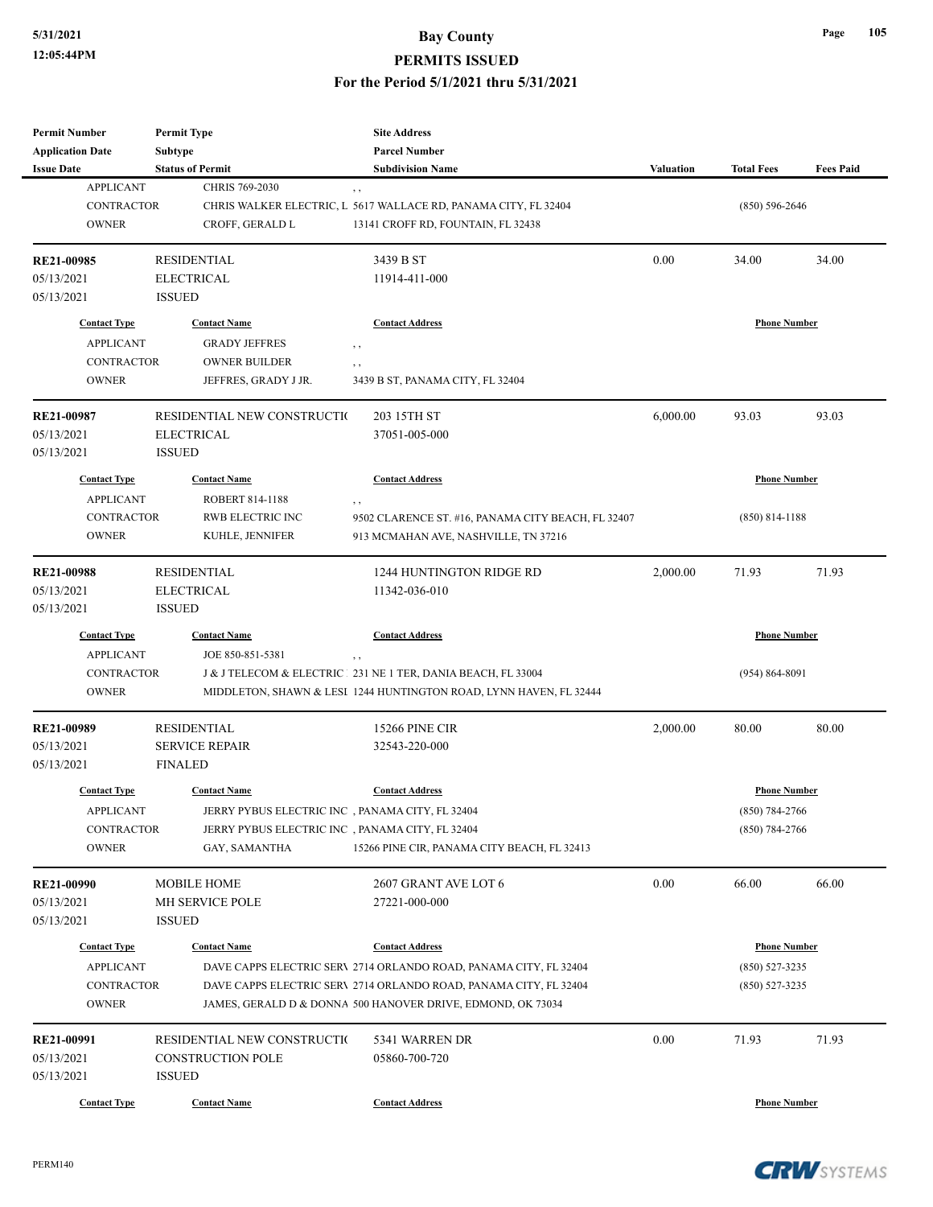| Permit Number | Permit Type | Site Address | | | |
|---|---|---|---|---|---|
| Application Date | Subtype | Parcel Number | | | |
| Issue Date | Status of Permit | Subdivision Name | Valuation | Total Fees | Fees Paid |

| Contact Type | Contact Name | Contact Address | Phone Number |
|---|---|---|---|
| APPLICANT | CHRIS 769-2030 | , , | |
| CONTRACTOR | CHRIS WALKER ELECTRIC, L | 5617 WALLACE RD, PANAMA CITY, FL 32404 | (850) 596-2646 |
| OWNER | CROFF, GERALD L | 13141 CROFF RD, FOUNTAIN, FL 32438 | |

| RE21-00985 | RESIDENTIAL | 3439 B ST | 0.00 | 34.00 | 34.00 |
|---|---|---|---|---|---|
| 05/13/2021 | ELECTRICAL | 11914-411-000 | | | |
| 05/13/2021 | ISSUED | | | | |

| Contact Type | Contact Name | Contact Address | Phone Number |
|---|---|---|---|
| APPLICANT | GRADY JEFFRES | , , | |
| CONTRACTOR | OWNER BUILDER | , , | |
| OWNER | JEFFRES, GRADY J JR. | 3439 B ST, PANAMA CITY, FL 32404 | |

| RE21-00987 | RESIDENTIAL NEW CONSTRUCTIO | 203 15TH ST | 6,000.00 | 93.03 | 93.03 |
|---|---|---|---|---|---|
| 05/13/2021 | ELECTRICAL | 37051-005-000 | | | |
| 05/13/2021 | ISSUED | | | | |

| Contact Type | Contact Name | Contact Address | Phone Number |
|---|---|---|---|
| APPLICANT | ROBERT 814-1188 | , , | |
| CONTRACTOR | RWB ELECTRIC INC | 9502 CLARENCE ST. #16, PANAMA CITY BEACH, FL 32407 | (850) 814-1188 |
| OWNER | KUHLE, JENNIFER | 913 MCMAHAN AVE, NASHVILLE, TN 37216 | |

| RE21-00988 | RESIDENTIAL | 1244 HUNTINGTON RIDGE RD | 2,000.00 | 71.93 | 71.93 |
|---|---|---|---|---|---|
| 05/13/2021 | ELECTRICAL | 11342-036-010 | | | |
| 05/13/2021 | ISSUED | | | | |

| Contact Type | Contact Name | Contact Address | Phone Number |
|---|---|---|---|
| APPLICANT | JOE 850-851-5381 | , , | |
| CONTRACTOR | J & J TELECOM & ELECTRIC | 231 NE 1 TER, DANIA BEACH, FL 33004 | (954) 864-8091 |
| OWNER | MIDDLETON, SHAWN & LESL | 1244 HUNTINGTON ROAD, LYNN HAVEN, FL 32444 | |

| RE21-00989 | RESIDENTIAL | 15266 PINE CIR | 2,000.00 | 80.00 | 80.00 |
|---|---|---|---|---|---|
| 05/13/2021 | SERVICE REPAIR | 32543-220-000 | | | |
| 05/13/2021 | FINALED | | | | |

| Contact Type | Contact Name | Contact Address | Phone Number |
|---|---|---|---|
| APPLICANT | JERRY PYBUS ELECTRIC INC | , PANAMA CITY, FL 32404 | (850) 784-2766 |
| CONTRACTOR | JERRY PYBUS ELECTRIC INC | , PANAMA CITY, FL 32404 | (850) 784-2766 |
| OWNER | GAY, SAMANTHA | 15266 PINE CIR, PANAMA CITY BEACH, FL 32413 | |

| RE21-00990 | MOBILE HOME | 2607 GRANT AVE LOT 6 | 0.00 | 66.00 | 66.00 |
|---|---|---|---|---|---|
| 05/13/2021 | MH SERVICE POLE | 27221-000-000 | | | |
| 05/13/2021 | ISSUED | | | | |

| Contact Type | Contact Name | Contact Address | Phone Number |
|---|---|---|---|
| APPLICANT | DAVE CAPPS ELECTRIC SERV | 2714 ORLANDO ROAD, PANAMA CITY, FL 32404 | (850) 527-3235 |
| CONTRACTOR | DAVE CAPPS ELECTRIC SERV | 2714 ORLANDO ROAD, PANAMA CITY, FL 32404 | (850) 527-3235 |
| OWNER | JAMES, GERALD D & DONNA | 500 HANOVER DRIVE, EDMOND, OK 73034 | |

| RE21-00991 | RESIDENTIAL NEW CONSTRUCTIO | 5341 WARREN DR | 0.00 | 71.93 | 71.93 |
|---|---|---|---|---|---|
| 05/13/2021 | CONSTRUCTION POLE | 05860-700-720 | | | |
| 05/13/2021 | ISSUED | | | | |

| Contact Type | Contact Name | Contact Address | Phone Number |
|---|---|---|---|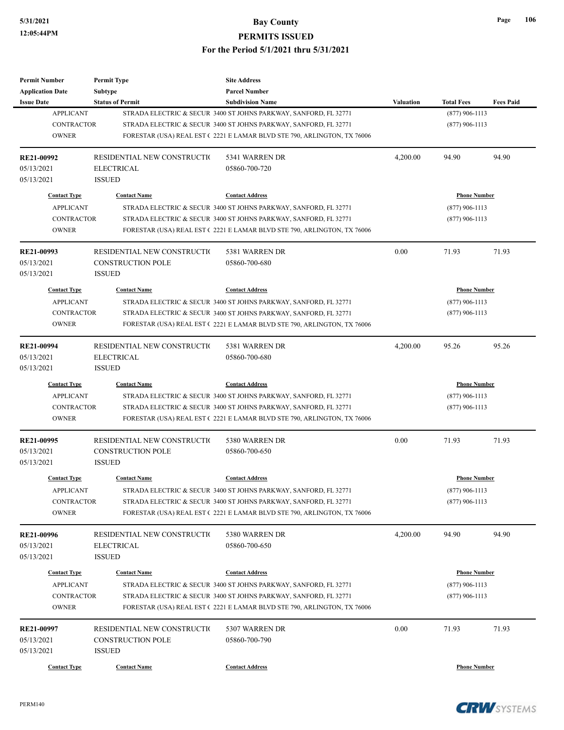| Permit Number | Permit Type | Site Address | | | |
|---|---|---|---|---|---|
| Application Date | Subtype | Parcel Number | | | |
| Issue Date | Status of Permit | Subdivision Name | Valuation | Total Fees | Fees Paid |

| | | | |
|---|---|---|---|
| APPLICANT | STRADA ELECTRIC & SECUR | 3400 ST JOHNS PARKWAY, SANFORD, FL 32771 | (877) 906-1113 |
| CONTRACTOR | STRADA ELECTRIC & SECUR | 3400 ST JOHNS PARKWAY, SANFORD, FL 32771 | (877) 906-1113 |
| OWNER | FORESTAR (USA) REAL EST ( | 2221 E LAMAR BLVD STE 790, ARLINGTON, TX 76006 | |

| | | | | | |
|---|---|---|---|---|---|
| **RE21-00992** | RESIDENTIAL NEW CONSTRUCTI( | 5341 WARREN DR | 4,200.00 | 94.90 | 94.90 |
| 05/13/2021 | ELECTRICAL | 05860-700-720 | | | |
| 05/13/2021 | ISSUED | | | | |

| Contact Type | Contact Name | Contact Address | Phone Number |
|---|---|---|---|
| APPLICANT | STRADA ELECTRIC & SECUR | 3400 ST JOHNS PARKWAY, SANFORD, FL 32771 | (877) 906-1113 |
| CONTRACTOR | STRADA ELECTRIC & SECUR | 3400 ST JOHNS PARKWAY, SANFORD, FL 32771 | (877) 906-1113 |
| OWNER | FORESTAR (USA) REAL EST ( | 2221 E LAMAR BLVD STE 790, ARLINGTON, TX 76006 | |

| | | | | | |
|---|---|---|---|---|---|
| **RE21-00993** | RESIDENTIAL NEW CONSTRUCTI( | 5381 WARREN DR | 0.00 | 71.93 | 71.93 |
| 05/13/2021 | CONSTRUCTION POLE | 05860-700-680 | | | |
| 05/13/2021 | ISSUED | | | | |

| Contact Type | Contact Name | Contact Address | Phone Number |
|---|---|---|---|
| APPLICANT | STRADA ELECTRIC & SECUR | 3400 ST JOHNS PARKWAY, SANFORD, FL 32771 | (877) 906-1113 |
| CONTRACTOR | STRADA ELECTRIC & SECUR | 3400 ST JOHNS PARKWAY, SANFORD, FL 32771 | (877) 906-1113 |
| OWNER | FORESTAR (USA) REAL EST ( | 2221 E LAMAR BLVD STE 790, ARLINGTON, TX 76006 | |

| | | | | | |
|---|---|---|---|---|---|
| **RE21-00994** | RESIDENTIAL NEW CONSTRUCTI( | 5381 WARREN DR | 4,200.00 | 95.26 | 95.26 |
| 05/13/2021 | ELECTRICAL | 05860-700-680 | | | |
| 05/13/2021 | ISSUED | | | | |

| Contact Type | Contact Name | Contact Address | Phone Number |
|---|---|---|---|
| APPLICANT | STRADA ELECTRIC & SECUR | 3400 ST JOHNS PARKWAY, SANFORD, FL 32771 | (877) 906-1113 |
| CONTRACTOR | STRADA ELECTRIC & SECUR | 3400 ST JOHNS PARKWAY, SANFORD, FL 32771 | (877) 906-1113 |
| OWNER | FORESTAR (USA) REAL EST ( | 2221 E LAMAR BLVD STE 790, ARLINGTON, TX 76006 | |

| | | | | | |
|---|---|---|---|---|---|
| **RE21-00995** | RESIDENTIAL NEW CONSTRUCTI( | 5380 WARREN DR | 0.00 | 71.93 | 71.93 |
| 05/13/2021 | CONSTRUCTION POLE | 05860-700-650 | | | |
| 05/13/2021 | ISSUED | | | | |

| Contact Type | Contact Name | Contact Address | Phone Number |
|---|---|---|---|
| APPLICANT | STRADA ELECTRIC & SECUR | 3400 ST JOHNS PARKWAY, SANFORD, FL 32771 | (877) 906-1113 |
| CONTRACTOR | STRADA ELECTRIC & SECUR | 3400 ST JOHNS PARKWAY, SANFORD, FL 32771 | (877) 906-1113 |
| OWNER | FORESTAR (USA) REAL EST ( | 2221 E LAMAR BLVD STE 790, ARLINGTON, TX 76006 | |

| | | | | | |
|---|---|---|---|---|---|
| **RE21-00996** | RESIDENTIAL NEW CONSTRUCTI( | 5380 WARREN DR | 4,200.00 | 94.90 | 94.90 |
| 05/13/2021 | ELECTRICAL | 05860-700-650 | | | |
| 05/13/2021 | ISSUED | | | | |

| Contact Type | Contact Name | Contact Address | Phone Number |
|---|---|---|---|
| APPLICANT | STRADA ELECTRIC & SECUR | 3400 ST JOHNS PARKWAY, SANFORD, FL 32771 | (877) 906-1113 |
| CONTRACTOR | STRADA ELECTRIC & SECUR | 3400 ST JOHNS PARKWAY, SANFORD, FL 32771 | (877) 906-1113 |
| OWNER | FORESTAR (USA) REAL EST ( | 2221 E LAMAR BLVD STE 790, ARLINGTON, TX 76006 | |

| | | | | | |
|---|---|---|---|---|---|
| **RE21-00997** | RESIDENTIAL NEW CONSTRUCTI( | 5307 WARREN DR | 0.00 | 71.93 | 71.93 |
| 05/13/2021 | CONSTRUCTION POLE | 05860-700-790 | | | |
| 05/13/2021 | ISSUED | | | | |

| Contact Type | Contact Name | Contact Address | Phone Number |
|---|---|---|---|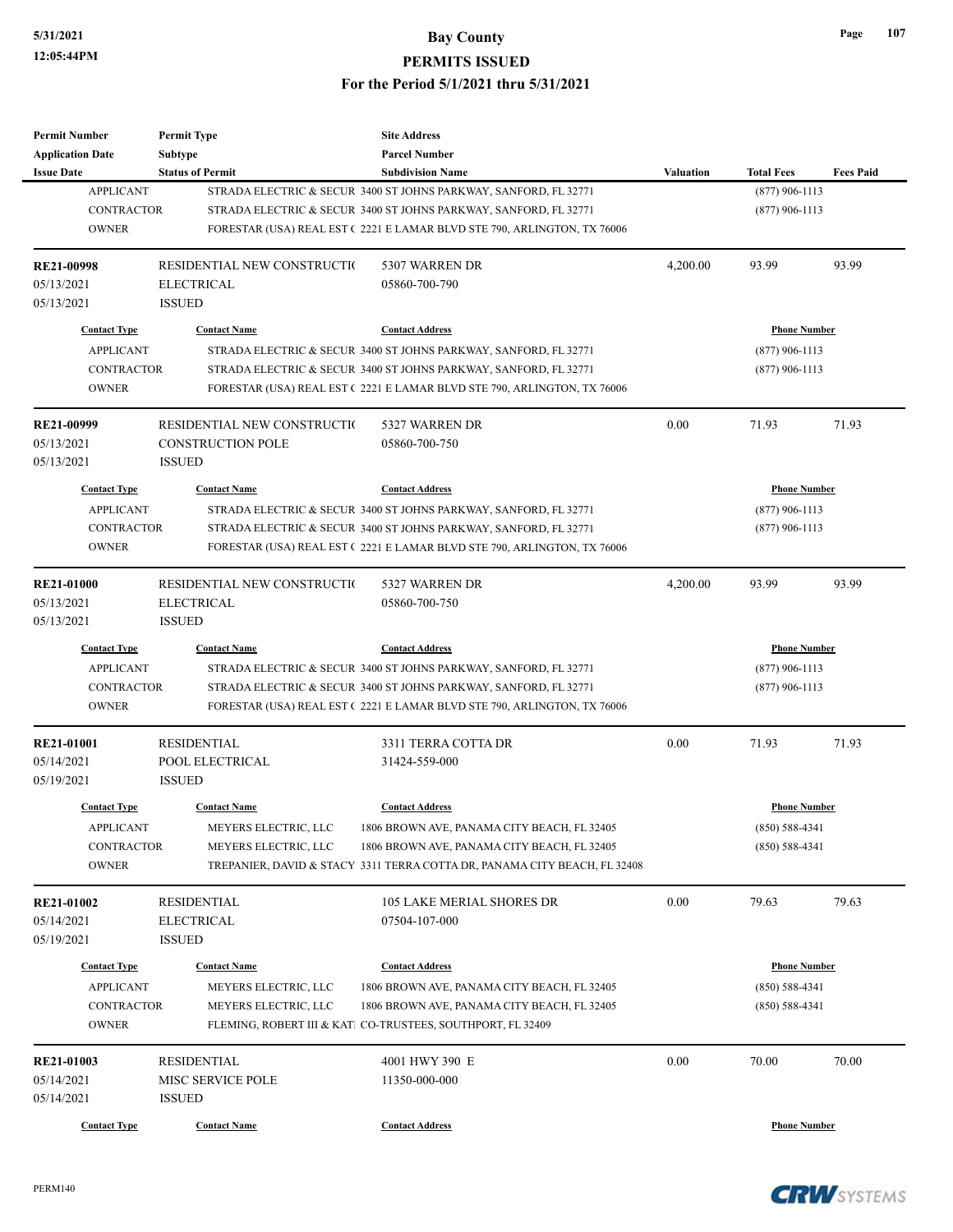| Permit Number<br>Application Date<br>Issue Date | Permit Type<br>Subtype<br>Status of Permit | Site Address<br>Parcel Number<br>Subdivision Name | Valuation | Total Fees | Fees Paid |
|---|---|---|---|---|---|
| APPLICANT | STRADA ELECTRIC & SECUR | 3400 ST JOHNS PARKWAY, SANFORD, FL 32771 | | (877) 906-1113 | |
| CONTRACTOR | STRADA ELECTRIC & SECUR | 3400 ST JOHNS PARKWAY, SANFORD, FL 32771 | | (877) 906-1113 | |
| OWNER | FORESTAR (USA) REAL EST ( | 2221 E LAMAR BLVD STE 790, ARLINGTON, TX 76006 | | | |
| **RE21-00998**<br>05/13/2021<br>05/13/2021 | RESIDENTIAL NEW CONSTRUCTI(<br>ELECTRICAL<br>ISSUED | 5307 WARREN DR<br>05860-700-790 | 4,200.00 | 93.99 | 93.99 |
| **Contact Type** | **Contact Name** | **Contact Address** | | **Phone Number** | |
| APPLICANT | STRADA ELECTRIC & SECUR | 3400 ST JOHNS PARKWAY, SANFORD, FL 32771 | | (877) 906-1113 | |
| CONTRACTOR | STRADA ELECTRIC & SECUR | 3400 ST JOHNS PARKWAY, SANFORD, FL 32771 | | (877) 906-1113 | |
| OWNER | FORESTAR (USA) REAL EST ( | 2221 E LAMAR BLVD STE 790, ARLINGTON, TX 76006 | | | |
| **RE21-00999**<br>05/13/2021<br>05/13/2021 | RESIDENTIAL NEW CONSTRUCTI(<br>CONSTRUCTION POLE<br>ISSUED | 5327 WARREN DR<br>05860-700-750 | 0.00 | 71.93 | 71.93 |
| **Contact Type** | **Contact Name** | **Contact Address** | | **Phone Number** | |
| APPLICANT | STRADA ELECTRIC & SECUR | 3400 ST JOHNS PARKWAY, SANFORD, FL 32771 | | (877) 906-1113 | |
| CONTRACTOR | STRADA ELECTRIC & SECUR | 3400 ST JOHNS PARKWAY, SANFORD, FL 32771 | | (877) 906-1113 | |
| OWNER | FORESTAR (USA) REAL EST ( | 2221 E LAMAR BLVD STE 790, ARLINGTON, TX 76006 | | | |
| **RE21-01000**<br>05/13/2021<br>05/13/2021 | RESIDENTIAL NEW CONSTRUCTI(<br>ELECTRICAL<br>ISSUED | 5327 WARREN DR<br>05860-700-750 | 4,200.00 | 93.99 | 93.99 |
| **Contact Type** | **Contact Name** | **Contact Address** | | **Phone Number** | |
| APPLICANT | STRADA ELECTRIC & SECUR | 3400 ST JOHNS PARKWAY, SANFORD, FL 32771 | | (877) 906-1113 | |
| CONTRACTOR | STRADA ELECTRIC & SECUR | 3400 ST JOHNS PARKWAY, SANFORD, FL 32771 | | (877) 906-1113 | |
| OWNER | FORESTAR (USA) REAL EST ( | 2221 E LAMAR BLVD STE 790, ARLINGTON, TX 76006 | | | |
| **RE21-01001**<br>05/14/2021<br>05/19/2021 | RESIDENTIAL<br>POOL ELECTRICAL<br>ISSUED | 3311 TERRA COTTA DR<br>31424-559-000 | 0.00 | 71.93 | 71.93 |
| **Contact Type** | **Contact Name** | **Contact Address** | | **Phone Number** | |
| APPLICANT | MEYERS ELECTRIC, LLC | 1806 BROWN AVE, PANAMA CITY BEACH, FL 32405 | | (850) 588-4341 | |
| CONTRACTOR | MEYERS ELECTRIC, LLC | 1806 BROWN AVE, PANAMA CITY BEACH, FL 32405 | | (850) 588-4341 | |
| OWNER | TREPANIER, DAVID & STACY | 3311 TERRA COTTA DR, PANAMA CITY BEACH, FL 32408 | | | |
| **RE21-01002**<br>05/14/2021<br>05/19/2021 | RESIDENTIAL<br>ELECTRICAL<br>ISSUED | 105 LAKE MERIAL SHORES DR<br>07504-107-000 | 0.00 | 79.63 | 79.63 |
| **Contact Type** | **Contact Name** | **Contact Address** | | **Phone Number** | |
| APPLICANT | MEYERS ELECTRIC, LLC | 1806 BROWN AVE, PANAMA CITY BEACH, FL 32405 | | (850) 588-4341 | |
| CONTRACTOR | MEYERS ELECTRIC, LLC | 1806 BROWN AVE, PANAMA CITY BEACH, FL 32405 | | (850) 588-4341 | |
| OWNER | FLEMING, ROBERT III & KAT | CO-TRUSTEES, SOUTHPORT, FL 32409 | | | |
| **RE21-01003**<br>05/14/2021<br>05/14/2021 | RESIDENTIAL<br>MISC SERVICE POLE<br>ISSUED | 4001 HWY 390 E<br>11350-000-000 | 0.00 | 70.00 | 70.00 |
| **Contact Type** | **Contact Name** | **Contact Address** | | **Phone Number** | |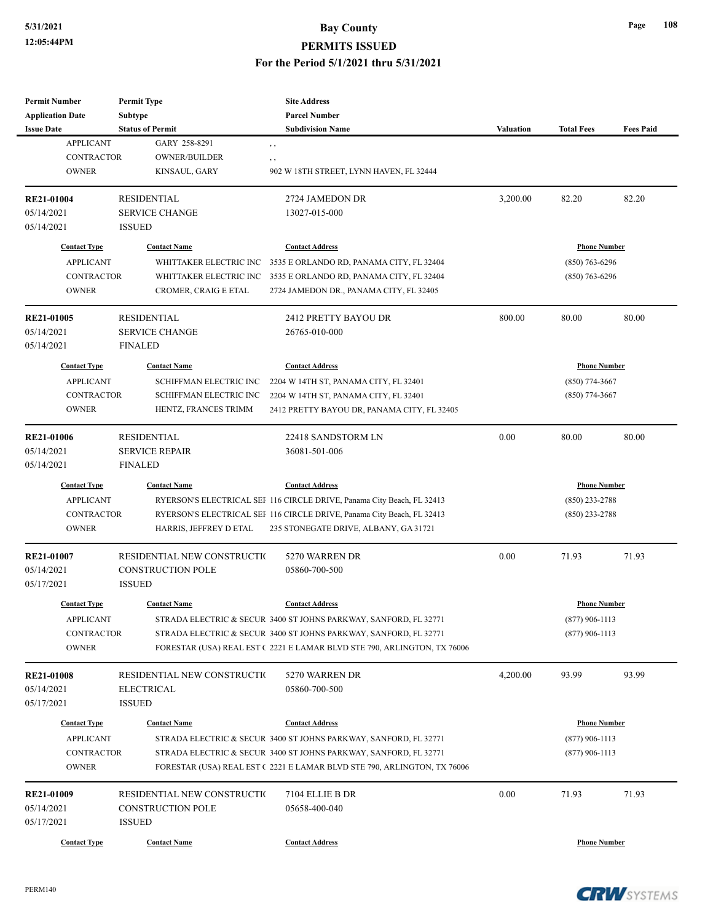# Bay County
## PERMITS ISSUED
### For the Period 5/1/2021 thru 5/31/2021

| Permit Number / Application Date / Issue Date | Permit Type / Subtype / Status of Permit | Site Address / Parcel Number / Subdivision Name | Valuation | Total Fees | Fees Paid |
|---|---|---|---|---|---|

| Contact Type | Contact Name | Contact Address | Phone Number |
|---|---|---|---|
| APPLICANT | GARY 258-8291 | , , | |
| CONTRACTOR | OWNER/BUILDER | , , | |
| OWNER | KINSAUL, GARY | 902 W 18TH STREET, LYNN HAVEN, FL 32444 | |

---

| Permit Number | Permit Type | Site Address | Valuation | Total Fees | Fees Paid |
|---|---|---|---|---|---|
| RE21-01004 | RESIDENTIAL | 2724 JAMEDON DR | 3,200.00 | 82.20 | 82.20 |
| 05/14/2021 | SERVICE CHANGE | 13027-015-000 | | | |
| 05/14/2021 | ISSUED | | | | |

| Contact Type | Contact Name | Contact Address | Phone Number |
|---|---|---|---|
| APPLICANT | WHITTAKER ELECTRIC INC | 3535 E ORLANDO RD, PANAMA CITY, FL 32404 | (850) 763-6296 |
| CONTRACTOR | WHITTAKER ELECTRIC INC | 3535 E ORLANDO RD, PANAMA CITY, FL 32404 | (850) 763-6296 |
| OWNER | CROMER, CRAIG E ETAL | 2724 JAMEDON DR., PANAMA CITY, FL 32405 | |

---

| Permit Number | Permit Type | Site Address | Valuation | Total Fees | Fees Paid |
|---|---|---|---|---|---|
| RE21-01005 | RESIDENTIAL | 2412 PRETTY BAYOU DR | 800.00 | 80.00 | 80.00 |
| 05/14/2021 | SERVICE CHANGE | 26765-010-000 | | | |
| 05/14/2021 | FINALED | | | | |

| Contact Type | Contact Name | Contact Address | Phone Number |
|---|---|---|---|
| APPLICANT | SCHIFFMAN ELECTRIC INC | 2204 W 14TH ST, PANAMA CITY, FL 32401 | (850) 774-3667 |
| CONTRACTOR | SCHIFFMAN ELECTRIC INC | 2204 W 14TH ST, PANAMA CITY, FL 32401 | (850) 774-3667 |
| OWNER | HENTZ, FRANCES TRIMM | 2412 PRETTY BAYOU DR, PANAMA CITY, FL 32405 | |

---

| Permit Number | Permit Type | Site Address | Valuation | Total Fees | Fees Paid |
|---|---|---|---|---|---|
| RE21-01006 | RESIDENTIAL | 22418 SANDSTORM LN | 0.00 | 80.00 | 80.00 |
| 05/14/2021 | SERVICE REPAIR | 36081-501-006 | | | |
| 05/14/2021 | FINALED | | | | |

| Contact Type | Contact Name | Contact Address | Phone Number |
|---|---|---|---|
| APPLICANT | RYERSON'S ELECTRICAL SEI | 116 CIRCLE DRIVE, Panama City Beach, FL 32413 | (850) 233-2788 |
| CONTRACTOR | RYERSON'S ELECTRICAL SEI | 116 CIRCLE DRIVE, Panama City Beach, FL 32413 | (850) 233-2788 |
| OWNER | HARRIS, JEFFREY D ETAL | 235 STONEGATE DRIVE, ALBANY, GA 31721 | |

---

| Permit Number | Permit Type | Site Address | Valuation | Total Fees | Fees Paid |
|---|---|---|---|---|---|
| RE21-01007 | RESIDENTIAL NEW CONSTRUCTI( | 5270 WARREN DR | 0.00 | 71.93 | 71.93 |
| 05/14/2021 | CONSTRUCTION POLE | 05860-700-500 | | | |
| 05/17/2021 | ISSUED | | | | |

| Contact Type | Contact Name | Contact Address | Phone Number |
|---|---|---|---|
| APPLICANT | STRADA ELECTRIC & SECUR | 3400 ST JOHNS PARKWAY, SANFORD, FL 32771 | (877) 906-1113 |
| CONTRACTOR | STRADA ELECTRIC & SECUR | 3400 ST JOHNS PARKWAY, SANFORD, FL 32771 | (877) 906-1113 |
| OWNER | FORESTAR (USA) REAL EST ( | 2221 E LAMAR BLVD STE 790, ARLINGTON, TX 76006 | |

---

| Permit Number | Permit Type | Site Address | Valuation | Total Fees | Fees Paid |
|---|---|---|---|---|---|
| RE21-01008 | RESIDENTIAL NEW CONSTRUCTI( | 5270 WARREN DR | 4,200.00 | 93.99 | 93.99 |
| 05/14/2021 | ELECTRICAL | 05860-700-500 | | | |
| 05/17/2021 | ISSUED | | | | |

| Contact Type | Contact Name | Contact Address | Phone Number |
|---|---|---|---|
| APPLICANT | STRADA ELECTRIC & SECUR | 3400 ST JOHNS PARKWAY, SANFORD, FL 32771 | (877) 906-1113 |
| CONTRACTOR | STRADA ELECTRIC & SECUR | 3400 ST JOHNS PARKWAY, SANFORD, FL 32771 | (877) 906-1113 |
| OWNER | FORESTAR (USA) REAL EST ( | 2221 E LAMAR BLVD STE 790, ARLINGTON, TX 76006 | |

---

| Permit Number | Permit Type | Site Address | Valuation | Total Fees | Fees Paid |
|---|---|---|---|---|---|
| RE21-01009 | RESIDENTIAL NEW CONSTRUCTI( | 7104 ELLIE B DR | 0.00 | 71.93 | 71.93 |
| 05/14/2021 | CONSTRUCTION POLE | 05658-400-040 | | | |
| 05/17/2021 | ISSUED | | | | |

| Contact Type | Contact Name | Contact Address | Phone Number |
|---|---|---|---|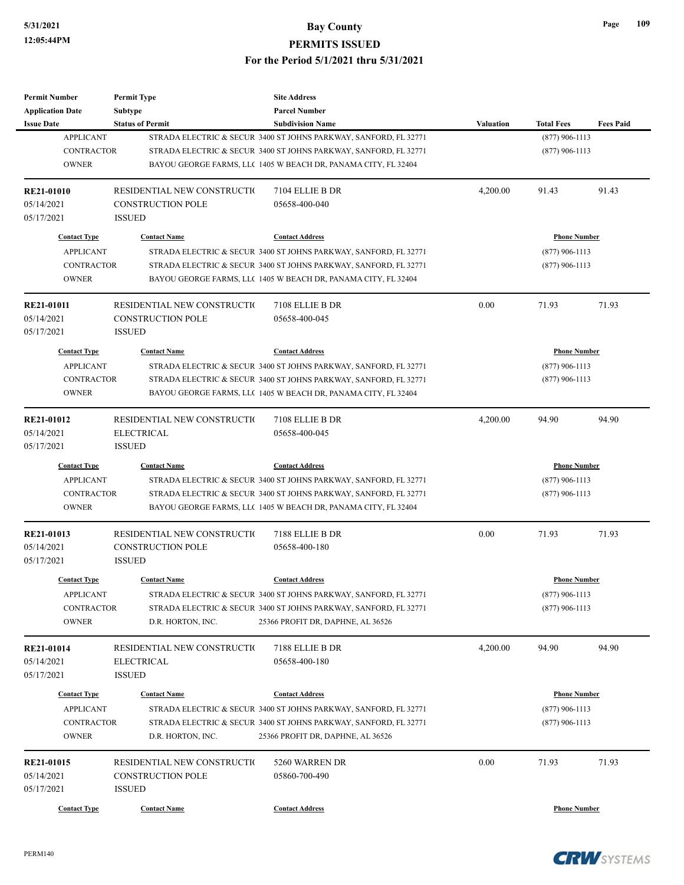| Permit Number | Permit Type | Site Address | | | |
|---|---|---|---|---|---|
| Application Date | Subtype | Parcel Number | | | |
| Issue Date | Status of Permit | Subdivision Name | Valuation | Total Fees | Fees Paid |

| Contact Type | Contact Name | Contact Address | Phone Number |
|---|---|---|---|
| APPLICANT | STRADA ELECTRIC & SECUR | 3400 ST JOHNS PARKWAY, SANFORD, FL 32771 | (877) 906-1113 |
| CONTRACTOR | STRADA ELECTRIC & SECUR | 3400 ST JOHNS PARKWAY, SANFORD, FL 32771 | (877) 906-1113 |
| OWNER | BAYOU GEORGE FARMS, LL( | 1405 W BEACH DR, PANAMA CITY, FL 32404 | |

| Permit Number | Permit Type | Site Address | Valuation | Total Fees | Fees Paid |
|---|---|---|---|---|---|
| RE21-01010 | RESIDENTIAL NEW CONSTRUCTI( | 7104 ELLIE B DR | 4,200.00 | 91.43 | 91.43 |
| 05/14/2021 | CONSTRUCTION POLE | 05658-400-040 | | | |
| 05/17/2021 | ISSUED | | | | |

| Contact Type | Contact Name | Contact Address | Phone Number |
|---|---|---|---|
| APPLICANT | STRADA ELECTRIC & SECUR | 3400 ST JOHNS PARKWAY, SANFORD, FL 32771 | (877) 906-1113 |
| CONTRACTOR | STRADA ELECTRIC & SECUR | 3400 ST JOHNS PARKWAY, SANFORD, FL 32771 | (877) 906-1113 |
| OWNER | BAYOU GEORGE FARMS, LL( | 1405 W BEACH DR, PANAMA CITY, FL 32404 | |

| Permit Number | Permit Type | Site Address | Valuation | Total Fees | Fees Paid |
|---|---|---|---|---|---|
| RE21-01011 | RESIDENTIAL NEW CONSTRUCTI( | 7108 ELLIE B DR | 0.00 | 71.93 | 71.93 |
| 05/14/2021 | CONSTRUCTION POLE | 05658-400-045 | | | |
| 05/17/2021 | ISSUED | | | | |

| Contact Type | Contact Name | Contact Address | Phone Number |
|---|---|---|---|
| APPLICANT | STRADA ELECTRIC & SECUR | 3400 ST JOHNS PARKWAY, SANFORD, FL 32771 | (877) 906-1113 |
| CONTRACTOR | STRADA ELECTRIC & SECUR | 3400 ST JOHNS PARKWAY, SANFORD, FL 32771 | (877) 906-1113 |
| OWNER | BAYOU GEORGE FARMS, LL( | 1405 W BEACH DR, PANAMA CITY, FL 32404 | |

| Permit Number | Permit Type | Site Address | Valuation | Total Fees | Fees Paid |
|---|---|---|---|---|---|
| RE21-01012 | RESIDENTIAL NEW CONSTRUCTI( | 7108 ELLIE B DR | 4,200.00 | 94.90 | 94.90 |
| 05/14/2021 | ELECTRICAL | 05658-400-045 | | | |
| 05/17/2021 | ISSUED | | | | |

| Contact Type | Contact Name | Contact Address | Phone Number |
|---|---|---|---|
| APPLICANT | STRADA ELECTRIC & SECUR | 3400 ST JOHNS PARKWAY, SANFORD, FL 32771 | (877) 906-1113 |
| CONTRACTOR | STRADA ELECTRIC & SECUR | 3400 ST JOHNS PARKWAY, SANFORD, FL 32771 | (877) 906-1113 |
| OWNER | BAYOU GEORGE FARMS, LL( | 1405 W BEACH DR, PANAMA CITY, FL 32404 | |

| Permit Number | Permit Type | Site Address | Valuation | Total Fees | Fees Paid |
|---|---|---|---|---|---|
| RE21-01013 | RESIDENTIAL NEW CONSTRUCTI( | 7188 ELLIE B DR | 0.00 | 71.93 | 71.93 |
| 05/14/2021 | CONSTRUCTION POLE | 05658-400-180 | | | |
| 05/17/2021 | ISSUED | | | | |

| Contact Type | Contact Name | Contact Address | Phone Number |
|---|---|---|---|
| APPLICANT | STRADA ELECTRIC & SECUR | 3400 ST JOHNS PARKWAY, SANFORD, FL 32771 | (877) 906-1113 |
| CONTRACTOR | STRADA ELECTRIC & SECUR | 3400 ST JOHNS PARKWAY, SANFORD, FL 32771 | (877) 906-1113 |
| OWNER | D.R. HORTON, INC. | 25366 PROFIT DR, DAPHNE, AL 36526 | |

| Permit Number | Permit Type | Site Address | Valuation | Total Fees | Fees Paid |
|---|---|---|---|---|---|
| RE21-01014 | RESIDENTIAL NEW CONSTRUCTI( | 7188 ELLIE B DR | 4,200.00 | 94.90 | 94.90 |
| 05/14/2021 | ELECTRICAL | 05658-400-180 | | | |
| 05/17/2021 | ISSUED | | | | |

| Contact Type | Contact Name | Contact Address | Phone Number |
|---|---|---|---|
| APPLICANT | STRADA ELECTRIC & SECUR | 3400 ST JOHNS PARKWAY, SANFORD, FL 32771 | (877) 906-1113 |
| CONTRACTOR | STRADA ELECTRIC & SECUR | 3400 ST JOHNS PARKWAY, SANFORD, FL 32771 | (877) 906-1113 |
| OWNER | D.R. HORTON, INC. | 25366 PROFIT DR, DAPHNE, AL 36526 | |

| Permit Number | Permit Type | Site Address | Valuation | Total Fees | Fees Paid |
|---|---|---|---|---|---|
| RE21-01015 | RESIDENTIAL NEW CONSTRUCTI( | 5260 WARREN DR | 0.00 | 71.93 | 71.93 |
| 05/14/2021 | CONSTRUCTION POLE | 05860-700-490 | | | |
| 05/17/2021 | ISSUED | | | | |

| Contact Type | Contact Name | Contact Address | Phone Number |
|---|---|---|---|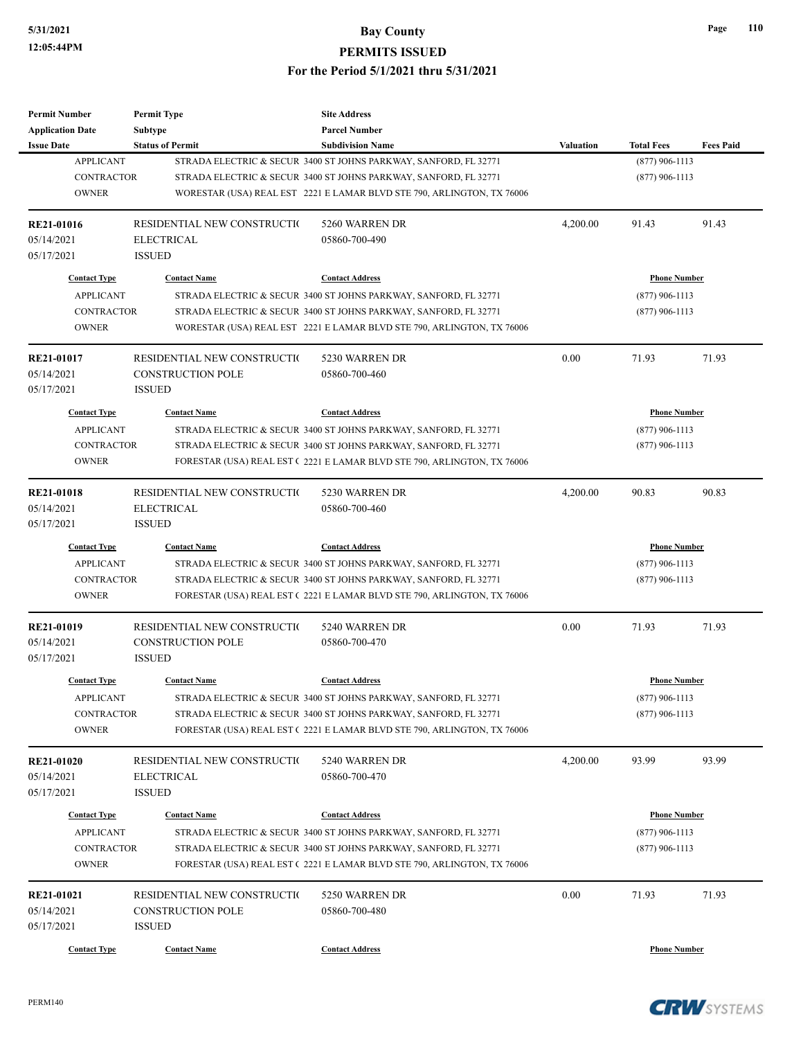| Permit Number | Permit Type | Site Address | | | |
|---|---|---|---|---|---|
| Application Date | Subtype | Parcel Number | | | |
| Issue Date | Status of Permit | Subdivision Name | Valuation | Total Fees | Fees Paid |

| Contact Type | Contact Name | Contact Address | Phone Number |
|---|---|---|---|
| APPLICANT | STRADA ELECTRIC & SECUR | 3400 ST JOHNS PARKWAY, SANFORD, FL 32771 | (877) 906-1113 |
| CONTRACTOR | STRADA ELECTRIC & SECUR | 3400 ST JOHNS PARKWAY, SANFORD, FL 32771 | (877) 906-1113 |
| OWNER | WORESTAR (USA) REAL EST | 2221 E LAMAR BLVD STE 790, ARLINGTON, TX 76006 | |

| RE21-01016 | RESIDENTIAL NEW CONSTRUCTI( | 5260 WARREN DR | 4,200.00 | 91.43 | 91.43 |
|---|---|---|---|---|---|
| 05/14/2021 | ELECTRICAL | 05860-700-490 | | | |
| 05/17/2021 | ISSUED | | | | |

| Contact Type | Contact Name | Contact Address | Phone Number |
|---|---|---|---|
| APPLICANT | STRADA ELECTRIC & SECUR | 3400 ST JOHNS PARKWAY, SANFORD, FL 32771 | (877) 906-1113 |
| CONTRACTOR | STRADA ELECTRIC & SECUR | 3400 ST JOHNS PARKWAY, SANFORD, FL 32771 | (877) 906-1113 |
| OWNER | WORESTAR (USA) REAL EST | 2221 E LAMAR BLVD STE 790, ARLINGTON, TX 76006 | |

| RE21-01017 | RESIDENTIAL NEW CONSTRUCTI( | 5230 WARREN DR | 0.00 | 71.93 | 71.93 |
|---|---|---|---|---|---|
| 05/14/2021 | CONSTRUCTION POLE | 05860-700-460 | | | |
| 05/17/2021 | ISSUED | | | | |

| Contact Type | Contact Name | Contact Address | Phone Number |
|---|---|---|---|
| APPLICANT | STRADA ELECTRIC & SECUR | 3400 ST JOHNS PARKWAY, SANFORD, FL 32771 | (877) 906-1113 |
| CONTRACTOR | STRADA ELECTRIC & SECUR | 3400 ST JOHNS PARKWAY, SANFORD, FL 32771 | (877) 906-1113 |
| OWNER | FORESTAR (USA) REAL EST ( | 2221 E LAMAR BLVD STE 790, ARLINGTON, TX 76006 | |

| RE21-01018 | RESIDENTIAL NEW CONSTRUCTI( | 5230 WARREN DR | 4,200.00 | 90.83 | 90.83 |
|---|---|---|---|---|---|
| 05/14/2021 | ELECTRICAL | 05860-700-460 | | | |
| 05/17/2021 | ISSUED | | | | |

| Contact Type | Contact Name | Contact Address | Phone Number |
|---|---|---|---|
| APPLICANT | STRADA ELECTRIC & SECUR | 3400 ST JOHNS PARKWAY, SANFORD, FL 32771 | (877) 906-1113 |
| CONTRACTOR | STRADA ELECTRIC & SECUR | 3400 ST JOHNS PARKWAY, SANFORD, FL 32771 | (877) 906-1113 |
| OWNER | FORESTAR (USA) REAL EST ( | 2221 E LAMAR BLVD STE 790, ARLINGTON, TX 76006 | |

| RE21-01019 | RESIDENTIAL NEW CONSTRUCTI( | 5240 WARREN DR | 0.00 | 71.93 | 71.93 |
|---|---|---|---|---|---|
| 05/14/2021 | CONSTRUCTION POLE | 05860-700-470 | | | |
| 05/17/2021 | ISSUED | | | | |

| Contact Type | Contact Name | Contact Address | Phone Number |
|---|---|---|---|
| APPLICANT | STRADA ELECTRIC & SECUR | 3400 ST JOHNS PARKWAY, SANFORD, FL 32771 | (877) 906-1113 |
| CONTRACTOR | STRADA ELECTRIC & SECUR | 3400 ST JOHNS PARKWAY, SANFORD, FL 32771 | (877) 906-1113 |
| OWNER | FORESTAR (USA) REAL EST ( | 2221 E LAMAR BLVD STE 790, ARLINGTON, TX 76006 | |

| RE21-01020 | RESIDENTIAL NEW CONSTRUCTI( | 5240 WARREN DR | 4,200.00 | 93.99 | 93.99 |
|---|---|---|---|---|---|
| 05/14/2021 | ELECTRICAL | 05860-700-470 | | | |
| 05/17/2021 | ISSUED | | | | |

| Contact Type | Contact Name | Contact Address | Phone Number |
|---|---|---|---|
| APPLICANT | STRADA ELECTRIC & SECUR | 3400 ST JOHNS PARKWAY, SANFORD, FL 32771 | (877) 906-1113 |
| CONTRACTOR | STRADA ELECTRIC & SECUR | 3400 ST JOHNS PARKWAY, SANFORD, FL 32771 | (877) 906-1113 |
| OWNER | FORESTAR (USA) REAL EST ( | 2221 E LAMAR BLVD STE 790, ARLINGTON, TX 76006 | |

| RE21-01021 | RESIDENTIAL NEW CONSTRUCTI( | 5250 WARREN DR | 0.00 | 71.93 | 71.93 |
|---|---|---|---|---|---|
| 05/14/2021 | CONSTRUCTION POLE | 05860-700-480 | | | |
| 05/17/2021 | ISSUED | | | | |

| Contact Type | Contact Name | Contact Address | Phone Number |
|---|---|---|---|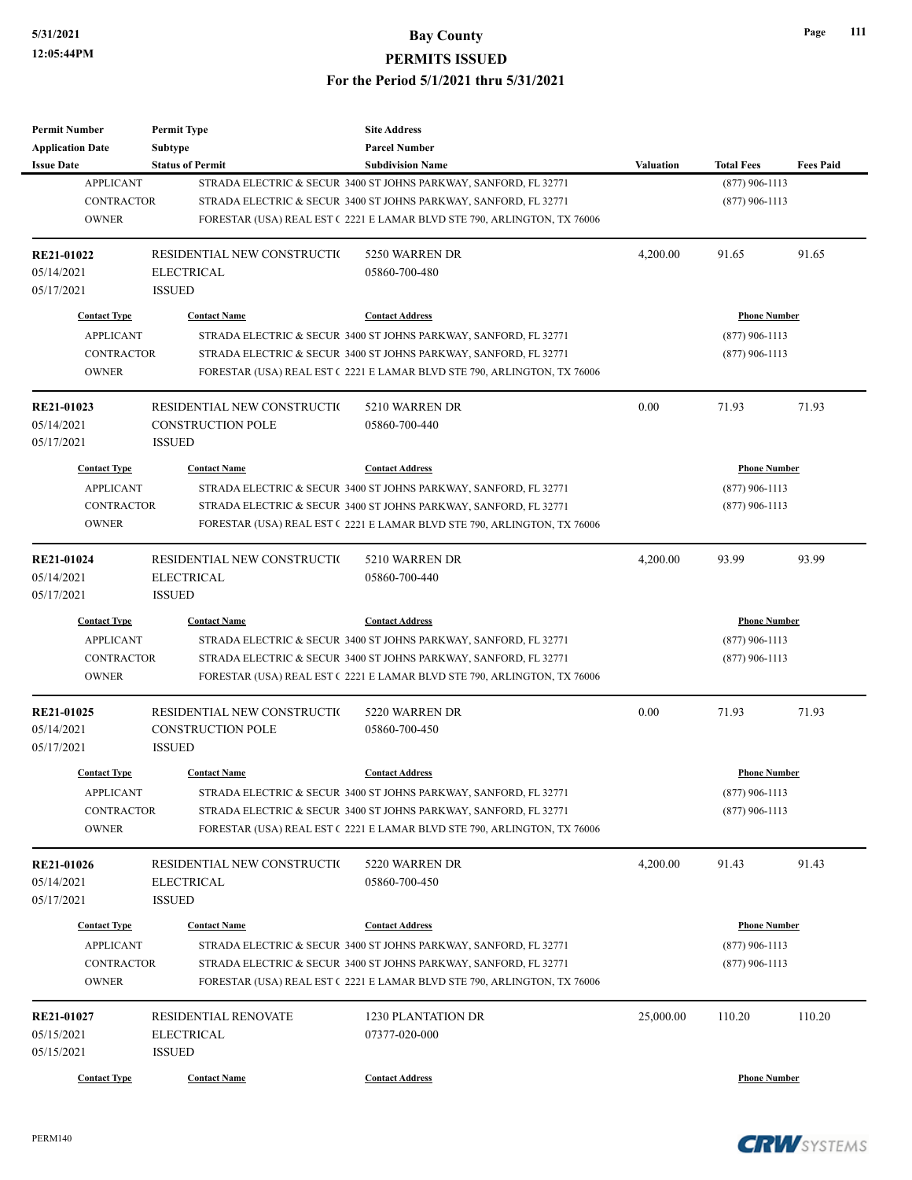| Permit Number | Permit Type | Site Address | | | |
|---|---|---|---|---|---|
| Application Date | Subtype | Parcel Number | | | |
| Issue Date | Status of Permit | Subdivision Name | Valuation | Total Fees | Fees Paid |

| Contact Type | Contact Name | Contact Address | Phone Number |
|---|---|---|---|
| APPLICANT | STRADA ELECTRIC & SECUR | 3400 ST JOHNS PARKWAY, SANFORD, FL 32771 | (877) 906-1113 |
| CONTRACTOR | STRADA ELECTRIC & SECUR | 3400 ST JOHNS PARKWAY, SANFORD, FL 32771 | (877) 906-1113 |
| OWNER | FORESTAR (USA) REAL EST ( | 2221 E LAMAR BLVD STE 790, ARLINGTON, TX 76006 | |

| RE21-01022 | RESIDENTIAL NEW CONSTRUCTI( | 5250 WARREN DR | 4,200.00 | 91.65 | 91.65 |
|---|---|---|---|---|---|
| 05/14/2021 | ELECTRICAL | 05860-700-480 | | | |
| 05/17/2021 | ISSUED | | | | |

| Contact Type | Contact Name | Contact Address | Phone Number |
|---|---|---|---|
| APPLICANT | STRADA ELECTRIC & SECUR | 3400 ST JOHNS PARKWAY, SANFORD, FL 32771 | (877) 906-1113 |
| CONTRACTOR | STRADA ELECTRIC & SECUR | 3400 ST JOHNS PARKWAY, SANFORD, FL 32771 | (877) 906-1113 |
| OWNER | FORESTAR (USA) REAL EST ( | 2221 E LAMAR BLVD STE 790, ARLINGTON, TX 76006 | |

| RE21-01023 | RESIDENTIAL NEW CONSTRUCTI( | 5210 WARREN DR | 0.00 | 71.93 | 71.93 |
|---|---|---|---|---|---|
| 05/14/2021 | CONSTRUCTION POLE | 05860-700-440 | | | |
| 05/17/2021 | ISSUED | | | | |

| Contact Type | Contact Name | Contact Address | Phone Number |
|---|---|---|---|
| APPLICANT | STRADA ELECTRIC & SECUR | 3400 ST JOHNS PARKWAY, SANFORD, FL 32771 | (877) 906-1113 |
| CONTRACTOR | STRADA ELECTRIC & SECUR | 3400 ST JOHNS PARKWAY, SANFORD, FL 32771 | (877) 906-1113 |
| OWNER | FORESTAR (USA) REAL EST ( | 2221 E LAMAR BLVD STE 790, ARLINGTON, TX 76006 | |

| RE21-01024 | RESIDENTIAL NEW CONSTRUCTI( | 5210 WARREN DR | 4,200.00 | 93.99 | 93.99 |
|---|---|---|---|---|---|
| 05/14/2021 | ELECTRICAL | 05860-700-440 | | | |
| 05/17/2021 | ISSUED | | | | |

| Contact Type | Contact Name | Contact Address | Phone Number |
|---|---|---|---|
| APPLICANT | STRADA ELECTRIC & SECUR | 3400 ST JOHNS PARKWAY, SANFORD, FL 32771 | (877) 906-1113 |
| CONTRACTOR | STRADA ELECTRIC & SECUR | 3400 ST JOHNS PARKWAY, SANFORD, FL 32771 | (877) 906-1113 |
| OWNER | FORESTAR (USA) REAL EST ( | 2221 E LAMAR BLVD STE 790, ARLINGTON, TX 76006 | |

| RE21-01025 | RESIDENTIAL NEW CONSTRUCTI( | 5220 WARREN DR | 0.00 | 71.93 | 71.93 |
|---|---|---|---|---|---|
| 05/14/2021 | CONSTRUCTION POLE | 05860-700-450 | | | |
| 05/17/2021 | ISSUED | | | | |

| Contact Type | Contact Name | Contact Address | Phone Number |
|---|---|---|---|
| APPLICANT | STRADA ELECTRIC & SECUR | 3400 ST JOHNS PARKWAY, SANFORD, FL 32771 | (877) 906-1113 |
| CONTRACTOR | STRADA ELECTRIC & SECUR | 3400 ST JOHNS PARKWAY, SANFORD, FL 32771 | (877) 906-1113 |
| OWNER | FORESTAR (USA) REAL EST ( | 2221 E LAMAR BLVD STE 790, ARLINGTON, TX 76006 | |

| RE21-01026 | RESIDENTIAL NEW CONSTRUCTI( | 5220 WARREN DR | 4,200.00 | 91.43 | 91.43 |
|---|---|---|---|---|---|
| 05/14/2021 | ELECTRICAL | 05860-700-450 | | | |
| 05/17/2021 | ISSUED | | | | |

| Contact Type | Contact Name | Contact Address | Phone Number |
|---|---|---|---|
| APPLICANT | STRADA ELECTRIC & SECUR | 3400 ST JOHNS PARKWAY, SANFORD, FL 32771 | (877) 906-1113 |
| CONTRACTOR | STRADA ELECTRIC & SECUR | 3400 ST JOHNS PARKWAY, SANFORD, FL 32771 | (877) 906-1113 |
| OWNER | FORESTAR (USA) REAL EST ( | 2221 E LAMAR BLVD STE 790, ARLINGTON, TX 76006 | |

| RE21-01027 | RESIDENTIAL RENOVATE | 1230 PLANTATION DR | 25,000.00 | 110.20 | 110.20 |
|---|---|---|---|---|---|
| 05/15/2021 | ELECTRICAL | 07377-020-000 | | | |
| 05/15/2021 | ISSUED | | | | |

| Contact Type | Contact Name | Contact Address | Phone Number |
|---|---|---|---|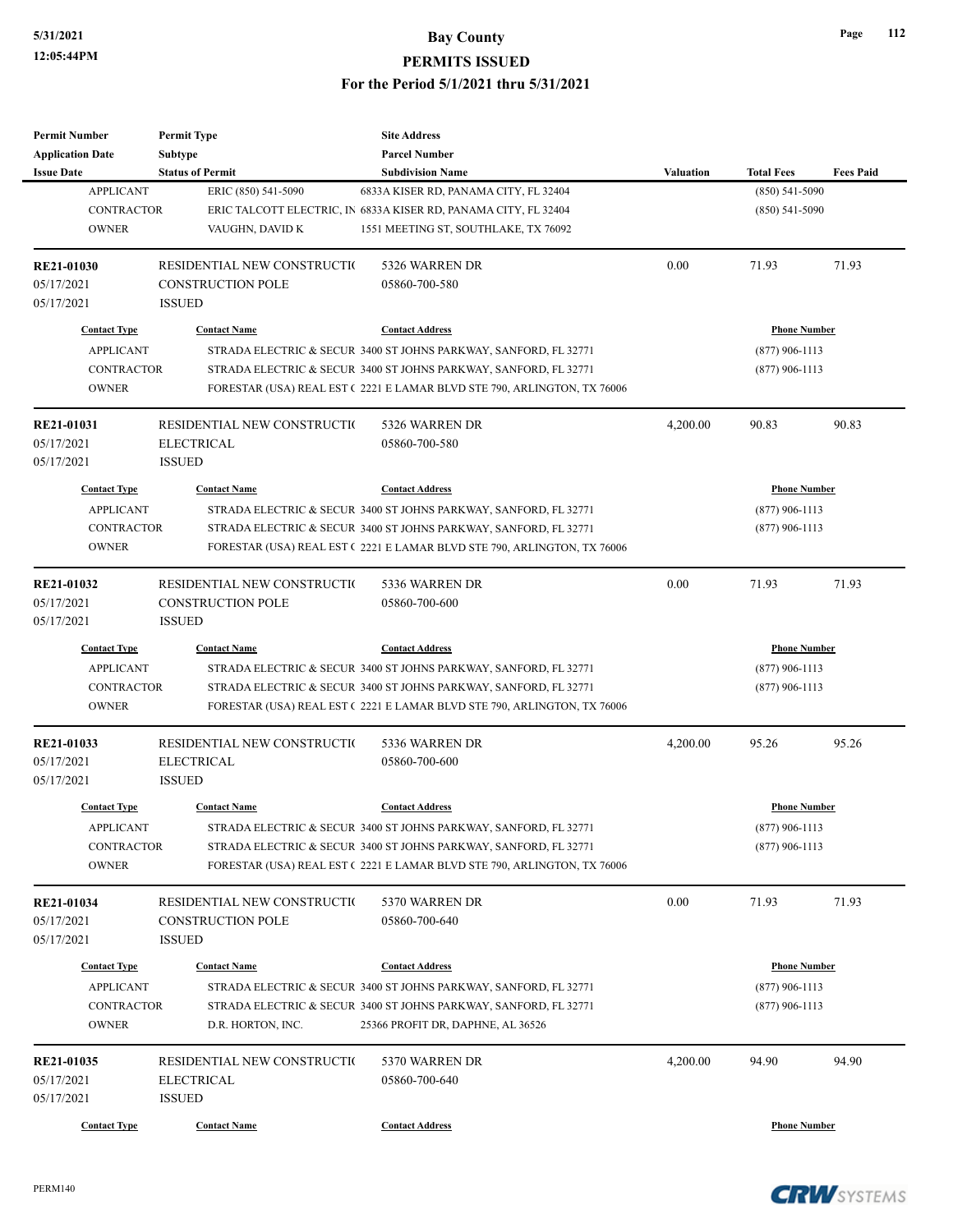| Permit Number | Permit Type | Site Address | | | |
|---|---|---|---|---|---|
| Application Date | Subtype | Parcel Number | | | |
| Issue Date | Status of Permit | Subdivision Name | Valuation | Total Fees | Fees Paid |

| Contact Type | Contact Name | Contact Address | Phone Number |
|---|---|---|---|
| APPLICANT | ERIC (850) 541-5090 | 6833A KISER RD, PANAMA CITY, FL 32404 | (850) 541-5090 |
| CONTRACTOR | ERIC TALCOTT ELECTRIC, IN | 6833A KISER RD, PANAMA CITY, FL 32404 | (850) 541-5090 |
| OWNER | VAUGHN, DAVID K | 1551 MEETING ST, SOUTHLAKE, TX 76092 | |

| Permit Number | Permit Type | Site Address | Valuation | Total Fees | Fees Paid |
|---|---|---|---|---|---|
| RE21-01030 | RESIDENTIAL NEW CONSTRUCTIO | 5326 WARREN DR | 0.00 | 71.93 | 71.93 |
| 05/17/2021 | CONSTRUCTION POLE | 05860-700-580 | | | |
| 05/17/2021 | ISSUED | | | | |

| Contact Type | Contact Name | Contact Address | Phone Number |
|---|---|---|---|
| APPLICANT | STRADA ELECTRIC & SECUR | 3400 ST JOHNS PARKWAY, SANFORD, FL 32771 | (877) 906-1113 |
| CONTRACTOR | STRADA ELECTRIC & SECUR | 3400 ST JOHNS PARKWAY, SANFORD, FL 32771 | (877) 906-1113 |
| OWNER | FORESTAR (USA) REAL EST ( | 2221 E LAMAR BLVD STE 790, ARLINGTON, TX 76006 | |

| Permit Number | Permit Type | Site Address | Valuation | Total Fees | Fees Paid |
|---|---|---|---|---|---|
| RE21-01031 | RESIDENTIAL NEW CONSTRUCTIO | 5326 WARREN DR | 4,200.00 | 90.83 | 90.83 |
| 05/17/2021 | ELECTRICAL | 05860-700-580 | | | |
| 05/17/2021 | ISSUED | | | | |

| Contact Type | Contact Name | Contact Address | Phone Number |
|---|---|---|---|
| APPLICANT | STRADA ELECTRIC & SECUR | 3400 ST JOHNS PARKWAY, SANFORD, FL 32771 | (877) 906-1113 |
| CONTRACTOR | STRADA ELECTRIC & SECUR | 3400 ST JOHNS PARKWAY, SANFORD, FL 32771 | (877) 906-1113 |
| OWNER | FORESTAR (USA) REAL EST ( | 2221 E LAMAR BLVD STE 790, ARLINGTON, TX 76006 | |

| Permit Number | Permit Type | Site Address | Valuation | Total Fees | Fees Paid |
|---|---|---|---|---|---|
| RE21-01032 | RESIDENTIAL NEW CONSTRUCTIO | 5336 WARREN DR | 0.00 | 71.93 | 71.93 |
| 05/17/2021 | CONSTRUCTION POLE | 05860-700-600 | | | |
| 05/17/2021 | ISSUED | | | | |

| Contact Type | Contact Name | Contact Address | Phone Number |
|---|---|---|---|
| APPLICANT | STRADA ELECTRIC & SECUR | 3400 ST JOHNS PARKWAY, SANFORD, FL 32771 | (877) 906-1113 |
| CONTRACTOR | STRADA ELECTRIC & SECUR | 3400 ST JOHNS PARKWAY, SANFORD, FL 32771 | (877) 906-1113 |
| OWNER | FORESTAR (USA) REAL EST ( | 2221 E LAMAR BLVD STE 790, ARLINGTON, TX 76006 | |

| Permit Number | Permit Type | Site Address | Valuation | Total Fees | Fees Paid |
|---|---|---|---|---|---|
| RE21-01033 | RESIDENTIAL NEW CONSTRUCTIO | 5336 WARREN DR | 4,200.00 | 95.26 | 95.26 |
| 05/17/2021 | ELECTRICAL | 05860-700-600 | | | |
| 05/17/2021 | ISSUED | | | | |

| Contact Type | Contact Name | Contact Address | Phone Number |
|---|---|---|---|
| APPLICANT | STRADA ELECTRIC & SECUR | 3400 ST JOHNS PARKWAY, SANFORD, FL 32771 | (877) 906-1113 |
| CONTRACTOR | STRADA ELECTRIC & SECUR | 3400 ST JOHNS PARKWAY, SANFORD, FL 32771 | (877) 906-1113 |
| OWNER | FORESTAR (USA) REAL EST ( | 2221 E LAMAR BLVD STE 790, ARLINGTON, TX 76006 | |

| Permit Number | Permit Type | Site Address | Valuation | Total Fees | Fees Paid |
|---|---|---|---|---|---|
| RE21-01034 | RESIDENTIAL NEW CONSTRUCTIO | 5370 WARREN DR | 0.00 | 71.93 | 71.93 |
| 05/17/2021 | CONSTRUCTION POLE | 05860-700-640 | | | |
| 05/17/2021 | ISSUED | | | | |

| Contact Type | Contact Name | Contact Address | Phone Number |
|---|---|---|---|
| APPLICANT | STRADA ELECTRIC & SECUR | 3400 ST JOHNS PARKWAY, SANFORD, FL 32771 | (877) 906-1113 |
| CONTRACTOR | STRADA ELECTRIC & SECUR | 3400 ST JOHNS PARKWAY, SANFORD, FL 32771 | (877) 906-1113 |
| OWNER | D.R. HORTON, INC. | 25366 PROFIT DR, DAPHNE, AL 36526 | |

| Permit Number | Permit Type | Site Address | Valuation | Total Fees | Fees Paid |
|---|---|---|---|---|---|
| RE21-01035 | RESIDENTIAL NEW CONSTRUCTIO | 5370 WARREN DR | 4,200.00 | 94.90 | 94.90 |
| 05/17/2021 | ELECTRICAL | 05860-700-640 | | | |
| 05/17/2021 | ISSUED | | | | |

| Contact Type | Contact Name | Contact Address | Phone Number |
|---|---|---|---|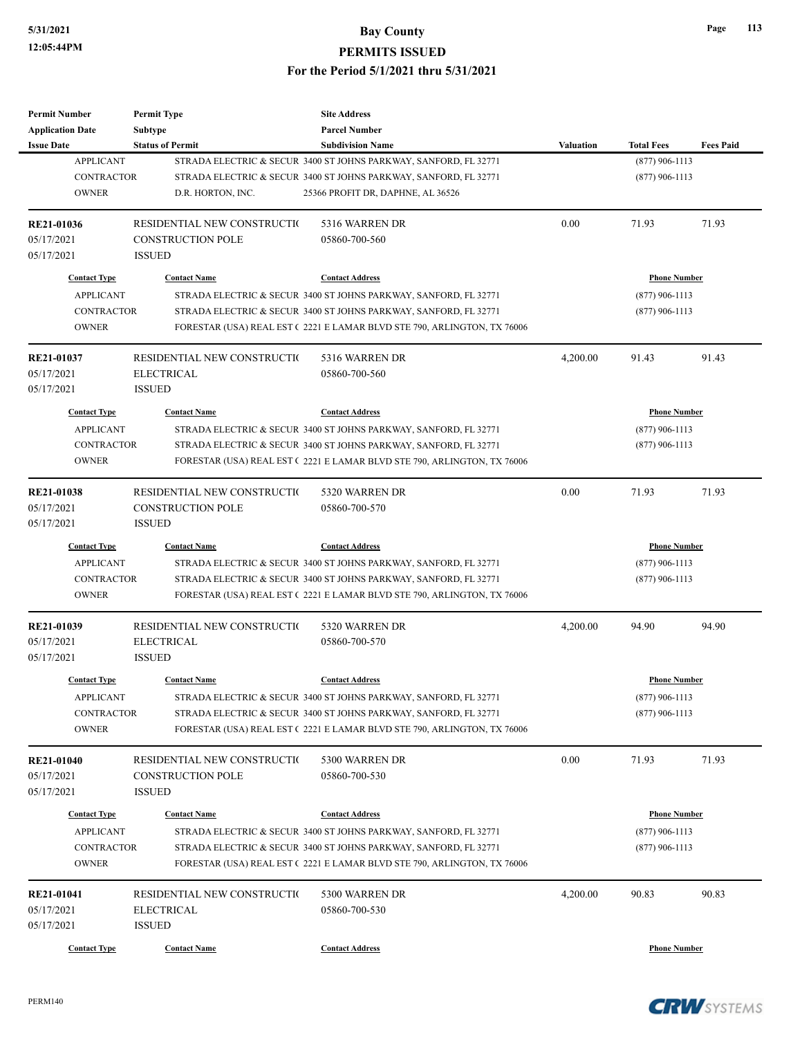| Permit Number | Permit Type | Site Address | | | |
|---|---|---|---|---|---|
| Application Date | Subtype | Parcel Number | | | |
| Issue Date | Status of Permit | Subdivision Name | Valuation | Total Fees | Fees Paid |

| Contact Type | Contact Name | Contact Address | Phone Number |
|---|---|---|---|
| APPLICANT | STRADA ELECTRIC & SECUR | 3400 ST JOHNS PARKWAY, SANFORD, FL 32771 | (877) 906-1113 |
| CONTRACTOR | STRADA ELECTRIC & SECUR | 3400 ST JOHNS PARKWAY, SANFORD, FL 32771 | (877) 906-1113 |
| OWNER | D.R. HORTON, INC. | 25366 PROFIT DR, DAPHNE, AL 36526 | |

| Permit Number | Permit Type | Site Address | Valuation | Total Fees | Fees Paid |
|---|---|---|---|---|---|
| **RE21-01036** | RESIDENTIAL NEW CONSTRUCTI( | 5316 WARREN DR | 0.00 | 71.93 | 71.93 |
| 05/17/2021 | CONSTRUCTION POLE | 05860-700-560 | | | |
| 05/17/2021 | ISSUED | | | | |

| Contact Type | Contact Name | Contact Address | Phone Number |
|---|---|---|---|
| APPLICANT | STRADA ELECTRIC & SECUR | 3400 ST JOHNS PARKWAY, SANFORD, FL 32771 | (877) 906-1113 |
| CONTRACTOR | STRADA ELECTRIC & SECUR | 3400 ST JOHNS PARKWAY, SANFORD, FL 32771 | (877) 906-1113 |
| OWNER | FORESTAR (USA) REAL EST ( | 2221 E LAMAR BLVD STE 790, ARLINGTON, TX 76006 | |

| Permit Number | Permit Type | Site Address | Valuation | Total Fees | Fees Paid |
|---|---|---|---|---|---|
| **RE21-01037** | RESIDENTIAL NEW CONSTRUCTI( | 5316 WARREN DR | 4,200.00 | 91.43 | 91.43 |
| 05/17/2021 | ELECTRICAL | 05860-700-560 | | | |
| 05/17/2021 | ISSUED | | | | |

| Contact Type | Contact Name | Contact Address | Phone Number |
|---|---|---|---|
| APPLICANT | STRADA ELECTRIC & SECUR | 3400 ST JOHNS PARKWAY, SANFORD, FL 32771 | (877) 906-1113 |
| CONTRACTOR | STRADA ELECTRIC & SECUR | 3400 ST JOHNS PARKWAY, SANFORD, FL 32771 | (877) 906-1113 |
| OWNER | FORESTAR (USA) REAL EST ( | 2221 E LAMAR BLVD STE 790, ARLINGTON, TX 76006 | |

| Permit Number | Permit Type | Site Address | Valuation | Total Fees | Fees Paid |
|---|---|---|---|---|---|
| **RE21-01038** | RESIDENTIAL NEW CONSTRUCTI( | 5320 WARREN DR | 0.00 | 71.93 | 71.93 |
| 05/17/2021 | CONSTRUCTION POLE | 05860-700-570 | | | |
| 05/17/2021 | ISSUED | | | | |

| Contact Type | Contact Name | Contact Address | Phone Number |
|---|---|---|---|
| APPLICANT | STRADA ELECTRIC & SECUR | 3400 ST JOHNS PARKWAY, SANFORD, FL 32771 | (877) 906-1113 |
| CONTRACTOR | STRADA ELECTRIC & SECUR | 3400 ST JOHNS PARKWAY, SANFORD, FL 32771 | (877) 906-1113 |
| OWNER | FORESTAR (USA) REAL EST ( | 2221 E LAMAR BLVD STE 790, ARLINGTON, TX 76006 | |

| Permit Number | Permit Type | Site Address | Valuation | Total Fees | Fees Paid |
|---|---|---|---|---|---|
| **RE21-01039** | RESIDENTIAL NEW CONSTRUCTI( | 5320 WARREN DR | 4,200.00 | 94.90 | 94.90 |
| 05/17/2021 | ELECTRICAL | 05860-700-570 | | | |
| 05/17/2021 | ISSUED | | | | |

| Contact Type | Contact Name | Contact Address | Phone Number |
|---|---|---|---|
| APPLICANT | STRADA ELECTRIC & SECUR | 3400 ST JOHNS PARKWAY, SANFORD, FL 32771 | (877) 906-1113 |
| CONTRACTOR | STRADA ELECTRIC & SECUR | 3400 ST JOHNS PARKWAY, SANFORD, FL 32771 | (877) 906-1113 |
| OWNER | FORESTAR (USA) REAL EST ( | 2221 E LAMAR BLVD STE 790, ARLINGTON, TX 76006 | |

| Permit Number | Permit Type | Site Address | Valuation | Total Fees | Fees Paid |
|---|---|---|---|---|---|
| **RE21-01040** | RESIDENTIAL NEW CONSTRUCTI( | 5300 WARREN DR | 0.00 | 71.93 | 71.93 |
| 05/17/2021 | CONSTRUCTION POLE | 05860-700-530 | | | |
| 05/17/2021 | ISSUED | | | | |

| Contact Type | Contact Name | Contact Address | Phone Number |
|---|---|---|---|
| APPLICANT | STRADA ELECTRIC & SECUR | 3400 ST JOHNS PARKWAY, SANFORD, FL 32771 | (877) 906-1113 |
| CONTRACTOR | STRADA ELECTRIC & SECUR | 3400 ST JOHNS PARKWAY, SANFORD, FL 32771 | (877) 906-1113 |
| OWNER | FORESTAR (USA) REAL EST ( | 2221 E LAMAR BLVD STE 790, ARLINGTON, TX 76006 | |

| Permit Number | Permit Type | Site Address | Valuation | Total Fees | Fees Paid |
|---|---|---|---|---|---|
| **RE21-01041** | RESIDENTIAL NEW CONSTRUCTI( | 5300 WARREN DR | 4,200.00 | 90.83 | 90.83 |
| 05/17/2021 | ELECTRICAL | 05860-700-530 | | | |
| 05/17/2021 | ISSUED | | | | |

| Contact Type | Contact Name | Contact Address | Phone Number |
|---|---|---|---|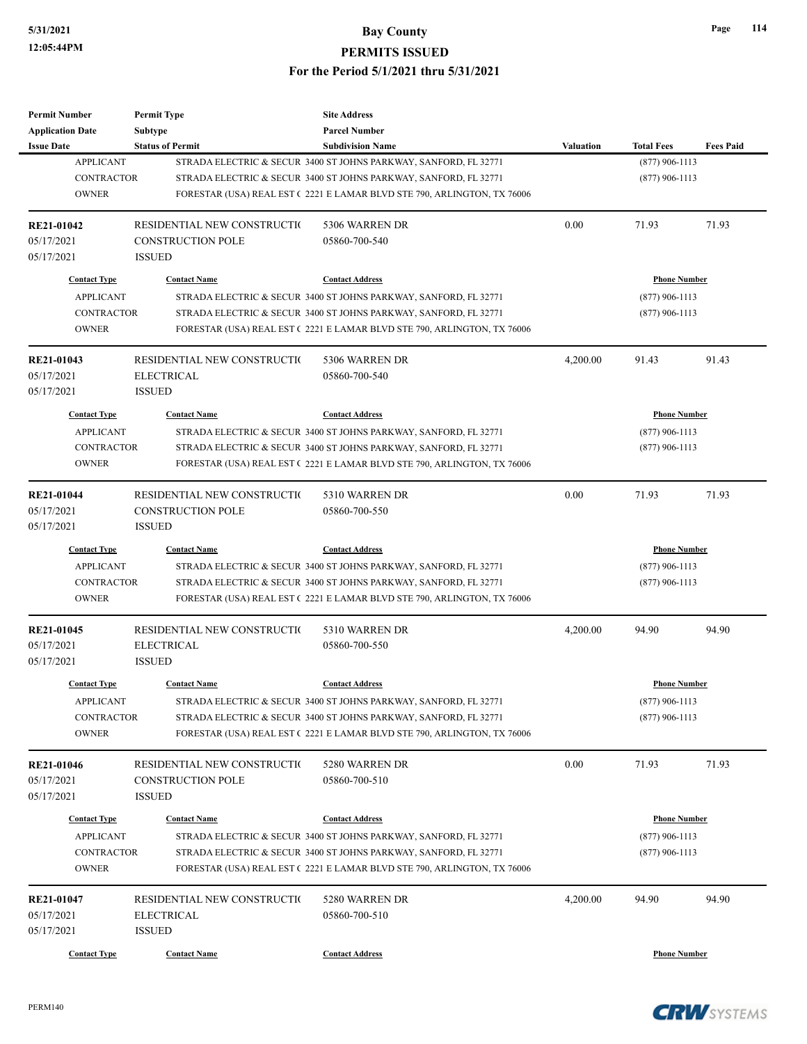| Permit Number | Permit Type | Site Address | | | |
|---|---|---|---|---|---|
| Application Date | Subtype | Parcel Number | | | |
| Issue Date | Status of Permit | Subdivision Name | Valuation | Total Fees | Fees Paid |
| APPLICANT | STRADA ELECTRIC & SECUR | 3400 ST JOHNS PARKWAY, SANFORD, FL 32771 | | (877) 906-1113 | |
| CONTRACTOR | STRADA ELECTRIC & SECUR | 3400 ST JOHNS PARKWAY, SANFORD, FL 32771 | | (877) 906-1113 | |
| OWNER | FORESTAR (USA) REAL EST ( | 2221 E LAMAR BLVD STE 790, ARLINGTON, TX 76006 | | | |
| **RE21-01042** | RESIDENTIAL NEW CONSTRUCTI( | 5306 WARREN DR | 0.00 | 71.93 | 71.93 |
| 05/17/2021 | CONSTRUCTION POLE | 05860-700-540 | | | |
| 05/17/2021 | ISSUED | | | | |
| Contact Type | Contact Name | Contact Address | | Phone Number | |
| APPLICANT | STRADA ELECTRIC & SECUR | 3400 ST JOHNS PARKWAY, SANFORD, FL 32771 | | (877) 906-1113 | |
| CONTRACTOR | STRADA ELECTRIC & SECUR | 3400 ST JOHNS PARKWAY, SANFORD, FL 32771 | | (877) 906-1113 | |
| OWNER | FORESTAR (USA) REAL EST ( | 2221 E LAMAR BLVD STE 790, ARLINGTON, TX 76006 | | | |
| **RE21-01043** | RESIDENTIAL NEW CONSTRUCTI( | 5306 WARREN DR | 4,200.00 | 91.43 | 91.43 |
| 05/17/2021 | ELECTRICAL | 05860-700-540 | | | |
| 05/17/2021 | ISSUED | | | | |
| Contact Type | Contact Name | Contact Address | | Phone Number | |
| APPLICANT | STRADA ELECTRIC & SECUR | 3400 ST JOHNS PARKWAY, SANFORD, FL 32771 | | (877) 906-1113 | |
| CONTRACTOR | STRADA ELECTRIC & SECUR | 3400 ST JOHNS PARKWAY, SANFORD, FL 32771 | | (877) 906-1113 | |
| OWNER | FORESTAR (USA) REAL EST ( | 2221 E LAMAR BLVD STE 790, ARLINGTON, TX 76006 | | | |
| **RE21-01044** | RESIDENTIAL NEW CONSTRUCTI( | 5310 WARREN DR | 0.00 | 71.93 | 71.93 |
| 05/17/2021 | CONSTRUCTION POLE | 05860-700-550 | | | |
| 05/17/2021 | ISSUED | | | | |
| Contact Type | Contact Name | Contact Address | | Phone Number | |
| APPLICANT | STRADA ELECTRIC & SECUR | 3400 ST JOHNS PARKWAY, SANFORD, FL 32771 | | (877) 906-1113 | |
| CONTRACTOR | STRADA ELECTRIC & SECUR | 3400 ST JOHNS PARKWAY, SANFORD, FL 32771 | | (877) 906-1113 | |
| OWNER | FORESTAR (USA) REAL EST ( | 2221 E LAMAR BLVD STE 790, ARLINGTON, TX 76006 | | | |
| **RE21-01045** | RESIDENTIAL NEW CONSTRUCTI( | 5310 WARREN DR | 4,200.00 | 94.90 | 94.90 |
| 05/17/2021 | ELECTRICAL | 05860-700-550 | | | |
| 05/17/2021 | ISSUED | | | | |
| Contact Type | Contact Name | Contact Address | | Phone Number | |
| APPLICANT | STRADA ELECTRIC & SECUR | 3400 ST JOHNS PARKWAY, SANFORD, FL 32771 | | (877) 906-1113 | |
| CONTRACTOR | STRADA ELECTRIC & SECUR | 3400 ST JOHNS PARKWAY, SANFORD, FL 32771 | | (877) 906-1113 | |
| OWNER | FORESTAR (USA) REAL EST ( | 2221 E LAMAR BLVD STE 790, ARLINGTON, TX 76006 | | | |
| **RE21-01046** | RESIDENTIAL NEW CONSTRUCTI( | 5280 WARREN DR | 0.00 | 71.93 | 71.93 |
| 05/17/2021 | CONSTRUCTION POLE | 05860-700-510 | | | |
| 05/17/2021 | ISSUED | | | | |
| Contact Type | Contact Name | Contact Address | | Phone Number | |
| APPLICANT | STRADA ELECTRIC & SECUR | 3400 ST JOHNS PARKWAY, SANFORD, FL 32771 | | (877) 906-1113 | |
| CONTRACTOR | STRADA ELECTRIC & SECUR | 3400 ST JOHNS PARKWAY, SANFORD, FL 32771 | | (877) 906-1113 | |
| OWNER | FORESTAR (USA) REAL EST ( | 2221 E LAMAR BLVD STE 790, ARLINGTON, TX 76006 | | | |
| **RE21-01047** | RESIDENTIAL NEW CONSTRUCTI( | 5280 WARREN DR | 4,200.00 | 94.90 | 94.90 |
| 05/17/2021 | ELECTRICAL | 05860-700-510 | | | |
| 05/17/2021 | ISSUED | | | | |
| Contact Type | Contact Name | Contact Address | | Phone Number | |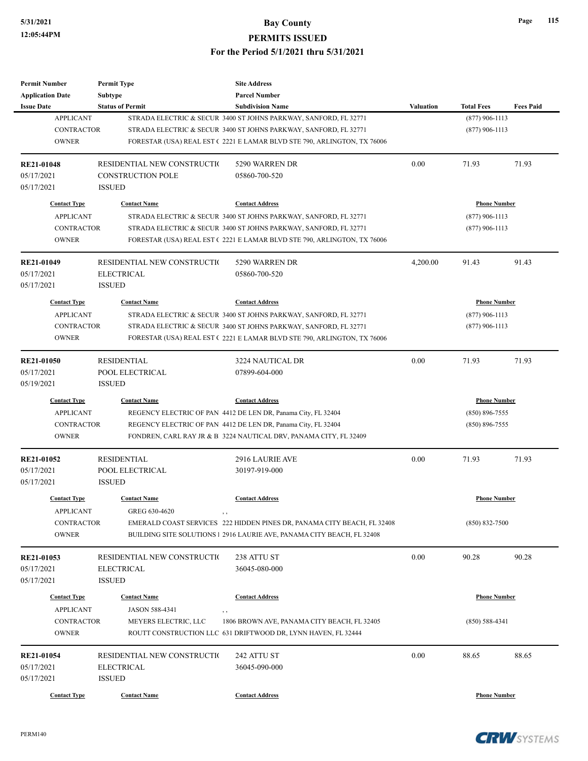| Permit Number | Permit Type | Site Address | | | |
|---|---|---|---|---|---|
| Application Date | Subtype | Parcel Number | | | |
| Issue Date | Status of Permit | Subdivision Name | Valuation | Total Fees | Fees Paid |

| Contact Type | Contact Name | Contact Address | Phone Number |
|---|---|---|---|
| APPLICANT | STRADA ELECTRIC & SECUR | 3400 ST JOHNS PARKWAY, SANFORD, FL 32771 | (877) 906-1113 |
| CONTRACTOR | STRADA ELECTRIC & SECUR | 3400 ST JOHNS PARKWAY, SANFORD, FL 32771 | (877) 906-1113 |
| OWNER | FORESTAR (USA) REAL EST ( | 2221 E LAMAR BLVD STE 790, ARLINGTON, TX 76006 | |

---

| RE21-01048 | RESIDENTIAL NEW CONSTRUCTI( | 5290 WARREN DR | 0.00 | 71.93 | 71.93 |
|---|---|---|---|---|---|
| 05/17/2021 | CONSTRUCTION POLE | 05860-700-520 | | | |
| 05/17/2021 | ISSUED | | | | |

| Contact Type | Contact Name | Contact Address | Phone Number |
|---|---|---|---|
| APPLICANT | STRADA ELECTRIC & SECUR | 3400 ST JOHNS PARKWAY, SANFORD, FL 32771 | (877) 906-1113 |
| CONTRACTOR | STRADA ELECTRIC & SECUR | 3400 ST JOHNS PARKWAY, SANFORD, FL 32771 | (877) 906-1113 |
| OWNER | FORESTAR (USA) REAL EST ( | 2221 E LAMAR BLVD STE 790, ARLINGTON, TX 76006 | |

---

| RE21-01049 | RESIDENTIAL NEW CONSTRUCTI( | 5290 WARREN DR | 4,200.00 | 91.43 | 91.43 |
|---|---|---|---|---|---|
| 05/17/2021 | ELECTRICAL | 05860-700-520 | | | |
| 05/17/2021 | ISSUED | | | | |

| Contact Type | Contact Name | Contact Address | Phone Number |
|---|---|---|---|
| APPLICANT | STRADA ELECTRIC & SECUR | 3400 ST JOHNS PARKWAY, SANFORD, FL 32771 | (877) 906-1113 |
| CONTRACTOR | STRADA ELECTRIC & SECUR | 3400 ST JOHNS PARKWAY, SANFORD, FL 32771 | (877) 906-1113 |
| OWNER | FORESTAR (USA) REAL EST ( | 2221 E LAMAR BLVD STE 790, ARLINGTON, TX 76006 | |

---

| RE21-01050 | RESIDENTIAL | 3224 NAUTICAL DR | 0.00 | 71.93 | 71.93 |
|---|---|---|---|---|---|
| 05/17/2021 | POOL ELECTRICAL | 07899-604-000 | | | |
| 05/19/2021 | ISSUED | | | | |

| Contact Type | Contact Name | Contact Address | Phone Number |
|---|---|---|---|
| APPLICANT | REGENCY ELECTRIC OF PAN | 4412 DE LEN DR, Panama City, FL 32404 | (850) 896-7555 |
| CONTRACTOR | REGENCY ELECTRIC OF PAN | 4412 DE LEN DR, Panama City, FL 32404 | (850) 896-7555 |
| OWNER | FONDREN, CARL RAY JR & B | 3224 NAUTICAL DRV, PANAMA CITY, FL 32409 | |

---

| RE21-01052 | RESIDENTIAL | 2916 LAURIE AVE | 0.00 | 71.93 | 71.93 |
|---|---|---|---|---|---|
| 05/17/2021 | POOL ELECTRICAL | 30197-919-000 | | | |
| 05/17/2021 | ISSUED | | | | |

| Contact Type | Contact Name | Contact Address | Phone Number |
|---|---|---|---|
| APPLICANT | GREG 630-4620 | , , | |
| CONTRACTOR | EMERALD COAST SERVICES | 222 HIDDEN PINES DR, PANAMA CITY BEACH, FL 32408 | (850) 832-7500 |
| OWNER | BUILDING SITE SOLUTIONS I | 2916 LAURIE AVE, PANAMA CITY BEACH, FL 32408 | |

---

| RE21-01053 | RESIDENTIAL NEW CONSTRUCTI( | 238 ATTU ST | 0.00 | 90.28 | 90.28 |
|---|---|---|---|---|---|
| 05/17/2021 | ELECTRICAL | 36045-080-000 | | | |
| 05/17/2021 | ISSUED | | | | |

| Contact Type | Contact Name | Contact Address | Phone Number |
|---|---|---|---|
| APPLICANT | JASON 588-4341 | , , | |
| CONTRACTOR | MEYERS ELECTRIC, LLC | 1806 BROWN AVE, PANAMA CITY BEACH, FL 32405 | (850) 588-4341 |
| OWNER | ROUTT CONSTRUCTION LLC | 631 DRIFTWOOD DR, LYNN HAVEN, FL 32444 | |

---

| RE21-01054 | RESIDENTIAL NEW CONSTRUCTI( | 242 ATTU ST | 0.00 | 88.65 | 88.65 |
|---|---|---|---|---|---|
| 05/17/2021 | ELECTRICAL | 36045-090-000 | | | |
| 05/17/2021 | ISSUED | | | | |

| Contact Type | Contact Name | Contact Address | Phone Number |
|---|---|---|---|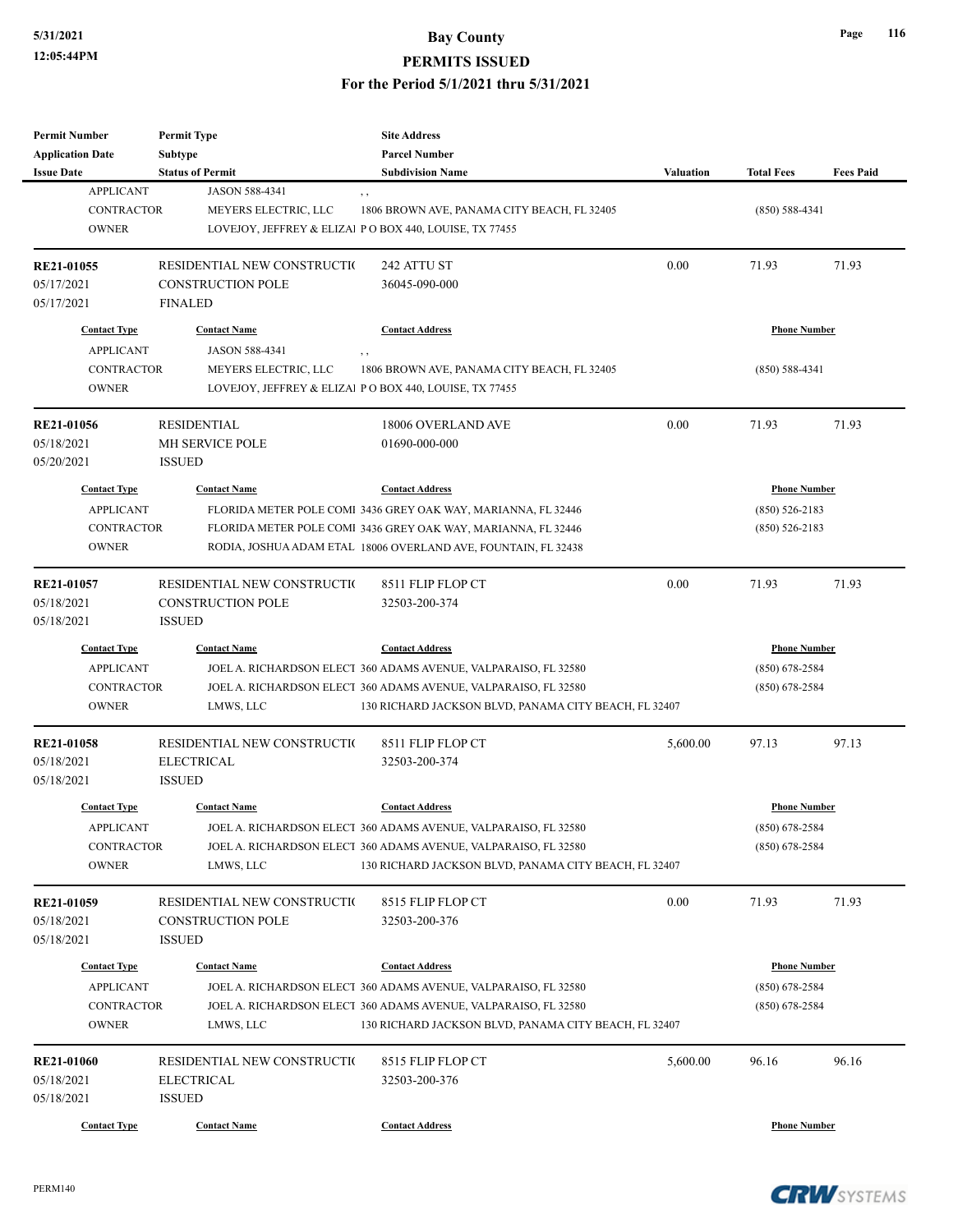| Permit Number | Permit Type | Site Address | | | |
|---|---|---|---|---|---|
| Application Date | Subtype | Parcel Number | | | |
| Issue Date | Status of Permit | Subdivision Name | Valuation | Total Fees | Fees Paid |

| Contact Type | Contact Name | Contact Address | Phone Number |
|---|---|---|---|
| APPLICANT | JASON 588-4341 | , , | |
| CONTRACTOR | MEYERS ELECTRIC, LLC | 1806 BROWN AVE, PANAMA CITY BEACH, FL 32405 | (850) 588-4341 |
| OWNER | LOVEJOY, JEFFREY & ELIZAI | P O BOX 440, LOUISE, TX 77455 | |

| RE21-01055 | RESIDENTIAL NEW CONSTRUCTI( | 242 ATTU ST | 0.00 | 71.93 | 71.93 |
|---|---|---|---|---|---|
| 05/17/2021 | CONSTRUCTION POLE | 36045-090-000 | | | |
| 05/17/2021 | FINALED | | | | |

| Contact Type | Contact Name | Contact Address | Phone Number |
|---|---|---|---|
| APPLICANT | JASON 588-4341 | , , | |
| CONTRACTOR | MEYERS ELECTRIC, LLC | 1806 BROWN AVE, PANAMA CITY BEACH, FL 32405 | (850) 588-4341 |
| OWNER | LOVEJOY, JEFFREY & ELIZAI | P O BOX 440, LOUISE, TX 77455 | |

| RE21-01056 | RESIDENTIAL | 18006 OVERLAND AVE | 0.00 | 71.93 | 71.93 |
|---|---|---|---|---|---|
| 05/18/2021 | MH SERVICE POLE | 01690-000-000 | | | |
| 05/20/2021 | ISSUED | | | | |

| Contact Type | Contact Name | Contact Address | Phone Number |
|---|---|---|---|
| APPLICANT | FLORIDA METER POLE COMI | 3436 GREY OAK WAY, MARIANNA, FL 32446 | (850) 526-2183 |
| CONTRACTOR | FLORIDA METER POLE COMI | 3436 GREY OAK WAY, MARIANNA, FL 32446 | (850) 526-2183 |
| OWNER | RODIA, JOSHUA ADAM ETAL | 18006 OVERLAND AVE, FOUNTAIN, FL 32438 | |

| RE21-01057 | RESIDENTIAL NEW CONSTRUCTI( | 8511 FLIP FLOP CT | 0.00 | 71.93 | 71.93 |
|---|---|---|---|---|---|
| 05/18/2021 | CONSTRUCTION POLE | 32503-200-374 | | | |
| 05/18/2021 | ISSUED | | | | |

| Contact Type | Contact Name | Contact Address | Phone Number |
|---|---|---|---|
| APPLICANT | JOEL A. RICHARDSON ELECT | 360 ADAMS AVENUE, VALPARAISO, FL 32580 | (850) 678-2584 |
| CONTRACTOR | JOEL A. RICHARDSON ELECT | 360 ADAMS AVENUE, VALPARAISO, FL 32580 | (850) 678-2584 |
| OWNER | LMWS, LLC | 130 RICHARD JACKSON BLVD, PANAMA CITY BEACH, FL 32407 | |

| RE21-01058 | RESIDENTIAL NEW CONSTRUCTI( | 8511 FLIP FLOP CT | 5,600.00 | 97.13 | 97.13 |
|---|---|---|---|---|---|
| 05/18/2021 | ELECTRICAL | 32503-200-374 | | | |
| 05/18/2021 | ISSUED | | | | |

| Contact Type | Contact Name | Contact Address | Phone Number |
|---|---|---|---|
| APPLICANT | JOEL A. RICHARDSON ELECT | 360 ADAMS AVENUE, VALPARAISO, FL 32580 | (850) 678-2584 |
| CONTRACTOR | JOEL A. RICHARDSON ELECT | 360 ADAMS AVENUE, VALPARAISO, FL 32580 | (850) 678-2584 |
| OWNER | LMWS, LLC | 130 RICHARD JACKSON BLVD, PANAMA CITY BEACH, FL 32407 | |

| RE21-01059 | RESIDENTIAL NEW CONSTRUCTI( | 8515 FLIP FLOP CT | 0.00 | 71.93 | 71.93 |
|---|---|---|---|---|---|
| 05/18/2021 | CONSTRUCTION POLE | 32503-200-376 | | | |
| 05/18/2021 | ISSUED | | | | |

| Contact Type | Contact Name | Contact Address | Phone Number |
|---|---|---|---|
| APPLICANT | JOEL A. RICHARDSON ELECT | 360 ADAMS AVENUE, VALPARAISO, FL 32580 | (850) 678-2584 |
| CONTRACTOR | JOEL A. RICHARDSON ELECT | 360 ADAMS AVENUE, VALPARAISO, FL 32580 | (850) 678-2584 |
| OWNER | LMWS, LLC | 130 RICHARD JACKSON BLVD, PANAMA CITY BEACH, FL 32407 | |

| RE21-01060 | RESIDENTIAL NEW CONSTRUCTI( | 8515 FLIP FLOP CT | 5,600.00 | 96.16 | 96.16 |
|---|---|---|---|---|---|
| 05/18/2021 | ELECTRICAL | 32503-200-376 | | | |
| 05/18/2021 | ISSUED | | | | |

| Contact Type | Contact Name | Contact Address | Phone Number |
|---|---|---|---|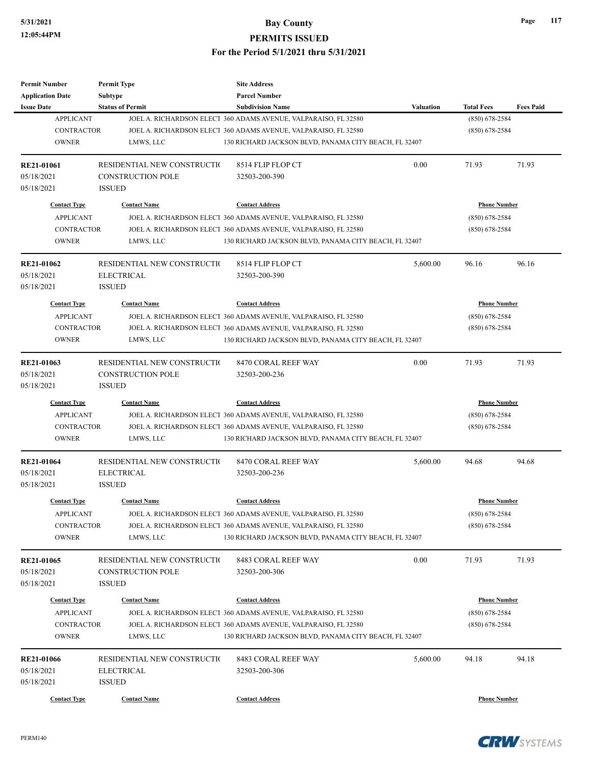# Bay County
## PERMITS ISSUED
### For the Period 5/1/2021 thru 5/31/2021

| Permit Number<br>Application Date<br>Issue Date | Permit Type<br>Subtype<br>Status of Permit | Site Address<br>Parcel Number<br>Subdivision Name | Valuation | Total Fees | Fees Paid |
|---|---|---|---|---|---|
| APPLICANT | JOEL A. RICHARDSON ELECT | 360 ADAMS AVENUE, VALPARAISO, FL 32580 | | (850) 678-2584 | |
| CONTRACTOR | JOEL A. RICHARDSON ELECT | 360 ADAMS AVENUE, VALPARAISO, FL 32580 | | (850) 678-2584 | |
| OWNER | LMWS, LLC | 130 RICHARD JACKSON BLVD, PANAMA CITY BEACH, FL 32407 | | | |

**RE21-01061** | RESIDENTIAL NEW CONSTRUCTIO | 8514 FLIP FLOP CT | 0.00 | 71.93 | 71.93
05/18/2021 | CONSTRUCTION POLE | 32503-200-390
05/18/2021 | ISSUED

| Contact Type | Contact Name | Contact Address | Phone Number |
|---|---|---|---|
| APPLICANT | JOEL A. RICHARDSON ELECT | 360 ADAMS AVENUE, VALPARAISO, FL 32580 | (850) 678-2584 |
| CONTRACTOR | JOEL A. RICHARDSON ELECT | 360 ADAMS AVENUE, VALPARAISO, FL 32580 | (850) 678-2584 |
| OWNER | LMWS, LLC | 130 RICHARD JACKSON BLVD, PANAMA CITY BEACH, FL 32407 | |

**RE21-01062** | RESIDENTIAL NEW CONSTRUCTIO | 8514 FLIP FLOP CT | 5,600.00 | 96.16 | 96.16
05/18/2021 | ELECTRICAL | 32503-200-390
05/18/2021 | ISSUED

| Contact Type | Contact Name | Contact Address | Phone Number |
|---|---|---|---|
| APPLICANT | JOEL A. RICHARDSON ELECT | 360 ADAMS AVENUE, VALPARAISO, FL 32580 | (850) 678-2584 |
| CONTRACTOR | JOEL A. RICHARDSON ELECT | 360 ADAMS AVENUE, VALPARAISO, FL 32580 | (850) 678-2584 |
| OWNER | LMWS, LLC | 130 RICHARD JACKSON BLVD, PANAMA CITY BEACH, FL 32407 | |

**RE21-01063** | RESIDENTIAL NEW CONSTRUCTIO | 8470 CORAL REEF WAY | 0.00 | 71.93 | 71.93
05/18/2021 | CONSTRUCTION POLE | 32503-200-236
05/18/2021 | ISSUED

| Contact Type | Contact Name | Contact Address | Phone Number |
|---|---|---|---|
| APPLICANT | JOEL A. RICHARDSON ELECT | 360 ADAMS AVENUE, VALPARAISO, FL 32580 | (850) 678-2584 |
| CONTRACTOR | JOEL A. RICHARDSON ELECT | 360 ADAMS AVENUE, VALPARAISO, FL 32580 | (850) 678-2584 |
| OWNER | LMWS, LLC | 130 RICHARD JACKSON BLVD, PANAMA CITY BEACH, FL 32407 | |

**RE21-01064** | RESIDENTIAL NEW CONSTRUCTIO | 8470 CORAL REEF WAY | 5,600.00 | 94.68 | 94.68
05/18/2021 | ELECTRICAL | 32503-200-236
05/18/2021 | ISSUED

| Contact Type | Contact Name | Contact Address | Phone Number |
|---|---|---|---|
| APPLICANT | JOEL A. RICHARDSON ELECT | 360 ADAMS AVENUE, VALPARAISO, FL 32580 | (850) 678-2584 |
| CONTRACTOR | JOEL A. RICHARDSON ELECT | 360 ADAMS AVENUE, VALPARAISO, FL 32580 | (850) 678-2584 |
| OWNER | LMWS, LLC | 130 RICHARD JACKSON BLVD, PANAMA CITY BEACH, FL 32407 | |

**RE21-01065** | RESIDENTIAL NEW CONSTRUCTIO | 8483 CORAL REEF WAY | 0.00 | 71.93 | 71.93
05/18/2021 | CONSTRUCTION POLE | 32503-200-306
05/18/2021 | ISSUED

| Contact Type | Contact Name | Contact Address | Phone Number |
|---|---|---|---|
| APPLICANT | JOEL A. RICHARDSON ELECT | 360 ADAMS AVENUE, VALPARAISO, FL 32580 | (850) 678-2584 |
| CONTRACTOR | JOEL A. RICHARDSON ELECT | 360 ADAMS AVENUE, VALPARAISO, FL 32580 | (850) 678-2584 |
| OWNER | LMWS, LLC | 130 RICHARD JACKSON BLVD, PANAMA CITY BEACH, FL 32407 | |

**RE21-01066** | RESIDENTIAL NEW CONSTRUCTIO | 8483 CORAL REEF WAY | 5,600.00 | 94.18 | 94.18
05/18/2021 | ELECTRICAL | 32503-200-306
05/18/2021 | ISSUED

| Contact Type | Contact Name | Contact Address | Phone Number |
|---|---|---|---|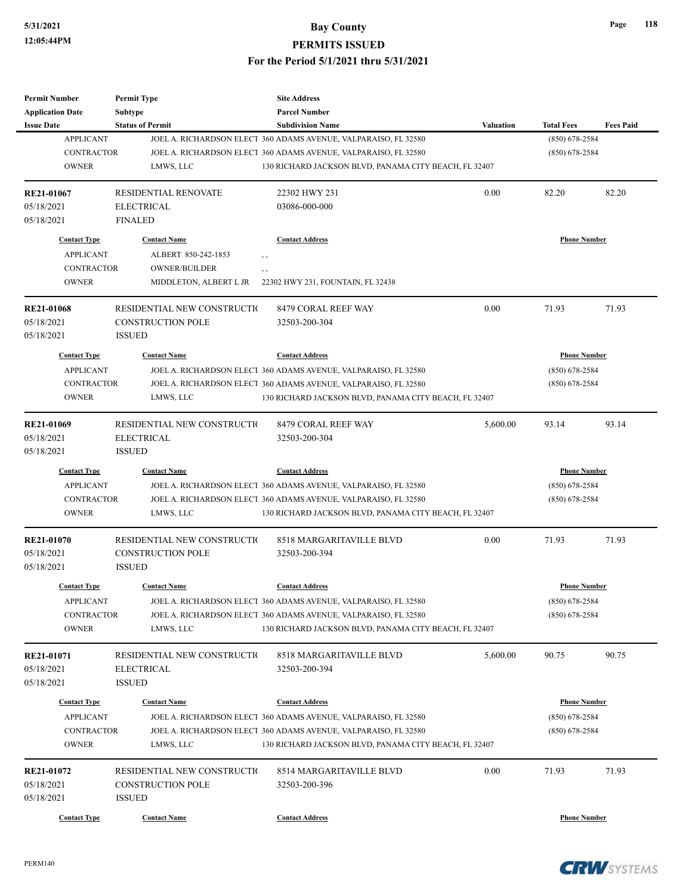| Permit Number | Permit Type | Site Address | | | |
|---|---|---|---|---|---|
| Application Date | Subtype | Parcel Number | | | |
| Issue Date | Status of Permit | Subdivision Name | Valuation | Total Fees | Fees Paid |

| Contact Type | Contact Name | Contact Address | Phone Number |
|---|---|---|---|
| APPLICANT | JOEL A. RICHARDSON ELECT | 360 ADAMS AVENUE, VALPARAISO, FL 32580 | (850) 678-2584 |
| CONTRACTOR | JOEL A. RICHARDSON ELECT | 360 ADAMS AVENUE, VALPARAISO, FL 32580 | (850) 678-2584 |
| OWNER | LMWS, LLC | 130 RICHARD JACKSON BLVD, PANAMA CITY BEACH, FL 32407 | |

| Permit Number | Permit Type | Site Address | Valuation | Total Fees | Fees Paid |
|---|---|---|---|---|---|
| RE21-01067 | RESIDENTIAL RENOVATE | 22302 HWY 231 | 0.00 | 82.20 | 82.20 |
| 05/18/2021 | ELECTRICAL | 03086-000-000 | | | |
| 05/18/2021 | FINALED | | | | |

| Contact Type | Contact Name | Contact Address | Phone Number |
|---|---|---|---|
| APPLICANT | ALBERT 850-242-1853 | , , | |
| CONTRACTOR | OWNER/BUILDER | , , | |
| OWNER | MIDDLETON, ALBERT L JR | 22302 HWY 231, FOUNTAIN, FL 32438 | |

| Permit Number | Permit Type | Site Address | Valuation | Total Fees | Fees Paid |
|---|---|---|---|---|---|
| RE21-01068 | RESIDENTIAL NEW CONSTRUCTI( | 8479 CORAL REEF WAY | 0.00 | 71.93 | 71.93 |
| 05/18/2021 | CONSTRUCTION POLE | 32503-200-304 | | | |
| 05/18/2021 | ISSUED | | | | |

| Contact Type | Contact Name | Contact Address | Phone Number |
|---|---|---|---|
| APPLICANT | JOEL A. RICHARDSON ELECT | 360 ADAMS AVENUE, VALPARAISO, FL 32580 | (850) 678-2584 |
| CONTRACTOR | JOEL A. RICHARDSON ELECT | 360 ADAMS AVENUE, VALPARAISO, FL 32580 | (850) 678-2584 |
| OWNER | LMWS, LLC | 130 RICHARD JACKSON BLVD, PANAMA CITY BEACH, FL 32407 | |

| Permit Number | Permit Type | Site Address | Valuation | Total Fees | Fees Paid |
|---|---|---|---|---|---|
| RE21-01069 | RESIDENTIAL NEW CONSTRUCTI( | 8479 CORAL REEF WAY | 5,600.00 | 93.14 | 93.14 |
| 05/18/2021 | ELECTRICAL | 32503-200-304 | | | |
| 05/18/2021 | ISSUED | | | | |

| Contact Type | Contact Name | Contact Address | Phone Number |
|---|---|---|---|
| APPLICANT | JOEL A. RICHARDSON ELECT | 360 ADAMS AVENUE, VALPARAISO, FL 32580 | (850) 678-2584 |
| CONTRACTOR | JOEL A. RICHARDSON ELECT | 360 ADAMS AVENUE, VALPARAISO, FL 32580 | (850) 678-2584 |
| OWNER | LMWS, LLC | 130 RICHARD JACKSON BLVD, PANAMA CITY BEACH, FL 32407 | |

| Permit Number | Permit Type | Site Address | Valuation | Total Fees | Fees Paid |
|---|---|---|---|---|---|
| RE21-01070 | RESIDENTIAL NEW CONSTRUCTI( | 8518 MARGARITAVILLE BLVD | 0.00 | 71.93 | 71.93 |
| 05/18/2021 | CONSTRUCTION POLE | 32503-200-394 | | | |
| 05/18/2021 | ISSUED | | | | |

| Contact Type | Contact Name | Contact Address | Phone Number |
|---|---|---|---|
| APPLICANT | JOEL A. RICHARDSON ELECT | 360 ADAMS AVENUE, VALPARAISO, FL 32580 | (850) 678-2584 |
| CONTRACTOR | JOEL A. RICHARDSON ELECT | 360 ADAMS AVENUE, VALPARAISO, FL 32580 | (850) 678-2584 |
| OWNER | LMWS, LLC | 130 RICHARD JACKSON BLVD, PANAMA CITY BEACH, FL 32407 | |

| Permit Number | Permit Type | Site Address | Valuation | Total Fees | Fees Paid |
|---|---|---|---|---|---|
| RE21-01071 | RESIDENTIAL NEW CONSTRUCTI( | 8518 MARGARITAVILLE BLVD | 5,600.00 | 90.75 | 90.75 |
| 05/18/2021 | ELECTRICAL | 32503-200-394 | | | |
| 05/18/2021 | ISSUED | | | | |

| Contact Type | Contact Name | Contact Address | Phone Number |
|---|---|---|---|
| APPLICANT | JOEL A. RICHARDSON ELECT | 360 ADAMS AVENUE, VALPARAISO, FL 32580 | (850) 678-2584 |
| CONTRACTOR | JOEL A. RICHARDSON ELECT | 360 ADAMS AVENUE, VALPARAISO, FL 32580 | (850) 678-2584 |
| OWNER | LMWS, LLC | 130 RICHARD JACKSON BLVD, PANAMA CITY BEACH, FL 32407 | |

| Permit Number | Permit Type | Site Address | Valuation | Total Fees | Fees Paid |
|---|---|---|---|---|---|
| RE21-01072 | RESIDENTIAL NEW CONSTRUCTI( | 8514 MARGARITAVILLE BLVD | 0.00 | 71.93 | 71.93 |
| 05/18/2021 | CONSTRUCTION POLE | 32503-200-396 | | | |
| 05/18/2021 | ISSUED | | | | |

| Contact Type | Contact Name | Contact Address | Phone Number |
|---|---|---|---|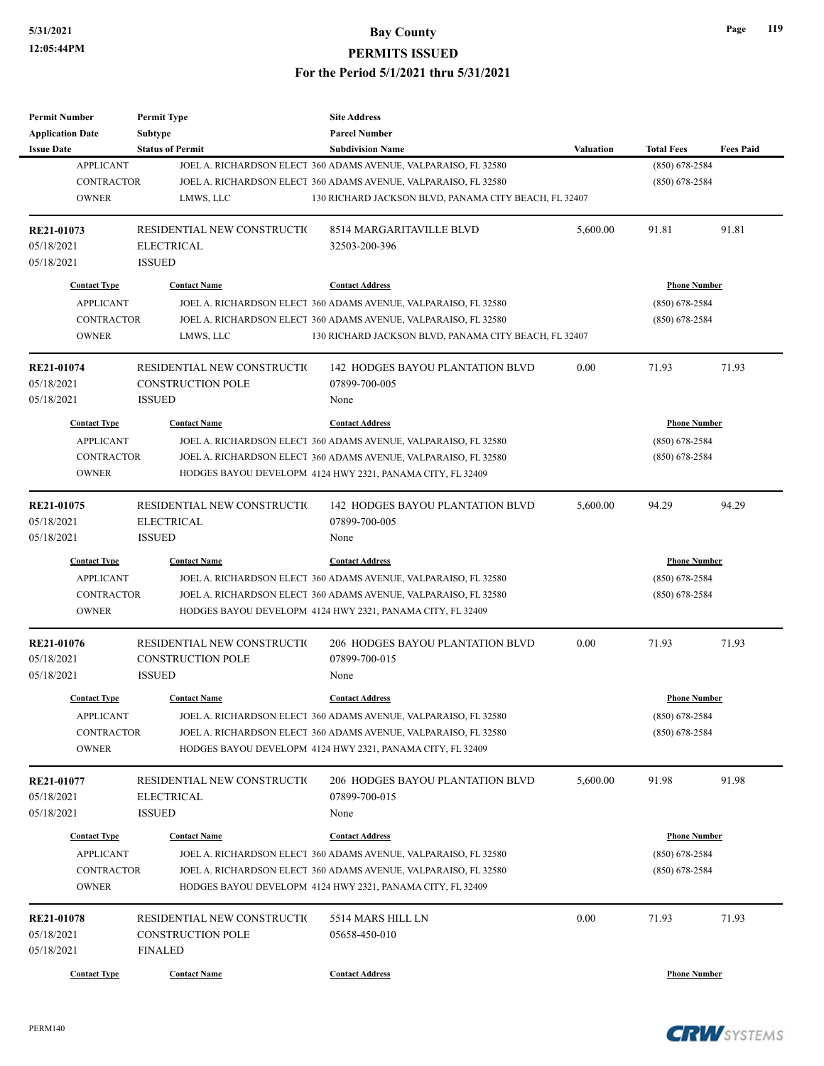| Permit Number | Permit Type | Site Address | | | |
|---|---|---|---|---|---|
| Application Date | Subtype | Parcel Number | | | |
| Issue Date | Status of Permit | Subdivision Name | Valuation | Total Fees | Fees Paid |

| Contact Type | Contact Name | Contact Address | Phone Number |
|---|---|---|---|
| APPLICANT | JOEL A. RICHARDSON ELECT | 360 ADAMS AVENUE, VALPARAISO, FL 32580 | (850) 678-2584 |
| CONTRACTOR | JOEL A. RICHARDSON ELECT | 360 ADAMS AVENUE, VALPARAISO, FL 32580 | (850) 678-2584 |
| OWNER | LMWS, LLC | 130 RICHARD JACKSON BLVD, PANAMA CITY BEACH, FL 32407 | |

| RE21-01073 | RESIDENTIAL NEW CONSTRUCTIO | 8514 MARGARITAVILLE BLVD | 5,600.00 | 91.81 | 91.81 |
|---|---|---|---|---|---|
| 05/18/2021 | ELECTRICAL | 32503-200-396 | | | |
| 05/18/2021 | ISSUED | | | | |

| Contact Type | Contact Name | Contact Address | Phone Number |
|---|---|---|---|
| APPLICANT | JOEL A. RICHARDSON ELECT | 360 ADAMS AVENUE, VALPARAISO, FL 32580 | (850) 678-2584 |
| CONTRACTOR | JOEL A. RICHARDSON ELECT | 360 ADAMS AVENUE, VALPARAISO, FL 32580 | (850) 678-2584 |
| OWNER | LMWS, LLC | 130 RICHARD JACKSON BLVD, PANAMA CITY BEACH, FL 32407 | |

| RE21-01074 | RESIDENTIAL NEW CONSTRUCTIO | 142 HODGES BAYOU PLANTATION BLVD | 0.00 | 71.93 | 71.93 |
|---|---|---|---|---|---|
| 05/18/2021 | CONSTRUCTION POLE | 07899-700-005 | | | |
| 05/18/2021 | ISSUED | None | | | |

| Contact Type | Contact Name | Contact Address | Phone Number |
|---|---|---|---|
| APPLICANT | JOEL A. RICHARDSON ELECT | 360 ADAMS AVENUE, VALPARAISO, FL 32580 | (850) 678-2584 |
| CONTRACTOR | JOEL A. RICHARDSON ELECT | 360 ADAMS AVENUE, VALPARAISO, FL 32580 | (850) 678-2584 |
| OWNER | HODGES BAYOU DEVELOPM | 4124 HWY 2321, PANAMA CITY, FL 32409 | |

| RE21-01075 | RESIDENTIAL NEW CONSTRUCTIO | 142 HODGES BAYOU PLANTATION BLVD | 5,600.00 | 94.29 | 94.29 |
|---|---|---|---|---|---|
| 05/18/2021 | ELECTRICAL | 07899-700-005 | | | |
| 05/18/2021 | ISSUED | None | | | |

| Contact Type | Contact Name | Contact Address | Phone Number |
|---|---|---|---|
| APPLICANT | JOEL A. RICHARDSON ELECT | 360 ADAMS AVENUE, VALPARAISO, FL 32580 | (850) 678-2584 |
| CONTRACTOR | JOEL A. RICHARDSON ELECT | 360 ADAMS AVENUE, VALPARAISO, FL 32580 | (850) 678-2584 |
| OWNER | HODGES BAYOU DEVELOPM | 4124 HWY 2321, PANAMA CITY, FL 32409 | |

| RE21-01076 | RESIDENTIAL NEW CONSTRUCTIO | 206 HODGES BAYOU PLANTATION BLVD | 0.00 | 71.93 | 71.93 |
|---|---|---|---|---|---|
| 05/18/2021 | CONSTRUCTION POLE | 07899-700-015 | | | |
| 05/18/2021 | ISSUED | None | | | |

| Contact Type | Contact Name | Contact Address | Phone Number |
|---|---|---|---|
| APPLICANT | JOEL A. RICHARDSON ELECT | 360 ADAMS AVENUE, VALPARAISO, FL 32580 | (850) 678-2584 |
| CONTRACTOR | JOEL A. RICHARDSON ELECT | 360 ADAMS AVENUE, VALPARAISO, FL 32580 | (850) 678-2584 |
| OWNER | HODGES BAYOU DEVELOPM | 4124 HWY 2321, PANAMA CITY, FL 32409 | |

| RE21-01077 | RESIDENTIAL NEW CONSTRUCTIO | 206 HODGES BAYOU PLANTATION BLVD | 5,600.00 | 91.98 | 91.98 |
|---|---|---|---|---|---|
| 05/18/2021 | ELECTRICAL | 07899-700-015 | | | |
| 05/18/2021 | ISSUED | None | | | |

| Contact Type | Contact Name | Contact Address | Phone Number |
|---|---|---|---|
| APPLICANT | JOEL A. RICHARDSON ELECT | 360 ADAMS AVENUE, VALPARAISO, FL 32580 | (850) 678-2584 |
| CONTRACTOR | JOEL A. RICHARDSON ELECT | 360 ADAMS AVENUE, VALPARAISO, FL 32580 | (850) 678-2584 |
| OWNER | HODGES BAYOU DEVELOPM | 4124 HWY 2321, PANAMA CITY, FL 32409 | |

| RE21-01078 | RESIDENTIAL NEW CONSTRUCTIO | 5514 MARS HILL LN | 0.00 | 71.93 | 71.93 |
|---|---|---|---|---|---|
| 05/18/2021 | CONSTRUCTION POLE | 05658-450-010 | | | |
| 05/18/2021 | FINALED | | | | |

| Contact Type | Contact Name | Contact Address | Phone Number |
|---|---|---|---|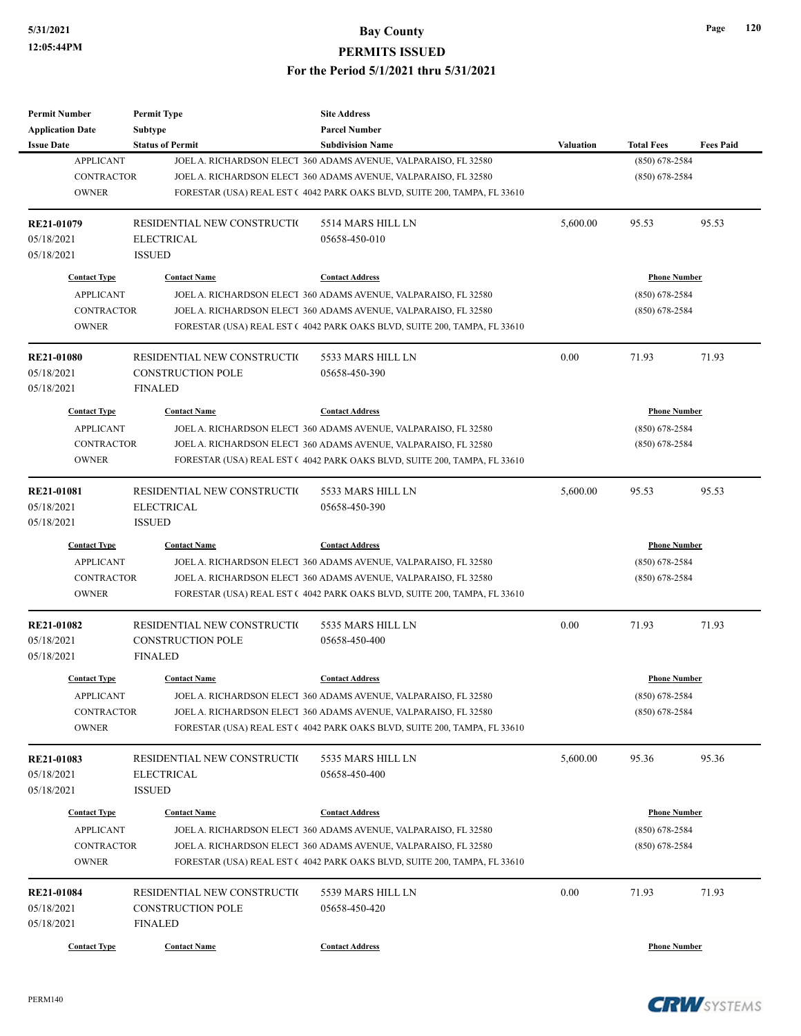| Permit Number | Permit Type | Site Address | | | |
|---|---|---|---|---|---|
| Application Date | Subtype | Parcel Number | | | |
| Issue Date | Status of Permit | Subdivision Name | Valuation | Total Fees | Fees Paid |
| APPLICANT | JOEL A. RICHARDSON ELECT | 360 ADAMS AVENUE, VALPARAISO, FL 32580 | | (850) 678-2584 | |
| CONTRACTOR | JOEL A. RICHARDSON ELECT | 360 ADAMS AVENUE, VALPARAISO, FL 32580 | | (850) 678-2584 | |
| OWNER | FORESTAR (USA) REAL EST ( | 4042 PARK OAKS BLVD, SUITE 200, TAMPA, FL 33610 | | | |
| **RE21-01079** | RESIDENTIAL NEW CONSTRUCTI( | 5514 MARS HILL LN | 5,600.00 | 95.53 | 95.53 |
| 05/18/2021 | ELECTRICAL | 05658-450-010 | | | |
| 05/18/2021 | ISSUED | | | | |
| Contact Type | Contact Name | Contact Address | | Phone Number | |
| APPLICANT | JOEL A. RICHARDSON ELECT | 360 ADAMS AVENUE, VALPARAISO, FL 32580 | | (850) 678-2584 | |
| CONTRACTOR | JOEL A. RICHARDSON ELECT | 360 ADAMS AVENUE, VALPARAISO, FL 32580 | | (850) 678-2584 | |
| OWNER | FORESTAR (USA) REAL EST ( | 4042 PARK OAKS BLVD, SUITE 200, TAMPA, FL 33610 | | | |
| **RE21-01080** | RESIDENTIAL NEW CONSTRUCTI( | 5533 MARS HILL LN | 0.00 | 71.93 | 71.93 |
| 05/18/2021 | CONSTRUCTION POLE | 05658-450-390 | | | |
| 05/18/2021 | FINALED | | | | |
| Contact Type | Contact Name | Contact Address | | Phone Number | |
| APPLICANT | JOEL A. RICHARDSON ELECT | 360 ADAMS AVENUE, VALPARAISO, FL 32580 | | (850) 678-2584 | |
| CONTRACTOR | JOEL A. RICHARDSON ELECT | 360 ADAMS AVENUE, VALPARAISO, FL 32580 | | (850) 678-2584 | |
| OWNER | FORESTAR (USA) REAL EST ( | 4042 PARK OAKS BLVD, SUITE 200, TAMPA, FL 33610 | | | |
| **RE21-01081** | RESIDENTIAL NEW CONSTRUCTI( | 5533 MARS HILL LN | 5,600.00 | 95.53 | 95.53 |
| 05/18/2021 | ELECTRICAL | 05658-450-390 | | | |
| 05/18/2021 | ISSUED | | | | |
| Contact Type | Contact Name | Contact Address | | Phone Number | |
| APPLICANT | JOEL A. RICHARDSON ELECT | 360 ADAMS AVENUE, VALPARAISO, FL 32580 | | (850) 678-2584 | |
| CONTRACTOR | JOEL A. RICHARDSON ELECT | 360 ADAMS AVENUE, VALPARAISO, FL 32580 | | (850) 678-2584 | |
| OWNER | FORESTAR (USA) REAL EST ( | 4042 PARK OAKS BLVD, SUITE 200, TAMPA, FL 33610 | | | |
| **RE21-01082** | RESIDENTIAL NEW CONSTRUCTI( | 5535 MARS HILL LN | 0.00 | 71.93 | 71.93 |
| 05/18/2021 | CONSTRUCTION POLE | 05658-450-400 | | | |
| 05/18/2021 | FINALED | | | | |
| Contact Type | Contact Name | Contact Address | | Phone Number | |
| APPLICANT | JOEL A. RICHARDSON ELECT | 360 ADAMS AVENUE, VALPARAISO, FL 32580 | | (850) 678-2584 | |
| CONTRACTOR | JOEL A. RICHARDSON ELECT | 360 ADAMS AVENUE, VALPARAISO, FL 32580 | | (850) 678-2584 | |
| OWNER | FORESTAR (USA) REAL EST ( | 4042 PARK OAKS BLVD, SUITE 200, TAMPA, FL 33610 | | | |
| **RE21-01083** | RESIDENTIAL NEW CONSTRUCTI( | 5535 MARS HILL LN | 5,600.00 | 95.36 | 95.36 |
| 05/18/2021 | ELECTRICAL | 05658-450-400 | | | |
| 05/18/2021 | ISSUED | | | | |
| Contact Type | Contact Name | Contact Address | | Phone Number | |
| APPLICANT | JOEL A. RICHARDSON ELECT | 360 ADAMS AVENUE, VALPARAISO, FL 32580 | | (850) 678-2584 | |
| CONTRACTOR | JOEL A. RICHARDSON ELECT | 360 ADAMS AVENUE, VALPARAISO, FL 32580 | | (850) 678-2584 | |
| OWNER | FORESTAR (USA) REAL EST ( | 4042 PARK OAKS BLVD, SUITE 200, TAMPA, FL 33610 | | | |
| **RE21-01084** | RESIDENTIAL NEW CONSTRUCTI( | 5539 MARS HILL LN | 0.00 | 71.93 | 71.93 |
| 05/18/2021 | CONSTRUCTION POLE | 05658-450-420 | | | |
| 05/18/2021 | FINALED | | | | |
| Contact Type | Contact Name | Contact Address | | Phone Number | |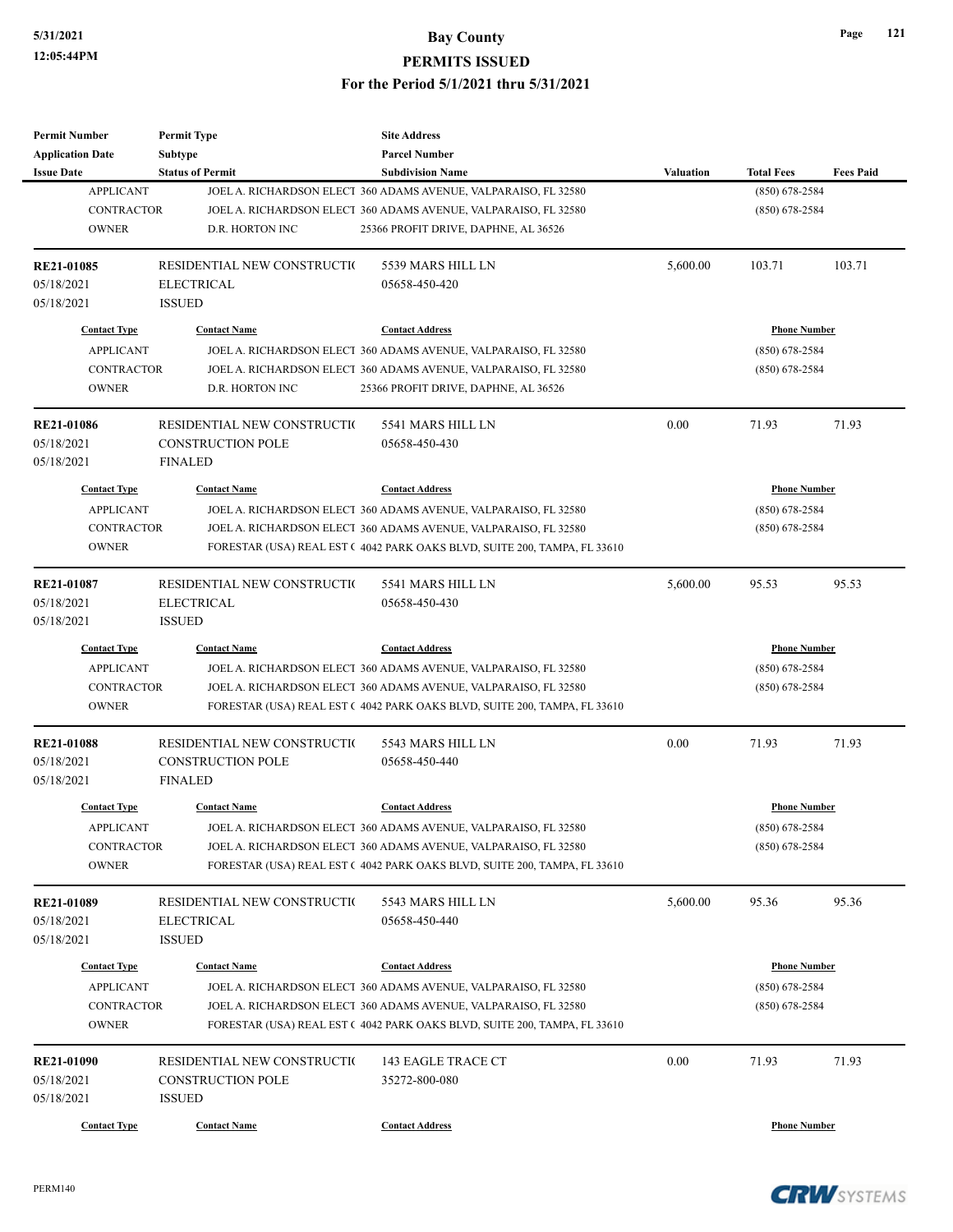| Permit Number | Permit Type | Site Address | | | |
|---|---|---|---|---|---|
| Application Date | Subtype | Parcel Number | | | |
| Issue Date | Status of Permit | Subdivision Name | Valuation | Total Fees | Fees Paid |

| Contact Type | Contact Name | Contact Address | Phone Number |
|---|---|---|---|
| APPLICANT | JOEL A. RICHARDSON ELECT | 360 ADAMS AVENUE, VALPARAISO, FL 32580 | (850) 678-2584 |
| CONTRACTOR | JOEL A. RICHARDSON ELECT | 360 ADAMS AVENUE, VALPARAISO, FL 32580 | (850) 678-2584 |
| OWNER | D.R. HORTON INC | 25366 PROFIT DRIVE, DAPHNE, AL 36526 | |

---

| RE21-01085 | RESIDENTIAL NEW CONSTRUCTI( | 5539 MARS HILL LN | 5,600.00 | 103.71 | 103.71 |
|---|---|---|---|---|---|
| 05/18/2021 | ELECTRICAL | 05658-450-420 | | | |
| 05/18/2021 | ISSUED | | | | |

| Contact Type | Contact Name | Contact Address | Phone Number |
|---|---|---|---|
| APPLICANT | JOEL A. RICHARDSON ELECT | 360 ADAMS AVENUE, VALPARAISO, FL 32580 | (850) 678-2584 |
| CONTRACTOR | JOEL A. RICHARDSON ELECT | 360 ADAMS AVENUE, VALPARAISO, FL 32580 | (850) 678-2584 |
| OWNER | D.R. HORTON INC | 25366 PROFIT DRIVE, DAPHNE, AL 36526 | |

---

| RE21-01086 | RESIDENTIAL NEW CONSTRUCTI( | 5541 MARS HILL LN | 0.00 | 71.93 | 71.93 |
|---|---|---|---|---|---|
| 05/18/2021 | CONSTRUCTION POLE | 05658-450-430 | | | |
| 05/18/2021 | FINALED | | | | |

| Contact Type | Contact Name | Contact Address | Phone Number |
|---|---|---|---|
| APPLICANT | JOEL A. RICHARDSON ELECT | 360 ADAMS AVENUE, VALPARAISO, FL 32580 | (850) 678-2584 |
| CONTRACTOR | JOEL A. RICHARDSON ELECT | 360 ADAMS AVENUE, VALPARAISO, FL 32580 | (850) 678-2584 |
| OWNER | FORESTAR (USA) REAL EST ( | 4042 PARK OAKS BLVD, SUITE 200, TAMPA, FL 33610 | |

---

| RE21-01087 | RESIDENTIAL NEW CONSTRUCTI( | 5541 MARS HILL LN | 5,600.00 | 95.53 | 95.53 |
|---|---|---|---|---|---|
| 05/18/2021 | ELECTRICAL | 05658-450-430 | | | |
| 05/18/2021 | ISSUED | | | | |

| Contact Type | Contact Name | Contact Address | Phone Number |
|---|---|---|---|
| APPLICANT | JOEL A. RICHARDSON ELECT | 360 ADAMS AVENUE, VALPARAISO, FL 32580 | (850) 678-2584 |
| CONTRACTOR | JOEL A. RICHARDSON ELECT | 360 ADAMS AVENUE, VALPARAISO, FL 32580 | (850) 678-2584 |
| OWNER | FORESTAR (USA) REAL EST ( | 4042 PARK OAKS BLVD, SUITE 200, TAMPA, FL 33610 | |

---

| RE21-01088 | RESIDENTIAL NEW CONSTRUCTI( | 5543 MARS HILL LN | 0.00 | 71.93 | 71.93 |
|---|---|---|---|---|---|
| 05/18/2021 | CONSTRUCTION POLE | 05658-450-440 | | | |
| 05/18/2021 | FINALED | | | | |

| Contact Type | Contact Name | Contact Address | Phone Number |
|---|---|---|---|
| APPLICANT | JOEL A. RICHARDSON ELECT | 360 ADAMS AVENUE, VALPARAISO, FL 32580 | (850) 678-2584 |
| CONTRACTOR | JOEL A. RICHARDSON ELECT | 360 ADAMS AVENUE, VALPARAISO, FL 32580 | (850) 678-2584 |
| OWNER | FORESTAR (USA) REAL EST ( | 4042 PARK OAKS BLVD, SUITE 200, TAMPA, FL 33610 | |

---

| RE21-01089 | RESIDENTIAL NEW CONSTRUCTI( | 5543 MARS HILL LN | 5,600.00 | 95.36 | 95.36 |
|---|---|---|---|---|---|
| 05/18/2021 | ELECTRICAL | 05658-450-440 | | | |
| 05/18/2021 | ISSUED | | | | |

| Contact Type | Contact Name | Contact Address | Phone Number |
|---|---|---|---|
| APPLICANT | JOEL A. RICHARDSON ELECT | 360 ADAMS AVENUE, VALPARAISO, FL 32580 | (850) 678-2584 |
| CONTRACTOR | JOEL A. RICHARDSON ELECT | 360 ADAMS AVENUE, VALPARAISO, FL 32580 | (850) 678-2584 |
| OWNER | FORESTAR (USA) REAL EST ( | 4042 PARK OAKS BLVD, SUITE 200, TAMPA, FL 33610 | |

---

| RE21-01090 | RESIDENTIAL NEW CONSTRUCTI( | 143 EAGLE TRACE CT | 0.00 | 71.93 | 71.93 |
|---|---|---|---|---|---|
| 05/18/2021 | CONSTRUCTION POLE | 35272-800-080 | | | |
| 05/18/2021 | ISSUED | | | | |

| Contact Type | Contact Name | Contact Address | Phone Number |
|---|---|---|---|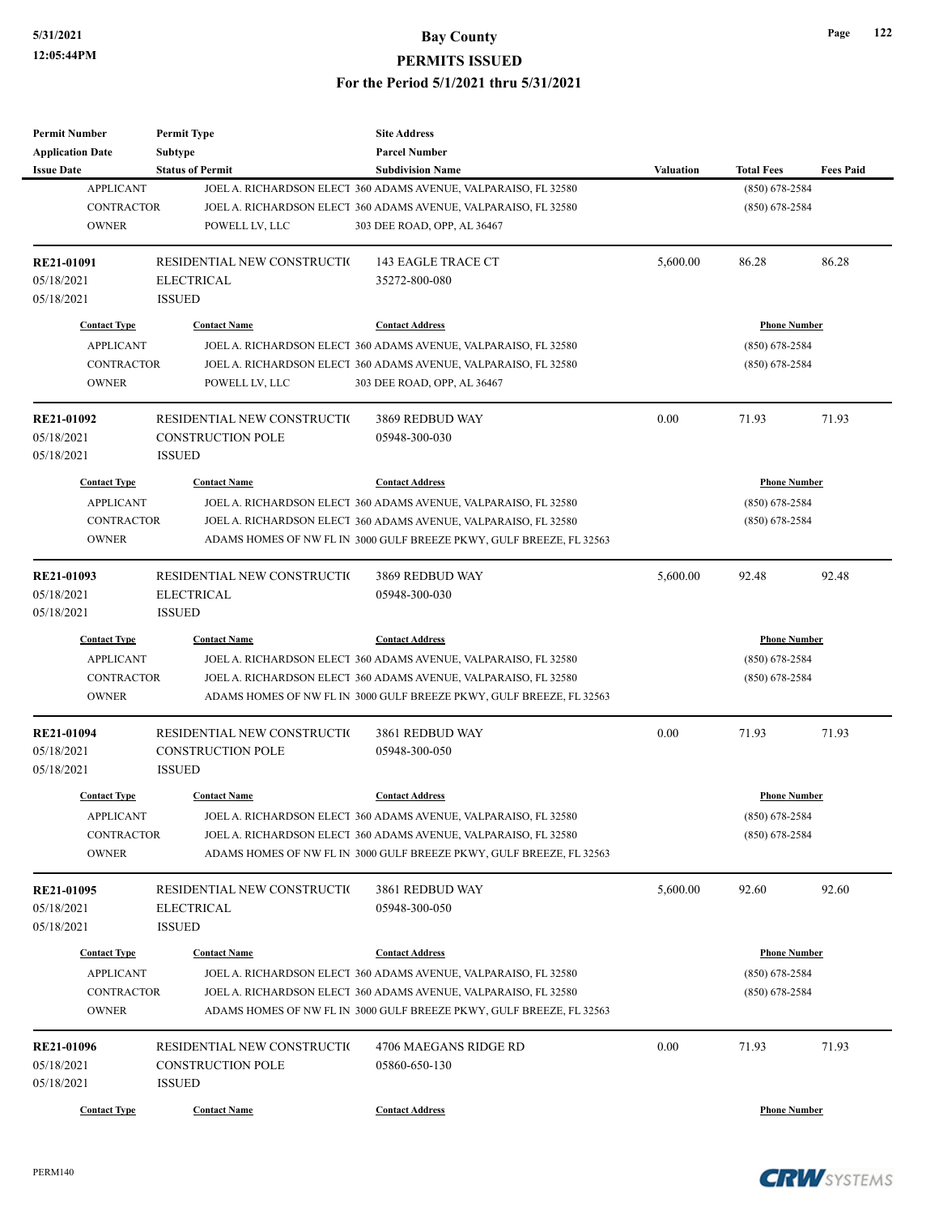| Permit Number | Permit Type | Site Address | | | |
|---|---|---|---|---|---|
| Application Date | Subtype | Parcel Number | | | |
| Issue Date | Status of Permit | Subdivision Name | Valuation | Total Fees | Fees Paid |
| APPLICANT | JOEL A. RICHARDSON ELECT | 360 ADAMS AVENUE, VALPARAISO, FL 32580 | | (850) 678-2584 | |
| CONTRACTOR | JOEL A. RICHARDSON ELECT | 360 ADAMS AVENUE, VALPARAISO, FL 32580 | | (850) 678-2584 | |
| OWNER | POWELL LV, LLC | 303 DEE ROAD, OPP, AL 36467 | | | |
| **RE21-01091** | RESIDENTIAL NEW CONSTRUCTI( | 143 EAGLE TRACE CT | 5,600.00 | 86.28 | 86.28 |
| 05/18/2021 | ELECTRICAL | 35272-800-080 | | | |
| 05/18/2021 | ISSUED | | | | |
| Contact Type | Contact Name | Contact Address | | Phone Number | |
| APPLICANT | JOEL A. RICHARDSON ELECT | 360 ADAMS AVENUE, VALPARAISO, FL 32580 | | (850) 678-2584 | |
| CONTRACTOR | JOEL A. RICHARDSON ELECT | 360 ADAMS AVENUE, VALPARAISO, FL 32580 | | (850) 678-2584 | |
| OWNER | POWELL LV, LLC | 303 DEE ROAD, OPP, AL 36467 | | | |
| **RE21-01092** | RESIDENTIAL NEW CONSTRUCTI( | 3869 REDBUD WAY | 0.00 | 71.93 | 71.93 |
| 05/18/2021 | CONSTRUCTION POLE | 05948-300-030 | | | |
| 05/18/2021 | ISSUED | | | | |
| Contact Type | Contact Name | Contact Address | | Phone Number | |
| APPLICANT | JOEL A. RICHARDSON ELECT | 360 ADAMS AVENUE, VALPARAISO, FL 32580 | | (850) 678-2584 | |
| CONTRACTOR | JOEL A. RICHARDSON ELECT | 360 ADAMS AVENUE, VALPARAISO, FL 32580 | | (850) 678-2584 | |
| OWNER | ADAMS HOMES OF NW FL IN | 3000 GULF BREEZE PKWY, GULF BREEZE, FL 32563 | | | |
| **RE21-01093** | RESIDENTIAL NEW CONSTRUCTI( | 3869 REDBUD WAY | 5,600.00 | 92.48 | 92.48 |
| 05/18/2021 | ELECTRICAL | 05948-300-030 | | | |
| 05/18/2021 | ISSUED | | | | |
| Contact Type | Contact Name | Contact Address | | Phone Number | |
| APPLICANT | JOEL A. RICHARDSON ELECT | 360 ADAMS AVENUE, VALPARAISO, FL 32580 | | (850) 678-2584 | |
| CONTRACTOR | JOEL A. RICHARDSON ELECT | 360 ADAMS AVENUE, VALPARAISO, FL 32580 | | (850) 678-2584 | |
| OWNER | ADAMS HOMES OF NW FL IN | 3000 GULF BREEZE PKWY, GULF BREEZE, FL 32563 | | | |
| **RE21-01094** | RESIDENTIAL NEW CONSTRUCTI( | 3861 REDBUD WAY | 0.00 | 71.93 | 71.93 |
| 05/18/2021 | CONSTRUCTION POLE | 05948-300-050 | | | |
| 05/18/2021 | ISSUED | | | | |
| Contact Type | Contact Name | Contact Address | | Phone Number | |
| APPLICANT | JOEL A. RICHARDSON ELECT | 360 ADAMS AVENUE, VALPARAISO, FL 32580 | | (850) 678-2584 | |
| CONTRACTOR | JOEL A. RICHARDSON ELECT | 360 ADAMS AVENUE, VALPARAISO, FL 32580 | | (850) 678-2584 | |
| OWNER | ADAMS HOMES OF NW FL IN | 3000 GULF BREEZE PKWY, GULF BREEZE, FL 32563 | | | |
| **RE21-01095** | RESIDENTIAL NEW CONSTRUCTI( | 3861 REDBUD WAY | 5,600.00 | 92.60 | 92.60 |
| 05/18/2021 | ELECTRICAL | 05948-300-050 | | | |
| 05/18/2021 | ISSUED | | | | |
| Contact Type | Contact Name | Contact Address | | Phone Number | |
| APPLICANT | JOEL A. RICHARDSON ELECT | 360 ADAMS AVENUE, VALPARAISO, FL 32580 | | (850) 678-2584 | |
| CONTRACTOR | JOEL A. RICHARDSON ELECT | 360 ADAMS AVENUE, VALPARAISO, FL 32580 | | (850) 678-2584 | |
| OWNER | ADAMS HOMES OF NW FL IN | 3000 GULF BREEZE PKWY, GULF BREEZE, FL 32563 | | | |
| **RE21-01096** | RESIDENTIAL NEW CONSTRUCTI( | 4706 MAEGANS RIDGE RD | 0.00 | 71.93 | 71.93 |
| 05/18/2021 | CONSTRUCTION POLE | 05860-650-130 | | | |
| 05/18/2021 | ISSUED | | | | |
| Contact Type | Contact Name | Contact Address | | Phone Number | |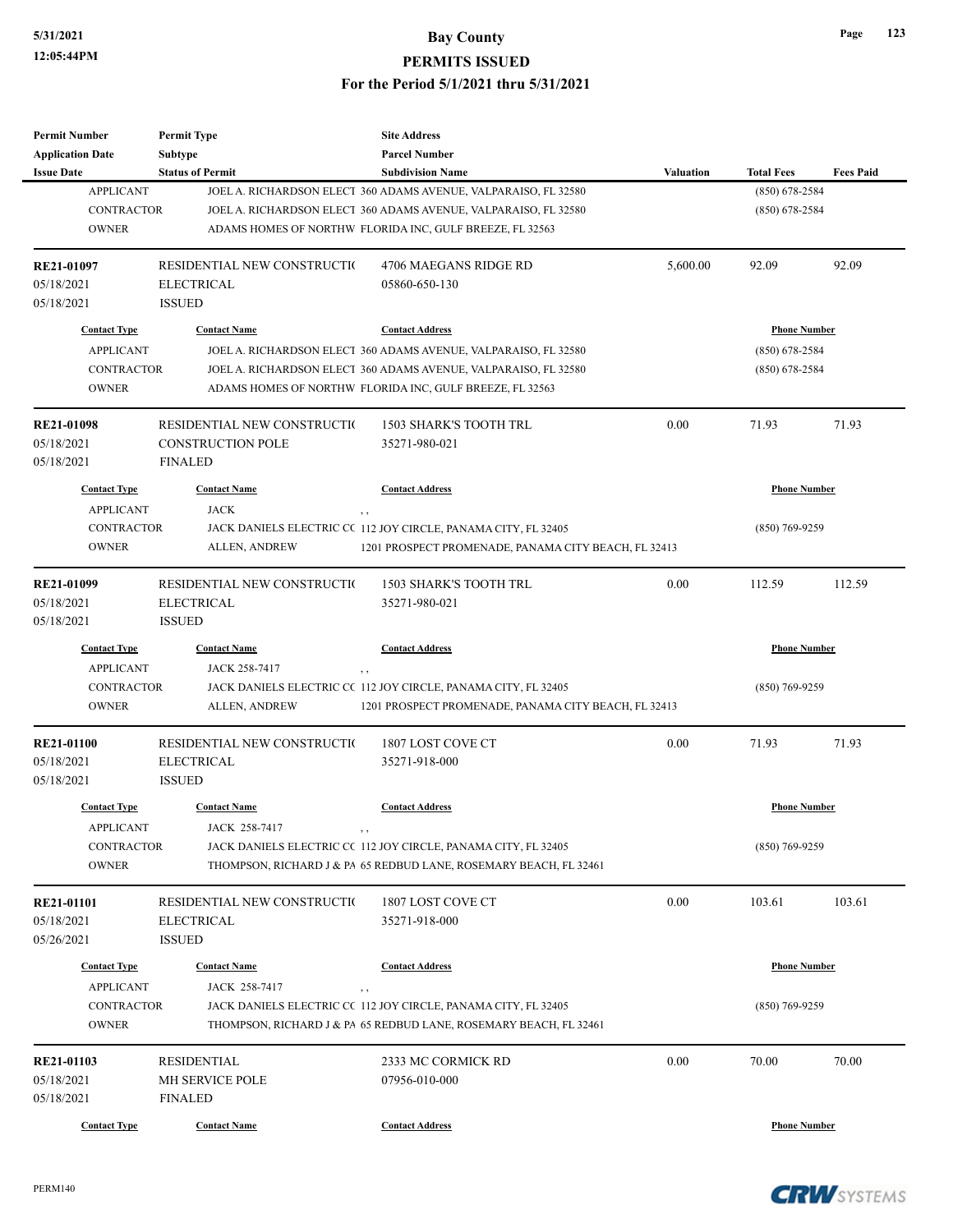# Bay County
## PERMITS ISSUED
### For the Period 5/1/2021 thru 5/31/2021

| Permit Number / Application Date / Issue Date | Permit Type / Subtype / Status of Permit | Site Address / Parcel Number / Subdivision Name | Valuation | Total Fees | Fees Paid |
|---|---|---|---|---|---|
| APPLICANT | JOEL A. RICHARDSON ELECT | 360 ADAMS AVENUE, VALPARAISO, FL 32580 | | (850) 678-2584 | |
| CONTRACTOR | JOEL A. RICHARDSON ELECT | 360 ADAMS AVENUE, VALPARAISO, FL 32580 | | (850) 678-2584 | |
| OWNER | ADAMS HOMES OF NORTHW | FLORIDA INC, GULF BREEZE, FL 32563 | | | |

| RE21-01097 | RESIDENTIAL NEW CONSTRUCTI( | 4706 MAEGANS RIDGE RD | 5,600.00 | 92.09 | 92.09 |
|---|---|---|---|---|---|
| 05/18/2021 | ELECTRICAL | 05860-650-130 | | | |
| 05/18/2021 | ISSUED | | | | |
| **Contact Type** | **Contact Name** | **Contact Address** | | **Phone Number** | |
| APPLICANT | JOEL A. RICHARDSON ELECT | 360 ADAMS AVENUE, VALPARAISO, FL 32580 | | (850) 678-2584 | |
| CONTRACTOR | JOEL A. RICHARDSON ELECT | 360 ADAMS AVENUE, VALPARAISO, FL 32580 | | (850) 678-2584 | |
| OWNER | ADAMS HOMES OF NORTHW | FLORIDA INC, GULF BREEZE, FL 32563 | | | |

| RE21-01098 | RESIDENTIAL NEW CONSTRUCTI( | 1503 SHARK'S TOOTH TRL | 0.00 | 71.93 | 71.93 |
|---|---|---|---|---|---|
| 05/18/2021 | CONSTRUCTION POLE | 35271-980-021 | | | |
| 05/18/2021 | FINALED | | | | |
| **Contact Type** | **Contact Name** | **Contact Address** | | **Phone Number** | |
| APPLICANT | JACK | , , | | | |
| CONTRACTOR | JACK DANIELS ELECTRIC CC | 112 JOY CIRCLE, PANAMA CITY, FL 32405 | | (850) 769-9259 | |
| OWNER | ALLEN, ANDREW | 1201 PROSPECT PROMENADE, PANAMA CITY BEACH, FL 32413 | | | |

| RE21-01099 | RESIDENTIAL NEW CONSTRUCTI( | 1503 SHARK'S TOOTH TRL | 0.00 | 112.59 | 112.59 |
|---|---|---|---|---|---|
| 05/18/2021 | ELECTRICAL | 35271-980-021 | | | |
| 05/18/2021 | ISSUED | | | | |
| **Contact Type** | **Contact Name** | **Contact Address** | | **Phone Number** | |
| APPLICANT | JACK 258-7417 | , , | | | |
| CONTRACTOR | JACK DANIELS ELECTRIC CC | 112 JOY CIRCLE, PANAMA CITY, FL 32405 | | (850) 769-9259 | |
| OWNER | ALLEN, ANDREW | 1201 PROSPECT PROMENADE, PANAMA CITY BEACH, FL 32413 | | | |

| RE21-01100 | RESIDENTIAL NEW CONSTRUCTI( | 1807 LOST COVE CT | 0.00 | 71.93 | 71.93 |
|---|---|---|---|---|---|
| 05/18/2021 | ELECTRICAL | 35271-918-000 | | | |
| 05/18/2021 | ISSUED | | | | |
| **Contact Type** | **Contact Name** | **Contact Address** | | **Phone Number** | |
| APPLICANT | JACK 258-7417 | , , | | | |
| CONTRACTOR | JACK DANIELS ELECTRIC CC | 112 JOY CIRCLE, PANAMA CITY, FL 32405 | | (850) 769-9259 | |
| OWNER | THOMPSON, RICHARD J & PA | 65 REDBUD LANE, ROSEMARY BEACH, FL 32461 | | | |

| RE21-01101 | RESIDENTIAL NEW CONSTRUCTI( | 1807 LOST COVE CT | 0.00 | 103.61 | 103.61 |
|---|---|---|---|---|---|
| 05/18/2021 | ELECTRICAL | 35271-918-000 | | | |
| 05/26/2021 | ISSUED | | | | |
| **Contact Type** | **Contact Name** | **Contact Address** | | **Phone Number** | |
| APPLICANT | JACK 258-7417 | , , | | | |
| CONTRACTOR | JACK DANIELS ELECTRIC CC | 112 JOY CIRCLE, PANAMA CITY, FL 32405 | | (850) 769-9259 | |
| OWNER | THOMPSON, RICHARD J & PA | 65 REDBUD LANE, ROSEMARY BEACH, FL 32461 | | | |

| RE21-01103 | RESIDENTIAL | 2333 MC CORMICK RD | 0.00 | 70.00 | 70.00 |
|---|---|---|---|---|---|
| 05/18/2021 | MH SERVICE POLE | 07956-010-000 | | | |
| 05/18/2021 | FINALED | | | | |
| **Contact Type** | **Contact Name** | **Contact Address** | | **Phone Number** | |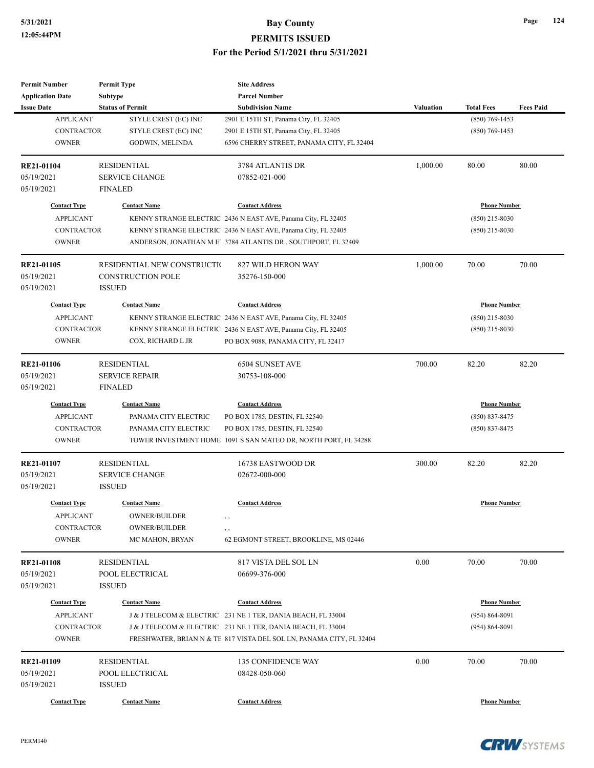| Permit Number | Permit Type | Site Address | | | |
|---|---|---|---|---|---|
| Application Date | Subtype | Parcel Number | | | |
| Issue Date | Status of Permit | Subdivision Name | Valuation | Total Fees | Fees Paid |
| APPLICANT | STYLE CREST (EC) INC | 2901 E 15TH ST, Panama City, FL 32405 | | (850) 769-1453 | |
| CONTRACTOR | STYLE CREST (EC) INC | 2901 E 15TH ST, Panama City, FL 32405 | | (850) 769-1453 | |
| OWNER | GODWIN, MELINDA | 6596 CHERRY STREET, PANAMA CITY, FL 32404 | | | |
| **RE21-01104** | RESIDENTIAL | 3784 ATLANTIS DR | 1,000.00 | 80.00 | 80.00 |
| 05/19/2021 | SERVICE CHANGE | 07852-021-000 | | | |
| 05/19/2021 | FINALED | | | | |
| Contact Type | Contact Name | Contact Address | | Phone Number | |
| APPLICANT | KENNY STRANGE ELECTRIC | 2436 N EAST AVE, Panama City, FL 32405 | | (850) 215-8030 | |
| CONTRACTOR | KENNY STRANGE ELECTRIC | 2436 N EAST AVE, Panama City, FL 32405 | | (850) 215-8030 | |
| OWNER | ANDERSON, JONATHAN M E | 3784 ATLANTIS DR., SOUTHPORT, FL 32409 | | | |
| **RE21-01105** | RESIDENTIAL NEW CONSTRUCTI | 827 WILD HERON WAY | 1,000.00 | 70.00 | 70.00 |
| 05/19/2021 | CONSTRUCTION POLE | 35276-150-000 | | | |
| 05/19/2021 | ISSUED | | | | |
| Contact Type | Contact Name | Contact Address | | Phone Number | |
| APPLICANT | KENNY STRANGE ELECTRIC | 2436 N EAST AVE, Panama City, FL 32405 | | (850) 215-8030 | |
| CONTRACTOR | KENNY STRANGE ELECTRIC | 2436 N EAST AVE, Panama City, FL 32405 | | (850) 215-8030 | |
| OWNER | COX, RICHARD L JR | PO BOX 9088, PANAMA CITY, FL 32417 | | | |
| **RE21-01106** | RESIDENTIAL | 6504 SUNSET AVE | 700.00 | 82.20 | 82.20 |
| 05/19/2021 | SERVICE REPAIR | 30753-108-000 | | | |
| 05/19/2021 | FINALED | | | | |
| Contact Type | Contact Name | Contact Address | | Phone Number | |
| APPLICANT | PANAMA CITY ELECTRIC | PO BOX 1785, DESTIN, FL 32540 | | (850) 837-8475 | |
| CONTRACTOR | PANAMA CITY ELECTRIC | PO BOX 1785, DESTIN, FL 32540 | | (850) 837-8475 | |
| OWNER | TOWER INVESTMENT HOME | 1091 S SAN MATEO DR, NORTH PORT, FL 34288 | | | |
| **RE21-01107** | RESIDENTIAL | 16738 EASTWOOD DR | 300.00 | 82.20 | 82.20 |
| 05/19/2021 | SERVICE CHANGE | 02672-000-000 | | | |
| 05/19/2021 | ISSUED | | | | |
| Contact Type | Contact Name | Contact Address | | Phone Number | |
| APPLICANT | OWNER/BUILDER | , , | | | |
| CONTRACTOR | OWNER/BUILDER | , , | | | |
| OWNER | MC MAHON, BRYAN | 62 EGMONT STREET, BROOKLINE, MS 02446 | | | |
| **RE21-01108** | RESIDENTIAL | 817 VISTA DEL SOL LN | 0.00 | 70.00 | 70.00 |
| 05/19/2021 | POOL ELECTRICAL | 06699-376-000 | | | |
| 05/19/2021 | ISSUED | | | | |
| Contact Type | Contact Name | Contact Address | | Phone Number | |
| APPLICANT | J & J TELECOM & ELECTRIC | 231 NE 1 TER, DANIA BEACH, FL 33004 | | (954) 864-8091 | |
| CONTRACTOR | J & J TELECOM & ELECTRIC | 231 NE 1 TER, DANIA BEACH, FL 33004 | | (954) 864-8091 | |
| OWNER | FRESHWATER, BRIAN N & TE | 817 VISTA DEL SOL LN, PANAMA CITY, FL 32404 | | | |
| **RE21-01109** | RESIDENTIAL | 135 CONFIDENCE WAY | 0.00 | 70.00 | 70.00 |
| 05/19/2021 | POOL ELECTRICAL | 08428-050-060 | | | |
| 05/19/2021 | ISSUED | | | | |
| Contact Type | Contact Name | Contact Address | | Phone Number | |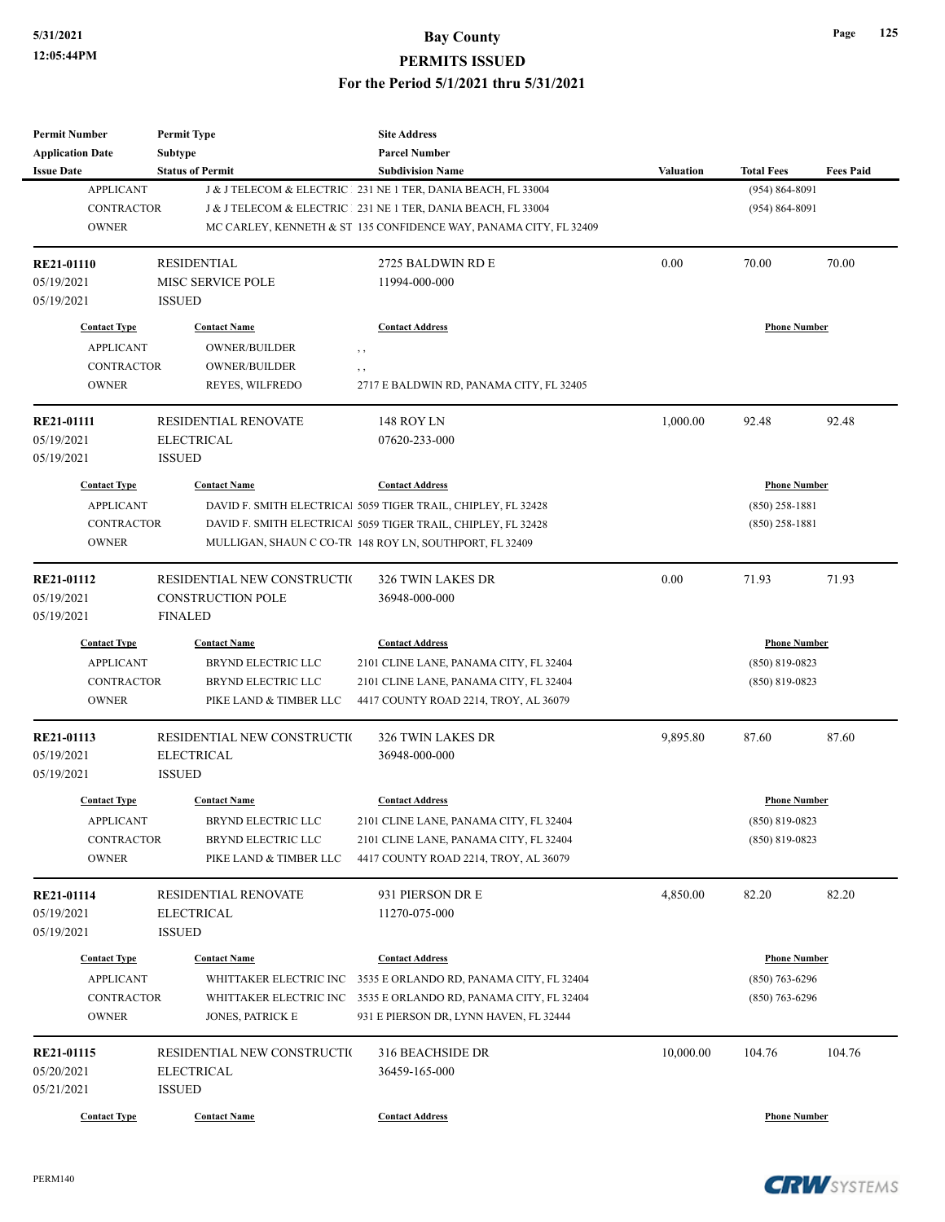# Bay County
## PERMITS ISSUED
### For the Period 5/1/2021 thru 5/31/2021

| Permit Number / Application Date / Issue Date | Permit Type / Subtype / Status of Permit | Site Address / Parcel Number / Subdivision Name | Valuation | Total Fees | Fees Paid |
|---|---|---|---|---|---|

| Contact Type | Contact Name | Contact Address | Phone Number |
|---|---|---|---|
| APPLICANT | J & J TELECOM & ELECTRIC | 231 NE 1 TER, DANIA BEACH, FL 33004 | (954) 864-8091 |
| CONTRACTOR | J & J TELECOM & ELECTRIC | 231 NE 1 TER, DANIA BEACH, FL 33004 | (954) 864-8091 |
| OWNER | MC CARLEY, KENNETH & ST | 135 CONFIDENCE WAY, PANAMA CITY, FL 32409 | |

---

| Permit Number | Permit Type | Site Address | Valuation | Total Fees | Fees Paid |
|---|---|---|---|---|---|
| RE21-01110 | RESIDENTIAL | 2725 BALDWIN RD E | 0.00 | 70.00 | 70.00 |
| 05/19/2021 | MISC SERVICE POLE | 11994-000-000 | | | |
| 05/19/2021 | ISSUED | | | | |

| Contact Type | Contact Name | Contact Address | Phone Number |
|---|---|---|---|
| APPLICANT | OWNER/BUILDER | , , | |
| CONTRACTOR | OWNER/BUILDER | , , | |
| OWNER | REYES, WILFREDO | 2717 E BALDWIN RD, PANAMA CITY, FL 32405 | |

---

| Permit Number | Permit Type | Site Address | Valuation | Total Fees | Fees Paid |
|---|---|---|---|---|---|
| RE21-01111 | RESIDENTIAL RENOVATE | 148 ROY LN | 1,000.00 | 92.48 | 92.48 |
| 05/19/2021 | ELECTRICAL | 07620-233-000 | | | |
| 05/19/2021 | ISSUED | | | | |

| Contact Type | Contact Name | Contact Address | Phone Number |
|---|---|---|---|
| APPLICANT | DAVID F. SMITH ELECTRICAL | 5059 TIGER TRAIL, CHIPLEY, FL 32428 | (850) 258-1881 |
| CONTRACTOR | DAVID F. SMITH ELECTRICAL | 5059 TIGER TRAIL, CHIPLEY, FL 32428 | (850) 258-1881 |
| OWNER | MULLIGAN, SHAUN C CO-TR | 148 ROY LN, SOUTHPORT, FL 32409 | |

---

| Permit Number | Permit Type | Site Address | Valuation | Total Fees | Fees Paid |
|---|---|---|---|---|---|
| RE21-01112 | RESIDENTIAL NEW CONSTRUCTIO | 326 TWIN LAKES DR | 0.00 | 71.93 | 71.93 |
| 05/19/2021 | CONSTRUCTION POLE | 36948-000-000 | | | |
| 05/19/2021 | FINALED | | | | |

| Contact Type | Contact Name | Contact Address | Phone Number |
|---|---|---|---|
| APPLICANT | BRYND ELECTRIC LLC | 2101 CLINE LANE, PANAMA CITY, FL 32404 | (850) 819-0823 |
| CONTRACTOR | BRYND ELECTRIC LLC | 2101 CLINE LANE, PANAMA CITY, FL 32404 | (850) 819-0823 |
| OWNER | PIKE LAND & TIMBER LLC | 4417 COUNTY ROAD 2214, TROY, AL 36079 | |

---

| Permit Number | Permit Type | Site Address | Valuation | Total Fees | Fees Paid |
|---|---|---|---|---|---|
| RE21-01113 | RESIDENTIAL NEW CONSTRUCTIO | 326 TWIN LAKES DR | 9,895.80 | 87.60 | 87.60 |
| 05/19/2021 | ELECTRICAL | 36948-000-000 | | | |
| 05/19/2021 | ISSUED | | | | |

| Contact Type | Contact Name | Contact Address | Phone Number |
|---|---|---|---|
| APPLICANT | BRYND ELECTRIC LLC | 2101 CLINE LANE, PANAMA CITY, FL 32404 | (850) 819-0823 |
| CONTRACTOR | BRYND ELECTRIC LLC | 2101 CLINE LANE, PANAMA CITY, FL 32404 | (850) 819-0823 |
| OWNER | PIKE LAND & TIMBER LLC | 4417 COUNTY ROAD 2214, TROY, AL 36079 | |

---

| Permit Number | Permit Type | Site Address | Valuation | Total Fees | Fees Paid |
|---|---|---|---|---|---|
| RE21-01114 | RESIDENTIAL RENOVATE | 931 PIERSON DR E | 4,850.00 | 82.20 | 82.20 |
| 05/19/2021 | ELECTRICAL | 11270-075-000 | | | |
| 05/19/2021 | ISSUED | | | | |

| Contact Type | Contact Name | Contact Address | Phone Number |
|---|---|---|---|
| APPLICANT | WHITTAKER ELECTRIC INC | 3535 E ORLANDO RD, PANAMA CITY, FL 32404 | (850) 763-6296 |
| CONTRACTOR | WHITTAKER ELECTRIC INC | 3535 E ORLANDO RD, PANAMA CITY, FL 32404 | (850) 763-6296 |
| OWNER | JONES, PATRICK E | 931 E PIERSON DR, LYNN HAVEN, FL 32444 | |

---

| Permit Number | Permit Type | Site Address | Valuation | Total Fees | Fees Paid |
|---|---|---|---|---|---|
| RE21-01115 | RESIDENTIAL NEW CONSTRUCTIO | 316 BEACHSIDE DR | 10,000.00 | 104.76 | 104.76 |
| 05/20/2021 | ELECTRICAL | 36459-165-000 | | | |
| 05/21/2021 | ISSUED | | | | |

| Contact Type | Contact Name | Contact Address | Phone Number |
|---|---|---|---|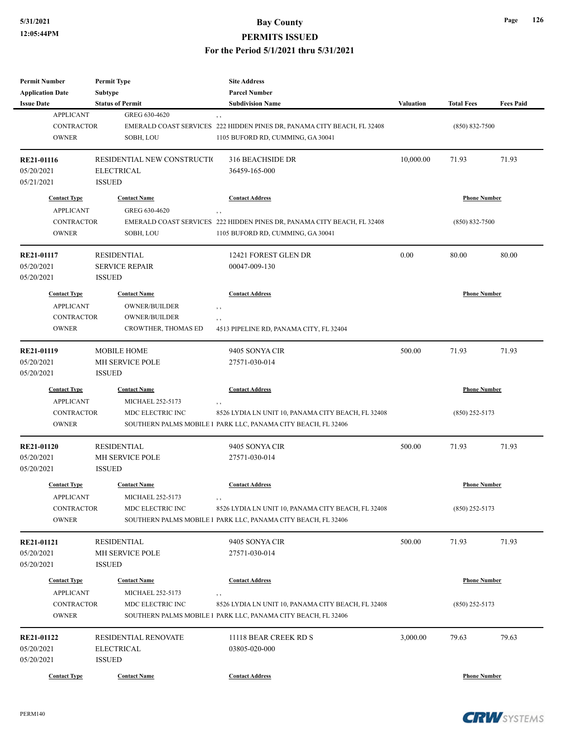| Permit Number | Permit Type | Site Address | | | |
|---|---|---|---|---|---|
| Application Date | Subtype | Parcel Number | | | |
| Issue Date | Status of Permit | Subdivision Name | Valuation | Total Fees | Fees Paid |

| Contact Type | Contact Name | Contact Address | Phone Number |
|---|---|---|---|
| APPLICANT | GREG 630-4620 | , , | |
| CONTRACTOR | EMERALD COAST SERVICES | 222 HIDDEN PINES DR, PANAMA CITY BEACH, FL 32408 | (850) 832-7500 |
| OWNER | SOBH, LOU | 1105 BUFORD RD, CUMMING, GA 30041 | |

| | | | Valuation | Total Fees | Fees Paid |
|---|---|---|---|---|---|
| **RE21-01116** | RESIDENTIAL NEW CONSTRUCTIO | 316 BEACHSIDE DR | 10,000.00 | 71.93 | 71.93 |
| 05/20/2021 | ELECTRICAL | 36459-165-000 | | | |
| 05/21/2021 | ISSUED | | | | |

| Contact Type | Contact Name | Contact Address | Phone Number |
|---|---|---|---|
| APPLICANT | GREG 630-4620 | , , | |
| CONTRACTOR | EMERALD COAST SERVICES | 222 HIDDEN PINES DR, PANAMA CITY BEACH, FL 32408 | (850) 832-7500 |
| OWNER | SOBH, LOU | 1105 BUFORD RD, CUMMING, GA 30041 | |

| | | | Valuation | Total Fees | Fees Paid |
|---|---|---|---|---|---|
| **RE21-01117** | RESIDENTIAL | 12421 FOREST GLEN DR | 0.00 | 80.00 | 80.00 |
| 05/20/2021 | SERVICE REPAIR | 00047-009-130 | | | |
| 05/20/2021 | ISSUED | | | | |

| Contact Type | Contact Name | Contact Address | Phone Number |
|---|---|---|---|
| APPLICANT | OWNER/BUILDER | , , | |
| CONTRACTOR | OWNER/BUILDER | , , | |
| OWNER | CROWTHER, THOMAS ED | 4513 PIPELINE RD, PANAMA CITY, FL 32404 | |

| | | | Valuation | Total Fees | Fees Paid |
|---|---|---|---|---|---|
| **RE21-01119** | MOBILE HOME | 9405 SONYA CIR | 500.00 | 71.93 | 71.93 |
| 05/20/2021 | MH SERVICE POLE | 27571-030-014 | | | |
| 05/20/2021 | ISSUED | | | | |

| Contact Type | Contact Name | Contact Address | Phone Number |
|---|---|---|---|
| APPLICANT | MICHAEL 252-5173 | , , | |
| CONTRACTOR | MDC ELECTRIC INC | 8526 LYDIA LN UNIT 10, PANAMA CITY BEACH, FL 32408 | (850) 252-5173 |
| OWNER | SOUTHERN PALMS MOBILE I | PARK LLC, PANAMA CITY BEACH, FL 32406 | |

| | | | Valuation | Total Fees | Fees Paid |
|---|---|---|---|---|---|
| **RE21-01120** | RESIDENTIAL | 9405 SONYA CIR | 500.00 | 71.93 | 71.93 |
| 05/20/2021 | MH SERVICE POLE | 27571-030-014 | | | |
| 05/20/2021 | ISSUED | | | | |

| Contact Type | Contact Name | Contact Address | Phone Number |
|---|---|---|---|
| APPLICANT | MICHAEL 252-5173 | , , | |
| CONTRACTOR | MDC ELECTRIC INC | 8526 LYDIA LN UNIT 10, PANAMA CITY BEACH, FL 32408 | (850) 252-5173 |
| OWNER | SOUTHERN PALMS MOBILE I | PARK LLC, PANAMA CITY BEACH, FL 32406 | |

| | | | Valuation | Total Fees | Fees Paid |
|---|---|---|---|---|---|
| **RE21-01121** | RESIDENTIAL | 9405 SONYA CIR | 500.00 | 71.93 | 71.93 |
| 05/20/2021 | MH SERVICE POLE | 27571-030-014 | | | |
| 05/20/2021 | ISSUED | | | | |

| Contact Type | Contact Name | Contact Address | Phone Number |
|---|---|---|---|
| APPLICANT | MICHAEL 252-5173 | , , | |
| CONTRACTOR | MDC ELECTRIC INC | 8526 LYDIA LN UNIT 10, PANAMA CITY BEACH, FL 32408 | (850) 252-5173 |
| OWNER | SOUTHERN PALMS MOBILE I | PARK LLC, PANAMA CITY BEACH, FL 32406 | |

| | | | Valuation | Total Fees | Fees Paid |
|---|---|---|---|---|---|
| **RE21-01122** | RESIDENTIAL RENOVATE | 11118 BEAR CREEK RD S | 3,000.00 | 79.63 | 79.63 |
| 05/20/2021 | ELECTRICAL | 03805-020-000 | | | |
| 05/20/2021 | ISSUED | | | | |

| Contact Type | Contact Name | Contact Address | Phone Number |
|---|---|---|---|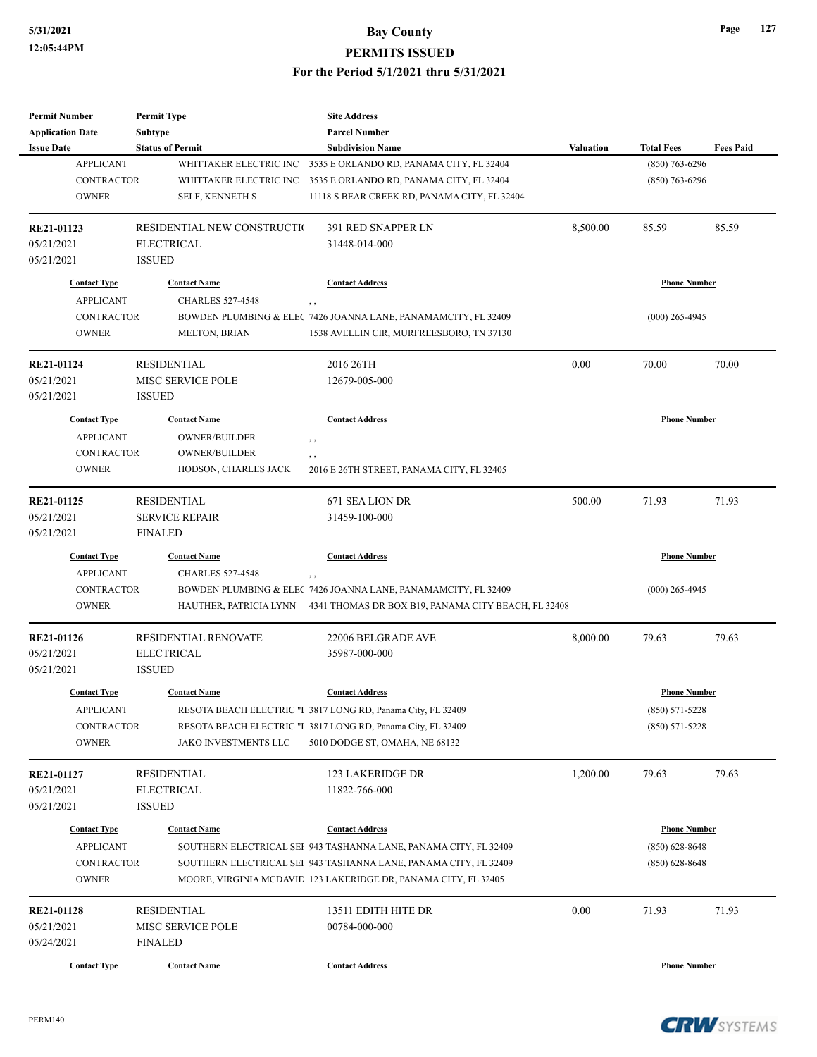| Permit Number | Permit Type | Site Address | | | |
|---|---|---|---|---|---|
| Application Date | Subtype | Parcel Number | | | |
| Issue Date | Status of Permit | Subdivision Name | Valuation | Total Fees | Fees Paid |
| APPLICANT | WHITTAKER ELECTRIC INC | 3535 E ORLANDO RD, PANAMA CITY, FL 32404 | | (850) 763-6296 | |
| CONTRACTOR | WHITTAKER ELECTRIC INC | 3535 E ORLANDO RD, PANAMA CITY, FL 32404 | | (850) 763-6296 | |
| OWNER | SELF, KENNETH S | 11118 S BEAR CREEK RD, PANAMA CITY, FL 32404 | | | |

| Permit Number | Permit Type | Site Address | Valuation | Total Fees | Fees Paid |
|---|---|---|---|---|---|
| RE21-01123 | RESIDENTIAL NEW CONSTRUCTI( | 391 RED SNAPPER LN | 8,500.00 | 85.59 | 85.59 |
| 05/21/2021 | ELECTRICAL | 31448-014-000 | | | |
| 05/21/2021 | ISSUED | | | | |

| Contact Type | Contact Name | Contact Address | Phone Number |
|---|---|---|---|
| APPLICANT | CHARLES 527-4548 | , , | |
| CONTRACTOR | BOWDEN PLUMBING & ELEC | 7426 JOANNA LANE, PANAMAMCITY, FL 32409 | (000) 265-4945 |
| OWNER | MELTON, BRIAN | 1538 AVELLIN CIR, MURFREESBORO, TN 37130 | |

| Permit Number | Permit Type | Site Address | Valuation | Total Fees | Fees Paid |
|---|---|---|---|---|---|
| RE21-01124 | RESIDENTIAL | 2016 26TH | 0.00 | 70.00 | 70.00 |
| 05/21/2021 | MISC SERVICE POLE | 12679-005-000 | | | |
| 05/21/2021 | ISSUED | | | | |

| Contact Type | Contact Name | Contact Address | Phone Number |
|---|---|---|---|
| APPLICANT | OWNER/BUILDER | , , | |
| CONTRACTOR | OWNER/BUILDER | , , | |
| OWNER | HODSON, CHARLES JACK | 2016 E 26TH STREET, PANAMA CITY, FL 32405 | |

| Permit Number | Permit Type | Site Address | Valuation | Total Fees | Fees Paid |
|---|---|---|---|---|---|
| RE21-01125 | RESIDENTIAL | 671 SEA LION DR | 500.00 | 71.93 | 71.93 |
| 05/21/2021 | SERVICE REPAIR | 31459-100-000 | | | |
| 05/21/2021 | FINALED | | | | |

| Contact Type | Contact Name | Contact Address | Phone Number |
|---|---|---|---|
| APPLICANT | CHARLES 527-4548 | , , | |
| CONTRACTOR | BOWDEN PLUMBING & ELEC | 7426 JOANNA LANE, PANAMAMCITY, FL 32409 | (000) 265-4945 |
| OWNER | HAUTHER, PATRICIA LYNN | 4341 THOMAS DR BOX B19, PANAMA CITY BEACH, FL 32408 | |

| Permit Number | Permit Type | Site Address | Valuation | Total Fees | Fees Paid |
|---|---|---|---|---|---|
| RE21-01126 | RESIDENTIAL RENOVATE | 22006 BELGRADE AVE | 8,000.00 | 79.63 | 79.63 |
| 05/21/2021 | ELECTRICAL | 35987-000-000 | | | |
| 05/21/2021 | ISSUED | | | | |

| Contact Type | Contact Name | Contact Address | Phone Number |
|---|---|---|---|
| APPLICANT | RESOTA BEACH ELECTRIC "I | 3817 LONG RD, Panama City, FL 32409 | (850) 571-5228 |
| CONTRACTOR | RESOTA BEACH ELECTRIC "I | 3817 LONG RD, Panama City, FL 32409 | (850) 571-5228 |
| OWNER | JAKO INVESTMENTS LLC | 5010 DODGE ST, OMAHA, NE 68132 | |

| Permit Number | Permit Type | Site Address | Valuation | Total Fees | Fees Paid |
|---|---|---|---|---|---|
| RE21-01127 | RESIDENTIAL | 123 LAKERIDGE DR | 1,200.00 | 79.63 | 79.63 |
| 05/21/2021 | ELECTRICAL | 11822-766-000 | | | |
| 05/21/2021 | ISSUED | | | | |

| Contact Type | Contact Name | Contact Address | Phone Number |
|---|---|---|---|
| APPLICANT | SOUTHERN ELECTRICAL SEI | 943 TASHANNA LANE, PANAMA CITY, FL 32409 | (850) 628-8648 |
| CONTRACTOR | SOUTHERN ELECTRICAL SEI | 943 TASHANNA LANE, PANAMA CITY, FL 32409 | (850) 628-8648 |
| OWNER | MOORE, VIRGINIA MCDAVID | 123 LAKERIDGE DR, PANAMA CITY, FL 32405 | |

| Permit Number | Permit Type | Site Address | Valuation | Total Fees | Fees Paid |
|---|---|---|---|---|---|
| RE21-01128 | RESIDENTIAL | 13511 EDITH HITE DR | 0.00 | 71.93 | 71.93 |
| 05/21/2021 | MISC SERVICE POLE | 00784-000-000 | | | |
| 05/24/2021 | FINALED | | | | |

| Contact Type | Contact Name | Contact Address | Phone Number |
|---|---|---|---|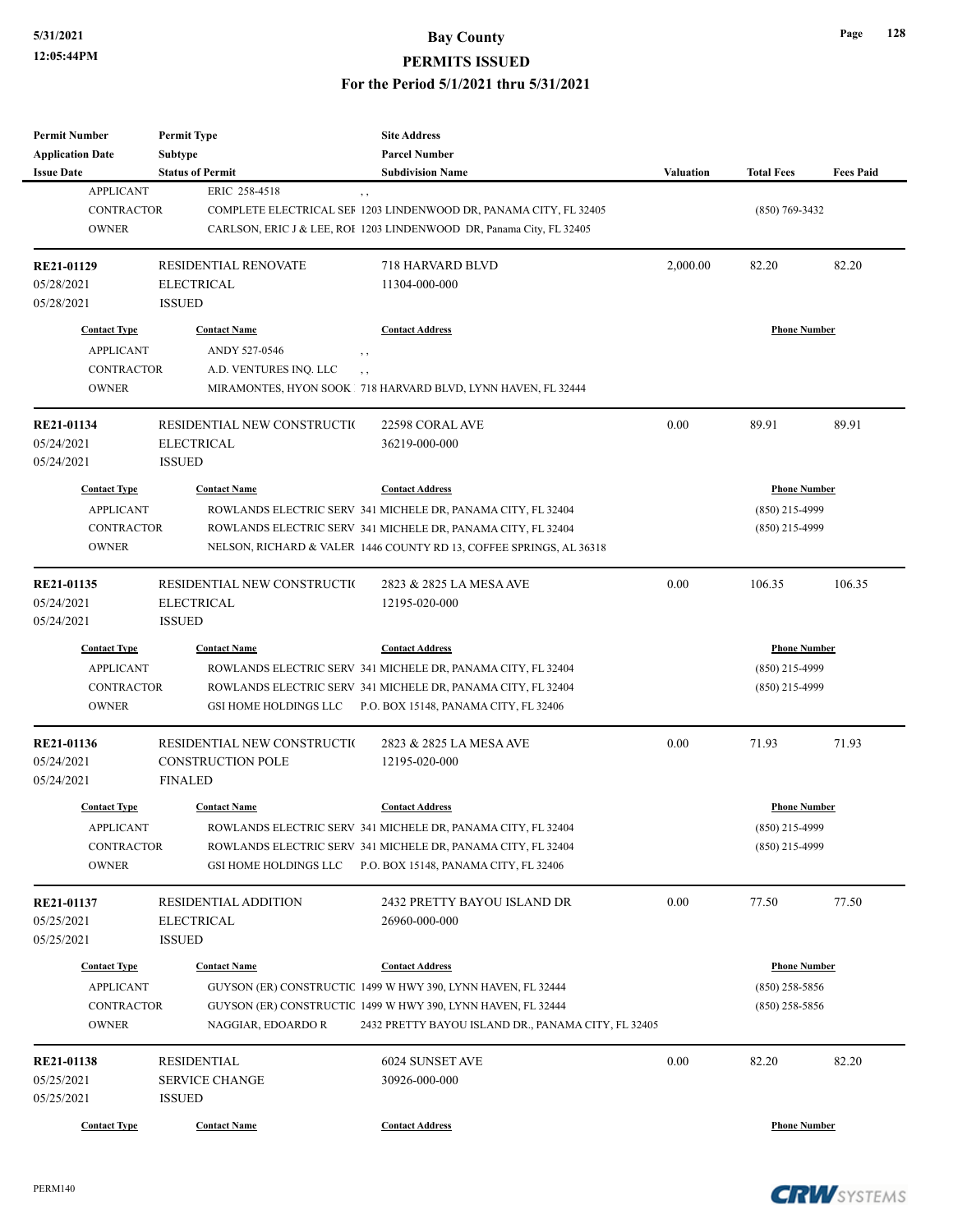| Permit Number | Permit Type | Site Address | | | |
|---|---|---|---|---|---|
| Application Date | Subtype | Parcel Number | | | |
| Issue Date | Status of Permit | Subdivision Name | Valuation | Total Fees | Fees Paid |

| Contact Type | Contact Name | Contact Address | Phone Number |
|---|---|---|---|
| APPLICANT | ERIC 258-4518 | , , | |
| CONTRACTOR | COMPLETE ELECTRICAL SEI | 1203 LINDENWOOD DR, PANAMA CITY, FL 32405 | (850) 769-3432 |
| OWNER | CARLSON, ERIC J & LEE, ROI | 1203 LINDENWOOD DR, Panama City, FL 32405 | |

| RE21-01129 | RESIDENTIAL RENOVATE | 718 HARVARD BLVD | 2,000.00 | 82.20 | 82.20 |
|---|---|---|---|---|---|
| 05/28/2021 | ELECTRICAL | 11304-000-000 | | | |
| 05/28/2021 | ISSUED | | | | |

| Contact Type | Contact Name | Contact Address | Phone Number |
|---|---|---|---|
| APPLICANT | ANDY 527-0546 | , , | |
| CONTRACTOR | A.D. VENTURES INQ. LLC | , , | |
| OWNER | MIRAMONTES, HYON SOOK | 718 HARVARD BLVD, LYNN HAVEN, FL 32444 | |

| RE21-01134 | RESIDENTIAL NEW CONSTRUCTI( | 22598 CORAL AVE | 0.00 | 89.91 | 89.91 |
|---|---|---|---|---|---|
| 05/24/2021 | ELECTRICAL | 36219-000-000 | | | |
| 05/24/2021 | ISSUED | | | | |

| Contact Type | Contact Name | Contact Address | Phone Number |
|---|---|---|---|
| APPLICANT | ROWLANDS ELECTRIC SERV | 341 MICHELE DR, PANAMA CITY, FL 32404 | (850) 215-4999 |
| CONTRACTOR | ROWLANDS ELECTRIC SERV | 341 MICHELE DR, PANAMA CITY, FL 32404 | (850) 215-4999 |
| OWNER | NELSON, RICHARD & VALER | 1446 COUNTY RD 13, COFFEE SPRINGS, AL 36318 | |

| RE21-01135 | RESIDENTIAL NEW CONSTRUCTI( | 2823 & 2825 LA MESA AVE | 0.00 | 106.35 | 106.35 |
|---|---|---|---|---|---|
| 05/24/2021 | ELECTRICAL | 12195-020-000 | | | |
| 05/24/2021 | ISSUED | | | | |

| Contact Type | Contact Name | Contact Address | Phone Number |
|---|---|---|---|
| APPLICANT | ROWLANDS ELECTRIC SERV | 341 MICHELE DR, PANAMA CITY, FL 32404 | (850) 215-4999 |
| CONTRACTOR | ROWLANDS ELECTRIC SERV | 341 MICHELE DR, PANAMA CITY, FL 32404 | (850) 215-4999 |
| OWNER | GSI HOME HOLDINGS LLC | P.O. BOX 15148, PANAMA CITY, FL 32406 | |

| RE21-01136 | RESIDENTIAL NEW CONSTRUCTI( | 2823 & 2825 LA MESA AVE | 0.00 | 71.93 | 71.93 |
|---|---|---|---|---|---|
| 05/24/2021 | CONSTRUCTION POLE | 12195-020-000 | | | |
| 05/24/2021 | FINALED | | | | |

| Contact Type | Contact Name | Contact Address | Phone Number |
|---|---|---|---|
| APPLICANT | ROWLANDS ELECTRIC SERV | 341 MICHELE DR, PANAMA CITY, FL 32404 | (850) 215-4999 |
| CONTRACTOR | ROWLANDS ELECTRIC SERV | 341 MICHELE DR, PANAMA CITY, FL 32404 | (850) 215-4999 |
| OWNER | GSI HOME HOLDINGS LLC | P.O. BOX 15148, PANAMA CITY, FL 32406 | |

| RE21-01137 | RESIDENTIAL ADDITION | 2432 PRETTY BAYOU ISLAND DR | 0.00 | 77.50 | 77.50 |
|---|---|---|---|---|---|
| 05/25/2021 | ELECTRICAL | 26960-000-000 | | | |
| 05/25/2021 | ISSUED | | | | |

| Contact Type | Contact Name | Contact Address | Phone Number |
|---|---|---|---|
| APPLICANT | GUYSON (ER) CONSTRUCTIC | 1499 W HWY 390, LYNN HAVEN, FL 32444 | (850) 258-5856 |
| CONTRACTOR | GUYSON (ER) CONSTRUCTIC | 1499 W HWY 390, LYNN HAVEN, FL 32444 | (850) 258-5856 |
| OWNER | NAGGIAR, EDOARDO R | 2432 PRETTY BAYOU ISLAND DR., PANAMA CITY, FL 32405 | |

| RE21-01138 | RESIDENTIAL | 6024 SUNSET AVE | 0.00 | 82.20 | 82.20 |
|---|---|---|---|---|---|
| 05/25/2021 | SERVICE CHANGE | 30926-000-000 | | | |
| 05/25/2021 | ISSUED | | | | |

| Contact Type | Contact Name | Contact Address | Phone Number |
|---|---|---|---|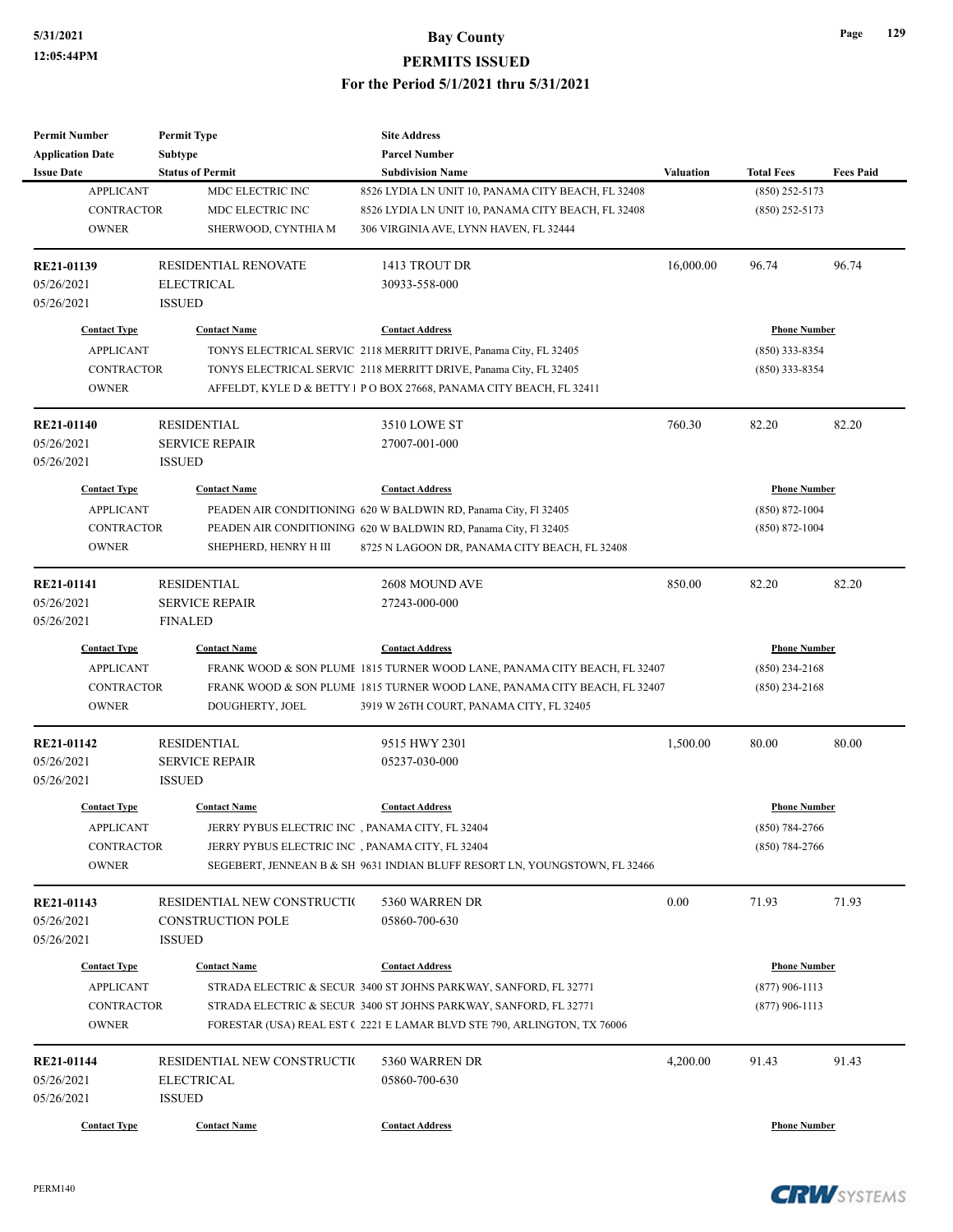| Permit Number | Permit Type | Site Address | | | |
|---|---|---|---|---|---|
| Application Date | Subtype | Parcel Number | | | |
| Issue Date | Status of Permit | Subdivision Name | Valuation | Total Fees | Fees Paid |

| Contact Type | Contact Name | Contact Address | Phone Number |
|---|---|---|---|
| APPLICANT | MDC ELECTRIC INC | 8526 LYDIA LN UNIT 10, PANAMA CITY BEACH, FL 32408 | (850) 252-5173 |
| CONTRACTOR | MDC ELECTRIC INC | 8526 LYDIA LN UNIT 10, PANAMA CITY BEACH, FL 32408 | (850) 252-5173 |
| OWNER | SHERWOOD, CYNTHIA M | 306 VIRGINIA AVE, LYNN HAVEN, FL 32444 | |

| RE21-01139 | RESIDENTIAL RENOVATE | 1413 TROUT DR | 16,000.00 | 96.74 | 96.74 |
|---|---|---|---|---|---|
| 05/26/2021 | ELECTRICAL | 30933-558-000 | | | |
| 05/26/2021 | ISSUED | | | | |

| Contact Type | Contact Name | Contact Address | Phone Number |
|---|---|---|---|
| APPLICANT | TONYS ELECTRICAL SERVIC | 2118 MERRITT DRIVE, Panama City, FL 32405 | (850) 333-8354 |
| CONTRACTOR | TONYS ELECTRICAL SERVIC | 2118 MERRITT DRIVE, Panama City, FL 32405 | (850) 333-8354 |
| OWNER | AFFELDT, KYLE D & BETTY I | P O BOX 27668, PANAMA CITY BEACH, FL 32411 | |

| RE21-01140 | RESIDENTIAL | 3510 LOWE ST | 760.30 | 82.20 | 82.20 |
|---|---|---|---|---|---|
| 05/26/2021 | SERVICE REPAIR | 27007-001-000 | | | |
| 05/26/2021 | ISSUED | | | | |

| Contact Type | Contact Name | Contact Address | Phone Number |
|---|---|---|---|
| APPLICANT | PEADEN AIR CONDITIONING | 620 W BALDWIN RD, Panama City, Fl 32405 | (850) 872-1004 |
| CONTRACTOR | PEADEN AIR CONDITIONING | 620 W BALDWIN RD, Panama City, Fl 32405 | (850) 872-1004 |
| OWNER | SHEPHERD, HENRY H III | 8725 N LAGOON DR, PANAMA CITY BEACH, FL 32408 | |

| RE21-01141 | RESIDENTIAL | 2608 MOUND AVE | 850.00 | 82.20 | 82.20 |
|---|---|---|---|---|---|
| 05/26/2021 | SERVICE REPAIR | 27243-000-000 | | | |
| 05/26/2021 | FINALED | | | | |

| Contact Type | Contact Name | Contact Address | Phone Number |
|---|---|---|---|
| APPLICANT | FRANK WOOD & SON PLUMI | 1815 TURNER WOOD LANE, PANAMA CITY BEACH, FL 32407 | (850) 234-2168 |
| CONTRACTOR | FRANK WOOD & SON PLUMI | 1815 TURNER WOOD LANE, PANAMA CITY BEACH, FL 32407 | (850) 234-2168 |
| OWNER | DOUGHERTY, JOEL | 3919 W 26TH COURT, PANAMA CITY, FL 32405 | |

| RE21-01142 | RESIDENTIAL | 9515 HWY 2301 | 1,500.00 | 80.00 | 80.00 |
|---|---|---|---|---|---|
| 05/26/2021 | SERVICE REPAIR | 05237-030-000 | | | |
| 05/26/2021 | ISSUED | | | | |

| Contact Type | Contact Name | Contact Address | Phone Number |
|---|---|---|---|
| APPLICANT | JERRY PYBUS ELECTRIC INC | , PANAMA CITY, FL 32404 | (850) 784-2766 |
| CONTRACTOR | JERRY PYBUS ELECTRIC INC | , PANAMA CITY, FL 32404 | (850) 784-2766 |
| OWNER | SEGEBERT, JENNEAN B & SH | 9631 INDIAN BLUFF RESORT LN, YOUNGSTOWN, FL 32466 | |

| RE21-01143 | RESIDENTIAL NEW CONSTRUCTI( | 5360 WARREN DR | 0.00 | 71.93 | 71.93 |
|---|---|---|---|---|---|
| 05/26/2021 | CONSTRUCTION POLE | 05860-700-630 | | | |
| 05/26/2021 | ISSUED | | | | |

| Contact Type | Contact Name | Contact Address | Phone Number |
|---|---|---|---|
| APPLICANT | STRADA ELECTRIC & SECUR | 3400 ST JOHNS PARKWAY, SANFORD, FL 32771 | (877) 906-1113 |
| CONTRACTOR | STRADA ELECTRIC & SECUR | 3400 ST JOHNS PARKWAY, SANFORD, FL 32771 | (877) 906-1113 |
| OWNER | FORESTAR (USA) REAL EST ( | 2221 E LAMAR BLVD STE 790, ARLINGTON, TX 76006 | |

| RE21-01144 | RESIDENTIAL NEW CONSTRUCTI( | 5360 WARREN DR | 4,200.00 | 91.43 | 91.43 |
|---|---|---|---|---|---|
| 05/26/2021 | ELECTRICAL | 05860-700-630 | | | |
| 05/26/2021 | ISSUED | | | | |

| Contact Type | Contact Name | Contact Address | Phone Number |
|---|---|---|---|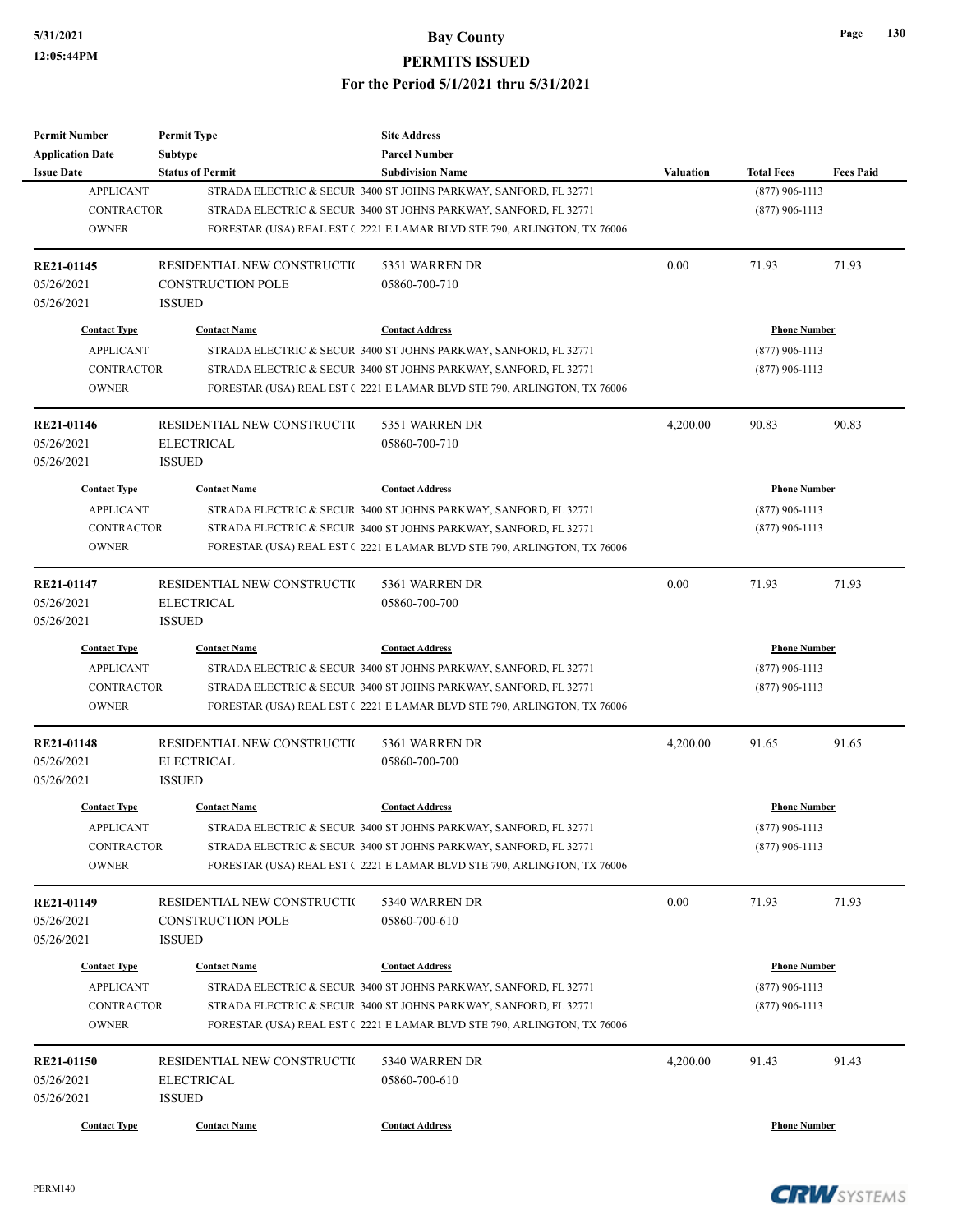| Permit Number | Permit Type | Site Address | | | |
|---|---|---|---|---|---|
| Application Date | Subtype | Parcel Number | | | |
| Issue Date | Status of Permit | Subdivision Name | Valuation | Total Fees | Fees Paid |

| Contact Type | Contact Name | Contact Address | Phone Number |
|---|---|---|---|
| APPLICANT | STRADA ELECTRIC & SECUR | 3400 ST JOHNS PARKWAY, SANFORD, FL 32771 | (877) 906-1113 |
| CONTRACTOR | STRADA ELECTRIC & SECUR | 3400 ST JOHNS PARKWAY, SANFORD, FL 32771 | (877) 906-1113 |
| OWNER | FORESTAR (USA) REAL EST ( | 2221 E LAMAR BLVD STE 790, ARLINGTON, TX 76006 | |

| RE21-01145 | RESIDENTIAL NEW CONSTRUCTI( | 5351 WARREN DR | 0.00 | 71.93 | 71.93 |
|---|---|---|---|---|---|
| 05/26/2021 | CONSTRUCTION POLE | 05860-700-710 | | | |
| 05/26/2021 | ISSUED | | | | |

| Contact Type | Contact Name | Contact Address | Phone Number |
|---|---|---|---|
| APPLICANT | STRADA ELECTRIC & SECUR | 3400 ST JOHNS PARKWAY, SANFORD, FL 32771 | (877) 906-1113 |
| CONTRACTOR | STRADA ELECTRIC & SECUR | 3400 ST JOHNS PARKWAY, SANFORD, FL 32771 | (877) 906-1113 |
| OWNER | FORESTAR (USA) REAL EST ( | 2221 E LAMAR BLVD STE 790, ARLINGTON, TX 76006 | |

| RE21-01146 | RESIDENTIAL NEW CONSTRUCTI( | 5351 WARREN DR | 4,200.00 | 90.83 | 90.83 |
|---|---|---|---|---|---|
| 05/26/2021 | ELECTRICAL | 05860-700-710 | | | |
| 05/26/2021 | ISSUED | | | | |

| Contact Type | Contact Name | Contact Address | Phone Number |
|---|---|---|---|
| APPLICANT | STRADA ELECTRIC & SECUR | 3400 ST JOHNS PARKWAY, SANFORD, FL 32771 | (877) 906-1113 |
| CONTRACTOR | STRADA ELECTRIC & SECUR | 3400 ST JOHNS PARKWAY, SANFORD, FL 32771 | (877) 906-1113 |
| OWNER | FORESTAR (USA) REAL EST ( | 2221 E LAMAR BLVD STE 790, ARLINGTON, TX 76006 | |

| RE21-01147 | RESIDENTIAL NEW CONSTRUCTI( | 5361 WARREN DR | 0.00 | 71.93 | 71.93 |
|---|---|---|---|---|---|
| 05/26/2021 | ELECTRICAL | 05860-700-700 | | | |
| 05/26/2021 | ISSUED | | | | |

| Contact Type | Contact Name | Contact Address | Phone Number |
|---|---|---|---|
| APPLICANT | STRADA ELECTRIC & SECUR | 3400 ST JOHNS PARKWAY, SANFORD, FL 32771 | (877) 906-1113 |
| CONTRACTOR | STRADA ELECTRIC & SECUR | 3400 ST JOHNS PARKWAY, SANFORD, FL 32771 | (877) 906-1113 |
| OWNER | FORESTAR (USA) REAL EST ( | 2221 E LAMAR BLVD STE 790, ARLINGTON, TX 76006 | |

| RE21-01148 | RESIDENTIAL NEW CONSTRUCTI( | 5361 WARREN DR | 4,200.00 | 91.65 | 91.65 |
|---|---|---|---|---|---|
| 05/26/2021 | ELECTRICAL | 05860-700-700 | | | |
| 05/26/2021 | ISSUED | | | | |

| Contact Type | Contact Name | Contact Address | Phone Number |
|---|---|---|---|
| APPLICANT | STRADA ELECTRIC & SECUR | 3400 ST JOHNS PARKWAY, SANFORD, FL 32771 | (877) 906-1113 |
| CONTRACTOR | STRADA ELECTRIC & SECUR | 3400 ST JOHNS PARKWAY, SANFORD, FL 32771 | (877) 906-1113 |
| OWNER | FORESTAR (USA) REAL EST ( | 2221 E LAMAR BLVD STE 790, ARLINGTON, TX 76006 | |

| RE21-01149 | RESIDENTIAL NEW CONSTRUCTI( | 5340 WARREN DR | 0.00 | 71.93 | 71.93 |
|---|---|---|---|---|---|
| 05/26/2021 | CONSTRUCTION POLE | 05860-700-610 | | | |
| 05/26/2021 | ISSUED | | | | |

| Contact Type | Contact Name | Contact Address | Phone Number |
|---|---|---|---|
| APPLICANT | STRADA ELECTRIC & SECUR | 3400 ST JOHNS PARKWAY, SANFORD, FL 32771 | (877) 906-1113 |
| CONTRACTOR | STRADA ELECTRIC & SECUR | 3400 ST JOHNS PARKWAY, SANFORD, FL 32771 | (877) 906-1113 |
| OWNER | FORESTAR (USA) REAL EST ( | 2221 E LAMAR BLVD STE 790, ARLINGTON, TX 76006 | |

| RE21-01150 | RESIDENTIAL NEW CONSTRUCTI( | 5340 WARREN DR | 4,200.00 | 91.43 | 91.43 |
|---|---|---|---|---|---|
| 05/26/2021 | ELECTRICAL | 05860-700-610 | | | |
| 05/26/2021 | ISSUED | | | | |

| Contact Type | Contact Name | Contact Address | Phone Number |
|---|---|---|---|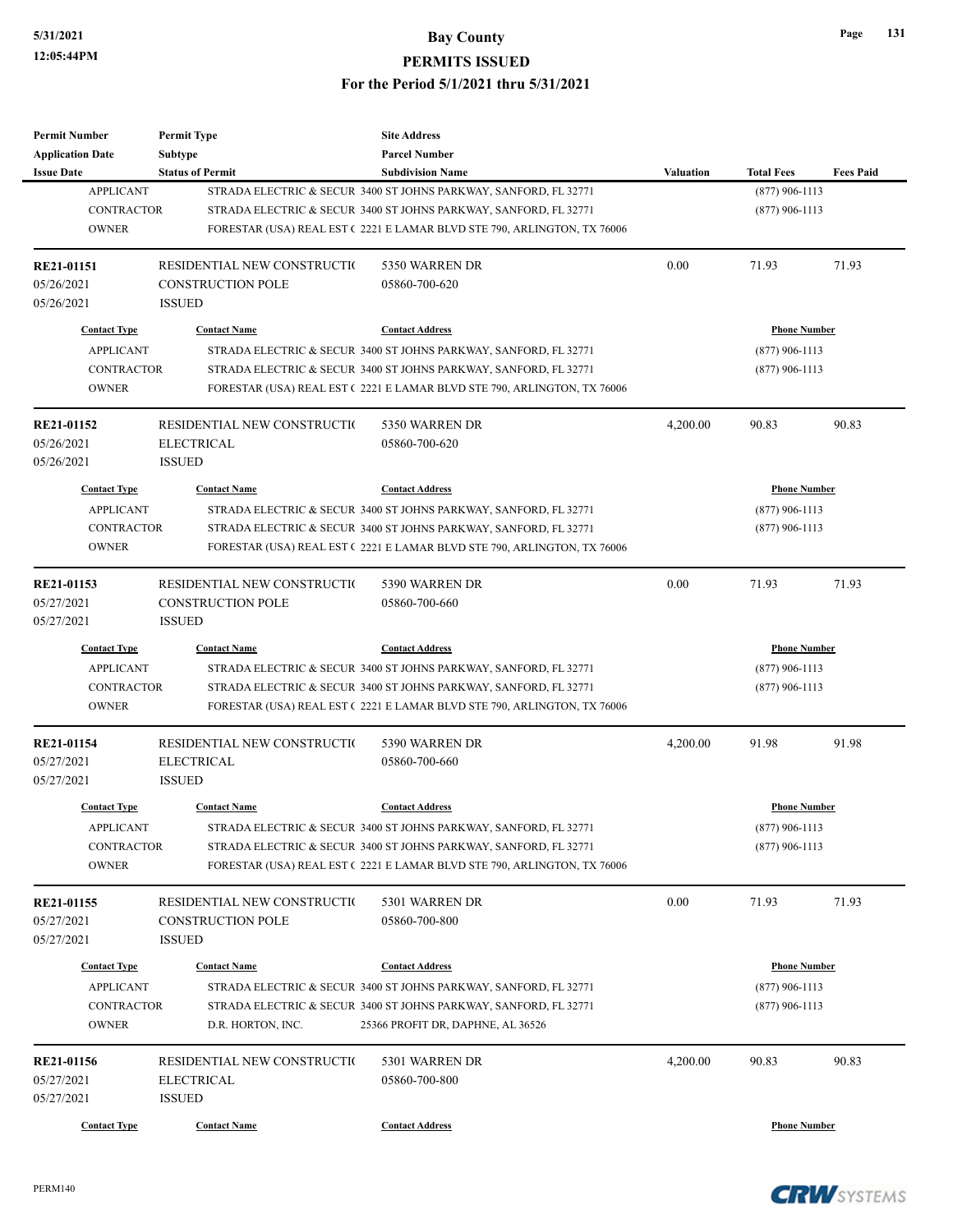# Bay County

## PERMITS ISSUED

### For the Period 5/1/2021 thru 5/31/2021

| Permit Number / Application Date / Issue Date | Permit Type / Subtype / Status of Permit | Site Address / Parcel Number / Subdivision Name | Valuation | Total Fees | Fees Paid |
|---|---|---|---|---|---|

| Contact Type | Contact Name | Contact Address | Phone Number |
|---|---|---|---|
| APPLICANT | STRADA ELECTRIC & SECUR | 3400 ST JOHNS PARKWAY, SANFORD, FL 32771 | (877) 906-1113 |
| CONTRACTOR | STRADA ELECTRIC & SECUR | 3400 ST JOHNS PARKWAY, SANFORD, FL 32771 | (877) 906-1113 |
| OWNER | FORESTAR (USA) REAL EST ( | 2221 E LAMAR BLVD STE 790, ARLINGTON, TX 76006 | |

---

| Permit Number | Permit Type | Site Address | Valuation | Total Fees | Fees Paid |
|---|---|---|---|---|---|
| RE21-01151 | RESIDENTIAL NEW CONSTRUCTI( | 5350 WARREN DR | 0.00 | 71.93 | 71.93 |
| 05/26/2021 | CONSTRUCTION POLE | 05860-700-620 | | | |
| 05/26/2021 | ISSUED | | | | |

| Contact Type | Contact Name | Contact Address | Phone Number |
|---|---|---|---|
| APPLICANT | STRADA ELECTRIC & SECUR | 3400 ST JOHNS PARKWAY, SANFORD, FL 32771 | (877) 906-1113 |
| CONTRACTOR | STRADA ELECTRIC & SECUR | 3400 ST JOHNS PARKWAY, SANFORD, FL 32771 | (877) 906-1113 |
| OWNER | FORESTAR (USA) REAL EST ( | 2221 E LAMAR BLVD STE 790, ARLINGTON, TX 76006 | |

---

| Permit Number | Permit Type | Site Address | Valuation | Total Fees | Fees Paid |
|---|---|---|---|---|---|
| RE21-01152 | RESIDENTIAL NEW CONSTRUCTI( | 5350 WARREN DR | 4,200.00 | 90.83 | 90.83 |
| 05/26/2021 | ELECTRICAL | 05860-700-620 | | | |
| 05/26/2021 | ISSUED | | | | |

| Contact Type | Contact Name | Contact Address | Phone Number |
|---|---|---|---|
| APPLICANT | STRADA ELECTRIC & SECUR | 3400 ST JOHNS PARKWAY, SANFORD, FL 32771 | (877) 906-1113 |
| CONTRACTOR | STRADA ELECTRIC & SECUR | 3400 ST JOHNS PARKWAY, SANFORD, FL 32771 | (877) 906-1113 |
| OWNER | FORESTAR (USA) REAL EST ( | 2221 E LAMAR BLVD STE 790, ARLINGTON, TX 76006 | |

---

| Permit Number | Permit Type | Site Address | Valuation | Total Fees | Fees Paid |
|---|---|---|---|---|---|
| RE21-01153 | RESIDENTIAL NEW CONSTRUCTI( | 5390 WARREN DR | 0.00 | 71.93 | 71.93 |
| 05/27/2021 | CONSTRUCTION POLE | 05860-700-660 | | | |
| 05/27/2021 | ISSUED | | | | |

| Contact Type | Contact Name | Contact Address | Phone Number |
|---|---|---|---|
| APPLICANT | STRADA ELECTRIC & SECUR | 3400 ST JOHNS PARKWAY, SANFORD, FL 32771 | (877) 906-1113 |
| CONTRACTOR | STRADA ELECTRIC & SECUR | 3400 ST JOHNS PARKWAY, SANFORD, FL 32771 | (877) 906-1113 |
| OWNER | FORESTAR (USA) REAL EST ( | 2221 E LAMAR BLVD STE 790, ARLINGTON, TX 76006 | |

---

| Permit Number | Permit Type | Site Address | Valuation | Total Fees | Fees Paid |
|---|---|---|---|---|---|
| RE21-01154 | RESIDENTIAL NEW CONSTRUCTI( | 5390 WARREN DR | 4,200.00 | 91.98 | 91.98 |
| 05/27/2021 | ELECTRICAL | 05860-700-660 | | | |
| 05/27/2021 | ISSUED | | | | |

| Contact Type | Contact Name | Contact Address | Phone Number |
|---|---|---|---|
| APPLICANT | STRADA ELECTRIC & SECUR | 3400 ST JOHNS PARKWAY, SANFORD, FL 32771 | (877) 906-1113 |
| CONTRACTOR | STRADA ELECTRIC & SECUR | 3400 ST JOHNS PARKWAY, SANFORD, FL 32771 | (877) 906-1113 |
| OWNER | FORESTAR (USA) REAL EST ( | 2221 E LAMAR BLVD STE 790, ARLINGTON, TX 76006 | |

---

| Permit Number | Permit Type | Site Address | Valuation | Total Fees | Fees Paid |
|---|---|---|---|---|---|
| RE21-01155 | RESIDENTIAL NEW CONSTRUCTI( | 5301 WARREN DR | 0.00 | 71.93 | 71.93 |
| 05/27/2021 | CONSTRUCTION POLE | 05860-700-800 | | | |
| 05/27/2021 | ISSUED | | | | |

| Contact Type | Contact Name | Contact Address | Phone Number |
|---|---|---|---|
| APPLICANT | STRADA ELECTRIC & SECUR | 3400 ST JOHNS PARKWAY, SANFORD, FL 32771 | (877) 906-1113 |
| CONTRACTOR | STRADA ELECTRIC & SECUR | 3400 ST JOHNS PARKWAY, SANFORD, FL 32771 | (877) 906-1113 |
| OWNER | D.R. HORTON, INC. | 25366 PROFIT DR, DAPHNE, AL 36526 | |

---

| Permit Number | Permit Type | Site Address | Valuation | Total Fees | Fees Paid |
|---|---|---|---|---|---|
| RE21-01156 | RESIDENTIAL NEW CONSTRUCTI( | 5301 WARREN DR | 4,200.00 | 90.83 | 90.83 |
| 05/27/2021 | ELECTRICAL | 05860-700-800 | | | |
| 05/27/2021 | ISSUED | | | | |

| Contact Type | Contact Name | Contact Address | Phone Number |
|---|---|---|---|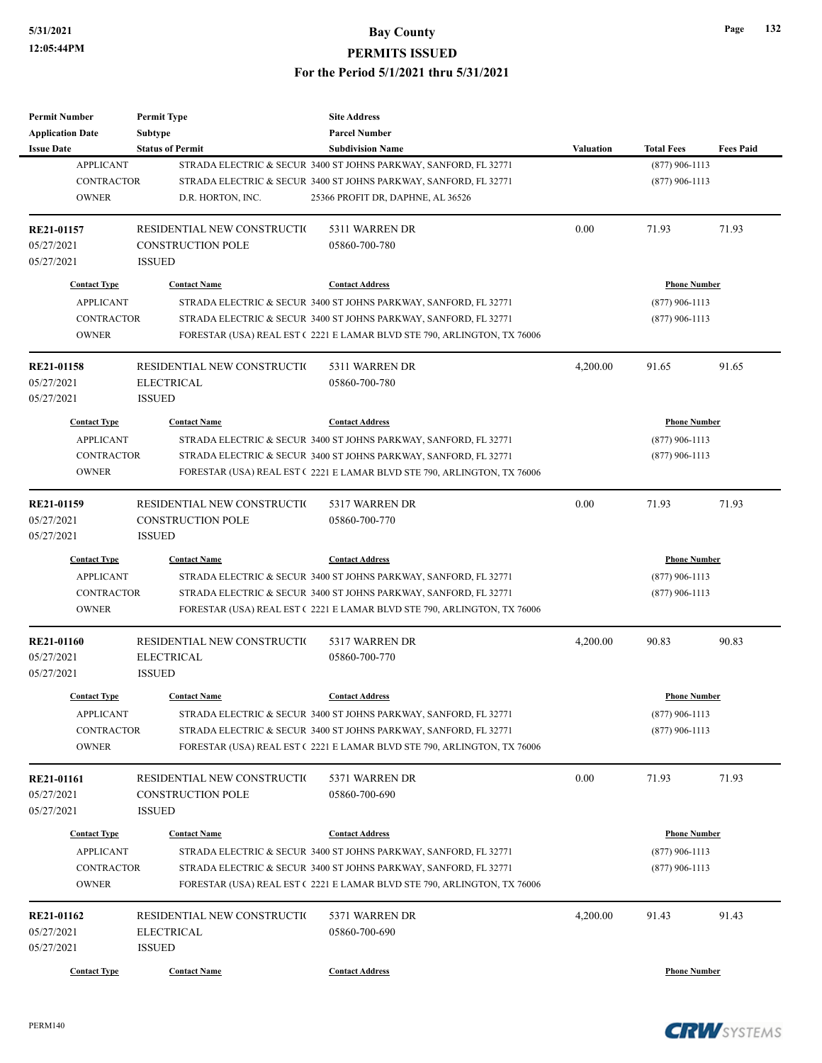| Permit Number | Permit Type | Site Address | | | |
|---|---|---|---|---|---|
| Application Date | Subtype | Parcel Number | | | |
| Issue Date | Status of Permit | Subdivision Name | Valuation | Total Fees | Fees Paid |
| APPLICANT | STRADA ELECTRIC & SECUR | 3400 ST JOHNS PARKWAY, SANFORD, FL 32771 | | (877) 906-1113 | |
| CONTRACTOR | STRADA ELECTRIC & SECUR | 3400 ST JOHNS PARKWAY, SANFORD, FL 32771 | | (877) 906-1113 | |
| OWNER | D.R. HORTON, INC. | 25366 PROFIT DR, DAPHNE, AL 36526 | | | |

| Permit Number | Permit Type | Site Address | Valuation | Total Fees | Fees Paid |
|---|---|---|---|---|---|
| **RE21-01157** | RESIDENTIAL NEW CONSTRUCTI( | 5311 WARREN DR | 0.00 | 71.93 | 71.93 |
| 05/27/2021 | CONSTRUCTION POLE | 05860-700-780 | | | |
| 05/27/2021 | ISSUED | | | | |

| Contact Type | Contact Name | Contact Address | Phone Number |
|---|---|---|---|
| APPLICANT | STRADA ELECTRIC & SECUR | 3400 ST JOHNS PARKWAY, SANFORD, FL 32771 | (877) 906-1113 |
| CONTRACTOR | STRADA ELECTRIC & SECUR | 3400 ST JOHNS PARKWAY, SANFORD, FL 32771 | (877) 906-1113 |
| OWNER | FORESTAR (USA) REAL EST ( | 2221 E LAMAR BLVD STE 790, ARLINGTON, TX 76006 | |

| Permit Number | Permit Type | Site Address | Valuation | Total Fees | Fees Paid |
|---|---|---|---|---|---|
| **RE21-01158** | RESIDENTIAL NEW CONSTRUCTI( | 5311 WARREN DR | 4,200.00 | 91.65 | 91.65 |
| 05/27/2021 | ELECTRICAL | 05860-700-780 | | | |
| 05/27/2021 | ISSUED | | | | |

| Contact Type | Contact Name | Contact Address | Phone Number |
|---|---|---|---|
| APPLICANT | STRADA ELECTRIC & SECUR | 3400 ST JOHNS PARKWAY, SANFORD, FL 32771 | (877) 906-1113 |
| CONTRACTOR | STRADA ELECTRIC & SECUR | 3400 ST JOHNS PARKWAY, SANFORD, FL 32771 | (877) 906-1113 |
| OWNER | FORESTAR (USA) REAL EST ( | 2221 E LAMAR BLVD STE 790, ARLINGTON, TX 76006 | |

| Permit Number | Permit Type | Site Address | Valuation | Total Fees | Fees Paid |
|---|---|---|---|---|---|
| **RE21-01159** | RESIDENTIAL NEW CONSTRUCTI( | 5317 WARREN DR | 0.00 | 71.93 | 71.93 |
| 05/27/2021 | CONSTRUCTION POLE | 05860-700-770 | | | |
| 05/27/2021 | ISSUED | | | | |

| Contact Type | Contact Name | Contact Address | Phone Number |
|---|---|---|---|
| APPLICANT | STRADA ELECTRIC & SECUR | 3400 ST JOHNS PARKWAY, SANFORD, FL 32771 | (877) 906-1113 |
| CONTRACTOR | STRADA ELECTRIC & SECUR | 3400 ST JOHNS PARKWAY, SANFORD, FL 32771 | (877) 906-1113 |
| OWNER | FORESTAR (USA) REAL EST ( | 2221 E LAMAR BLVD STE 790, ARLINGTON, TX 76006 | |

| Permit Number | Permit Type | Site Address | Valuation | Total Fees | Fees Paid |
|---|---|---|---|---|---|
| **RE21-01160** | RESIDENTIAL NEW CONSTRUCTI( | 5317 WARREN DR | 4,200.00 | 90.83 | 90.83 |
| 05/27/2021 | ELECTRICAL | 05860-700-770 | | | |
| 05/27/2021 | ISSUED | | | | |

| Contact Type | Contact Name | Contact Address | Phone Number |
|---|---|---|---|
| APPLICANT | STRADA ELECTRIC & SECUR | 3400 ST JOHNS PARKWAY, SANFORD, FL 32771 | (877) 906-1113 |
| CONTRACTOR | STRADA ELECTRIC & SECUR | 3400 ST JOHNS PARKWAY, SANFORD, FL 32771 | (877) 906-1113 |
| OWNER | FORESTAR (USA) REAL EST ( | 2221 E LAMAR BLVD STE 790, ARLINGTON, TX 76006 | |

| Permit Number | Permit Type | Site Address | Valuation | Total Fees | Fees Paid |
|---|---|---|---|---|---|
| **RE21-01161** | RESIDENTIAL NEW CONSTRUCTI( | 5371 WARREN DR | 0.00 | 71.93 | 71.93 |
| 05/27/2021 | CONSTRUCTION POLE | 05860-700-690 | | | |
| 05/27/2021 | ISSUED | | | | |

| Contact Type | Contact Name | Contact Address | Phone Number |
|---|---|---|---|
| APPLICANT | STRADA ELECTRIC & SECUR | 3400 ST JOHNS PARKWAY, SANFORD, FL 32771 | (877) 906-1113 |
| CONTRACTOR | STRADA ELECTRIC & SECUR | 3400 ST JOHNS PARKWAY, SANFORD, FL 32771 | (877) 906-1113 |
| OWNER | FORESTAR (USA) REAL EST ( | 2221 E LAMAR BLVD STE 790, ARLINGTON, TX 76006 | |

| Permit Number | Permit Type | Site Address | Valuation | Total Fees | Fees Paid |
|---|---|---|---|---|---|
| **RE21-01162** | RESIDENTIAL NEW CONSTRUCTI( | 5371 WARREN DR | 4,200.00 | 91.43 | 91.43 |
| 05/27/2021 | ELECTRICAL | 05860-700-690 | | | |
| 05/27/2021 | ISSUED | | | | |

| Contact Type | Contact Name | Contact Address | Phone Number |
|---|---|---|---|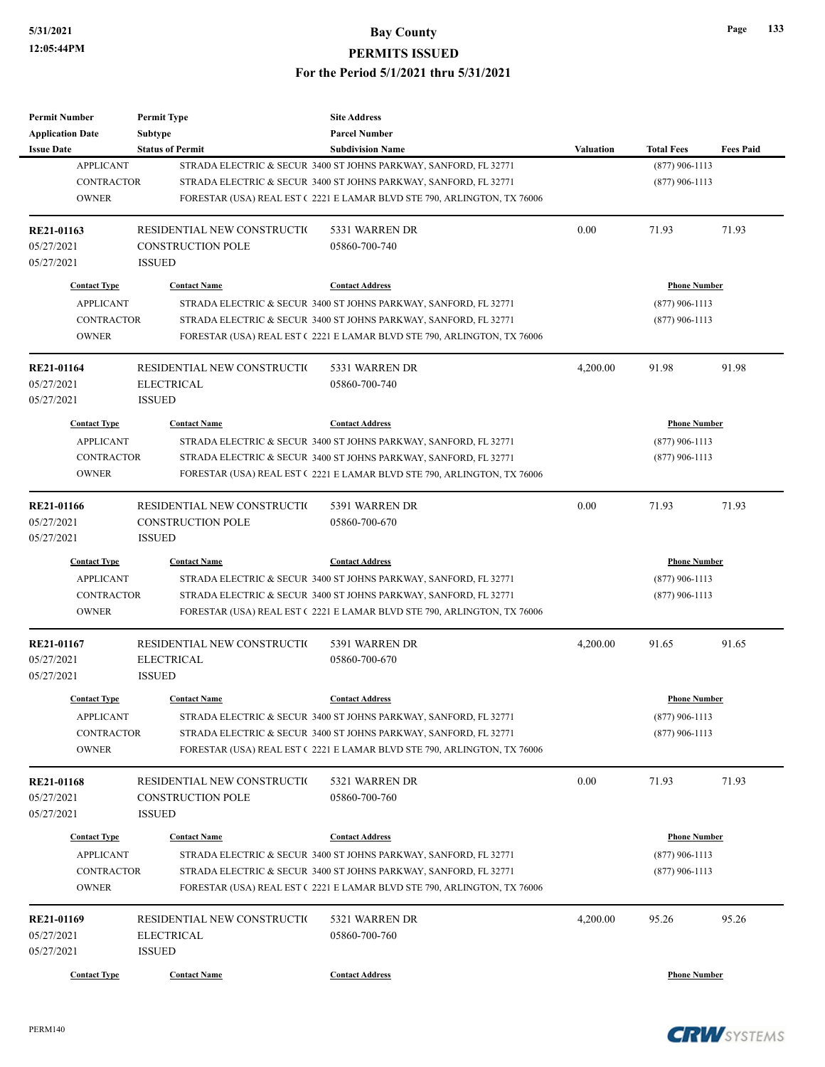| Permit Number | Permit Type | Site Address | | | |
|---|---|---|---|---|---|
| Application Date | Subtype | Parcel Number | | | |
| Issue Date | Status of Permit | Subdivision Name | Valuation | Total Fees | Fees Paid |

| Contact Type | Contact Name | Contact Address | Phone Number |
|---|---|---|---|
| APPLICANT | STRADA ELECTRIC & SECUR | 3400 ST JOHNS PARKWAY, SANFORD, FL 32771 | (877) 906-1113 |
| CONTRACTOR | STRADA ELECTRIC & SECUR | 3400 ST JOHNS PARKWAY, SANFORD, FL 32771 | (877) 906-1113 |
| OWNER | FORESTAR (USA) REAL EST ( | 2221 E LAMAR BLVD STE 790, ARLINGTON, TX 76006 | |

| RE21-01163 | RESIDENTIAL NEW CONSTRUCTI( | 5331 WARREN DR | 0.00 | 71.93 | 71.93 |
|---|---|---|---|---|---|
| 05/27/2021 | CONSTRUCTION POLE | 05860-700-740 | | | |
| 05/27/2021 | ISSUED | | | | |

| Contact Type | Contact Name | Contact Address | Phone Number |
|---|---|---|---|
| APPLICANT | STRADA ELECTRIC & SECUR | 3400 ST JOHNS PARKWAY, SANFORD, FL 32771 | (877) 906-1113 |
| CONTRACTOR | STRADA ELECTRIC & SECUR | 3400 ST JOHNS PARKWAY, SANFORD, FL 32771 | (877) 906-1113 |
| OWNER | FORESTAR (USA) REAL EST ( | 2221 E LAMAR BLVD STE 790, ARLINGTON, TX 76006 | |

| RE21-01164 | RESIDENTIAL NEW CONSTRUCTI( | 5331 WARREN DR | 4,200.00 | 91.98 | 91.98 |
|---|---|---|---|---|---|
| 05/27/2021 | ELECTRICAL | 05860-700-740 | | | |
| 05/27/2021 | ISSUED | | | | |

| Contact Type | Contact Name | Contact Address | Phone Number |
|---|---|---|---|
| APPLICANT | STRADA ELECTRIC & SECUR | 3400 ST JOHNS PARKWAY, SANFORD, FL 32771 | (877) 906-1113 |
| CONTRACTOR | STRADA ELECTRIC & SECUR | 3400 ST JOHNS PARKWAY, SANFORD, FL 32771 | (877) 906-1113 |
| OWNER | FORESTAR (USA) REAL EST ( | 2221 E LAMAR BLVD STE 790, ARLINGTON, TX 76006 | |

| RE21-01166 | RESIDENTIAL NEW CONSTRUCTI( | 5391 WARREN DR | 0.00 | 71.93 | 71.93 |
|---|---|---|---|---|---|
| 05/27/2021 | CONSTRUCTION POLE | 05860-700-670 | | | |
| 05/27/2021 | ISSUED | | | | |

| Contact Type | Contact Name | Contact Address | Phone Number |
|---|---|---|---|
| APPLICANT | STRADA ELECTRIC & SECUR | 3400 ST JOHNS PARKWAY, SANFORD, FL 32771 | (877) 906-1113 |
| CONTRACTOR | STRADA ELECTRIC & SECUR | 3400 ST JOHNS PARKWAY, SANFORD, FL 32771 | (877) 906-1113 |
| OWNER | FORESTAR (USA) REAL EST ( | 2221 E LAMAR BLVD STE 790, ARLINGTON, TX 76006 | |

| RE21-01167 | RESIDENTIAL NEW CONSTRUCTI( | 5391 WARREN DR | 4,200.00 | 91.65 | 91.65 |
|---|---|---|---|---|---|
| 05/27/2021 | ELECTRICAL | 05860-700-670 | | | |
| 05/27/2021 | ISSUED | | | | |

| Contact Type | Contact Name | Contact Address | Phone Number |
|---|---|---|---|
| APPLICANT | STRADA ELECTRIC & SECUR | 3400 ST JOHNS PARKWAY, SANFORD, FL 32771 | (877) 906-1113 |
| CONTRACTOR | STRADA ELECTRIC & SECUR | 3400 ST JOHNS PARKWAY, SANFORD, FL 32771 | (877) 906-1113 |
| OWNER | FORESTAR (USA) REAL EST ( | 2221 E LAMAR BLVD STE 790, ARLINGTON, TX 76006 | |

| RE21-01168 | RESIDENTIAL NEW CONSTRUCTI( | 5321 WARREN DR | 0.00 | 71.93 | 71.93 |
|---|---|---|---|---|---|
| 05/27/2021 | CONSTRUCTION POLE | 05860-700-760 | | | |
| 05/27/2021 | ISSUED | | | | |

| Contact Type | Contact Name | Contact Address | Phone Number |
|---|---|---|---|
| APPLICANT | STRADA ELECTRIC & SECUR | 3400 ST JOHNS PARKWAY, SANFORD, FL 32771 | (877) 906-1113 |
| CONTRACTOR | STRADA ELECTRIC & SECUR | 3400 ST JOHNS PARKWAY, SANFORD, FL 32771 | (877) 906-1113 |
| OWNER | FORESTAR (USA) REAL EST ( | 2221 E LAMAR BLVD STE 790, ARLINGTON, TX 76006 | |

| RE21-01169 | RESIDENTIAL NEW CONSTRUCTI( | 5321 WARREN DR | 4,200.00 | 95.26 | 95.26 |
|---|---|---|---|---|---|
| 05/27/2021 | ELECTRICAL | 05860-700-760 | | | |
| 05/27/2021 | ISSUED | | | | |

| Contact Type | Contact Name | Contact Address | Phone Number |
|---|---|---|---|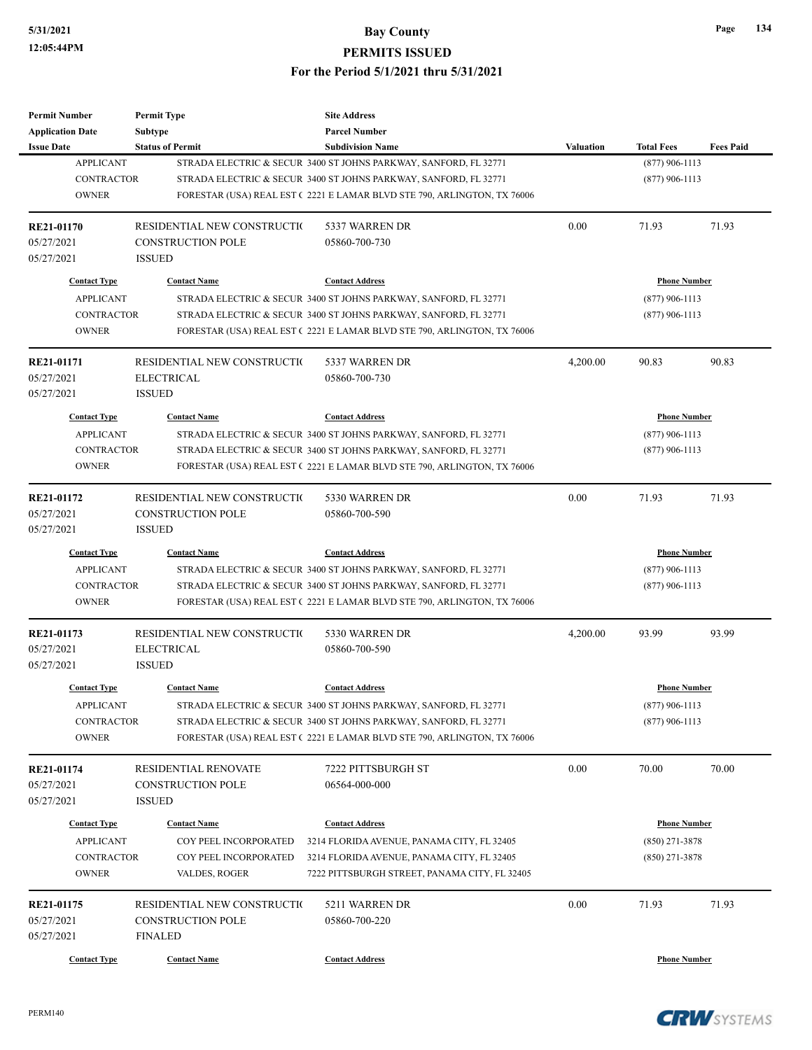| Permit Number | Permit Type | Site Address | | | |
|---|---|---|---|---|---|
| Application Date | Subtype | Parcel Number | | | |
| Issue Date | Status of Permit | Subdivision Name | Valuation | Total Fees | Fees Paid |

| Contact Type | Contact Name | Contact Address | Phone Number |
|---|---|---|---|
| APPLICANT | STRADA ELECTRIC & SECUR | 3400 ST JOHNS PARKWAY, SANFORD, FL 32771 | (877) 906-1113 |
| CONTRACTOR | STRADA ELECTRIC & SECUR | 3400 ST JOHNS PARKWAY, SANFORD, FL 32771 | (877) 906-1113 |
| OWNER | FORESTAR (USA) REAL EST ( | 2221 E LAMAR BLVD STE 790, ARLINGTON, TX 76006 | |

| Permit Number | Permit Type | Site Address | Valuation | Total Fees | Fees Paid |
|---|---|---|---|---|---|
| RE21-01170 | RESIDENTIAL NEW CONSTRUCTI( | 5337 WARREN DR | 0.00 | 71.93 | 71.93 |
| 05/27/2021 | CONSTRUCTION POLE | 05860-700-730 | | | |
| 05/27/2021 | ISSUED | | | | |

| Contact Type | Contact Name | Contact Address | Phone Number |
|---|---|---|---|
| APPLICANT | STRADA ELECTRIC & SECUR | 3400 ST JOHNS PARKWAY, SANFORD, FL 32771 | (877) 906-1113 |
| CONTRACTOR | STRADA ELECTRIC & SECUR | 3400 ST JOHNS PARKWAY, SANFORD, FL 32771 | (877) 906-1113 |
| OWNER | FORESTAR (USA) REAL EST ( | 2221 E LAMAR BLVD STE 790, ARLINGTON, TX 76006 | |

| Permit Number | Permit Type | Site Address | Valuation | Total Fees | Fees Paid |
|---|---|---|---|---|---|
| RE21-01171 | RESIDENTIAL NEW CONSTRUCTI( | 5337 WARREN DR | 4,200.00 | 90.83 | 90.83 |
| 05/27/2021 | ELECTRICAL | 05860-700-730 | | | |
| 05/27/2021 | ISSUED | | | | |

| Contact Type | Contact Name | Contact Address | Phone Number |
|---|---|---|---|
| APPLICANT | STRADA ELECTRIC & SECUR | 3400 ST JOHNS PARKWAY, SANFORD, FL 32771 | (877) 906-1113 |
| CONTRACTOR | STRADA ELECTRIC & SECUR | 3400 ST JOHNS PARKWAY, SANFORD, FL 32771 | (877) 906-1113 |
| OWNER | FORESTAR (USA) REAL EST ( | 2221 E LAMAR BLVD STE 790, ARLINGTON, TX 76006 | |

| Permit Number | Permit Type | Site Address | Valuation | Total Fees | Fees Paid |
|---|---|---|---|---|---|
| RE21-01172 | RESIDENTIAL NEW CONSTRUCTI( | 5330 WARREN DR | 0.00 | 71.93 | 71.93 |
| 05/27/2021 | CONSTRUCTION POLE | 05860-700-590 | | | |
| 05/27/2021 | ISSUED | | | | |

| Contact Type | Contact Name | Contact Address | Phone Number |
|---|---|---|---|
| APPLICANT | STRADA ELECTRIC & SECUR | 3400 ST JOHNS PARKWAY, SANFORD, FL 32771 | (877) 906-1113 |
| CONTRACTOR | STRADA ELECTRIC & SECUR | 3400 ST JOHNS PARKWAY, SANFORD, FL 32771 | (877) 906-1113 |
| OWNER | FORESTAR (USA) REAL EST ( | 2221 E LAMAR BLVD STE 790, ARLINGTON, TX 76006 | |

| Permit Number | Permit Type | Site Address | Valuation | Total Fees | Fees Paid |
|---|---|---|---|---|---|
| RE21-01173 | RESIDENTIAL NEW CONSTRUCTI( | 5330 WARREN DR | 4,200.00 | 93.99 | 93.99 |
| 05/27/2021 | ELECTRICAL | 05860-700-590 | | | |
| 05/27/2021 | ISSUED | | | | |

| Contact Type | Contact Name | Contact Address | Phone Number |
|---|---|---|---|
| APPLICANT | STRADA ELECTRIC & SECUR | 3400 ST JOHNS PARKWAY, SANFORD, FL 32771 | (877) 906-1113 |
| CONTRACTOR | STRADA ELECTRIC & SECUR | 3400 ST JOHNS PARKWAY, SANFORD, FL 32771 | (877) 906-1113 |
| OWNER | FORESTAR (USA) REAL EST ( | 2221 E LAMAR BLVD STE 790, ARLINGTON, TX 76006 | |

| Permit Number | Permit Type | Site Address | Valuation | Total Fees | Fees Paid |
|---|---|---|---|---|---|
| RE21-01174 | RESIDENTIAL RENOVATE | 7222 PITTSBURGH ST | 0.00 | 70.00 | 70.00 |
| 05/27/2021 | CONSTRUCTION POLE | 06564-000-000 | | | |
| 05/27/2021 | ISSUED | | | | |

| Contact Type | Contact Name | Contact Address | Phone Number |
|---|---|---|---|
| APPLICANT | COY PEEL INCORPORATED | 3214 FLORIDA AVENUE, PANAMA CITY, FL 32405 | (850) 271-3878 |
| CONTRACTOR | COY PEEL INCORPORATED | 3214 FLORIDA AVENUE, PANAMA CITY, FL 32405 | (850) 271-3878 |
| OWNER | VALDES, ROGER | 7222 PITTSBURGH STREET, PANAMA CITY, FL 32405 | |

| Permit Number | Permit Type | Site Address | Valuation | Total Fees | Fees Paid |
|---|---|---|---|---|---|
| RE21-01175 | RESIDENTIAL NEW CONSTRUCTI( | 5211 WARREN DR | 0.00 | 71.93 | 71.93 |
| 05/27/2021 | CONSTRUCTION POLE | 05860-700-220 | | | |
| 05/27/2021 | FINALED | | | | |

| Contact Type | Contact Name | Contact Address | Phone Number |
|---|---|---|---|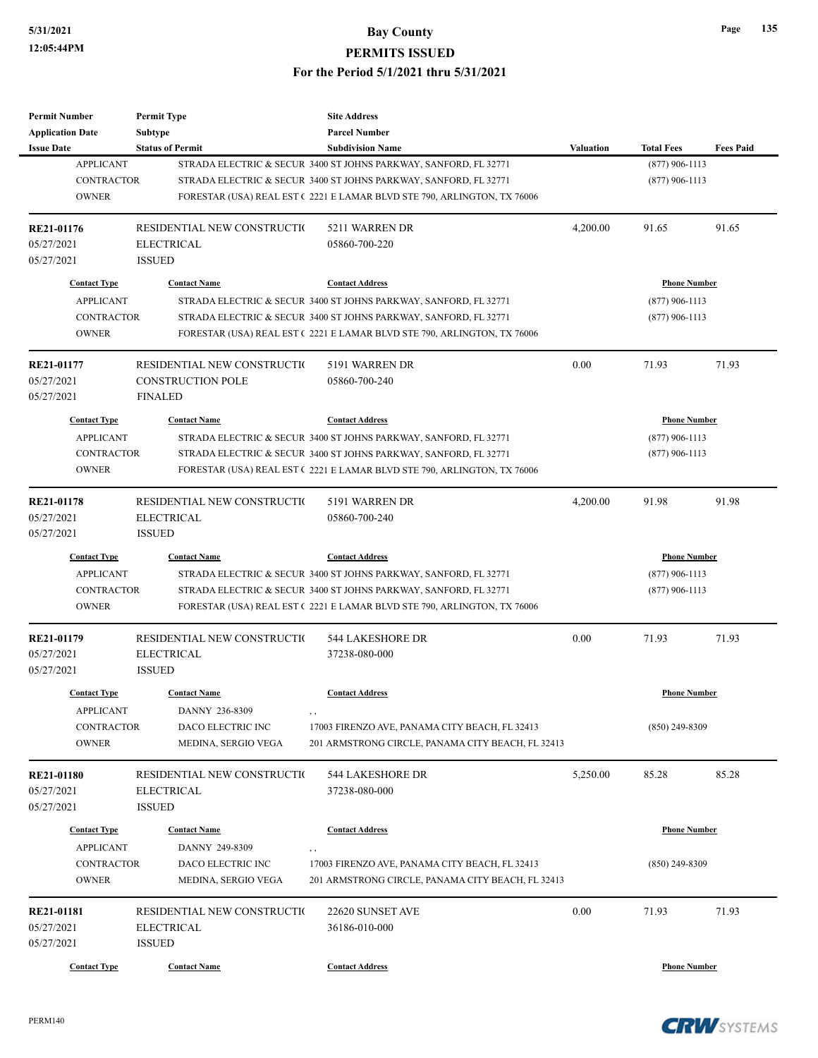| Permit Number | Permit Type | Site Address | | | |
|---|---|---|---|---|---|
| Application Date | Subtype | Parcel Number | | | |
| Issue Date | Status of Permit | Subdivision Name | Valuation | Total Fees | Fees Paid |

| Contact Type | Contact Name | Contact Address | Phone Number |
|---|---|---|---|
| APPLICANT | STRADA ELECTRIC & SECUR | 3400 ST JOHNS PARKWAY, SANFORD, FL 32771 | (877) 906-1113 |
| CONTRACTOR | STRADA ELECTRIC & SECUR | 3400 ST JOHNS PARKWAY, SANFORD, FL 32771 | (877) 906-1113 |
| OWNER | FORESTAR (USA) REAL EST ( | 2221 E LAMAR BLVD STE 790, ARLINGTON, TX 76006 | |

| RE21-01176 | RESIDENTIAL NEW CONSTRUCTI( | 5211 WARREN DR | 4,200.00 | 91.65 | 91.65 |
|---|---|---|---|---|---|
| 05/27/2021 | ELECTRICAL | 05860-700-220 | | | |
| 05/27/2021 | ISSUED | | | | |

| Contact Type | Contact Name | Contact Address | Phone Number |
|---|---|---|---|
| APPLICANT | STRADA ELECTRIC & SECUR | 3400 ST JOHNS PARKWAY, SANFORD, FL 32771 | (877) 906-1113 |
| CONTRACTOR | STRADA ELECTRIC & SECUR | 3400 ST JOHNS PARKWAY, SANFORD, FL 32771 | (877) 906-1113 |
| OWNER | FORESTAR (USA) REAL EST ( | 2221 E LAMAR BLVD STE 790, ARLINGTON, TX 76006 | |

| RE21-01177 | RESIDENTIAL NEW CONSTRUCTI( | 5191 WARREN DR | 0.00 | 71.93 | 71.93 |
|---|---|---|---|---|---|
| 05/27/2021 | CONSTRUCTION POLE | 05860-700-240 | | | |
| 05/27/2021 | FINALED | | | | |

| Contact Type | Contact Name | Contact Address | Phone Number |
|---|---|---|---|
| APPLICANT | STRADA ELECTRIC & SECUR | 3400 ST JOHNS PARKWAY, SANFORD, FL 32771 | (877) 906-1113 |
| CONTRACTOR | STRADA ELECTRIC & SECUR | 3400 ST JOHNS PARKWAY, SANFORD, FL 32771 | (877) 906-1113 |
| OWNER | FORESTAR (USA) REAL EST ( | 2221 E LAMAR BLVD STE 790, ARLINGTON, TX 76006 | |

| RE21-01178 | RESIDENTIAL NEW CONSTRUCTI( | 5191 WARREN DR | 4,200.00 | 91.98 | 91.98 |
|---|---|---|---|---|---|
| 05/27/2021 | ELECTRICAL | 05860-700-240 | | | |
| 05/27/2021 | ISSUED | | | | |

| Contact Type | Contact Name | Contact Address | Phone Number |
|---|---|---|---|
| APPLICANT | STRADA ELECTRIC & SECUR | 3400 ST JOHNS PARKWAY, SANFORD, FL 32771 | (877) 906-1113 |
| CONTRACTOR | STRADA ELECTRIC & SECUR | 3400 ST JOHNS PARKWAY, SANFORD, FL 32771 | (877) 906-1113 |
| OWNER | FORESTAR (USA) REAL EST ( | 2221 E LAMAR BLVD STE 790, ARLINGTON, TX 76006 | |

| RE21-01179 | RESIDENTIAL NEW CONSTRUCTI( | 544 LAKESHORE DR | 0.00 | 71.93 | 71.93 |
|---|---|---|---|---|---|
| 05/27/2021 | ELECTRICAL | 37238-080-000 | | | |
| 05/27/2021 | ISSUED | | | | |

| Contact Type | Contact Name | Contact Address | Phone Number |
|---|---|---|---|
| APPLICANT | DANNY 236-8309 | , , | |
| CONTRACTOR | DACO ELECTRIC INC | 17003 FIRENZO AVE, PANAMA CITY BEACH, FL 32413 | (850) 249-8309 |
| OWNER | MEDINA, SERGIO VEGA | 201 ARMSTRONG CIRCLE, PANAMA CITY BEACH, FL 32413 | |

| RE21-01180 | RESIDENTIAL NEW CONSTRUCTI( | 544 LAKESHORE DR | 5,250.00 | 85.28 | 85.28 |
|---|---|---|---|---|---|
| 05/27/2021 | ELECTRICAL | 37238-080-000 | | | |
| 05/27/2021 | ISSUED | | | | |

| Contact Type | Contact Name | Contact Address | Phone Number |
|---|---|---|---|
| APPLICANT | DANNY 249-8309 | , , | |
| CONTRACTOR | DACO ELECTRIC INC | 17003 FIRENZO AVE, PANAMA CITY BEACH, FL 32413 | (850) 249-8309 |
| OWNER | MEDINA, SERGIO VEGA | 201 ARMSTRONG CIRCLE, PANAMA CITY BEACH, FL 32413 | |

| RE21-01181 | RESIDENTIAL NEW CONSTRUCTI( | 22620 SUNSET AVE | 0.00 | 71.93 | 71.93 |
|---|---|---|---|---|---|
| 05/27/2021 | ELECTRICAL | 36186-010-000 | | | |
| 05/27/2021 | ISSUED | | | | |

| Contact Type | Contact Name | Contact Address | Phone Number |
|---|---|---|---|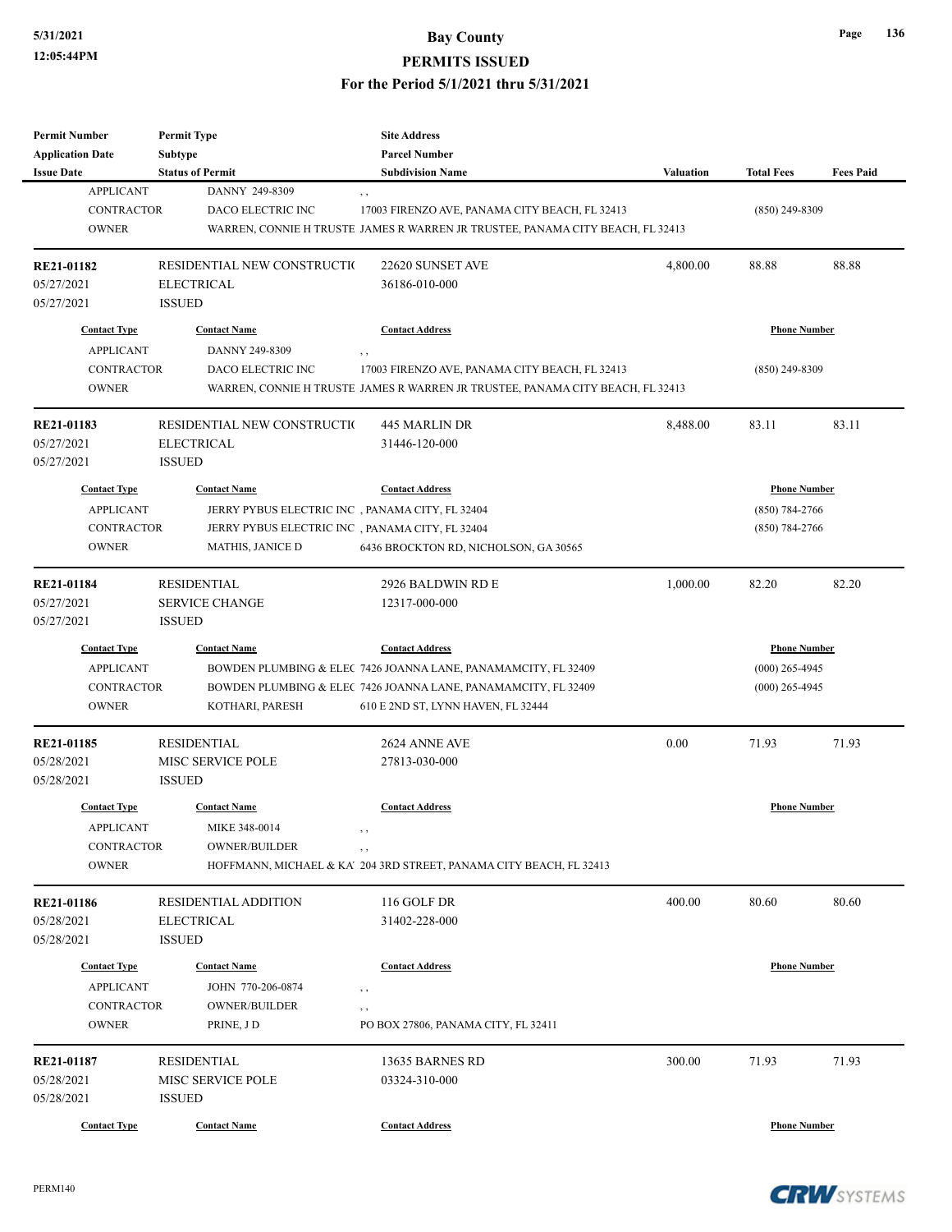| Permit Number | Permit Type | Site Address | | | |
|---|---|---|---|---|---|
| Application Date | Subtype | Parcel Number | | | |
| Issue Date | Status of Permit | Subdivision Name | Valuation | Total Fees | Fees Paid |

| Contact Type | Contact Name | Contact Address | Phone Number |
|---|---|---|---|
| APPLICANT | DANNY 249-8309 | , , | |
| CONTRACTOR | DACO ELECTRIC INC | 17003 FIRENZO AVE, PANAMA CITY BEACH, FL 32413 | (850) 249-8309 |
| OWNER | WARREN, CONNIE H TRUSTE | JAMES R WARREN JR TRUSTEE, PANAMA CITY BEACH, FL 32413 | |

| Permit Number | Permit Type | Site Address | Valuation | Total Fees | Fees Paid |
|---|---|---|---|---|---|
| RE21-01182 | RESIDENTIAL NEW CONSTRUCTI( | 22620 SUNSET AVE | 4,800.00 | 88.88 | 88.88 |
| 05/27/2021 | ELECTRICAL | 36186-010-000 | | | |
| 05/27/2021 | ISSUED | | | | |

| Contact Type | Contact Name | Contact Address | Phone Number |
|---|---|---|---|
| APPLICANT | DANNY 249-8309 | , , | |
| CONTRACTOR | DACO ELECTRIC INC | 17003 FIRENZO AVE, PANAMA CITY BEACH, FL 32413 | (850) 249-8309 |
| OWNER | WARREN, CONNIE H TRUSTE | JAMES R WARREN JR TRUSTEE, PANAMA CITY BEACH, FL 32413 | |

| Permit Number | Permit Type | Site Address | Valuation | Total Fees | Fees Paid |
|---|---|---|---|---|---|
| RE21-01183 | RESIDENTIAL NEW CONSTRUCTI( | 445 MARLIN DR | 8,488.00 | 83.11 | 83.11 |
| 05/27/2021 | ELECTRICAL | 31446-120-000 | | | |
| 05/27/2021 | ISSUED | | | | |

| Contact Type | Contact Name | Contact Address | Phone Number |
|---|---|---|---|
| APPLICANT | JERRY PYBUS ELECTRIC INC | , PANAMA CITY, FL 32404 | (850) 784-2766 |
| CONTRACTOR | JERRY PYBUS ELECTRIC INC | , PANAMA CITY, FL 32404 | (850) 784-2766 |
| OWNER | MATHIS, JANICE D | 6436 BROCKTON RD, NICHOLSON, GA 30565 | |

| Permit Number | Permit Type | Site Address | Valuation | Total Fees | Fees Paid |
|---|---|---|---|---|---|
| RE21-01184 | RESIDENTIAL | 2926 BALDWIN RD E | 1,000.00 | 82.20 | 82.20 |
| 05/27/2021 | SERVICE CHANGE | 12317-000-000 | | | |
| 05/27/2021 | ISSUED | | | | |

| Contact Type | Contact Name | Contact Address | Phone Number |
|---|---|---|---|
| APPLICANT | BOWDEN PLUMBING & ELEC | 7426 JOANNA LANE, PANAMAMCITY, FL 32409 | (000) 265-4945 |
| CONTRACTOR | BOWDEN PLUMBING & ELEC | 7426 JOANNA LANE, PANAMAMCITY, FL 32409 | (000) 265-4945 |
| OWNER | KOTHARI, PARESH | 610 E 2ND ST, LYNN HAVEN, FL 32444 | |

| Permit Number | Permit Type | Site Address | Valuation | Total Fees | Fees Paid |
|---|---|---|---|---|---|
| RE21-01185 | RESIDENTIAL | 2624 ANNE AVE | 0.00 | 71.93 | 71.93 |
| 05/28/2021 | MISC SERVICE POLE | 27813-030-000 | | | |
| 05/28/2021 | ISSUED | | | | |

| Contact Type | Contact Name | Contact Address | Phone Number |
|---|---|---|---|
| APPLICANT | MIKE 348-0014 | , , | |
| CONTRACTOR | OWNER/BUILDER | , , | |
| OWNER | HOFFMANN, MICHAEL & KA' | 204 3RD STREET, PANAMA CITY BEACH, FL 32413 | |

| Permit Number | Permit Type | Site Address | Valuation | Total Fees | Fees Paid |
|---|---|---|---|---|---|
| RE21-01186 | RESIDENTIAL ADDITION | 116 GOLF DR | 400.00 | 80.60 | 80.60 |
| 05/28/2021 | ELECTRICAL | 31402-228-000 | | | |
| 05/28/2021 | ISSUED | | | | |

| Contact Type | Contact Name | Contact Address | Phone Number |
|---|---|---|---|
| APPLICANT | JOHN 770-206-0874 | , , | |
| CONTRACTOR | OWNER/BUILDER | , , | |
| OWNER | PRINE, J D | PO BOX 27806, PANAMA CITY, FL 32411 | |

| Permit Number | Permit Type | Site Address | Valuation | Total Fees | Fees Paid |
|---|---|---|---|---|---|
| RE21-01187 | RESIDENTIAL | 13635 BARNES RD | 300.00 | 71.93 | 71.93 |
| 05/28/2021 | MISC SERVICE POLE | 03324-310-000 | | | |
| 05/28/2021 | ISSUED | | | | |

| Contact Type | Contact Name | Contact Address | Phone Number |
|---|---|---|---|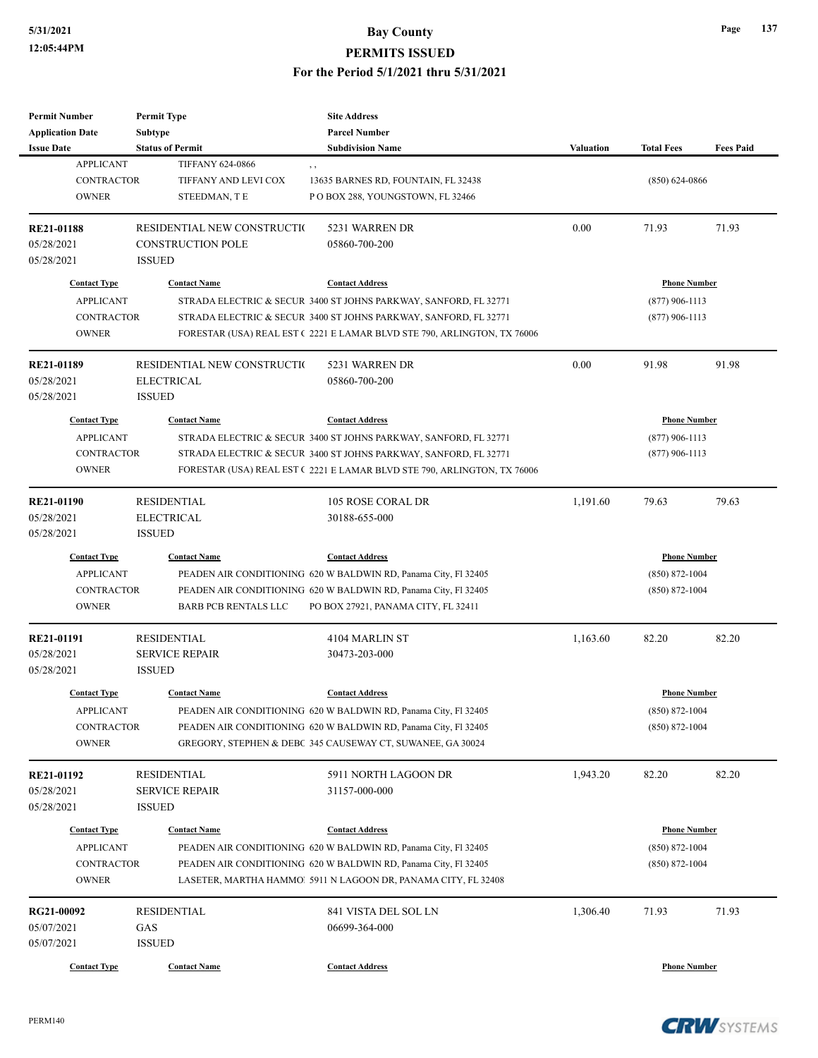| Permit Number | Permit Type | Site Address | | | |
|---|---|---|---|---|---|
| Application Date | Subtype | Parcel Number | | | |
| Issue Date | Status of Permit | Subdivision Name | Valuation | Total Fees | Fees Paid |

| Contact Type | Contact Name | Contact Address | Phone Number |
|---|---|---|---|
| APPLICANT | TIFFANY 624-0866 | , , | |
| CONTRACTOR | TIFFANY AND LEVI COX | 13635 BARNES RD, FOUNTAIN, FL 32438 | (850) 624-0866 |
| OWNER | STEEDMAN, T E | P O BOX 288, YOUNGSTOWN, FL 32466 | |

| RE21-01188 | RESIDENTIAL NEW CONSTRUCTIO | 5231 WARREN DR | 0.00 | 71.93 | 71.93 |
|---|---|---|---|---|---|
| 05/28/2021 | CONSTRUCTION POLE | 05860-700-200 | | | |
| 05/28/2021 | ISSUED | | | | |

| Contact Type | Contact Name | Contact Address | Phone Number |
|---|---|---|---|
| APPLICANT | STRADA ELECTRIC & SECUR | 3400 ST JOHNS PARKWAY, SANFORD, FL 32771 | (877) 906-1113 |
| CONTRACTOR | STRADA ELECTRIC & SECUR | 3400 ST JOHNS PARKWAY, SANFORD, FL 32771 | (877) 906-1113 |
| OWNER | FORESTAR (USA) REAL EST ( | 2221 E LAMAR BLVD STE 790, ARLINGTON, TX 76006 | |

| RE21-01189 | RESIDENTIAL NEW CONSTRUCTIO | 5231 WARREN DR | 0.00 | 91.98 | 91.98 |
|---|---|---|---|---|---|
| 05/28/2021 | ELECTRICAL | 05860-700-200 | | | |
| 05/28/2021 | ISSUED | | | | |

| Contact Type | Contact Name | Contact Address | Phone Number |
|---|---|---|---|
| APPLICANT | STRADA ELECTRIC & SECUR | 3400 ST JOHNS PARKWAY, SANFORD, FL 32771 | (877) 906-1113 |
| CONTRACTOR | STRADA ELECTRIC & SECUR | 3400 ST JOHNS PARKWAY, SANFORD, FL 32771 | (877) 906-1113 |
| OWNER | FORESTAR (USA) REAL EST ( | 2221 E LAMAR BLVD STE 790, ARLINGTON, TX 76006 | |

| RE21-01190 | RESIDENTIAL | 105 ROSE CORAL DR | 1,191.60 | 79.63 | 79.63 |
|---|---|---|---|---|---|
| 05/28/2021 | ELECTRICAL | 30188-655-000 | | | |
| 05/28/2021 | ISSUED | | | | |

| Contact Type | Contact Name | Contact Address | Phone Number |
|---|---|---|---|
| APPLICANT | PEADEN AIR CONDITIONING | 620 W BALDWIN RD, Panama City, Fl 32405 | (850) 872-1004 |
| CONTRACTOR | PEADEN AIR CONDITIONING | 620 W BALDWIN RD, Panama City, Fl 32405 | (850) 872-1004 |
| OWNER | BARB PCB RENTALS LLC | PO BOX 27921, PANAMA CITY, FL 32411 | |

| RE21-01191 | RESIDENTIAL | 4104 MARLIN ST | 1,163.60 | 82.20 | 82.20 |
|---|---|---|---|---|---|
| 05/28/2021 | SERVICE REPAIR | 30473-203-000 | | | |
| 05/28/2021 | ISSUED | | | | |

| Contact Type | Contact Name | Contact Address | Phone Number |
|---|---|---|---|
| APPLICANT | PEADEN AIR CONDITIONING | 620 W BALDWIN RD, Panama City, Fl 32405 | (850) 872-1004 |
| CONTRACTOR | PEADEN AIR CONDITIONING | 620 W BALDWIN RD, Panama City, Fl 32405 | (850) 872-1004 |
| OWNER | GREGORY, STEPHEN & DEBC | 345 CAUSEWAY CT, SUWANEE, GA 30024 | |

| RE21-01192 | RESIDENTIAL | 5911 NORTH LAGOON DR | 1,943.20 | 82.20 | 82.20 |
|---|---|---|---|---|---|
| 05/28/2021 | SERVICE REPAIR | 31157-000-000 | | | |
| 05/28/2021 | ISSUED | | | | |

| Contact Type | Contact Name | Contact Address | Phone Number |
|---|---|---|---|
| APPLICANT | PEADEN AIR CONDITIONING | 620 W BALDWIN RD, Panama City, Fl 32405 | (850) 872-1004 |
| CONTRACTOR | PEADEN AIR CONDITIONING | 620 W BALDWIN RD, Panama City, Fl 32405 | (850) 872-1004 |
| OWNER | LASETER, MARTHA HAMMO | 5911 N LAGOON DR, PANAMA CITY, FL 32408 | |

| RG21-00092 | RESIDENTIAL | 841 VISTA DEL SOL LN | 1,306.40 | 71.93 | 71.93 |
|---|---|---|---|---|---|
| 05/07/2021 | GAS | 06699-364-000 | | | |
| 05/07/2021 | ISSUED | | | | |

| Contact Type | Contact Name | Contact Address | Phone Number |
|---|---|---|---|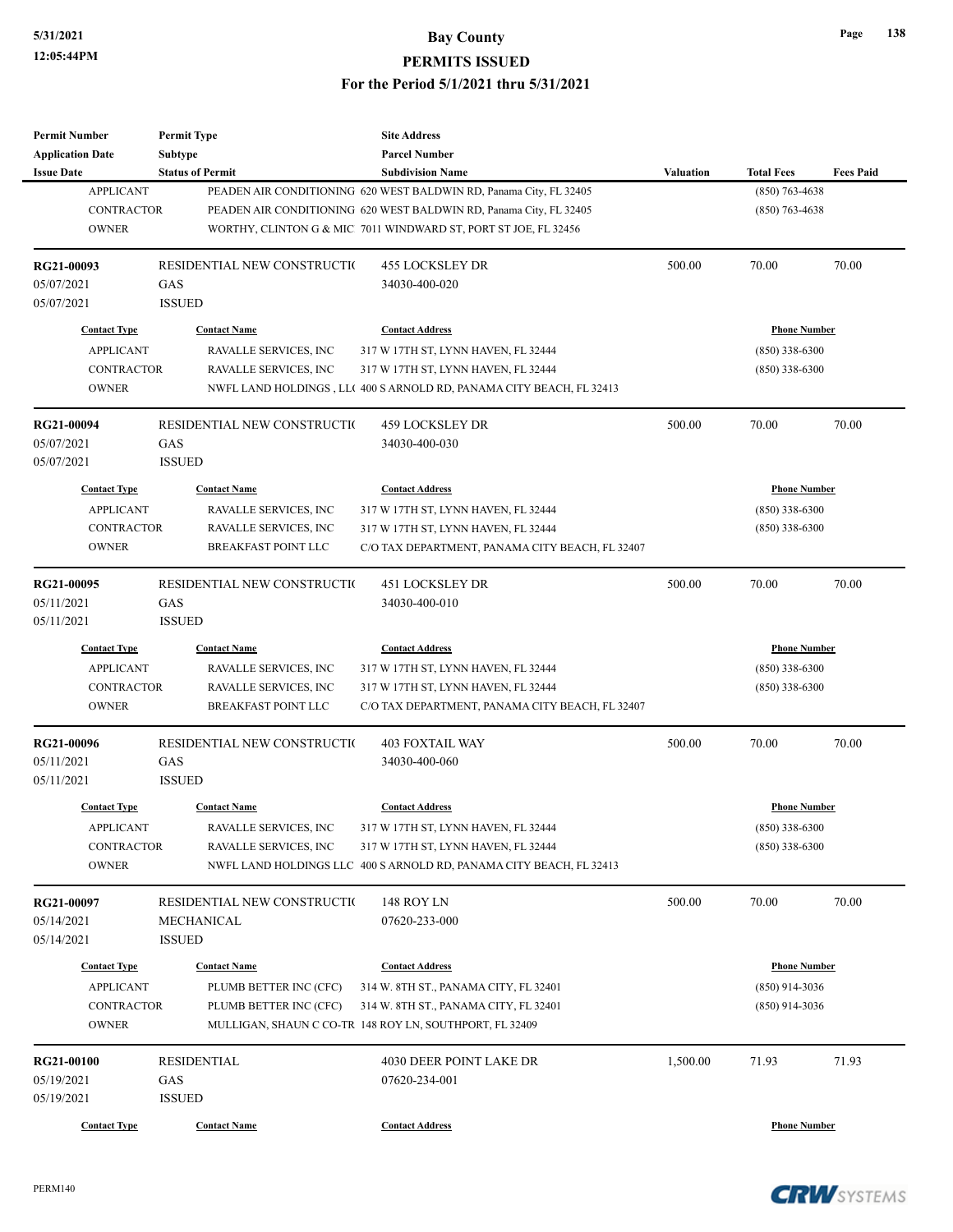| Permit Number | Permit Type | Site Address | | | |
|---|---|---|---|---|---|
| Application Date | Subtype | Parcel Number | | | |
| Issue Date | Status of Permit | Subdivision Name | Valuation | Total Fees | Fees Paid |

| Contact Type | Contact Name | Contact Address | Phone Number |
|---|---|---|---|
| APPLICANT | PEADEN AIR CONDITIONING | 620 WEST BALDWIN RD, Panama City, FL 32405 | (850) 763-4638 |
| CONTRACTOR | PEADEN AIR CONDITIONING | 620 WEST BALDWIN RD, Panama City, FL 32405 | (850) 763-4638 |
| OWNER | WORTHY, CLINTON G & MIC | 7011 WINDWARD ST, PORT ST JOE, FL 32456 | |

| RG21-00093 | RESIDENTIAL NEW CONSTRUCTI( | 455 LOCKSLEY DR | 500.00 | 70.00 | 70.00 |
|---|---|---|---|---|---|
| 05/07/2021 | GAS | 34030-400-020 | | | |
| 05/07/2021 | ISSUED | | | | |

| Contact Type | Contact Name | Contact Address | Phone Number |
|---|---|---|---|
| APPLICANT | RAVALLE SERVICES, INC | 317 W 17TH ST, LYNN HAVEN, FL 32444 | (850) 338-6300 |
| CONTRACTOR | RAVALLE SERVICES, INC | 317 W 17TH ST, LYNN HAVEN, FL 32444 | (850) 338-6300 |
| OWNER | NWFL LAND HOLDINGS , LL( | 400 S ARNOLD RD, PANAMA CITY BEACH, FL 32413 | |

| RG21-00094 | RESIDENTIAL NEW CONSTRUCTI( | 459 LOCKSLEY DR | 500.00 | 70.00 | 70.00 |
|---|---|---|---|---|---|
| 05/07/2021 | GAS | 34030-400-030 | | | |
| 05/07/2021 | ISSUED | | | | |

| Contact Type | Contact Name | Contact Address | Phone Number |
|---|---|---|---|
| APPLICANT | RAVALLE SERVICES, INC | 317 W 17TH ST, LYNN HAVEN, FL 32444 | (850) 338-6300 |
| CONTRACTOR | RAVALLE SERVICES, INC | 317 W 17TH ST, LYNN HAVEN, FL 32444 | (850) 338-6300 |
| OWNER | BREAKFAST POINT LLC | C/O TAX DEPARTMENT, PANAMA CITY BEACH, FL 32407 | |

| RG21-00095 | RESIDENTIAL NEW CONSTRUCTI( | 451 LOCKSLEY DR | 500.00 | 70.00 | 70.00 |
|---|---|---|---|---|---|
| 05/11/2021 | GAS | 34030-400-010 | | | |
| 05/11/2021 | ISSUED | | | | |

| Contact Type | Contact Name | Contact Address | Phone Number |
|---|---|---|---|
| APPLICANT | RAVALLE SERVICES, INC | 317 W 17TH ST, LYNN HAVEN, FL 32444 | (850) 338-6300 |
| CONTRACTOR | RAVALLE SERVICES, INC | 317 W 17TH ST, LYNN HAVEN, FL 32444 | (850) 338-6300 |
| OWNER | BREAKFAST POINT LLC | C/O TAX DEPARTMENT, PANAMA CITY BEACH, FL 32407 | |

| RG21-00096 | RESIDENTIAL NEW CONSTRUCTI( | 403 FOXTAIL WAY | 500.00 | 70.00 | 70.00 |
|---|---|---|---|---|---|
| 05/11/2021 | GAS | 34030-400-060 | | | |
| 05/11/2021 | ISSUED | | | | |

| Contact Type | Contact Name | Contact Address | Phone Number |
|---|---|---|---|
| APPLICANT | RAVALLE SERVICES, INC | 317 W 17TH ST, LYNN HAVEN, FL 32444 | (850) 338-6300 |
| CONTRACTOR | RAVALLE SERVICES, INC | 317 W 17TH ST, LYNN HAVEN, FL 32444 | (850) 338-6300 |
| OWNER | NWFL LAND HOLDINGS LLC | 400 S ARNOLD RD, PANAMA CITY BEACH, FL 32413 | |

| RG21-00097 | RESIDENTIAL NEW CONSTRUCTI( | 148 ROY LN | 500.00 | 70.00 | 70.00 |
|---|---|---|---|---|---|
| 05/14/2021 | MECHANICAL | 07620-233-000 | | | |
| 05/14/2021 | ISSUED | | | | |

| Contact Type | Contact Name | Contact Address | Phone Number |
|---|---|---|---|
| APPLICANT | PLUMB BETTER INC (CFC) | 314 W. 8TH ST., PANAMA CITY, FL 32401 | (850) 914-3036 |
| CONTRACTOR | PLUMB BETTER INC (CFC) | 314 W. 8TH ST., PANAMA CITY, FL 32401 | (850) 914-3036 |
| OWNER | MULLIGAN, SHAUN C CO-TR | 148 ROY LN, SOUTHPORT, FL 32409 | |

| RG21-00100 | RESIDENTIAL | 4030 DEER POINT LAKE DR | 1,500.00 | 71.93 | 71.93 |
|---|---|---|---|---|---|
| 05/19/2021 | GAS | 07620-234-001 | | | |
| 05/19/2021 | ISSUED | | | | |

| Contact Type | Contact Name | Contact Address | Phone Number |
|---|---|---|---|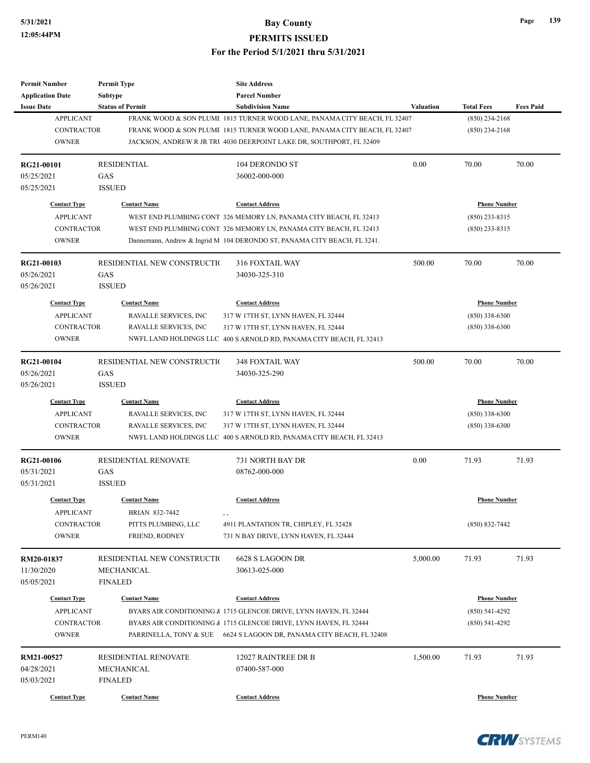| Permit Number | Permit Type | Site Address | | | |
|---|---|---|---|---|---|
| Application Date | Subtype | Parcel Number | | | |
| Issue Date | Status of Permit | Subdivision Name | Valuation | Total Fees | Fees Paid |

| Contact Type | Contact Name | Contact Address | Phone Number |
|---|---|---|---|
| APPLICANT | FRANK WOOD & SON PLUMI | 1815 TURNER WOOD LANE, PANAMA CITY BEACH, FL 32407 | (850) 234-2168 |
| CONTRACTOR | FRANK WOOD & SON PLUMI | 1815 TURNER WOOD LANE, PANAMA CITY BEACH, FL 32407 | (850) 234-2168 |
| OWNER | JACKSON, ANDREW R JR TRI | 4030 DEERPOINT LAKE DR, SOUTHPORT, FL 32409 | |

| **RG21-00101** | RESIDENTIAL | 104 DERONDO ST | 0.00 | 70.00 | 70.00 |
|---|---|---|---|---|---|
| 05/25/2021 | GAS | 36002-000-000 | | | |
| 05/25/2021 | ISSUED | | | | |

| Contact Type | Contact Name | Contact Address | Phone Number |
|---|---|---|---|
| APPLICANT | WEST END PLUMBING CONT | 326 MEMORY LN, PANAMA CITY BEACH, FL 32413 | (850) 233-8315 |
| CONTRACTOR | WEST END PLUMBING CONT | 326 MEMORY LN, PANAMA CITY BEACH, FL 32413 | (850) 233-8315 |
| OWNER | Dannemann, Andrew & Ingrid M | 104 DERONDO ST, PANAMA CITY BEACH, FL 3241. | |

| **RG21-00103** | RESIDENTIAL NEW CONSTRUCTI( | 316 FOXTAIL WAY | 500.00 | 70.00 | 70.00 |
|---|---|---|---|---|---|
| 05/26/2021 | GAS | 34030-325-310 | | | |
| 05/26/2021 | ISSUED | | | | |

| Contact Type | Contact Name | Contact Address | Phone Number |
|---|---|---|---|
| APPLICANT | RAVALLE SERVICES, INC | 317 W 17TH ST, LYNN HAVEN, FL 32444 | (850) 338-6300 |
| CONTRACTOR | RAVALLE SERVICES, INC | 317 W 17TH ST, LYNN HAVEN, FL 32444 | (850) 338-6300 |
| OWNER | NWFL LAND HOLDINGS LLC | 400 S ARNOLD RD, PANAMA CITY BEACH, FL 32413 | |

| **RG21-00104** | RESIDENTIAL NEW CONSTRUCTI( | 348 FOXTAIL WAY | 500.00 | 70.00 | 70.00 |
|---|---|---|---|---|---|
| 05/26/2021 | GAS | 34030-325-290 | | | |
| 05/26/2021 | ISSUED | | | | |

| Contact Type | Contact Name | Contact Address | Phone Number |
|---|---|---|---|
| APPLICANT | RAVALLE SERVICES, INC | 317 W 17TH ST, LYNN HAVEN, FL 32444 | (850) 338-6300 |
| CONTRACTOR | RAVALLE SERVICES, INC | 317 W 17TH ST, LYNN HAVEN, FL 32444 | (850) 338-6300 |
| OWNER | NWFL LAND HOLDINGS LLC | 400 S ARNOLD RD, PANAMA CITY BEACH, FL 32413 | |

| **RG21-00106** | RESIDENTIAL RENOVATE | 731 NORTH BAY DR | 0.00 | 71.93 | 71.93 |
|---|---|---|---|---|---|
| 05/31/2021 | GAS | 08762-000-000 | | | |
| 05/31/2021 | ISSUED | | | | |

| Contact Type | Contact Name | Contact Address | Phone Number |
|---|---|---|---|
| APPLICANT | BRIAN 832-7442 | , , | |
| CONTRACTOR | PITTS PLUMBING, LLC | 4911 PLANTATION TR, CHIPLEY, FL 32428 | (850) 832-7442 |
| OWNER | FRIEND, RODNEY | 731 N BAY DRIVE, LYNN HAVEN, FL 32444 | |

| **RM20-01837** | RESIDENTIAL NEW CONSTRUCTI( | 6628 S LAGOON DR | 5,000.00 | 71.93 | 71.93 |
|---|---|---|---|---|---|
| 11/30/2020 | MECHANICAL | 30613-025-000 | | | |
| 05/05/2021 | FINALED | | | | |

| Contact Type | Contact Name | Contact Address | Phone Number |
|---|---|---|---|
| APPLICANT | BYARS AIR CONDITIONING & | 1715 GLENCOE DRIVE, LYNN HAVEN, FL 32444 | (850) 541-4292 |
| CONTRACTOR | BYARS AIR CONDITIONING & | 1715 GLENCOE DRIVE, LYNN HAVEN, FL 32444 | (850) 541-4292 |
| OWNER | PARRINELLA, TONY & SUE | 6624 S LAGOON DR, PANAMA CITY BEACH, FL 32408 | |

| **RM21-00527** | RESIDENTIAL RENOVATE | 12027 RAINTREE DR B | 1,500.00 | 71.93 | 71.93 |
|---|---|---|---|---|---|
| 04/28/2021 | MECHANICAL | 07400-587-000 | | | |
| 05/03/2021 | FINALED | | | | |

| Contact Type | Contact Name | Contact Address | Phone Number |
|---|---|---|---|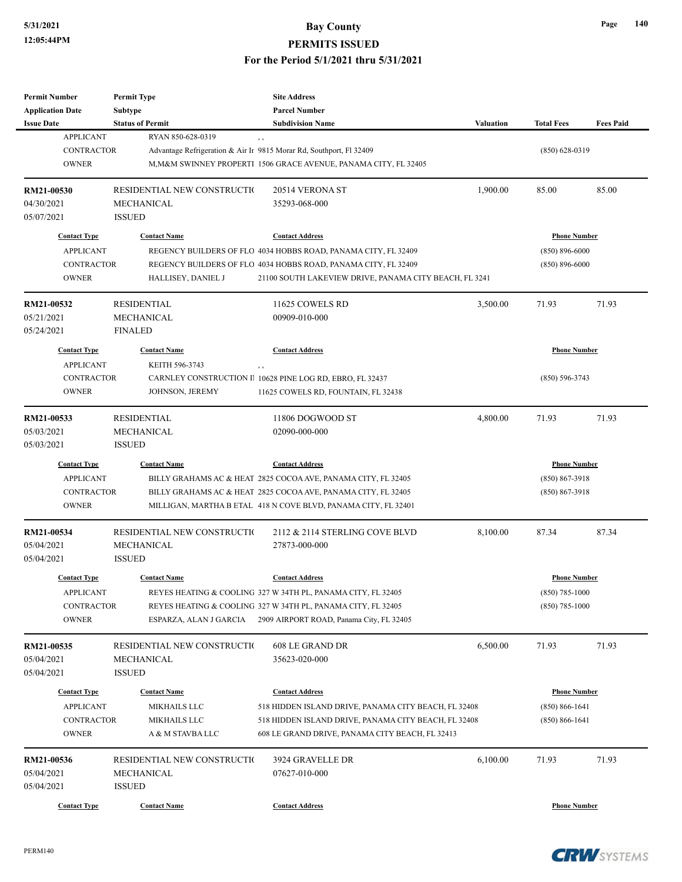| Permit Number | Permit Type | Site Address | | | |
|---|---|---|---|---|---|
| Application Date | Subtype | Parcel Number | | | |
| Issue Date | Status of Permit | Subdivision Name | Valuation | Total Fees | Fees Paid |

| Contact Type | Contact Name | Contact Address | Phone Number |
|---|---|---|---|
| APPLICANT | RYAN 850-628-0319 | , , | |
| CONTRACTOR | Advantage Refrigeration & Air Ir | 9815 Morar Rd, Southport, Fl 32409 | (850) 628-0319 |
| OWNER | M,M&M SWINNEY PROPERTI | 1506 GRACE AVENUE, PANAMA CITY, FL 32405 | |

| RM21-00530 | RESIDENTIAL NEW CONSTRUCTI( | 20514 VERONA ST | 1,900.00 | 85.00 | 85.00 |
|---|---|---|---|---|---|
| 04/30/2021 | MECHANICAL | 35293-068-000 | | | |
| 05/07/2021 | ISSUED | | | | |

| Contact Type | Contact Name | Contact Address | Phone Number |
|---|---|---|---|
| APPLICANT | REGENCY BUILDERS OF FLO | 4034 HOBBS ROAD, PANAMA CITY, FL 32409 | (850) 896-6000 |
| CONTRACTOR | REGENCY BUILDERS OF FLO | 4034 HOBBS ROAD, PANAMA CITY, FL 32409 | (850) 896-6000 |
| OWNER | HALLISEY, DANIEL J | 21100 SOUTH LAKEVIEW DRIVE, PANAMA CITY BEACH, FL 3241 | |

| RM21-00532 | RESIDENTIAL | 11625 COWELS RD | 3,500.00 | 71.93 | 71.93 |
|---|---|---|---|---|---|
| 05/21/2021 | MECHANICAL | 00909-010-000 | | | |
| 05/24/2021 | FINALED | | | | |

| Contact Type | Contact Name | Contact Address | Phone Number |
|---|---|---|---|
| APPLICANT | KEITH 596-3743 | , , | |
| CONTRACTOR | CARNLEY CONSTRUCTION II | 10628 PINE LOG RD, EBRO, FL 32437 | (850) 596-3743 |
| OWNER | JOHNSON, JEREMY | 11625 COWELS RD, FOUNTAIN, FL 32438 | |

| RM21-00533 | RESIDENTIAL | 11806 DOGWOOD ST | 4,800.00 | 71.93 | 71.93 |
|---|---|---|---|---|---|
| 05/03/2021 | MECHANICAL | 02090-000-000 | | | |
| 05/03/2021 | ISSUED | | | | |

| Contact Type | Contact Name | Contact Address | Phone Number |
|---|---|---|---|
| APPLICANT | BILLY GRAHAMS AC & HEAT | 2825 COCOA AVE, PANAMA CITY, FL 32405 | (850) 867-3918 |
| CONTRACTOR | BILLY GRAHAMS AC & HEAT | 2825 COCOA AVE, PANAMA CITY, FL 32405 | (850) 867-3918 |
| OWNER | MILLIGAN, MARTHA B ETAL | 418 N COVE BLVD, PANAMA CITY, FL 32401 | |

| RM21-00534 | RESIDENTIAL NEW CONSTRUCTI( | 2112 & 2114 STERLING COVE BLVD | 8,100.00 | 87.34 | 87.34 |
|---|---|---|---|---|---|
| 05/04/2021 | MECHANICAL | 27873-000-000 | | | |
| 05/04/2021 | ISSUED | | | | |

| Contact Type | Contact Name | Contact Address | Phone Number |
|---|---|---|---|
| APPLICANT | REYES HEATING & COOLING | 327 W 34TH PL, PANAMA CITY, FL 32405 | (850) 785-1000 |
| CONTRACTOR | REYES HEATING & COOLING | 327 W 34TH PL, PANAMA CITY, FL 32405 | (850) 785-1000 |
| OWNER | ESPARZA, ALAN J GARCIA | 2909 AIRPORT ROAD, Panama City, FL 32405 | |

| RM21-00535 | RESIDENTIAL NEW CONSTRUCTI( | 608 LE GRAND DR | 6,500.00 | 71.93 | 71.93 |
|---|---|---|---|---|---|
| 05/04/2021 | MECHANICAL | 35623-020-000 | | | |
| 05/04/2021 | ISSUED | | | | |

| Contact Type | Contact Name | Contact Address | Phone Number |
|---|---|---|---|
| APPLICANT | MIKHAILS LLC | 518 HIDDEN ISLAND DRIVE, PANAMA CITY BEACH, FL 32408 | (850) 866-1641 |
| CONTRACTOR | MIKHAILS LLC | 518 HIDDEN ISLAND DRIVE, PANAMA CITY BEACH, FL 32408 | (850) 866-1641 |
| OWNER | A & M STAVBA LLC | 608 LE GRAND DRIVE, PANAMA CITY BEACH, FL 32413 | |

| RM21-00536 | RESIDENTIAL NEW CONSTRUCTI( | 3924 GRAVELLE DR | 6,100.00 | 71.93 | 71.93 |
|---|---|---|---|---|---|
| 05/04/2021 | MECHANICAL | 07627-010-000 | | | |
| 05/04/2021 | ISSUED | | | | |

| Contact Type | Contact Name | Contact Address | Phone Number |
|---|---|---|---|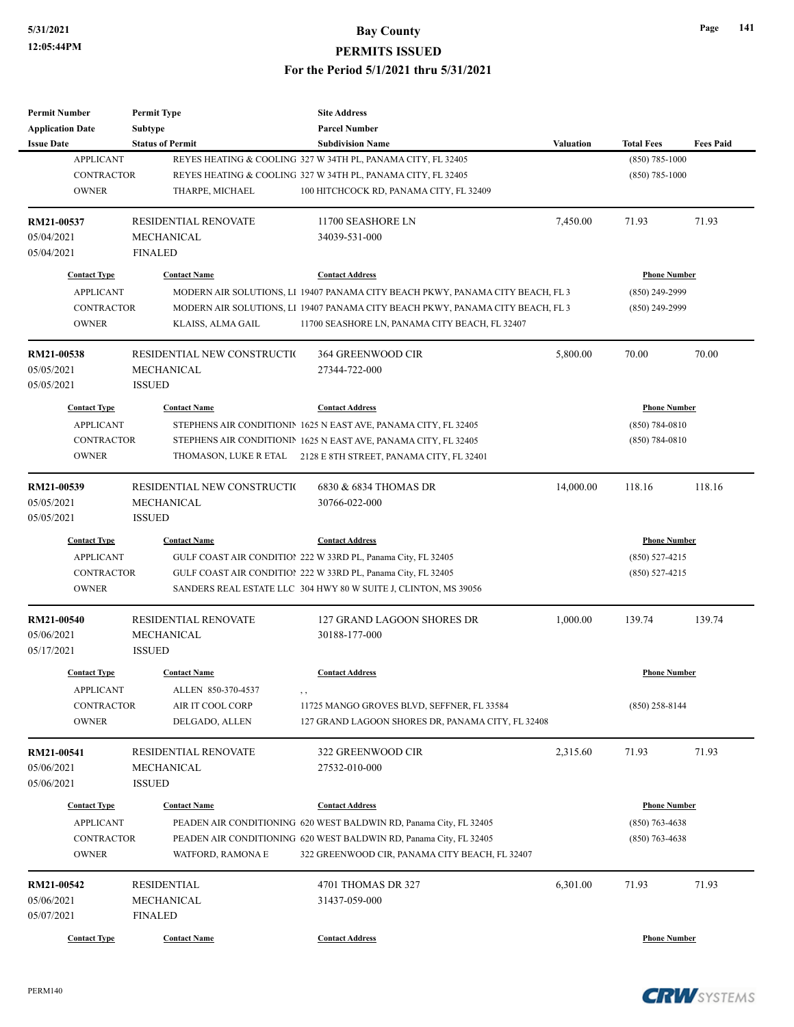| Permit Number | Permit Type | Site Address | | | |
|---|---|---|---|---|---|
| Application Date | Subtype | Parcel Number | | | |
| Issue Date | Status of Permit | Subdivision Name | Valuation | Total Fees | Fees Paid |

| Contact Type | Contact Name | Contact Address | Phone Number |
|---|---|---|---|
| APPLICANT | REYES HEATING & COOLING | 327 W 34TH PL, PANAMA CITY, FL 32405 | (850) 785-1000 |
| CONTRACTOR | REYES HEATING & COOLING | 327 W 34TH PL, PANAMA CITY, FL 32405 | (850) 785-1000 |
| OWNER | THARPE, MICHAEL | 100 HITCHCOCK RD, PANAMA CITY, FL 32409 | |

| **RM21-00537** | RESIDENTIAL RENOVATE | 11700 SEASHORE LN | 7,450.00 | 71.93 | 71.93 |
|---|---|---|---|---|---|
| 05/04/2021 | MECHANICAL | 34039-531-000 | | | |
| 05/04/2021 | FINALED | | | | |

| Contact Type | Contact Name | Contact Address | Phone Number |
|---|---|---|---|
| APPLICANT | MODERN AIR SOLUTIONS, LI | 19407 PANAMA CITY BEACH PKWY, PANAMA CITY BEACH, FL 3 | (850) 249-2999 |
| CONTRACTOR | MODERN AIR SOLUTIONS, LI | 19407 PANAMA CITY BEACH PKWY, PANAMA CITY BEACH, FL 3 | (850) 249-2999 |
| OWNER | KLAISS, ALMA GAIL | 11700 SEASHORE LN, PANAMA CITY BEACH, FL 32407 | |

| **RM21-00538** | RESIDENTIAL NEW CONSTRUCTI( | 364 GREENWOOD CIR | 5,800.00 | 70.00 | 70.00 |
|---|---|---|---|---|---|
| 05/05/2021 | MECHANICAL | 27344-722-000 | | | |
| 05/05/2021 | ISSUED | | | | |

| Contact Type | Contact Name | Contact Address | Phone Number |
|---|---|---|---|
| APPLICANT | STEPHENS AIR CONDITIONIN | 1625 N EAST AVE, PANAMA CITY, FL 32405 | (850) 784-0810 |
| CONTRACTOR | STEPHENS AIR CONDITIONIN | 1625 N EAST AVE, PANAMA CITY, FL 32405 | (850) 784-0810 |
| OWNER | THOMASON, LUKE R ETAL | 2128 E 8TH STREET, PANAMA CITY, FL 32401 | |

| **RM21-00539** | RESIDENTIAL NEW CONSTRUCTI( | 6830 & 6834 THOMAS DR | 14,000.00 | 118.16 | 118.16 |
|---|---|---|---|---|---|
| 05/05/2021 | MECHANICAL | 30766-022-000 | | | |
| 05/05/2021 | ISSUED | | | | |

| Contact Type | Contact Name | Contact Address | Phone Number |
|---|---|---|---|
| APPLICANT | GULF COAST AIR CONDITIOI | 222 W 33RD PL, Panama City, FL 32405 | (850) 527-4215 |
| CONTRACTOR | GULF COAST AIR CONDITIOI | 222 W 33RD PL, Panama City, FL 32405 | (850) 527-4215 |
| OWNER | SANDERS REAL ESTATE LLC | 304 HWY 80 W SUITE J, CLINTON, MS 39056 | |

| **RM21-00540** | RESIDENTIAL RENOVATE | 127 GRAND LAGOON SHORES DR | 1,000.00 | 139.74 | 139.74 |
|---|---|---|---|---|---|
| 05/06/2021 | MECHANICAL | 30188-177-000 | | | |
| 05/17/2021 | ISSUED | | | | |

| Contact Type | Contact Name | Contact Address | Phone Number |
|---|---|---|---|
| APPLICANT | ALLEN 850-370-4537 | , , | |
| CONTRACTOR | AIR IT COOL CORP | 11725 MANGO GROVES BLVD, SEFFNER, FL 33584 | (850) 258-8144 |
| OWNER | DELGADO, ALLEN | 127 GRAND LAGOON SHORES DR, PANAMA CITY, FL 32408 | |

| **RM21-00541** | RESIDENTIAL RENOVATE | 322 GREENWOOD CIR | 2,315.60 | 71.93 | 71.93 |
|---|---|---|---|---|---|
| 05/06/2021 | MECHANICAL | 27532-010-000 | | | |
| 05/06/2021 | ISSUED | | | | |

| Contact Type | Contact Name | Contact Address | Phone Number |
|---|---|---|---|
| APPLICANT | PEADEN AIR CONDITIONING | 620 WEST BALDWIN RD, Panama City, FL 32405 | (850) 763-4638 |
| CONTRACTOR | PEADEN AIR CONDITIONING | 620 WEST BALDWIN RD, Panama City, FL 32405 | (850) 763-4638 |
| OWNER | WATFORD, RAMONA E | 322 GREENWOOD CIR, PANAMA CITY BEACH, FL 32407 | |

| **RM21-00542** | RESIDENTIAL | 4701 THOMAS DR 327 | 6,301.00 | 71.93 | 71.93 |
|---|---|---|---|---|---|
| 05/06/2021 | MECHANICAL | 31437-059-000 | | | |
| 05/07/2021 | FINALED | | | | |

| Contact Type | Contact Name | Contact Address | Phone Number |
|---|---|---|---|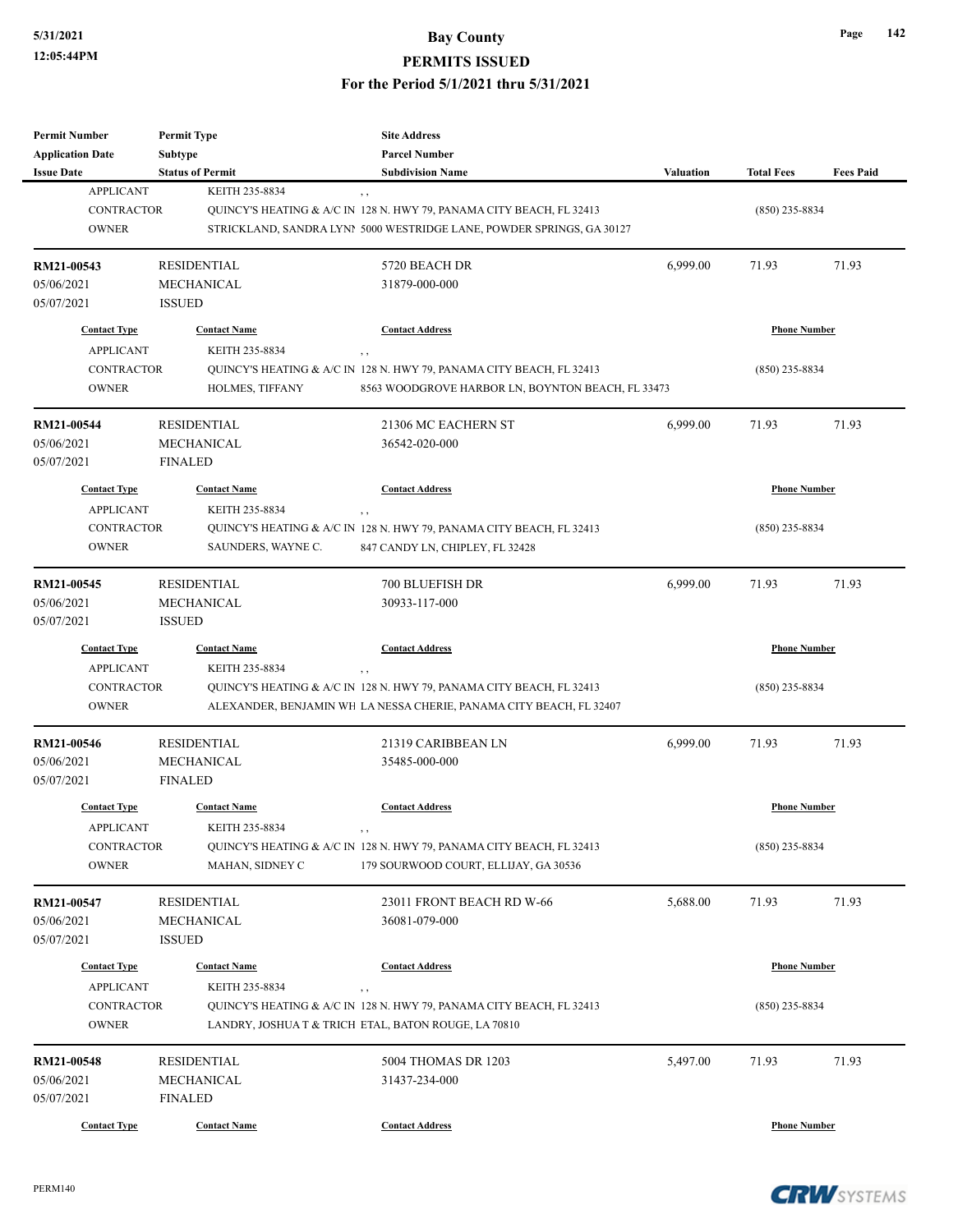# Bay County
## PERMITS ISSUED
### For the Period 5/1/2021 thru 5/31/2021

| Permit Number / Application Date / Issue Date | Permit Type / Subtype / Status of Permit | Site Address / Parcel Number / Subdivision Name | Valuation | Total Fees | Fees Paid |
|---|---|---|---|---|---|
| APPLICANT | KEITH 235-8834 | , , | | | |
| CONTRACTOR | QUINCY'S HEATING & A/C IN | 128 N. HWY 79, PANAMA CITY BEACH, FL 32413 | | (850) 235-8834 | |
| OWNER | STRICKLAND, SANDRA LYNI | 5000 WESTRIDGE LANE, POWDER SPRINGS, GA 30127 | | | |
| **RM21-00543** | RESIDENTIAL | 5720 BEACH DR | 6,999.00 | 71.93 | 71.93 |
| 05/06/2021 | MECHANICAL | 31879-000-000 | | | |
| 05/07/2021 | ISSUED | | | | |
| **Contact Type** | **Contact Name** | **Contact Address** | | **Phone Number** | |
| APPLICANT | KEITH 235-8834 | , , | | | |
| CONTRACTOR | QUINCY'S HEATING & A/C IN | 128 N. HWY 79, PANAMA CITY BEACH, FL 32413 | | (850) 235-8834 | |
| OWNER | HOLMES, TIFFANY | 8563 WOODGROVE HARBOR LN, BOYNTON BEACH, FL 33473 | | | |
| **RM21-00544** | RESIDENTIAL | 21306 MC EACHERN ST | 6,999.00 | 71.93 | 71.93 |
| 05/06/2021 | MECHANICAL | 36542-020-000 | | | |
| 05/07/2021 | FINALED | | | | |
| **Contact Type** | **Contact Name** | **Contact Address** | | **Phone Number** | |
| APPLICANT | KEITH 235-8834 | , , | | | |
| CONTRACTOR | QUINCY'S HEATING & A/C IN | 128 N. HWY 79, PANAMA CITY BEACH, FL 32413 | | (850) 235-8834 | |
| OWNER | SAUNDERS, WAYNE C. | 847 CANDY LN, CHIPLEY, FL 32428 | | | |
| **RM21-00545** | RESIDENTIAL | 700 BLUEFISH DR | 6,999.00 | 71.93 | 71.93 |
| 05/06/2021 | MECHANICAL | 30933-117-000 | | | |
| 05/07/2021 | ISSUED | | | | |
| **Contact Type** | **Contact Name** | **Contact Address** | | **Phone Number** | |
| APPLICANT | KEITH 235-8834 | , , | | | |
| CONTRACTOR | QUINCY'S HEATING & A/C IN | 128 N. HWY 79, PANAMA CITY BEACH, FL 32413 | | (850) 235-8834 | |
| OWNER | ALEXANDER, BENJAMIN WH | LA NESSA CHERIE, PANAMA CITY BEACH, FL 32407 | | | |
| **RM21-00546** | RESIDENTIAL | 21319 CARIBBEAN LN | 6,999.00 | 71.93 | 71.93 |
| 05/06/2021 | MECHANICAL | 35485-000-000 | | | |
| 05/07/2021 | FINALED | | | | |
| **Contact Type** | **Contact Name** | **Contact Address** | | **Phone Number** | |
| APPLICANT | KEITH 235-8834 | , , | | | |
| CONTRACTOR | QUINCY'S HEATING & A/C IN | 128 N. HWY 79, PANAMA CITY BEACH, FL 32413 | | (850) 235-8834 | |
| OWNER | MAHAN, SIDNEY C | 179 SOURWOOD COURT, ELLIJAY, GA 30536 | | | |
| **RM21-00547** | RESIDENTIAL | 23011 FRONT BEACH RD W-66 | 5,688.00 | 71.93 | 71.93 |
| 05/06/2021 | MECHANICAL | 36081-079-000 | | | |
| 05/07/2021 | ISSUED | | | | |
| **Contact Type** | **Contact Name** | **Contact Address** | | **Phone Number** | |
| APPLICANT | KEITH 235-8834 | , , | | | |
| CONTRACTOR | QUINCY'S HEATING & A/C IN | 128 N. HWY 79, PANAMA CITY BEACH, FL 32413 | | (850) 235-8834 | |
| OWNER | LANDRY, JOSHUA T & TRICH | ETAL, BATON ROUGE, LA 70810 | | | |
| **RM21-00548** | RESIDENTIAL | 5004 THOMAS DR 1203 | 5,497.00 | 71.93 | 71.93 |
| 05/06/2021 | MECHANICAL | 31437-234-000 | | | |
| 05/07/2021 | FINALED | | | | |
| **Contact Type** | **Contact Name** | **Contact Address** | | **Phone Number** | |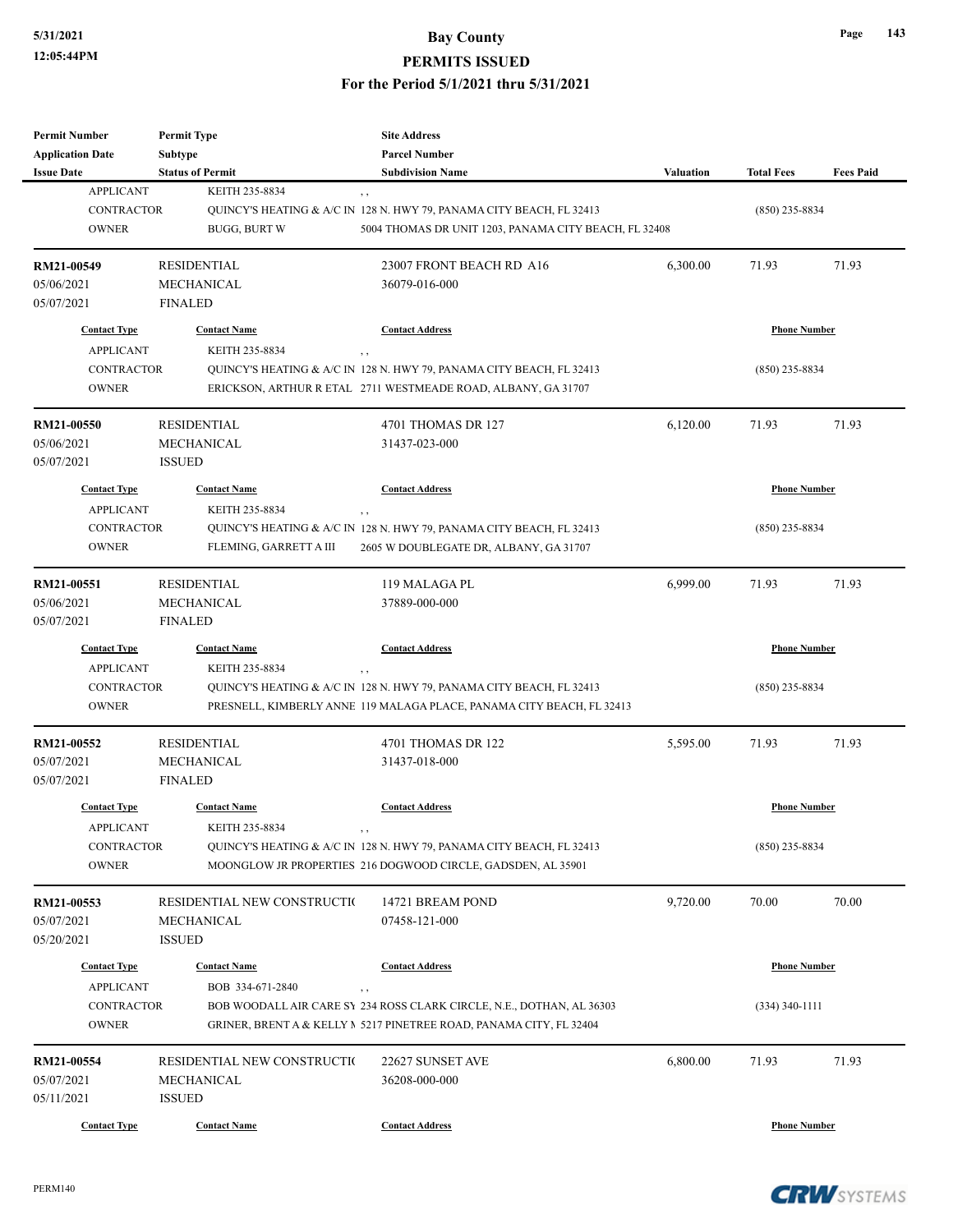| Permit Number | Permit Type | Site Address | | | |
|---|---|---|---|---|---|
| Application Date | Subtype | Parcel Number | | | |
| Issue Date | Status of Permit | Subdivision Name | Valuation | Total Fees | Fees Paid |

| Contact Type | Contact Name | Contact Address | Phone Number |
|---|---|---|---|
| APPLICANT | KEITH 235-8834 | , , | |
| CONTRACTOR | QUINCY'S HEATING & A/C IN | 128 N. HWY 79, PANAMA CITY BEACH, FL 32413 | (850) 235-8834 |
| OWNER | BUGG, BURT W | 5004 THOMAS DR UNIT 1203, PANAMA CITY BEACH, FL 32408 | |

| RM21-00549 | RESIDENTIAL | 23007 FRONT BEACH RD A16 | 6,300.00 | 71.93 | 71.93 |
|---|---|---|---|---|---|
| 05/06/2021 | MECHANICAL | 36079-016-000 | | | |
| 05/07/2021 | FINALED | | | | |

| Contact Type | Contact Name | Contact Address | Phone Number |
|---|---|---|---|
| APPLICANT | KEITH 235-8834 | , , | |
| CONTRACTOR | QUINCY'S HEATING & A/C IN | 128 N. HWY 79, PANAMA CITY BEACH, FL 32413 | (850) 235-8834 |
| OWNER | ERICKSON, ARTHUR R ETAL | 2711 WESTMEADE ROAD, ALBANY, GA 31707 | |

| RM21-00550 | RESIDENTIAL | 4701 THOMAS DR 127 | 6,120.00 | 71.93 | 71.93 |
|---|---|---|---|---|---|
| 05/06/2021 | MECHANICAL | 31437-023-000 | | | |
| 05/07/2021 | ISSUED | | | | |

| Contact Type | Contact Name | Contact Address | Phone Number |
|---|---|---|---|
| APPLICANT | KEITH 235-8834 | , , | |
| CONTRACTOR | QUINCY'S HEATING & A/C IN | 128 N. HWY 79, PANAMA CITY BEACH, FL 32413 | (850) 235-8834 |
| OWNER | FLEMING, GARRETT A III | 2605 W DOUBLEGATE DR, ALBANY, GA 31707 | |

| RM21-00551 | RESIDENTIAL | 119 MALAGA PL | 6,999.00 | 71.93 | 71.93 |
|---|---|---|---|---|---|
| 05/06/2021 | MECHANICAL | 37889-000-000 | | | |
| 05/07/2021 | FINALED | | | | |

| Contact Type | Contact Name | Contact Address | Phone Number |
|---|---|---|---|
| APPLICANT | KEITH 235-8834 | , , | |
| CONTRACTOR | QUINCY'S HEATING & A/C IN | 128 N. HWY 79, PANAMA CITY BEACH, FL 32413 | (850) 235-8834 |
| OWNER | PRESNELL, KIMBERLY ANNE | 119 MALAGA PLACE, PANAMA CITY BEACH, FL 32413 | |

| RM21-00552 | RESIDENTIAL | 4701 THOMAS DR 122 | 5,595.00 | 71.93 | 71.93 |
|---|---|---|---|---|---|
| 05/07/2021 | MECHANICAL | 31437-018-000 | | | |
| 05/07/2021 | FINALED | | | | |

| Contact Type | Contact Name | Contact Address | Phone Number |
|---|---|---|---|
| APPLICANT | KEITH 235-8834 | , , | |
| CONTRACTOR | QUINCY'S HEATING & A/C IN | 128 N. HWY 79, PANAMA CITY BEACH, FL 32413 | (850) 235-8834 |
| OWNER | MOONGLOW JR PROPERTIES | 216 DOGWOOD CIRCLE, GADSDEN, AL 35901 | |

| RM21-00553 | RESIDENTIAL NEW CONSTRUCTI( | 14721 BREAM POND | 9,720.00 | 70.00 | 70.00 |
|---|---|---|---|---|---|
| 05/07/2021 | MECHANICAL | 07458-121-000 | | | |
| 05/20/2021 | ISSUED | | | | |

| Contact Type | Contact Name | Contact Address | Phone Number |
|---|---|---|---|
| APPLICANT | BOB 334-671-2840 | , , | |
| CONTRACTOR | BOB WOODALL AIR CARE SY | 234 ROSS CLARK CIRCLE, N.E., DOTHAN, AL 36303 | (334) 340-1111 |
| OWNER | GRINER, BRENT A & KELLY M | 5217 PINETREE ROAD, PANAMA CITY, FL 32404 | |

| RM21-00554 | RESIDENTIAL NEW CONSTRUCTI( | 22627 SUNSET AVE | 6,800.00 | 71.93 | 71.93 |
|---|---|---|---|---|---|
| 05/07/2021 | MECHANICAL | 36208-000-000 | | | |
| 05/11/2021 | ISSUED | | | | |

| Contact Type | Contact Name | Contact Address | Phone Number |
|---|---|---|---|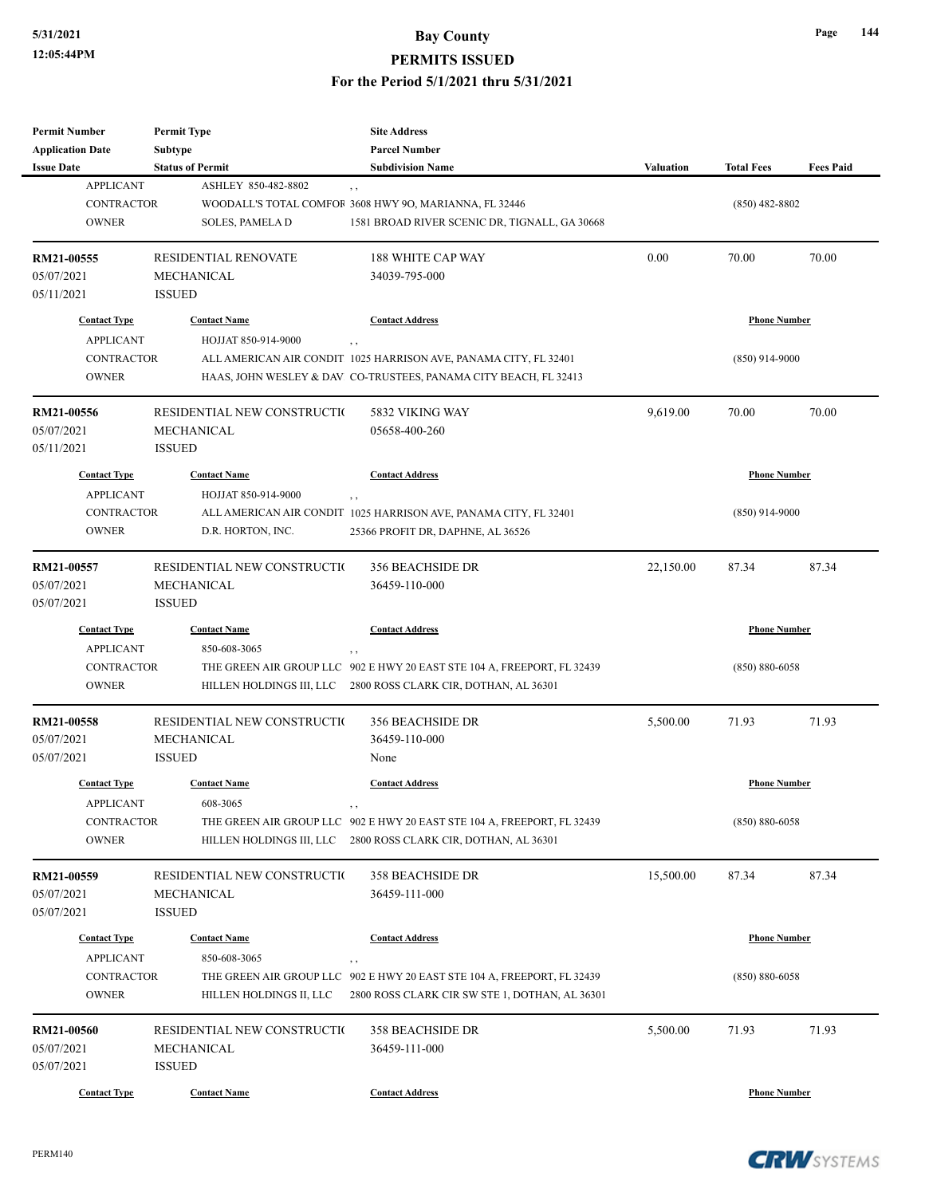| Permit Number | Permit Type | Site Address | | | |
|---|---|---|---|---|---|
| Application Date | Subtype | Parcel Number | | | |
| Issue Date | Status of Permit | Subdivision Name | Valuation | Total Fees | Fees Paid |

| Contact Type | Contact Name | Contact Address | Phone Number |
|---|---|---|---|
| APPLICANT | ASHLEY 850-482-8802 | , , | |
| CONTRACTOR | WOODALL'S TOTAL COMFOR | 3608 HWY 9O, MARIANNA, FL 32446 | (850) 482-8802 |
| OWNER | SOLES, PAMELA D | 1581 BROAD RIVER SCENIC DR, TIGNALL, GA 30668 | |

| RM21-00555 | RESIDENTIAL RENOVATE | 188 WHITE CAP WAY | 0.00 | 70.00 | 70.00 |
|---|---|---|---|---|---|
| 05/07/2021 | MECHANICAL | 34039-795-000 | | | |
| 05/11/2021 | ISSUED | | | | |

| Contact Type | Contact Name | Contact Address | Phone Number |
|---|---|---|---|
| APPLICANT | HOJJAT 850-914-9000 | , , | |
| CONTRACTOR | ALL AMERICAN AIR CONDIT | 1025 HARRISON AVE, PANAMA CITY, FL 32401 | (850) 914-9000 |
| OWNER | HAAS, JOHN WESLEY & DAV | CO-TRUSTEES, PANAMA CITY BEACH, FL 32413 | |

| RM21-00556 | RESIDENTIAL NEW CONSTRUCTI( | 5832 VIKING WAY | 9,619.00 | 70.00 | 70.00 |
|---|---|---|---|---|---|
| 05/07/2021 | MECHANICAL | 05658-400-260 | | | |
| 05/11/2021 | ISSUED | | | | |

| Contact Type | Contact Name | Contact Address | Phone Number |
|---|---|---|---|
| APPLICANT | HOJJAT 850-914-9000 | , , | |
| CONTRACTOR | ALL AMERICAN AIR CONDIT | 1025 HARRISON AVE, PANAMA CITY, FL 32401 | (850) 914-9000 |
| OWNER | D.R. HORTON, INC. | 25366 PROFIT DR, DAPHNE, AL 36526 | |

| RM21-00557 | RESIDENTIAL NEW CONSTRUCTI( | 356 BEACHSIDE DR | 22,150.00 | 87.34 | 87.34 |
|---|---|---|---|---|---|
| 05/07/2021 | MECHANICAL | 36459-110-000 | | | |
| 05/07/2021 | ISSUED | | | | |

| Contact Type | Contact Name | Contact Address | Phone Number |
|---|---|---|---|
| APPLICANT | 850-608-3065 | , , | |
| CONTRACTOR | THE GREEN AIR GROUP LLC | 902 E HWY 20 EAST STE 104 A, FREEPORT, FL 32439 | (850) 880-6058 |
| OWNER | HILLEN HOLDINGS III, LLC | 2800 ROSS CLARK CIR, DOTHAN, AL 36301 | |

| RM21-00558 | RESIDENTIAL NEW CONSTRUCTI( | 356 BEACHSIDE DR | 5,500.00 | 71.93 | 71.93 |
|---|---|---|---|---|---|
| 05/07/2021 | MECHANICAL | 36459-110-000 | | | |
| 05/07/2021 | ISSUED | None | | | |

| Contact Type | Contact Name | Contact Address | Phone Number |
|---|---|---|---|
| APPLICANT | 608-3065 | , , | |
| CONTRACTOR | THE GREEN AIR GROUP LLC | 902 E HWY 20 EAST STE 104 A, FREEPORT, FL 32439 | (850) 880-6058 |
| OWNER | HILLEN HOLDINGS III, LLC | 2800 ROSS CLARK CIR, DOTHAN, AL 36301 | |

| RM21-00559 | RESIDENTIAL NEW CONSTRUCTI( | 358 BEACHSIDE DR | 15,500.00 | 87.34 | 87.34 |
|---|---|---|---|---|---|
| 05/07/2021 | MECHANICAL | 36459-111-000 | | | |
| 05/07/2021 | ISSUED | | | | |

| Contact Type | Contact Name | Contact Address | Phone Number |
|---|---|---|---|
| APPLICANT | 850-608-3065 | , , | |
| CONTRACTOR | THE GREEN AIR GROUP LLC | 902 E HWY 20 EAST STE 104 A, FREEPORT, FL 32439 | (850) 880-6058 |
| OWNER | HILLEN HOLDINGS II, LLC | 2800 ROSS CLARK CIR SW STE 1, DOTHAN, AL 36301 | |

| RM21-00560 | RESIDENTIAL NEW CONSTRUCTI( | 358 BEACHSIDE DR | 5,500.00 | 71.93 | 71.93 |
|---|---|---|---|---|---|
| 05/07/2021 | MECHANICAL | 36459-111-000 | | | |
| 05/07/2021 | ISSUED | | | | |

| Contact Type | Contact Name | Contact Address | Phone Number |
|---|---|---|---|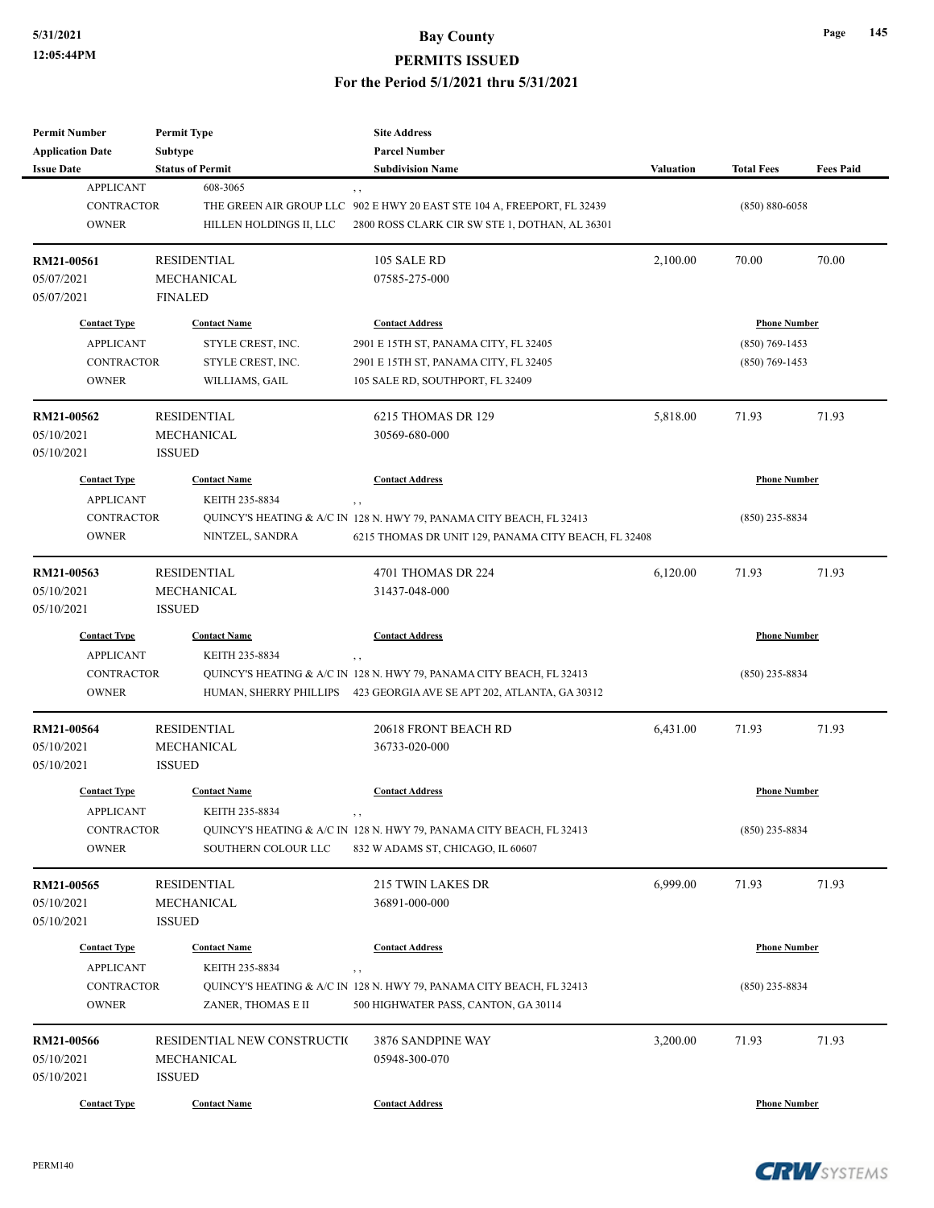# Bay County
## PERMITS ISSUED
### For the Period 5/1/2021 thru 5/31/2021

| Permit Number / Application Date / Issue Date | Permit Type / Subtype / Status of Permit | Site Address / Parcel Number / Subdivision Name | Valuation | Total Fees | Fees Paid |
|---|---|---|---|---|---|
| APPLICANT | 608-3065 | , , | | | |
| CONTRACTOR | THE GREEN AIR GROUP LLC | 902 E HWY 20 EAST STE 104 A, FREEPORT, FL 32439 | | (850) 880-6058 | |
| OWNER | HILLEN HOLDINGS II, LLC | 2800 ROSS CLARK CIR SW STE 1, DOTHAN, AL 36301 | | | |

**RM21-00561** | RESIDENTIAL | 105 SALE RD | 2,100.00 | 70.00 | 70.00
05/07/2021 | MECHANICAL | 07585-275-000
05/07/2021 | FINALED

| Contact Type | Contact Name | Contact Address | Phone Number |
|---|---|---|---|
| APPLICANT | STYLE CREST, INC. | 2901 E 15TH ST, PANAMA CITY, FL 32405 | (850) 769-1453 |
| CONTRACTOR | STYLE CREST, INC. | 2901 E 15TH ST, PANAMA CITY, FL 32405 | (850) 769-1453 |
| OWNER | WILLIAMS, GAIL | 105 SALE RD, SOUTHPORT, FL 32409 | |

**RM21-00562** | RESIDENTIAL | 6215 THOMAS DR 129 | 5,818.00 | 71.93 | 71.93
05/10/2021 | MECHANICAL | 30569-680-000
05/10/2021 | ISSUED

| Contact Type | Contact Name | Contact Address | Phone Number |
|---|---|---|---|
| APPLICANT | KEITH 235-8834 | , , | |
| CONTRACTOR | QUINCY'S HEATING & A/C IN | 128 N. HWY 79, PANAMA CITY BEACH, FL 32413 | (850) 235-8834 |
| OWNER | NINTZEL, SANDRA | 6215 THOMAS DR UNIT 129, PANAMA CITY BEACH, FL 32408 | |

**RM21-00563** | RESIDENTIAL | 4701 THOMAS DR 224 | 6,120.00 | 71.93 | 71.93
05/10/2021 | MECHANICAL | 31437-048-000
05/10/2021 | ISSUED

| Contact Type | Contact Name | Contact Address | Phone Number |
|---|---|---|---|
| APPLICANT | KEITH 235-8834 | , , | |
| CONTRACTOR | QUINCY'S HEATING & A/C IN | 128 N. HWY 79, PANAMA CITY BEACH, FL 32413 | (850) 235-8834 |
| OWNER | HUMAN, SHERRY PHILLIPS | 423 GEORGIA AVE SE APT 202, ATLANTA, GA 30312 | |

**RM21-00564** | RESIDENTIAL | 20618 FRONT BEACH RD | 6,431.00 | 71.93 | 71.93
05/10/2021 | MECHANICAL | 36733-020-000
05/10/2021 | ISSUED

| Contact Type | Contact Name | Contact Address | Phone Number |
|---|---|---|---|
| APPLICANT | KEITH 235-8834 | , , | |
| CONTRACTOR | QUINCY'S HEATING & A/C IN | 128 N. HWY 79, PANAMA CITY BEACH, FL 32413 | (850) 235-8834 |
| OWNER | SOUTHERN COLOUR LLC | 832 W ADAMS ST, CHICAGO, IL 60607 | |

**RM21-00565** | RESIDENTIAL | 215 TWIN LAKES DR | 6,999.00 | 71.93 | 71.93
05/10/2021 | MECHANICAL | 36891-000-000
05/10/2021 | ISSUED

| Contact Type | Contact Name | Contact Address | Phone Number |
|---|---|---|---|
| APPLICANT | KEITH 235-8834 | , , | |
| CONTRACTOR | QUINCY'S HEATING & A/C IN | 128 N. HWY 79, PANAMA CITY BEACH, FL 32413 | (850) 235-8834 |
| OWNER | ZANER, THOMAS E II | 500 HIGHWATER PASS, CANTON, GA 30114 | |

**RM21-00566** | RESIDENTIAL NEW CONSTRUCTIO | 3876 SANDPINE WAY | 3,200.00 | 71.93 | 71.93
05/10/2021 | MECHANICAL | 05948-300-070
05/10/2021 | ISSUED

| Contact Type | Contact Name | Contact Address | Phone Number |
|---|---|---|---|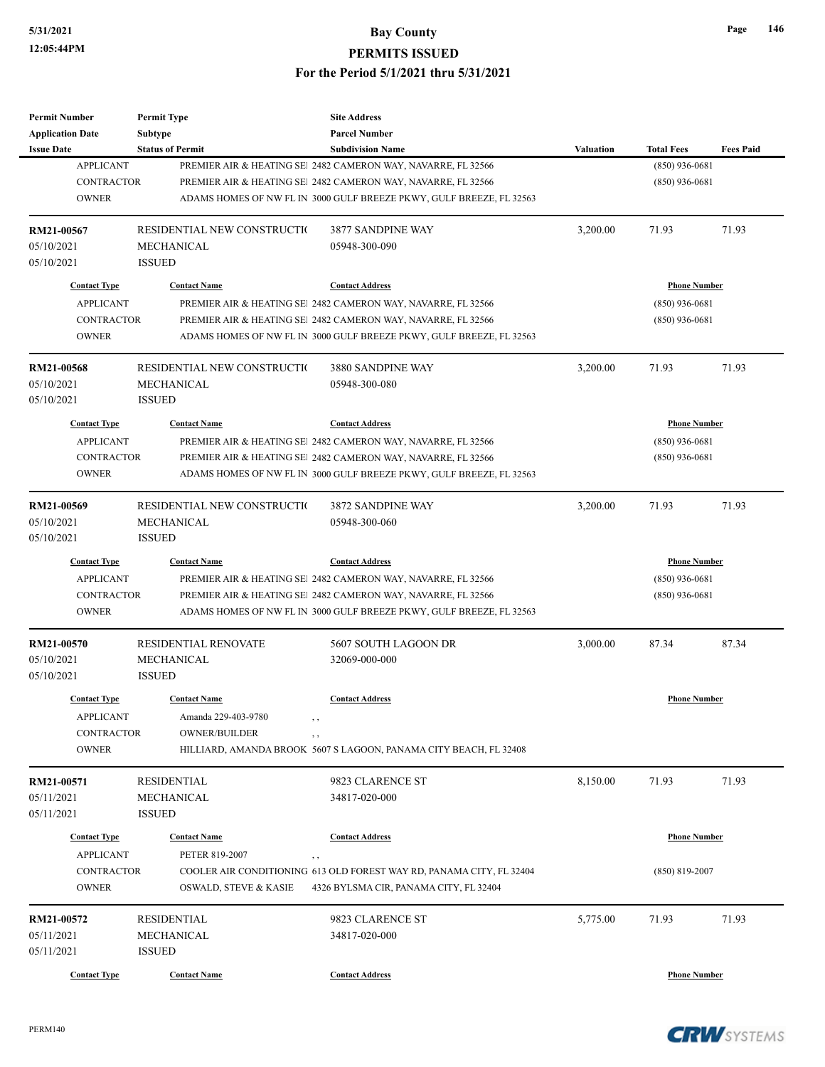| Permit Number | Permit Type | Site Address | | | |
|---|---|---|---|---|---|
| Application Date | Subtype | Parcel Number | | | |
| Issue Date | Status of Permit | Subdivision Name | Valuation | Total Fees | Fees Paid |

| Contact Type | Contact Name | Contact Address | Phone Number |
|---|---|---|---|
| APPLICANT | PREMIER AIR & HEATING SEI | 2482 CAMERON WAY, NAVARRE, FL 32566 | (850) 936-0681 |
| CONTRACTOR | PREMIER AIR & HEATING SEI | 2482 CAMERON WAY, NAVARRE, FL 32566 | (850) 936-0681 |
| OWNER | ADAMS HOMES OF NW FL IN | 3000 GULF BREEZE PKWY, GULF BREEZE, FL 32563 | |

| RM21-00567 | RESIDENTIAL NEW CONSTRUCTI( | 3877 SANDPINE WAY | 3,200.00 | 71.93 | 71.93 |
|---|---|---|---|---|---|
| 05/10/2021 | MECHANICAL | 05948-300-090 | | | |
| 05/10/2021 | ISSUED | | | | |

| Contact Type | Contact Name | Contact Address | Phone Number |
|---|---|---|---|
| APPLICANT | PREMIER AIR & HEATING SEI | 2482 CAMERON WAY, NAVARRE, FL 32566 | (850) 936-0681 |
| CONTRACTOR | PREMIER AIR & HEATING SEI | 2482 CAMERON WAY, NAVARRE, FL 32566 | (850) 936-0681 |
| OWNER | ADAMS HOMES OF NW FL IN | 3000 GULF BREEZE PKWY, GULF BREEZE, FL 32563 | |

| RM21-00568 | RESIDENTIAL NEW CONSTRUCTI( | 3880 SANDPINE WAY | 3,200.00 | 71.93 | 71.93 |
|---|---|---|---|---|---|
| 05/10/2021 | MECHANICAL | 05948-300-080 | | | |
| 05/10/2021 | ISSUED | | | | |

| Contact Type | Contact Name | Contact Address | Phone Number |
|---|---|---|---|
| APPLICANT | PREMIER AIR & HEATING SEI | 2482 CAMERON WAY, NAVARRE, FL 32566 | (850) 936-0681 |
| CONTRACTOR | PREMIER AIR & HEATING SEI | 2482 CAMERON WAY, NAVARRE, FL 32566 | (850) 936-0681 |
| OWNER | ADAMS HOMES OF NW FL IN | 3000 GULF BREEZE PKWY, GULF BREEZE, FL 32563 | |

| RM21-00569 | RESIDENTIAL NEW CONSTRUCTI( | 3872 SANDPINE WAY | 3,200.00 | 71.93 | 71.93 |
|---|---|---|---|---|---|
| 05/10/2021 | MECHANICAL | 05948-300-060 | | | |
| 05/10/2021 | ISSUED | | | | |

| Contact Type | Contact Name | Contact Address | Phone Number |
|---|---|---|---|
| APPLICANT | PREMIER AIR & HEATING SEI | 2482 CAMERON WAY, NAVARRE, FL 32566 | (850) 936-0681 |
| CONTRACTOR | PREMIER AIR & HEATING SEI | 2482 CAMERON WAY, NAVARRE, FL 32566 | (850) 936-0681 |
| OWNER | ADAMS HOMES OF NW FL IN | 3000 GULF BREEZE PKWY, GULF BREEZE, FL 32563 | |

| RM21-00570 | RESIDENTIAL RENOVATE | 5607 SOUTH LAGOON DR | 3,000.00 | 87.34 | 87.34 |
|---|---|---|---|---|---|
| 05/10/2021 | MECHANICAL | 32069-000-000 | | | |
| 05/10/2021 | ISSUED | | | | |

| Contact Type | Contact Name | Contact Address | Phone Number |
|---|---|---|---|
| APPLICANT | Amanda 229-403-9780 | , , | |
| CONTRACTOR | OWNER/BUILDER | , , | |
| OWNER | HILLIARD, AMANDA BROOK | 5607 S LAGOON, PANAMA CITY BEACH, FL 32408 | |

| RM21-00571 | RESIDENTIAL | 9823 CLARENCE ST | 8,150.00 | 71.93 | 71.93 |
|---|---|---|---|---|---|
| 05/11/2021 | MECHANICAL | 34817-020-000 | | | |
| 05/11/2021 | ISSUED | | | | |

| Contact Type | Contact Name | Contact Address | Phone Number |
|---|---|---|---|
| APPLICANT | PETER 819-2007 | , , | |
| CONTRACTOR | COOLER AIR CONDITIONING | 613 OLD FOREST WAY RD, PANAMA CITY, FL 32404 | (850) 819-2007 |
| OWNER | OSWALD, STEVE & KASIE | 4326 BYLSMA CIR, PANAMA CITY, FL 32404 | |

| RM21-00572 | RESIDENTIAL | 9823 CLARENCE ST | 5,775.00 | 71.93 | 71.93 |
|---|---|---|---|---|---|
| 05/11/2021 | MECHANICAL | 34817-020-000 | | | |
| 05/11/2021 | ISSUED | | | | |

| Contact Type | Contact Name | Contact Address | Phone Number |
|---|---|---|---|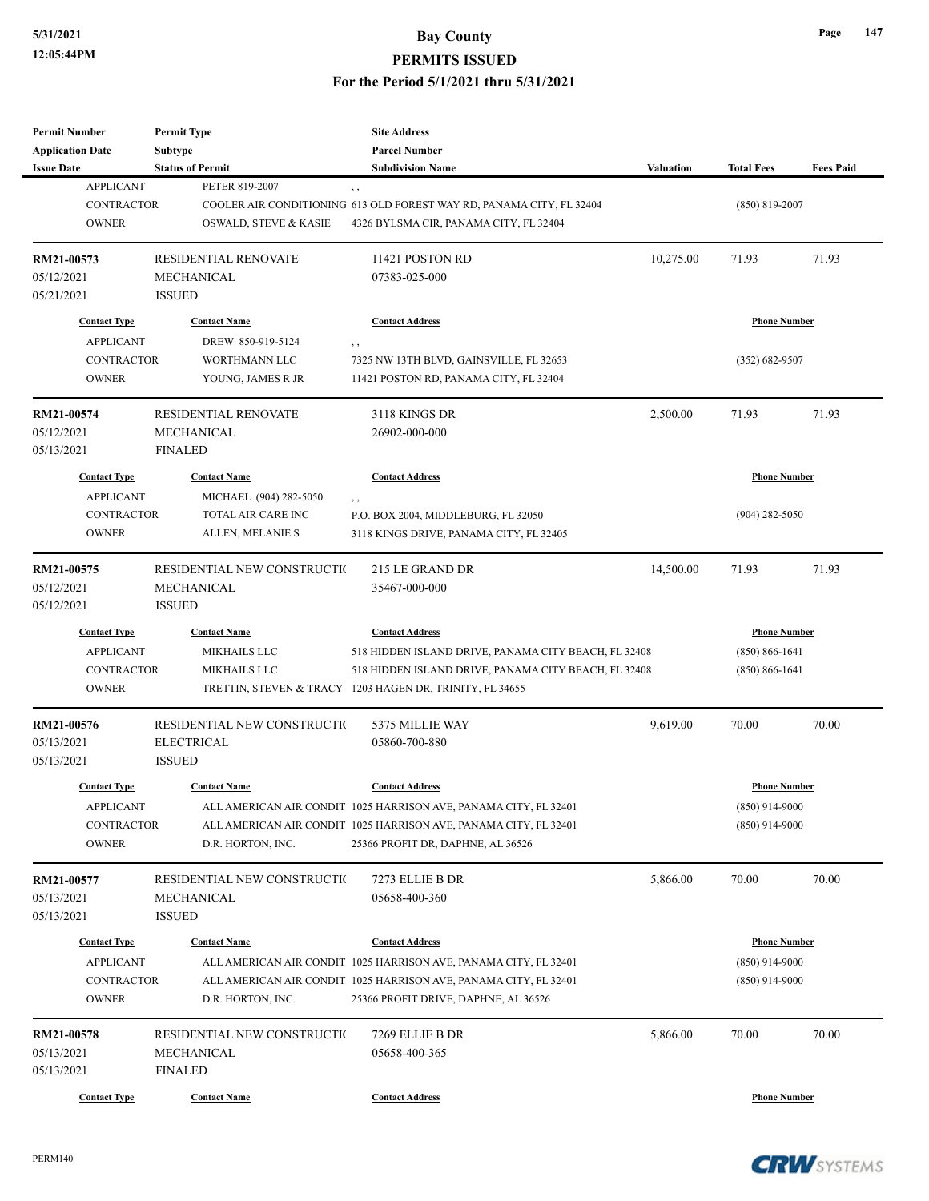| Permit Number<br>Application Date<br>Issue Date | Permit Type<br>Subtype<br>Status of Permit | Site Address<br>Parcel Number<br>Subdivision Name | Valuation | Total Fees | Fees Paid |
|---|---|---|---|---|---|

| Contact Type | Contact Name | Contact Address | Phone Number |
|---|---|---|---|
| APPLICANT | PETER 819-2007 | , , | |
| CONTRACTOR | COOLER AIR CONDITIONING | 613 OLD FOREST WAY RD, PANAMA CITY, FL 32404 | (850) 819-2007 |
| OWNER | OSWALD, STEVE & KASIE | 4326 BYLSMA CIR, PANAMA CITY, FL 32404 | |

| Permit Number | Permit Type | Site Address | Valuation | Total Fees | Fees Paid |
|---|---|---|---|---|---|
| RM21-00573 | RESIDENTIAL RENOVATE | 11421 POSTON RD | 10,275.00 | 71.93 | 71.93 |
| 05/12/2021 | MECHANICAL | 07383-025-000 | | | |
| 05/21/2021 | ISSUED | | | | |

| Contact Type | Contact Name | Contact Address | Phone Number |
|---|---|---|---|
| APPLICANT | DREW 850-919-5124 | , , | |
| CONTRACTOR | WORTHMANN LLC | 7325 NW 13TH BLVD, GAINSVILLE, FL 32653 | (352) 682-9507 |
| OWNER | YOUNG, JAMES R JR | 11421 POSTON RD, PANAMA CITY, FL 32404 | |

| Permit Number | Permit Type | Site Address | Valuation | Total Fees | Fees Paid |
|---|---|---|---|---|---|
| RM21-00574 | RESIDENTIAL RENOVATE | 3118 KINGS DR | 2,500.00 | 71.93 | 71.93 |
| 05/12/2021 | MECHANICAL | 26902-000-000 | | | |
| 05/13/2021 | FINALED | | | | |

| Contact Type | Contact Name | Contact Address | Phone Number |
|---|---|---|---|
| APPLICANT | MICHAEL (904) 282-5050 | , , | |
| CONTRACTOR | TOTAL AIR CARE INC | P.O. BOX 2004, MIDDLEBURG, FL 32050 | (904) 282-5050 |
| OWNER | ALLEN, MELANIE S | 3118 KINGS DRIVE, PANAMA CITY, FL 32405 | |

| Permit Number | Permit Type | Site Address | Valuation | Total Fees | Fees Paid |
|---|---|---|---|---|---|
| RM21-00575 | RESIDENTIAL NEW CONSTRUCTI( | 215 LE GRAND DR | 14,500.00 | 71.93 | 71.93 |
| 05/12/2021 | MECHANICAL | 35467-000-000 | | | |
| 05/12/2021 | ISSUED | | | | |

| Contact Type | Contact Name | Contact Address | Phone Number |
|---|---|---|---|
| APPLICANT | MIKHAILS LLC | 518 HIDDEN ISLAND DRIVE, PANAMA CITY BEACH, FL 32408 | (850) 866-1641 |
| CONTRACTOR | MIKHAILS LLC | 518 HIDDEN ISLAND DRIVE, PANAMA CITY BEACH, FL 32408 | (850) 866-1641 |
| OWNER | TRETTIN, STEVEN & TRACY | 1203 HAGEN DR, TRINITY, FL 34655 | |

| Permit Number | Permit Type | Site Address | Valuation | Total Fees | Fees Paid |
|---|---|---|---|---|---|
| RM21-00576 | RESIDENTIAL NEW CONSTRUCTI( | 5375 MILLIE WAY | 9,619.00 | 70.00 | 70.00 |
| 05/13/2021 | ELECTRICAL | 05860-700-880 | | | |
| 05/13/2021 | ISSUED | | | | |

| Contact Type | Contact Name | Contact Address | Phone Number |
|---|---|---|---|
| APPLICANT | ALL AMERICAN AIR CONDIT | 1025 HARRISON AVE, PANAMA CITY, FL 32401 | (850) 914-9000 |
| CONTRACTOR | ALL AMERICAN AIR CONDIT | 1025 HARRISON AVE, PANAMA CITY, FL 32401 | (850) 914-9000 |
| OWNER | D.R. HORTON, INC. | 25366 PROFIT DR, DAPHNE, AL 36526 | |

| Permit Number | Permit Type | Site Address | Valuation | Total Fees | Fees Paid |
|---|---|---|---|---|---|
| RM21-00577 | RESIDENTIAL NEW CONSTRUCTI( | 7273 ELLIE B DR | 5,866.00 | 70.00 | 70.00 |
| 05/13/2021 | MECHANICAL | 05658-400-360 | | | |
| 05/13/2021 | ISSUED | | | | |

| Contact Type | Contact Name | Contact Address | Phone Number |
|---|---|---|---|
| APPLICANT | ALL AMERICAN AIR CONDIT | 1025 HARRISON AVE, PANAMA CITY, FL 32401 | (850) 914-9000 |
| CONTRACTOR | ALL AMERICAN AIR CONDIT | 1025 HARRISON AVE, PANAMA CITY, FL 32401 | (850) 914-9000 |
| OWNER | D.R. HORTON, INC. | 25366 PROFIT DRIVE, DAPHNE, AL 36526 | |

| Permit Number | Permit Type | Site Address | Valuation | Total Fees | Fees Paid |
|---|---|---|---|---|---|
| RM21-00578 | RESIDENTIAL NEW CONSTRUCTI( | 7269 ELLIE B DR | 5,866.00 | 70.00 | 70.00 |
| 05/13/2021 | MECHANICAL | 05658-400-365 | | | |
| 05/13/2021 | FINALED | | | | |

| Contact Type | Contact Name | Contact Address | Phone Number |
|---|---|---|---|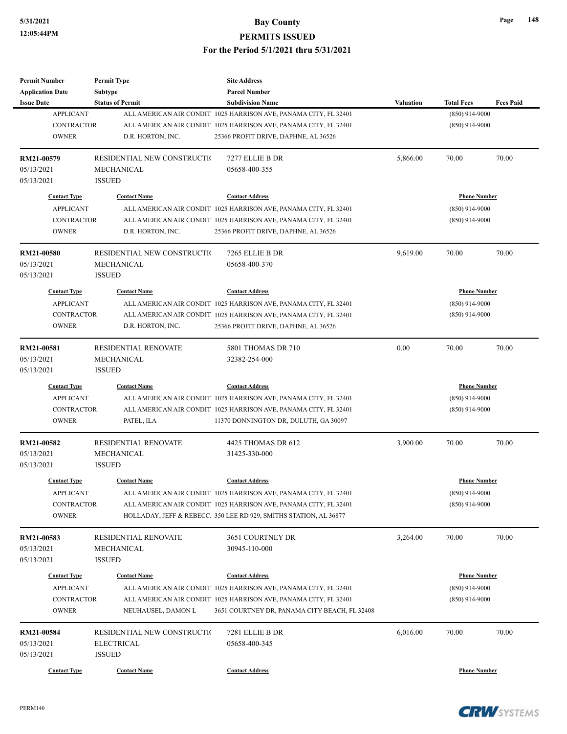| Permit Number | Permit Type | Site Address | | | |
|---|---|---|---|---|---|
| Application Date | Subtype | Parcel Number | | | |
| Issue Date | Status of Permit | Subdivision Name | Valuation | Total Fees | Fees Paid |

| Contact Type | Contact Name | Contact Address | Phone Number |
|---|---|---|---|
| APPLICANT | ALL AMERICAN AIR CONDIT | 1025 HARRISON AVE, PANAMA CITY, FL 32401 | (850) 914-9000 |
| CONTRACTOR | ALL AMERICAN AIR CONDIT | 1025 HARRISON AVE, PANAMA CITY, FL 32401 | (850) 914-9000 |
| OWNER | D.R. HORTON, INC. | 25366 PROFIT DRIVE, DAPHNE, AL 36526 | |

| RM21-00579 | RESIDENTIAL NEW CONSTRUCTIO | 7277 ELLIE B DR | 5,866.00 | 70.00 | 70.00 |
|---|---|---|---|---|---|
| 05/13/2021 | MECHANICAL | 05658-400-355 | | | |
| 05/13/2021 | ISSUED | | | | |

| Contact Type | Contact Name | Contact Address | Phone Number |
|---|---|---|---|
| APPLICANT | ALL AMERICAN AIR CONDIT | 1025 HARRISON AVE, PANAMA CITY, FL 32401 | (850) 914-9000 |
| CONTRACTOR | ALL AMERICAN AIR CONDIT | 1025 HARRISON AVE, PANAMA CITY, FL 32401 | (850) 914-9000 |
| OWNER | D.R. HORTON, INC. | 25366 PROFIT DRIVE, DAPHNE, AL 36526 | |

| RM21-00580 | RESIDENTIAL NEW CONSTRUCTIO | 7265 ELLIE B DR | 9,619.00 | 70.00 | 70.00 |
|---|---|---|---|---|---|
| 05/13/2021 | MECHANICAL | 05658-400-370 | | | |
| 05/13/2021 | ISSUED | | | | |

| Contact Type | Contact Name | Contact Address | Phone Number |
|---|---|---|---|
| APPLICANT | ALL AMERICAN AIR CONDIT | 1025 HARRISON AVE, PANAMA CITY, FL 32401 | (850) 914-9000 |
| CONTRACTOR | ALL AMERICAN AIR CONDIT | 1025 HARRISON AVE, PANAMA CITY, FL 32401 | (850) 914-9000 |
| OWNER | D.R. HORTON, INC. | 25366 PROFIT DRIVE, DAPHNE, AL 36526 | |

| RM21-00581 | RESIDENTIAL RENOVATE | 5801 THOMAS DR 710 | 0.00 | 70.00 | 70.00 |
|---|---|---|---|---|---|
| 05/13/2021 | MECHANICAL | 32382-254-000 | | | |
| 05/13/2021 | ISSUED | | | | |

| Contact Type | Contact Name | Contact Address | Phone Number |
|---|---|---|---|
| APPLICANT | ALL AMERICAN AIR CONDIT | 1025 HARRISON AVE, PANAMA CITY, FL 32401 | (850) 914-9000 |
| CONTRACTOR | ALL AMERICAN AIR CONDIT | 1025 HARRISON AVE, PANAMA CITY, FL 32401 | (850) 914-9000 |
| OWNER | PATEL, ILA | 11370 DONNINGTON DR, DULUTH, GA 30097 | |

| RM21-00582 | RESIDENTIAL RENOVATE | 4425 THOMAS DR 612 | 3,900.00 | 70.00 | 70.00 |
|---|---|---|---|---|---|
| 05/13/2021 | MECHANICAL | 31425-330-000 | | | |
| 05/13/2021 | ISSUED | | | | |

| Contact Type | Contact Name | Contact Address | Phone Number |
|---|---|---|---|
| APPLICANT | ALL AMERICAN AIR CONDIT | 1025 HARRISON AVE, PANAMA CITY, FL 32401 | (850) 914-9000 |
| CONTRACTOR | ALL AMERICAN AIR CONDIT | 1025 HARRISON AVE, PANAMA CITY, FL 32401 | (850) 914-9000 |
| OWNER | HOLLADAY, JEFF & REBECC. | 350 LEE RD 929, SMITHS STATION, AL 36877 | |

| RM21-00583 | RESIDENTIAL RENOVATE | 3651 COURTNEY DR | 3,264.00 | 70.00 | 70.00 |
|---|---|---|---|---|---|
| 05/13/2021 | MECHANICAL | 30945-110-000 | | | |
| 05/13/2021 | ISSUED | | | | |

| Contact Type | Contact Name | Contact Address | Phone Number |
|---|---|---|---|
| APPLICANT | ALL AMERICAN AIR CONDIT | 1025 HARRISON AVE, PANAMA CITY, FL 32401 | (850) 914-9000 |
| CONTRACTOR | ALL AMERICAN AIR CONDIT | 1025 HARRISON AVE, PANAMA CITY, FL 32401 | (850) 914-9000 |
| OWNER | NEUHAUSEL, DAMON L | 3651 COURTNEY DR, PANAMA CITY BEACH, FL 32408 | |

| RM21-00584 | RESIDENTIAL NEW CONSTRUCTIO | 7281 ELLIE B DR | 6,016.00 | 70.00 | 70.00 |
|---|---|---|---|---|---|
| 05/13/2021 | ELECTRICAL | 05658-400-345 | | | |
| 05/13/2021 | ISSUED | | | | |

| Contact Type | Contact Name | Contact Address | Phone Number |
|---|---|---|---|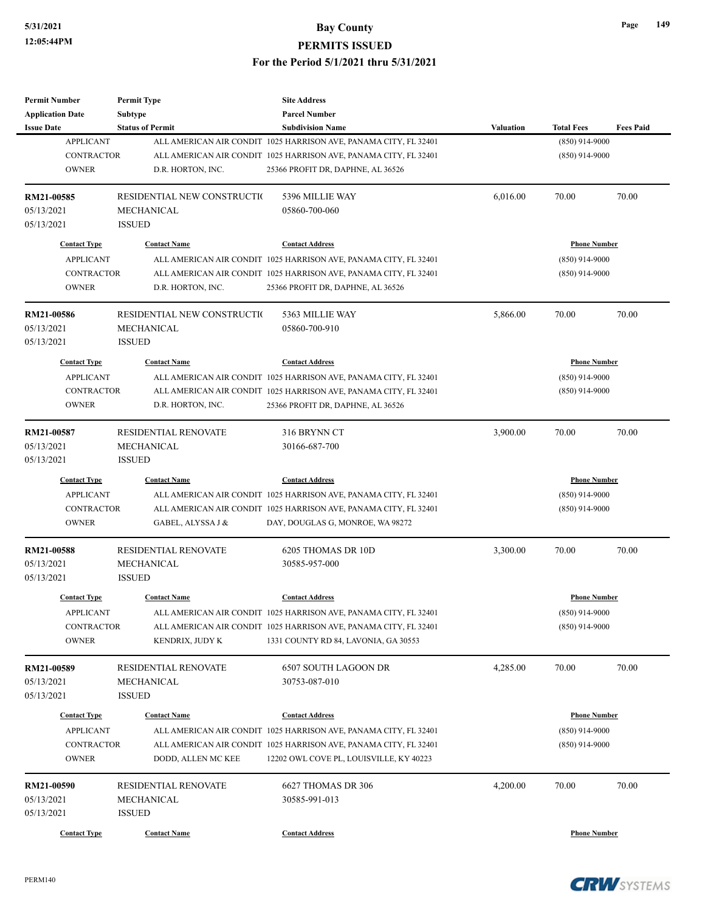| Permit Number | Permit Type | Site Address | | | |
|---|---|---|---|---|---|
| Application Date | Subtype | Parcel Number | | | |
| Issue Date | Status of Permit | Subdivision Name | Valuation | Total Fees | Fees Paid |
| APPLICANT | ALL AMERICAN AIR CONDIT | 1025 HARRISON AVE, PANAMA CITY, FL 32401 | | (850) 914-9000 | |
| CONTRACTOR | ALL AMERICAN AIR CONDIT | 1025 HARRISON AVE, PANAMA CITY, FL 32401 | | (850) 914-9000 | |
| OWNER | D.R. HORTON, INC. | 25366 PROFIT DR, DAPHNE, AL 36526 | | | |
| **RM21-00585** | RESIDENTIAL NEW CONSTRUCTI( | 5396 MILLIE WAY | 6,016.00 | 70.00 | 70.00 |
| 05/13/2021 | MECHANICAL | 05860-700-060 | | | |
| 05/13/2021 | ISSUED | | | | |
| Contact Type | Contact Name | Contact Address | | Phone Number | |
| APPLICANT | ALL AMERICAN AIR CONDIT | 1025 HARRISON AVE, PANAMA CITY, FL 32401 | | (850) 914-9000 | |
| CONTRACTOR | ALL AMERICAN AIR CONDIT | 1025 HARRISON AVE, PANAMA CITY, FL 32401 | | (850) 914-9000 | |
| OWNER | D.R. HORTON, INC. | 25366 PROFIT DR, DAPHNE, AL 36526 | | | |
| **RM21-00586** | RESIDENTIAL NEW CONSTRUCTI( | 5363 MILLIE WAY | 5,866.00 | 70.00 | 70.00 |
| 05/13/2021 | MECHANICAL | 05860-700-910 | | | |
| 05/13/2021 | ISSUED | | | | |
| Contact Type | Contact Name | Contact Address | | Phone Number | |
| APPLICANT | ALL AMERICAN AIR CONDIT | 1025 HARRISON AVE, PANAMA CITY, FL 32401 | | (850) 914-9000 | |
| CONTRACTOR | ALL AMERICAN AIR CONDIT | 1025 HARRISON AVE, PANAMA CITY, FL 32401 | | (850) 914-9000 | |
| OWNER | D.R. HORTON, INC. | 25366 PROFIT DR, DAPHNE, AL 36526 | | | |
| **RM21-00587** | RESIDENTIAL RENOVATE | 316 BRYNN CT | 3,900.00 | 70.00 | 70.00 |
| 05/13/2021 | MECHANICAL | 30166-687-700 | | | |
| 05/13/2021 | ISSUED | | | | |
| Contact Type | Contact Name | Contact Address | | Phone Number | |
| APPLICANT | ALL AMERICAN AIR CONDIT | 1025 HARRISON AVE, PANAMA CITY, FL 32401 | | (850) 914-9000 | |
| CONTRACTOR | ALL AMERICAN AIR CONDIT | 1025 HARRISON AVE, PANAMA CITY, FL 32401 | | (850) 914-9000 | |
| OWNER | GABEL, ALYSSA J & | DAY, DOUGLAS G, MONROE, WA 98272 | | | |
| **RM21-00588** | RESIDENTIAL RENOVATE | 6205 THOMAS DR 10D | 3,300.00 | 70.00 | 70.00 |
| 05/13/2021 | MECHANICAL | 30585-957-000 | | | |
| 05/13/2021 | ISSUED | | | | |
| Contact Type | Contact Name | Contact Address | | Phone Number | |
| APPLICANT | ALL AMERICAN AIR CONDIT | 1025 HARRISON AVE, PANAMA CITY, FL 32401 | | (850) 914-9000 | |
| CONTRACTOR | ALL AMERICAN AIR CONDIT | 1025 HARRISON AVE, PANAMA CITY, FL 32401 | | (850) 914-9000 | |
| OWNER | KENDRIX, JUDY K | 1331 COUNTY RD 84, LAVONIA, GA 30553 | | | |
| **RM21-00589** | RESIDENTIAL RENOVATE | 6507 SOUTH LAGOON DR | 4,285.00 | 70.00 | 70.00 |
| 05/13/2021 | MECHANICAL | 30753-087-010 | | | |
| 05/13/2021 | ISSUED | | | | |
| Contact Type | Contact Name | Contact Address | | Phone Number | |
| APPLICANT | ALL AMERICAN AIR CONDIT | 1025 HARRISON AVE, PANAMA CITY, FL 32401 | | (850) 914-9000 | |
| CONTRACTOR | ALL AMERICAN AIR CONDIT | 1025 HARRISON AVE, PANAMA CITY, FL 32401 | | (850) 914-9000 | |
| OWNER | DODD, ALLEN MC KEE | 12202 OWL COVE PL, LOUISVILLE, KY 40223 | | | |
| **RM21-00590** | RESIDENTIAL RENOVATE | 6627 THOMAS DR 306 | 4,200.00 | 70.00 | 70.00 |
| 05/13/2021 | MECHANICAL | 30585-991-013 | | | |
| 05/13/2021 | ISSUED | | | | |
| Contact Type | Contact Name | Contact Address | | Phone Number | |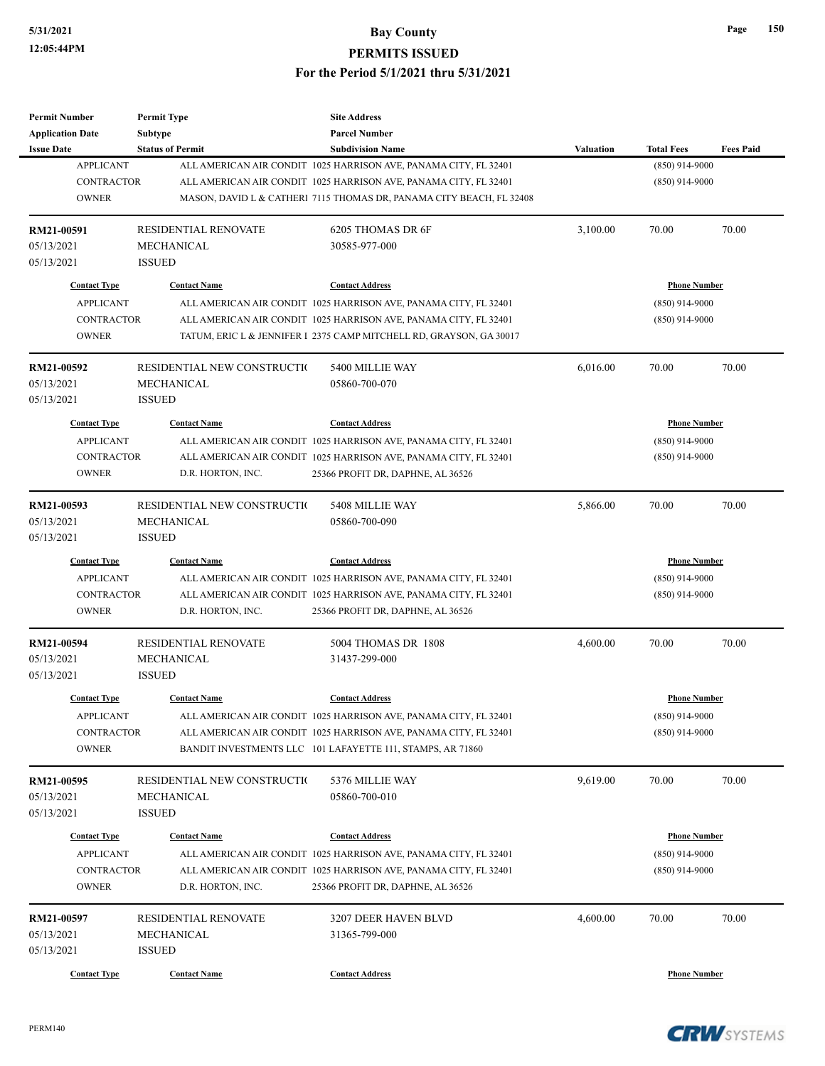| Permit Number | Permit Type | Site Address | | | |
|---|---|---|---|---|---|
| Application Date | Subtype | Parcel Number | | | |
| Issue Date | Status of Permit | Subdivision Name | Valuation | Total Fees | Fees Paid |

| Contact Type | Contact Name | Contact Address | Phone Number |
|---|---|---|---|
| APPLICANT | ALL AMERICAN AIR CONDIT | 1025 HARRISON AVE, PANAMA CITY, FL 32401 | (850) 914-9000 |
| CONTRACTOR | ALL AMERICAN AIR CONDIT | 1025 HARRISON AVE, PANAMA CITY, FL 32401 | (850) 914-9000 |
| OWNER | MASON, DAVID L & CATHERI | 7115 THOMAS DR, PANAMA CITY BEACH, FL 32408 | |

| RM21-00591 | RESIDENTIAL RENOVATE | 6205 THOMAS DR 6F | 3,100.00 | 70.00 | 70.00 |
|---|---|---|---|---|---|
| 05/13/2021 | MECHANICAL | 30585-977-000 | | | |
| 05/13/2021 | ISSUED | | | | |

| Contact Type | Contact Name | Contact Address | Phone Number |
|---|---|---|---|
| APPLICANT | ALL AMERICAN AIR CONDIT | 1025 HARRISON AVE, PANAMA CITY, FL 32401 | (850) 914-9000 |
| CONTRACTOR | ALL AMERICAN AIR CONDIT | 1025 HARRISON AVE, PANAMA CITY, FL 32401 | (850) 914-9000 |
| OWNER | TATUM, ERIC L & JENNIFER I | 2375 CAMP MITCHELL RD, GRAYSON, GA 30017 | |

| RM21-00592 | RESIDENTIAL NEW CONSTRUCTI( | 5400 MILLIE WAY | 6,016.00 | 70.00 | 70.00 |
|---|---|---|---|---|---|
| 05/13/2021 | MECHANICAL | 05860-700-070 | | | |
| 05/13/2021 | ISSUED | | | | |

| Contact Type | Contact Name | Contact Address | Phone Number |
|---|---|---|---|
| APPLICANT | ALL AMERICAN AIR CONDIT | 1025 HARRISON AVE, PANAMA CITY, FL 32401 | (850) 914-9000 |
| CONTRACTOR | ALL AMERICAN AIR CONDIT | 1025 HARRISON AVE, PANAMA CITY, FL 32401 | (850) 914-9000 |
| OWNER | D.R. HORTON, INC. | 25366 PROFIT DR, DAPHNE, AL 36526 | |

| RM21-00593 | RESIDENTIAL NEW CONSTRUCTI( | 5408 MILLIE WAY | 5,866.00 | 70.00 | 70.00 |
|---|---|---|---|---|---|
| 05/13/2021 | MECHANICAL | 05860-700-090 | | | |
| 05/13/2021 | ISSUED | | | | |

| Contact Type | Contact Name | Contact Address | Phone Number |
|---|---|---|---|
| APPLICANT | ALL AMERICAN AIR CONDIT | 1025 HARRISON AVE, PANAMA CITY, FL 32401 | (850) 914-9000 |
| CONTRACTOR | ALL AMERICAN AIR CONDIT | 1025 HARRISON AVE, PANAMA CITY, FL 32401 | (850) 914-9000 |
| OWNER | D.R. HORTON, INC. | 25366 PROFIT DR, DAPHNE, AL 36526 | |

| RM21-00594 | RESIDENTIAL RENOVATE | 5004 THOMAS DR 1808 | 4,600.00 | 70.00 | 70.00 |
|---|---|---|---|---|---|
| 05/13/2021 | MECHANICAL | 31437-299-000 | | | |
| 05/13/2021 | ISSUED | | | | |

| Contact Type | Contact Name | Contact Address | Phone Number |
|---|---|---|---|
| APPLICANT | ALL AMERICAN AIR CONDIT | 1025 HARRISON AVE, PANAMA CITY, FL 32401 | (850) 914-9000 |
| CONTRACTOR | ALL AMERICAN AIR CONDIT | 1025 HARRISON AVE, PANAMA CITY, FL 32401 | (850) 914-9000 |
| OWNER | BANDIT INVESTMENTS LLC | 101 LAFAYETTE 111, STAMPS, AR 71860 | |

| RM21-00595 | RESIDENTIAL NEW CONSTRUCTI( | 5376 MILLIE WAY | 9,619.00 | 70.00 | 70.00 |
|---|---|---|---|---|---|
| 05/13/2021 | MECHANICAL | 05860-700-010 | | | |
| 05/13/2021 | ISSUED | | | | |

| Contact Type | Contact Name | Contact Address | Phone Number |
|---|---|---|---|
| APPLICANT | ALL AMERICAN AIR CONDIT | 1025 HARRISON AVE, PANAMA CITY, FL 32401 | (850) 914-9000 |
| CONTRACTOR | ALL AMERICAN AIR CONDIT | 1025 HARRISON AVE, PANAMA CITY, FL 32401 | (850) 914-9000 |
| OWNER | D.R. HORTON, INC. | 25366 PROFIT DR, DAPHNE, AL 36526 | |

| RM21-00597 | RESIDENTIAL RENOVATE | 3207 DEER HAVEN BLVD | 4,600.00 | 70.00 | 70.00 |
|---|---|---|---|---|---|
| 05/13/2021 | MECHANICAL | 31365-799-000 | | | |
| 05/13/2021 | ISSUED | | | | |

| Contact Type | Contact Name | Contact Address | Phone Number |
|---|---|---|---|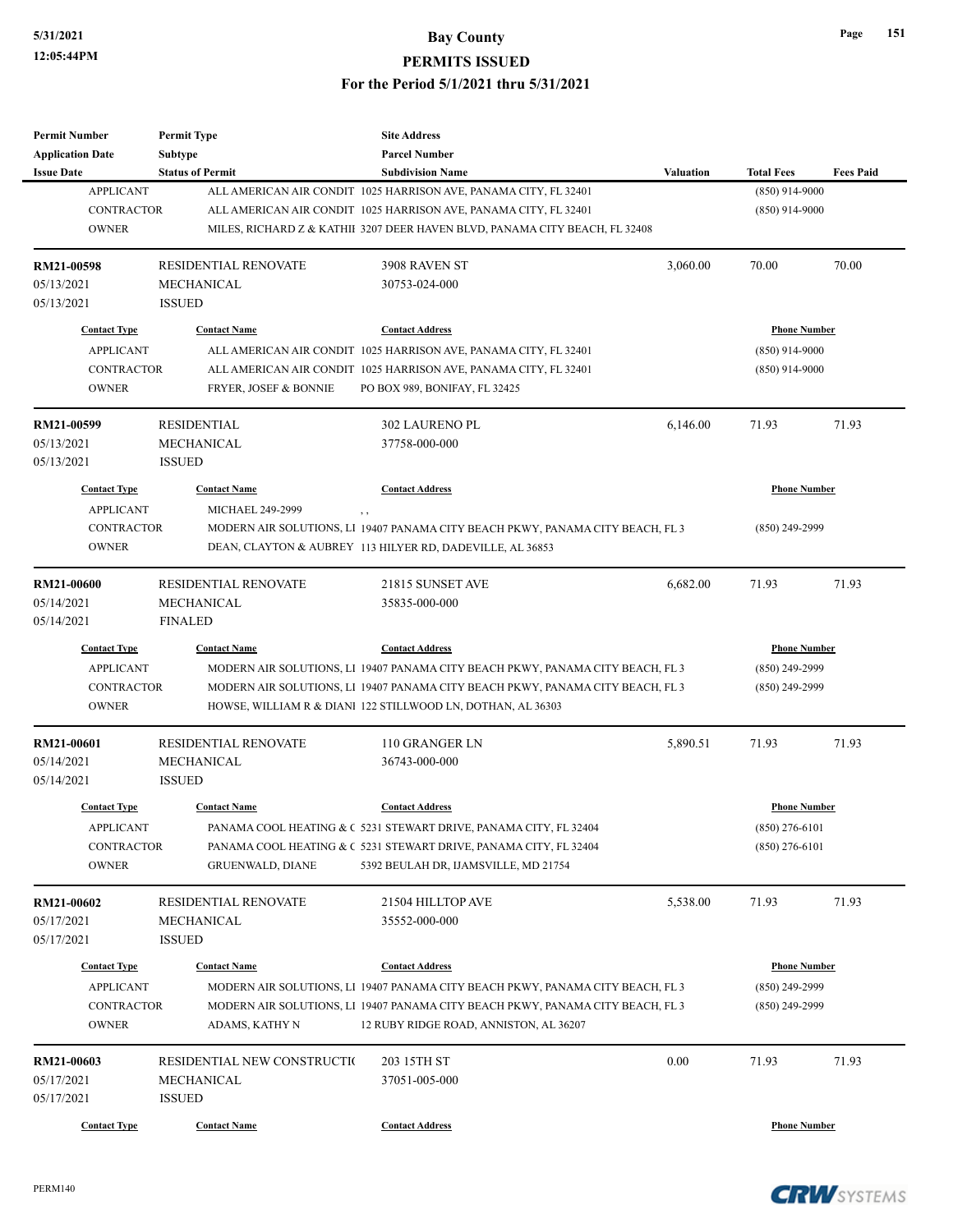# Bay County
## PERMITS ISSUED
### For the Period 5/1/2021 thru 5/31/2021

| Permit Number<br>Application Date<br>Issue Date | Permit Type<br>Subtype<br>Status of Permit | Site Address<br>Parcel Number<br>Subdivision Name | Valuation | Total Fees | Fees Paid |
|---|---|---|---|---|---|

| Contact Type | Contact Name | Contact Address | Phone Number |
|---|---|---|---|
| APPLICANT | ALL AMERICAN AIR CONDIT | 1025 HARRISON AVE, PANAMA CITY, FL 32401 | (850) 914-9000 |
| CONTRACTOR | ALL AMERICAN AIR CONDIT | 1025 HARRISON AVE, PANAMA CITY, FL 32401 | (850) 914-9000 |
| OWNER | MILES, RICHARD Z & KATHII | 3207 DEER HAVEN BLVD, PANAMA CITY BEACH, FL 32408 | |

---

| RM21-00598 | RESIDENTIAL RENOVATE | 3908 RAVEN ST | 3,060.00 | 70.00 | 70.00 |
|---|---|---|---|---|---|
| 05/13/2021 | MECHANICAL | 30753-024-000 | | | |
| 05/13/2021 | ISSUED | | | | |

| Contact Type | Contact Name | Contact Address | Phone Number |
|---|---|---|---|
| APPLICANT | ALL AMERICAN AIR CONDIT | 1025 HARRISON AVE, PANAMA CITY, FL 32401 | (850) 914-9000 |
| CONTRACTOR | ALL AMERICAN AIR CONDIT | 1025 HARRISON AVE, PANAMA CITY, FL 32401 | (850) 914-9000 |
| OWNER | FRYER, JOSEF & BONNIE | PO BOX 989, BONIFAY, FL 32425 | |

---

| RM21-00599 | RESIDENTIAL | 302 LAURENO PL | 6,146.00 | 71.93 | 71.93 |
|---|---|---|---|---|---|
| 05/13/2021 | MECHANICAL | 37758-000-000 | | | |
| 05/13/2021 | ISSUED | | | | |

| Contact Type | Contact Name | Contact Address | Phone Number |
|---|---|---|---|
| APPLICANT | MICHAEL 249-2999 | , , | |
| CONTRACTOR | MODERN AIR SOLUTIONS, LI | 19407 PANAMA CITY BEACH PKWY, PANAMA CITY BEACH, FL 3 | (850) 249-2999 |
| OWNER | DEAN, CLAYTON & AUBREY | 113 HILYER RD, DADEVILLE, AL 36853 | |

---

| RM21-00600 | RESIDENTIAL RENOVATE | 21815 SUNSET AVE | 6,682.00 | 71.93 | 71.93 |
|---|---|---|---|---|---|
| 05/14/2021 | MECHANICAL | 35835-000-000 | | | |
| 05/14/2021 | FINALED | | | | |

| Contact Type | Contact Name | Contact Address | Phone Number |
|---|---|---|---|
| APPLICANT | MODERN AIR SOLUTIONS, LI | 19407 PANAMA CITY BEACH PKWY, PANAMA CITY BEACH, FL 3 | (850) 249-2999 |
| CONTRACTOR | MODERN AIR SOLUTIONS, LI | 19407 PANAMA CITY BEACH PKWY, PANAMA CITY BEACH, FL 3 | (850) 249-2999 |
| OWNER | HOWSE, WILLIAM R & DIANI | 122 STILLWOOD LN, DOTHAN, AL 36303 | |

---

| RM21-00601 | RESIDENTIAL RENOVATE | 110 GRANGER LN | 5,890.51 | 71.93 | 71.93 |
|---|---|---|---|---|---|
| 05/14/2021 | MECHANICAL | 36743-000-000 | | | |
| 05/14/2021 | ISSUED | | | | |

| Contact Type | Contact Name | Contact Address | Phone Number |
|---|---|---|---|
| APPLICANT | PANAMA COOL HEATING & C | 5231 STEWART DRIVE, PANAMA CITY, FL 32404 | (850) 276-6101 |
| CONTRACTOR | PANAMA COOL HEATING & C | 5231 STEWART DRIVE, PANAMA CITY, FL 32404 | (850) 276-6101 |
| OWNER | GRUENWALD, DIANE | 5392 BEULAH DR, IJAMSVILLE, MD 21754 | |

---

| RM21-00602 | RESIDENTIAL RENOVATE | 21504 HILLTOP AVE | 5,538.00 | 71.93 | 71.93 |
|---|---|---|---|---|---|
| 05/17/2021 | MECHANICAL | 35552-000-000 | | | |
| 05/17/2021 | ISSUED | | | | |

| Contact Type | Contact Name | Contact Address | Phone Number |
|---|---|---|---|
| APPLICANT | MODERN AIR SOLUTIONS, LI | 19407 PANAMA CITY BEACH PKWY, PANAMA CITY BEACH, FL 3 | (850) 249-2999 |
| CONTRACTOR | MODERN AIR SOLUTIONS, LI | 19407 PANAMA CITY BEACH PKWY, PANAMA CITY BEACH, FL 3 | (850) 249-2999 |
| OWNER | ADAMS, KATHY N | 12 RUBY RIDGE ROAD, ANNISTON, AL 36207 | |

---

| RM21-00603 | RESIDENTIAL NEW CONSTRUCTI( | 203 15TH ST | 0.00 | 71.93 | 71.93 |
|---|---|---|---|---|---|
| 05/17/2021 | MECHANICAL | 37051-005-000 | | | |
| 05/17/2021 | ISSUED | | | | |

| Contact Type | Contact Name | Contact Address | Phone Number |
|---|---|---|---|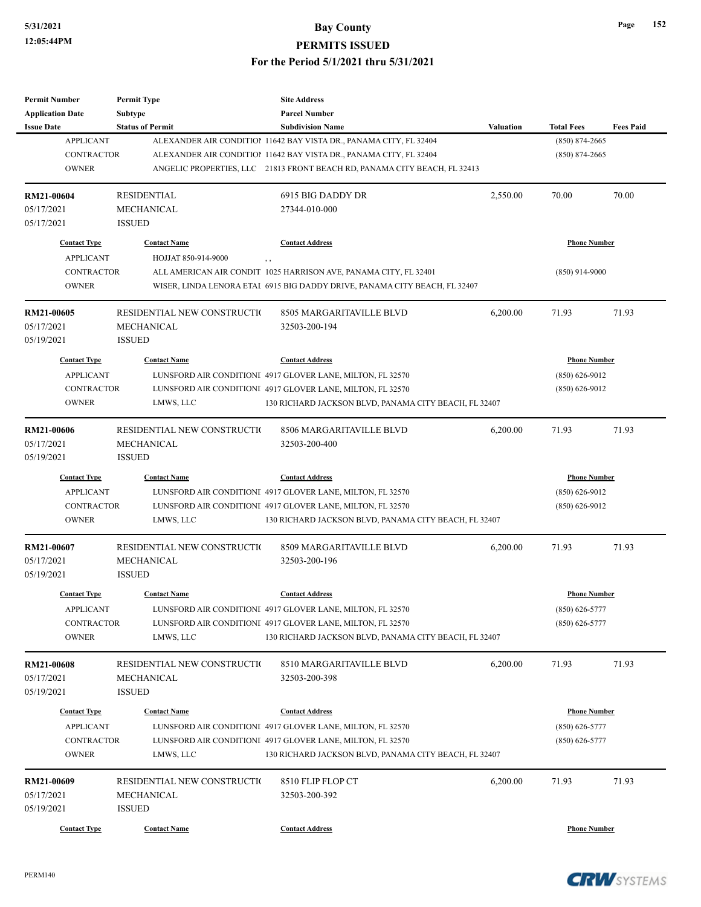| Permit Number | Permit Type | Site Address | | | |
|---|---|---|---|---|---|
| Application Date | Subtype | Parcel Number | | | |
| Issue Date | Status of Permit | Subdivision Name | Valuation | Total Fees | Fees Paid |
| APPLICANT | ALEXANDER AIR CONDITIOI | 11642 BAY VISTA DR., PANAMA CITY, FL 32404 | | (850) 874-2665 | |
| CONTRACTOR | ALEXANDER AIR CONDITIOI | 11642 BAY VISTA DR., PANAMA CITY, FL 32404 | | (850) 874-2665 | |
| OWNER | ANGELIC PROPERTIES, LLC | 21813 FRONT BEACH RD, PANAMA CITY BEACH, FL 32413 | | | |
| **RM21-00604** | RESIDENTIAL | 6915 BIG DADDY DR | 2,550.00 | 70.00 | 70.00 |
| 05/17/2021 | MECHANICAL | 27344-010-000 | | | |
| 05/17/2021 | ISSUED | | | | |
| **Contact Type** | **Contact Name** | **Contact Address** | | **Phone Number** | |
| APPLICANT | HOJJAT 850-914-9000 | , , | | | |
| CONTRACTOR | ALL AMERICAN AIR CONDIT | 1025 HARRISON AVE, PANAMA CITY, FL 32401 | | (850) 914-9000 | |
| OWNER | WISER, LINDA LENORA ETAL | 6915 BIG DADDY DRIVE, PANAMA CITY BEACH, FL 32407 | | | |
| **RM21-00605** | RESIDENTIAL NEW CONSTRUCTIO | 8505 MARGARITAVILLE BLVD | 6,200.00 | 71.93 | 71.93 |
| 05/17/2021 | MECHANICAL | 32503-200-194 | | | |
| 05/19/2021 | ISSUED | | | | |
| **Contact Type** | **Contact Name** | **Contact Address** | | **Phone Number** | |
| APPLICANT | LUNSFORD AIR CONDITIONI | 4917 GLOVER LANE, MILTON, FL 32570 | | (850) 626-9012 | |
| CONTRACTOR | LUNSFORD AIR CONDITIONI | 4917 GLOVER LANE, MILTON, FL 32570 | | (850) 626-9012 | |
| OWNER | LMWS, LLC | 130 RICHARD JACKSON BLVD, PANAMA CITY BEACH, FL 32407 | | | |
| **RM21-00606** | RESIDENTIAL NEW CONSTRUCTIO | 8506 MARGARITAVILLE BLVD | 6,200.00 | 71.93 | 71.93 |
| 05/17/2021 | MECHANICAL | 32503-200-400 | | | |
| 05/19/2021 | ISSUED | | | | |
| **Contact Type** | **Contact Name** | **Contact Address** | | **Phone Number** | |
| APPLICANT | LUNSFORD AIR CONDITIONI | 4917 GLOVER LANE, MILTON, FL 32570 | | (850) 626-9012 | |
| CONTRACTOR | LUNSFORD AIR CONDITIONI | 4917 GLOVER LANE, MILTON, FL 32570 | | (850) 626-9012 | |
| OWNER | LMWS, LLC | 130 RICHARD JACKSON BLVD, PANAMA CITY BEACH, FL 32407 | | | |
| **RM21-00607** | RESIDENTIAL NEW CONSTRUCTIO | 8509 MARGARITAVILLE BLVD | 6,200.00 | 71.93 | 71.93 |
| 05/17/2021 | MECHANICAL | 32503-200-196 | | | |
| 05/19/2021 | ISSUED | | | | |
| **Contact Type** | **Contact Name** | **Contact Address** | | **Phone Number** | |
| APPLICANT | LUNSFORD AIR CONDITIONI | 4917 GLOVER LANE, MILTON, FL 32570 | | (850) 626-5777 | |
| CONTRACTOR | LUNSFORD AIR CONDITIONI | 4917 GLOVER LANE, MILTON, FL 32570 | | (850) 626-5777 | |
| OWNER | LMWS, LLC | 130 RICHARD JACKSON BLVD, PANAMA CITY BEACH, FL 32407 | | | |
| **RM21-00608** | RESIDENTIAL NEW CONSTRUCTIO | 8510 MARGARITAVILLE BLVD | 6,200.00 | 71.93 | 71.93 |
| 05/17/2021 | MECHANICAL | 32503-200-398 | | | |
| 05/19/2021 | ISSUED | | | | |
| **Contact Type** | **Contact Name** | **Contact Address** | | **Phone Number** | |
| APPLICANT | LUNSFORD AIR CONDITIONI | 4917 GLOVER LANE, MILTON, FL 32570 | | (850) 626-5777 | |
| CONTRACTOR | LUNSFORD AIR CONDITIONI | 4917 GLOVER LANE, MILTON, FL 32570 | | (850) 626-5777 | |
| OWNER | LMWS, LLC | 130 RICHARD JACKSON BLVD, PANAMA CITY BEACH, FL 32407 | | | |
| **RM21-00609** | RESIDENTIAL NEW CONSTRUCTIO | 8510 FLIP FLOP CT | 6,200.00 | 71.93 | 71.93 |
| 05/17/2021 | MECHANICAL | 32503-200-392 | | | |
| 05/19/2021 | ISSUED | | | | |
| **Contact Type** | **Contact Name** | **Contact Address** | | **Phone Number** | |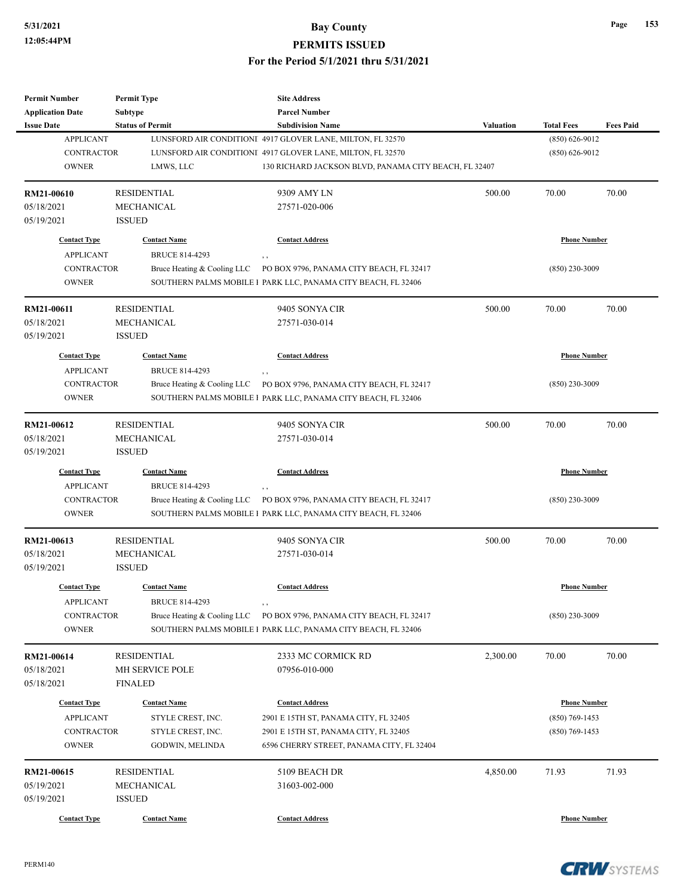| Permit Number | Permit Type | Site Address | | | |
|---|---|---|---|---|---|
| Application Date | Subtype | Parcel Number | | | |
| Issue Date | Status of Permit | Subdivision Name | Valuation | Total Fees | Fees Paid |

| Contact Type | Contact Name | Contact Address | Phone Number |
|---|---|---|---|
| APPLICANT | LUNSFORD AIR CONDITIONI | 4917 GLOVER LANE, MILTON, FL 32570 | (850) 626-9012 |
| CONTRACTOR | LUNSFORD AIR CONDITIONI | 4917 GLOVER LANE, MILTON, FL 32570 | (850) 626-9012 |
| OWNER | LMWS, LLC | 130 RICHARD JACKSON BLVD, PANAMA CITY BEACH, FL 32407 | |

| RM21-00610 | RESIDENTIAL | 9309 AMY LN | 500.00 | 70.00 | 70.00 |
|---|---|---|---|---|---|
| 05/18/2021 | MECHANICAL | 27571-020-006 | | | |
| 05/19/2021 | ISSUED | | | | |

| Contact Type | Contact Name | Contact Address | Phone Number |
|---|---|---|---|
| APPLICANT | BRUCE 814-4293 | , , | |
| CONTRACTOR | Bruce Heating & Cooling LLC | PO BOX 9796, PANAMA CITY BEACH, FL 32417 | (850) 230-3009 |
| OWNER | SOUTHERN PALMS MOBILE I | PARK LLC, PANAMA CITY BEACH, FL 32406 | |

| RM21-00611 | RESIDENTIAL | 9405 SONYA CIR | 500.00 | 70.00 | 70.00 |
|---|---|---|---|---|---|
| 05/18/2021 | MECHANICAL | 27571-030-014 | | | |
| 05/19/2021 | ISSUED | | | | |

| Contact Type | Contact Name | Contact Address | Phone Number |
|---|---|---|---|
| APPLICANT | BRUCE 814-4293 | , , | |
| CONTRACTOR | Bruce Heating & Cooling LLC | PO BOX 9796, PANAMA CITY BEACH, FL 32417 | (850) 230-3009 |
| OWNER | SOUTHERN PALMS MOBILE I | PARK LLC, PANAMA CITY BEACH, FL 32406 | |

| RM21-00612 | RESIDENTIAL | 9405 SONYA CIR | 500.00 | 70.00 | 70.00 |
|---|---|---|---|---|---|
| 05/18/2021 | MECHANICAL | 27571-030-014 | | | |
| 05/19/2021 | ISSUED | | | | |

| Contact Type | Contact Name | Contact Address | Phone Number |
|---|---|---|---|
| APPLICANT | BRUCE 814-4293 | , , | |
| CONTRACTOR | Bruce Heating & Cooling LLC | PO BOX 9796, PANAMA CITY BEACH, FL 32417 | (850) 230-3009 |
| OWNER | SOUTHERN PALMS MOBILE I | PARK LLC, PANAMA CITY BEACH, FL 32406 | |

| RM21-00613 | RESIDENTIAL | 9405 SONYA CIR | 500.00 | 70.00 | 70.00 |
|---|---|---|---|---|---|
| 05/18/2021 | MECHANICAL | 27571-030-014 | | | |
| 05/19/2021 | ISSUED | | | | |

| Contact Type | Contact Name | Contact Address | Phone Number |
|---|---|---|---|
| APPLICANT | BRUCE 814-4293 | , , | |
| CONTRACTOR | Bruce Heating & Cooling LLC | PO BOX 9796, PANAMA CITY BEACH, FL 32417 | (850) 230-3009 |
| OWNER | SOUTHERN PALMS MOBILE I | PARK LLC, PANAMA CITY BEACH, FL 32406 | |

| RM21-00614 | RESIDENTIAL | 2333 MC CORMICK RD | 2,300.00 | 70.00 | 70.00 |
|---|---|---|---|---|---|
| 05/18/2021 | MH SERVICE POLE | 07956-010-000 | | | |
| 05/18/2021 | FINALED | | | | |

| Contact Type | Contact Name | Contact Address | Phone Number |
|---|---|---|---|
| APPLICANT | STYLE CREST, INC. | 2901 E 15TH ST, PANAMA CITY, FL 32405 | (850) 769-1453 |
| CONTRACTOR | STYLE CREST, INC. | 2901 E 15TH ST, PANAMA CITY, FL 32405 | (850) 769-1453 |
| OWNER | GODWIN, MELINDA | 6596 CHERRY STREET, PANAMA CITY, FL 32404 | |

| RM21-00615 | RESIDENTIAL | 5109 BEACH DR | 4,850.00 | 71.93 | 71.93 |
|---|---|---|---|---|---|
| 05/19/2021 | MECHANICAL | 31603-002-000 | | | |
| 05/19/2021 | ISSUED | | | | |

| Contact Type | Contact Name | Contact Address | Phone Number |
|---|---|---|---|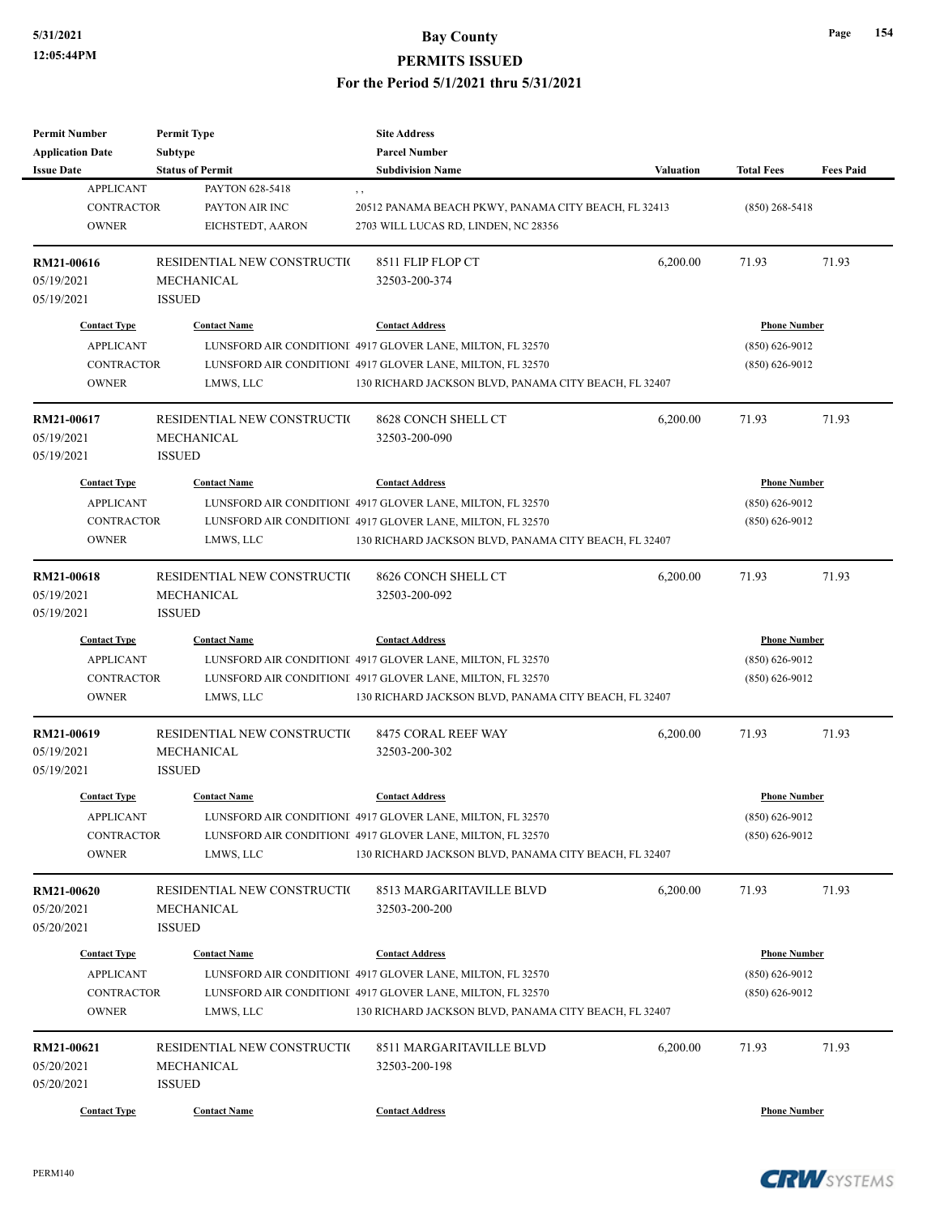| Permit Number | Permit Type | Site Address | | | |
|---|---|---|---|---|---|
| Application Date | Subtype | Parcel Number | | | |
| Issue Date | Status of Permit | Subdivision Name | Valuation | Total Fees | Fees Paid |

| Contact Type | Contact Name | Contact Address | Phone Number |
|---|---|---|---|
| APPLICANT | PAYTON 628-5418 | , , | |
| CONTRACTOR | PAYTON AIR INC | 20512 PANAMA BEACH PKWY, PANAMA CITY BEACH, FL 32413 | (850) 268-5418 |
| OWNER | EICHSTEDT, AARON | 2703 WILL LUCAS RD, LINDEN, NC 28356 | |

| RM21-00616 | RESIDENTIAL NEW CONSTRUCTI( | 8511 FLIP FLOP CT | 6,200.00 | 71.93 | 71.93 |
|---|---|---|---|---|---|
| 05/19/2021 | MECHANICAL | 32503-200-374 | | | |
| 05/19/2021 | ISSUED | | | | |

| Contact Type | Contact Name | Contact Address | Phone Number |
|---|---|---|---|
| APPLICANT | LUNSFORD AIR CONDITIONI | 4917 GLOVER LANE, MILTON, FL 32570 | (850) 626-9012 |
| CONTRACTOR | LUNSFORD AIR CONDITIONI | 4917 GLOVER LANE, MILTON, FL 32570 | (850) 626-9012 |
| OWNER | LMWS, LLC | 130 RICHARD JACKSON BLVD, PANAMA CITY BEACH, FL 32407 | |

| RM21-00617 | RESIDENTIAL NEW CONSTRUCTI( | 8628 CONCH SHELL CT | 6,200.00 | 71.93 | 71.93 |
|---|---|---|---|---|---|
| 05/19/2021 | MECHANICAL | 32503-200-090 | | | |
| 05/19/2021 | ISSUED | | | | |

| Contact Type | Contact Name | Contact Address | Phone Number |
|---|---|---|---|
| APPLICANT | LUNSFORD AIR CONDITIONI | 4917 GLOVER LANE, MILTON, FL 32570 | (850) 626-9012 |
| CONTRACTOR | LUNSFORD AIR CONDITIONI | 4917 GLOVER LANE, MILTON, FL 32570 | (850) 626-9012 |
| OWNER | LMWS, LLC | 130 RICHARD JACKSON BLVD, PANAMA CITY BEACH, FL 32407 | |

| RM21-00618 | RESIDENTIAL NEW CONSTRUCTI( | 8626 CONCH SHELL CT | 6,200.00 | 71.93 | 71.93 |
|---|---|---|---|---|---|
| 05/19/2021 | MECHANICAL | 32503-200-092 | | | |
| 05/19/2021 | ISSUED | | | | |

| Contact Type | Contact Name | Contact Address | Phone Number |
|---|---|---|---|
| APPLICANT | LUNSFORD AIR CONDITIONI | 4917 GLOVER LANE, MILTON, FL 32570 | (850) 626-9012 |
| CONTRACTOR | LUNSFORD AIR CONDITIONI | 4917 GLOVER LANE, MILTON, FL 32570 | (850) 626-9012 |
| OWNER | LMWS, LLC | 130 RICHARD JACKSON BLVD, PANAMA CITY BEACH, FL 32407 | |

| RM21-00619 | RESIDENTIAL NEW CONSTRUCTI( | 8475 CORAL REEF WAY | 6,200.00 | 71.93 | 71.93 |
|---|---|---|---|---|---|
| 05/19/2021 | MECHANICAL | 32503-200-302 | | | |
| 05/19/2021 | ISSUED | | | | |

| Contact Type | Contact Name | Contact Address | Phone Number |
|---|---|---|---|
| APPLICANT | LUNSFORD AIR CONDITIONI | 4917 GLOVER LANE, MILTON, FL 32570 | (850) 626-9012 |
| CONTRACTOR | LUNSFORD AIR CONDITIONI | 4917 GLOVER LANE, MILTON, FL 32570 | (850) 626-9012 |
| OWNER | LMWS, LLC | 130 RICHARD JACKSON BLVD, PANAMA CITY BEACH, FL 32407 | |

| RM21-00620 | RESIDENTIAL NEW CONSTRUCTI( | 8513 MARGARITAVILLE BLVD | 6,200.00 | 71.93 | 71.93 |
|---|---|---|---|---|---|
| 05/20/2021 | MECHANICAL | 32503-200-200 | | | |
| 05/20/2021 | ISSUED | | | | |

| Contact Type | Contact Name | Contact Address | Phone Number |
|---|---|---|---|
| APPLICANT | LUNSFORD AIR CONDITIONI | 4917 GLOVER LANE, MILTON, FL 32570 | (850) 626-9012 |
| CONTRACTOR | LUNSFORD AIR CONDITIONI | 4917 GLOVER LANE, MILTON, FL 32570 | (850) 626-9012 |
| OWNER | LMWS, LLC | 130 RICHARD JACKSON BLVD, PANAMA CITY BEACH, FL 32407 | |

| RM21-00621 | RESIDENTIAL NEW CONSTRUCTI( | 8511 MARGARITAVILLE BLVD | 6,200.00 | 71.93 | 71.93 |
|---|---|---|---|---|---|
| 05/20/2021 | MECHANICAL | 32503-200-198 | | | |
| 05/20/2021 | ISSUED | | | | |

| Contact Type | Contact Name | Contact Address | Phone Number |
|---|---|---|---|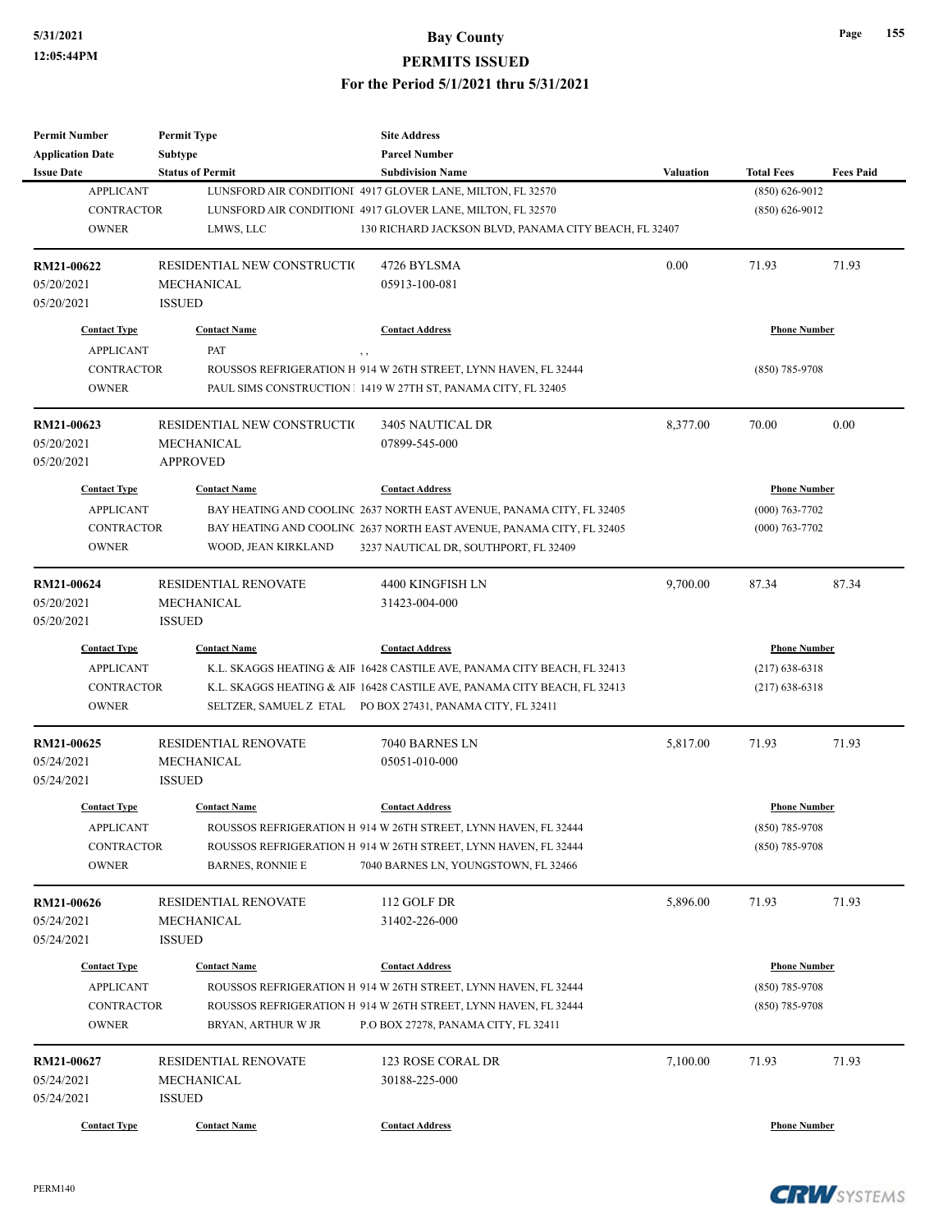| Permit Number | Permit Type | Site Address | | | |
|---|---|---|---|---|---|
| Application Date | Subtype | Parcel Number | | | |
| Issue Date | Status of Permit | Subdivision Name | Valuation | Total Fees | Fees Paid |
| APPLICANT | LUNSFORD AIR CONDITIONI | 4917 GLOVER LANE, MILTON, FL 32570 | | (850) 626-9012 | |
| CONTRACTOR | LUNSFORD AIR CONDITIONI | 4917 GLOVER LANE, MILTON, FL 32570 | | (850) 626-9012 | |
| OWNER | LMWS, LLC | 130 RICHARD JACKSON BLVD, PANAMA CITY BEACH, FL 32407 | | | |
| **RM21-00622** | RESIDENTIAL NEW CONSTRUCTI( | 4726 BYLSMA | 0.00 | 71.93 | 71.93 |
| 05/20/2021 | MECHANICAL | 05913-100-081 | | | |
| 05/20/2021 | ISSUED | | | | |
| Contact Type | Contact Name | Contact Address | | Phone Number | |
| APPLICANT | PAT | , , | | | |
| CONTRACTOR | ROUSSOS REFRIGERATION H | 914 W 26TH STREET, LYNN HAVEN, FL 32444 | | (850) 785-9708 | |
| OWNER | PAUL SIMS CONSTRUCTION | 1419 W 27TH ST, PANAMA CITY, FL 32405 | | | |
| **RM21-00623** | RESIDENTIAL NEW CONSTRUCTI( | 3405 NAUTICAL DR | 8,377.00 | 70.00 | 0.00 |
| 05/20/2021 | MECHANICAL | 07899-545-000 | | | |
| 05/20/2021 | APPROVED | | | | |
| Contact Type | Contact Name | Contact Address | | Phone Number | |
| APPLICANT | BAY HEATING AND COOLINC | 2637 NORTH EAST AVENUE, PANAMA CITY, FL 32405 | | (000) 763-7702 | |
| CONTRACTOR | BAY HEATING AND COOLINC | 2637 NORTH EAST AVENUE, PANAMA CITY, FL 32405 | | (000) 763-7702 | |
| OWNER | WOOD, JEAN KIRKLAND | 3237 NAUTICAL DR, SOUTHPORT, FL 32409 | | | |
| **RM21-00624** | RESIDENTIAL RENOVATE | 4400 KINGFISH LN | 9,700.00 | 87.34 | 87.34 |
| 05/20/2021 | MECHANICAL | 31423-004-000 | | | |
| 05/20/2021 | ISSUED | | | | |
| Contact Type | Contact Name | Contact Address | | Phone Number | |
| APPLICANT | K.L. SKAGGS HEATING & AIF | 16428 CASTILE AVE, PANAMA CITY BEACH, FL 32413 | | (217) 638-6318 | |
| CONTRACTOR | K.L. SKAGGS HEATING & AIF | 16428 CASTILE AVE, PANAMA CITY BEACH, FL 32413 | | (217) 638-6318 | |
| OWNER | SELTZER, SAMUEL Z ETAL | PO BOX 27431, PANAMA CITY, FL 32411 | | | |
| **RM21-00625** | RESIDENTIAL RENOVATE | 7040 BARNES LN | 5,817.00 | 71.93 | 71.93 |
| 05/24/2021 | MECHANICAL | 05051-010-000 | | | |
| 05/24/2021 | ISSUED | | | | |
| Contact Type | Contact Name | Contact Address | | Phone Number | |
| APPLICANT | ROUSSOS REFRIGERATION H | 914 W 26TH STREET, LYNN HAVEN, FL 32444 | | (850) 785-9708 | |
| CONTRACTOR | ROUSSOS REFRIGERATION H | 914 W 26TH STREET, LYNN HAVEN, FL 32444 | | (850) 785-9708 | |
| OWNER | BARNES, RONNIE E | 7040 BARNES LN, YOUNGSTOWN, FL 32466 | | | |
| **RM21-00626** | RESIDENTIAL RENOVATE | 112 GOLF DR | 5,896.00 | 71.93 | 71.93 |
| 05/24/2021 | MECHANICAL | 31402-226-000 | | | |
| 05/24/2021 | ISSUED | | | | |
| Contact Type | Contact Name | Contact Address | | Phone Number | |
| APPLICANT | ROUSSOS REFRIGERATION H | 914 W 26TH STREET, LYNN HAVEN, FL 32444 | | (850) 785-9708 | |
| CONTRACTOR | ROUSSOS REFRIGERATION H | 914 W 26TH STREET, LYNN HAVEN, FL 32444 | | (850) 785-9708 | |
| OWNER | BRYAN, ARTHUR W JR | P.O BOX 27278, PANAMA CITY, FL 32411 | | | |
| **RM21-00627** | RESIDENTIAL RENOVATE | 123 ROSE CORAL DR | 7,100.00 | 71.93 | 71.93 |
| 05/24/2021 | MECHANICAL | 30188-225-000 | | | |
| 05/24/2021 | ISSUED | | | | |
| Contact Type | Contact Name | Contact Address | | Phone Number | |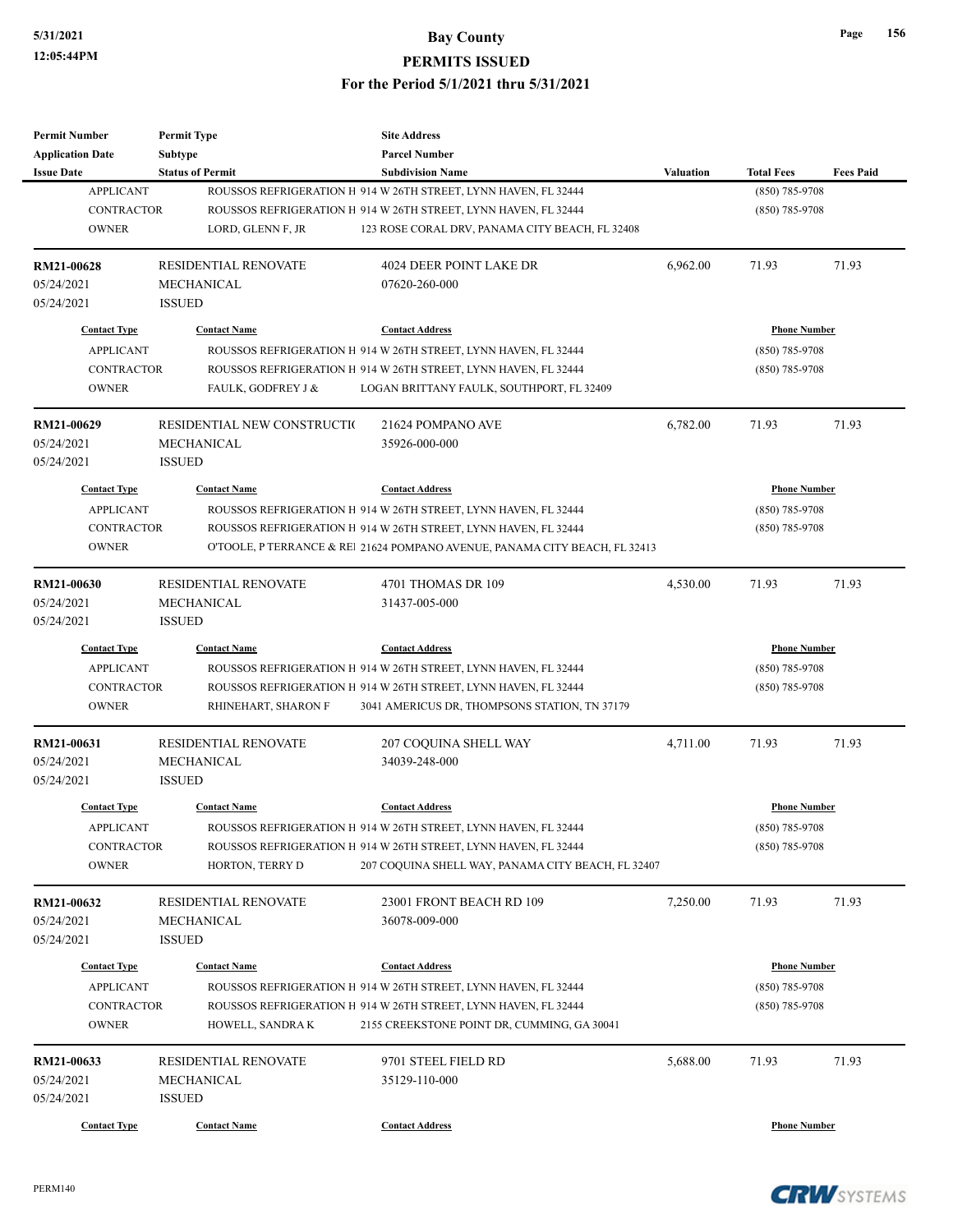| Permit Number | Permit Type | Site Address | | | |
|---|---|---|---|---|---|
| Application Date | Subtype | Parcel Number | | | |
| Issue Date | Status of Permit | Subdivision Name | Valuation | Total Fees | Fees Paid |

| Contact Type | Contact Name | Contact Address | Phone Number |
|---|---|---|---|
| APPLICANT | ROUSSOS REFRIGERATION H | 914 W 26TH STREET, LYNN HAVEN, FL 32444 | (850) 785-9708 |
| CONTRACTOR | ROUSSOS REFRIGERATION H | 914 W 26TH STREET, LYNN HAVEN, FL 32444 | (850) 785-9708 |
| OWNER | LORD, GLENN F, JR | 123 ROSE CORAL DRV, PANAMA CITY BEACH, FL 32408 | |

| Permit Number | Permit Type | Site Address | Valuation | Total Fees | Fees Paid |
|---|---|---|---|---|---|
| RM21-00628 | RESIDENTIAL RENOVATE | 4024 DEER POINT LAKE DR | 6,962.00 | 71.93 | 71.93 |
| 05/24/2021 | MECHANICAL | 07620-260-000 | | | |
| 05/24/2021 | ISSUED | | | | |

| Contact Type | Contact Name | Contact Address | Phone Number |
|---|---|---|---|
| APPLICANT | ROUSSOS REFRIGERATION H | 914 W 26TH STREET, LYNN HAVEN, FL 32444 | (850) 785-9708 |
| CONTRACTOR | ROUSSOS REFRIGERATION H | 914 W 26TH STREET, LYNN HAVEN, FL 32444 | (850) 785-9708 |
| OWNER | FAULK, GODFREY J & | LOGAN BRITTANY FAULK, SOUTHPORT, FL 32409 | |

| Permit Number | Permit Type | Site Address | Valuation | Total Fees | Fees Paid |
|---|---|---|---|---|---|
| RM21-00629 | RESIDENTIAL NEW CONSTRUCTI( | 21624 POMPANO AVE | 6,782.00 | 71.93 | 71.93 |
| 05/24/2021 | MECHANICAL | 35926-000-000 | | | |
| 05/24/2021 | ISSUED | | | | |

| Contact Type | Contact Name | Contact Address | Phone Number |
|---|---|---|---|
| APPLICANT | ROUSSOS REFRIGERATION H | 914 W 26TH STREET, LYNN HAVEN, FL 32444 | (850) 785-9708 |
| CONTRACTOR | ROUSSOS REFRIGERATION H | 914 W 26TH STREET, LYNN HAVEN, FL 32444 | (850) 785-9708 |
| OWNER | O'TOOLE, P TERRANCE & REI | 21624 POMPANO AVENUE, PANAMA CITY BEACH, FL 32413 | |

| Permit Number | Permit Type | Site Address | Valuation | Total Fees | Fees Paid |
|---|---|---|---|---|---|
| RM21-00630 | RESIDENTIAL RENOVATE | 4701 THOMAS DR 109 | 4,530.00 | 71.93 | 71.93 |
| 05/24/2021 | MECHANICAL | 31437-005-000 | | | |
| 05/24/2021 | ISSUED | | | | |

| Contact Type | Contact Name | Contact Address | Phone Number |
|---|---|---|---|
| APPLICANT | ROUSSOS REFRIGERATION H | 914 W 26TH STREET, LYNN HAVEN, FL 32444 | (850) 785-9708 |
| CONTRACTOR | ROUSSOS REFRIGERATION H | 914 W 26TH STREET, LYNN HAVEN, FL 32444 | (850) 785-9708 |
| OWNER | RHINEHART, SHARON F | 3041 AMERICUS DR, THOMPSONS STATION, TN 37179 | |

| Permit Number | Permit Type | Site Address | Valuation | Total Fees | Fees Paid |
|---|---|---|---|---|---|
| RM21-00631 | RESIDENTIAL RENOVATE | 207 COQUINA SHELL WAY | 4,711.00 | 71.93 | 71.93 |
| 05/24/2021 | MECHANICAL | 34039-248-000 | | | |
| 05/24/2021 | ISSUED | | | | |

| Contact Type | Contact Name | Contact Address | Phone Number |
|---|---|---|---|
| APPLICANT | ROUSSOS REFRIGERATION H | 914 W 26TH STREET, LYNN HAVEN, FL 32444 | (850) 785-9708 |
| CONTRACTOR | ROUSSOS REFRIGERATION H | 914 W 26TH STREET, LYNN HAVEN, FL 32444 | (850) 785-9708 |
| OWNER | HORTON, TERRY D | 207 COQUINA SHELL WAY, PANAMA CITY BEACH, FL 32407 | |

| Permit Number | Permit Type | Site Address | Valuation | Total Fees | Fees Paid |
|---|---|---|---|---|---|
| RM21-00632 | RESIDENTIAL RENOVATE | 23001 FRONT BEACH RD 109 | 7,250.00 | 71.93 | 71.93 |
| 05/24/2021 | MECHANICAL | 36078-009-000 | | | |
| 05/24/2021 | ISSUED | | | | |

| Contact Type | Contact Name | Contact Address | Phone Number |
|---|---|---|---|
| APPLICANT | ROUSSOS REFRIGERATION H | 914 W 26TH STREET, LYNN HAVEN, FL 32444 | (850) 785-9708 |
| CONTRACTOR | ROUSSOS REFRIGERATION H | 914 W 26TH STREET, LYNN HAVEN, FL 32444 | (850) 785-9708 |
| OWNER | HOWELL, SANDRA K | 2155 CREEKSTONE POINT DR, CUMMING, GA 30041 | |

| Permit Number | Permit Type | Site Address | Valuation | Total Fees | Fees Paid |
|---|---|---|---|---|---|
| RM21-00633 | RESIDENTIAL RENOVATE | 9701 STEEL FIELD RD | 5,688.00 | 71.93 | 71.93 |
| 05/24/2021 | MECHANICAL | 35129-110-000 | | | |
| 05/24/2021 | ISSUED | | | | |

| Contact Type | Contact Name | Contact Address | Phone Number |
|---|---|---|---|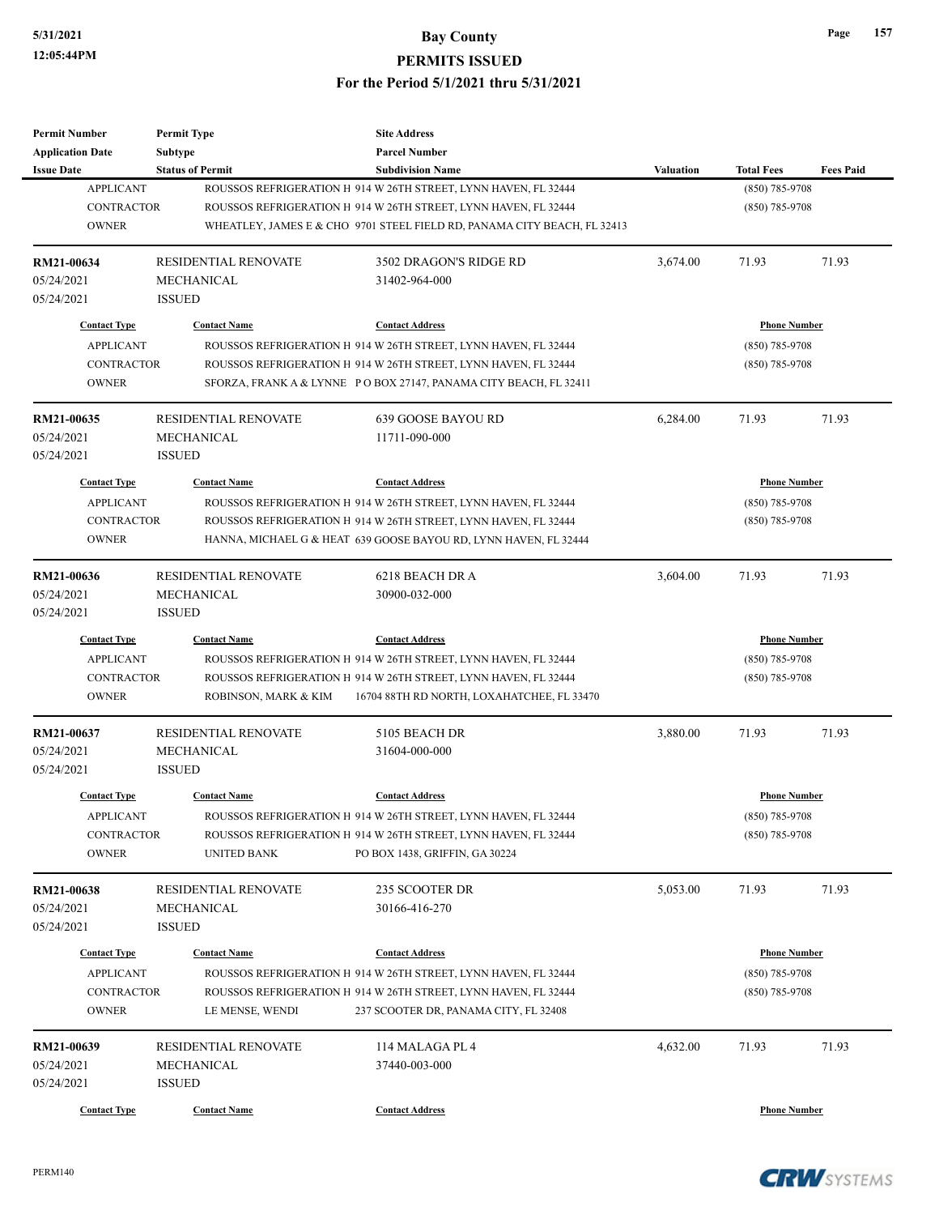| Permit Number | Permit Type | Site Address | | | |
|---|---|---|---|---|---|
| Application Date | Subtype | Parcel Number | | | |
| Issue Date | Status of Permit | Subdivision Name | Valuation | Total Fees | Fees Paid |

| Contact Type | Contact Name | Contact Address | Phone Number |
|---|---|---|---|
| APPLICANT | ROUSSOS REFRIGERATION H | 914 W 26TH STREET, LYNN HAVEN, FL 32444 | (850) 785-9708 |
| CONTRACTOR | ROUSSOS REFRIGERATION H | 914 W 26TH STREET, LYNN HAVEN, FL 32444 | (850) 785-9708 |
| OWNER | WHEATLEY, JAMES E & CHO | 9701 STEEL FIELD RD, PANAMA CITY BEACH, FL 32413 | |

| RM21-00634 | RESIDENTIAL RENOVATE | 3502 DRAGON'S RIDGE RD | 3,674.00 | 71.93 | 71.93 |
|---|---|---|---|---|---|
| 05/24/2021 | MECHANICAL | 31402-964-000 | | | |
| 05/24/2021 | ISSUED | | | | |

| Contact Type | Contact Name | Contact Address | Phone Number |
|---|---|---|---|
| APPLICANT | ROUSSOS REFRIGERATION H | 914 W 26TH STREET, LYNN HAVEN, FL 32444 | (850) 785-9708 |
| CONTRACTOR | ROUSSOS REFRIGERATION H | 914 W 26TH STREET, LYNN HAVEN, FL 32444 | (850) 785-9708 |
| OWNER | SFORZA, FRANK A & LYNNE | P O BOX 27147, PANAMA CITY BEACH, FL 32411 | |

| RM21-00635 | RESIDENTIAL RENOVATE | 639 GOOSE BAYOU RD | 6,284.00 | 71.93 | 71.93 |
|---|---|---|---|---|---|
| 05/24/2021 | MECHANICAL | 11711-090-000 | | | |
| 05/24/2021 | ISSUED | | | | |

| Contact Type | Contact Name | Contact Address | Phone Number |
|---|---|---|---|
| APPLICANT | ROUSSOS REFRIGERATION H | 914 W 26TH STREET, LYNN HAVEN, FL 32444 | (850) 785-9708 |
| CONTRACTOR | ROUSSOS REFRIGERATION H | 914 W 26TH STREET, LYNN HAVEN, FL 32444 | (850) 785-9708 |
| OWNER | HANNA, MICHAEL G & HEAT | 639 GOOSE BAYOU RD, LYNN HAVEN, FL 32444 | |

| RM21-00636 | RESIDENTIAL RENOVATE | 6218 BEACH DR A | 3,604.00 | 71.93 | 71.93 |
|---|---|---|---|---|---|
| 05/24/2021 | MECHANICAL | 30900-032-000 | | | |
| 05/24/2021 | ISSUED | | | | |

| Contact Type | Contact Name | Contact Address | Phone Number |
|---|---|---|---|
| APPLICANT | ROUSSOS REFRIGERATION H | 914 W 26TH STREET, LYNN HAVEN, FL 32444 | (850) 785-9708 |
| CONTRACTOR | ROUSSOS REFRIGERATION H | 914 W 26TH STREET, LYNN HAVEN, FL 32444 | (850) 785-9708 |
| OWNER | ROBINSON, MARK & KIM | 16704 88TH RD NORTH, LOXAHATCHEE, FL 33470 | |

| RM21-00637 | RESIDENTIAL RENOVATE | 5105 BEACH DR | 3,880.00 | 71.93 | 71.93 |
|---|---|---|---|---|---|
| 05/24/2021 | MECHANICAL | 31604-000-000 | | | |
| 05/24/2021 | ISSUED | | | | |

| Contact Type | Contact Name | Contact Address | Phone Number |
|---|---|---|---|
| APPLICANT | ROUSSOS REFRIGERATION H | 914 W 26TH STREET, LYNN HAVEN, FL 32444 | (850) 785-9708 |
| CONTRACTOR | ROUSSOS REFRIGERATION H | 914 W 26TH STREET, LYNN HAVEN, FL 32444 | (850) 785-9708 |
| OWNER | UNITED BANK | PO BOX 1438, GRIFFIN, GA 30224 | |

| RM21-00638 | RESIDENTIAL RENOVATE | 235 SCOOTER DR | 5,053.00 | 71.93 | 71.93 |
|---|---|---|---|---|---|
| 05/24/2021 | MECHANICAL | 30166-416-270 | | | |
| 05/24/2021 | ISSUED | | | | |

| Contact Type | Contact Name | Contact Address | Phone Number |
|---|---|---|---|
| APPLICANT | ROUSSOS REFRIGERATION H | 914 W 26TH STREET, LYNN HAVEN, FL 32444 | (850) 785-9708 |
| CONTRACTOR | ROUSSOS REFRIGERATION H | 914 W 26TH STREET, LYNN HAVEN, FL 32444 | (850) 785-9708 |
| OWNER | LE MENSE, WENDI | 237 SCOOTER DR, PANAMA CITY, FL 32408 | |

| RM21-00639 | RESIDENTIAL RENOVATE | 114 MALAGA PL 4 | 4,632.00 | 71.93 | 71.93 |
|---|---|---|---|---|---|
| 05/24/2021 | MECHANICAL | 37440-003-000 | | | |
| 05/24/2021 | ISSUED | | | | |

| Contact Type | Contact Name | Contact Address | Phone Number |
|---|---|---|---|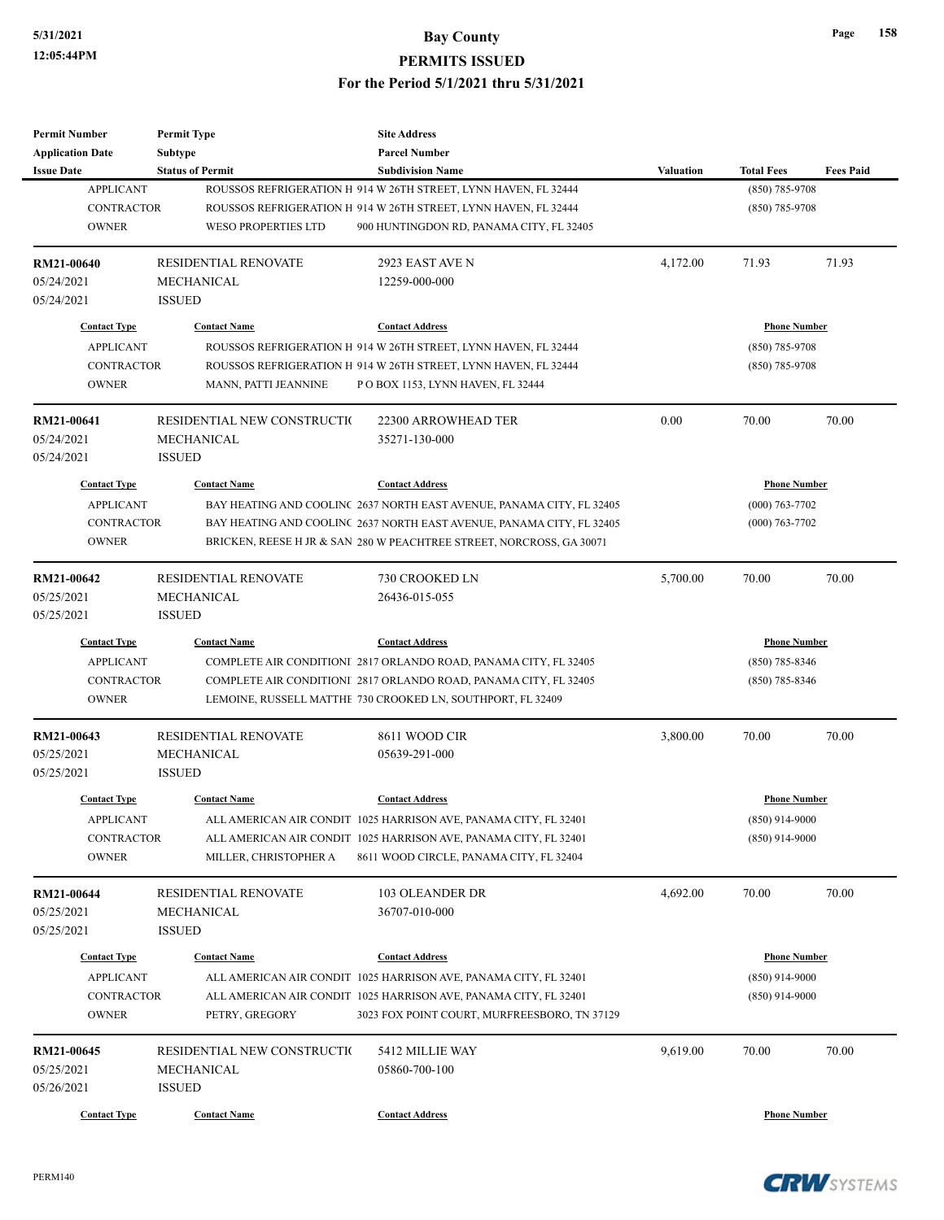| Permit Number | Permit Type | Site Address | | | |
|---|---|---|---|---|---|
| Application Date | Subtype | Parcel Number | | | |
| Issue Date | Status of Permit | Subdivision Name | Valuation | Total Fees | Fees Paid |

| Contact Type | Contact Name | Contact Address | Phone Number |
|---|---|---|---|
| APPLICANT | ROUSSOS REFRIGERATION H | 914 W 26TH STREET, LYNN HAVEN, FL 32444 | (850) 785-9708 |
| CONTRACTOR | ROUSSOS REFRIGERATION H | 914 W 26TH STREET, LYNN HAVEN, FL 32444 | (850) 785-9708 |
| OWNER | WESO PROPERTIES LTD | 900 HUNTINGDON RD, PANAMA CITY, FL 32405 | |

| RM21-00640 | RESIDENTIAL RENOVATE | 2923 EAST AVE N | 4,172.00 | 71.93 | 71.93 |
|---|---|---|---|---|---|
| 05/24/2021 | MECHANICAL | 12259-000-000 | | | |
| 05/24/2021 | ISSUED | | | | |

| Contact Type | Contact Name | Contact Address | Phone Number |
|---|---|---|---|
| APPLICANT | ROUSSOS REFRIGERATION H | 914 W 26TH STREET, LYNN HAVEN, FL 32444 | (850) 785-9708 |
| CONTRACTOR | ROUSSOS REFRIGERATION H | 914 W 26TH STREET, LYNN HAVEN, FL 32444 | (850) 785-9708 |
| OWNER | MANN, PATTI JEANNINE | P O BOX 1153, LYNN HAVEN, FL 32444 | |

| RM21-00641 | RESIDENTIAL NEW CONSTRUCTI( | 22300 ARROWHEAD TER | 0.00 | 70.00 | 70.00 |
|---|---|---|---|---|---|
| 05/24/2021 | MECHANICAL | 35271-130-000 | | | |
| 05/24/2021 | ISSUED | | | | |

| Contact Type | Contact Name | Contact Address | Phone Number |
|---|---|---|---|
| APPLICANT | BAY HEATING AND COOLINC | 2637 NORTH EAST AVENUE, PANAMA CITY, FL 32405 | (000) 763-7702 |
| CONTRACTOR | BAY HEATING AND COOLINC | 2637 NORTH EAST AVENUE, PANAMA CITY, FL 32405 | (000) 763-7702 |
| OWNER | BRICKEN, REESE H JR & SAN | 280 W PEACHTREE STREET, NORCROSS, GA 30071 | |

| RM21-00642 | RESIDENTIAL RENOVATE | 730 CROOKED LN | 5,700.00 | 70.00 | 70.00 |
|---|---|---|---|---|---|
| 05/25/2021 | MECHANICAL | 26436-015-055 | | | |
| 05/25/2021 | ISSUED | | | | |

| Contact Type | Contact Name | Contact Address | Phone Number |
|---|---|---|---|
| APPLICANT | COMPLETE AIR CONDITIONI | 2817 ORLANDO ROAD, PANAMA CITY, FL 32405 | (850) 785-8346 |
| CONTRACTOR | COMPLETE AIR CONDITIONI | 2817 ORLANDO ROAD, PANAMA CITY, FL 32405 | (850) 785-8346 |
| OWNER | LEMOINE, RUSSELL MATTHE | 730 CROOKED LN, SOUTHPORT, FL 32409 | |

| RM21-00643 | RESIDENTIAL RENOVATE | 8611 WOOD CIR | 3,800.00 | 70.00 | 70.00 |
|---|---|---|---|---|---|
| 05/25/2021 | MECHANICAL | 05639-291-000 | | | |
| 05/25/2021 | ISSUED | | | | |

| Contact Type | Contact Name | Contact Address | Phone Number |
|---|---|---|---|
| APPLICANT | ALL AMERICAN AIR CONDIT | 1025 HARRISON AVE, PANAMA CITY, FL 32401 | (850) 914-9000 |
| CONTRACTOR | ALL AMERICAN AIR CONDIT | 1025 HARRISON AVE, PANAMA CITY, FL 32401 | (850) 914-9000 |
| OWNER | MILLER, CHRISTOPHER A | 8611 WOOD CIRCLE, PANAMA CITY, FL 32404 | |

| RM21-00644 | RESIDENTIAL RENOVATE | 103 OLEANDER DR | 4,692.00 | 70.00 | 70.00 |
|---|---|---|---|---|---|
| 05/25/2021 | MECHANICAL | 36707-010-000 | | | |
| 05/25/2021 | ISSUED | | | | |

| Contact Type | Contact Name | Contact Address | Phone Number |
|---|---|---|---|
| APPLICANT | ALL AMERICAN AIR CONDIT | 1025 HARRISON AVE, PANAMA CITY, FL 32401 | (850) 914-9000 |
| CONTRACTOR | ALL AMERICAN AIR CONDIT | 1025 HARRISON AVE, PANAMA CITY, FL 32401 | (850) 914-9000 |
| OWNER | PETRY, GREGORY | 3023 FOX POINT COURT, MURFREESBORO, TN 37129 | |

| RM21-00645 | RESIDENTIAL NEW CONSTRUCTI( | 5412 MILLIE WAY | 9,619.00 | 70.00 | 70.00 |
|---|---|---|---|---|---|
| 05/25/2021 | MECHANICAL | 05860-700-100 | | | |
| 05/26/2021 | ISSUED | | | | |

| Contact Type | Contact Name | Contact Address | Phone Number |
|---|---|---|---|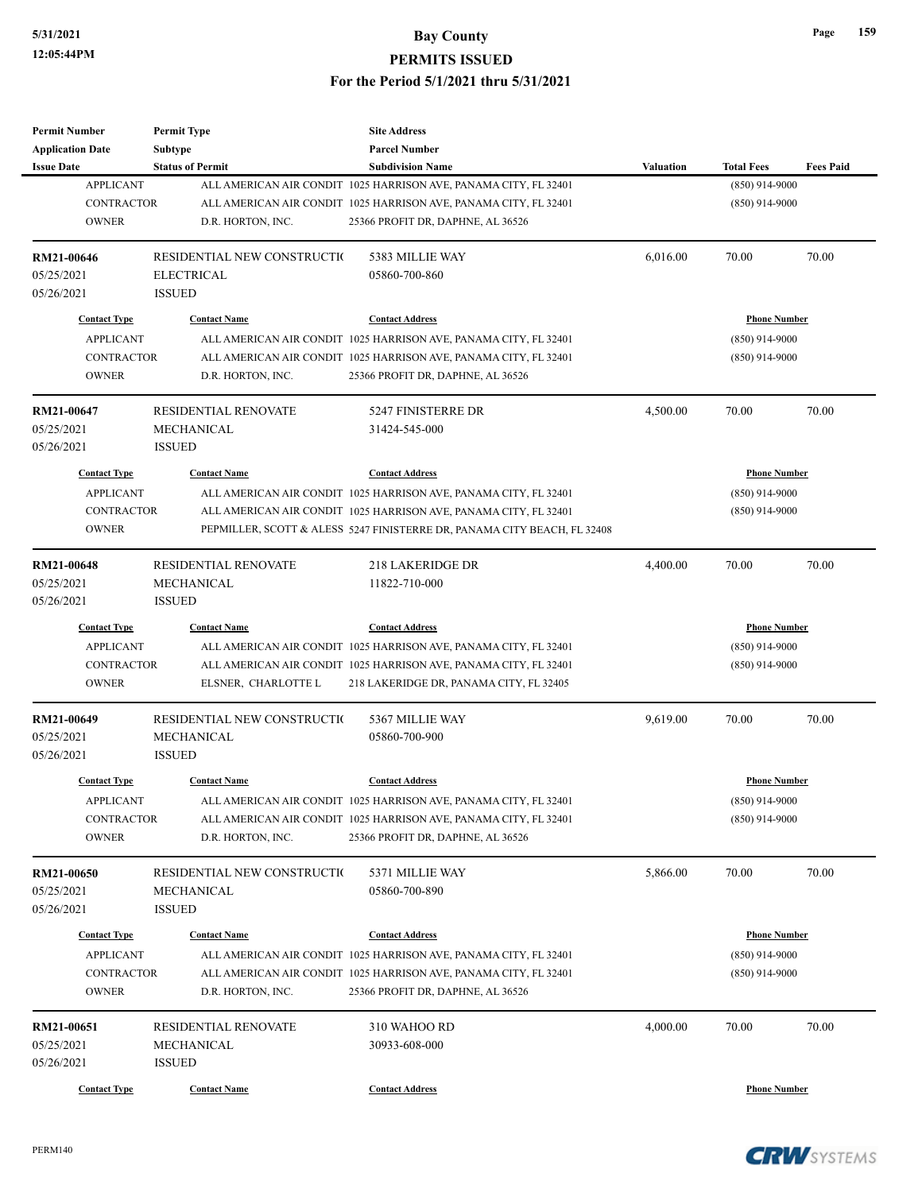| Permit Number | Permit Type | Site Address | | | |
|---|---|---|---|---|---|
| Application Date | Subtype | Parcel Number | | | |
| Issue Date | Status of Permit | Subdivision Name | Valuation | Total Fees | Fees Paid |

| | | | |
|---|---|---|---|
| APPLICANT | ALL AMERICAN AIR CONDIT | 1025 HARRISON AVE, PANAMA CITY, FL 32401 | (850) 914-9000 |
| CONTRACTOR | ALL AMERICAN AIR CONDIT | 1025 HARRISON AVE, PANAMA CITY, FL 32401 | (850) 914-9000 |
| OWNER | D.R. HORTON, INC. | 25366 PROFIT DR, DAPHNE, AL 36526 | |

| | | | | | |
|---|---|---|---|---|---|
| **RM21-00646** | RESIDENTIAL NEW CONSTRUCTI( | 5383 MILLIE WAY | 6,016.00 | 70.00 | 70.00 |
| 05/25/2021 | ELECTRICAL | 05860-700-860 | | | |
| 05/26/2021 | ISSUED | | | | |

| Contact Type | Contact Name | Contact Address | Phone Number |
|---|---|---|---|
| APPLICANT | ALL AMERICAN AIR CONDIT | 1025 HARRISON AVE, PANAMA CITY, FL 32401 | (850) 914-9000 |
| CONTRACTOR | ALL AMERICAN AIR CONDIT | 1025 HARRISON AVE, PANAMA CITY, FL 32401 | (850) 914-9000 |
| OWNER | D.R. HORTON, INC. | 25366 PROFIT DR, DAPHNE, AL 36526 | |

| | | | | | |
|---|---|---|---|---|---|
| **RM21-00647** | RESIDENTIAL RENOVATE | 5247 FINISTERRE DR | 4,500.00 | 70.00 | 70.00 |
| 05/25/2021 | MECHANICAL | 31424-545-000 | | | |
| 05/26/2021 | ISSUED | | | | |

| Contact Type | Contact Name | Contact Address | Phone Number |
|---|---|---|---|
| APPLICANT | ALL AMERICAN AIR CONDIT | 1025 HARRISON AVE, PANAMA CITY, FL 32401 | (850) 914-9000 |
| CONTRACTOR | ALL AMERICAN AIR CONDIT | 1025 HARRISON AVE, PANAMA CITY, FL 32401 | (850) 914-9000 |
| OWNER | PEPMILLER, SCOTT & ALESS | 5247 FINISTERRE DR, PANAMA CITY BEACH, FL 32408 | |

| | | | | | |
|---|---|---|---|---|---|
| **RM21-00648** | RESIDENTIAL RENOVATE | 218 LAKERIDGE DR | 4,400.00 | 70.00 | 70.00 |
| 05/25/2021 | MECHANICAL | 11822-710-000 | | | |
| 05/26/2021 | ISSUED | | | | |

| Contact Type | Contact Name | Contact Address | Phone Number |
|---|---|---|---|
| APPLICANT | ALL AMERICAN AIR CONDIT | 1025 HARRISON AVE, PANAMA CITY, FL 32401 | (850) 914-9000 |
| CONTRACTOR | ALL AMERICAN AIR CONDIT | 1025 HARRISON AVE, PANAMA CITY, FL 32401 | (850) 914-9000 |
| OWNER | ELSNER, CHARLOTTE L | 218 LAKERIDGE DR, PANAMA CITY, FL 32405 | |

| | | | | | |
|---|---|---|---|---|---|
| **RM21-00649** | RESIDENTIAL NEW CONSTRUCTI( | 5367 MILLIE WAY | 9,619.00 | 70.00 | 70.00 |
| 05/25/2021 | MECHANICAL | 05860-700-900 | | | |
| 05/26/2021 | ISSUED | | | | |

| Contact Type | Contact Name | Contact Address | Phone Number |
|---|---|---|---|
| APPLICANT | ALL AMERICAN AIR CONDIT | 1025 HARRISON AVE, PANAMA CITY, FL 32401 | (850) 914-9000 |
| CONTRACTOR | ALL AMERICAN AIR CONDIT | 1025 HARRISON AVE, PANAMA CITY, FL 32401 | (850) 914-9000 |
| OWNER | D.R. HORTON, INC. | 25366 PROFIT DR, DAPHNE, AL 36526 | |

| | | | | | |
|---|---|---|---|---|---|
| **RM21-00650** | RESIDENTIAL NEW CONSTRUCTI( | 5371 MILLIE WAY | 5,866.00 | 70.00 | 70.00 |
| 05/25/2021 | MECHANICAL | 05860-700-890 | | | |
| 05/26/2021 | ISSUED | | | | |

| Contact Type | Contact Name | Contact Address | Phone Number |
|---|---|---|---|
| APPLICANT | ALL AMERICAN AIR CONDIT | 1025 HARRISON AVE, PANAMA CITY, FL 32401 | (850) 914-9000 |
| CONTRACTOR | ALL AMERICAN AIR CONDIT | 1025 HARRISON AVE, PANAMA CITY, FL 32401 | (850) 914-9000 |
| OWNER | D.R. HORTON, INC. | 25366 PROFIT DR, DAPHNE, AL 36526 | |

| | | | | | |
|---|---|---|---|---|---|
| **RM21-00651** | RESIDENTIAL RENOVATE | 310 WAHOO RD | 4,000.00 | 70.00 | 70.00 |
| 05/25/2021 | MECHANICAL | 30933-608-000 | | | |
| 05/26/2021 | ISSUED | | | | |

| Contact Type | Contact Name | Contact Address | Phone Number |
|---|---|---|---|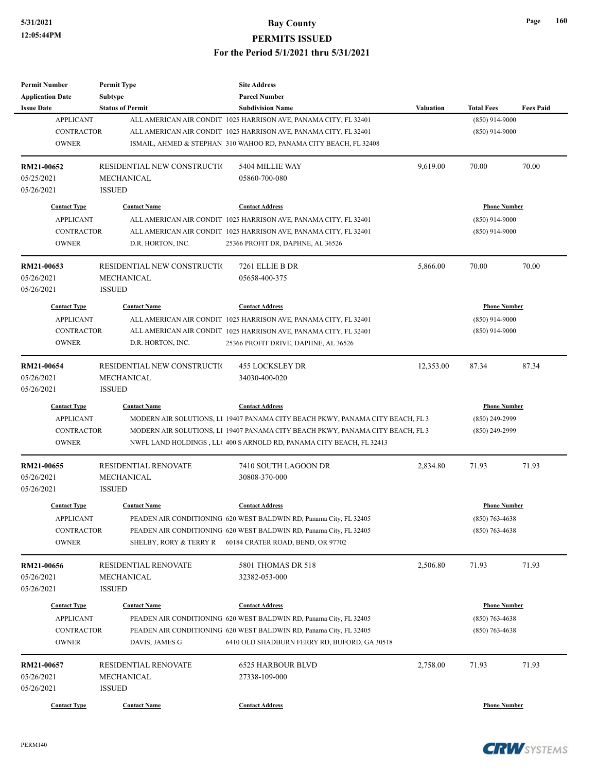| Permit Number | Permit Type | Site Address | | | |
|---|---|---|---|---|---|
| Application Date | Subtype | Parcel Number | | | |
| Issue Date | Status of Permit | Subdivision Name | Valuation | Total Fees | Fees Paid |

| Contact Type | Contact Name | Contact Address | Phone Number |
|---|---|---|---|
| APPLICANT | ALL AMERICAN AIR CONDIT | 1025 HARRISON AVE, PANAMA CITY, FL 32401 | (850) 914-9000 |
| CONTRACTOR | ALL AMERICAN AIR CONDIT | 1025 HARRISON AVE, PANAMA CITY, FL 32401 | (850) 914-9000 |
| OWNER | ISMAIL, AHMED & STEPHAN | 310 WAHOO RD, PANAMA CITY BEACH, FL 32408 | |

| **RM21-00652** | RESIDENTIAL NEW CONSTRUCTI( | 5404 MILLIE WAY | 9,619.00 | 70.00 | 70.00 |
|---|---|---|---|---|---|
| 05/25/2021 | MECHANICAL | 05860-700-080 | | | |
| 05/26/2021 | ISSUED | | | | |

| Contact Type | Contact Name | Contact Address | Phone Number |
|---|---|---|---|
| APPLICANT | ALL AMERICAN AIR CONDIT | 1025 HARRISON AVE, PANAMA CITY, FL 32401 | (850) 914-9000 |
| CONTRACTOR | ALL AMERICAN AIR CONDIT | 1025 HARRISON AVE, PANAMA CITY, FL 32401 | (850) 914-9000 |
| OWNER | D.R. HORTON, INC. | 25366 PROFIT DR, DAPHNE, AL 36526 | |

| **RM21-00653** | RESIDENTIAL NEW CONSTRUCTI( | 7261 ELLIE B DR | 5,866.00 | 70.00 | 70.00 |
|---|---|---|---|---|---|
| 05/26/2021 | MECHANICAL | 05658-400-375 | | | |
| 05/26/2021 | ISSUED | | | | |

| Contact Type | Contact Name | Contact Address | Phone Number |
|---|---|---|---|
| APPLICANT | ALL AMERICAN AIR CONDIT | 1025 HARRISON AVE, PANAMA CITY, FL 32401 | (850) 914-9000 |
| CONTRACTOR | ALL AMERICAN AIR CONDIT | 1025 HARRISON AVE, PANAMA CITY, FL 32401 | (850) 914-9000 |
| OWNER | D.R. HORTON, INC. | 25366 PROFIT DRIVE, DAPHNE, AL 36526 | |

| **RM21-00654** | RESIDENTIAL NEW CONSTRUCTI( | 455 LOCKSLEY DR | 12,353.00 | 87.34 | 87.34 |
|---|---|---|---|---|---|
| 05/26/2021 | MECHANICAL | 34030-400-020 | | | |
| 05/26/2021 | ISSUED | | | | |

| Contact Type | Contact Name | Contact Address | Phone Number |
|---|---|---|---|
| APPLICANT | MODERN AIR SOLUTIONS, LI | 19407 PANAMA CITY BEACH PKWY, PANAMA CITY BEACH, FL 3 | (850) 249-2999 |
| CONTRACTOR | MODERN AIR SOLUTIONS, LI | 19407 PANAMA CITY BEACH PKWY, PANAMA CITY BEACH, FL 3 | (850) 249-2999 |
| OWNER | NWFL LAND HOLDINGS , LL( | 400 S ARNOLD RD, PANAMA CITY BEACH, FL 32413 | |

| **RM21-00655** | RESIDENTIAL RENOVATE | 7410 SOUTH LAGOON DR | 2,834.80 | 71.93 | 71.93 |
|---|---|---|---|---|---|
| 05/26/2021 | MECHANICAL | 30808-370-000 | | | |
| 05/26/2021 | ISSUED | | | | |

| Contact Type | Contact Name | Contact Address | Phone Number |
|---|---|---|---|
| APPLICANT | PEADEN AIR CONDITIONING | 620 WEST BALDWIN RD, Panama City, FL 32405 | (850) 763-4638 |
| CONTRACTOR | PEADEN AIR CONDITIONING | 620 WEST BALDWIN RD, Panama City, FL 32405 | (850) 763-4638 |
| OWNER | SHELBY, RORY & TERRY R | 60184 CRATER ROAD, BEND, OR 97702 | |

| **RM21-00656** | RESIDENTIAL RENOVATE | 5801 THOMAS DR 518 | 2,506.80 | 71.93 | 71.93 |
|---|---|---|---|---|---|
| 05/26/2021 | MECHANICAL | 32382-053-000 | | | |
| 05/26/2021 | ISSUED | | | | |

| Contact Type | Contact Name | Contact Address | Phone Number |
|---|---|---|---|
| APPLICANT | PEADEN AIR CONDITIONING | 620 WEST BALDWIN RD, Panama City, FL 32405 | (850) 763-4638 |
| CONTRACTOR | PEADEN AIR CONDITIONING | 620 WEST BALDWIN RD, Panama City, FL 32405 | (850) 763-4638 |
| OWNER | DAVIS, JAMES G | 6410 OLD SHADBURN FERRY RD, BUFORD, GA 30518 | |

| **RM21-00657** | RESIDENTIAL RENOVATE | 6525 HARBOUR BLVD | 2,758.00 | 71.93 | 71.93 |
|---|---|---|---|---|---|
| 05/26/2021 | MECHANICAL | 27338-109-000 | | | |
| 05/26/2021 | ISSUED | | | | |

| Contact Type | Contact Name | Contact Address | Phone Number |
|---|---|---|---|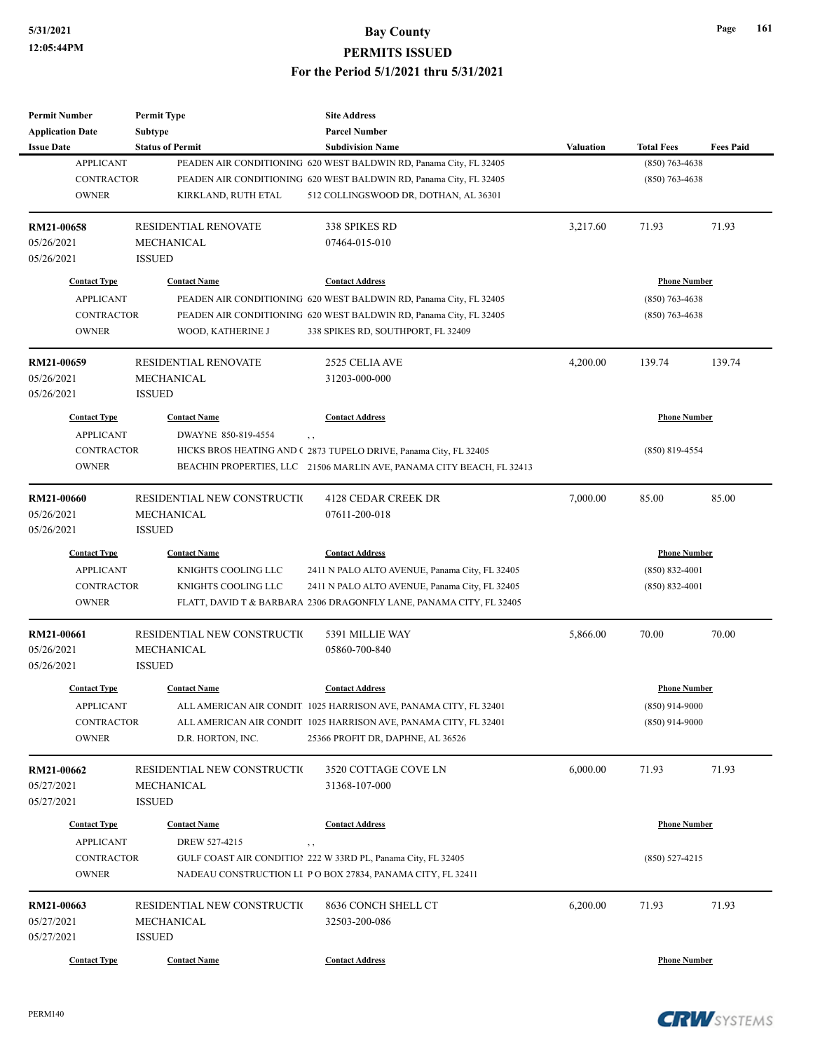| Permit Number | Permit Type | Site Address | | | |
|---|---|---|---|---|---|
| Application Date | Subtype | Parcel Number | | | |
| Issue Date | Status of Permit | Subdivision Name | Valuation | Total Fees | Fees Paid |

| Contact Type | Contact Name | Contact Address | Phone Number |
|---|---|---|---|
| APPLICANT | PEADEN AIR CONDITIONING | 620 WEST BALDWIN RD, Panama City, FL 32405 | (850) 763-4638 |
| CONTRACTOR | PEADEN AIR CONDITIONING | 620 WEST BALDWIN RD, Panama City, FL 32405 | (850) 763-4638 |
| OWNER | KIRKLAND, RUTH ETAL | 512 COLLINGSWOOD DR, DOTHAN, AL 36301 | |

| RM21-00658 | RESIDENTIAL RENOVATE | 338 SPIKES RD | 3,217.60 | 71.93 | 71.93 |
|---|---|---|---|---|---|
| 05/26/2021 | MECHANICAL | 07464-015-010 | | | |
| 05/26/2021 | ISSUED | | | | |

| Contact Type | Contact Name | Contact Address | Phone Number |
|---|---|---|---|
| APPLICANT | PEADEN AIR CONDITIONING | 620 WEST BALDWIN RD, Panama City, FL 32405 | (850) 763-4638 |
| CONTRACTOR | PEADEN AIR CONDITIONING | 620 WEST BALDWIN RD, Panama City, FL 32405 | (850) 763-4638 |
| OWNER | WOOD, KATHERINE J | 338 SPIKES RD, SOUTHPORT, FL 32409 | |

| RM21-00659 | RESIDENTIAL RENOVATE | 2525 CELIA AVE | 4,200.00 | 139.74 | 139.74 |
|---|---|---|---|---|---|
| 05/26/2021 | MECHANICAL | 31203-000-000 | | | |
| 05/26/2021 | ISSUED | | | | |

| Contact Type | Contact Name | Contact Address | Phone Number |
|---|---|---|---|
| APPLICANT | DWAYNE 850-819-4554 | , , | |
| CONTRACTOR | HICKS BROS HEATING AND ( | 2873 TUPELO DRIVE, Panama City, FL 32405 | (850) 819-4554 |
| OWNER | BEACHIN PROPERTIES, LLC | 21506 MARLIN AVE, PANAMA CITY BEACH, FL 32413 | |

| RM21-00660 | RESIDENTIAL NEW CONSTRUCTI( | 4128 CEDAR CREEK DR | 7,000.00 | 85.00 | 85.00 |
|---|---|---|---|---|---|
| 05/26/2021 | MECHANICAL | 07611-200-018 | | | |
| 05/26/2021 | ISSUED | | | | |

| Contact Type | Contact Name | Contact Address | Phone Number |
|---|---|---|---|
| APPLICANT | KNIGHTS COOLING LLC | 2411 N PALO ALTO AVENUE, Panama City, FL 32405 | (850) 832-4001 |
| CONTRACTOR | KNIGHTS COOLING LLC | 2411 N PALO ALTO AVENUE, Panama City, FL 32405 | (850) 832-4001 |
| OWNER | FLATT, DAVID T & BARBARA | 2306 DRAGONFLY LANE, PANAMA CITY, FL 32405 | |

| RM21-00661 | RESIDENTIAL NEW CONSTRUCTI( | 5391 MILLIE WAY | 5,866.00 | 70.00 | 70.00 |
|---|---|---|---|---|---|
| 05/26/2021 | MECHANICAL | 05860-700-840 | | | |
| 05/26/2021 | ISSUED | | | | |

| Contact Type | Contact Name | Contact Address | Phone Number |
|---|---|---|---|
| APPLICANT | ALL AMERICAN AIR CONDIT | 1025 HARRISON AVE, PANAMA CITY, FL 32401 | (850) 914-9000 |
| CONTRACTOR | ALL AMERICAN AIR CONDIT | 1025 HARRISON AVE, PANAMA CITY, FL 32401 | (850) 914-9000 |
| OWNER | D.R. HORTON, INC. | 25366 PROFIT DR, DAPHNE, AL 36526 | |

| RM21-00662 | RESIDENTIAL NEW CONSTRUCTI( | 3520 COTTAGE COVE LN | 6,000.00 | 71.93 | 71.93 |
|---|---|---|---|---|---|
| 05/27/2021 | MECHANICAL | 31368-107-000 | | | |
| 05/27/2021 | ISSUED | | | | |

| Contact Type | Contact Name | Contact Address | Phone Number |
|---|---|---|---|
| APPLICANT | DREW 527-4215 | , , | |
| CONTRACTOR | GULF COAST AIR CONDITIO! | 222 W 33RD PL, Panama City, FL 32405 | (850) 527-4215 |
| OWNER | NADEAU CONSTRUCTION LI | P O BOX 27834, PANAMA CITY, FL 32411 | |

| RM21-00663 | RESIDENTIAL NEW CONSTRUCTI( | 8636 CONCH SHELL CT | 6,200.00 | 71.93 | 71.93 |
|---|---|---|---|---|---|
| 05/27/2021 | MECHANICAL | 32503-200-086 | | | |
| 05/27/2021 | ISSUED | | | | |

| Contact Type | Contact Name | Contact Address | Phone Number |
|---|---|---|---|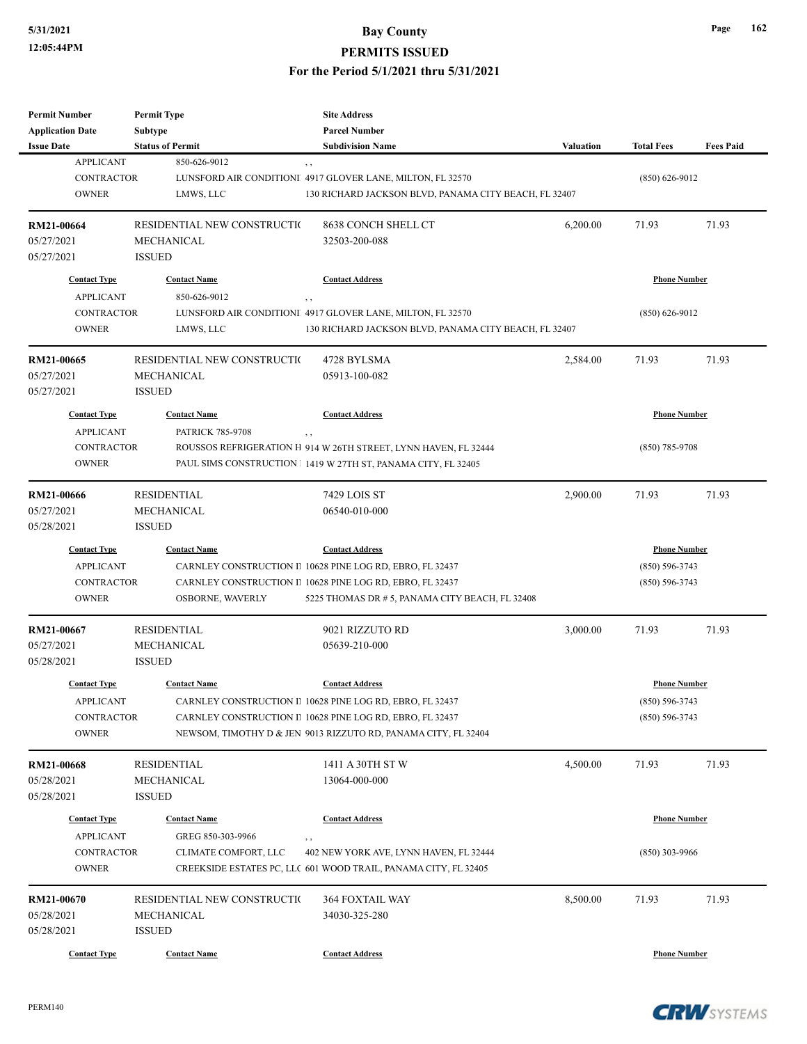# Bay County
## PERMITS ISSUED
### For the Period 5/1/2021 thru 5/31/2021

| Permit Number / Application Date / Issue Date | Permit Type / Subtype / Status of Permit | Site Address / Parcel Number / Subdivision Name | Valuation | Total Fees | Fees Paid |
|---|---|---|---|---|---|
| APPLICANT | 850-626-9012 | , , | | | |
| CONTRACTOR | LUNSFORD AIR CONDITIONI | 4917 GLOVER LANE, MILTON, FL 32570 | | (850) 626-9012 | |
| OWNER | LMWS, LLC | 130 RICHARD JACKSON BLVD, PANAMA CITY BEACH, FL 32407 | | | |
| **RM21-00664** | RESIDENTIAL NEW CONSTRUCTI( | 8638 CONCH SHELL CT | 6,200.00 | 71.93 | 71.93 |
| 05/27/2021 | MECHANICAL | 32503-200-088 | | | |
| 05/27/2021 | ISSUED | | | | |
| **Contact Type** | **Contact Name** | **Contact Address** | | **Phone Number** | |
| APPLICANT | 850-626-9012 | , , | | | |
| CONTRACTOR | LUNSFORD AIR CONDITIONI | 4917 GLOVER LANE, MILTON, FL 32570 | | (850) 626-9012 | |
| OWNER | LMWS, LLC | 130 RICHARD JACKSON BLVD, PANAMA CITY BEACH, FL 32407 | | | |
| **RM21-00665** | RESIDENTIAL NEW CONSTRUCTI( | 4728 BYLSMA | 2,584.00 | 71.93 | 71.93 |
| 05/27/2021 | MECHANICAL | 05913-100-082 | | | |
| 05/27/2021 | ISSUED | | | | |
| **Contact Type** | **Contact Name** | **Contact Address** | | **Phone Number** | |
| APPLICANT | PATRICK 785-9708 | , , | | | |
| CONTRACTOR | ROUSSOS REFRIGERATION H | 914 W 26TH STREET, LYNN HAVEN, FL 32444 | | (850) 785-9708 | |
| OWNER | PAUL SIMS CONSTRUCTION | 1419 W 27TH ST, PANAMA CITY, FL 32405 | | | |
| **RM21-00666** | RESIDENTIAL | 7429 LOIS ST | 2,900.00 | 71.93 | 71.93 |
| 05/27/2021 | MECHANICAL | 06540-010-000 | | | |
| 05/28/2021 | ISSUED | | | | |
| **Contact Type** | **Contact Name** | **Contact Address** | | **Phone Number** | |
| APPLICANT | CARNLEY CONSTRUCTION I | 10628 PINE LOG RD, EBRO, FL 32437 | | (850) 596-3743 | |
| CONTRACTOR | CARNLEY CONSTRUCTION I | 10628 PINE LOG RD, EBRO, FL 32437 | | (850) 596-3743 | |
| OWNER | OSBORNE, WAVERLY | 5225 THOMAS DR # 5, PANAMA CITY BEACH, FL 32408 | | | |
| **RM21-00667** | RESIDENTIAL | 9021 RIZZUTO RD | 3,000.00 | 71.93 | 71.93 |
| 05/27/2021 | MECHANICAL | 05639-210-000 | | | |
| 05/28/2021 | ISSUED | | | | |
| **Contact Type** | **Contact Name** | **Contact Address** | | **Phone Number** | |
| APPLICANT | CARNLEY CONSTRUCTION I | 10628 PINE LOG RD, EBRO, FL 32437 | | (850) 596-3743 | |
| CONTRACTOR | CARNLEY CONSTRUCTION I | 10628 PINE LOG RD, EBRO, FL 32437 | | (850) 596-3743 | |
| OWNER | NEWSOM, TIMOTHY D & JEN | 9013 RIZZUTO RD, PANAMA CITY, FL 32404 | | | |
| **RM21-00668** | RESIDENTIAL | 1411 A 30TH ST W | 4,500.00 | 71.93 | 71.93 |
| 05/28/2021 | MECHANICAL | 13064-000-000 | | | |
| 05/28/2021 | ISSUED | | | | |
| **Contact Type** | **Contact Name** | **Contact Address** | | **Phone Number** | |
| APPLICANT | GREG 850-303-9966 | , , | | | |
| CONTRACTOR | CLIMATE COMFORT, LLC | 402 NEW YORK AVE, LYNN HAVEN, FL 32444 | | (850) 303-9966 | |
| OWNER | CREEKSIDE ESTATES PC, LL( | 601 WOOD TRAIL, PANAMA CITY, FL 32405 | | | |
| **RM21-00670** | RESIDENTIAL NEW CONSTRUCTI( | 364 FOXTAIL WAY | 8,500.00 | 71.93 | 71.93 |
| 05/28/2021 | MECHANICAL | 34030-325-280 | | | |
| 05/28/2021 | ISSUED | | | | |
| **Contact Type** | **Contact Name** | **Contact Address** | | **Phone Number** | |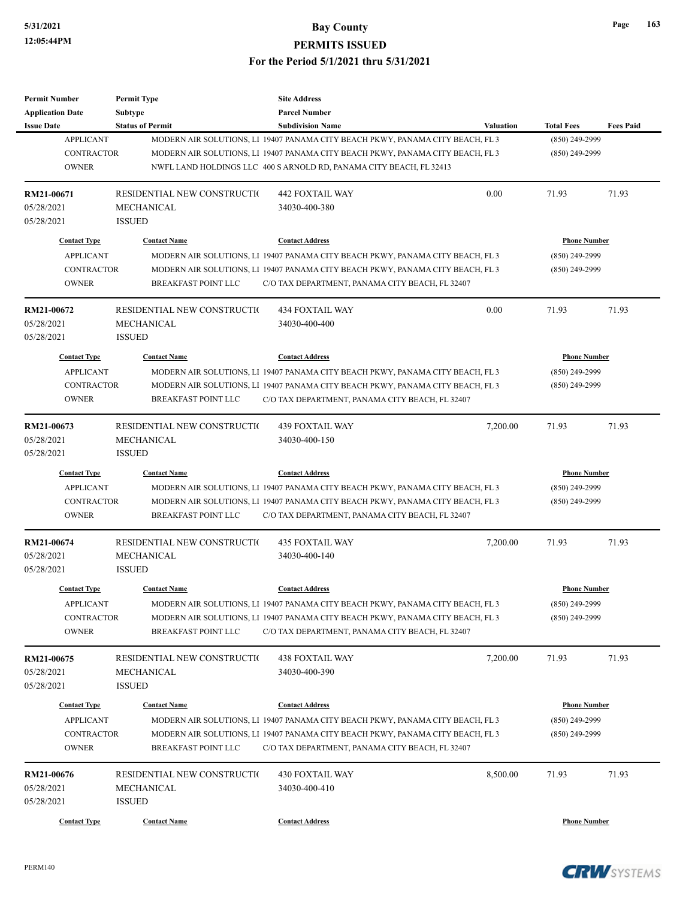| Permit Number | Permit Type | Site Address | | | |
|---|---|---|---|---|---|
| Application Date | Subtype | Parcel Number | | | |
| Issue Date | Status of Permit | Subdivision Name | Valuation | Total Fees | Fees Paid |
| APPLICANT | MODERN AIR SOLUTIONS, LI | 19407 PANAMA CITY BEACH PKWY, PANAMA CITY BEACH, FL 3 | | (850) 249-2999 | |
| CONTRACTOR | MODERN AIR SOLUTIONS, LI | 19407 PANAMA CITY BEACH PKWY, PANAMA CITY BEACH, FL 3 | | (850) 249-2999 | |
| OWNER | NWFL LAND HOLDINGS LLC | 400 S ARNOLD RD, PANAMA CITY BEACH, FL 32413 | | | |
| **RM21-00671** | RESIDENTIAL NEW CONSTRUCTI( | 442 FOXTAIL WAY | 0.00 | 71.93 | 71.93 |
| 05/28/2021 | MECHANICAL | 34030-400-380 | | | |
| 05/28/2021 | ISSUED | | | | |
| Contact Type | Contact Name | Contact Address | | Phone Number | |
| APPLICANT | MODERN AIR SOLUTIONS, LI | 19407 PANAMA CITY BEACH PKWY, PANAMA CITY BEACH, FL 3 | | (850) 249-2999 | |
| CONTRACTOR | MODERN AIR SOLUTIONS, LI | 19407 PANAMA CITY BEACH PKWY, PANAMA CITY BEACH, FL 3 | | (850) 249-2999 | |
| OWNER | BREAKFAST POINT LLC | C/O TAX DEPARTMENT, PANAMA CITY BEACH, FL 32407 | | | |
| **RM21-00672** | RESIDENTIAL NEW CONSTRUCTI( | 434 FOXTAIL WAY | 0.00 | 71.93 | 71.93 |
| 05/28/2021 | MECHANICAL | 34030-400-400 | | | |
| 05/28/2021 | ISSUED | | | | |
| Contact Type | Contact Name | Contact Address | | Phone Number | |
| APPLICANT | MODERN AIR SOLUTIONS, LI | 19407 PANAMA CITY BEACH PKWY, PANAMA CITY BEACH, FL 3 | | (850) 249-2999 | |
| CONTRACTOR | MODERN AIR SOLUTIONS, LI | 19407 PANAMA CITY BEACH PKWY, PANAMA CITY BEACH, FL 3 | | (850) 249-2999 | |
| OWNER | BREAKFAST POINT LLC | C/O TAX DEPARTMENT, PANAMA CITY BEACH, FL 32407 | | | |
| **RM21-00673** | RESIDENTIAL NEW CONSTRUCTI( | 439 FOXTAIL WAY | 7,200.00 | 71.93 | 71.93 |
| 05/28/2021 | MECHANICAL | 34030-400-150 | | | |
| 05/28/2021 | ISSUED | | | | |
| Contact Type | Contact Name | Contact Address | | Phone Number | |
| APPLICANT | MODERN AIR SOLUTIONS, LI | 19407 PANAMA CITY BEACH PKWY, PANAMA CITY BEACH, FL 3 | | (850) 249-2999 | |
| CONTRACTOR | MODERN AIR SOLUTIONS, LI | 19407 PANAMA CITY BEACH PKWY, PANAMA CITY BEACH, FL 3 | | (850) 249-2999 | |
| OWNER | BREAKFAST POINT LLC | C/O TAX DEPARTMENT, PANAMA CITY BEACH, FL 32407 | | | |
| **RM21-00674** | RESIDENTIAL NEW CONSTRUCTI( | 435 FOXTAIL WAY | 7,200.00 | 71.93 | 71.93 |
| 05/28/2021 | MECHANICAL | 34030-400-140 | | | |
| 05/28/2021 | ISSUED | | | | |
| Contact Type | Contact Name | Contact Address | | Phone Number | |
| APPLICANT | MODERN AIR SOLUTIONS, LI | 19407 PANAMA CITY BEACH PKWY, PANAMA CITY BEACH, FL 3 | | (850) 249-2999 | |
| CONTRACTOR | MODERN AIR SOLUTIONS, LI | 19407 PANAMA CITY BEACH PKWY, PANAMA CITY BEACH, FL 3 | | (850) 249-2999 | |
| OWNER | BREAKFAST POINT LLC | C/O TAX DEPARTMENT, PANAMA CITY BEACH, FL 32407 | | | |
| **RM21-00675** | RESIDENTIAL NEW CONSTRUCTI( | 438 FOXTAIL WAY | 7,200.00 | 71.93 | 71.93 |
| 05/28/2021 | MECHANICAL | 34030-400-390 | | | |
| 05/28/2021 | ISSUED | | | | |
| Contact Type | Contact Name | Contact Address | | Phone Number | |
| APPLICANT | MODERN AIR SOLUTIONS, LI | 19407 PANAMA CITY BEACH PKWY, PANAMA CITY BEACH, FL 3 | | (850) 249-2999 | |
| CONTRACTOR | MODERN AIR SOLUTIONS, LI | 19407 PANAMA CITY BEACH PKWY, PANAMA CITY BEACH, FL 3 | | (850) 249-2999 | |
| OWNER | BREAKFAST POINT LLC | C/O TAX DEPARTMENT, PANAMA CITY BEACH, FL 32407 | | | |
| **RM21-00676** | RESIDENTIAL NEW CONSTRUCTI( | 430 FOXTAIL WAY | 8,500.00 | 71.93 | 71.93 |
| 05/28/2021 | MECHANICAL | 34030-400-410 | | | |
| 05/28/2021 | ISSUED | | | | |
| Contact Type | Contact Name | Contact Address | | Phone Number | |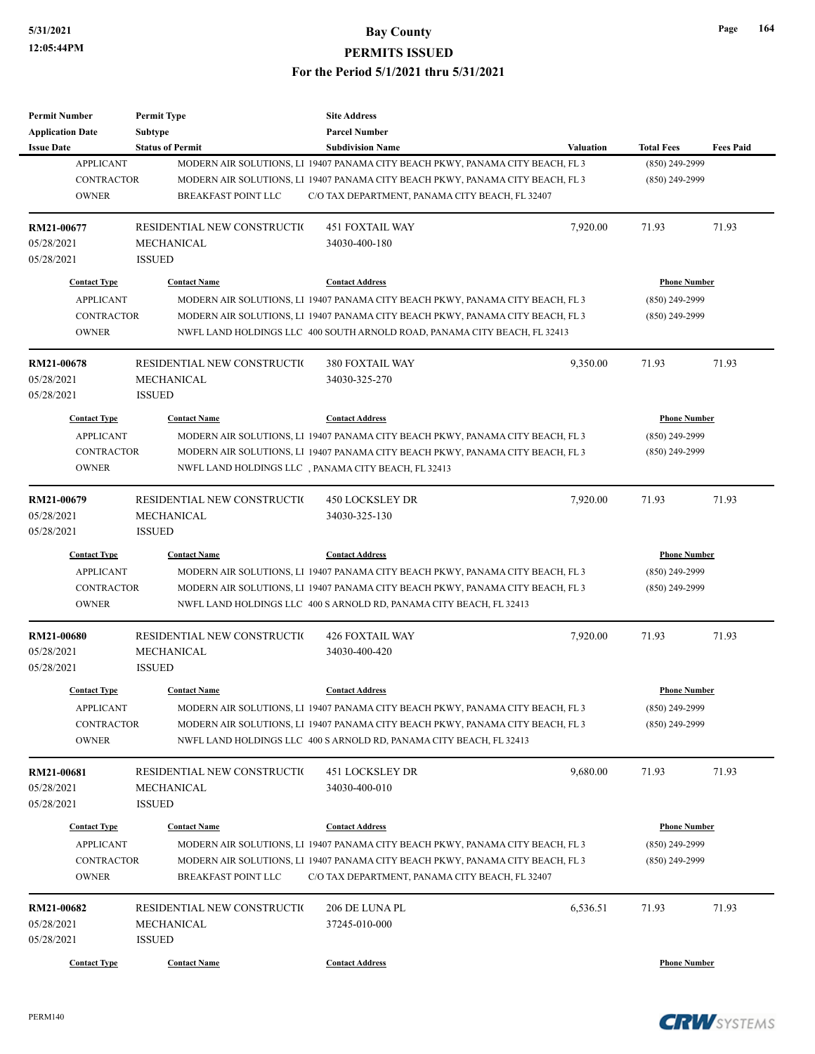| Permit Number | Permit Type | Site Address | | | |
|---|---|---|---|---|---|
| Application Date | Subtype | Parcel Number | | | |
| Issue Date | Status of Permit | Subdivision Name | Valuation | Total Fees | Fees Paid |

| Contact Type | Contact Name | Contact Address | Phone Number |
|---|---|---|---|
| APPLICANT | MODERN AIR SOLUTIONS, LI | 19407 PANAMA CITY BEACH PKWY, PANAMA CITY BEACH, FL 3 | (850) 249-2999 |
| CONTRACTOR | MODERN AIR SOLUTIONS, LI | 19407 PANAMA CITY BEACH PKWY, PANAMA CITY BEACH, FL 3 | (850) 249-2999 |
| OWNER | BREAKFAST POINT LLC | C/O TAX DEPARTMENT, PANAMA CITY BEACH, FL 32407 | |

| RM21-00677 | RESIDENTIAL NEW CONSTRUCTI( | 451 FOXTAIL WAY | 7,920.00 | 71.93 | 71.93 |
|---|---|---|---|---|---|
| 05/28/2021 | MECHANICAL | 34030-400-180 | | | |
| 05/28/2021 | ISSUED | | | | |

| Contact Type | Contact Name | Contact Address | Phone Number |
|---|---|---|---|
| APPLICANT | MODERN AIR SOLUTIONS, LI | 19407 PANAMA CITY BEACH PKWY, PANAMA CITY BEACH, FL 3 | (850) 249-2999 |
| CONTRACTOR | MODERN AIR SOLUTIONS, LI | 19407 PANAMA CITY BEACH PKWY, PANAMA CITY BEACH, FL 3 | (850) 249-2999 |
| OWNER | NWFL LAND HOLDINGS LLC | 400 SOUTH ARNOLD ROAD, PANAMA CITY BEACH, FL 32413 | |

| RM21-00678 | RESIDENTIAL NEW CONSTRUCTI( | 380 FOXTAIL WAY | 9,350.00 | 71.93 | 71.93 |
|---|---|---|---|---|---|
| 05/28/2021 | MECHANICAL | 34030-325-270 | | | |
| 05/28/2021 | ISSUED | | | | |

| Contact Type | Contact Name | Contact Address | Phone Number |
|---|---|---|---|
| APPLICANT | MODERN AIR SOLUTIONS, LI | 19407 PANAMA CITY BEACH PKWY, PANAMA CITY BEACH, FL 3 | (850) 249-2999 |
| CONTRACTOR | MODERN AIR SOLUTIONS, LI | 19407 PANAMA CITY BEACH PKWY, PANAMA CITY BEACH, FL 3 | (850) 249-2999 |
| OWNER | NWFL LAND HOLDINGS LLC | , PANAMA CITY BEACH, FL 32413 | |

| RM21-00679 | RESIDENTIAL NEW CONSTRUCTI( | 450 LOCKSLEY DR | 7,920.00 | 71.93 | 71.93 |
|---|---|---|---|---|---|
| 05/28/2021 | MECHANICAL | 34030-325-130 | | | |
| 05/28/2021 | ISSUED | | | | |

| Contact Type | Contact Name | Contact Address | Phone Number |
|---|---|---|---|
| APPLICANT | MODERN AIR SOLUTIONS, LI | 19407 PANAMA CITY BEACH PKWY, PANAMA CITY BEACH, FL 3 | (850) 249-2999 |
| CONTRACTOR | MODERN AIR SOLUTIONS, LI | 19407 PANAMA CITY BEACH PKWY, PANAMA CITY BEACH, FL 3 | (850) 249-2999 |
| OWNER | NWFL LAND HOLDINGS LLC | 400 S ARNOLD RD, PANAMA CITY BEACH, FL 32413 | |

| RM21-00680 | RESIDENTIAL NEW CONSTRUCTI( | 426 FOXTAIL WAY | 7,920.00 | 71.93 | 71.93 |
|---|---|---|---|---|---|
| 05/28/2021 | MECHANICAL | 34030-400-420 | | | |
| 05/28/2021 | ISSUED | | | | |

| Contact Type | Contact Name | Contact Address | Phone Number |
|---|---|---|---|
| APPLICANT | MODERN AIR SOLUTIONS, LI | 19407 PANAMA CITY BEACH PKWY, PANAMA CITY BEACH, FL 3 | (850) 249-2999 |
| CONTRACTOR | MODERN AIR SOLUTIONS, LI | 19407 PANAMA CITY BEACH PKWY, PANAMA CITY BEACH, FL 3 | (850) 249-2999 |
| OWNER | NWFL LAND HOLDINGS LLC | 400 S ARNOLD RD, PANAMA CITY BEACH, FL 32413 | |

| RM21-00681 | RESIDENTIAL NEW CONSTRUCTI( | 451 LOCKSLEY DR | 9,680.00 | 71.93 | 71.93 |
|---|---|---|---|---|---|
| 05/28/2021 | MECHANICAL | 34030-400-010 | | | |
| 05/28/2021 | ISSUED | | | | |

| Contact Type | Contact Name | Contact Address | Phone Number |
|---|---|---|---|
| APPLICANT | MODERN AIR SOLUTIONS, LI | 19407 PANAMA CITY BEACH PKWY, PANAMA CITY BEACH, FL 3 | (850) 249-2999 |
| CONTRACTOR | MODERN AIR SOLUTIONS, LI | 19407 PANAMA CITY BEACH PKWY, PANAMA CITY BEACH, FL 3 | (850) 249-2999 |
| OWNER | BREAKFAST POINT LLC | C/O TAX DEPARTMENT, PANAMA CITY BEACH, FL 32407 | |

| RM21-00682 | RESIDENTIAL NEW CONSTRUCTI( | 206 DE LUNA PL | 6,536.51 | 71.93 | 71.93 |
|---|---|---|---|---|---|
| 05/28/2021 | MECHANICAL | 37245-010-000 | | | |
| 05/28/2021 | ISSUED | | | | |

| Contact Type | Contact Name | Contact Address | Phone Number |
|---|---|---|---|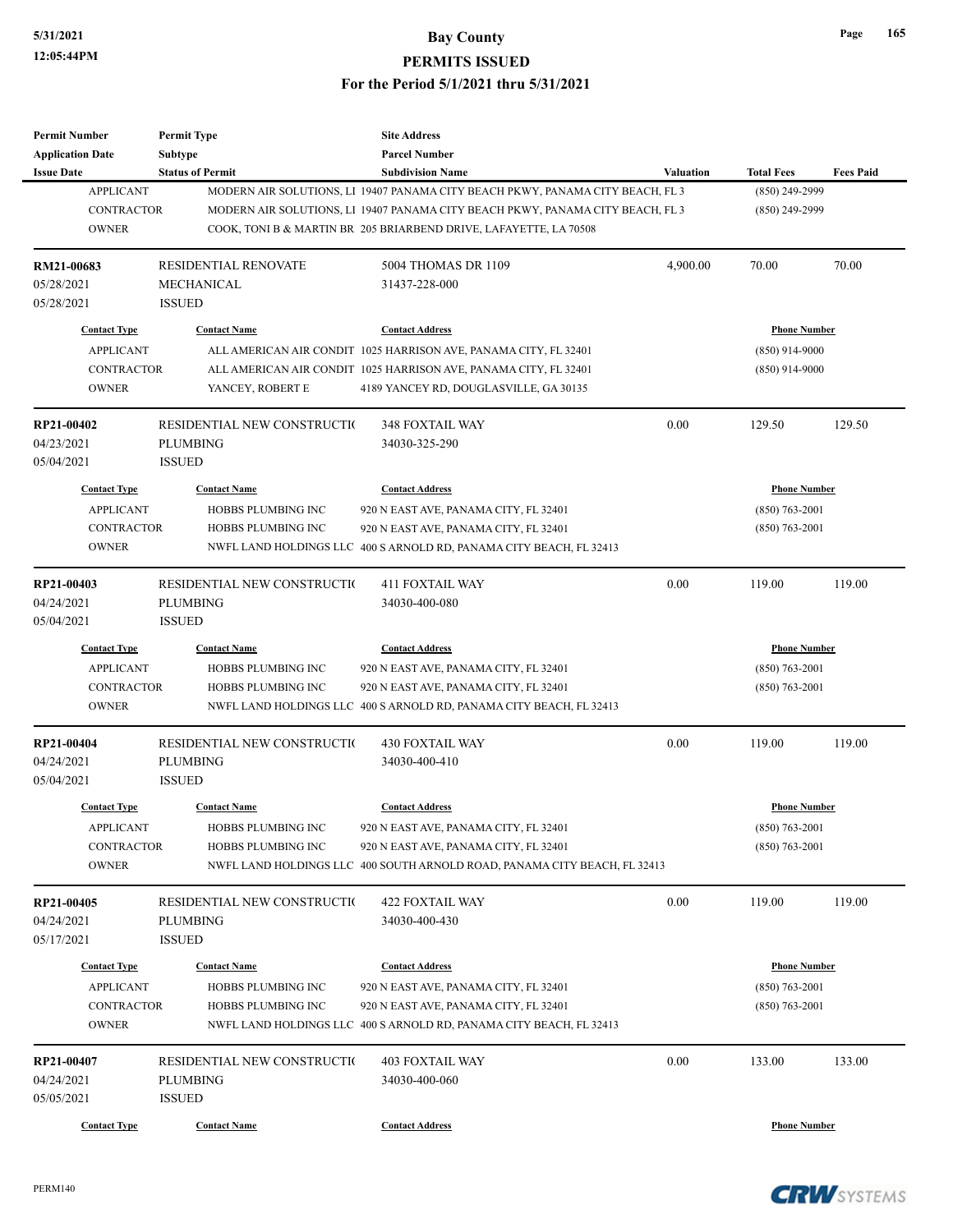| Permit Number | Permit Type | Site Address | | | |
|---|---|---|---|---|---|
| Application Date | Subtype | Parcel Number | | | |
| Issue Date | Status of Permit | Subdivision Name | Valuation | Total Fees | Fees Paid |

| Contact Type | Contact Name | Contact Address | Phone Number |
|---|---|---|---|
| APPLICANT | MODERN AIR SOLUTIONS, LI | 19407 PANAMA CITY BEACH PKWY, PANAMA CITY BEACH, FL 3 | (850) 249-2999 |
| CONTRACTOR | MODERN AIR SOLUTIONS, LI | 19407 PANAMA CITY BEACH PKWY, PANAMA CITY BEACH, FL 3 | (850) 249-2999 |
| OWNER | COOK, TONI B & MARTIN BR | 205 BRIARBEND DRIVE, LAFAYETTE, LA 70508 | |

**RM21-00683** | RESIDENTIAL RENOVATE | 5004 THOMAS DR 1109 | 4,900.00 | 70.00 | 70.00
05/28/2021 | MECHANICAL | 31437-228-000
05/28/2021 | ISSUED

| Contact Type | Contact Name | Contact Address | Phone Number |
|---|---|---|---|
| APPLICANT | ALL AMERICAN AIR CONDIT | 1025 HARRISON AVE, PANAMA CITY, FL 32401 | (850) 914-9000 |
| CONTRACTOR | ALL AMERICAN AIR CONDIT | 1025 HARRISON AVE, PANAMA CITY, FL 32401 | (850) 914-9000 |
| OWNER | YANCEY, ROBERT E | 4189 YANCEY RD, DOUGLASVILLE, GA 30135 | |

**RP21-00402** | RESIDENTIAL NEW CONSTRUCTI( | 348 FOXTAIL WAY | 0.00 | 129.50 | 129.50
04/23/2021 | PLUMBING | 34030-325-290
05/04/2021 | ISSUED

| Contact Type | Contact Name | Contact Address | Phone Number |
|---|---|---|---|
| APPLICANT | HOBBS PLUMBING INC | 920 N EAST AVE, PANAMA CITY, FL 32401 | (850) 763-2001 |
| CONTRACTOR | HOBBS PLUMBING INC | 920 N EAST AVE, PANAMA CITY, FL 32401 | (850) 763-2001 |
| OWNER | NWFL LAND HOLDINGS LLC | 400 S ARNOLD RD, PANAMA CITY BEACH, FL 32413 | |

**RP21-00403** | RESIDENTIAL NEW CONSTRUCTI( | 411 FOXTAIL WAY | 0.00 | 119.00 | 119.00
04/24/2021 | PLUMBING | 34030-400-080
05/04/2021 | ISSUED

| Contact Type | Contact Name | Contact Address | Phone Number |
|---|---|---|---|
| APPLICANT | HOBBS PLUMBING INC | 920 N EAST AVE, PANAMA CITY, FL 32401 | (850) 763-2001 |
| CONTRACTOR | HOBBS PLUMBING INC | 920 N EAST AVE, PANAMA CITY, FL 32401 | (850) 763-2001 |
| OWNER | NWFL LAND HOLDINGS LLC | 400 S ARNOLD RD, PANAMA CITY BEACH, FL 32413 | |

**RP21-00404** | RESIDENTIAL NEW CONSTRUCTI( | 430 FOXTAIL WAY | 0.00 | 119.00 | 119.00
04/24/2021 | PLUMBING | 34030-400-410
05/04/2021 | ISSUED

| Contact Type | Contact Name | Contact Address | Phone Number |
|---|---|---|---|
| APPLICANT | HOBBS PLUMBING INC | 920 N EAST AVE, PANAMA CITY, FL 32401 | (850) 763-2001 |
| CONTRACTOR | HOBBS PLUMBING INC | 920 N EAST AVE, PANAMA CITY, FL 32401 | (850) 763-2001 |
| OWNER | NWFL LAND HOLDINGS LLC | 400 SOUTH ARNOLD ROAD, PANAMA CITY BEACH, FL 32413 | |

**RP21-00405** | RESIDENTIAL NEW CONSTRUCTI( | 422 FOXTAIL WAY | 0.00 | 119.00 | 119.00
04/24/2021 | PLUMBING | 34030-400-430
05/17/2021 | ISSUED

| Contact Type | Contact Name | Contact Address | Phone Number |
|---|---|---|---|
| APPLICANT | HOBBS PLUMBING INC | 920 N EAST AVE, PANAMA CITY, FL 32401 | (850) 763-2001 |
| CONTRACTOR | HOBBS PLUMBING INC | 920 N EAST AVE, PANAMA CITY, FL 32401 | (850) 763-2001 |
| OWNER | NWFL LAND HOLDINGS LLC | 400 S ARNOLD RD, PANAMA CITY BEACH, FL 32413 | |

**RP21-00407** | RESIDENTIAL NEW CONSTRUCTI( | 403 FOXTAIL WAY | 0.00 | 133.00 | 133.00
04/24/2021 | PLUMBING | 34030-400-060
05/05/2021 | ISSUED

| Contact Type | Contact Name | Contact Address | Phone Number |
|---|---|---|---|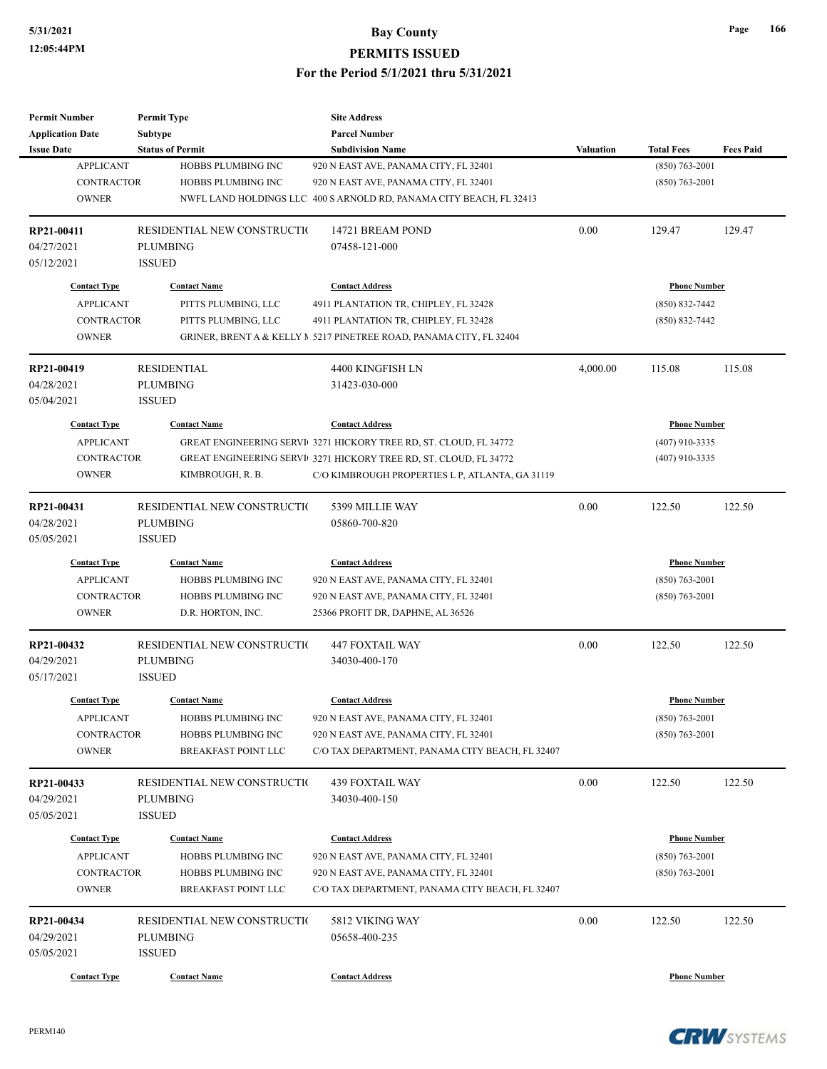| Permit Number | Permit Type | Site Address | | | |
|---|---|---|---|---|---|
| Application Date | Subtype | Parcel Number | | | |
| Issue Date | Status of Permit | Subdivision Name | Valuation | Total Fees | Fees Paid |
| APPLICANT | HOBBS PLUMBING INC | 920 N EAST AVE, PANAMA CITY, FL 32401 | | (850) 763-2001 | |
| CONTRACTOR | HOBBS PLUMBING INC | 920 N EAST AVE, PANAMA CITY, FL 32401 | | (850) 763-2001 | |
| OWNER | NWFL LAND HOLDINGS LLC | 400 S ARNOLD RD, PANAMA CITY BEACH, FL 32413 | | | |

| Permit Number | Permit Type | Site Address | Valuation | Total Fees | Fees Paid |
|---|---|---|---|---|---|
| RP21-00411 | RESIDENTIAL NEW CONSTRUCTI( | 14721 BREAM POND | 0.00 | 129.47 | 129.47 |
| 04/27/2021 | PLUMBING | 07458-121-000 | | | |
| 05/12/2021 | ISSUED | | | | |

| Contact Type | Contact Name | Contact Address | Phone Number |
|---|---|---|---|
| APPLICANT | PITTS PLUMBING, LLC | 4911 PLANTATION TR, CHIPLEY, FL 32428 | (850) 832-7442 |
| CONTRACTOR | PITTS PLUMBING, LLC | 4911 PLANTATION TR, CHIPLEY, FL 32428 | (850) 832-7442 |
| OWNER | GRINER, BRENT A & KELLY N | 5217 PINETREE ROAD, PANAMA CITY, FL 32404 | |

| Permit Number | Permit Type | Site Address | Valuation | Total Fees | Fees Paid |
|---|---|---|---|---|---|
| RP21-00419 | RESIDENTIAL | 4400 KINGFISH LN | 4,000.00 | 115.08 | 115.08 |
| 04/28/2021 | PLUMBING | 31423-030-000 | | | |
| 05/04/2021 | ISSUED | | | | |

| Contact Type | Contact Name | Contact Address | Phone Number |
|---|---|---|---|
| APPLICANT | GREAT ENGINEERING SERVI | 3271 HICKORY TREE RD, ST. CLOUD, FL 34772 | (407) 910-3335 |
| CONTRACTOR | GREAT ENGINEERING SERVI | 3271 HICKORY TREE RD, ST. CLOUD, FL 34772 | (407) 910-3335 |
| OWNER | KIMBROUGH, R. B. | C/O KIMBROUGH PROPERTIES L P, ATLANTA, GA 31119 | |

| Permit Number | Permit Type | Site Address | Valuation | Total Fees | Fees Paid |
|---|---|---|---|---|---|
| RP21-00431 | RESIDENTIAL NEW CONSTRUCTI( | 5399 MILLIE WAY | 0.00 | 122.50 | 122.50 |
| 04/28/2021 | PLUMBING | 05860-700-820 | | | |
| 05/05/2021 | ISSUED | | | | |

| Contact Type | Contact Name | Contact Address | Phone Number |
|---|---|---|---|
| APPLICANT | HOBBS PLUMBING INC | 920 N EAST AVE, PANAMA CITY, FL 32401 | (850) 763-2001 |
| CONTRACTOR | HOBBS PLUMBING INC | 920 N EAST AVE, PANAMA CITY, FL 32401 | (850) 763-2001 |
| OWNER | D.R. HORTON, INC. | 25366 PROFIT DR, DAPHNE, AL 36526 | |

| Permit Number | Permit Type | Site Address | Valuation | Total Fees | Fees Paid |
|---|---|---|---|---|---|
| RP21-00432 | RESIDENTIAL NEW CONSTRUCTI( | 447 FOXTAIL WAY | 0.00 | 122.50 | 122.50 |
| 04/29/2021 | PLUMBING | 34030-400-170 | | | |
| 05/17/2021 | ISSUED | | | | |

| Contact Type | Contact Name | Contact Address | Phone Number |
|---|---|---|---|
| APPLICANT | HOBBS PLUMBING INC | 920 N EAST AVE, PANAMA CITY, FL 32401 | (850) 763-2001 |
| CONTRACTOR | HOBBS PLUMBING INC | 920 N EAST AVE, PANAMA CITY, FL 32401 | (850) 763-2001 |
| OWNER | BREAKFAST POINT LLC | C/O TAX DEPARTMENT, PANAMA CITY BEACH, FL 32407 | |

| Permit Number | Permit Type | Site Address | Valuation | Total Fees | Fees Paid |
|---|---|---|---|---|---|
| RP21-00433 | RESIDENTIAL NEW CONSTRUCTI( | 439 FOXTAIL WAY | 0.00 | 122.50 | 122.50 |
| 04/29/2021 | PLUMBING | 34030-400-150 | | | |
| 05/05/2021 | ISSUED | | | | |

| Contact Type | Contact Name | Contact Address | Phone Number |
|---|---|---|---|
| APPLICANT | HOBBS PLUMBING INC | 920 N EAST AVE, PANAMA CITY, FL 32401 | (850) 763-2001 |
| CONTRACTOR | HOBBS PLUMBING INC | 920 N EAST AVE, PANAMA CITY, FL 32401 | (850) 763-2001 |
| OWNER | BREAKFAST POINT LLC | C/O TAX DEPARTMENT, PANAMA CITY BEACH, FL 32407 | |

| Permit Number | Permit Type | Site Address | Valuation | Total Fees | Fees Paid |
|---|---|---|---|---|---|
| RP21-00434 | RESIDENTIAL NEW CONSTRUCTI( | 5812 VIKING WAY | 0.00 | 122.50 | 122.50 |
| 04/29/2021 | PLUMBING | 05658-400-235 | | | |
| 05/05/2021 | ISSUED | | | | |

| Contact Type | Contact Name | Contact Address | Phone Number |
|---|---|---|---|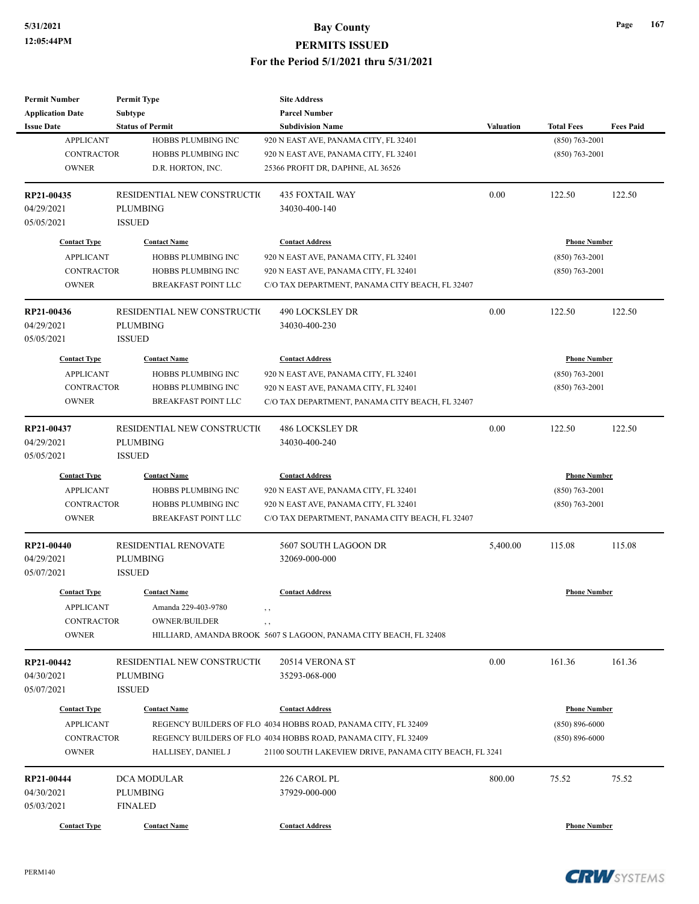| Permit Number | Permit Type | Site Address | | | |
|---|---|---|---|---|---|
| Application Date | Subtype | Parcel Number | | | |
| Issue Date | Status of Permit | Subdivision Name | Valuation | Total Fees | Fees Paid |
| APPLICANT | HOBBS PLUMBING INC | 920 N EAST AVE, PANAMA CITY, FL 32401 | | (850) 763-2001 | |
| CONTRACTOR | HOBBS PLUMBING INC | 920 N EAST AVE, PANAMA CITY, FL 32401 | | (850) 763-2001 | |
| OWNER | D.R. HORTON, INC. | 25366 PROFIT DR, DAPHNE, AL 36526 | | | |
| **RP21-00435** | RESIDENTIAL NEW CONSTRUCTIO | 435 FOXTAIL WAY | 0.00 | 122.50 | 122.50 |
| 04/29/2021 | PLUMBING | 34030-400-140 | | | |
| 05/05/2021 | ISSUED | | | | |
| Contact Type | Contact Name | Contact Address | | Phone Number | |
| APPLICANT | HOBBS PLUMBING INC | 920 N EAST AVE, PANAMA CITY, FL 32401 | | (850) 763-2001 | |
| CONTRACTOR | HOBBS PLUMBING INC | 920 N EAST AVE, PANAMA CITY, FL 32401 | | (850) 763-2001 | |
| OWNER | BREAKFAST POINT LLC | C/O TAX DEPARTMENT, PANAMA CITY BEACH, FL 32407 | | | |
| **RP21-00436** | RESIDENTIAL NEW CONSTRUCTIO | 490 LOCKSLEY DR | 0.00 | 122.50 | 122.50 |
| 04/29/2021 | PLUMBING | 34030-400-230 | | | |
| 05/05/2021 | ISSUED | | | | |
| Contact Type | Contact Name | Contact Address | | Phone Number | |
| APPLICANT | HOBBS PLUMBING INC | 920 N EAST AVE, PANAMA CITY, FL 32401 | | (850) 763-2001 | |
| CONTRACTOR | HOBBS PLUMBING INC | 920 N EAST AVE, PANAMA CITY, FL 32401 | | (850) 763-2001 | |
| OWNER | BREAKFAST POINT LLC | C/O TAX DEPARTMENT, PANAMA CITY BEACH, FL 32407 | | | |
| **RP21-00437** | RESIDENTIAL NEW CONSTRUCTIO | 486 LOCKSLEY DR | 0.00 | 122.50 | 122.50 |
| 04/29/2021 | PLUMBING | 34030-400-240 | | | |
| 05/05/2021 | ISSUED | | | | |
| Contact Type | Contact Name | Contact Address | | Phone Number | |
| APPLICANT | HOBBS PLUMBING INC | 920 N EAST AVE, PANAMA CITY, FL 32401 | | (850) 763-2001 | |
| CONTRACTOR | HOBBS PLUMBING INC | 920 N EAST AVE, PANAMA CITY, FL 32401 | | (850) 763-2001 | |
| OWNER | BREAKFAST POINT LLC | C/O TAX DEPARTMENT, PANAMA CITY BEACH, FL 32407 | | | |
| **RP21-00440** | RESIDENTIAL RENOVATE | 5607 SOUTH LAGOON DR | 5,400.00 | 115.08 | 115.08 |
| 04/29/2021 | PLUMBING | 32069-000-000 | | | |
| 05/07/2021 | ISSUED | | | | |
| Contact Type | Contact Name | Contact Address | | Phone Number | |
| APPLICANT | Amanda 229-403-9780 | , , | | | |
| CONTRACTOR | OWNER/BUILDER | , , | | | |
| OWNER | HILLIARD, AMANDA BROOK | 5607 S LAGOON, PANAMA CITY BEACH, FL 32408 | | | |
| **RP21-00442** | RESIDENTIAL NEW CONSTRUCTIO | 20514 VERONA ST | 0.00 | 161.36 | 161.36 |
| 04/30/2021 | PLUMBING | 35293-068-000 | | | |
| 05/07/2021 | ISSUED | | | | |
| Contact Type | Contact Name | Contact Address | | Phone Number | |
| APPLICANT | REGENCY BUILDERS OF FLO | 4034 HOBBS ROAD, PANAMA CITY, FL 32409 | | (850) 896-6000 | |
| CONTRACTOR | REGENCY BUILDERS OF FLO | 4034 HOBBS ROAD, PANAMA CITY, FL 32409 | | (850) 896-6000 | |
| OWNER | HALLISEY, DANIEL J | 21100 SOUTH LAKEVIEW DRIVE, PANAMA CITY BEACH, FL 3241 | | | |
| **RP21-00444** | DCA MODULAR | 226 CAROL PL | 800.00 | 75.52 | 75.52 |
| 04/30/2021 | PLUMBING | 37929-000-000 | | | |
| 05/03/2021 | FINALED | | | | |
| Contact Type | Contact Name | Contact Address | | Phone Number | |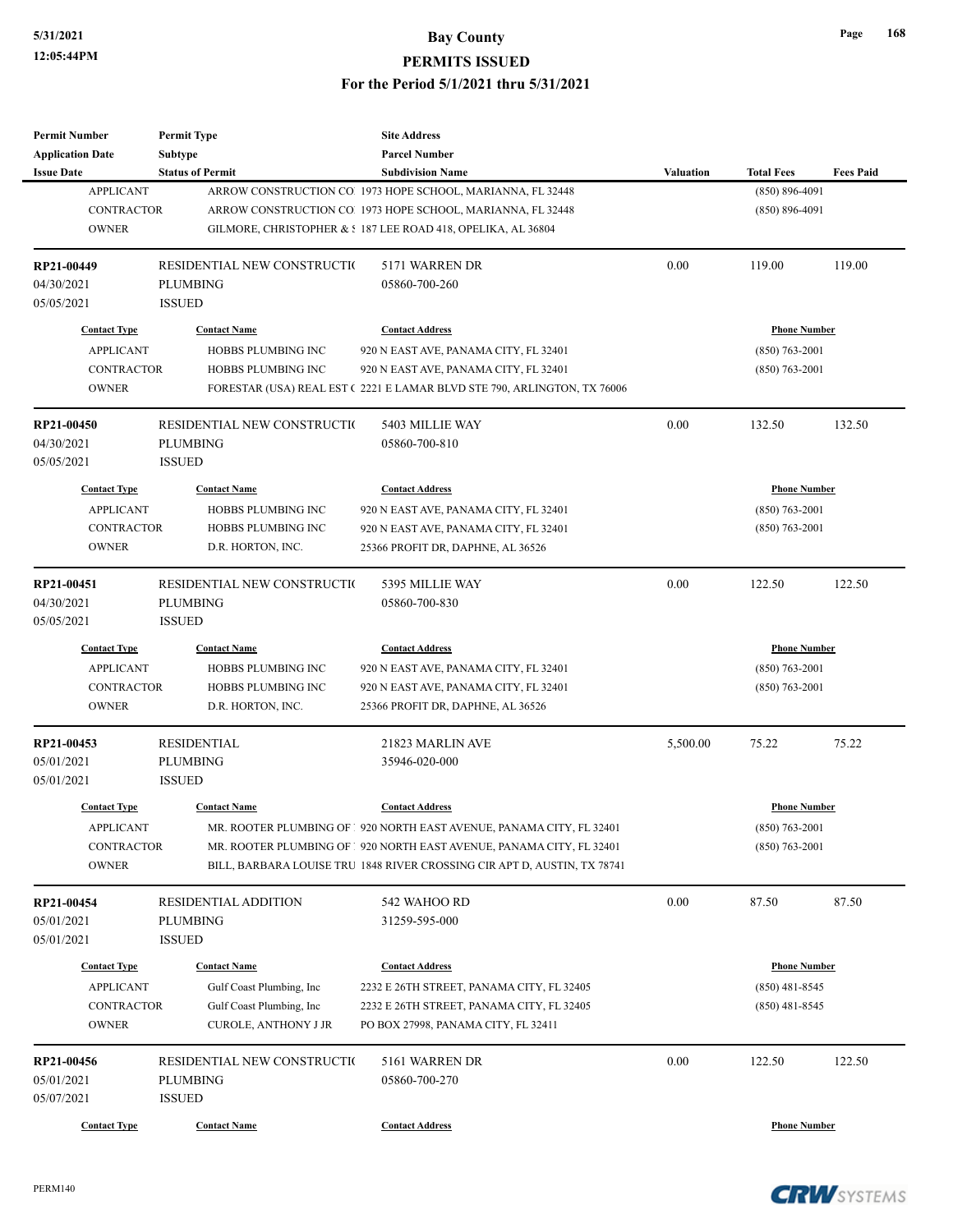| Permit Number | Permit Type | Site Address | | | |
|---|---|---|---|---|---|
| Application Date | Subtype | Parcel Number | | | |
| Issue Date | Status of Permit | Subdivision Name | Valuation | Total Fees | Fees Paid |

| Contact Type | Contact Name | Contact Address | Phone Number |
|---|---|---|---|
| APPLICANT | ARROW CONSTRUCTION CO | 1973 HOPE SCHOOL, MARIANNA, FL 32448 | (850) 896-4091 |
| CONTRACTOR | ARROW CONSTRUCTION CO | 1973 HOPE SCHOOL, MARIANNA, FL 32448 | (850) 896-4091 |
| OWNER | GILMORE, CHRISTOPHER & S | 187 LEE ROAD 418, OPELIKA, AL 36804 | |

| RP21-00449 | RESIDENTIAL NEW CONSTRUCTIO | 5171 WARREN DR | 0.00 | 119.00 | 119.00 |
|---|---|---|---|---|---|
| 04/30/2021 | PLUMBING | 05860-700-260 | | | |
| 05/05/2021 | ISSUED | | | | |

| Contact Type | Contact Name | Contact Address | Phone Number |
|---|---|---|---|
| APPLICANT | HOBBS PLUMBING INC | 920 N EAST AVE, PANAMA CITY, FL 32401 | (850) 763-2001 |
| CONTRACTOR | HOBBS PLUMBING INC | 920 N EAST AVE, PANAMA CITY, FL 32401 | (850) 763-2001 |
| OWNER | FORESTAR (USA) REAL EST ( | 2221 E LAMAR BLVD STE 790, ARLINGTON, TX 76006 | |

| RP21-00450 | RESIDENTIAL NEW CONSTRUCTIO | 5403 MILLIE WAY | 0.00 | 132.50 | 132.50 |
|---|---|---|---|---|---|
| 04/30/2021 | PLUMBING | 05860-700-810 | | | |
| 05/05/2021 | ISSUED | | | | |

| Contact Type | Contact Name | Contact Address | Phone Number |
|---|---|---|---|
| APPLICANT | HOBBS PLUMBING INC | 920 N EAST AVE, PANAMA CITY, FL 32401 | (850) 763-2001 |
| CONTRACTOR | HOBBS PLUMBING INC | 920 N EAST AVE, PANAMA CITY, FL 32401 | (850) 763-2001 |
| OWNER | D.R. HORTON, INC. | 25366 PROFIT DR, DAPHNE, AL 36526 | |

| RP21-00451 | RESIDENTIAL NEW CONSTRUCTIO | 5395 MILLIE WAY | 0.00 | 122.50 | 122.50 |
|---|---|---|---|---|---|
| 04/30/2021 | PLUMBING | 05860-700-830 | | | |
| 05/05/2021 | ISSUED | | | | |

| Contact Type | Contact Name | Contact Address | Phone Number |
|---|---|---|---|
| APPLICANT | HOBBS PLUMBING INC | 920 N EAST AVE, PANAMA CITY, FL 32401 | (850) 763-2001 |
| CONTRACTOR | HOBBS PLUMBING INC | 920 N EAST AVE, PANAMA CITY, FL 32401 | (850) 763-2001 |
| OWNER | D.R. HORTON, INC. | 25366 PROFIT DR, DAPHNE, AL 36526 | |

| RP21-00453 | RESIDENTIAL | 21823 MARLIN AVE | 5,500.00 | 75.22 | 75.22 |
|---|---|---|---|---|---|
| 05/01/2021 | PLUMBING | 35946-020-000 | | | |
| 05/01/2021 | ISSUED | | | | |

| Contact Type | Contact Name | Contact Address | Phone Number |
|---|---|---|---|
| APPLICANT | MR. ROOTER PLUMBING OF | 920 NORTH EAST AVENUE, PANAMA CITY, FL 32401 | (850) 763-2001 |
| CONTRACTOR | MR. ROOTER PLUMBING OF | 920 NORTH EAST AVENUE, PANAMA CITY, FL 32401 | (850) 763-2001 |
| OWNER | BILL, BARBARA LOUISE TRU | 1848 RIVER CROSSING CIR APT D, AUSTIN, TX 78741 | |

| RP21-00454 | RESIDENTIAL ADDITION | 542 WAHOO RD | 0.00 | 87.50 | 87.50 |
|---|---|---|---|---|---|
| 05/01/2021 | PLUMBING | 31259-595-000 | | | |
| 05/01/2021 | ISSUED | | | | |

| Contact Type | Contact Name | Contact Address | Phone Number |
|---|---|---|---|
| APPLICANT | Gulf Coast Plumbing, Inc | 2232 E 26TH STREET, PANAMA CITY, FL 32405 | (850) 481-8545 |
| CONTRACTOR | Gulf Coast Plumbing, Inc | 2232 E 26TH STREET, PANAMA CITY, FL 32405 | (850) 481-8545 |
| OWNER | CUROLE, ANTHONY J JR | PO BOX 27998, PANAMA CITY, FL 32411 | |

| RP21-00456 | RESIDENTIAL NEW CONSTRUCTIO | 5161 WARREN DR | 0.00 | 122.50 | 122.50 |
|---|---|---|---|---|---|
| 05/01/2021 | PLUMBING | 05860-700-270 | | | |
| 05/07/2021 | ISSUED | | | | |

| Contact Type | Contact Name | Contact Address | Phone Number |
|---|---|---|---|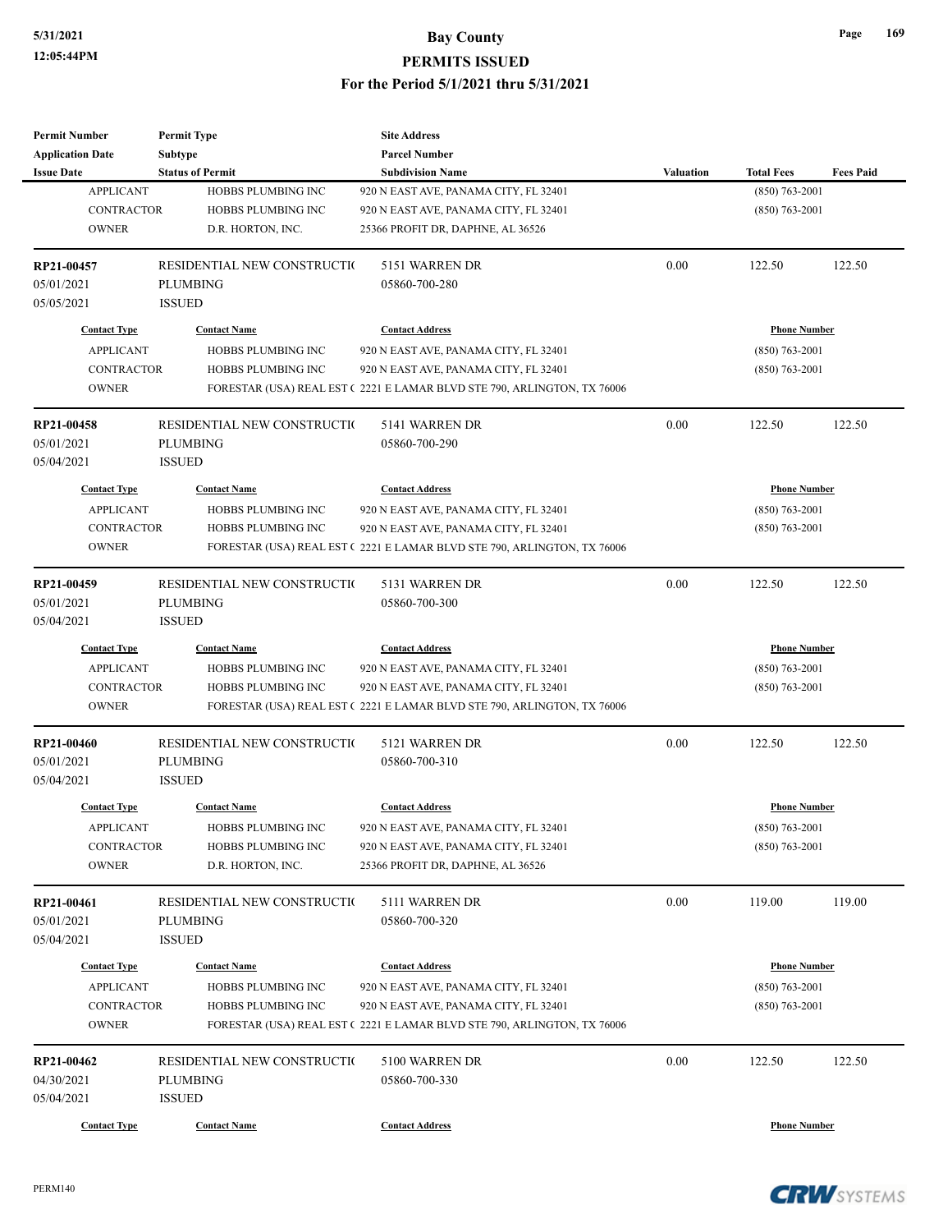| Permit Number | Permit Type | Site Address | | | |
|---|---|---|---|---|---|
| Application Date | Subtype | Parcel Number | | | |
| Issue Date | Status of Permit | Subdivision Name | Valuation | Total Fees | Fees Paid |

| Contact Type | Contact Name | Contact Address | Phone Number |
|---|---|---|---|
| APPLICANT | HOBBS PLUMBING INC | 920 N EAST AVE, PANAMA CITY, FL 32401 | (850) 763-2001 |
| CONTRACTOR | HOBBS PLUMBING INC | 920 N EAST AVE, PANAMA CITY, FL 32401 | (850) 763-2001 |
| OWNER | D.R. HORTON, INC. | 25366 PROFIT DR, DAPHNE, AL 36526 | |

| RP21-00457 | RESIDENTIAL NEW CONSTRUCTI( | 5151 WARREN DR | 0.00 | 122.50 | 122.50 |
|---|---|---|---|---|---|
| 05/01/2021 | PLUMBING | 05860-700-280 | | | |
| 05/05/2021 | ISSUED | | | | |

| Contact Type | Contact Name | Contact Address | Phone Number |
|---|---|---|---|
| APPLICANT | HOBBS PLUMBING INC | 920 N EAST AVE, PANAMA CITY, FL 32401 | (850) 763-2001 |
| CONTRACTOR | HOBBS PLUMBING INC | 920 N EAST AVE, PANAMA CITY, FL 32401 | (850) 763-2001 |
| OWNER | FORESTAR (USA) REAL EST ( | 2221 E LAMAR BLVD STE 790, ARLINGTON, TX 76006 | |

| RP21-00458 | RESIDENTIAL NEW CONSTRUCTI( | 5141 WARREN DR | 0.00 | 122.50 | 122.50 |
|---|---|---|---|---|---|
| 05/01/2021 | PLUMBING | 05860-700-290 | | | |
| 05/04/2021 | ISSUED | | | | |

| Contact Type | Contact Name | Contact Address | Phone Number |
|---|---|---|---|
| APPLICANT | HOBBS PLUMBING INC | 920 N EAST AVE, PANAMA CITY, FL 32401 | (850) 763-2001 |
| CONTRACTOR | HOBBS PLUMBING INC | 920 N EAST AVE, PANAMA CITY, FL 32401 | (850) 763-2001 |
| OWNER | FORESTAR (USA) REAL EST ( | 2221 E LAMAR BLVD STE 790, ARLINGTON, TX 76006 | |

| RP21-00459 | RESIDENTIAL NEW CONSTRUCTI( | 5131 WARREN DR | 0.00 | 122.50 | 122.50 |
|---|---|---|---|---|---|
| 05/01/2021 | PLUMBING | 05860-700-300 | | | |
| 05/04/2021 | ISSUED | | | | |

| Contact Type | Contact Name | Contact Address | Phone Number |
|---|---|---|---|
| APPLICANT | HOBBS PLUMBING INC | 920 N EAST AVE, PANAMA CITY, FL 32401 | (850) 763-2001 |
| CONTRACTOR | HOBBS PLUMBING INC | 920 N EAST AVE, PANAMA CITY, FL 32401 | (850) 763-2001 |
| OWNER | FORESTAR (USA) REAL EST ( | 2221 E LAMAR BLVD STE 790, ARLINGTON, TX 76006 | |

| RP21-00460 | RESIDENTIAL NEW CONSTRUCTI( | 5121 WARREN DR | 0.00 | 122.50 | 122.50 |
|---|---|---|---|---|---|
| 05/01/2021 | PLUMBING | 05860-700-310 | | | |
| 05/04/2021 | ISSUED | | | | |

| Contact Type | Contact Name | Contact Address | Phone Number |
|---|---|---|---|
| APPLICANT | HOBBS PLUMBING INC | 920 N EAST AVE, PANAMA CITY, FL 32401 | (850) 763-2001 |
| CONTRACTOR | HOBBS PLUMBING INC | 920 N EAST AVE, PANAMA CITY, FL 32401 | (850) 763-2001 |
| OWNER | D.R. HORTON, INC. | 25366 PROFIT DR, DAPHNE, AL 36526 | |

| RP21-00461 | RESIDENTIAL NEW CONSTRUCTI( | 5111 WARREN DR | 0.00 | 119.00 | 119.00 |
|---|---|---|---|---|---|
| 05/01/2021 | PLUMBING | 05860-700-320 | | | |
| 05/04/2021 | ISSUED | | | | |

| Contact Type | Contact Name | Contact Address | Phone Number |
|---|---|---|---|
| APPLICANT | HOBBS PLUMBING INC | 920 N EAST AVE, PANAMA CITY, FL 32401 | (850) 763-2001 |
| CONTRACTOR | HOBBS PLUMBING INC | 920 N EAST AVE, PANAMA CITY, FL 32401 | (850) 763-2001 |
| OWNER | FORESTAR (USA) REAL EST ( | 2221 E LAMAR BLVD STE 790, ARLINGTON, TX 76006 | |

| RP21-00462 | RESIDENTIAL NEW CONSTRUCTI( | 5100 WARREN DR | 0.00 | 122.50 | 122.50 |
|---|---|---|---|---|---|
| 04/30/2021 | PLUMBING | 05860-700-330 | | | |
| 05/04/2021 | ISSUED | | | | |

| Contact Type | Contact Name | Contact Address | Phone Number |
|---|---|---|---|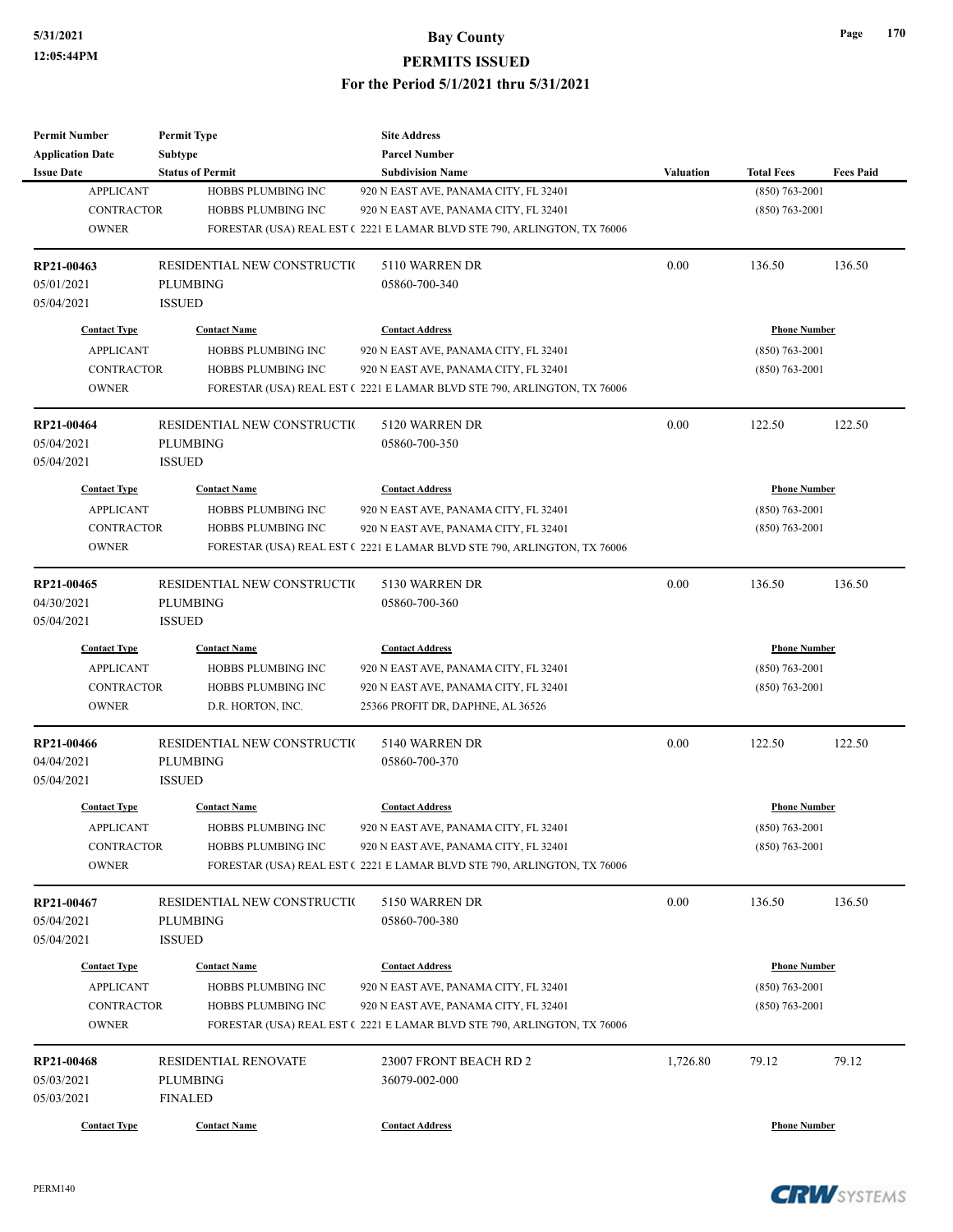| Permit Number | Permit Type | Site Address | | | |
|---|---|---|---|---|---|
| Application Date | Subtype | Parcel Number | | | |
| Issue Date | Status of Permit | Subdivision Name | Valuation | Total Fees | Fees Paid |

| Contact Type | Contact Name | Contact Address | Phone Number |
|---|---|---|---|
| APPLICANT | HOBBS PLUMBING INC | 920 N EAST AVE, PANAMA CITY, FL 32401 | (850) 763-2001 |
| CONTRACTOR | HOBBS PLUMBING INC | 920 N EAST AVE, PANAMA CITY, FL 32401 | (850) 763-2001 |
| OWNER | FORESTAR (USA) REAL EST ( | 2221 E LAMAR BLVD STE 790, ARLINGTON, TX 76006 | |

| RP21-00463 | RESIDENTIAL NEW CONSTRUCTI( | 5110 WARREN DR | 0.00 | 136.50 | 136.50 |
|---|---|---|---|---|---|
| 05/01/2021 | PLUMBING | 05860-700-340 | | | |
| 05/04/2021 | ISSUED | | | | |

| Contact Type | Contact Name | Contact Address | Phone Number |
|---|---|---|---|
| APPLICANT | HOBBS PLUMBING INC | 920 N EAST AVE, PANAMA CITY, FL 32401 | (850) 763-2001 |
| CONTRACTOR | HOBBS PLUMBING INC | 920 N EAST AVE, PANAMA CITY, FL 32401 | (850) 763-2001 |
| OWNER | FORESTAR (USA) REAL EST ( | 2221 E LAMAR BLVD STE 790, ARLINGTON, TX 76006 | |

| RP21-00464 | RESIDENTIAL NEW CONSTRUCTI( | 5120 WARREN DR | 0.00 | 122.50 | 122.50 |
|---|---|---|---|---|---|
| 05/04/2021 | PLUMBING | 05860-700-350 | | | |
| 05/04/2021 | ISSUED | | | | |

| Contact Type | Contact Name | Contact Address | Phone Number |
|---|---|---|---|
| APPLICANT | HOBBS PLUMBING INC | 920 N EAST AVE, PANAMA CITY, FL 32401 | (850) 763-2001 |
| CONTRACTOR | HOBBS PLUMBING INC | 920 N EAST AVE, PANAMA CITY, FL 32401 | (850) 763-2001 |
| OWNER | FORESTAR (USA) REAL EST ( | 2221 E LAMAR BLVD STE 790, ARLINGTON, TX 76006 | |

| RP21-00465 | RESIDENTIAL NEW CONSTRUCTI( | 5130 WARREN DR | 0.00 | 136.50 | 136.50 |
|---|---|---|---|---|---|
| 04/30/2021 | PLUMBING | 05860-700-360 | | | |
| 05/04/2021 | ISSUED | | | | |

| Contact Type | Contact Name | Contact Address | Phone Number |
|---|---|---|---|
| APPLICANT | HOBBS PLUMBING INC | 920 N EAST AVE, PANAMA CITY, FL 32401 | (850) 763-2001 |
| CONTRACTOR | HOBBS PLUMBING INC | 920 N EAST AVE, PANAMA CITY, FL 32401 | (850) 763-2001 |
| OWNER | D.R. HORTON, INC. | 25366 PROFIT DR, DAPHNE, AL 36526 | |

| RP21-00466 | RESIDENTIAL NEW CONSTRUCTI( | 5140 WARREN DR | 0.00 | 122.50 | 122.50 |
|---|---|---|---|---|---|
| 04/04/2021 | PLUMBING | 05860-700-370 | | | |
| 05/04/2021 | ISSUED | | | | |

| Contact Type | Contact Name | Contact Address | Phone Number |
|---|---|---|---|
| APPLICANT | HOBBS PLUMBING INC | 920 N EAST AVE, PANAMA CITY, FL 32401 | (850) 763-2001 |
| CONTRACTOR | HOBBS PLUMBING INC | 920 N EAST AVE, PANAMA CITY, FL 32401 | (850) 763-2001 |
| OWNER | FORESTAR (USA) REAL EST ( | 2221 E LAMAR BLVD STE 790, ARLINGTON, TX 76006 | |

| RP21-00467 | RESIDENTIAL NEW CONSTRUCTI( | 5150 WARREN DR | 0.00 | 136.50 | 136.50 |
|---|---|---|---|---|---|
| 05/04/2021 | PLUMBING | 05860-700-380 | | | |
| 05/04/2021 | ISSUED | | | | |

| Contact Type | Contact Name | Contact Address | Phone Number |
|---|---|---|---|
| APPLICANT | HOBBS PLUMBING INC | 920 N EAST AVE, PANAMA CITY, FL 32401 | (850) 763-2001 |
| CONTRACTOR | HOBBS PLUMBING INC | 920 N EAST AVE, PANAMA CITY, FL 32401 | (850) 763-2001 |
| OWNER | FORESTAR (USA) REAL EST ( | 2221 E LAMAR BLVD STE 790, ARLINGTON, TX 76006 | |

| RP21-00468 | RESIDENTIAL RENOVATE | 23007 FRONT BEACH RD 2 | 1,726.80 | 79.12 | 79.12 |
|---|---|---|---|---|---|
| 05/03/2021 | PLUMBING | 36079-002-000 | | | |
| 05/03/2021 | FINALED | | | | |

| Contact Type | Contact Name | Contact Address | Phone Number |
|---|---|---|---|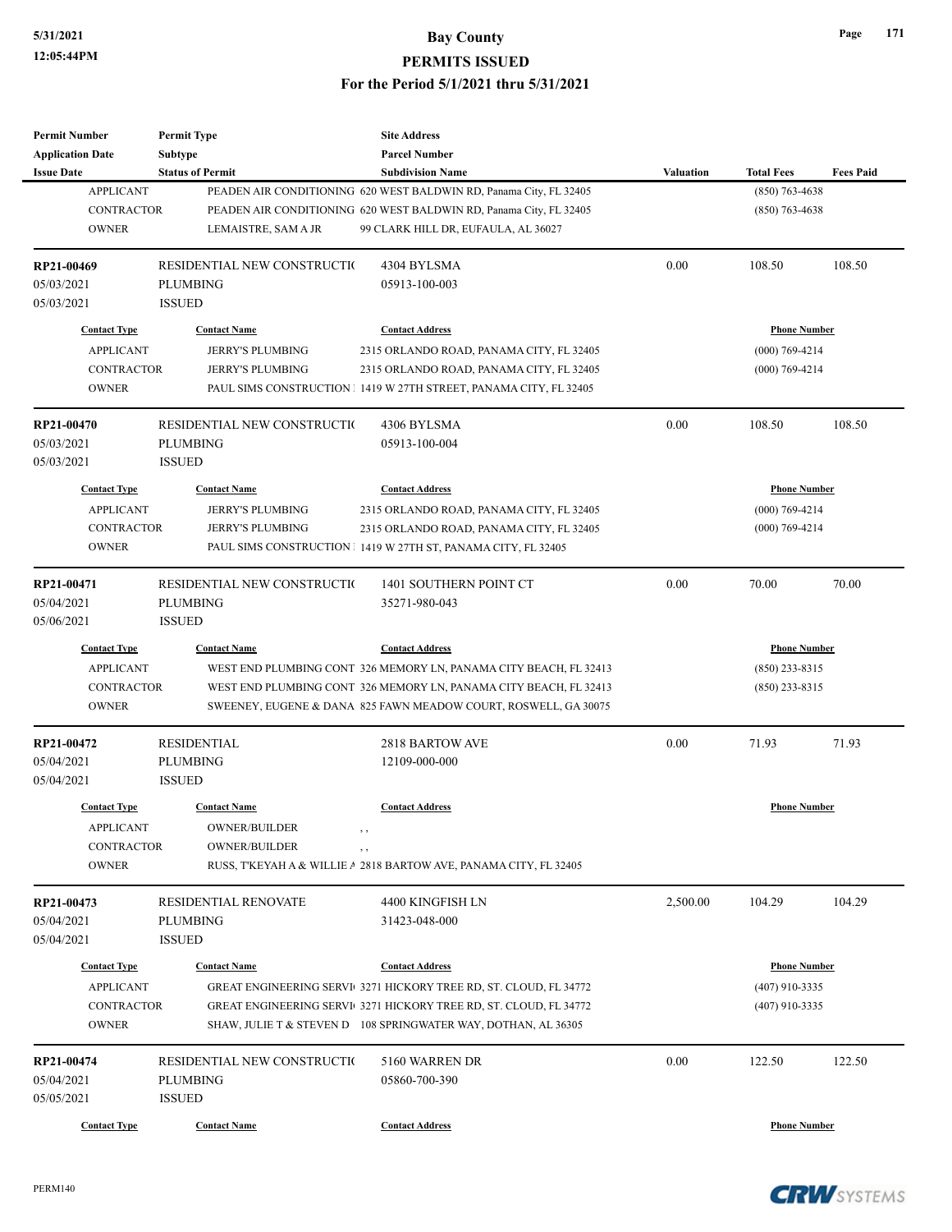| Permit Number | Permit Type | Site Address | | | |
|---|---|---|---|---|---|
| Application Date | Subtype | Parcel Number | | | |
| Issue Date | Status of Permit | Subdivision Name | Valuation | Total Fees | Fees Paid |

| Contact Type | Contact Name | Contact Address | Phone Number |
|---|---|---|---|
| APPLICANT | PEADEN AIR CONDITIONING | 620 WEST BALDWIN RD, Panama City, FL 32405 | (850) 763-4638 |
| CONTRACTOR | PEADEN AIR CONDITIONING | 620 WEST BALDWIN RD, Panama City, FL 32405 | (850) 763-4638 |
| OWNER | LEMAISTRE, SAM A JR | 99 CLARK HILL DR, EUFAULA, AL 36027 | |

| RP21-00469 | RESIDENTIAL NEW CONSTRUCTIO | 4304 BYLSMA | 0.00 | 108.50 | 108.50 |
|---|---|---|---|---|---|
| 05/03/2021 | PLUMBING | 05913-100-003 | | | |
| 05/03/2021 | ISSUED | | | | |

| Contact Type | Contact Name | Contact Address | Phone Number |
|---|---|---|---|
| APPLICANT | JERRY'S PLUMBING | 2315 ORLANDO ROAD, PANAMA CITY, FL 32405 | (000) 769-4214 |
| CONTRACTOR | JERRY'S PLUMBING | 2315 ORLANDO ROAD, PANAMA CITY, FL 32405 | (000) 769-4214 |
| OWNER | PAUL SIMS CONSTRUCTION | 1419 W 27TH STREET, PANAMA CITY, FL 32405 | |

| RP21-00470 | RESIDENTIAL NEW CONSTRUCTIO | 4306 BYLSMA | 0.00 | 108.50 | 108.50 |
|---|---|---|---|---|---|
| 05/03/2021 | PLUMBING | 05913-100-004 | | | |
| 05/03/2021 | ISSUED | | | | |

| Contact Type | Contact Name | Contact Address | Phone Number |
|---|---|---|---|
| APPLICANT | JERRY'S PLUMBING | 2315 ORLANDO ROAD, PANAMA CITY, FL 32405 | (000) 769-4214 |
| CONTRACTOR | JERRY'S PLUMBING | 2315 ORLANDO ROAD, PANAMA CITY, FL 32405 | (000) 769-4214 |
| OWNER | PAUL SIMS CONSTRUCTION | 1419 W 27TH ST, PANAMA CITY, FL 32405 | |

| RP21-00471 | RESIDENTIAL NEW CONSTRUCTIO | 1401 SOUTHERN POINT CT | 0.00 | 70.00 | 70.00 |
|---|---|---|---|---|---|
| 05/04/2021 | PLUMBING | 35271-980-043 | | | |
| 05/06/2021 | ISSUED | | | | |

| Contact Type | Contact Name | Contact Address | Phone Number |
|---|---|---|---|
| APPLICANT | WEST END PLUMBING CONT | 326 MEMORY LN, PANAMA CITY BEACH, FL 32413 | (850) 233-8315 |
| CONTRACTOR | WEST END PLUMBING CONT | 326 MEMORY LN, PANAMA CITY BEACH, FL 32413 | (850) 233-8315 |
| OWNER | SWEENEY, EUGENE & DANA | 825 FAWN MEADOW COURT, ROSWELL, GA 30075 | |

| RP21-00472 | RESIDENTIAL | 2818 BARTOW AVE | 0.00 | 71.93 | 71.93 |
|---|---|---|---|---|---|
| 05/04/2021 | PLUMBING | 12109-000-000 | | | |
| 05/04/2021 | ISSUED | | | | |

| Contact Type | Contact Name | Contact Address | Phone Number |
|---|---|---|---|
| APPLICANT | OWNER/BUILDER | , , | |
| CONTRACTOR | OWNER/BUILDER | , , | |
| OWNER | RUSS, T'KEYAH A & WILLIE A | 2818 BARTOW AVE, PANAMA CITY, FL 32405 | |

| RP21-00473 | RESIDENTIAL RENOVATE | 4400 KINGFISH LN | 2,500.00 | 104.29 | 104.29 |
|---|---|---|---|---|---|
| 05/04/2021 | PLUMBING | 31423-048-000 | | | |
| 05/04/2021 | ISSUED | | | | |

| Contact Type | Contact Name | Contact Address | Phone Number |
|---|---|---|---|
| APPLICANT | GREAT ENGINEERING SERVI | 3271 HICKORY TREE RD, ST. CLOUD, FL 34772 | (407) 910-3335 |
| CONTRACTOR | GREAT ENGINEERING SERVI | 3271 HICKORY TREE RD, ST. CLOUD, FL 34772 | (407) 910-3335 |
| OWNER | SHAW, JULIE T & STEVEN D | 108 SPRINGWATER WAY, DOTHAN, AL 36305 | |

| RP21-00474 | RESIDENTIAL NEW CONSTRUCTIO | 5160 WARREN DR | 0.00 | 122.50 | 122.50 |
|---|---|---|---|---|---|
| 05/04/2021 | PLUMBING | 05860-700-390 | | | |
| 05/05/2021 | ISSUED | | | | |

| Contact Type | Contact Name | Contact Address | Phone Number |
|---|---|---|---|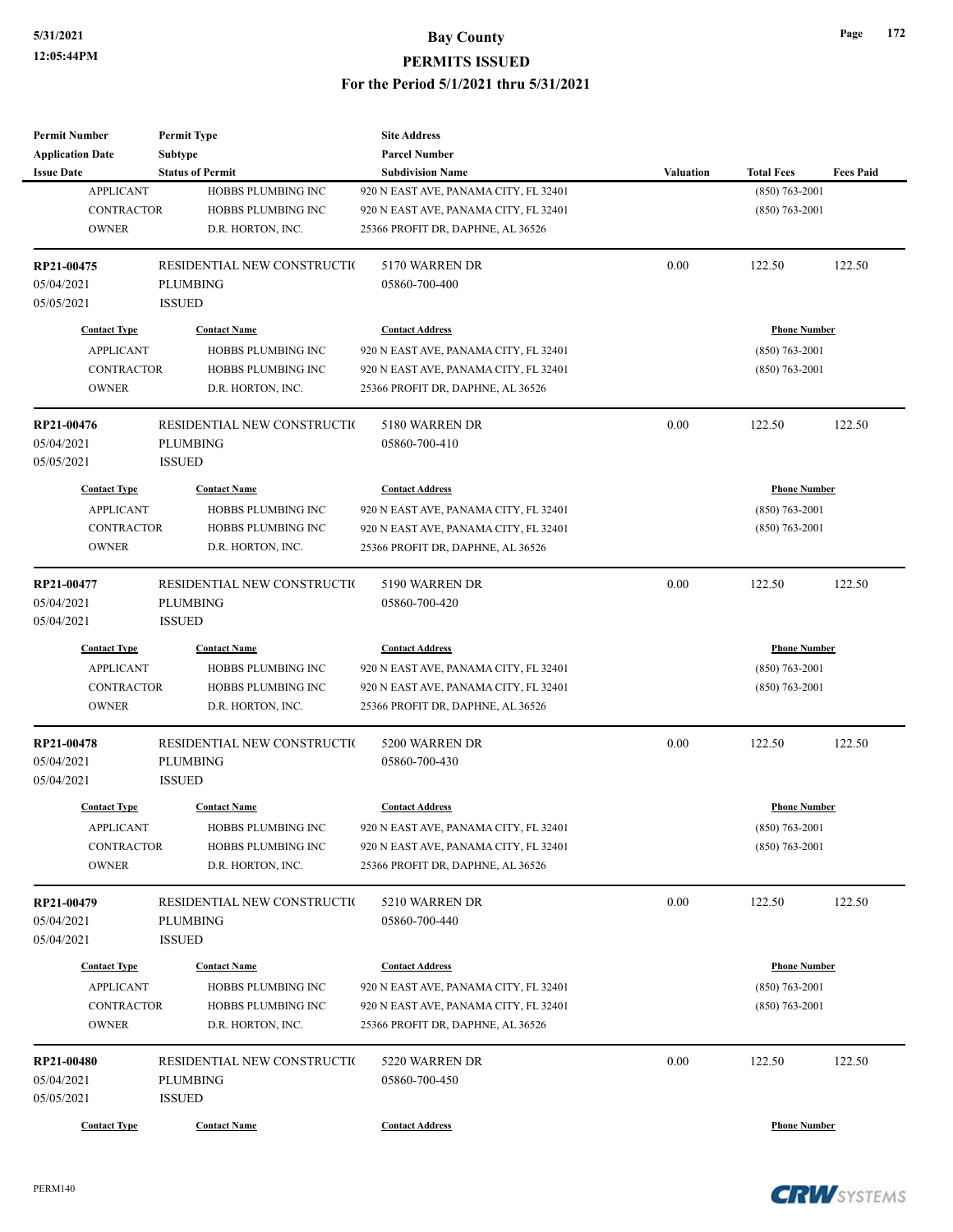| Permit Number | Permit Type | Site Address | | | |
|---|---|---|---|---|---|
| Application Date | Subtype | Parcel Number | | | |
| Issue Date | Status of Permit | Subdivision Name | Valuation | Total Fees | Fees Paid |

| Contact Type | Contact Name | Contact Address | Phone Number |
|---|---|---|---|
| APPLICANT | HOBBS PLUMBING INC | 920 N EAST AVE, PANAMA CITY, FL 32401 | (850) 763-2001 |
| CONTRACTOR | HOBBS PLUMBING INC | 920 N EAST AVE, PANAMA CITY, FL 32401 | (850) 763-2001 |
| OWNER | D.R. HORTON, INC. | 25366 PROFIT DR, DAPHNE, AL 36526 | |

| | | | | | |
|---|---|---|---|---|---|
| **RP21-00475** | RESIDENTIAL NEW CONSTRUCTI( | 5170 WARREN DR | 0.00 | 122.50 | 122.50 |
| 05/04/2021 | PLUMBING | 05860-700-400 | | | |
| 05/05/2021 | ISSUED | | | | |

| Contact Type | Contact Name | Contact Address | Phone Number |
|---|---|---|---|
| APPLICANT | HOBBS PLUMBING INC | 920 N EAST AVE, PANAMA CITY, FL 32401 | (850) 763-2001 |
| CONTRACTOR | HOBBS PLUMBING INC | 920 N EAST AVE, PANAMA CITY, FL 32401 | (850) 763-2001 |
| OWNER | D.R. HORTON, INC. | 25366 PROFIT DR, DAPHNE, AL 36526 | |

| | | | | | |
|---|---|---|---|---|---|
| **RP21-00476** | RESIDENTIAL NEW CONSTRUCTI( | 5180 WARREN DR | 0.00 | 122.50 | 122.50 |
| 05/04/2021 | PLUMBING | 05860-700-410 | | | |
| 05/05/2021 | ISSUED | | | | |

| Contact Type | Contact Name | Contact Address | Phone Number |
|---|---|---|---|
| APPLICANT | HOBBS PLUMBING INC | 920 N EAST AVE, PANAMA CITY, FL 32401 | (850) 763-2001 |
| CONTRACTOR | HOBBS PLUMBING INC | 920 N EAST AVE, PANAMA CITY, FL 32401 | (850) 763-2001 |
| OWNER | D.R. HORTON, INC. | 25366 PROFIT DR, DAPHNE, AL 36526 | |

| | | | | | |
|---|---|---|---|---|---|
| **RP21-00477** | RESIDENTIAL NEW CONSTRUCTI( | 5190 WARREN DR | 0.00 | 122.50 | 122.50 |
| 05/04/2021 | PLUMBING | 05860-700-420 | | | |
| 05/04/2021 | ISSUED | | | | |

| Contact Type | Contact Name | Contact Address | Phone Number |
|---|---|---|---|
| APPLICANT | HOBBS PLUMBING INC | 920 N EAST AVE, PANAMA CITY, FL 32401 | (850) 763-2001 |
| CONTRACTOR | HOBBS PLUMBING INC | 920 N EAST AVE, PANAMA CITY, FL 32401 | (850) 763-2001 |
| OWNER | D.R. HORTON, INC. | 25366 PROFIT DR, DAPHNE, AL 36526 | |

| | | | | | |
|---|---|---|---|---|---|
| **RP21-00478** | RESIDENTIAL NEW CONSTRUCTI( | 5200 WARREN DR | 0.00 | 122.50 | 122.50 |
| 05/04/2021 | PLUMBING | 05860-700-430 | | | |
| 05/04/2021 | ISSUED | | | | |

| Contact Type | Contact Name | Contact Address | Phone Number |
|---|---|---|---|
| APPLICANT | HOBBS PLUMBING INC | 920 N EAST AVE, PANAMA CITY, FL 32401 | (850) 763-2001 |
| CONTRACTOR | HOBBS PLUMBING INC | 920 N EAST AVE, PANAMA CITY, FL 32401 | (850) 763-2001 |
| OWNER | D.R. HORTON, INC. | 25366 PROFIT DR, DAPHNE, AL 36526 | |

| | | | | | |
|---|---|---|---|---|---|
| **RP21-00479** | RESIDENTIAL NEW CONSTRUCTI( | 5210 WARREN DR | 0.00 | 122.50 | 122.50 |
| 05/04/2021 | PLUMBING | 05860-700-440 | | | |
| 05/04/2021 | ISSUED | | | | |

| Contact Type | Contact Name | Contact Address | Phone Number |
|---|---|---|---|
| APPLICANT | HOBBS PLUMBING INC | 920 N EAST AVE, PANAMA CITY, FL 32401 | (850) 763-2001 |
| CONTRACTOR | HOBBS PLUMBING INC | 920 N EAST AVE, PANAMA CITY, FL 32401 | (850) 763-2001 |
| OWNER | D.R. HORTON, INC. | 25366 PROFIT DR, DAPHNE, AL 36526 | |

| | | | | | |
|---|---|---|---|---|---|
| **RP21-00480** | RESIDENTIAL NEW CONSTRUCTI( | 5220 WARREN DR | 0.00 | 122.50 | 122.50 |
| 05/04/2021 | PLUMBING | 05860-700-450 | | | |
| 05/05/2021 | ISSUED | | | | |

| Contact Type | Contact Name | Contact Address | Phone Number |
|---|---|---|---|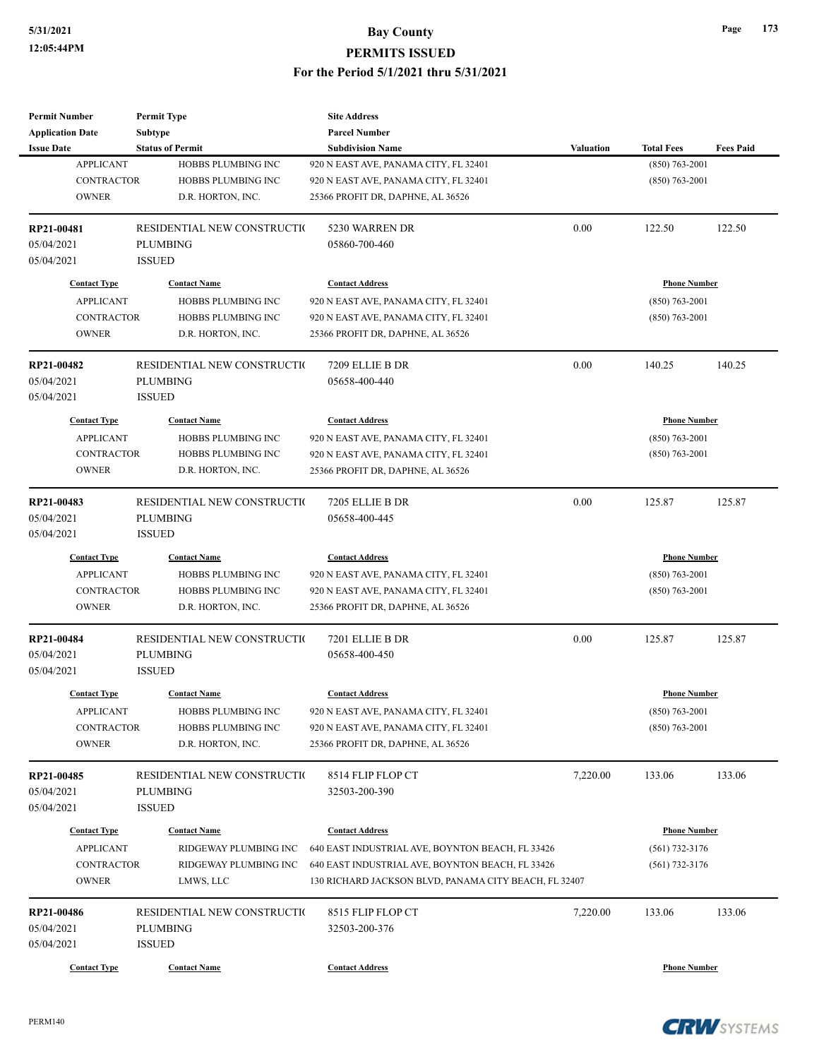| Permit Number | Permit Type | Site Address | | | |
|---|---|---|---|---|---|
| Application Date | Subtype | Parcel Number | | | |
| Issue Date | Status of Permit | Subdivision Name | Valuation | Total Fees | Fees Paid |
| APPLICANT | HOBBS PLUMBING INC | 920 N EAST AVE, PANAMA CITY, FL 32401 | | (850) 763-2001 | |
| CONTRACTOR | HOBBS PLUMBING INC | 920 N EAST AVE, PANAMA CITY, FL 32401 | | (850) 763-2001 | |
| OWNER | D.R. HORTON, INC. | 25366 PROFIT DR, DAPHNE, AL 36526 | | | |
| **RP21-00481** | RESIDENTIAL NEW CONSTRUCTIO | 5230 WARREN DR | 0.00 | 122.50 | 122.50 |
| 05/04/2021 | PLUMBING | 05860-700-460 | | | |
| 05/04/2021 | ISSUED | | | | |
| Contact Type | Contact Name | Contact Address | | Phone Number | |
| APPLICANT | HOBBS PLUMBING INC | 920 N EAST AVE, PANAMA CITY, FL 32401 | | (850) 763-2001 | |
| CONTRACTOR | HOBBS PLUMBING INC | 920 N EAST AVE, PANAMA CITY, FL 32401 | | (850) 763-2001 | |
| OWNER | D.R. HORTON, INC. | 25366 PROFIT DR, DAPHNE, AL 36526 | | | |
| **RP21-00482** | RESIDENTIAL NEW CONSTRUCTIO | 7209 ELLIE B DR | 0.00 | 140.25 | 140.25 |
| 05/04/2021 | PLUMBING | 05658-400-440 | | | |
| 05/04/2021 | ISSUED | | | | |
| Contact Type | Contact Name | Contact Address | | Phone Number | |
| APPLICANT | HOBBS PLUMBING INC | 920 N EAST AVE, PANAMA CITY, FL 32401 | | (850) 763-2001 | |
| CONTRACTOR | HOBBS PLUMBING INC | 920 N EAST AVE, PANAMA CITY, FL 32401 | | (850) 763-2001 | |
| OWNER | D.R. HORTON, INC. | 25366 PROFIT DR, DAPHNE, AL 36526 | | | |
| **RP21-00483** | RESIDENTIAL NEW CONSTRUCTIO | 7205 ELLIE B DR | 0.00 | 125.87 | 125.87 |
| 05/04/2021 | PLUMBING | 05658-400-445 | | | |
| 05/04/2021 | ISSUED | | | | |
| Contact Type | Contact Name | Contact Address | | Phone Number | |
| APPLICANT | HOBBS PLUMBING INC | 920 N EAST AVE, PANAMA CITY, FL 32401 | | (850) 763-2001 | |
| CONTRACTOR | HOBBS PLUMBING INC | 920 N EAST AVE, PANAMA CITY, FL 32401 | | (850) 763-2001 | |
| OWNER | D.R. HORTON, INC. | 25366 PROFIT DR, DAPHNE, AL 36526 | | | |
| **RP21-00484** | RESIDENTIAL NEW CONSTRUCTIO | 7201 ELLIE B DR | 0.00 | 125.87 | 125.87 |
| 05/04/2021 | PLUMBING | 05658-400-450 | | | |
| 05/04/2021 | ISSUED | | | | |
| Contact Type | Contact Name | Contact Address | | Phone Number | |
| APPLICANT | HOBBS PLUMBING INC | 920 N EAST AVE, PANAMA CITY, FL 32401 | | (850) 763-2001 | |
| CONTRACTOR | HOBBS PLUMBING INC | 920 N EAST AVE, PANAMA CITY, FL 32401 | | (850) 763-2001 | |
| OWNER | D.R. HORTON, INC. | 25366 PROFIT DR, DAPHNE, AL 36526 | | | |
| **RP21-00485** | RESIDENTIAL NEW CONSTRUCTIO | 8514 FLIP FLOP CT | 7,220.00 | 133.06 | 133.06 |
| 05/04/2021 | PLUMBING | 32503-200-390 | | | |
| 05/04/2021 | ISSUED | | | | |
| Contact Type | Contact Name | Contact Address | | Phone Number | |
| APPLICANT | RIDGEWAY PLUMBING INC | 640 EAST INDUSTRIAL AVE, BOYNTON BEACH, FL 33426 | | (561) 732-3176 | |
| CONTRACTOR | RIDGEWAY PLUMBING INC | 640 EAST INDUSTRIAL AVE, BOYNTON BEACH, FL 33426 | | (561) 732-3176 | |
| OWNER | LMWS, LLC | 130 RICHARD JACKSON BLVD, PANAMA CITY BEACH, FL 32407 | | | |
| **RP21-00486** | RESIDENTIAL NEW CONSTRUCTIO | 8515 FLIP FLOP CT | 7,220.00 | 133.06 | 133.06 |
| 05/04/2021 | PLUMBING | 32503-200-376 | | | |
| 05/04/2021 | ISSUED | | | | |
| Contact Type | Contact Name | Contact Address | | Phone Number | |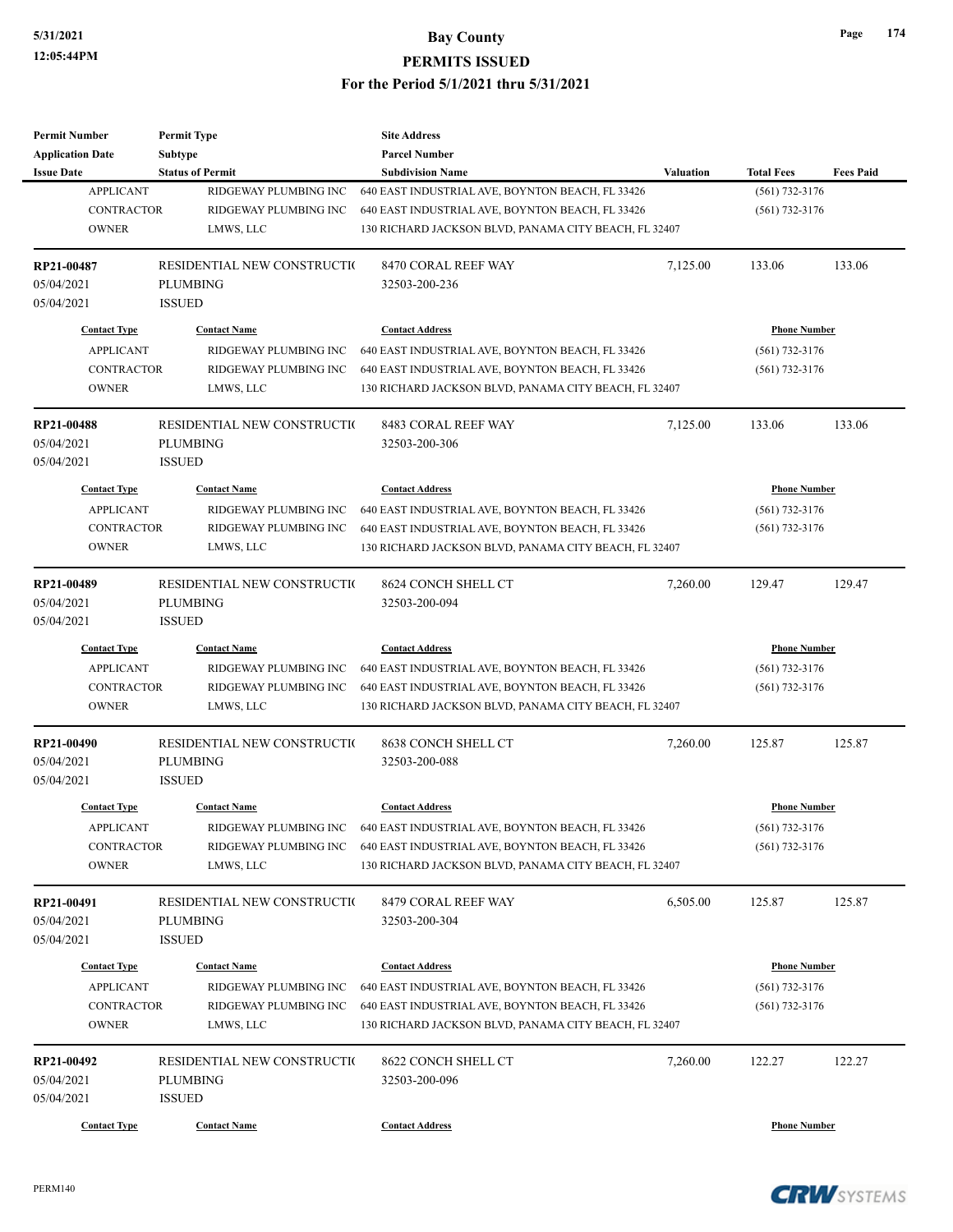| Permit Number | Permit Type | Site Address | | | |
|---|---|---|---|---|---|
| Application Date | Subtype | Parcel Number | | | |
| Issue Date | Status of Permit | Subdivision Name | Valuation | Total Fees | Fees Paid |

| Contact Type | Contact Name | Contact Address | Phone Number |
|---|---|---|---|
| APPLICANT | RIDGEWAY PLUMBING INC | 640 EAST INDUSTRIAL AVE, BOYNTON BEACH, FL 33426 | (561) 732-3176 |
| CONTRACTOR | RIDGEWAY PLUMBING INC | 640 EAST INDUSTRIAL AVE, BOYNTON BEACH, FL 33426 | (561) 732-3176 |
| OWNER | LMWS, LLC | 130 RICHARD JACKSON BLVD, PANAMA CITY BEACH, FL 32407 | |

| RP21-00487 | RESIDENTIAL NEW CONSTRUCTIO | 8470 CORAL REEF WAY | 7,125.00 | 133.06 | 133.06 |
|---|---|---|---|---|---|
| 05/04/2021 | PLUMBING | 32503-200-236 | | | |
| 05/04/2021 | ISSUED | | | | |

| Contact Type | Contact Name | Contact Address | Phone Number |
|---|---|---|---|
| APPLICANT | RIDGEWAY PLUMBING INC | 640 EAST INDUSTRIAL AVE, BOYNTON BEACH, FL 33426 | (561) 732-3176 |
| CONTRACTOR | RIDGEWAY PLUMBING INC | 640 EAST INDUSTRIAL AVE, BOYNTON BEACH, FL 33426 | (561) 732-3176 |
| OWNER | LMWS, LLC | 130 RICHARD JACKSON BLVD, PANAMA CITY BEACH, FL 32407 | |

| RP21-00488 | RESIDENTIAL NEW CONSTRUCTIO | 8483 CORAL REEF WAY | 7,125.00 | 133.06 | 133.06 |
|---|---|---|---|---|---|
| 05/04/2021 | PLUMBING | 32503-200-306 | | | |
| 05/04/2021 | ISSUED | | | | |

| Contact Type | Contact Name | Contact Address | Phone Number |
|---|---|---|---|
| APPLICANT | RIDGEWAY PLUMBING INC | 640 EAST INDUSTRIAL AVE, BOYNTON BEACH, FL 33426 | (561) 732-3176 |
| CONTRACTOR | RIDGEWAY PLUMBING INC | 640 EAST INDUSTRIAL AVE, BOYNTON BEACH, FL 33426 | (561) 732-3176 |
| OWNER | LMWS, LLC | 130 RICHARD JACKSON BLVD, PANAMA CITY BEACH, FL 32407 | |

| RP21-00489 | RESIDENTIAL NEW CONSTRUCTIO | 8624 CONCH SHELL CT | 7,260.00 | 129.47 | 129.47 |
|---|---|---|---|---|---|
| 05/04/2021 | PLUMBING | 32503-200-094 | | | |
| 05/04/2021 | ISSUED | | | | |

| Contact Type | Contact Name | Contact Address | Phone Number |
|---|---|---|---|
| APPLICANT | RIDGEWAY PLUMBING INC | 640 EAST INDUSTRIAL AVE, BOYNTON BEACH, FL 33426 | (561) 732-3176 |
| CONTRACTOR | RIDGEWAY PLUMBING INC | 640 EAST INDUSTRIAL AVE, BOYNTON BEACH, FL 33426 | (561) 732-3176 |
| OWNER | LMWS, LLC | 130 RICHARD JACKSON BLVD, PANAMA CITY BEACH, FL 32407 | |

| RP21-00490 | RESIDENTIAL NEW CONSTRUCTIO | 8638 CONCH SHELL CT | 7,260.00 | 125.87 | 125.87 |
|---|---|---|---|---|---|
| 05/04/2021 | PLUMBING | 32503-200-088 | | | |
| 05/04/2021 | ISSUED | | | | |

| Contact Type | Contact Name | Contact Address | Phone Number |
|---|---|---|---|
| APPLICANT | RIDGEWAY PLUMBING INC | 640 EAST INDUSTRIAL AVE, BOYNTON BEACH, FL 33426 | (561) 732-3176 |
| CONTRACTOR | RIDGEWAY PLUMBING INC | 640 EAST INDUSTRIAL AVE, BOYNTON BEACH, FL 33426 | (561) 732-3176 |
| OWNER | LMWS, LLC | 130 RICHARD JACKSON BLVD, PANAMA CITY BEACH, FL 32407 | |

| RP21-00491 | RESIDENTIAL NEW CONSTRUCTIO | 8479 CORAL REEF WAY | 6,505.00 | 125.87 | 125.87 |
|---|---|---|---|---|---|
| 05/04/2021 | PLUMBING | 32503-200-304 | | | |
| 05/04/2021 | ISSUED | | | | |

| Contact Type | Contact Name | Contact Address | Phone Number |
|---|---|---|---|
| APPLICANT | RIDGEWAY PLUMBING INC | 640 EAST INDUSTRIAL AVE, BOYNTON BEACH, FL 33426 | (561) 732-3176 |
| CONTRACTOR | RIDGEWAY PLUMBING INC | 640 EAST INDUSTRIAL AVE, BOYNTON BEACH, FL 33426 | (561) 732-3176 |
| OWNER | LMWS, LLC | 130 RICHARD JACKSON BLVD, PANAMA CITY BEACH, FL 32407 | |

| RP21-00492 | RESIDENTIAL NEW CONSTRUCTIO | 8622 CONCH SHELL CT | 7,260.00 | 122.27 | 122.27 |
|---|---|---|---|---|---|
| 05/04/2021 | PLUMBING | 32503-200-096 | | | |
| 05/04/2021 | ISSUED | | | | |

| Contact Type | Contact Name | Contact Address | Phone Number |
|---|---|---|---|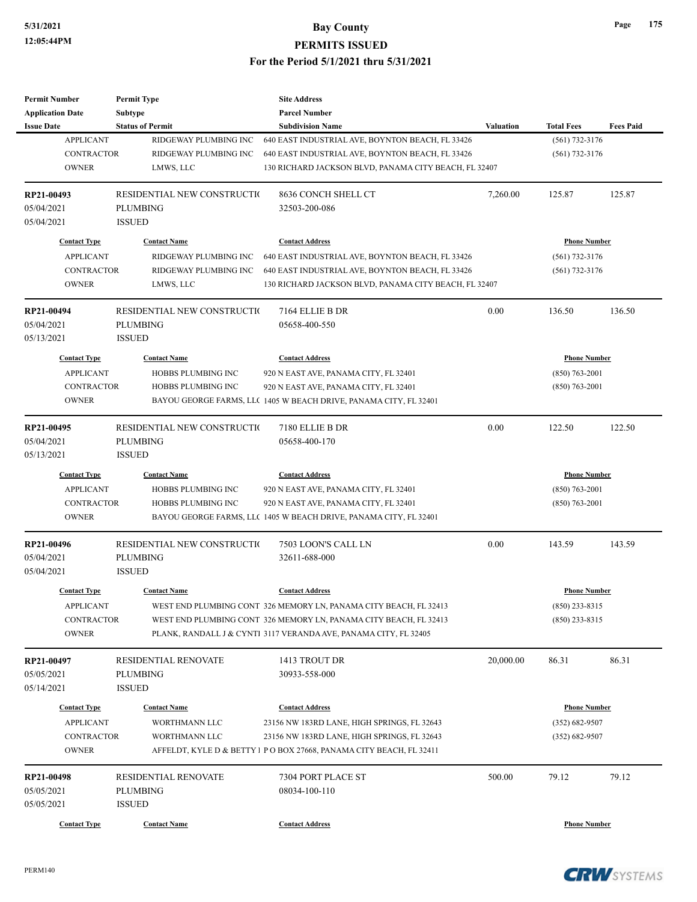# Bay County

## PERMITS ISSUED

### For the Period 5/1/2021 thru 5/31/2021

| Permit Number / Application Date / Issue Date | Permit Type / Subtype / Status of Permit | Site Address / Parcel Number / Subdivision Name | Valuation | Total Fees | Fees Paid |
|---|---|---|---|---|---|

| Contact Type | Contact Name | Contact Address | Phone Number |
|---|---|---|---|
| APPLICANT | RIDGEWAY PLUMBING INC | 640 EAST INDUSTRIAL AVE, BOYNTON BEACH, FL 33426 | (561) 732-3176 |
| CONTRACTOR | RIDGEWAY PLUMBING INC | 640 EAST INDUSTRIAL AVE, BOYNTON BEACH, FL 33426 | (561) 732-3176 |
| OWNER | LMWS, LLC | 130 RICHARD JACKSON BLVD, PANAMA CITY BEACH, FL 32407 | |

---

| Permit Number | Permit Type | Site Address | Valuation | Total Fees | Fees Paid |
|---|---|---|---|---|---|
| RP21-00493 | RESIDENTIAL NEW CONSTRUCTIO | 8636 CONCH SHELL CT | 7,260.00 | 125.87 | 125.87 |
| 05/04/2021 | PLUMBING | 32503-200-086 | | | |
| 05/04/2021 | ISSUED | | | | |

| Contact Type | Contact Name | Contact Address | Phone Number |
|---|---|---|---|
| APPLICANT | RIDGEWAY PLUMBING INC | 640 EAST INDUSTRIAL AVE, BOYNTON BEACH, FL 33426 | (561) 732-3176 |
| CONTRACTOR | RIDGEWAY PLUMBING INC | 640 EAST INDUSTRIAL AVE, BOYNTON BEACH, FL 33426 | (561) 732-3176 |
| OWNER | LMWS, LLC | 130 RICHARD JACKSON BLVD, PANAMA CITY BEACH, FL 32407 | |

---

| Permit Number | Permit Type | Site Address | Valuation | Total Fees | Fees Paid |
|---|---|---|---|---|---|
| RP21-00494 | RESIDENTIAL NEW CONSTRUCTIO | 7164 ELLIE B DR | 0.00 | 136.50 | 136.50 |
| 05/04/2021 | PLUMBING | 05658-400-550 | | | |
| 05/13/2021 | ISSUED | | | | |

| Contact Type | Contact Name | Contact Address | Phone Number |
|---|---|---|---|
| APPLICANT | HOBBS PLUMBING INC | 920 N EAST AVE, PANAMA CITY, FL 32401 | (850) 763-2001 |
| CONTRACTOR | HOBBS PLUMBING INC | 920 N EAST AVE, PANAMA CITY, FL 32401 | (850) 763-2001 |
| OWNER | BAYOU GEORGE FARMS, LL( | 1405 W BEACH DRIVE, PANAMA CITY, FL 32401 | |

---

| Permit Number | Permit Type | Site Address | Valuation | Total Fees | Fees Paid |
|---|---|---|---|---|---|
| RP21-00495 | RESIDENTIAL NEW CONSTRUCTIO | 7180 ELLIE B DR | 0.00 | 122.50 | 122.50 |
| 05/04/2021 | PLUMBING | 05658-400-170 | | | |
| 05/13/2021 | ISSUED | | | | |

| Contact Type | Contact Name | Contact Address | Phone Number |
|---|---|---|---|
| APPLICANT | HOBBS PLUMBING INC | 920 N EAST AVE, PANAMA CITY, FL 32401 | (850) 763-2001 |
| CONTRACTOR | HOBBS PLUMBING INC | 920 N EAST AVE, PANAMA CITY, FL 32401 | (850) 763-2001 |
| OWNER | BAYOU GEORGE FARMS, LL( | 1405 W BEACH DRIVE, PANAMA CITY, FL 32401 | |

---

| Permit Number | Permit Type | Site Address | Valuation | Total Fees | Fees Paid |
|---|---|---|---|---|---|
| RP21-00496 | RESIDENTIAL NEW CONSTRUCTIO | 7503 LOON'S CALL LN | 0.00 | 143.59 | 143.59 |
| 05/04/2021 | PLUMBING | 32611-688-000 | | | |
| 05/04/2021 | ISSUED | | | | |

| Contact Type | Contact Name | Contact Address | Phone Number |
|---|---|---|---|
| APPLICANT | WEST END PLUMBING CONT | 326 MEMORY LN, PANAMA CITY BEACH, FL 32413 | (850) 233-8315 |
| CONTRACTOR | WEST END PLUMBING CONT | 326 MEMORY LN, PANAMA CITY BEACH, FL 32413 | (850) 233-8315 |
| OWNER | PLANK, RANDALL J & CYNTI | 3117 VERANDA AVE, PANAMA CITY, FL 32405 | |

---

| Permit Number | Permit Type | Site Address | Valuation | Total Fees | Fees Paid |
|---|---|---|---|---|---|
| RP21-00497 | RESIDENTIAL RENOVATE | 1413 TROUT DR | 20,000.00 | 86.31 | 86.31 |
| 05/05/2021 | PLUMBING | 30933-558-000 | | | |
| 05/14/2021 | ISSUED | | | | |

| Contact Type | Contact Name | Contact Address | Phone Number |
|---|---|---|---|
| APPLICANT | WORTHMANN LLC | 23156 NW 183RD LANE, HIGH SPRINGS, FL 32643 | (352) 682-9507 |
| CONTRACTOR | WORTHMANN LLC | 23156 NW 183RD LANE, HIGH SPRINGS, FL 32643 | (352) 682-9507 |
| OWNER | AFFELDT, KYLE D & BETTY I | P O BOX 27668, PANAMA CITY BEACH, FL 32411 | |

---

| Permit Number | Permit Type | Site Address | Valuation | Total Fees | Fees Paid |
|---|---|---|---|---|---|
| RP21-00498 | RESIDENTIAL RENOVATE | 7304 PORT PLACE ST | 500.00 | 79.12 | 79.12 |
| 05/05/2021 | PLUMBING | 08034-100-110 | | | |
| 05/05/2021 | ISSUED | | | | |

| Contact Type | Contact Name | Contact Address | Phone Number |
|---|---|---|---|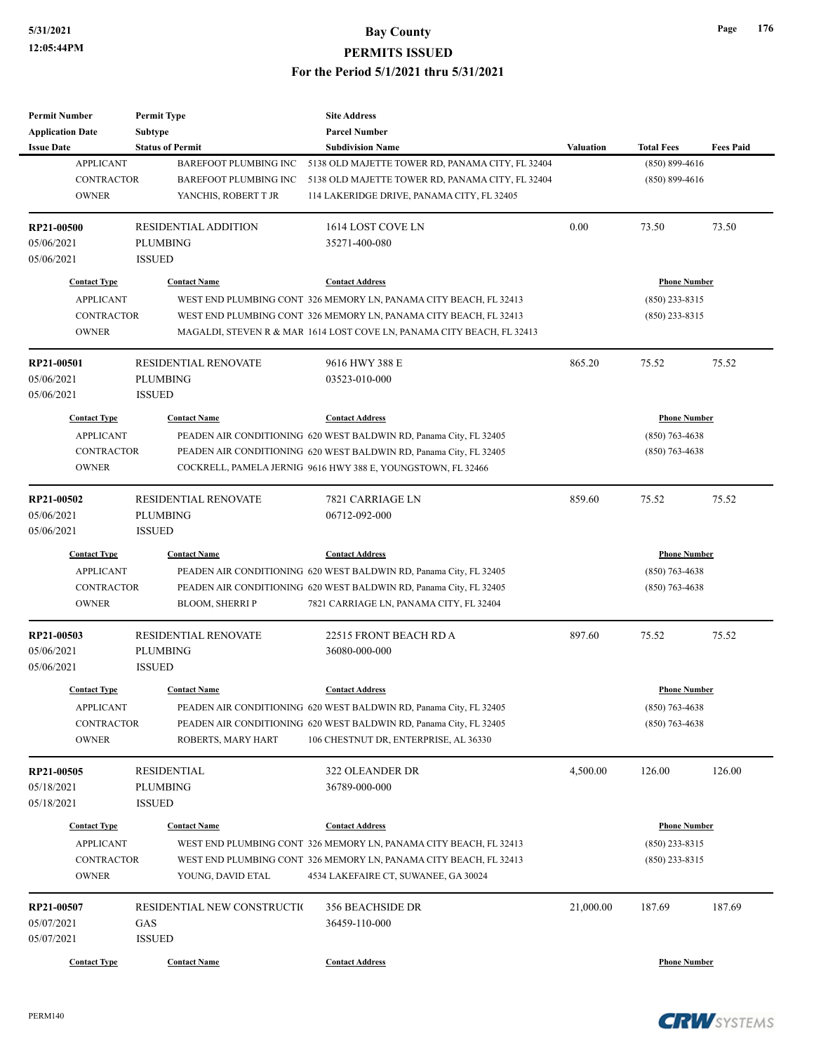| Permit Number | Permit Type | Site Address | | | |
|---|---|---|---|---|---|
| Application Date | Subtype | Parcel Number | | | |
| Issue Date | Status of Permit | Subdivision Name | Valuation | Total Fees | Fees Paid |
| APPLICANT | BAREFOOT PLUMBING INC | 5138 OLD MAJETTE TOWER RD, PANAMA CITY, FL 32404 | | (850) 899-4616 | |
| CONTRACTOR | BAREFOOT PLUMBING INC | 5138 OLD MAJETTE TOWER RD, PANAMA CITY, FL 32404 | | (850) 899-4616 | |
| OWNER | YANCHIS, ROBERT T JR | 114 LAKERIDGE DRIVE, PANAMA CITY, FL 32405 | | | |
| **RP21-00500** | RESIDENTIAL ADDITION | 1614 LOST COVE LN | 0.00 | 73.50 | 73.50 |
| 05/06/2021 | PLUMBING | 35271-400-080 | | | |
| 05/06/2021 | ISSUED | | | | |
| Contact Type | Contact Name | Contact Address | | Phone Number | |
| APPLICANT | WEST END PLUMBING CONT | 326 MEMORY LN, PANAMA CITY BEACH, FL 32413 | | (850) 233-8315 | |
| CONTRACTOR | WEST END PLUMBING CONT | 326 MEMORY LN, PANAMA CITY BEACH, FL 32413 | | (850) 233-8315 | |
| OWNER | MAGALDI, STEVEN R & MAR | 1614 LOST COVE LN, PANAMA CITY BEACH, FL 32413 | | | |
| **RP21-00501** | RESIDENTIAL RENOVATE | 9616 HWY 388 E | 865.20 | 75.52 | 75.52 |
| 05/06/2021 | PLUMBING | 03523-010-000 | | | |
| 05/06/2021 | ISSUED | | | | |
| Contact Type | Contact Name | Contact Address | | Phone Number | |
| APPLICANT | PEADEN AIR CONDITIONING | 620 WEST BALDWIN RD, Panama City, FL 32405 | | (850) 763-4638 | |
| CONTRACTOR | PEADEN AIR CONDITIONING | 620 WEST BALDWIN RD, Panama City, FL 32405 | | (850) 763-4638 | |
| OWNER | COCKRELL, PAMELA JERNIG | 9616 HWY 388 E, YOUNGSTOWN, FL 32466 | | | |
| **RP21-00502** | RESIDENTIAL RENOVATE | 7821 CARRIAGE LN | 859.60 | 75.52 | 75.52 |
| 05/06/2021 | PLUMBING | 06712-092-000 | | | |
| 05/06/2021 | ISSUED | | | | |
| Contact Type | Contact Name | Contact Address | | Phone Number | |
| APPLICANT | PEADEN AIR CONDITIONING | 620 WEST BALDWIN RD, Panama City, FL 32405 | | (850) 763-4638 | |
| CONTRACTOR | PEADEN AIR CONDITIONING | 620 WEST BALDWIN RD, Panama City, FL 32405 | | (850) 763-4638 | |
| OWNER | BLOOM, SHERRI P | 7821 CARRIAGE LN, PANAMA CITY, FL 32404 | | | |
| **RP21-00503** | RESIDENTIAL RENOVATE | 22515 FRONT BEACH RD A | 897.60 | 75.52 | 75.52 |
| 05/06/2021 | PLUMBING | 36080-000-000 | | | |
| 05/06/2021 | ISSUED | | | | |
| Contact Type | Contact Name | Contact Address | | Phone Number | |
| APPLICANT | PEADEN AIR CONDITIONING | 620 WEST BALDWIN RD, Panama City, FL 32405 | | (850) 763-4638 | |
| CONTRACTOR | PEADEN AIR CONDITIONING | 620 WEST BALDWIN RD, Panama City, FL 32405 | | (850) 763-4638 | |
| OWNER | ROBERTS, MARY HART | 106 CHESTNUT DR, ENTERPRISE, AL 36330 | | | |
| **RP21-00505** | RESIDENTIAL | 322 OLEANDER DR | 4,500.00 | 126.00 | 126.00 |
| 05/18/2021 | PLUMBING | 36789-000-000 | | | |
| 05/18/2021 | ISSUED | | | | |
| Contact Type | Contact Name | Contact Address | | Phone Number | |
| APPLICANT | WEST END PLUMBING CONT | 326 MEMORY LN, PANAMA CITY BEACH, FL 32413 | | (850) 233-8315 | |
| CONTRACTOR | WEST END PLUMBING CONT | 326 MEMORY LN, PANAMA CITY BEACH, FL 32413 | | (850) 233-8315 | |
| OWNER | YOUNG, DAVID ETAL | 4534 LAKEFAIRE CT, SUWANEE, GA 30024 | | | |
| **RP21-00507** | RESIDENTIAL NEW CONSTRUCTI( | 356 BEACHSIDE DR | 21,000.00 | 187.69 | 187.69 |
| 05/07/2021 | GAS | 36459-110-000 | | | |
| 05/07/2021 | ISSUED | | | | |
| Contact Type | Contact Name | Contact Address | | Phone Number | |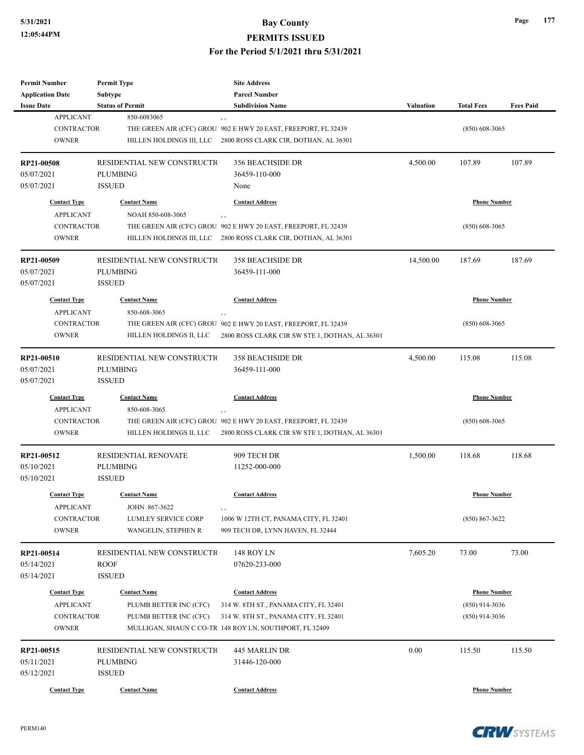# Bay County
## PERMITS ISSUED
### For the Period 5/1/2021 thru 5/31/2021

| Permit Number | Permit Type | Site Address | | | |
|---|---|---|---|---|---|
| Application Date | Subtype | Parcel Number | | | |
| Issue Date | Status of Permit | Subdivision Name | Valuation | Total Fees | Fees Paid |

| Contact Type | Contact Name | Contact Address | Phone Number |
|---|---|---|---|
| APPLICANT | 850-6083065 | , , | |
| CONTRACTOR | THE GREEN AIR (CFC) GROU | 902 E HWY 20 EAST, FREEPORT, FL 32439 | (850) 608-3065 |
| OWNER | HILLEN HOLDINGS III, LLC | 2800 ROSS CLARK CIR, DOTHAN, AL 36301 | |

---

| RP21-00508 | RESIDENTIAL NEW CONSTRUCTI( | 356 BEACHSIDE DR | 4,500.00 | 107.89 | 107.89 |
|---|---|---|---|---|---|
| 05/07/2021 | PLUMBING | 36459-110-000 | | | |
| 05/07/2021 | ISSUED | None | | | |

| Contact Type | Contact Name | Contact Address | Phone Number |
|---|---|---|---|
| APPLICANT | NOAH 850-608-3065 | , , | |
| CONTRACTOR | THE GREEN AIR (CFC) GROU | 902 E HWY 20 EAST, FREEPORT, FL 32439 | (850) 608-3065 |
| OWNER | HILLEN HOLDINGS III, LLC | 2800 ROSS CLARK CIR, DOTHAN, AL 36301 | |

---

| RP21-00509 | RESIDENTIAL NEW CONSTRUCTI( | 358 BEACHSIDE DR | 14,500.00 | 187.69 | 187.69 |
|---|---|---|---|---|---|
| 05/07/2021 | PLUMBING | 36459-111-000 | | | |
| 05/07/2021 | ISSUED | | | | |

| Contact Type | Contact Name | Contact Address | Phone Number |
|---|---|---|---|
| APPLICANT | 850-608-3065 | , , | |
| CONTRACTOR | THE GREEN AIR (CFC) GROU | 902 E HWY 20 EAST, FREEPORT, FL 32439 | (850) 608-3065 |
| OWNER | HILLEN HOLDINGS II, LLC | 2800 ROSS CLARK CIR SW STE 1, DOTHAN, AL 36301 | |

---

| RP21-00510 | RESIDENTIAL NEW CONSTRUCTI( | 358 BEACHSIDE DR | 4,500.00 | 115.08 | 115.08 |
|---|---|---|---|---|---|
| 05/07/2021 | PLUMBING | 36459-111-000 | | | |
| 05/07/2021 | ISSUED | | | | |

| Contact Type | Contact Name | Contact Address | Phone Number |
|---|---|---|---|
| APPLICANT | 850-608-3065 | , , | |
| CONTRACTOR | THE GREEN AIR (CFC) GROU | 902 E HWY 20 EAST, FREEPORT, FL 32439 | (850) 608-3065 |
| OWNER | HILLEN HOLDINGS II, LLC | 2800 ROSS CLARK CIR SW STE 1, DOTHAN, AL 36301 | |

---

| RP21-00512 | RESIDENTIAL RENOVATE | 909 TECH DR | 1,500.00 | 118.68 | 118.68 |
|---|---|---|---|---|---|
| 05/10/2021 | PLUMBING | 11252-000-000 | | | |
| 05/10/2021 | ISSUED | | | | |

| Contact Type | Contact Name | Contact Address | Phone Number |
|---|---|---|---|
| APPLICANT | JOHN 867-3622 | , , | |
| CONTRACTOR | LUMLEY SERVICE CORP | 1006 W 12TH CT, PANAMA CITY, FL 32401 | (850) 867-3622 |
| OWNER | WANGELIN, STEPHEN R | 909 TECH DR, LYNN HAVEN, FL 32444 | |

---

| RP21-00514 | RESIDENTIAL NEW CONSTRUCTI( | 148 ROY LN | 7,605.20 | 73.00 | 73.00 |
|---|---|---|---|---|---|
| 05/14/2021 | ROOF | 07620-233-000 | | | |
| 05/14/2021 | ISSUED | | | | |

| Contact Type | Contact Name | Contact Address | Phone Number |
|---|---|---|---|
| APPLICANT | PLUMB BETTER INC (CFC) | 314 W. 8TH ST., PANAMA CITY, FL 32401 | (850) 914-3036 |
| CONTRACTOR | PLUMB BETTER INC (CFC) | 314 W. 8TH ST., PANAMA CITY, FL 32401 | (850) 914-3036 |
| OWNER | MULLIGAN, SHAUN C CO-TR | 148 ROY LN, SOUTHPORT, FL 32409 | |

---

| RP21-00515 | RESIDENTIAL NEW CONSTRUCTI( | 445 MARLIN DR | 0.00 | 115.50 | 115.50 |
|---|---|---|---|---|---|
| 05/11/2021 | PLUMBING | 31446-120-000 | | | |
| 05/12/2021 | ISSUED | | | | |

| Contact Type | Contact Name | Contact Address | Phone Number |
|---|---|---|---|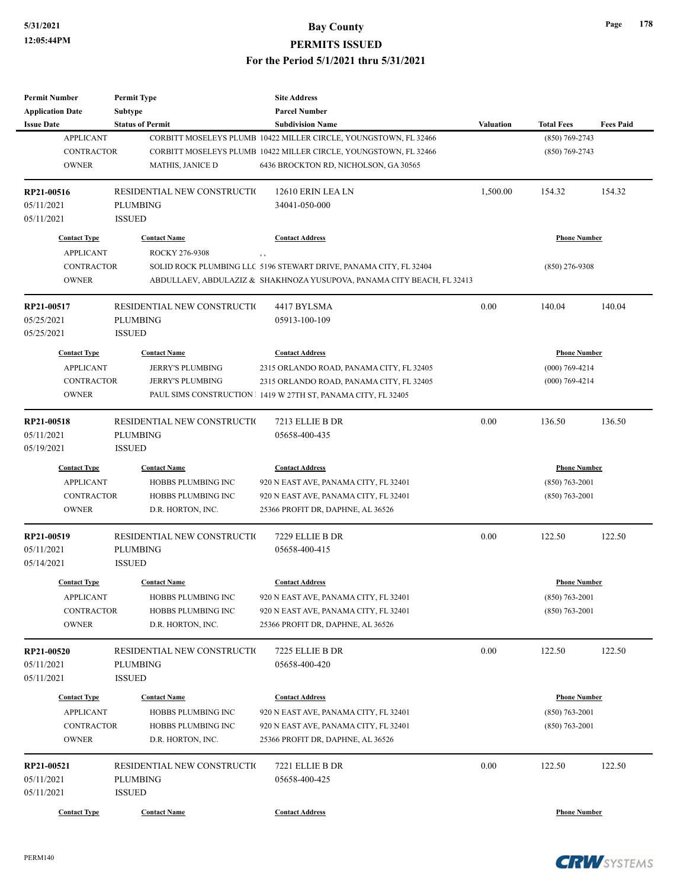| Permit Number | Permit Type | Site Address | | | |
|---|---|---|---|---|---|
| Application Date | Subtype | Parcel Number | | | |
| Issue Date | Status of Permit | Subdivision Name | Valuation | Total Fees | Fees Paid |

| Contact Type | Contact Name | Contact Address | Phone Number |
|---|---|---|---|
| APPLICANT | CORBITT MOSELEYS PLUMB | 10422 MILLER CIRCLE, YOUNGSTOWN, FL 32466 | (850) 769-2743 |
| CONTRACTOR | CORBITT MOSELEYS PLUMB | 10422 MILLER CIRCLE, YOUNGSTOWN, FL 32466 | (850) 769-2743 |
| OWNER | MATHIS, JANICE D | 6436 BROCKTON RD, NICHOLSON, GA 30565 | |

| RP21-00516 | RESIDENTIAL NEW CONSTRUCTI( | 12610 ERIN LEA LN | 1,500.00 | 154.32 | 154.32 |
|---|---|---|---|---|---|
| 05/11/2021 | PLUMBING | 34041-050-000 | | | |
| 05/11/2021 | ISSUED | | | | |

| Contact Type | Contact Name | Contact Address | Phone Number |
|---|---|---|---|
| APPLICANT | ROCKY 276-9308 | , , | |
| CONTRACTOR | SOLID ROCK PLUMBING LLC | 5196 STEWART DRIVE, PANAMA CITY, FL 32404 | (850) 276-9308 |
| OWNER | ABDULLAEV, ABDULAZIZ & | SHAKHNOZA YUSUPOVA, PANAMA CITY BEACH, FL 32413 | |

| RP21-00517 | RESIDENTIAL NEW CONSTRUCTI( | 4417 BYLSMA | 0.00 | 140.04 | 140.04 |
|---|---|---|---|---|---|
| 05/25/2021 | PLUMBING | 05913-100-109 | | | |
| 05/25/2021 | ISSUED | | | | |

| Contact Type | Contact Name | Contact Address | Phone Number |
|---|---|---|---|
| APPLICANT | JERRY'S PLUMBING | 2315 ORLANDO ROAD, PANAMA CITY, FL 32405 | (000) 769-4214 |
| CONTRACTOR | JERRY'S PLUMBING | 2315 ORLANDO ROAD, PANAMA CITY, FL 32405 | (000) 769-4214 |
| OWNER | PAUL SIMS CONSTRUCTION | 1419 W 27TH ST, PANAMA CITY, FL 32405 | |

| RP21-00518 | RESIDENTIAL NEW CONSTRUCTI( | 7213 ELLIE B DR | 0.00 | 136.50 | 136.50 |
|---|---|---|---|---|---|
| 05/11/2021 | PLUMBING | 05658-400-435 | | | |
| 05/19/2021 | ISSUED | | | | |

| Contact Type | Contact Name | Contact Address | Phone Number |
|---|---|---|---|
| APPLICANT | HOBBS PLUMBING INC | 920 N EAST AVE, PANAMA CITY, FL 32401 | (850) 763-2001 |
| CONTRACTOR | HOBBS PLUMBING INC | 920 N EAST AVE, PANAMA CITY, FL 32401 | (850) 763-2001 |
| OWNER | D.R. HORTON, INC. | 25366 PROFIT DR, DAPHNE, AL 36526 | |

| RP21-00519 | RESIDENTIAL NEW CONSTRUCTI( | 7229 ELLIE B DR | 0.00 | 122.50 | 122.50 |
|---|---|---|---|---|---|
| 05/11/2021 | PLUMBING | 05658-400-415 | | | |
| 05/14/2021 | ISSUED | | | | |

| Contact Type | Contact Name | Contact Address | Phone Number |
|---|---|---|---|
| APPLICANT | HOBBS PLUMBING INC | 920 N EAST AVE, PANAMA CITY, FL 32401 | (850) 763-2001 |
| CONTRACTOR | HOBBS PLUMBING INC | 920 N EAST AVE, PANAMA CITY, FL 32401 | (850) 763-2001 |
| OWNER | D.R. HORTON, INC. | 25366 PROFIT DR, DAPHNE, AL 36526 | |

| RP21-00520 | RESIDENTIAL NEW CONSTRUCTI( | 7225 ELLIE B DR | 0.00 | 122.50 | 122.50 |
|---|---|---|---|---|---|
| 05/11/2021 | PLUMBING | 05658-400-420 | | | |
| 05/11/2021 | ISSUED | | | | |

| Contact Type | Contact Name | Contact Address | Phone Number |
|---|---|---|---|
| APPLICANT | HOBBS PLUMBING INC | 920 N EAST AVE, PANAMA CITY, FL 32401 | (850) 763-2001 |
| CONTRACTOR | HOBBS PLUMBING INC | 920 N EAST AVE, PANAMA CITY, FL 32401 | (850) 763-2001 |
| OWNER | D.R. HORTON, INC. | 25366 PROFIT DR, DAPHNE, AL 36526 | |

| RP21-00521 | RESIDENTIAL NEW CONSTRUCTI( | 7221 ELLIE B DR | 0.00 | 122.50 | 122.50 |
|---|---|---|---|---|---|
| 05/11/2021 | PLUMBING | 05658-400-425 | | | |
| 05/11/2021 | ISSUED | | | | |

| Contact Type | Contact Name | Contact Address | Phone Number |
|---|---|---|---|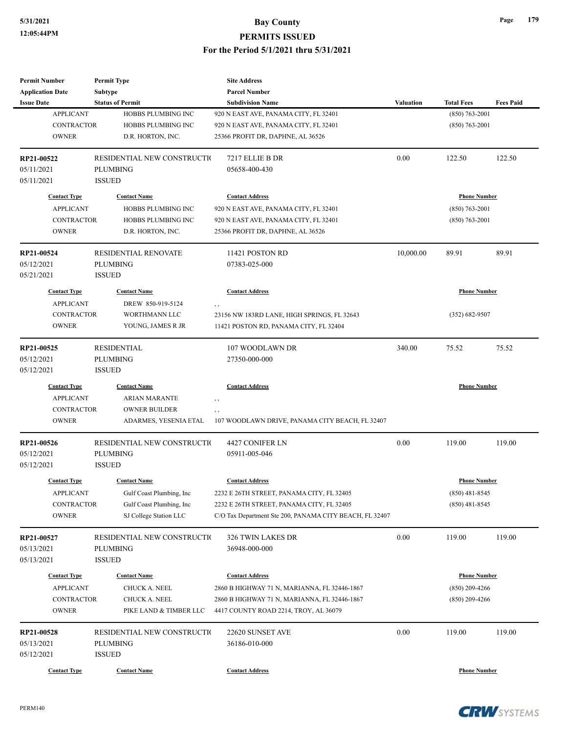| Permit Number<br>Application Date<br>Issue Date | Permit Type<br>Subtype<br>Status of Permit | Site Address<br>Parcel Number<br>Subdivision Name | Valuation | Total Fees | Fees Paid |
|---|---|---|---|---|---|
| APPLICANT | HOBBS PLUMBING INC | 920 N EAST AVE, PANAMA CITY, FL 32401 | | (850) 763-2001 | |
| CONTRACTOR | HOBBS PLUMBING INC | 920 N EAST AVE, PANAMA CITY, FL 32401 | | (850) 763-2001 | |
| OWNER | D.R. HORTON, INC. | 25366 PROFIT DR, DAPHNE, AL 36526 | | | |

| Permit Number | Permit Type | Site Address | Valuation | Total Fees | Fees Paid |
|---|---|---|---|---|---|
| **RP21-00522** | RESIDENTIAL NEW CONSTRUCTIO | 7217 ELLIE B DR | 0.00 | 122.50 | 122.50 |
| 05/11/2021 | PLUMBING | 05658-400-430 | | | |
| 05/11/2021 | ISSUED | | | | |

| Contact Type | Contact Name | Contact Address | Phone Number |
|---|---|---|---|
| APPLICANT | HOBBS PLUMBING INC | 920 N EAST AVE, PANAMA CITY, FL 32401 | (850) 763-2001 |
| CONTRACTOR | HOBBS PLUMBING INC | 920 N EAST AVE, PANAMA CITY, FL 32401 | (850) 763-2001 |
| OWNER | D.R. HORTON, INC. | 25366 PROFIT DR, DAPHNE, AL 36526 | |

| Permit Number | Permit Type | Site Address | Valuation | Total Fees | Fees Paid |
|---|---|---|---|---|---|
| **RP21-00524** | RESIDENTIAL RENOVATE | 11421 POSTON RD | 10,000.00 | 89.91 | 89.91 |
| 05/12/2021 | PLUMBING | 07383-025-000 | | | |
| 05/21/2021 | ISSUED | | | | |

| Contact Type | Contact Name | Contact Address | Phone Number |
|---|---|---|---|
| APPLICANT | DREW 850-919-5124 | , , | |
| CONTRACTOR | WORTHMANN LLC | 23156 NW 183RD LANE, HIGH SPRINGS, FL 32643 | (352) 682-9507 |
| OWNER | YOUNG, JAMES R JR | 11421 POSTON RD, PANAMA CITY, FL 32404 | |

| Permit Number | Permit Type | Site Address | Valuation | Total Fees | Fees Paid |
|---|---|---|---|---|---|
| **RP21-00525** | RESIDENTIAL | 107 WOODLAWN DR | 340.00 | 75.52 | 75.52 |
| 05/12/2021 | PLUMBING | 27350-000-000 | | | |
| 05/12/2021 | ISSUED | | | | |

| Contact Type | Contact Name | Contact Address | Phone Number |
|---|---|---|---|
| APPLICANT | ARIAN MARANTE | , , | |
| CONTRACTOR | OWNER BUILDER | , , | |
| OWNER | ADARMES, YESENIA ETAL | 107 WOODLAWN DRIVE, PANAMA CITY BEACH, FL 32407 | |

| Permit Number | Permit Type | Site Address | Valuation | Total Fees | Fees Paid |
|---|---|---|---|---|---|
| **RP21-00526** | RESIDENTIAL NEW CONSTRUCTIO | 4427 CONIFER LN | 0.00 | 119.00 | 119.00 |
| 05/12/2021 | PLUMBING | 05911-005-046 | | | |
| 05/12/2021 | ISSUED | | | | |

| Contact Type | Contact Name | Contact Address | Phone Number |
|---|---|---|---|
| APPLICANT | Gulf Coast Plumbing, Inc | 2232 E 26TH STREET, PANAMA CITY, FL 32405 | (850) 481-8545 |
| CONTRACTOR | Gulf Coast Plumbing, Inc | 2232 E 26TH STREET, PANAMA CITY, FL 32405 | (850) 481-8545 |
| OWNER | SJ College Station LLC | C/O Tax Department Ste 200, PANAMA CITY BEACH, FL 32407 | |

| Permit Number | Permit Type | Site Address | Valuation | Total Fees | Fees Paid |
|---|---|---|---|---|---|
| **RP21-00527** | RESIDENTIAL NEW CONSTRUCTIO | 326 TWIN LAKES DR | 0.00 | 119.00 | 119.00 |
| 05/13/2021 | PLUMBING | 36948-000-000 | | | |
| 05/13/2021 | ISSUED | | | | |

| Contact Type | Contact Name | Contact Address | Phone Number |
|---|---|---|---|
| APPLICANT | CHUCK A. NEEL | 2860 B HIGHWAY 71 N, MARIANNA, FL 32446-1867 | (850) 209-4266 |
| CONTRACTOR | CHUCK A. NEEL | 2860 B HIGHWAY 71 N, MARIANNA, FL 32446-1867 | (850) 209-4266 |
| OWNER | PIKE LAND & TIMBER LLC | 4417 COUNTY ROAD 2214, TROY, AL 36079 | |

| Permit Number | Permit Type | Site Address | Valuation | Total Fees | Fees Paid |
|---|---|---|---|---|---|
| **RP21-00528** | RESIDENTIAL NEW CONSTRUCTIO | 22620 SUNSET AVE | 0.00 | 119.00 | 119.00 |
| 05/13/2021 | PLUMBING | 36186-010-000 | | | |
| 05/12/2021 | ISSUED | | | | |

| Contact Type | Contact Name | Contact Address | Phone Number |
|---|---|---|---|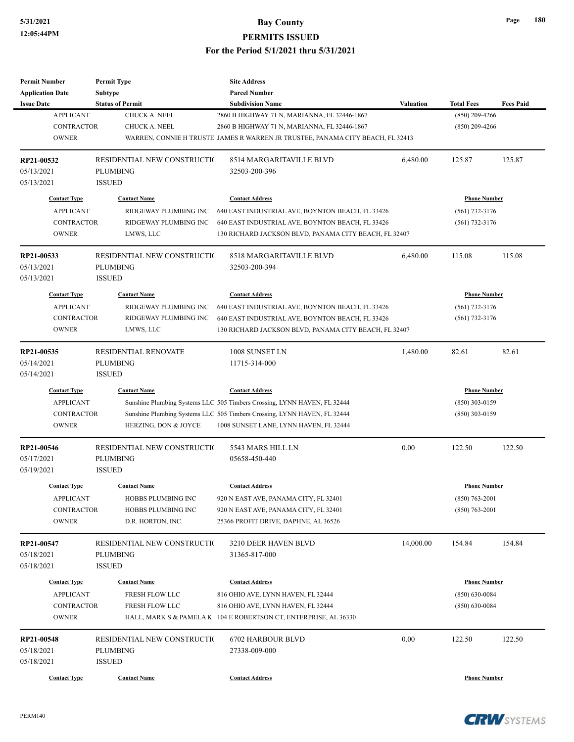| Permit Number | Permit Type | Site Address | | | |
|---|---|---|---|---|---|
| Application Date | Subtype | Parcel Number | | | |
| Issue Date | Status of Permit | Subdivision Name | Valuation | Total Fees | Fees Paid |

| Contact Type | Contact Name | Contact Address | Phone Number |
|---|---|---|---|
| APPLICANT | CHUCK A. NEEL | 2860 B HIGHWAY 71 N, MARIANNA, FL 32446-1867 | (850) 209-4266 |
| CONTRACTOR | CHUCK A. NEEL | 2860 B HIGHWAY 71 N, MARIANNA, FL 32446-1867 | (850) 209-4266 |
| OWNER | WARREN, CONNIE H TRUSTE | JAMES R WARREN JR TRUSTEE, PANAMA CITY BEACH, FL 32413 | |

| RP21-00532 | RESIDENTIAL NEW CONSTRUCTIO | 8514 MARGARITAVILLE BLVD | 6,480.00 | 125.87 | 125.87 |
|---|---|---|---|---|---|
| 05/13/2021 | PLUMBING | 32503-200-396 | | | |
| 05/13/2021 | ISSUED | | | | |

| Contact Type | Contact Name | Contact Address | Phone Number |
|---|---|---|---|
| APPLICANT | RIDGEWAY PLUMBING INC | 640 EAST INDUSTRIAL AVE, BOYNTON BEACH, FL 33426 | (561) 732-3176 |
| CONTRACTOR | RIDGEWAY PLUMBING INC | 640 EAST INDUSTRIAL AVE, BOYNTON BEACH, FL 33426 | (561) 732-3176 |
| OWNER | LMWS, LLC | 130 RICHARD JACKSON BLVD, PANAMA CITY BEACH, FL 32407 | |

| RP21-00533 | RESIDENTIAL NEW CONSTRUCTIO | 8518 MARGARITAVILLE BLVD | 6,480.00 | 115.08 | 115.08 |
|---|---|---|---|---|---|
| 05/13/2021 | PLUMBING | 32503-200-394 | | | |
| 05/13/2021 | ISSUED | | | | |

| Contact Type | Contact Name | Contact Address | Phone Number |
|---|---|---|---|
| APPLICANT | RIDGEWAY PLUMBING INC | 640 EAST INDUSTRIAL AVE, BOYNTON BEACH, FL 33426 | (561) 732-3176 |
| CONTRACTOR | RIDGEWAY PLUMBING INC | 640 EAST INDUSTRIAL AVE, BOYNTON BEACH, FL 33426 | (561) 732-3176 |
| OWNER | LMWS, LLC | 130 RICHARD JACKSON BLVD, PANAMA CITY BEACH, FL 32407 | |

| RP21-00535 | RESIDENTIAL RENOVATE | 1008 SUNSET LN | 1,480.00 | 82.61 | 82.61 |
|---|---|---|---|---|---|
| 05/14/2021 | PLUMBING | 11715-314-000 | | | |
| 05/14/2021 | ISSUED | | | | |

| Contact Type | Contact Name | Contact Address | Phone Number |
|---|---|---|---|
| APPLICANT | Sunshine Plumbing Systems LLC | 505 Timbers Crossing, LYNN HAVEN, FL 32444 | (850) 303-0159 |
| CONTRACTOR | Sunshine Plumbing Systems LLC | 505 Timbers Crossing, LYNN HAVEN, FL 32444 | (850) 303-0159 |
| OWNER | HERZING, DON & JOYCE | 1008 SUNSET LANE, LYNN HAVEN, FL 32444 | |

| RP21-00546 | RESIDENTIAL NEW CONSTRUCTIO | 5543 MARS HILL LN | 0.00 | 122.50 | 122.50 |
|---|---|---|---|---|---|
| 05/17/2021 | PLUMBING | 05658-450-440 | | | |
| 05/19/2021 | ISSUED | | | | |

| Contact Type | Contact Name | Contact Address | Phone Number |
|---|---|---|---|
| APPLICANT | HOBBS PLUMBING INC | 920 N EAST AVE, PANAMA CITY, FL 32401 | (850) 763-2001 |
| CONTRACTOR | HOBBS PLUMBING INC | 920 N EAST AVE, PANAMA CITY, FL 32401 | (850) 763-2001 |
| OWNER | D.R. HORTON, INC. | 25366 PROFIT DRIVE, DAPHNE, AL 36526 | |

| RP21-00547 | RESIDENTIAL NEW CONSTRUCTIO | 3210 DEER HAVEN BLVD | 14,000.00 | 154.84 | 154.84 |
|---|---|---|---|---|---|
| 05/18/2021 | PLUMBING | 31365-817-000 | | | |
| 05/18/2021 | ISSUED | | | | |

| Contact Type | Contact Name | Contact Address | Phone Number |
|---|---|---|---|
| APPLICANT | FRESH FLOW LLC | 816 OHIO AVE, LYNN HAVEN, FL 32444 | (850) 630-0084 |
| CONTRACTOR | FRESH FLOW LLC | 816 OHIO AVE, LYNN HAVEN, FL 32444 | (850) 630-0084 |
| OWNER | HALL, MARK S & PAMELA K | 104 E ROBERTSON CT, ENTERPRISE, AL 36330 | |

| RP21-00548 | RESIDENTIAL NEW CONSTRUCTIO | 6702 HARBOUR BLVD | 0.00 | 122.50 | 122.50 |
|---|---|---|---|---|---|
| 05/18/2021 | PLUMBING | 27338-009-000 | | | |
| 05/18/2021 | ISSUED | | | | |

| Contact Type | Contact Name | Contact Address | Phone Number |
|---|---|---|---|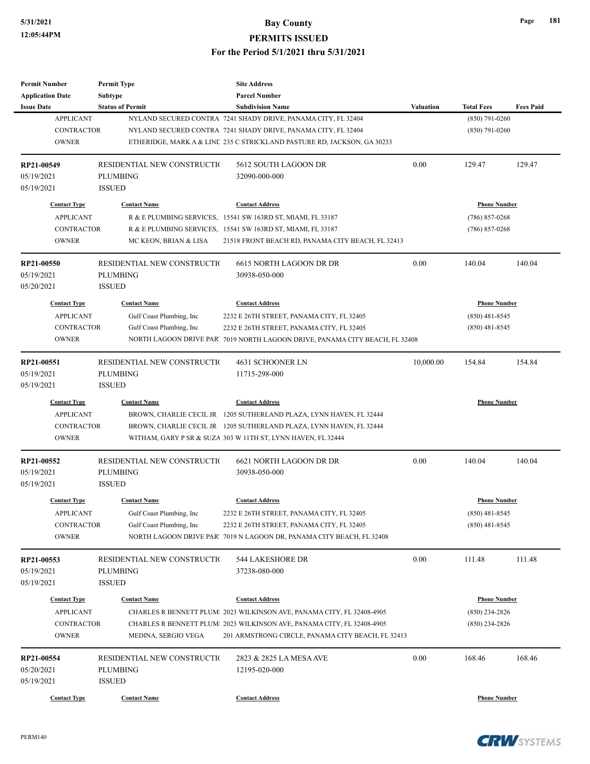| Permit Number | Permit Type | Site Address | | | |
|---|---|---|---|---|---|
| Application Date | Subtype | Parcel Number | | | |
| Issue Date | Status of Permit | Subdivision Name | Valuation | Total Fees | Fees Paid |

| Contact Type | Contact Name | Contact Address | Phone Number |
|---|---|---|---|
| APPLICANT | NYLAND SECURED CONTRA | 7241 SHADY DRIVE, PANAMA CITY, FL 32404 | (850) 791-0260 |
| CONTRACTOR | NYLAND SECURED CONTRA | 7241 SHADY DRIVE, PANAMA CITY, FL 32404 | (850) 791-0260 |
| OWNER | ETHERIDGE, MARK A & LINE | 235 C STRICKLAND PASTURE RD, JACKSON, GA 30233 | |

| RP21-00549 | RESIDENTIAL NEW CONSTRUCTI( | 5612 SOUTH LAGOON DR | 0.00 | 129.47 | 129.47 |
|---|---|---|---|---|---|
| 05/19/2021 | PLUMBING | 32090-000-000 | | | |
| 05/19/2021 | ISSUED | | | | |

| Contact Type | Contact Name | Contact Address | Phone Number |
|---|---|---|---|
| APPLICANT | R & E PLUMBING SERVICES, | 15541 SW 163RD ST, MIAMI, FL 33187 | (786) 857-0268 |
| CONTRACTOR | R & E PLUMBING SERVICES, | 15541 SW 163RD ST, MIAMI, FL 33187 | (786) 857-0268 |
| OWNER | MC KEON, BRIAN & LISA | 21518 FRONT BEACH RD, PANAMA CITY BEACH, FL 32413 | |

| RP21-00550 | RESIDENTIAL NEW CONSTRUCTI( | 6615 NORTH LAGOON DR DR | 0.00 | 140.04 | 140.04 |
|---|---|---|---|---|---|
| 05/19/2021 | PLUMBING | 30938-050-000 | | | |
| 05/20/2021 | ISSUED | | | | |

| Contact Type | Contact Name | Contact Address | Phone Number |
|---|---|---|---|
| APPLICANT | Gulf Coast Plumbing, Inc | 2232 E 26TH STREET, PANAMA CITY, FL 32405 | (850) 481-8545 |
| CONTRACTOR | Gulf Coast Plumbing, Inc | 2232 E 26TH STREET, PANAMA CITY, FL 32405 | (850) 481-8545 |
| OWNER | NORTH LAGOON DRIVE PAR | 7019 NORTH LAGOON DRIVE, PANAMA CITY BEACH, FL 32408 | |

| RP21-00551 | RESIDENTIAL NEW CONSTRUCTI( | 4631 SCHOONER LN | 10,000.00 | 154.84 | 154.84 |
|---|---|---|---|---|---|
| 05/19/2021 | PLUMBING | 11715-298-000 | | | |
| 05/19/2021 | ISSUED | | | | |

| Contact Type | Contact Name | Contact Address | Phone Number |
|---|---|---|---|
| APPLICANT | BROWN, CHARLIE CECIL JR | 1205 SUTHERLAND PLAZA, LYNN HAVEN, FL 32444 | |
| CONTRACTOR | BROWN, CHARLIE CECIL JR | 1205 SUTHERLAND PLAZA, LYNN HAVEN, FL 32444 | |
| OWNER | WITHAM, GARY P SR & SUZA | 303 W 11TH ST, LYNN HAVEN, FL 32444 | |

| RP21-00552 | RESIDENTIAL NEW CONSTRUCTI( | 6621 NORTH LAGOON DR DR | 0.00 | 140.04 | 140.04 |
|---|---|---|---|---|---|
| 05/19/2021 | PLUMBING | 30938-050-000 | | | |
| 05/19/2021 | ISSUED | | | | |

| Contact Type | Contact Name | Contact Address | Phone Number |
|---|---|---|---|
| APPLICANT | Gulf Coast Plumbing, Inc | 2232 E 26TH STREET, PANAMA CITY, FL 32405 | (850) 481-8545 |
| CONTRACTOR | Gulf Coast Plumbing, Inc | 2232 E 26TH STREET, PANAMA CITY, FL 32405 | (850) 481-8545 |
| OWNER | NORTH LAGOON DRIVE PAR | 7019 N LAGOON DR, PANAMA CITY BEACH, FL 32408 | |

| RP21-00553 | RESIDENTIAL NEW CONSTRUCTI( | 544 LAKESHORE DR | 0.00 | 111.48 | 111.48 |
|---|---|---|---|---|---|
| 05/19/2021 | PLUMBING | 37238-080-000 | | | |
| 05/19/2021 | ISSUED | | | | |

| Contact Type | Contact Name | Contact Address | Phone Number |
|---|---|---|---|
| APPLICANT | CHARLES R BENNETT PLUMI | 2023 WILKINSON AVE, PANAMA CITY, FL 32408-4905 | (850) 234-2826 |
| CONTRACTOR | CHARLES R BENNETT PLUMI | 2023 WILKINSON AVE, PANAMA CITY, FL 32408-4905 | (850) 234-2826 |
| OWNER | MEDINA, SERGIO VEGA | 201 ARMSTRONG CIRCLE, PANAMA CITY BEACH, FL 32413 | |

| RP21-00554 | RESIDENTIAL NEW CONSTRUCTI( | 2823 & 2825 LA MESA AVE | 0.00 | 168.46 | 168.46 |
|---|---|---|---|---|---|
| 05/20/2021 | PLUMBING | 12195-020-000 | | | |
| 05/19/2021 | ISSUED | | | | |

| Contact Type | Contact Name | Contact Address | Phone Number |
|---|---|---|---|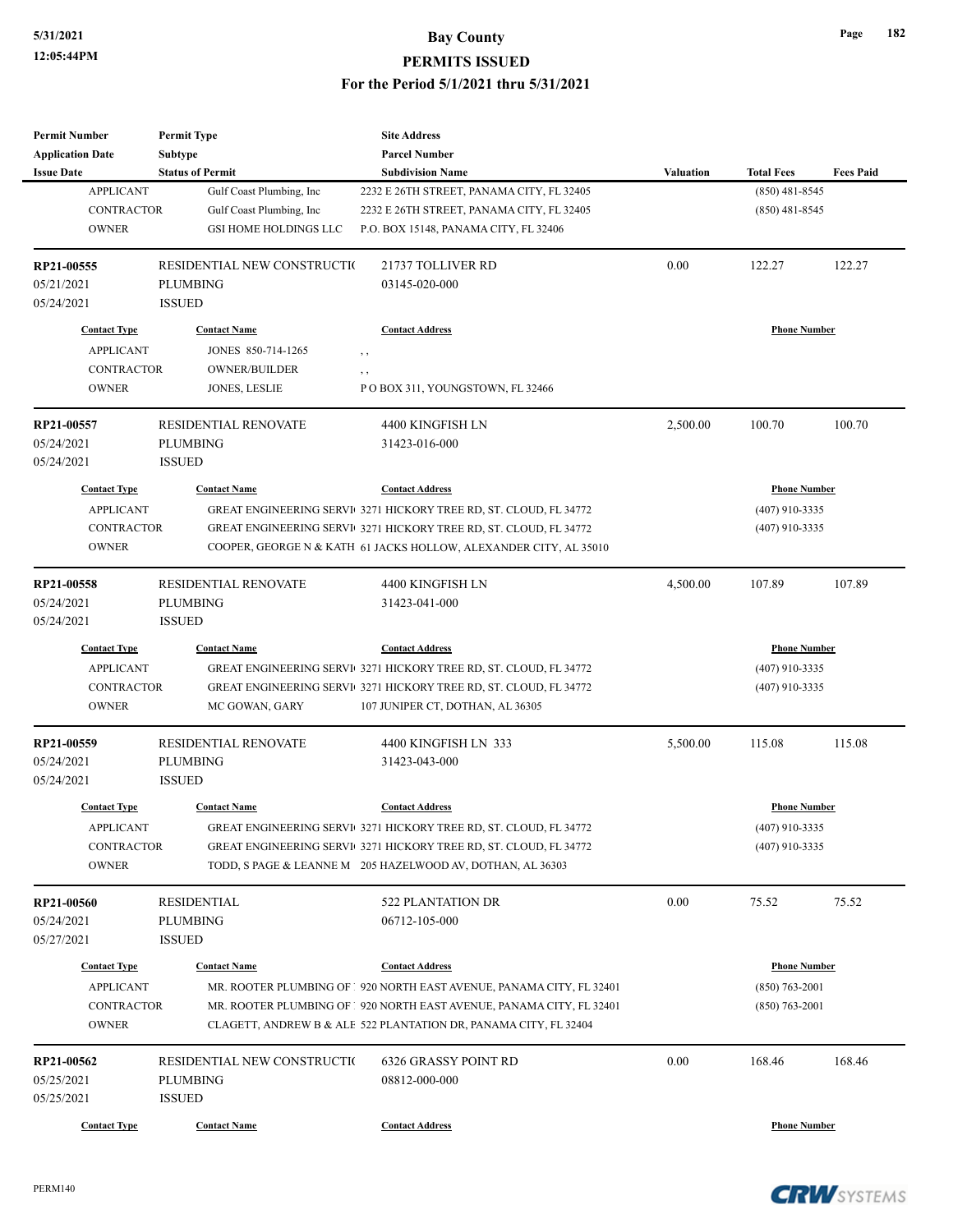# Bay County

## PERMITS ISSUED

### For the Period 5/1/2021 thru 5/31/2021

| Permit Number / Application Date / Issue Date | Permit Type / Subtype / Status of Permit | Site Address / Parcel Number / Subdivision Name | Valuation | Total Fees | Fees Paid |
|---|---|---|---|---|---|

| Contact Type | Contact Name | Contact Address | Phone Number |
|---|---|---|---|
| APPLICANT | Gulf Coast Plumbing, Inc | 2232 E 26TH STREET, PANAMA CITY, FL 32405 | (850) 481-8545 |
| CONTRACTOR | Gulf Coast Plumbing, Inc | 2232 E 26TH STREET, PANAMA CITY, FL 32405 | (850) 481-8545 |
| OWNER | GSI HOME HOLDINGS LLC | P.O. BOX 15148, PANAMA CITY, FL 32406 | |

| Permit Number | Permit Type | Site Address | Valuation | Total Fees | Fees Paid |
|---|---|---|---|---|---|
| RP21-00555 | RESIDENTIAL NEW CONSTRUCTI( | 21737 TOLLIVER RD | 0.00 | 122.27 | 122.27 |
| 05/21/2021 | PLUMBING | 03145-020-000 | | | |
| 05/24/2021 | ISSUED | | | | |

| Contact Type | Contact Name | Contact Address | Phone Number |
|---|---|---|---|
| APPLICANT | JONES 850-714-1265 | , , | |
| CONTRACTOR | OWNER/BUILDER | , , | |
| OWNER | JONES, LESLIE | P O BOX 311, YOUNGSTOWN, FL 32466 | |

| Permit Number | Permit Type | Site Address | Valuation | Total Fees | Fees Paid |
|---|---|---|---|---|---|
| RP21-00557 | RESIDENTIAL RENOVATE | 4400 KINGFISH LN | 2,500.00 | 100.70 | 100.70 |
| 05/24/2021 | PLUMBING | 31423-016-000 | | | |
| 05/24/2021 | ISSUED | | | | |

| Contact Type | Contact Name | Contact Address | Phone Number |
|---|---|---|---|
| APPLICANT | GREAT ENGINEERING SERVI | 3271 HICKORY TREE RD, ST. CLOUD, FL 34772 | (407) 910-3335 |
| CONTRACTOR | GREAT ENGINEERING SERVI | 3271 HICKORY TREE RD, ST. CLOUD, FL 34772 | (407) 910-3335 |
| OWNER | COOPER, GEORGE N & KATH | 61 JACKS HOLLOW, ALEXANDER CITY, AL 35010 | |

| Permit Number | Permit Type | Site Address | Valuation | Total Fees | Fees Paid |
|---|---|---|---|---|---|
| RP21-00558 | RESIDENTIAL RENOVATE | 4400 KINGFISH LN | 4,500.00 | 107.89 | 107.89 |
| 05/24/2021 | PLUMBING | 31423-041-000 | | | |
| 05/24/2021 | ISSUED | | | | |

| Contact Type | Contact Name | Contact Address | Phone Number |
|---|---|---|---|
| APPLICANT | GREAT ENGINEERING SERVI | 3271 HICKORY TREE RD, ST. CLOUD, FL 34772 | (407) 910-3335 |
| CONTRACTOR | GREAT ENGINEERING SERVI | 3271 HICKORY TREE RD, ST. CLOUD, FL 34772 | (407) 910-3335 |
| OWNER | MC GOWAN, GARY | 107 JUNIPER CT, DOTHAN, AL 36305 | |

| Permit Number | Permit Type | Site Address | Valuation | Total Fees | Fees Paid |
|---|---|---|---|---|---|
| RP21-00559 | RESIDENTIAL RENOVATE | 4400 KINGFISH LN 333 | 5,500.00 | 115.08 | 115.08 |
| 05/24/2021 | PLUMBING | 31423-043-000 | | | |
| 05/24/2021 | ISSUED | | | | |

| Contact Type | Contact Name | Contact Address | Phone Number |
|---|---|---|---|
| APPLICANT | GREAT ENGINEERING SERVI | 3271 HICKORY TREE RD, ST. CLOUD, FL 34772 | (407) 910-3335 |
| CONTRACTOR | GREAT ENGINEERING SERVI | 3271 HICKORY TREE RD, ST. CLOUD, FL 34772 | (407) 910-3335 |
| OWNER | TODD, S PAGE & LEANNE M | 205 HAZELWOOD AV, DOTHAN, AL 36303 | |

| Permit Number | Permit Type | Site Address | Valuation | Total Fees | Fees Paid |
|---|---|---|---|---|---|
| RP21-00560 | RESIDENTIAL | 522 PLANTATION DR | 0.00 | 75.52 | 75.52 |
| 05/24/2021 | PLUMBING | 06712-105-000 | | | |
| 05/27/2021 | ISSUED | | | | |

| Contact Type | Contact Name | Contact Address | Phone Number |
|---|---|---|---|
| APPLICANT | MR. ROOTER PLUMBING OF | 920 NORTH EAST AVENUE, PANAMA CITY, FL 32401 | (850) 763-2001 |
| CONTRACTOR | MR. ROOTER PLUMBING OF | 920 NORTH EAST AVENUE, PANAMA CITY, FL 32401 | (850) 763-2001 |
| OWNER | CLAGETT, ANDREW B & ALE | 522 PLANTATION DR, PANAMA CITY, FL 32404 | |

| Permit Number | Permit Type | Site Address | Valuation | Total Fees | Fees Paid |
|---|---|---|---|---|---|
| RP21-00562 | RESIDENTIAL NEW CONSTRUCTI( | 6326 GRASSY POINT RD | 0.00 | 168.46 | 168.46 |
| 05/25/2021 | PLUMBING | 08812-000-000 | | | |
| 05/25/2021 | ISSUED | | | | |

| Contact Type | Contact Name | Contact Address | Phone Number |
|---|---|---|---|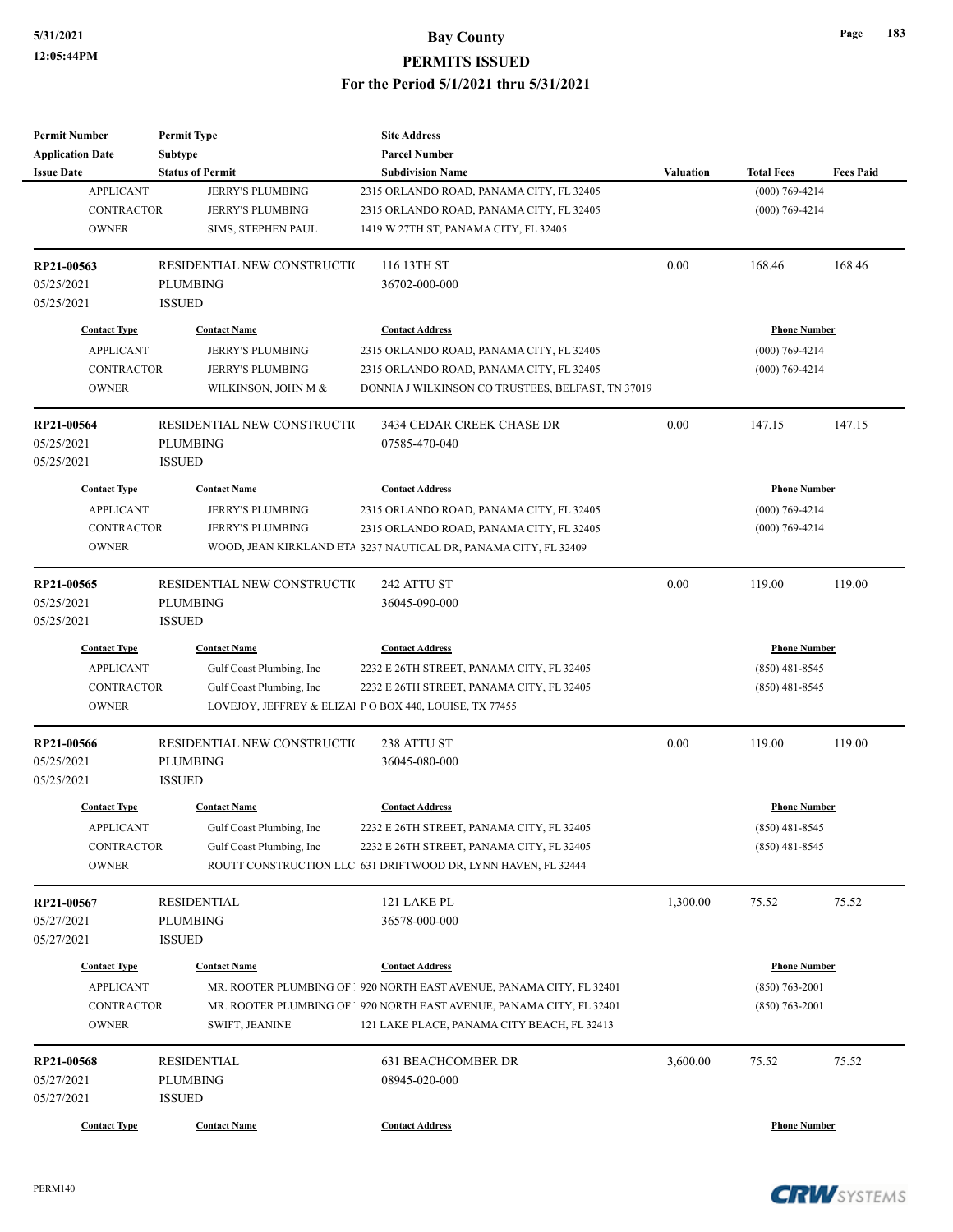# Bay County
## PERMITS ISSUED
### For the Period 5/1/2021 thru 5/31/2021

| Permit Number / Application Date / Issue Date | Permit Type / Subtype / Status of Permit | Site Address / Parcel Number / Subdivision Name | Valuation | Total Fees | Fees Paid |
|---|---|---|---|---|---|
| APPLICANT | JERRY'S PLUMBING | 2315 ORLANDO ROAD, PANAMA CITY, FL 32405 | | (000) 769-4214 | |
| CONTRACTOR | JERRY'S PLUMBING | 2315 ORLANDO ROAD, PANAMA CITY, FL 32405 | | (000) 769-4214 | |
| OWNER | SIMS, STEPHEN PAUL | 1419 W 27TH ST, PANAMA CITY, FL 32405 | | | |

| | | | | | |
|---|---|---|---|---|---|
| **RP21-00563** | RESIDENTIAL NEW CONSTRUCTI( | 116 13TH ST | 0.00 | 168.46 | 168.46 |
| 05/25/2021 | PLUMBING | 36702-000-000 | | | |
| 05/25/2021 | ISSUED | | | | |
| **Contact Type** | **Contact Name** | **Contact Address** | | **Phone Number** | |
| APPLICANT | JERRY'S PLUMBING | 2315 ORLANDO ROAD, PANAMA CITY, FL 32405 | | (000) 769-4214 | |
| CONTRACTOR | JERRY'S PLUMBING | 2315 ORLANDO ROAD, PANAMA CITY, FL 32405 | | (000) 769-4214 | |
| OWNER | WILKINSON, JOHN M & | DONNIA J WILKINSON CO TRUSTEES, BELFAST, TN 37019 | | | |

| | | | | | |
|---|---|---|---|---|---|
| **RP21-00564** | RESIDENTIAL NEW CONSTRUCTI( | 3434 CEDAR CREEK CHASE DR | 0.00 | 147.15 | 147.15 |
| 05/25/2021 | PLUMBING | 07585-470-040 | | | |
| 05/25/2021 | ISSUED | | | | |
| **Contact Type** | **Contact Name** | **Contact Address** | | **Phone Number** | |
| APPLICANT | JERRY'S PLUMBING | 2315 ORLANDO ROAD, PANAMA CITY, FL 32405 | | (000) 769-4214 | |
| CONTRACTOR | JERRY'S PLUMBING | 2315 ORLANDO ROAD, PANAMA CITY, FL 32405 | | (000) 769-4214 | |
| OWNER | WOOD, JEAN KIRKLAND ETA | 3237 NAUTICAL DR, PANAMA CITY, FL 32409 | | | |

| | | | | | |
|---|---|---|---|---|---|
| **RP21-00565** | RESIDENTIAL NEW CONSTRUCTI( | 242 ATTU ST | 0.00 | 119.00 | 119.00 |
| 05/25/2021 | PLUMBING | 36045-090-000 | | | |
| 05/25/2021 | ISSUED | | | | |
| **Contact Type** | **Contact Name** | **Contact Address** | | **Phone Number** | |
| APPLICANT | Gulf Coast Plumbing, Inc | 2232 E 26TH STREET, PANAMA CITY, FL 32405 | | (850) 481-8545 | |
| CONTRACTOR | Gulf Coast Plumbing, Inc | 2232 E 26TH STREET, PANAMA CITY, FL 32405 | | (850) 481-8545 | |
| OWNER | LOVEJOY, JEFFREY & ELIZAI | P O BOX 440, LOUISE, TX 77455 | | | |

| | | | | | |
|---|---|---|---|---|---|
| **RP21-00566** | RESIDENTIAL NEW CONSTRUCTI( | 238 ATTU ST | 0.00 | 119.00 | 119.00 |
| 05/25/2021 | PLUMBING | 36045-080-000 | | | |
| 05/25/2021 | ISSUED | | | | |
| **Contact Type** | **Contact Name** | **Contact Address** | | **Phone Number** | |
| APPLICANT | Gulf Coast Plumbing, Inc | 2232 E 26TH STREET, PANAMA CITY, FL 32405 | | (850) 481-8545 | |
| CONTRACTOR | Gulf Coast Plumbing, Inc | 2232 E 26TH STREET, PANAMA CITY, FL 32405 | | (850) 481-8545 | |
| OWNER | ROUTT CONSTRUCTION LLC | 631 DRIFTWOOD DR, LYNN HAVEN, FL 32444 | | | |

| | | | | | |
|---|---|---|---|---|---|
| **RP21-00567** | RESIDENTIAL | 121 LAKE PL | 1,300.00 | 75.52 | 75.52 |
| 05/27/2021 | PLUMBING | 36578-000-000 | | | |
| 05/27/2021 | ISSUED | | | | |
| **Contact Type** | **Contact Name** | **Contact Address** | | **Phone Number** | |
| APPLICANT | MR. ROOTER PLUMBING OF | 920 NORTH EAST AVENUE, PANAMA CITY, FL 32401 | | (850) 763-2001 | |
| CONTRACTOR | MR. ROOTER PLUMBING OF | 920 NORTH EAST AVENUE, PANAMA CITY, FL 32401 | | (850) 763-2001 | |
| OWNER | SWIFT, JEANINE | 121 LAKE PLACE, PANAMA CITY BEACH, FL 32413 | | | |

| | | | | | |
|---|---|---|---|---|---|
| **RP21-00568** | RESIDENTIAL | 631 BEACHCOMBER DR | 3,600.00 | 75.52 | 75.52 |
| 05/27/2021 | PLUMBING | 08945-020-000 | | | |
| 05/27/2021 | ISSUED | | | | |
| **Contact Type** | **Contact Name** | **Contact Address** | | **Phone Number** | |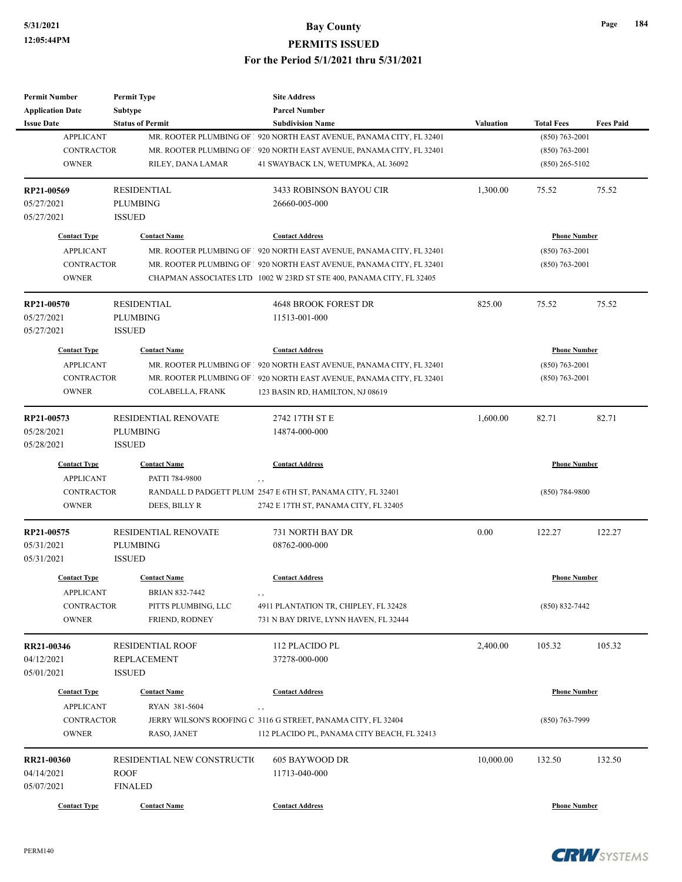| Permit Number | Permit Type | Site Address | | | |
|---|---|---|---|---|---|
| Application Date | Subtype | Parcel Number | | | |
| Issue Date | Status of Permit | Subdivision Name | Valuation | Total Fees | Fees Paid |

| Contact Type | Contact Name | Contact Address | Phone Number |
|---|---|---|---|
| APPLICANT | MR. ROOTER PLUMBING OF | 920 NORTH EAST AVENUE, PANAMA CITY, FL 32401 | (850) 763-2001 |
| CONTRACTOR | MR. ROOTER PLUMBING OF | 920 NORTH EAST AVENUE, PANAMA CITY, FL 32401 | (850) 763-2001 |
| OWNER | RILEY, DANA LAMAR | 41 SWAYBACK LN, WETUMPKA, AL 36092 | (850) 265-5102 |

| RP21-00569 | RESIDENTIAL | 3433 ROBINSON BAYOU CIR | 1,300.00 | 75.52 | 75.52 |
|---|---|---|---|---|---|
| 05/27/2021 | PLUMBING | 26660-005-000 | | | |
| 05/27/2021 | ISSUED | | | | |

| Contact Type | Contact Name | Contact Address | Phone Number |
|---|---|---|---|
| APPLICANT | MR. ROOTER PLUMBING OF | 920 NORTH EAST AVENUE, PANAMA CITY, FL 32401 | (850) 763-2001 |
| CONTRACTOR | MR. ROOTER PLUMBING OF | 920 NORTH EAST AVENUE, PANAMA CITY, FL 32401 | (850) 763-2001 |
| OWNER | CHAPMAN ASSOCIATES LTD | 1002 W 23RD ST STE 400, PANAMA CITY, FL 32405 | |

| RP21-00570 | RESIDENTIAL | 4648 BROOK FOREST DR | 825.00 | 75.52 | 75.52 |
|---|---|---|---|---|---|
| 05/27/2021 | PLUMBING | 11513-001-000 | | | |
| 05/27/2021 | ISSUED | | | | |

| Contact Type | Contact Name | Contact Address | Phone Number |
|---|---|---|---|
| APPLICANT | MR. ROOTER PLUMBING OF | 920 NORTH EAST AVENUE, PANAMA CITY, FL 32401 | (850) 763-2001 |
| CONTRACTOR | MR. ROOTER PLUMBING OF | 920 NORTH EAST AVENUE, PANAMA CITY, FL 32401 | (850) 763-2001 |
| OWNER | COLABELLA, FRANK | 123 BASIN RD, HAMILTON, NJ 08619 | |

| RP21-00573 | RESIDENTIAL RENOVATE | 2742 17TH ST E | 1,600.00 | 82.71 | 82.71 |
|---|---|---|---|---|---|
| 05/28/2021 | PLUMBING | 14874-000-000 | | | |
| 05/28/2021 | ISSUED | | | | |

| Contact Type | Contact Name | Contact Address | Phone Number |
|---|---|---|---|
| APPLICANT | PATTI 784-9800 | , , | |
| CONTRACTOR | RANDALL D PADGETT PLUM | 2547 E 6TH ST, PANAMA CITY, FL 32401 | (850) 784-9800 |
| OWNER | DEES, BILLY R | 2742 E 17TH ST, PANAMA CITY, FL 32405 | |

| RP21-00575 | RESIDENTIAL RENOVATE | 731 NORTH BAY DR | 0.00 | 122.27 | 122.27 |
|---|---|---|---|---|---|
| 05/31/2021 | PLUMBING | 08762-000-000 | | | |
| 05/31/2021 | ISSUED | | | | |

| Contact Type | Contact Name | Contact Address | Phone Number |
|---|---|---|---|
| APPLICANT | BRIAN 832-7442 | , , | |
| CONTRACTOR | PITTS PLUMBING, LLC | 4911 PLANTATION TR, CHIPLEY, FL 32428 | (850) 832-7442 |
| OWNER | FRIEND, RODNEY | 731 N BAY DRIVE, LYNN HAVEN, FL 32444 | |

| RR21-00346 | RESIDENTIAL ROOF | 112 PLACIDO PL | 2,400.00 | 105.32 | 105.32 |
|---|---|---|---|---|---|
| 04/12/2021 | REPLACEMENT | 37278-000-000 | | | |
| 05/01/2021 | ISSUED | | | | |

| Contact Type | Contact Name | Contact Address | Phone Number |
|---|---|---|---|
| APPLICANT | RYAN 381-5604 | , , | |
| CONTRACTOR | JERRY WILSON'S ROOFING C | 3116 G STREET, PANAMA CITY, FL 32404 | (850) 763-7999 |
| OWNER | RASO, JANET | 112 PLACIDO PL, PANAMA CITY BEACH, FL 32413 | |

| RR21-00360 | RESIDENTIAL NEW CONSTRUCTI( | 605 BAYWOOD DR | 10,000.00 | 132.50 | 132.50 |
|---|---|---|---|---|---|
| 04/14/2021 | ROOF | 11713-040-000 | | | |
| 05/07/2021 | FINALED | | | | |

| Contact Type | Contact Name | Contact Address | Phone Number |
|---|---|---|---|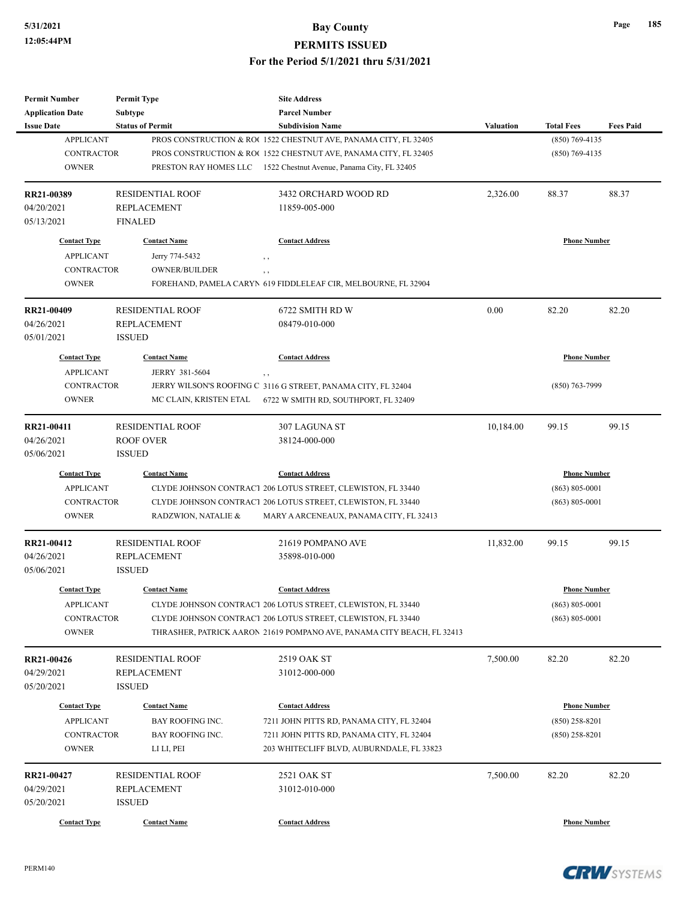| Permit Number | Permit Type | Site Address | | | |
|---|---|---|---|---|---|
| Application Date | Subtype | Parcel Number | | | |
| Issue Date | Status of Permit | Subdivision Name | Valuation | Total Fees | Fees Paid |

| Contact Type | Contact Name | Contact Address | Phone Number |
|---|---|---|---|
| APPLICANT | PROS CONSTRUCTION & RO( | 1522 CHESTNUT AVE, PANAMA CITY, FL 32405 | (850) 769-4135 |
| CONTRACTOR | PROS CONSTRUCTION & RO( | 1522 CHESTNUT AVE, PANAMA CITY, FL 32405 | (850) 769-4135 |
| OWNER | PRESTON RAY HOMES LLC | 1522 Chestnut Avenue, Panama City, FL 32405 | |

| RR21-00389 | RESIDENTIAL ROOF | 3432 ORCHARD WOOD RD | 2,326.00 | 88.37 | 88.37 |
|---|---|---|---|---|---|
| 04/20/2021 | REPLACEMENT | 11859-005-000 | | | |
| 05/13/2021 | FINALED | | | | |

| Contact Type | Contact Name | Contact Address | Phone Number |
|---|---|---|---|
| APPLICANT | Jerry 774-5432 | , , | |
| CONTRACTOR | OWNER/BUILDER | , , | |
| OWNER | FOREHAND, PAMELA CARYN | 619 FIDDLELEAF CIR, MELBOURNE, FL 32904 | |

| RR21-00409 | RESIDENTIAL ROOF | 6722 SMITH RD W | 0.00 | 82.20 | 82.20 |
|---|---|---|---|---|---|
| 04/26/2021 | REPLACEMENT | 08479-010-000 | | | |
| 05/01/2021 | ISSUED | | | | |

| Contact Type | Contact Name | Contact Address | Phone Number |
|---|---|---|---|
| APPLICANT | JERRY 381-5604 | , , | |
| CONTRACTOR | JERRY WILSON'S ROOFING C | 3116 G STREET, PANAMA CITY, FL 32404 | (850) 763-7999 |
| OWNER | MC CLAIN, KRISTEN ETAL | 6722 W SMITH RD, SOUTHPORT, FL 32409 | |

| RR21-00411 | RESIDENTIAL ROOF | 307 LAGUNA ST | 10,184.00 | 99.15 | 99.15 |
|---|---|---|---|---|---|
| 04/26/2021 | ROOF OVER | 38124-000-000 | | | |
| 05/06/2021 | ISSUED | | | | |

| Contact Type | Contact Name | Contact Address | Phone Number |
|---|---|---|---|
| APPLICANT | CLYDE JOHNSON CONTRACT | 206 LOTUS STREET, CLEWISTON, FL 33440 | (863) 805-0001 |
| CONTRACTOR | CLYDE JOHNSON CONTRACT | 206 LOTUS STREET, CLEWISTON, FL 33440 | (863) 805-0001 |
| OWNER | RADZWION, NATALIE & | MARY A ARCENEAUX, PANAMA CITY, FL 32413 | |

| RR21-00412 | RESIDENTIAL ROOF | 21619 POMPANO AVE | 11,832.00 | 99.15 | 99.15 |
|---|---|---|---|---|---|
| 04/26/2021 | REPLACEMENT | 35898-010-000 | | | |
| 05/06/2021 | ISSUED | | | | |

| Contact Type | Contact Name | Contact Address | Phone Number |
|---|---|---|---|
| APPLICANT | CLYDE JOHNSON CONTRACT | 206 LOTUS STREET, CLEWISTON, FL 33440 | (863) 805-0001 |
| CONTRACTOR | CLYDE JOHNSON CONTRACT | 206 LOTUS STREET, CLEWISTON, FL 33440 | (863) 805-0001 |
| OWNER | THRASHER, PATRICK AARON | 21619 POMPANO AVE, PANAMA CITY BEACH, FL 32413 | |

| RR21-00426 | RESIDENTIAL ROOF | 2519 OAK ST | 7,500.00 | 82.20 | 82.20 |
|---|---|---|---|---|---|
| 04/29/2021 | REPLACEMENT | 31012-000-000 | | | |
| 05/20/2021 | ISSUED | | | | |

| Contact Type | Contact Name | Contact Address | Phone Number |
|---|---|---|---|
| APPLICANT | BAY ROOFING INC. | 7211 JOHN PITTS RD, PANAMA CITY, FL 32404 | (850) 258-8201 |
| CONTRACTOR | BAY ROOFING INC. | 7211 JOHN PITTS RD, PANAMA CITY, FL 32404 | (850) 258-8201 |
| OWNER | LI LI, PEI | 203 WHITECLIFF BLVD, AUBURNDALE, FL 33823 | |

| RR21-00427 | RESIDENTIAL ROOF | 2521 OAK ST | 7,500.00 | 82.20 | 82.20 |
|---|---|---|---|---|---|
| 04/29/2021 | REPLACEMENT | 31012-010-000 | | | |
| 05/20/2021 | ISSUED | | | | |

| Contact Type | Contact Name | Contact Address | Phone Number |
|---|---|---|---|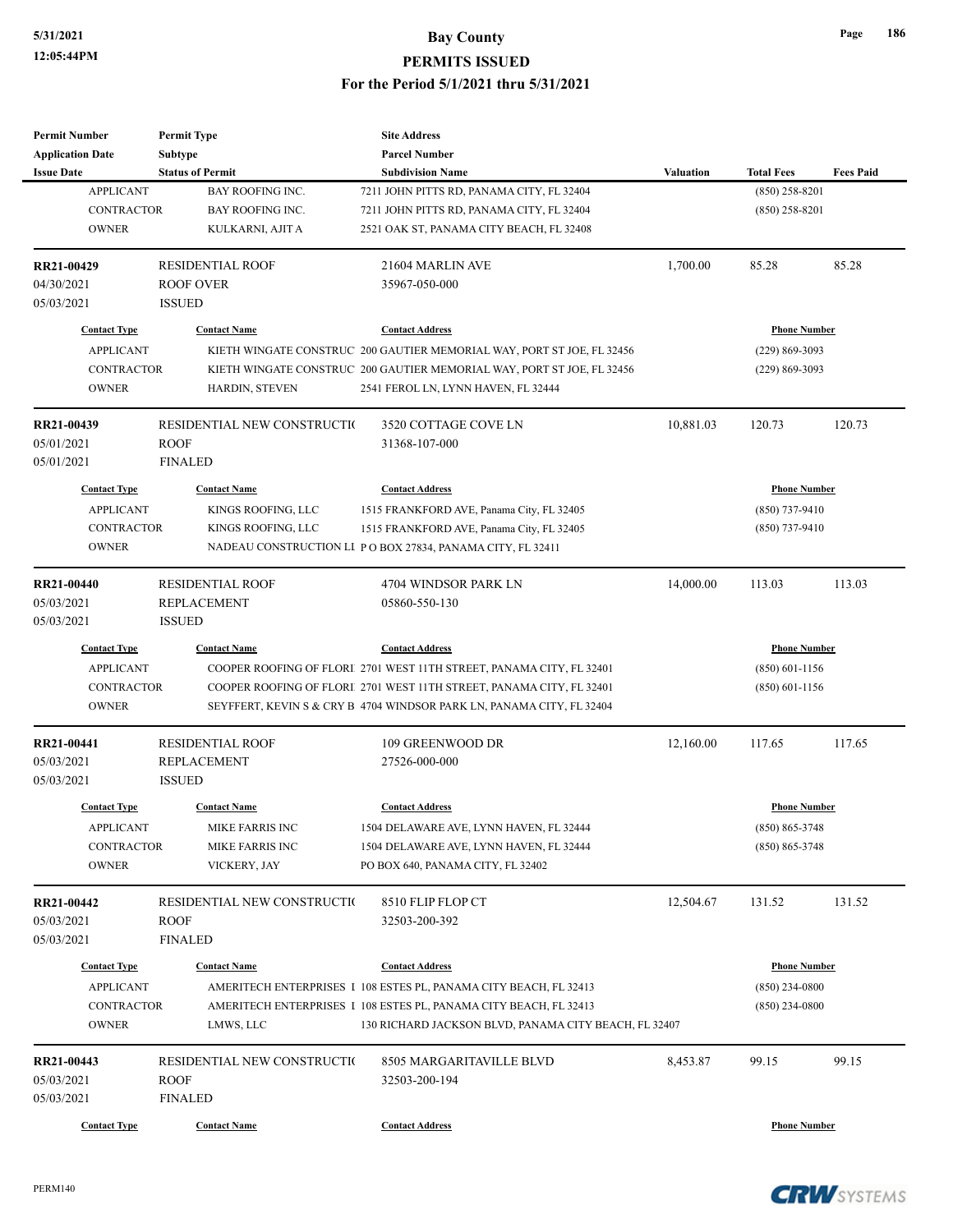| Permit Number | Permit Type | Site Address | | | |
|---|---|---|---|---|---|
| Application Date | Subtype | Parcel Number | | | |
| Issue Date | Status of Permit | Subdivision Name | Valuation | Total Fees | Fees Paid |

| Contact Type | Contact Name | Contact Address | Phone Number |
|---|---|---|---|
| APPLICANT | BAY ROOFING INC. | 7211 JOHN PITTS RD, PANAMA CITY, FL 32404 | (850) 258-8201 |
| CONTRACTOR | BAY ROOFING INC. | 7211 JOHN PITTS RD, PANAMA CITY, FL 32404 | (850) 258-8201 |
| OWNER | KULKARNI, AJIT A | 2521 OAK ST, PANAMA CITY BEACH, FL 32408 | |

| Permit Number | Permit Type | Site Address | Valuation | Total Fees | Fees Paid |
|---|---|---|---|---|---|
| RR21-00429 | RESIDENTIAL ROOF | 21604 MARLIN AVE | 1,700.00 | 85.28 | 85.28 |
| 04/30/2021 | ROOF OVER | 35967-050-000 | | | |
| 05/03/2021 | ISSUED | | | | |

| Contact Type | Contact Name | Contact Address | Phone Number |
|---|---|---|---|
| APPLICANT | KIETH WINGATE CONSTRUC | 200 GAUTIER MEMORIAL WAY, PORT ST JOE, FL 32456 | (229) 869-3093 |
| CONTRACTOR | KIETH WINGATE CONSTRUC | 200 GAUTIER MEMORIAL WAY, PORT ST JOE, FL 32456 | (229) 869-3093 |
| OWNER | HARDIN, STEVEN | 2541 FEROL LN, LYNN HAVEN, FL 32444 | |

| Permit Number | Permit Type | Site Address | Valuation | Total Fees | Fees Paid |
|---|---|---|---|---|---|
| RR21-00439 | RESIDENTIAL NEW CONSTRUCTI( | 3520 COTTAGE COVE LN | 10,881.03 | 120.73 | 120.73 |
| 05/01/2021 | ROOF | 31368-107-000 | | | |
| 05/01/2021 | FINALED | | | | |

| Contact Type | Contact Name | Contact Address | Phone Number |
|---|---|---|---|
| APPLICANT | KINGS ROOFING, LLC | 1515 FRANKFORD AVE, Panama City, FL 32405 | (850) 737-9410 |
| CONTRACTOR | KINGS ROOFING, LLC | 1515 FRANKFORD AVE, Panama City, FL 32405 | (850) 737-9410 |
| OWNER | NADEAU CONSTRUCTION LI | P O BOX 27834, PANAMA CITY, FL 32411 | |

| Permit Number | Permit Type | Site Address | Valuation | Total Fees | Fees Paid |
|---|---|---|---|---|---|
| RR21-00440 | RESIDENTIAL ROOF | 4704 WINDSOR PARK LN | 14,000.00 | 113.03 | 113.03 |
| 05/03/2021 | REPLACEMENT | 05860-550-130 | | | |
| 05/03/2021 | ISSUED | | | | |

| Contact Type | Contact Name | Contact Address | Phone Number |
|---|---|---|---|
| APPLICANT | COOPER ROOFING OF FLORI | 2701 WEST 11TH STREET, PANAMA CITY, FL 32401 | (850) 601-1156 |
| CONTRACTOR | COOPER ROOFING OF FLORI | 2701 WEST 11TH STREET, PANAMA CITY, FL 32401 | (850) 601-1156 |
| OWNER | SEYFFERT, KEVIN S & CRY B | 4704 WINDSOR PARK LN, PANAMA CITY, FL 32404 | |

| Permit Number | Permit Type | Site Address | Valuation | Total Fees | Fees Paid |
|---|---|---|---|---|---|
| RR21-00441 | RESIDENTIAL ROOF | 109 GREENWOOD DR | 12,160.00 | 117.65 | 117.65 |
| 05/03/2021 | REPLACEMENT | 27526-000-000 | | | |
| 05/03/2021 | ISSUED | | | | |

| Contact Type | Contact Name | Contact Address | Phone Number |
|---|---|---|---|
| APPLICANT | MIKE FARRIS INC | 1504 DELAWARE AVE, LYNN HAVEN, FL 32444 | (850) 865-3748 |
| CONTRACTOR | MIKE FARRIS INC | 1504 DELAWARE AVE, LYNN HAVEN, FL 32444 | (850) 865-3748 |
| OWNER | VICKERY, JAY | PO BOX 640, PANAMA CITY, FL 32402 | |

| Permit Number | Permit Type | Site Address | Valuation | Total Fees | Fees Paid |
|---|---|---|---|---|---|
| RR21-00442 | RESIDENTIAL NEW CONSTRUCTI( | 8510 FLIP FLOP CT | 12,504.67 | 131.52 | 131.52 |
| 05/03/2021 | ROOF | 32503-200-392 | | | |
| 05/03/2021 | FINALED | | | | |

| Contact Type | Contact Name | Contact Address | Phone Number |
|---|---|---|---|
| APPLICANT | AMERITECH ENTERPRISES I | 108 ESTES PL, PANAMA CITY BEACH, FL 32413 | (850) 234-0800 |
| CONTRACTOR | AMERITECH ENTERPRISES I | 108 ESTES PL, PANAMA CITY BEACH, FL 32413 | (850) 234-0800 |
| OWNER | LMWS, LLC | 130 RICHARD JACKSON BLVD, PANAMA CITY BEACH, FL 32407 | |

| Permit Number | Permit Type | Site Address | Valuation | Total Fees | Fees Paid |
|---|---|---|---|---|---|
| RR21-00443 | RESIDENTIAL NEW CONSTRUCTI( | 8505 MARGARITAVILLE BLVD | 8,453.87 | 99.15 | 99.15 |
| 05/03/2021 | ROOF | 32503-200-194 | | | |
| 05/03/2021 | FINALED | | | | |

| Contact Type | Contact Name | Contact Address | Phone Number |
|---|---|---|---|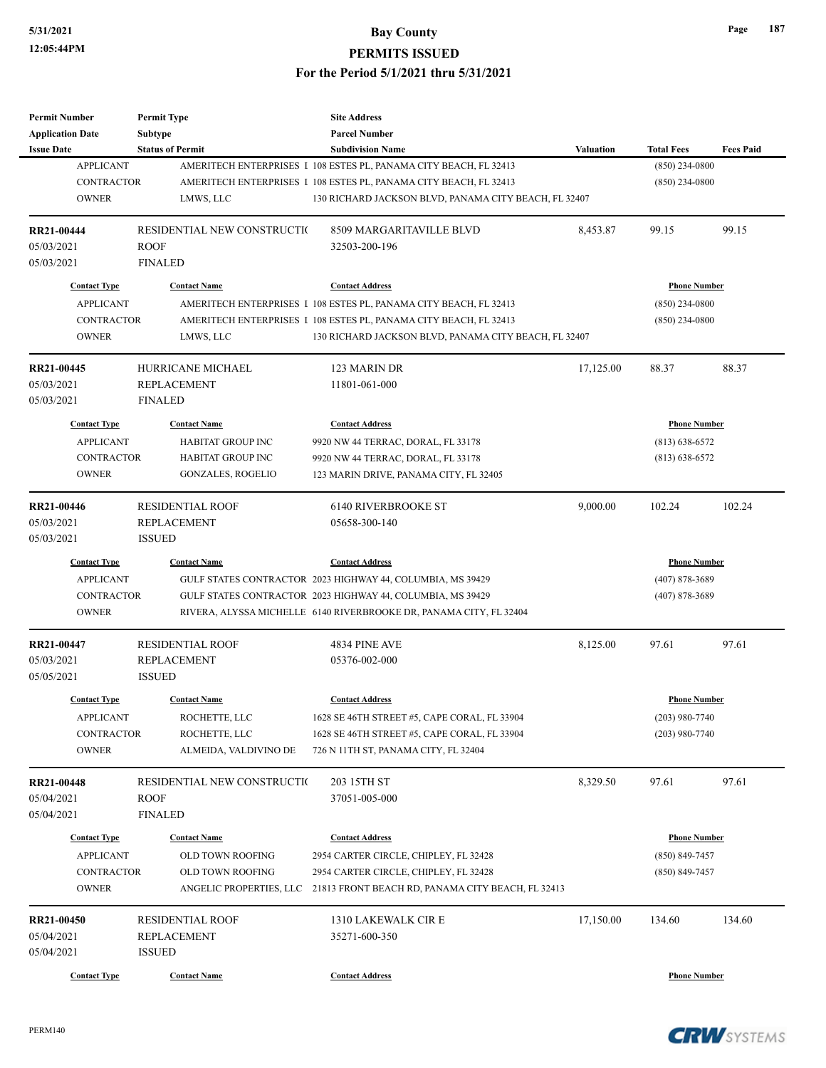| Permit Number | Permit Type | Site Address | | | |
|---|---|---|---|---|---|
| Application Date | Subtype | Parcel Number | | | |
| Issue Date | Status of Permit | Subdivision Name | Valuation | Total Fees | Fees Paid |

| Contact Type | Contact Name | Contact Address | Phone Number |
|---|---|---|---|
| APPLICANT | AMERITECH ENTERPRISES I | 108 ESTES PL, PANAMA CITY BEACH, FL 32413 | (850) 234-0800 |
| CONTRACTOR | AMERITECH ENTERPRISES I | 108 ESTES PL, PANAMA CITY BEACH, FL 32413 | (850) 234-0800 |
| OWNER | LMWS, LLC | 130 RICHARD JACKSON BLVD, PANAMA CITY BEACH, FL 32407 | |

| RR21-00444 | RESIDENTIAL NEW CONSTRUCTIO | 8509 MARGARITAVILLE BLVD | 8,453.87 | 99.15 | 99.15 |
|---|---|---|---|---|---|
| 05/03/2021 | ROOF | 32503-200-196 | | | |
| 05/03/2021 | FINALED | | | | |

| Contact Type | Contact Name | Contact Address | Phone Number |
|---|---|---|---|
| APPLICANT | AMERITECH ENTERPRISES I | 108 ESTES PL, PANAMA CITY BEACH, FL 32413 | (850) 234-0800 |
| CONTRACTOR | AMERITECH ENTERPRISES I | 108 ESTES PL, PANAMA CITY BEACH, FL 32413 | (850) 234-0800 |
| OWNER | LMWS, LLC | 130 RICHARD JACKSON BLVD, PANAMA CITY BEACH, FL 32407 | |

| RR21-00445 | HURRICANE MICHAEL | 123 MARIN DR | 17,125.00 | 88.37 | 88.37 |
|---|---|---|---|---|---|
| 05/03/2021 | REPLACEMENT | 11801-061-000 | | | |
| 05/03/2021 | FINALED | | | | |

| Contact Type | Contact Name | Contact Address | Phone Number |
|---|---|---|---|
| APPLICANT | HABITAT GROUP INC | 9920 NW 44 TERRAC, DORAL, FL 33178 | (813) 638-6572 |
| CONTRACTOR | HABITAT GROUP INC | 9920 NW 44 TERRAC, DORAL, FL 33178 | (813) 638-6572 |
| OWNER | GONZALES, ROGELIO | 123 MARIN DRIVE, PANAMA CITY, FL 32405 | |

| RR21-00446 | RESIDENTIAL ROOF | 6140 RIVERBROOKE ST | 9,000.00 | 102.24 | 102.24 |
|---|---|---|---|---|---|
| 05/03/2021 | REPLACEMENT | 05658-300-140 | | | |
| 05/03/2021 | ISSUED | | | | |

| Contact Type | Contact Name | Contact Address | Phone Number |
|---|---|---|---|
| APPLICANT | GULF STATES CONTRACTOR | 2023 HIGHWAY 44, COLUMBIA, MS 39429 | (407) 878-3689 |
| CONTRACTOR | GULF STATES CONTRACTOR | 2023 HIGHWAY 44, COLUMBIA, MS 39429 | (407) 878-3689 |
| OWNER | RIVERA, ALYSSA MICHELLE | 6140 RIVERBROOKE DR, PANAMA CITY, FL 32404 | |

| RR21-00447 | RESIDENTIAL ROOF | 4834 PINE AVE | 8,125.00 | 97.61 | 97.61 |
|---|---|---|---|---|---|
| 05/03/2021 | REPLACEMENT | 05376-002-000 | | | |
| 05/05/2021 | ISSUED | | | | |

| Contact Type | Contact Name | Contact Address | Phone Number |
|---|---|---|---|
| APPLICANT | ROCHETTE, LLC | 1628 SE 46TH STREET #5, CAPE CORAL, FL 33904 | (203) 980-7740 |
| CONTRACTOR | ROCHETTE, LLC | 1628 SE 46TH STREET #5, CAPE CORAL, FL 33904 | (203) 980-7740 |
| OWNER | ALMEIDA, VALDIVINO DE | 726 N 11TH ST, PANAMA CITY, FL 32404 | |

| RR21-00448 | RESIDENTIAL NEW CONSTRUCTIO | 203 15TH ST | 8,329.50 | 97.61 | 97.61 |
|---|---|---|---|---|---|
| 05/04/2021 | ROOF | 37051-005-000 | | | |
| 05/04/2021 | FINALED | | | | |

| Contact Type | Contact Name | Contact Address | Phone Number |
|---|---|---|---|
| APPLICANT | OLD TOWN ROOFING | 2954 CARTER CIRCLE, CHIPLEY, FL 32428 | (850) 849-7457 |
| CONTRACTOR | OLD TOWN ROOFING | 2954 CARTER CIRCLE, CHIPLEY, FL 32428 | (850) 849-7457 |
| OWNER | ANGELIC PROPERTIES, LLC | 21813 FRONT BEACH RD, PANAMA CITY BEACH, FL 32413 | |

| RR21-00450 | RESIDENTIAL ROOF | 1310 LAKEWALK CIR E | 17,150.00 | 134.60 | 134.60 |
|---|---|---|---|---|---|
| 05/04/2021 | REPLACEMENT | 35271-600-350 | | | |
| 05/04/2021 | ISSUED | | | | |

| Contact Type | Contact Name | Contact Address | Phone Number |
|---|---|---|---|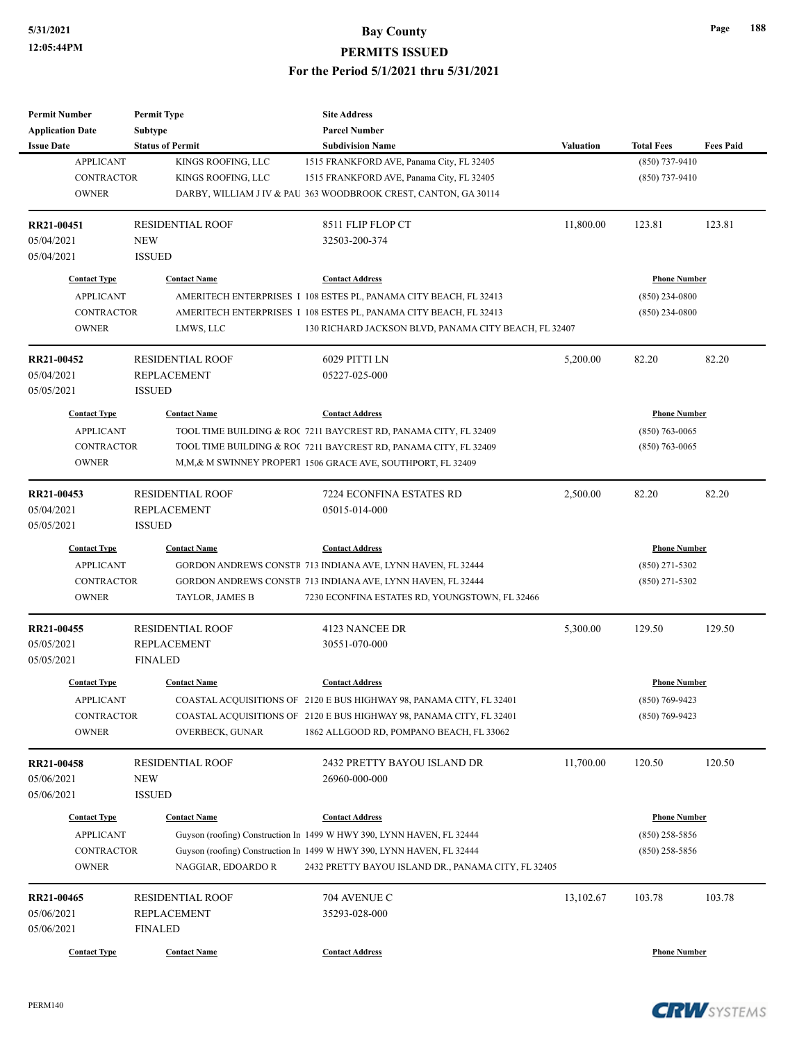| Permit Number | Permit Type | Site Address | | | |
|---|---|---|---|---|---|
| Application Date | Subtype | Parcel Number | | | |
| Issue Date | Status of Permit | Subdivision Name | Valuation | Total Fees | Fees Paid |

| Contact Type | Contact Name | Contact Address | Phone Number |
|---|---|---|---|
| APPLICANT | KINGS ROOFING, LLC | 1515 FRANKFORD AVE, Panama City, FL 32405 | (850) 737-9410 |
| CONTRACTOR | KINGS ROOFING, LLC | 1515 FRANKFORD AVE, Panama City, FL 32405 | (850) 737-9410 |
| OWNER | DARBY, WILLIAM J IV & PAU | 363 WOODBROOK CREST, CANTON, GA 30114 | |

| **RR21-00451** | RESIDENTIAL ROOF | 8511 FLIP FLOP CT | 11,800.00 | 123.81 | 123.81 |
|---|---|---|---|---|---|
| 05/04/2021 | NEW | 32503-200-374 | | | |
| 05/04/2021 | ISSUED | | | | |

| Contact Type | Contact Name | Contact Address | Phone Number |
|---|---|---|---|
| APPLICANT | AMERITECH ENTERPRISES I | 108 ESTES PL, PANAMA CITY BEACH, FL 32413 | (850) 234-0800 |
| CONTRACTOR | AMERITECH ENTERPRISES I | 108 ESTES PL, PANAMA CITY BEACH, FL 32413 | (850) 234-0800 |
| OWNER | LMWS, LLC | 130 RICHARD JACKSON BLVD, PANAMA CITY BEACH, FL 32407 | |

| **RR21-00452** | RESIDENTIAL ROOF | 6029 PITTI LN | 5,200.00 | 82.20 | 82.20 |
|---|---|---|---|---|---|
| 05/04/2021 | REPLACEMENT | 05227-025-000 | | | |
| 05/05/2021 | ISSUED | | | | |

| Contact Type | Contact Name | Contact Address | Phone Number |
|---|---|---|---|
| APPLICANT | TOOL TIME BUILDING & ROC | 7211 BAYCREST RD, PANAMA CITY, FL 32409 | (850) 763-0065 |
| CONTRACTOR | TOOL TIME BUILDING & ROC | 7211 BAYCREST RD, PANAMA CITY, FL 32409 | (850) 763-0065 |
| OWNER | M,M,& M SWINNEY PROPERT | 1506 GRACE AVE, SOUTHPORT, FL 32409 | |

| **RR21-00453** | RESIDENTIAL ROOF | 7224 ECONFINA ESTATES RD | 2,500.00 | 82.20 | 82.20 |
|---|---|---|---|---|---|
| 05/04/2021 | REPLACEMENT | 05015-014-000 | | | |
| 05/05/2021 | ISSUED | | | | |

| Contact Type | Contact Name | Contact Address | Phone Number |
|---|---|---|---|
| APPLICANT | GORDON ANDREWS CONSTR | 713 INDIANA AVE, LYNN HAVEN, FL 32444 | (850) 271-5302 |
| CONTRACTOR | GORDON ANDREWS CONSTR | 713 INDIANA AVE, LYNN HAVEN, FL 32444 | (850) 271-5302 |
| OWNER | TAYLOR, JAMES B | 7230 ECONFINA ESTATES RD, YOUNGSTOWN, FL 32466 | |

| **RR21-00455** | RESIDENTIAL ROOF | 4123 NANCEE DR | 5,300.00 | 129.50 | 129.50 |
|---|---|---|---|---|---|
| 05/05/2021 | REPLACEMENT | 30551-070-000 | | | |
| 05/05/2021 | FINALED | | | | |

| Contact Type | Contact Name | Contact Address | Phone Number |
|---|---|---|---|
| APPLICANT | COASTAL ACQUISITIONS OF | 2120 E BUS HIGHWAY 98, PANAMA CITY, FL 32401 | (850) 769-9423 |
| CONTRACTOR | COASTAL ACQUISITIONS OF | 2120 E BUS HIGHWAY 98, PANAMA CITY, FL 32401 | (850) 769-9423 |
| OWNER | OVERBECK, GUNAR | 1862 ALLGOOD RD, POMPANO BEACH, FL 33062 | |

| **RR21-00458** | RESIDENTIAL ROOF | 2432 PRETTY BAYOU ISLAND DR | 11,700.00 | 120.50 | 120.50 |
|---|---|---|---|---|---|
| 05/06/2021 | NEW | 26960-000-000 | | | |
| 05/06/2021 | ISSUED | | | | |

| Contact Type | Contact Name | Contact Address | Phone Number |
|---|---|---|---|
| APPLICANT | Guyson (roofing) Construction In | 1499 W HWY 390, LYNN HAVEN, FL 32444 | (850) 258-5856 |
| CONTRACTOR | Guyson (roofing) Construction In | 1499 W HWY 390, LYNN HAVEN, FL 32444 | (850) 258-5856 |
| OWNER | NAGGIAR, EDOARDO R | 2432 PRETTY BAYOU ISLAND DR., PANAMA CITY, FL 32405 | |

| **RR21-00465** | RESIDENTIAL ROOF | 704 AVENUE C | 13,102.67 | 103.78 | 103.78 |
|---|---|---|---|---|---|
| 05/06/2021 | REPLACEMENT | 35293-028-000 | | | |
| 05/06/2021 | FINALED | | | | |

| Contact Type | Contact Name | Contact Address | Phone Number |
|---|---|---|---|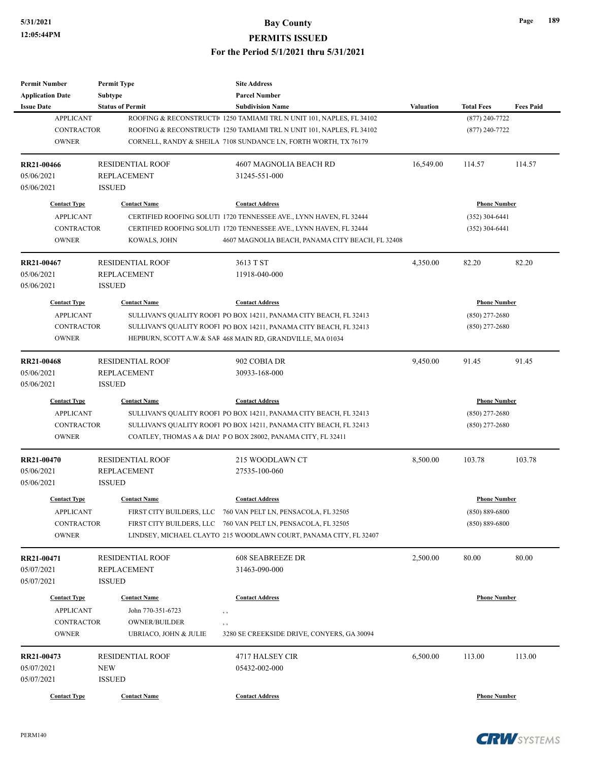| Permit Number | Permit Type | Site Address | | | |
|---|---|---|---|---|---|
| Application Date | Subtype | Parcel Number | | | |
| Issue Date | Status of Permit | Subdivision Name | Valuation | Total Fees | Fees Paid |

| Contact Type | Contact Name | Contact Address | Phone Number |
|---|---|---|---|
| APPLICANT | ROOFING & RECONSTRUCTI | 1250 TAMIAMI TRL N UNIT 101, NAPLES, FL 34102 | (877) 240-7722 |
| CONTRACTOR | ROOFING & RECONSTRUCTI | 1250 TAMIAMI TRL N UNIT 101, NAPLES, FL 34102 | (877) 240-7722 |
| OWNER | CORNELL, RANDY & SHEILA | 7108 SUNDANCE LN, FORTH WORTH, TX 76179 | |

| **RR21-00466** | RESIDENTIAL ROOF | 4607 MAGNOLIA BEACH RD | 16,549.00 | 114.57 | 114.57 |
|---|---|---|---|---|---|
| 05/06/2021 | REPLACEMENT | 31245-551-000 | | | |
| 05/06/2021 | ISSUED | | | | |

| Contact Type | Contact Name | Contact Address | Phone Number |
|---|---|---|---|
| APPLICANT | CERTIFIED ROOFING SOLUTI | 1720 TENNESSEE AVE., LYNN HAVEN, FL 32444 | (352) 304-6441 |
| CONTRACTOR | CERTIFIED ROOFING SOLUTI | 1720 TENNESSEE AVE., LYNN HAVEN, FL 32444 | (352) 304-6441 |
| OWNER | KOWALS, JOHN | 4607 MAGNOLIA BEACH, PANAMA CITY BEACH, FL 32408 | |

| **RR21-00467** | RESIDENTIAL ROOF | 3613 T ST | 4,350.00 | 82.20 | 82.20 |
|---|---|---|---|---|---|
| 05/06/2021 | REPLACEMENT | 11918-040-000 | | | |
| 05/06/2021 | ISSUED | | | | |

| Contact Type | Contact Name | Contact Address | Phone Number |
|---|---|---|---|
| APPLICANT | SULLIVAN'S QUALITY ROOFI | PO BOX 14211, PANAMA CITY BEACH, FL 32413 | (850) 277-2680 |
| CONTRACTOR | SULLIVAN'S QUALITY ROOFI | PO BOX 14211, PANAMA CITY BEACH, FL 32413 | (850) 277-2680 |
| OWNER | HEPBURN, SCOTT A.W.& SAI | 468 MAIN RD, GRANDVILLE, MA 01034 | |

| **RR21-00468** | RESIDENTIAL ROOF | 902 COBIA DR | 9,450.00 | 91.45 | 91.45 |
|---|---|---|---|---|---|
| 05/06/2021 | REPLACEMENT | 30933-168-000 | | | |
| 05/06/2021 | ISSUED | | | | |

| Contact Type | Contact Name | Contact Address | Phone Number |
|---|---|---|---|
| APPLICANT | SULLIVAN'S QUALITY ROOFI | PO BOX 14211, PANAMA CITY BEACH, FL 32413 | (850) 277-2680 |
| CONTRACTOR | SULLIVAN'S QUALITY ROOFI | PO BOX 14211, PANAMA CITY BEACH, FL 32413 | (850) 277-2680 |
| OWNER | COATLEY, THOMAS A & DIAI | P O BOX 28002, PANAMA CITY, FL 32411 | |

| **RR21-00470** | RESIDENTIAL ROOF | 215 WOODLAWN CT | 8,500.00 | 103.78 | 103.78 |
|---|---|---|---|---|---|
| 05/06/2021 | REPLACEMENT | 27535-100-060 | | | |
| 05/06/2021 | ISSUED | | | | |

| Contact Type | Contact Name | Contact Address | Phone Number |
|---|---|---|---|
| APPLICANT | FIRST CITY BUILDERS, LLC | 760 VAN PELT LN, PENSACOLA, FL 32505 | (850) 889-6800 |
| CONTRACTOR | FIRST CITY BUILDERS, LLC | 760 VAN PELT LN, PENSACOLA, FL 32505 | (850) 889-6800 |
| OWNER | LINDSEY, MICHAEL CLAYTO | 215 WOODLAWN COURT, PANAMA CITY, FL 32407 | |

| **RR21-00471** | RESIDENTIAL ROOF | 608 SEABREEZE DR | 2,500.00 | 80.00 | 80.00 |
|---|---|---|---|---|---|
| 05/07/2021 | REPLACEMENT | 31463-090-000 | | | |
| 05/07/2021 | ISSUED | | | | |

| Contact Type | Contact Name | Contact Address | Phone Number |
|---|---|---|---|
| APPLICANT | John 770-351-6723 | , , | |
| CONTRACTOR | OWNER/BUILDER | , , | |
| OWNER | UBRIACO, JOHN & JULIE | 3280 SE CREEKSIDE DRIVE, CONYERS, GA 30094 | |

| **RR21-00473** | RESIDENTIAL ROOF | 4717 HALSEY CIR | 6,500.00 | 113.00 | 113.00 |
|---|---|---|---|---|---|
| 05/07/2021 | NEW | 05432-002-000 | | | |
| 05/07/2021 | ISSUED | | | | |

| Contact Type | Contact Name | Contact Address | Phone Number |
|---|---|---|---|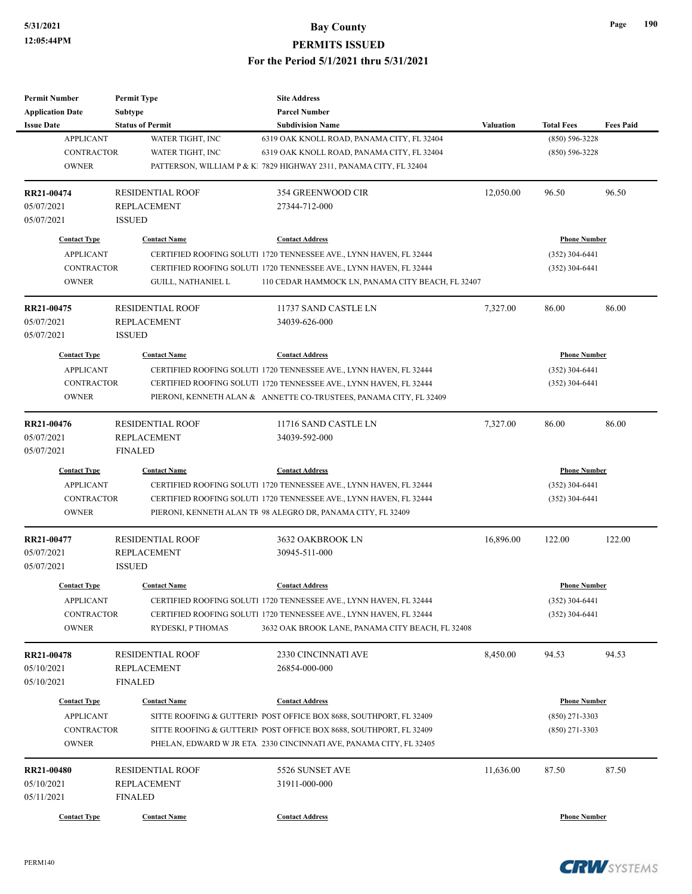| Permit Number | Permit Type | Site Address | | | |
|---|---|---|---|---|---|
| Application Date | Subtype | Parcel Number | | | |
| Issue Date | Status of Permit | Subdivision Name | Valuation | Total Fees | Fees Paid |

| Contact Type | Contact Name | Contact Address | Phone Number |
|---|---|---|---|
| APPLICANT | WATER TIGHT, INC | 6319 OAK KNOLL ROAD, PANAMA CITY, FL 32404 | (850) 596-3228 |
| CONTRACTOR | WATER TIGHT, INC | 6319 OAK KNOLL ROAD, PANAMA CITY, FL 32404 | (850) 596-3228 |
| OWNER | PATTERSON, WILLIAM P & KI | 7829 HIGHWAY 2311, PANAMA CITY, FL 32404 | |

| RR21-00474 | RESIDENTIAL ROOF | 354 GREENWOOD CIR | 12,050.00 | 96.50 | 96.50 |
|---|---|---|---|---|---|
| 05/07/2021 | REPLACEMENT | 27344-712-000 | | | |
| 05/07/2021 | ISSUED | | | | |

| Contact Type | Contact Name | Contact Address | Phone Number |
|---|---|---|---|
| APPLICANT | CERTIFIED ROOFING SOLUTI | 1720 TENNESSEE AVE., LYNN HAVEN, FL 32444 | (352) 304-6441 |
| CONTRACTOR | CERTIFIED ROOFING SOLUTI | 1720 TENNESSEE AVE., LYNN HAVEN, FL 32444 | (352) 304-6441 |
| OWNER | GUILL, NATHANIEL L | 110 CEDAR HAMMOCK LN, PANAMA CITY BEACH, FL 32407 | |

| RR21-00475 | RESIDENTIAL ROOF | 11737 SAND CASTLE LN | 7,327.00 | 86.00 | 86.00 |
|---|---|---|---|---|---|
| 05/07/2021 | REPLACEMENT | 34039-626-000 | | | |
| 05/07/2021 | ISSUED | | | | |

| Contact Type | Contact Name | Contact Address | Phone Number |
|---|---|---|---|
| APPLICANT | CERTIFIED ROOFING SOLUTI | 1720 TENNESSEE AVE., LYNN HAVEN, FL 32444 | (352) 304-6441 |
| CONTRACTOR | CERTIFIED ROOFING SOLUTI | 1720 TENNESSEE AVE., LYNN HAVEN, FL 32444 | (352) 304-6441 |
| OWNER | PIERONI, KENNETH ALAN & | ANNETTE CO-TRUSTEES, PANAMA CITY, FL 32409 | |

| RR21-00476 | RESIDENTIAL ROOF | 11716 SAND CASTLE LN | 7,327.00 | 86.00 | 86.00 |
|---|---|---|---|---|---|
| 05/07/2021 | REPLACEMENT | 34039-592-000 | | | |
| 05/07/2021 | FINALED | | | | |

| Contact Type | Contact Name | Contact Address | Phone Number |
|---|---|---|---|
| APPLICANT | CERTIFIED ROOFING SOLUTI | 1720 TENNESSEE AVE., LYNN HAVEN, FL 32444 | (352) 304-6441 |
| CONTRACTOR | CERTIFIED ROOFING SOLUTI | 1720 TENNESSEE AVE., LYNN HAVEN, FL 32444 | (352) 304-6441 |
| OWNER | PIERONI, KENNETH ALAN TR | 98 ALEGRO DR, PANAMA CITY, FL 32409 | |

| RR21-00477 | RESIDENTIAL ROOF | 3632 OAKBROOK LN | 16,896.00 | 122.00 | 122.00 |
|---|---|---|---|---|---|
| 05/07/2021 | REPLACEMENT | 30945-511-000 | | | |
| 05/07/2021 | ISSUED | | | | |

| Contact Type | Contact Name | Contact Address | Phone Number |
|---|---|---|---|
| APPLICANT | CERTIFIED ROOFING SOLUTI | 1720 TENNESSEE AVE., LYNN HAVEN, FL 32444 | (352) 304-6441 |
| CONTRACTOR | CERTIFIED ROOFING SOLUTI | 1720 TENNESSEE AVE., LYNN HAVEN, FL 32444 | (352) 304-6441 |
| OWNER | RYDESKI, P THOMAS | 3632 OAK BROOK LANE, PANAMA CITY BEACH, FL 32408 | |

| RR21-00478 | RESIDENTIAL ROOF | 2330 CINCINNATI AVE | 8,450.00 | 94.53 | 94.53 |
|---|---|---|---|---|---|
| 05/10/2021 | REPLACEMENT | 26854-000-000 | | | |
| 05/10/2021 | FINALED | | | | |

| Contact Type | Contact Name | Contact Address | Phone Number |
|---|---|---|---|
| APPLICANT | SITTE ROOFING & GUTTERIN | POST OFFICE BOX 8688, SOUTHPORT, FL 32409 | (850) 271-3303 |
| CONTRACTOR | SITTE ROOFING & GUTTERIN | POST OFFICE BOX 8688, SOUTHPORT, FL 32409 | (850) 271-3303 |
| OWNER | PHELAN, EDWARD W JR ETA | 2330 CINCINNATI AVE, PANAMA CITY, FL 32405 | |

| RR21-00480 | RESIDENTIAL ROOF | 5526 SUNSET AVE | 11,636.00 | 87.50 | 87.50 |
|---|---|---|---|---|---|
| 05/10/2021 | REPLACEMENT | 31911-000-000 | | | |
| 05/11/2021 | FINALED | | | | |

| Contact Type | Contact Name | Contact Address | Phone Number |
|---|---|---|---|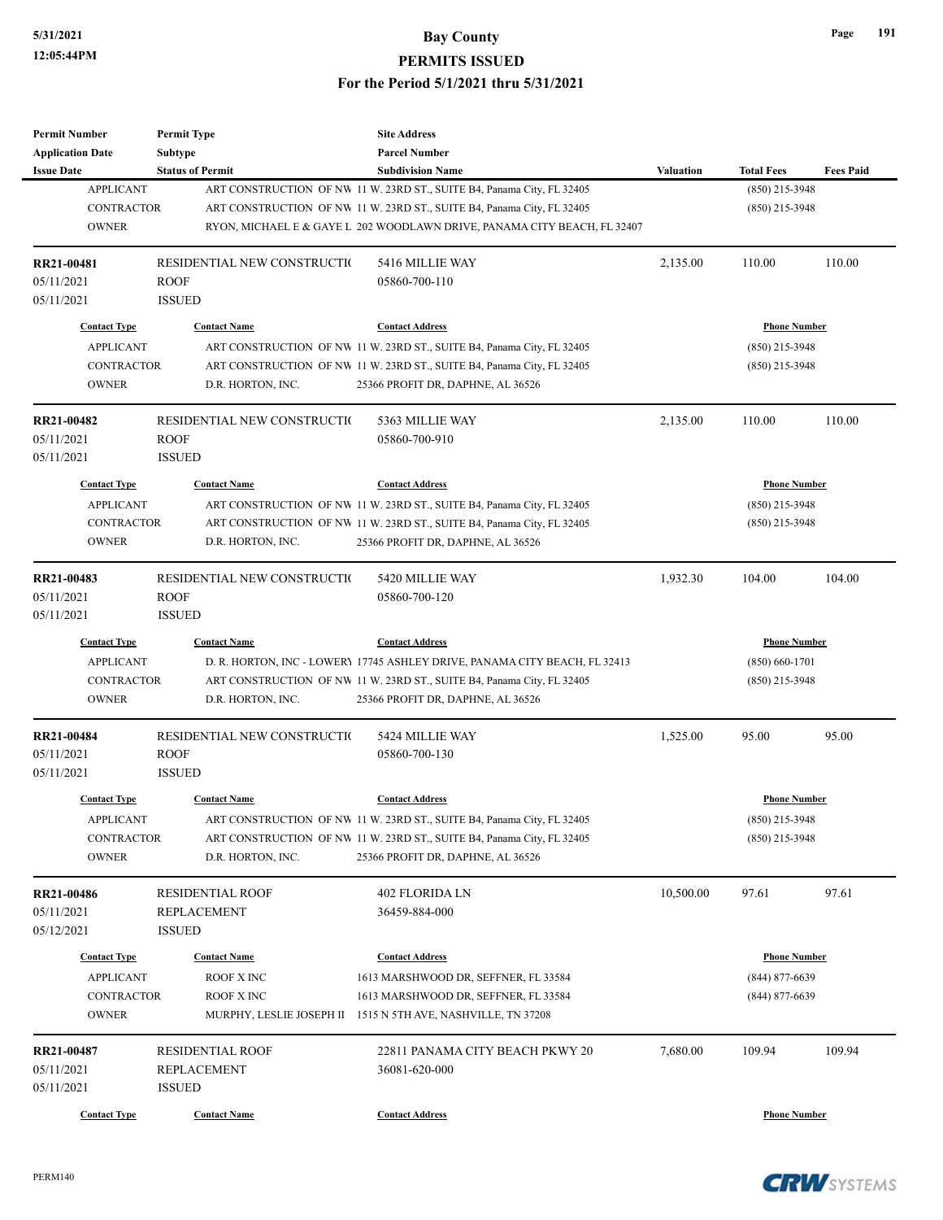| Permit Number | Permit Type | Site Address | | | |
|---|---|---|---|---|---|
| Application Date | Subtype | Parcel Number | | | |
| Issue Date | Status of Permit | Subdivision Name | Valuation | Total Fees | Fees Paid |

| Contact Type | Contact Name | Contact Address | Phone Number |
|---|---|---|---|
| APPLICANT | ART CONSTRUCTION OF NW | 11 W. 23RD ST., SUITE B4, Panama City, FL 32405 | (850) 215-3948 |
| CONTRACTOR | ART CONSTRUCTION OF NW | 11 W. 23RD ST., SUITE B4, Panama City, FL 32405 | (850) 215-3948 |
| OWNER | RYON, MICHAEL E & GAYE L | 202 WOODLAWN DRIVE, PANAMA CITY BEACH, FL 32407 | |

| RR21-00481 | RESIDENTIAL NEW CONSTRUCTI( | 5416 MILLIE WAY | 2,135.00 | 110.00 | 110.00 |
|---|---|---|---|---|---|
| 05/11/2021 | ROOF | 05860-700-110 | | | |
| 05/11/2021 | ISSUED | | | | |

| Contact Type | Contact Name | Contact Address | Phone Number |
|---|---|---|---|
| APPLICANT | ART CONSTRUCTION OF NW | 11 W. 23RD ST., SUITE B4, Panama City, FL 32405 | (850) 215-3948 |
| CONTRACTOR | ART CONSTRUCTION OF NW | 11 W. 23RD ST., SUITE B4, Panama City, FL 32405 | (850) 215-3948 |
| OWNER | D.R. HORTON, INC. | 25366 PROFIT DR, DAPHNE, AL 36526 | |

| RR21-00482 | RESIDENTIAL NEW CONSTRUCTI( | 5363 MILLIE WAY | 2,135.00 | 110.00 | 110.00 |
|---|---|---|---|---|---|
| 05/11/2021 | ROOF | 05860-700-910 | | | |
| 05/11/2021 | ISSUED | | | | |

| Contact Type | Contact Name | Contact Address | Phone Number |
|---|---|---|---|
| APPLICANT | ART CONSTRUCTION OF NW | 11 W. 23RD ST., SUITE B4, Panama City, FL 32405 | (850) 215-3948 |
| CONTRACTOR | ART CONSTRUCTION OF NW | 11 W. 23RD ST., SUITE B4, Panama City, FL 32405 | (850) 215-3948 |
| OWNER | D.R. HORTON, INC. | 25366 PROFIT DR, DAPHNE, AL 36526 | |

| RR21-00483 | RESIDENTIAL NEW CONSTRUCTI( | 5420 MILLIE WAY | 1,932.30 | 104.00 | 104.00 |
|---|---|---|---|---|---|
| 05/11/2021 | ROOF | 05860-700-120 | | | |
| 05/11/2021 | ISSUED | | | | |

| Contact Type | Contact Name | Contact Address | Phone Number |
|---|---|---|---|
| APPLICANT | D. R. HORTON, INC - LOWERY | 17745 ASHLEY DRIVE, PANAMA CITY BEACH, FL 32413 | (850) 660-1701 |
| CONTRACTOR | ART CONSTRUCTION OF NW | 11 W. 23RD ST., SUITE B4, Panama City, FL 32405 | (850) 215-3948 |
| OWNER | D.R. HORTON, INC. | 25366 PROFIT DR, DAPHNE, AL 36526 | |

| RR21-00484 | RESIDENTIAL NEW CONSTRUCTI( | 5424 MILLIE WAY | 1,525.00 | 95.00 | 95.00 |
|---|---|---|---|---|---|
| 05/11/2021 | ROOF | 05860-700-130 | | | |
| 05/11/2021 | ISSUED | | | | |

| Contact Type | Contact Name | Contact Address | Phone Number |
|---|---|---|---|
| APPLICANT | ART CONSTRUCTION OF NW | 11 W. 23RD ST., SUITE B4, Panama City, FL 32405 | (850) 215-3948 |
| CONTRACTOR | ART CONSTRUCTION OF NW | 11 W. 23RD ST., SUITE B4, Panama City, FL 32405 | (850) 215-3948 |
| OWNER | D.R. HORTON, INC. | 25366 PROFIT DR, DAPHNE, AL 36526 | |

| RR21-00486 | RESIDENTIAL ROOF | 402 FLORIDA LN | 10,500.00 | 97.61 | 97.61 |
|---|---|---|---|---|---|
| 05/11/2021 | REPLACEMENT | 36459-884-000 | | | |
| 05/12/2021 | ISSUED | | | | |

| Contact Type | Contact Name | Contact Address | Phone Number |
|---|---|---|---|
| APPLICANT | ROOF X INC | 1613 MARSHWOOD DR, SEFFNER, FL 33584 | (844) 877-6639 |
| CONTRACTOR | ROOF X INC | 1613 MARSHWOOD DR, SEFFNER, FL 33584 | (844) 877-6639 |
| OWNER | MURPHY, LESLIE JOSEPH II | 1515 N 5TH AVE, NASHVILLE, TN 37208 | |

| RR21-00487 | RESIDENTIAL ROOF | 22811 PANAMA CITY BEACH PKWY 20 | 7,680.00 | 109.94 | 109.94 |
|---|---|---|---|---|---|
| 05/11/2021 | REPLACEMENT | 36081-620-000 | | | |
| 05/11/2021 | ISSUED | | | | |

| Contact Type | Contact Name | Contact Address | Phone Number |
|---|---|---|---|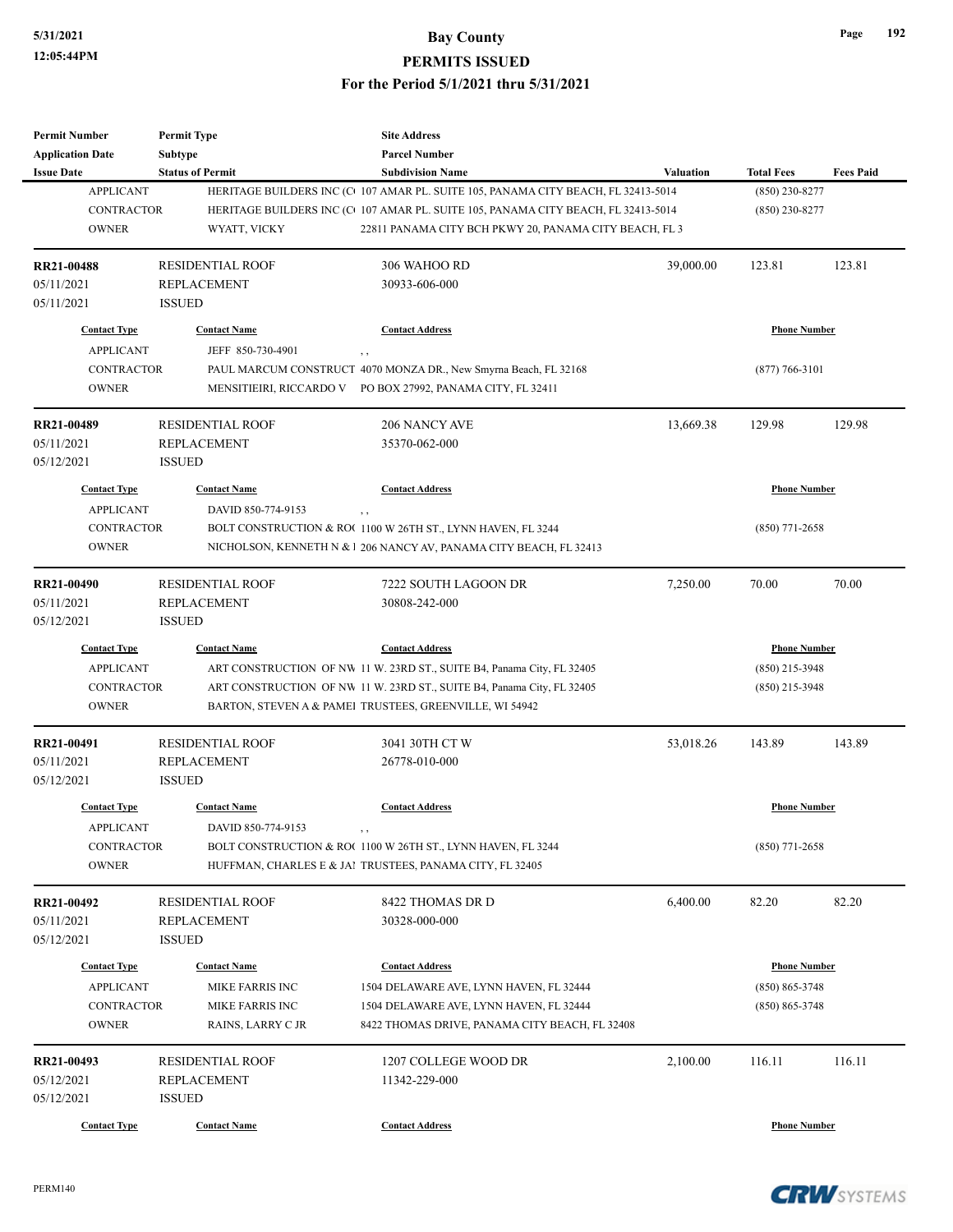| Permit Number | Permit Type | Site Address | | | |
|---|---|---|---|---|---|
| Application Date | Subtype | Parcel Number | | | |
| Issue Date | Status of Permit | Subdivision Name | Valuation | Total Fees | Fees Paid |

| Contact Type | Contact Name | Contact Address | Phone Number |
|---|---|---|---|
| APPLICANT | HERITAGE BUILDERS INC (C | 107 AMAR PL. SUITE 105, PANAMA CITY BEACH, FL 32413-5014 | (850) 230-8277 |
| CONTRACTOR | HERITAGE BUILDERS INC (C | 107 AMAR PL. SUITE 105, PANAMA CITY BEACH, FL 32413-5014 | (850) 230-8277 |
| OWNER | WYATT, VICKY | 22811 PANAMA CITY BCH PKWY 20, PANAMA CITY BEACH, FL 3 | |

| RR21-00488 | RESIDENTIAL ROOF | 306 WAHOO RD | 39,000.00 | 123.81 | 123.81 |
|---|---|---|---|---|---|
| 05/11/2021 | REPLACEMENT | 30933-606-000 | | | |
| 05/11/2021 | ISSUED | | | | |

| Contact Type | Contact Name | Contact Address | Phone Number |
|---|---|---|---|
| APPLICANT | JEFF 850-730-4901 | , , | |
| CONTRACTOR | PAUL MARCUM CONSTRUCT | 4070 MONZA DR., New Smyrna Beach, FL 32168 | (877) 766-3101 |
| OWNER | MENSITIEIRI, RICCARDO V | PO BOX 27992, PANAMA CITY, FL 32411 | |

| RR21-00489 | RESIDENTIAL ROOF | 206 NANCY AVE | 13,669.38 | 129.98 | 129.98 |
|---|---|---|---|---|---|
| 05/11/2021 | REPLACEMENT | 35370-062-000 | | | |
| 05/12/2021 | ISSUED | | | | |

| Contact Type | Contact Name | Contact Address | Phone Number |
|---|---|---|---|
| APPLICANT | DAVID 850-774-9153 | , , | |
| CONTRACTOR | BOLT CONSTRUCTION & RO( | 1100 W 26TH ST., LYNN HAVEN, FL 3244 | (850) 771-2658 |
| OWNER | NICHOLSON, KENNETH N & I | 206 NANCY AV, PANAMA CITY BEACH, FL 32413 | |

| RR21-00490 | RESIDENTIAL ROOF | 7222 SOUTH LAGOON DR | 7,250.00 | 70.00 | 70.00 |
|---|---|---|---|---|---|
| 05/11/2021 | REPLACEMENT | 30808-242-000 | | | |
| 05/12/2021 | ISSUED | | | | |

| Contact Type | Contact Name | Contact Address | Phone Number |
|---|---|---|---|
| APPLICANT | ART CONSTRUCTION OF NW | 11 W. 23RD ST., SUITE B4, Panama City, FL 32405 | (850) 215-3948 |
| CONTRACTOR | ART CONSTRUCTION OF NW | 11 W. 23RD ST., SUITE B4, Panama City, FL 32405 | (850) 215-3948 |
| OWNER | BARTON, STEVEN A & PAMEI | TRUSTEES, GREENVILLE, WI 54942 | |

| RR21-00491 | RESIDENTIAL ROOF | 3041 30TH CT W | 53,018.26 | 143.89 | 143.89 |
|---|---|---|---|---|---|
| 05/11/2021 | REPLACEMENT | 26778-010-000 | | | |
| 05/12/2021 | ISSUED | | | | |

| Contact Type | Contact Name | Contact Address | Phone Number |
|---|---|---|---|
| APPLICANT | DAVID 850-774-9153 | , , | |
| CONTRACTOR | BOLT CONSTRUCTION & RO( | 1100 W 26TH ST., LYNN HAVEN, FL 3244 | (850) 771-2658 |
| OWNER | HUFFMAN, CHARLES E & JA! | TRUSTEES, PANAMA CITY, FL 32405 | |

| RR21-00492 | RESIDENTIAL ROOF | 8422 THOMAS DR D | 6,400.00 | 82.20 | 82.20 |
|---|---|---|---|---|---|
| 05/11/2021 | REPLACEMENT | 30328-000-000 | | | |
| 05/12/2021 | ISSUED | | | | |

| Contact Type | Contact Name | Contact Address | Phone Number |
|---|---|---|---|
| APPLICANT | MIKE FARRIS INC | 1504 DELAWARE AVE, LYNN HAVEN, FL 32444 | (850) 865-3748 |
| CONTRACTOR | MIKE FARRIS INC | 1504 DELAWARE AVE, LYNN HAVEN, FL 32444 | (850) 865-3748 |
| OWNER | RAINS, LARRY C JR | 8422 THOMAS DRIVE, PANAMA CITY BEACH, FL 32408 | |

| RR21-00493 | RESIDENTIAL ROOF | 1207 COLLEGE WOOD DR | 2,100.00 | 116.11 | 116.11 |
|---|---|---|---|---|---|
| 05/12/2021 | REPLACEMENT | 11342-229-000 | | | |
| 05/12/2021 | ISSUED | | | | |

| Contact Type | Contact Name | Contact Address | Phone Number |
|---|---|---|---|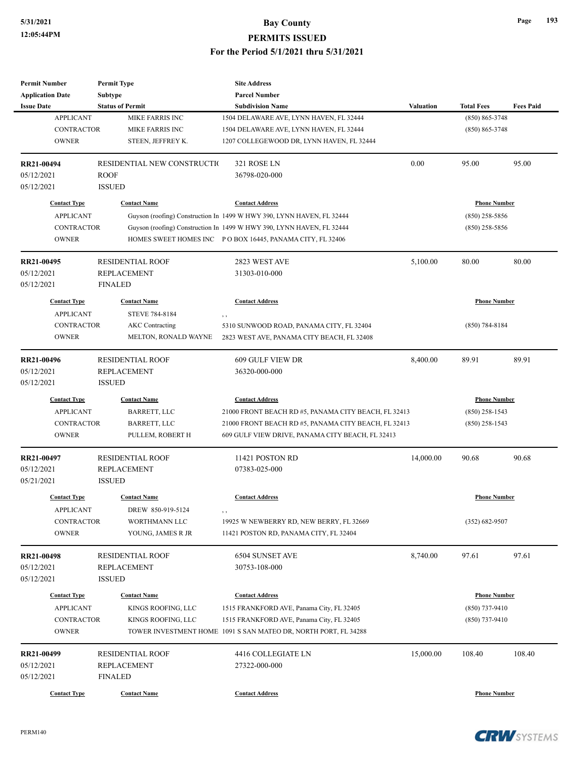# Bay County
## PERMITS ISSUED
### For the Period 5/1/2021 thru 5/31/2021

| Permit Number / Application Date / Issue Date | Permit Type / Subtype / Status of Permit | Site Address / Parcel Number / Subdivision Name | Valuation | Total Fees | Fees Paid |
|---|---|---|---|---|---|
| APPLICANT | MIKE FARRIS INC | 1504 DELAWARE AVE, LYNN HAVEN, FL 32444 | | (850) 865-3748 | |
| CONTRACTOR | MIKE FARRIS INC | 1504 DELAWARE AVE, LYNN HAVEN, FL 32444 | | (850) 865-3748 | |
| OWNER | STEEN, JEFFREY K. | 1207 COLLEGEWOOD DR, LYNN HAVEN, FL 32444 | | | |

| Permit Number / Application Date / Issue Date | Permit Type / Subtype / Status of Permit | Site Address / Parcel Number / Subdivision Name | Valuation | Total Fees | Fees Paid |
|---|---|---|---|---|---|
| **RR21-00494** | RESIDENTIAL NEW CONSTRUCTI( | 321 ROSE LN | 0.00 | 95.00 | 95.00 |
| 05/12/2021 | ROOF | 36798-020-000 | | | |
| 05/12/2021 | ISSUED | | | | |

| Contact Type | Contact Name | Contact Address | Phone Number |
|---|---|---|---|
| APPLICANT | Guyson (roofing) Construction In | 1499 W HWY 390, LYNN HAVEN, FL 32444 | (850) 258-5856 |
| CONTRACTOR | Guyson (roofing) Construction In | 1499 W HWY 390, LYNN HAVEN, FL 32444 | (850) 258-5856 |
| OWNER | HOMES SWEET HOMES INC | P O BOX 16445, PANAMA CITY, FL 32406 | |

| Permit Number / Application Date / Issue Date | Permit Type / Subtype / Status of Permit | Site Address / Parcel Number / Subdivision Name | Valuation | Total Fees | Fees Paid |
|---|---|---|---|---|---|
| **RR21-00495** | RESIDENTIAL ROOF | 2823 WEST AVE | 5,100.00 | 80.00 | 80.00 |
| 05/12/2021 | REPLACEMENT | 31303-010-000 | | | |
| 05/12/2021 | FINALED | | | | |

| Contact Type | Contact Name | Contact Address | Phone Number |
|---|---|---|---|
| APPLICANT | STEVE 784-8184 | , , | |
| CONTRACTOR | AKC Contracting | 5310 SUNWOOD ROAD, PANAMA CITY, FL 32404 | (850) 784-8184 |
| OWNER | MELTON, RONALD WAYNE | 2823 WEST AVE, PANAMA CITY BEACH, FL 32408 | |

| Permit Number / Application Date / Issue Date | Permit Type / Subtype / Status of Permit | Site Address / Parcel Number / Subdivision Name | Valuation | Total Fees | Fees Paid |
|---|---|---|---|---|---|
| **RR21-00496** | RESIDENTIAL ROOF | 609 GULF VIEW DR | 8,400.00 | 89.91 | 89.91 |
| 05/12/2021 | REPLACEMENT | 36320-000-000 | | | |
| 05/12/2021 | ISSUED | | | | |

| Contact Type | Contact Name | Contact Address | Phone Number |
|---|---|---|---|
| APPLICANT | BARRETT, LLC | 21000 FRONT BEACH RD #5, PANAMA CITY BEACH, FL 32413 | (850) 258-1543 |
| CONTRACTOR | BARRETT, LLC | 21000 FRONT BEACH RD #5, PANAMA CITY BEACH, FL 32413 | (850) 258-1543 |
| OWNER | PULLEM, ROBERT H | 609 GULF VIEW DRIVE, PANAMA CITY BEACH, FL 32413 | |

| Permit Number / Application Date / Issue Date | Permit Type / Subtype / Status of Permit | Site Address / Parcel Number / Subdivision Name | Valuation | Total Fees | Fees Paid |
|---|---|---|---|---|---|
| **RR21-00497** | RESIDENTIAL ROOF | 11421 POSTON RD | 14,000.00 | 90.68 | 90.68 |
| 05/12/2021 | REPLACEMENT | 07383-025-000 | | | |
| 05/21/2021 | ISSUED | | | | |

| Contact Type | Contact Name | Contact Address | Phone Number |
|---|---|---|---|
| APPLICANT | DREW 850-919-5124 | , , | |
| CONTRACTOR | WORTHMANN LLC | 19925 W NEWBERRY RD, NEW BERRY, FL 32669 | (352) 682-9507 |
| OWNER | YOUNG, JAMES R JR | 11421 POSTON RD, PANAMA CITY, FL 32404 | |

| Permit Number / Application Date / Issue Date | Permit Type / Subtype / Status of Permit | Site Address / Parcel Number / Subdivision Name | Valuation | Total Fees | Fees Paid |
|---|---|---|---|---|---|
| **RR21-00498** | RESIDENTIAL ROOF | 6504 SUNSET AVE | 8,740.00 | 97.61 | 97.61 |
| 05/12/2021 | REPLACEMENT | 30753-108-000 | | | |
| 05/12/2021 | ISSUED | | | | |

| Contact Type | Contact Name | Contact Address | Phone Number |
|---|---|---|---|
| APPLICANT | KINGS ROOFING, LLC | 1515 FRANKFORD AVE, Panama City, FL 32405 | (850) 737-9410 |
| CONTRACTOR | KINGS ROOFING, LLC | 1515 FRANKFORD AVE, Panama City, FL 32405 | (850) 737-9410 |
| OWNER | TOWER INVESTMENT HOME | 1091 S SAN MATEO DR, NORTH PORT, FL 34288 | |

| Permit Number / Application Date / Issue Date | Permit Type / Subtype / Status of Permit | Site Address / Parcel Number / Subdivision Name | Valuation | Total Fees | Fees Paid |
|---|---|---|---|---|---|
| **RR21-00499** | RESIDENTIAL ROOF | 4416 COLLEGIATE LN | 15,000.00 | 108.40 | 108.40 |
| 05/12/2021 | REPLACEMENT | 27322-000-000 | | | |
| 05/12/2021 | FINALED | | | | |

| Contact Type | Contact Name | Contact Address | Phone Number |
|---|---|---|---|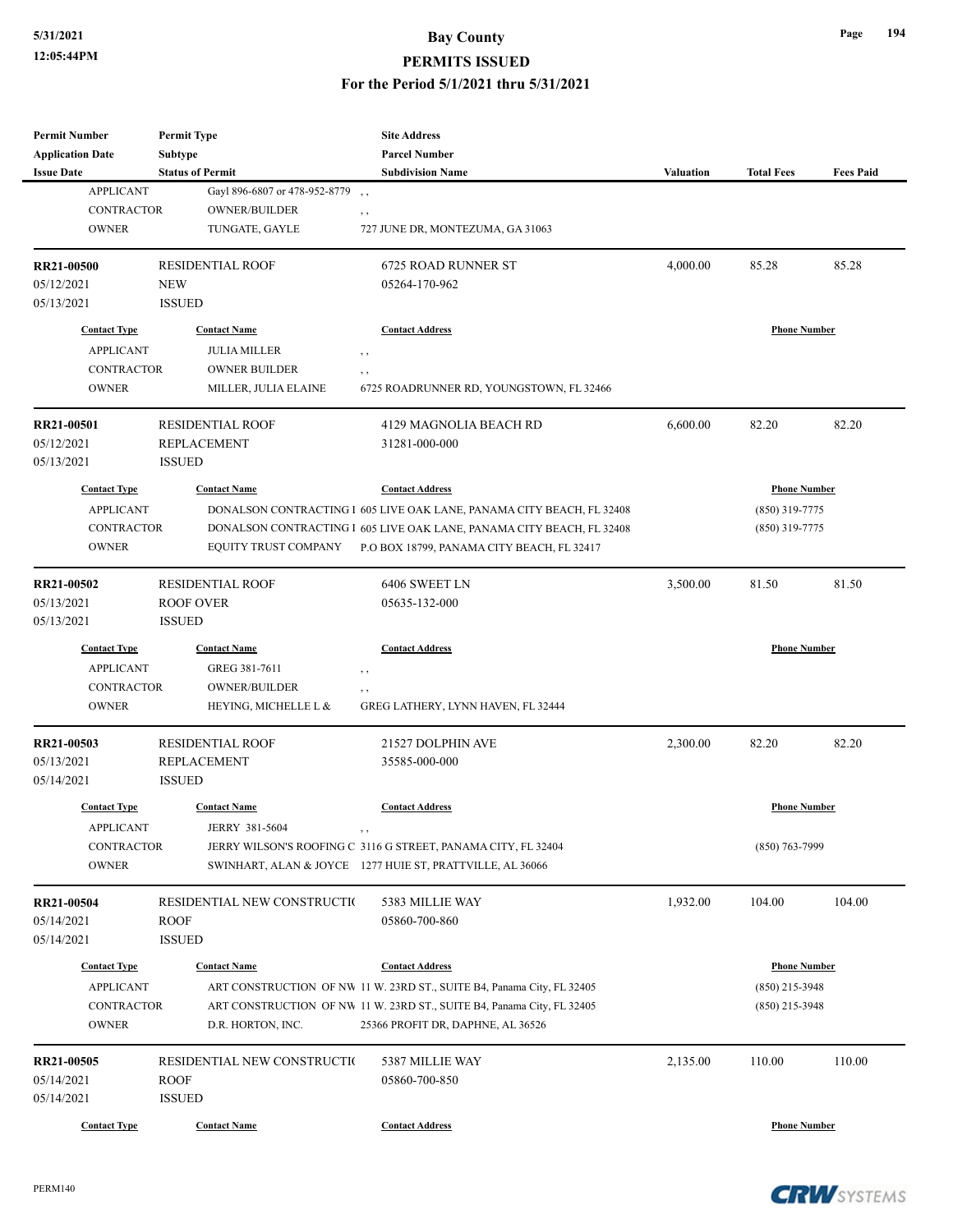| Permit Number<br>Application Date<br>Issue Date | Permit Type<br>Subtype<br>Status of Permit | Site Address<br>Parcel Number<br>Subdivision Name | Valuation | Total Fees | Fees Paid |
|---|---|---|---|---|---|

| Contact Type | Contact Name | Contact Address | Phone Number |
|---|---|---|---|
| APPLICANT | Gayl 896-6807 or 478-952-8779 | , , | |
| CONTRACTOR | OWNER/BUILDER | , , | |
| OWNER | TUNGATE, GAYLE | 727 JUNE DR, MONTEZUMA, GA 31063 | |

| **RR21-00500** | RESIDENTIAL ROOF | 6725 ROAD RUNNER ST | 4,000.00 | 85.28 | 85.28 |
|---|---|---|---|---|---|
| 05/12/2021 | NEW | 05264-170-962 | | | |
| 05/13/2021 | ISSUED | | | | |

| Contact Type | Contact Name | Contact Address | Phone Number |
|---|---|---|---|
| APPLICANT | JULIA MILLER | , , | |
| CONTRACTOR | OWNER BUILDER | , , | |
| OWNER | MILLER, JULIA ELAINE | 6725 ROADRUNNER RD, YOUNGSTOWN, FL 32466 | |

| **RR21-00501** | RESIDENTIAL ROOF | 4129 MAGNOLIA BEACH RD | 6,600.00 | 82.20 | 82.20 |
|---|---|---|---|---|---|
| 05/12/2021 | REPLACEMENT | 31281-000-000 | | | |
| 05/13/2021 | ISSUED | | | | |

| Contact Type | Contact Name | Contact Address | Phone Number |
|---|---|---|---|
| APPLICANT | DONALSON CONTRACTING I | 605 LIVE OAK LANE, PANAMA CITY BEACH, FL 32408 | (850) 319-7775 |
| CONTRACTOR | DONALSON CONTRACTING I | 605 LIVE OAK LANE, PANAMA CITY BEACH, FL 32408 | (850) 319-7775 |
| OWNER | EQUITY TRUST COMPANY | P.O BOX 18799, PANAMA CITY BEACH, FL 32417 | |

| **RR21-00502** | RESIDENTIAL ROOF | 6406 SWEET LN | 3,500.00 | 81.50 | 81.50 |
|---|---|---|---|---|---|
| 05/13/2021 | ROOF OVER | 05635-132-000 | | | |
| 05/13/2021 | ISSUED | | | | |

| Contact Type | Contact Name | Contact Address | Phone Number |
|---|---|---|---|
| APPLICANT | GREG 381-7611 | , , | |
| CONTRACTOR | OWNER/BUILDER | , , | |
| OWNER | HEYING, MICHELLE L & | GREG LATHERY, LYNN HAVEN, FL 32444 | |

| **RR21-00503** | RESIDENTIAL ROOF | 21527 DOLPHIN AVE | 2,300.00 | 82.20 | 82.20 |
|---|---|---|---|---|---|
| 05/13/2021 | REPLACEMENT | 35585-000-000 | | | |
| 05/14/2021 | ISSUED | | | | |

| Contact Type | Contact Name | Contact Address | Phone Number |
|---|---|---|---|
| APPLICANT | JERRY 381-5604 | , , | |
| CONTRACTOR | JERRY WILSON'S ROOFING C | 3116 G STREET, PANAMA CITY, FL 32404 | (850) 763-7999 |
| OWNER | SWINHART, ALAN & JOYCE | 1277 HUIE ST, PRATTVILLE, AL 36066 | |

| **RR21-00504** | RESIDENTIAL NEW CONSTRUCTI( | 5383 MILLIE WAY | 1,932.00 | 104.00 | 104.00 |
|---|---|---|---|---|---|
| 05/14/2021 | ROOF | 05860-700-860 | | | |
| 05/14/2021 | ISSUED | | | | |

| Contact Type | Contact Name | Contact Address | Phone Number |
|---|---|---|---|
| APPLICANT | ART CONSTRUCTION OF NW | 11 W. 23RD ST., SUITE B4, Panama City, FL 32405 | (850) 215-3948 |
| CONTRACTOR | ART CONSTRUCTION OF NW | 11 W. 23RD ST., SUITE B4, Panama City, FL 32405 | (850) 215-3948 |
| OWNER | D.R. HORTON, INC. | 25366 PROFIT DR, DAPHNE, AL 36526 | |

| **RR21-00505** | RESIDENTIAL NEW CONSTRUCTI( | 5387 MILLIE WAY | 2,135.00 | 110.00 | 110.00 |
|---|---|---|---|---|---|
| 05/14/2021 | ROOF | 05860-700-850 | | | |
| 05/14/2021 | ISSUED | | | | |

| Contact Type | Contact Name | Contact Address | Phone Number |
|---|---|---|---|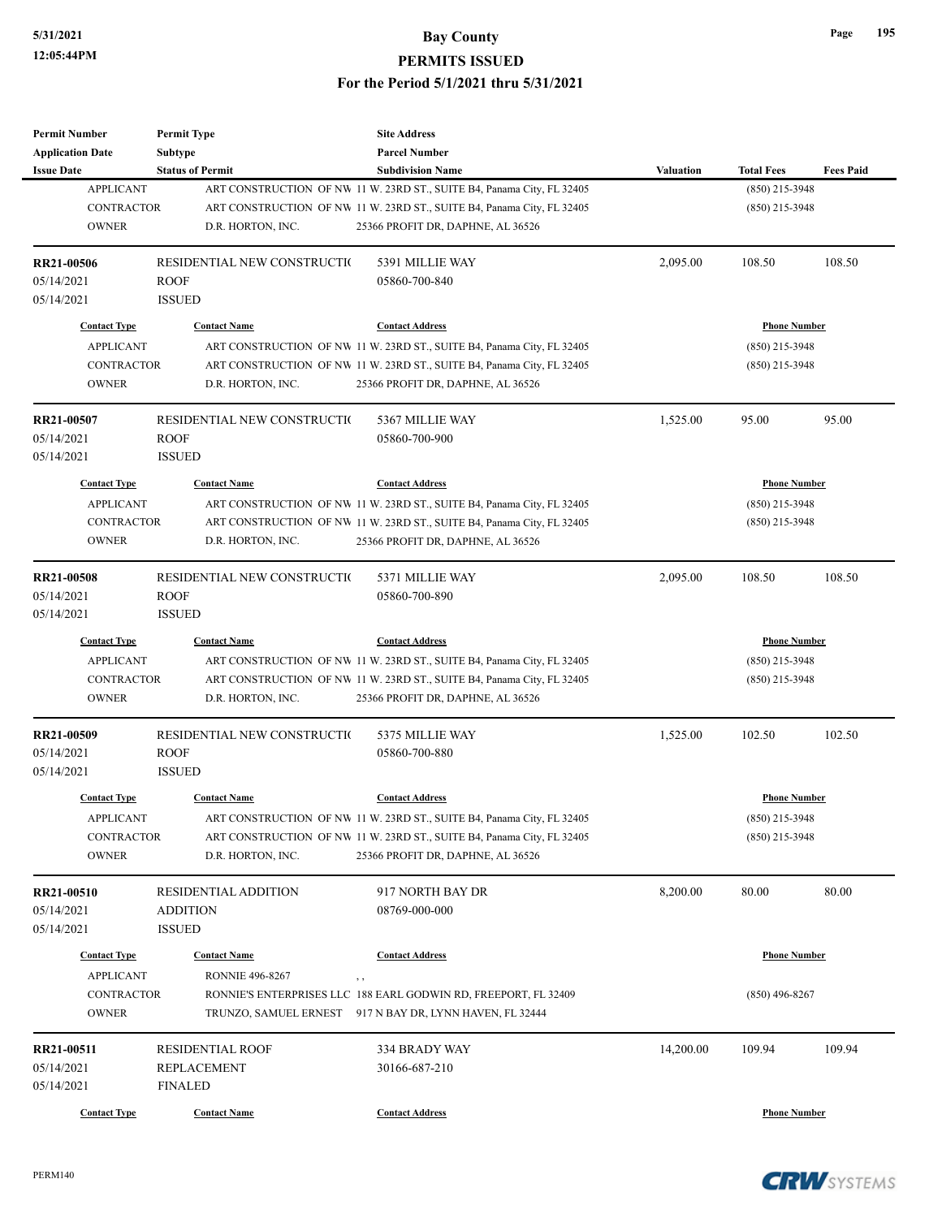| Permit Number | Permit Type | Site Address | | | |
|---|---|---|---|---|---|
| Application Date | Subtype | Parcel Number | | | |
| Issue Date | Status of Permit | Subdivision Name | Valuation | Total Fees | Fees Paid |

| Contact Type | Contact Name | Contact Address | Phone Number |
|---|---|---|---|
| APPLICANT | ART CONSTRUCTION OF NW | 11 W. 23RD ST., SUITE B4, Panama City, FL 32405 | (850) 215-3948 |
| CONTRACTOR | ART CONSTRUCTION OF NW | 11 W. 23RD ST., SUITE B4, Panama City, FL 32405 | (850) 215-3948 |
| OWNER | D.R. HORTON, INC. | 25366 PROFIT DR, DAPHNE, AL 36526 | |

| Permit Number | Permit Type | Site Address | Valuation | Total Fees | Fees Paid |
|---|---|---|---|---|---|
| **RR21-00506** | RESIDENTIAL NEW CONSTRUCTI( | 5391 MILLIE WAY | 2,095.00 | 108.50 | 108.50 |
| 05/14/2021 | ROOF | 05860-700-840 | | | |
| 05/14/2021 | ISSUED | | | | |

| Contact Type | Contact Name | Contact Address | Phone Number |
|---|---|---|---|
| APPLICANT | ART CONSTRUCTION OF NW | 11 W. 23RD ST., SUITE B4, Panama City, FL 32405 | (850) 215-3948 |
| CONTRACTOR | ART CONSTRUCTION OF NW | 11 W. 23RD ST., SUITE B4, Panama City, FL 32405 | (850) 215-3948 |
| OWNER | D.R. HORTON, INC. | 25366 PROFIT DR, DAPHNE, AL 36526 | |

| Permit Number | Permit Type | Site Address | Valuation | Total Fees | Fees Paid |
|---|---|---|---|---|---|
| **RR21-00507** | RESIDENTIAL NEW CONSTRUCTI( | 5367 MILLIE WAY | 1,525.00 | 95.00 | 95.00 |
| 05/14/2021 | ROOF | 05860-700-900 | | | |
| 05/14/2021 | ISSUED | | | | |

| Contact Type | Contact Name | Contact Address | Phone Number |
|---|---|---|---|
| APPLICANT | ART CONSTRUCTION OF NW | 11 W. 23RD ST., SUITE B4, Panama City, FL 32405 | (850) 215-3948 |
| CONTRACTOR | ART CONSTRUCTION OF NW | 11 W. 23RD ST., SUITE B4, Panama City, FL 32405 | (850) 215-3948 |
| OWNER | D.R. HORTON, INC. | 25366 PROFIT DR, DAPHNE, AL 36526 | |

| Permit Number | Permit Type | Site Address | Valuation | Total Fees | Fees Paid |
|---|---|---|---|---|---|
| **RR21-00508** | RESIDENTIAL NEW CONSTRUCTI( | 5371 MILLIE WAY | 2,095.00 | 108.50 | 108.50 |
| 05/14/2021 | ROOF | 05860-700-890 | | | |
| 05/14/2021 | ISSUED | | | | |

| Contact Type | Contact Name | Contact Address | Phone Number |
|---|---|---|---|
| APPLICANT | ART CONSTRUCTION OF NW | 11 W. 23RD ST., SUITE B4, Panama City, FL 32405 | (850) 215-3948 |
| CONTRACTOR | ART CONSTRUCTION OF NW | 11 W. 23RD ST., SUITE B4, Panama City, FL 32405 | (850) 215-3948 |
| OWNER | D.R. HORTON, INC. | 25366 PROFIT DR, DAPHNE, AL 36526 | |

| Permit Number | Permit Type | Site Address | Valuation | Total Fees | Fees Paid |
|---|---|---|---|---|---|
| **RR21-00509** | RESIDENTIAL NEW CONSTRUCTI( | 5375 MILLIE WAY | 1,525.00 | 102.50 | 102.50 |
| 05/14/2021 | ROOF | 05860-700-880 | | | |
| 05/14/2021 | ISSUED | | | | |

| Contact Type | Contact Name | Contact Address | Phone Number |
|---|---|---|---|
| APPLICANT | ART CONSTRUCTION OF NW | 11 W. 23RD ST., SUITE B4, Panama City, FL 32405 | (850) 215-3948 |
| CONTRACTOR | ART CONSTRUCTION OF NW | 11 W. 23RD ST., SUITE B4, Panama City, FL 32405 | (850) 215-3948 |
| OWNER | D.R. HORTON, INC. | 25366 PROFIT DR, DAPHNE, AL 36526 | |

| Permit Number | Permit Type | Site Address | Valuation | Total Fees | Fees Paid |
|---|---|---|---|---|---|
| **RR21-00510** | RESIDENTIAL ADDITION | 917 NORTH BAY DR | 8,200.00 | 80.00 | 80.00 |
| 05/14/2021 | ADDITION | 08769-000-000 | | | |
| 05/14/2021 | ISSUED | | | | |

| Contact Type | Contact Name | Contact Address | Phone Number |
|---|---|---|---|
| APPLICANT | RONNIE 496-8267 | , , | |
| CONTRACTOR | RONNIE'S ENTERPRISES LLC | 188 EARL GODWIN RD, FREEPORT, FL 32409 | (850) 496-8267 |
| OWNER | TRUNZO, SAMUEL ERNEST | 917 N BAY DR, LYNN HAVEN, FL 32444 | |

| Permit Number | Permit Type | Site Address | Valuation | Total Fees | Fees Paid |
|---|---|---|---|---|---|
| **RR21-00511** | RESIDENTIAL ROOF | 334 BRADY WAY | 14,200.00 | 109.94 | 109.94 |
| 05/14/2021 | REPLACEMENT | 30166-687-210 | | | |
| 05/14/2021 | FINALED | | | | |

| Contact Type | Contact Name | Contact Address | Phone Number |
|---|---|---|---|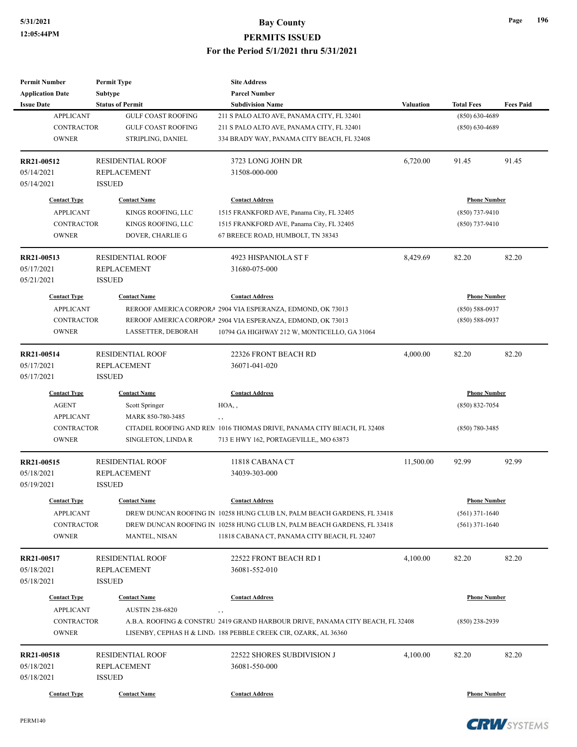# Bay County

## PERMITS ISSUED

### For the Period 5/1/2021 thru 5/31/2021

| Permit Number<br>Application Date<br>Issue Date | Permit Type<br>Subtype<br>Status of Permit | Site Address<br>Parcel Number<br>Subdivision Name | Valuation | Total Fees | Fees Paid |
|---|---|---|---|---|---|

| Contact Type | Contact Name | Contact Address | Phone Number |
|---|---|---|---|
| APPLICANT | GULF COAST ROOFING | 211 S PALO ALTO AVE, PANAMA CITY, FL 32401 | (850) 630-4689 |
| CONTRACTOR | GULF COAST ROOFING | 211 S PALO ALTO AVE, PANAMA CITY, FL 32401 | (850) 630-4689 |
| OWNER | STRIPLING, DANIEL | 334 BRADY WAY, PANAMA CITY BEACH, FL 32408 | |

---

| RR21-00512 | RESIDENTIAL ROOF | 3723 LONG JOHN DR | 6,720.00 | 91.45 | 91.45 |
|---|---|---|---|---|---|
| 05/14/2021 | REPLACEMENT | 31508-000-000 | | | |
| 05/14/2021 | ISSUED | | | | |

| Contact Type | Contact Name | Contact Address | Phone Number |
|---|---|---|---|
| APPLICANT | KINGS ROOFING, LLC | 1515 FRANKFORD AVE, Panama City, FL 32405 | (850) 737-9410 |
| CONTRACTOR | KINGS ROOFING, LLC | 1515 FRANKFORD AVE, Panama City, FL 32405 | (850) 737-9410 |
| OWNER | DOVER, CHARLIE G | 67 BREECE ROAD, HUMBOLT, TN 38343 | |

---

| RR21-00513 | RESIDENTIAL ROOF | 4923 HISPANIOLA ST F | 8,429.69 | 82.20 | 82.20 |
|---|---|---|---|---|---|
| 05/17/2021 | REPLACEMENT | 31680-075-000 | | | |
| 05/21/2021 | ISSUED | | | | |

| Contact Type | Contact Name | Contact Address | Phone Number |
|---|---|---|---|
| APPLICANT | REROOF AMERICA CORPORA | 2904 VIA ESPERANZA, EDMOND, OK 73013 | (850) 588-0937 |
| CONTRACTOR | REROOF AMERICA CORPORA | 2904 VIA ESPERANZA, EDMOND, OK 73013 | (850) 588-0937 |
| OWNER | LASSETTER, DEBORAH | 10794 GA HIGHWAY 212 W, MONTICELLO, GA 31064 | |

---

| RR21-00514 | RESIDENTIAL ROOF | 22326 FRONT BEACH RD | 4,000.00 | 82.20 | 82.20 |
|---|---|---|---|---|---|
| 05/17/2021 | REPLACEMENT | 36071-041-020 | | | |
| 05/17/2021 | ISSUED | | | | |

| Contact Type | Contact Name | Contact Address | Phone Number |
|---|---|---|---|
| AGENT | Scott Springer | HOA, , | (850) 832-7054 |
| APPLICANT | MARK 850-780-3485 | , , | |
| CONTRACTOR | CITADEL ROOFING AND REM | 1016 THOMAS DRIVE, PANAMA CITY BEACH, FL 32408 | (850) 780-3485 |
| OWNER | SINGLETON, LINDA R | 713 E HWY 162, PORTAGEVILLE,, MO 63873 | |

---

| RR21-00515 | RESIDENTIAL ROOF | 11818 CABANA CT | 11,500.00 | 92.99 | 92.99 |
|---|---|---|---|---|---|
| 05/18/2021 | REPLACEMENT | 34039-303-000 | | | |
| 05/19/2021 | ISSUED | | | | |

| Contact Type | Contact Name | Contact Address | Phone Number |
|---|---|---|---|
| APPLICANT | DREW DUNCAN ROOFING IN | 10258 HUNG CLUB LN, PALM BEACH GARDENS, FL 33418 | (561) 371-1640 |
| CONTRACTOR | DREW DUNCAN ROOFING IN | 10258 HUNG CLUB LN, PALM BEACH GARDENS, FL 33418 | (561) 371-1640 |
| OWNER | MANTEL, NISAN | 11818 CABANA CT, PANAMA CITY BEACH, FL 32407 | |

---

| RR21-00517 | RESIDENTIAL ROOF | 22522 FRONT BEACH RD I | 4,100.00 | 82.20 | 82.20 |
|---|---|---|---|---|---|
| 05/18/2021 | REPLACEMENT | 36081-552-010 | | | |
| 05/18/2021 | ISSUED | | | | |

| Contact Type | Contact Name | Contact Address | Phone Number |
|---|---|---|---|
| APPLICANT | AUSTIN 238-6820 | , , | |
| CONTRACTOR | A.B.A. ROOFING & CONSTRU | 2419 GRAND HARBOUR DRIVE, PANAMA CITY BEACH, FL 32408 | (850) 238-2939 |
| OWNER | LISENBY, CEPHAS H & LIND | 188 PEBBLE CREEK CIR, OZARK, AL 36360 | |

---

| RR21-00518 | RESIDENTIAL ROOF | 22522 SHORES SUBDIVISION J | 4,100.00 | 82.20 | 82.20 |
|---|---|---|---|---|---|
| 05/18/2021 | REPLACEMENT | 36081-550-000 | | | |
| 05/18/2021 | ISSUED | | | | |

| Contact Type | Contact Name | Contact Address | Phone Number |
|---|---|---|---|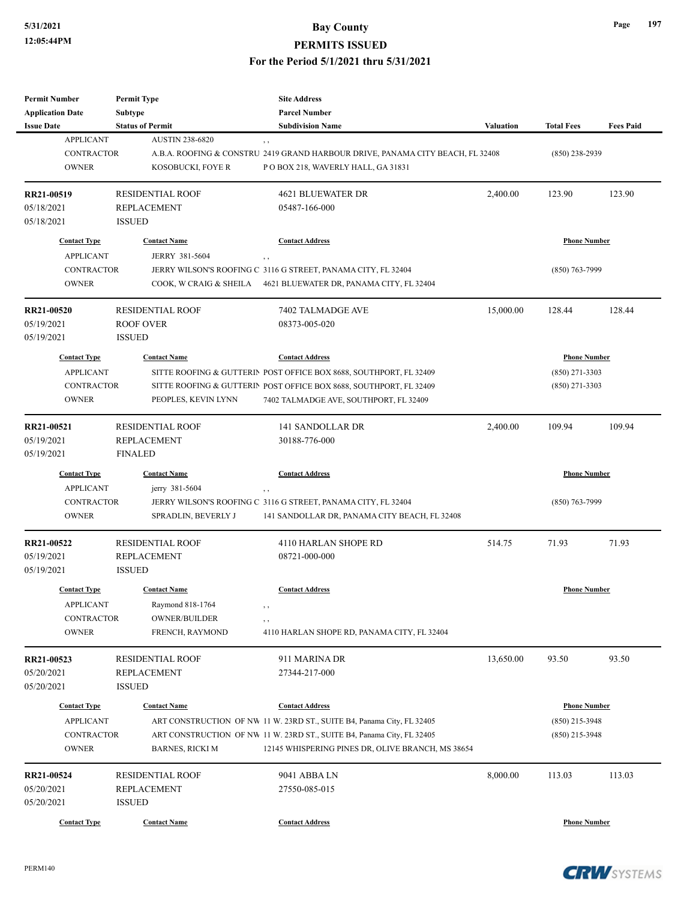| Permit Number | Permit Type | Site Address | | | |
|---|---|---|---|---|---|
| Application Date | Subtype | Parcel Number | | | |
| Issue Date | Status of Permit | Subdivision Name | Valuation | Total Fees | Fees Paid |

| Contact Type | Contact Name | Contact Address | Phone Number |
|---|---|---|---|
| APPLICANT | AUSTIN 238-6820 | , , | |
| CONTRACTOR | A.B.A. ROOFING & CONSTRU | 2419 GRAND HARBOUR DRIVE, PANAMA CITY BEACH, FL 32408 | (850) 238-2939 |
| OWNER | KOSOBUCKI, FOYE R | P O BOX 218, WAVERLY HALL, GA 31831 | |

| RR21-00519 | RESIDENTIAL ROOF | 4621 BLUEWATER DR | 2,400.00 | 123.90 | 123.90 |
|---|---|---|---|---|---|
| 05/18/2021 | REPLACEMENT | 05487-166-000 | | | |
| 05/18/2021 | ISSUED | | | | |

| Contact Type | Contact Name | Contact Address | Phone Number |
|---|---|---|---|
| APPLICANT | JERRY 381-5604 | , , | |
| CONTRACTOR | JERRY WILSON'S ROOFING C | 3116 G STREET, PANAMA CITY, FL 32404 | (850) 763-7999 |
| OWNER | COOK, W CRAIG & SHEILA | 4621 BLUEWATER DR, PANAMA CITY, FL 32404 | |

| RR21-00520 | RESIDENTIAL ROOF | 7402 TALMADGE AVE | 15,000.00 | 128.44 | 128.44 |
|---|---|---|---|---|---|
| 05/19/2021 | ROOF OVER | 08373-005-020 | | | |
| 05/19/2021 | ISSUED | | | | |

| Contact Type | Contact Name | Contact Address | Phone Number |
|---|---|---|---|
| APPLICANT | SITTE ROOFING & GUTTERIN | POST OFFICE BOX 8688, SOUTHPORT, FL 32409 | (850) 271-3303 |
| CONTRACTOR | SITTE ROOFING & GUTTERIN | POST OFFICE BOX 8688, SOUTHPORT, FL 32409 | (850) 271-3303 |
| OWNER | PEOPLES, KEVIN LYNN | 7402 TALMADGE AVE, SOUTHPORT, FL 32409 | |

| RR21-00521 | RESIDENTIAL ROOF | 141 SANDOLLAR DR | 2,400.00 | 109.94 | 109.94 |
|---|---|---|---|---|---|
| 05/19/2021 | REPLACEMENT | 30188-776-000 | | | |
| 05/19/2021 | FINALED | | | | |

| Contact Type | Contact Name | Contact Address | Phone Number |
|---|---|---|---|
| APPLICANT | jerry 381-5604 | , , | |
| CONTRACTOR | JERRY WILSON'S ROOFING C | 3116 G STREET, PANAMA CITY, FL 32404 | (850) 763-7999 |
| OWNER | SPRADLIN, BEVERLY J | 141 SANDOLLAR DR, PANAMA CITY BEACH, FL 32408 | |

| RR21-00522 | RESIDENTIAL ROOF | 4110 HARLAN SHOPE RD | 514.75 | 71.93 | 71.93 |
|---|---|---|---|---|---|
| 05/19/2021 | REPLACEMENT | 08721-000-000 | | | |
| 05/19/2021 | ISSUED | | | | |

| Contact Type | Contact Name | Contact Address | Phone Number |
|---|---|---|---|
| APPLICANT | Raymond 818-1764 | , , | |
| CONTRACTOR | OWNER/BUILDER | , , | |
| OWNER | FRENCH, RAYMOND | 4110 HARLAN SHOPE RD, PANAMA CITY, FL 32404 | |

| RR21-00523 | RESIDENTIAL ROOF | 911 MARINA DR | 13,650.00 | 93.50 | 93.50 |
|---|---|---|---|---|---|
| 05/20/2021 | REPLACEMENT | 27344-217-000 | | | |
| 05/20/2021 | ISSUED | | | | |

| Contact Type | Contact Name | Contact Address | Phone Number |
|---|---|---|---|
| APPLICANT | ART CONSTRUCTION OF NW | 11 W. 23RD ST., SUITE B4, Panama City, FL 32405 | (850) 215-3948 |
| CONTRACTOR | ART CONSTRUCTION OF NW | 11 W. 23RD ST., SUITE B4, Panama City, FL 32405 | (850) 215-3948 |
| OWNER | BARNES, RICKI M | 12145 WHISPERING PINES DR, OLIVE BRANCH, MS 38654 | |

| RR21-00524 | RESIDENTIAL ROOF | 9041 ABBA LN | 8,000.00 | 113.03 | 113.03 |
|---|---|---|---|---|---|
| 05/20/2021 | REPLACEMENT | 27550-085-015 | | | |
| 05/20/2021 | ISSUED | | | | |

| Contact Type | Contact Name | Contact Address | Phone Number |
|---|---|---|---|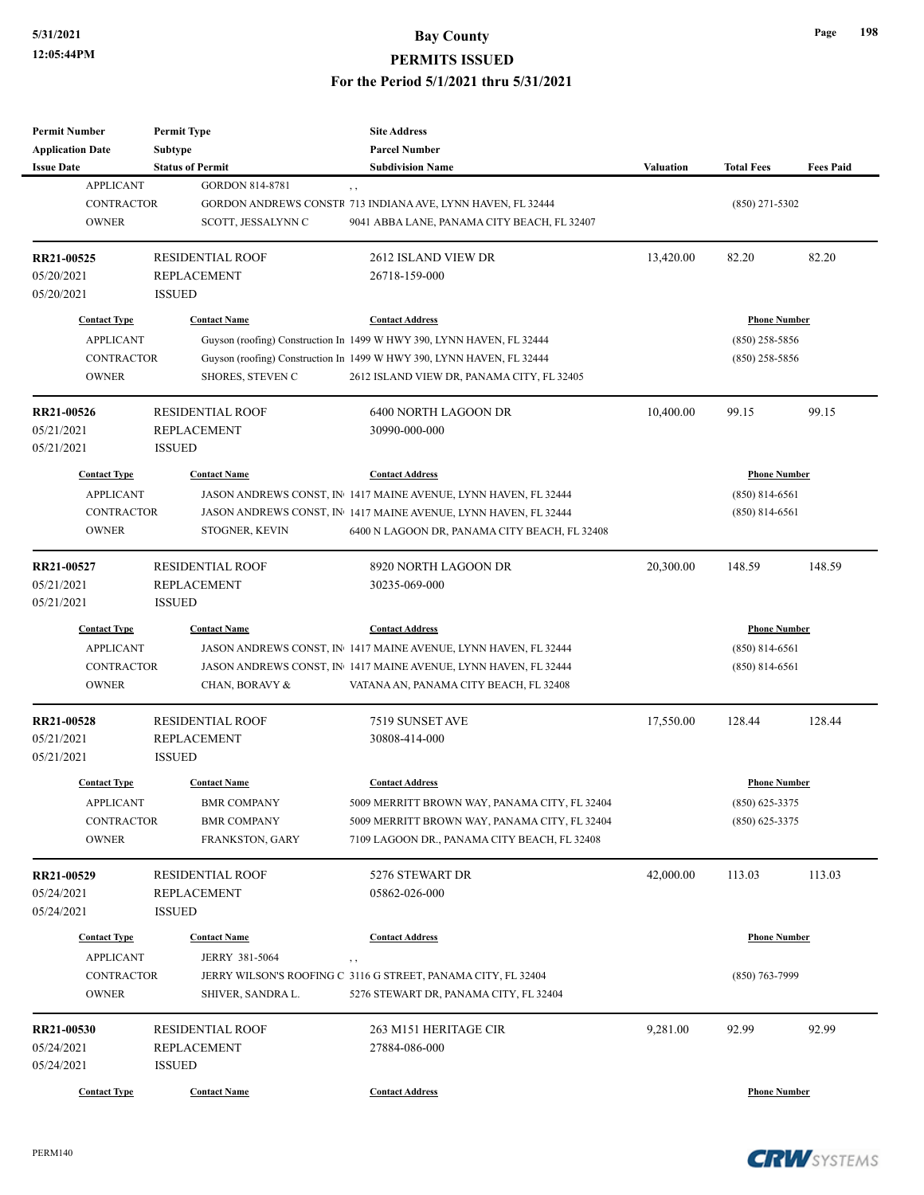| Permit Number | Permit Type | Site Address | | | |
|---|---|---|---|---|---|
| Application Date | Subtype | Parcel Number | | | |
| Issue Date | Status of Permit | Subdivision Name | Valuation | Total Fees | Fees Paid |

| Contact Type | Contact Name | Contact Address | Phone Number |
|---|---|---|---|
| APPLICANT | GORDON 814-8781 | , , | |
| CONTRACTOR | GORDON ANDREWS CONSTR | 713 INDIANA AVE, LYNN HAVEN, FL 32444 | (850) 271-5302 |
| OWNER | SCOTT, JESSALYNN C | 9041 ABBA LANE, PANAMA CITY BEACH, FL 32407 | |

| RR21-00525 | RESIDENTIAL ROOF | 2612 ISLAND VIEW DR | 13,420.00 | 82.20 | 82.20 |
|---|---|---|---|---|---|
| 05/20/2021 | REPLACEMENT | 26718-159-000 | | | |
| 05/20/2021 | ISSUED | | | | |

| Contact Type | Contact Name | Contact Address | Phone Number |
|---|---|---|---|
| APPLICANT | Guyson (roofing) Construction In | 1499 W HWY 390, LYNN HAVEN, FL 32444 | (850) 258-5856 |
| CONTRACTOR | Guyson (roofing) Construction In | 1499 W HWY 390, LYNN HAVEN, FL 32444 | (850) 258-5856 |
| OWNER | SHORES, STEVEN C | 2612 ISLAND VIEW DR, PANAMA CITY, FL 32405 | |

| RR21-00526 | RESIDENTIAL ROOF | 6400 NORTH LAGOON DR | 10,400.00 | 99.15 | 99.15 |
|---|---|---|---|---|---|
| 05/21/2021 | REPLACEMENT | 30990-000-000 | | | |
| 05/21/2021 | ISSUED | | | | |

| Contact Type | Contact Name | Contact Address | Phone Number |
|---|---|---|---|
| APPLICANT | JASON ANDREWS CONST, IN | 1417 MAINE AVENUE, LYNN HAVEN, FL 32444 | (850) 814-6561 |
| CONTRACTOR | JASON ANDREWS CONST, IN | 1417 MAINE AVENUE, LYNN HAVEN, FL 32444 | (850) 814-6561 |
| OWNER | STOGNER, KEVIN | 6400 N LAGOON DR, PANAMA CITY BEACH, FL 32408 | |

| RR21-00527 | RESIDENTIAL ROOF | 8920 NORTH LAGOON DR | 20,300.00 | 148.59 | 148.59 |
|---|---|---|---|---|---|
| 05/21/2021 | REPLACEMENT | 30235-069-000 | | | |
| 05/21/2021 | ISSUED | | | | |

| Contact Type | Contact Name | Contact Address | Phone Number |
|---|---|---|---|
| APPLICANT | JASON ANDREWS CONST, IN | 1417 MAINE AVENUE, LYNN HAVEN, FL 32444 | (850) 814-6561 |
| CONTRACTOR | JASON ANDREWS CONST, IN | 1417 MAINE AVENUE, LYNN HAVEN, FL 32444 | (850) 814-6561 |
| OWNER | CHAN, BORAVY & | VATANA AN, PANAMA CITY BEACH, FL 32408 | |

| RR21-00528 | RESIDENTIAL ROOF | 7519 SUNSET AVE | 17,550.00 | 128.44 | 128.44 |
|---|---|---|---|---|---|
| 05/21/2021 | REPLACEMENT | 30808-414-000 | | | |
| 05/21/2021 | ISSUED | | | | |

| Contact Type | Contact Name | Contact Address | Phone Number |
|---|---|---|---|
| APPLICANT | BMR COMPANY | 5009 MERRITT BROWN WAY, PANAMA CITY, FL 32404 | (850) 625-3375 |
| CONTRACTOR | BMR COMPANY | 5009 MERRITT BROWN WAY, PANAMA CITY, FL 32404 | (850) 625-3375 |
| OWNER | FRANKSTON, GARY | 7109 LAGOON DR., PANAMA CITY BEACH, FL 32408 | |

| RR21-00529 | RESIDENTIAL ROOF | 5276 STEWART DR | 42,000.00 | 113.03 | 113.03 |
|---|---|---|---|---|---|
| 05/24/2021 | REPLACEMENT | 05862-026-000 | | | |
| 05/24/2021 | ISSUED | | | | |

| Contact Type | Contact Name | Contact Address | Phone Number |
|---|---|---|---|
| APPLICANT | JERRY 381-5064 | , , | |
| CONTRACTOR | JERRY WILSON'S ROOFING C | 3116 G STREET, PANAMA CITY, FL 32404 | (850) 763-7999 |
| OWNER | SHIVER, SANDRA L. | 5276 STEWART DR, PANAMA CITY, FL 32404 | |

| RR21-00530 | RESIDENTIAL ROOF | 263 M151 HERITAGE CIR | 9,281.00 | 92.99 | 92.99 |
|---|---|---|---|---|---|
| 05/24/2021 | REPLACEMENT | 27884-086-000 | | | |
| 05/24/2021 | ISSUED | | | | |

| Contact Type | Contact Name | Contact Address | Phone Number |
|---|---|---|---|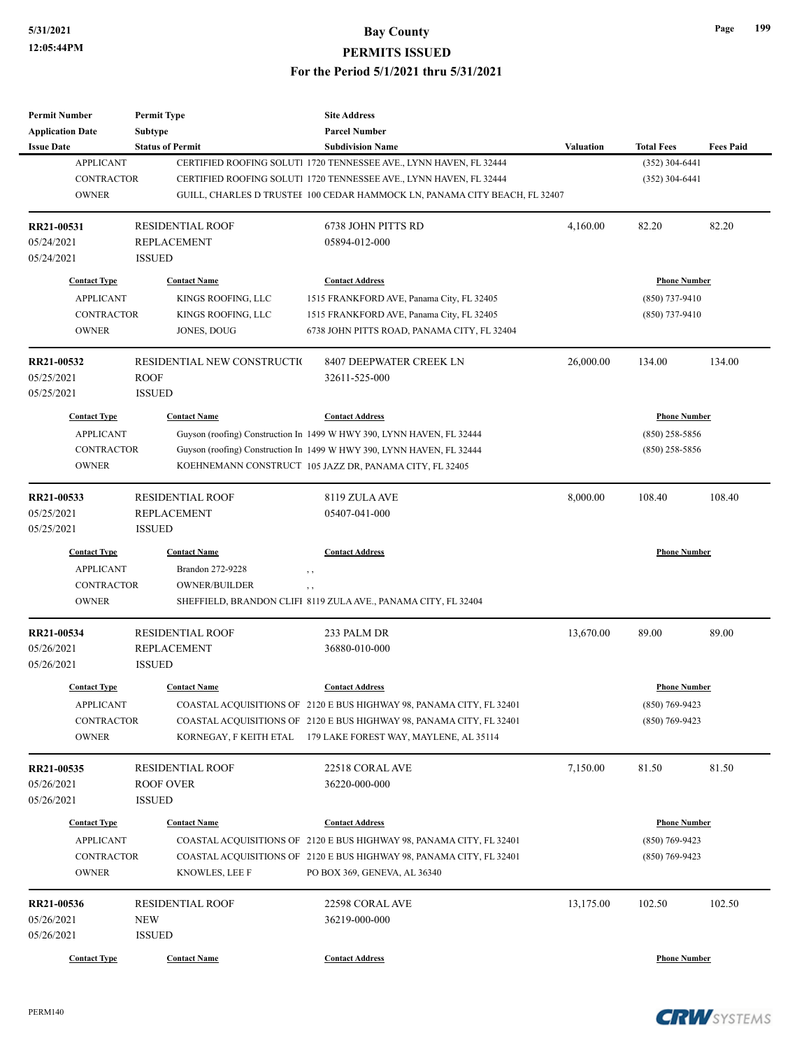| Permit Number | Permit Type | Site Address | | | |
|---|---|---|---|---|---|
| Application Date | Subtype | Parcel Number | | | |
| Issue Date | Status of Permit | Subdivision Name | Valuation | Total Fees | Fees Paid |

| Contact Type | Contact Name | Contact Address | Phone Number |
|---|---|---|---|
| APPLICANT | CERTIFIED ROOFING SOLUTI | 1720 TENNESSEE AVE., LYNN HAVEN, FL 32444 | (352) 304-6441 |
| CONTRACTOR | CERTIFIED ROOFING SOLUTI | 1720 TENNESSEE AVE., LYNN HAVEN, FL 32444 | (352) 304-6441 |
| OWNER | GUILL, CHARLES D TRUSTEI | 100 CEDAR HAMMOCK LN, PANAMA CITY BEACH, FL 32407 | |

| RR21-00531 | RESIDENTIAL ROOF | 6738 JOHN PITTS RD | 4,160.00 | 82.20 | 82.20 |
|---|---|---|---|---|---|
| 05/24/2021 | REPLACEMENT | 05894-012-000 | | | |
| 05/24/2021 | ISSUED | | | | |

| Contact Type | Contact Name | Contact Address | Phone Number |
|---|---|---|---|
| APPLICANT | KINGS ROOFING, LLC | 1515 FRANKFORD AVE, Panama City, FL 32405 | (850) 737-9410 |
| CONTRACTOR | KINGS ROOFING, LLC | 1515 FRANKFORD AVE, Panama City, FL 32405 | (850) 737-9410 |
| OWNER | JONES, DOUG | 6738 JOHN PITTS ROAD, PANAMA CITY, FL 32404 | |

| RR21-00532 | RESIDENTIAL NEW CONSTRUCTI( | 8407 DEEPWATER CREEK LN | 26,000.00 | 134.00 | 134.00 |
|---|---|---|---|---|---|
| 05/25/2021 | ROOF | 32611-525-000 | | | |
| 05/25/2021 | ISSUED | | | | |

| Contact Type | Contact Name | Contact Address | Phone Number |
|---|---|---|---|
| APPLICANT | Guyson (roofing) Construction In | 1499 W HWY 390, LYNN HAVEN, FL 32444 | (850) 258-5856 |
| CONTRACTOR | Guyson (roofing) Construction In | 1499 W HWY 390, LYNN HAVEN, FL 32444 | (850) 258-5856 |
| OWNER | KOEHNEMANN CONSTRUCT | 105 JAZZ DR, PANAMA CITY, FL 32405 | |

| RR21-00533 | RESIDENTIAL ROOF | 8119 ZULA AVE | 8,000.00 | 108.40 | 108.40 |
|---|---|---|---|---|---|
| 05/25/2021 | REPLACEMENT | 05407-041-000 | | | |
| 05/25/2021 | ISSUED | | | | |

| Contact Type | Contact Name | Contact Address | Phone Number |
|---|---|---|---|
| APPLICANT | Brandon 272-9228 | , , | |
| CONTRACTOR | OWNER/BUILDER | , , | |
| OWNER | SHEFFIELD, BRANDON CLIFI | 8119 ZULA AVE., PANAMA CITY, FL 32404 | |

| RR21-00534 | RESIDENTIAL ROOF | 233 PALM DR | 13,670.00 | 89.00 | 89.00 |
|---|---|---|---|---|---|
| 05/26/2021 | REPLACEMENT | 36880-010-000 | | | |
| 05/26/2021 | ISSUED | | | | |

| Contact Type | Contact Name | Contact Address | Phone Number |
|---|---|---|---|
| APPLICANT | COASTAL ACQUISITIONS OF | 2120 E BUS HIGHWAY 98, PANAMA CITY, FL 32401 | (850) 769-9423 |
| CONTRACTOR | COASTAL ACQUISITIONS OF | 2120 E BUS HIGHWAY 98, PANAMA CITY, FL 32401 | (850) 769-9423 |
| OWNER | KORNEGAY, F KEITH ETAL | 179 LAKE FOREST WAY, MAYLENE, AL 35114 | |

| RR21-00535 | RESIDENTIAL ROOF | 22518 CORAL AVE | 7,150.00 | 81.50 | 81.50 |
|---|---|---|---|---|---|
| 05/26/2021 | ROOF OVER | 36220-000-000 | | | |
| 05/26/2021 | ISSUED | | | | |

| Contact Type | Contact Name | Contact Address | Phone Number |
|---|---|---|---|
| APPLICANT | COASTAL ACQUISITIONS OF | 2120 E BUS HIGHWAY 98, PANAMA CITY, FL 32401 | (850) 769-9423 |
| CONTRACTOR | COASTAL ACQUISITIONS OF | 2120 E BUS HIGHWAY 98, PANAMA CITY, FL 32401 | (850) 769-9423 |
| OWNER | KNOWLES, LEE F | PO BOX 369, GENEVA, AL 36340 | |

| RR21-00536 | RESIDENTIAL ROOF | 22598 CORAL AVE | 13,175.00 | 102.50 | 102.50 |
|---|---|---|---|---|---|
| 05/26/2021 | NEW | 36219-000-000 | | | |
| 05/26/2021 | ISSUED | | | | |

| Contact Type | Contact Name | Contact Address | Phone Number |
|---|---|---|---|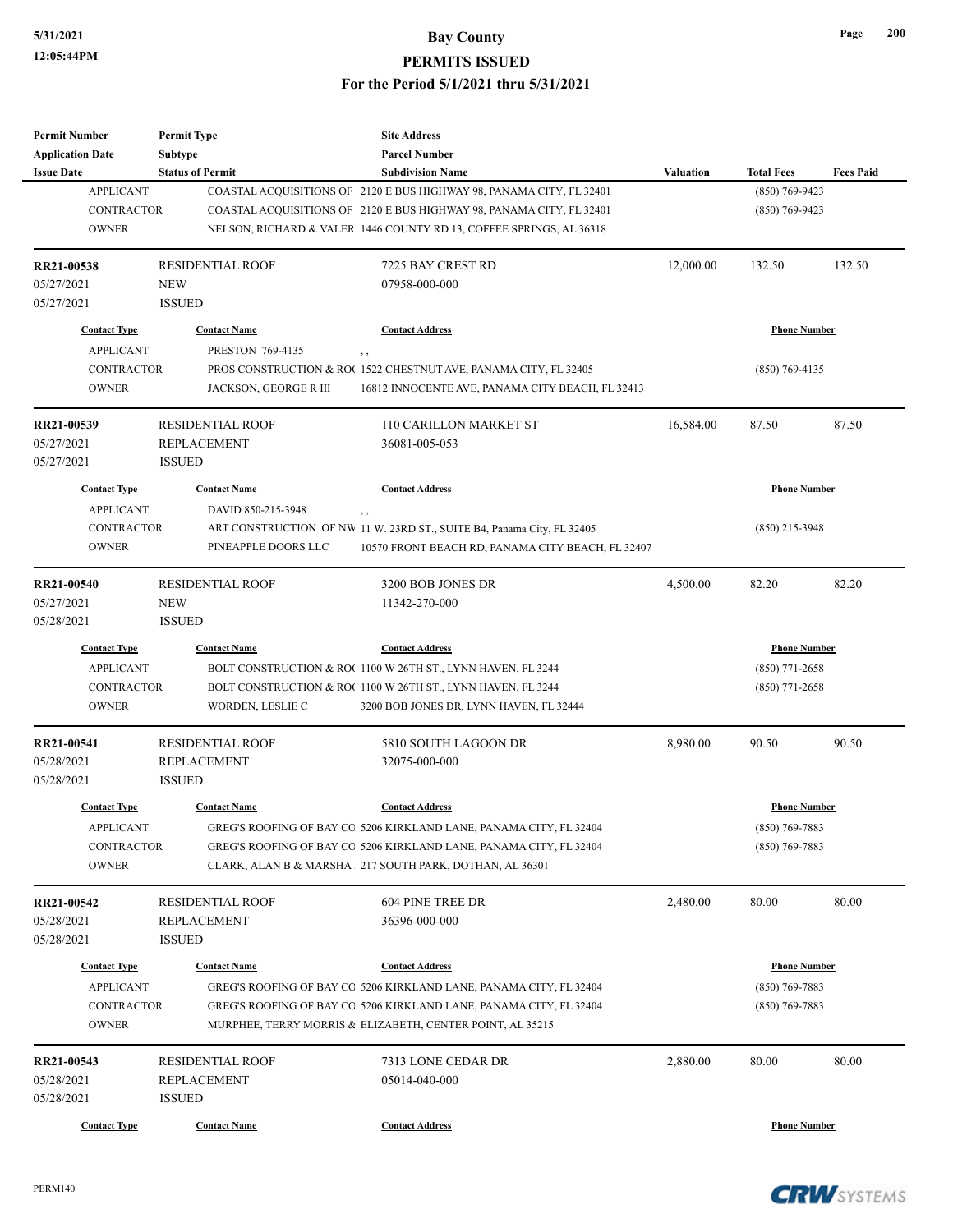| Permit Number | Permit Type | Site Address | | | |
|---|---|---|---|---|---|
| Application Date | Subtype | Parcel Number | | | |
| Issue Date | Status of Permit | Subdivision Name | Valuation | Total Fees | Fees Paid |

| Contact Type | Contact Name | Contact Address | Phone Number |
|---|---|---|---|
| APPLICANT | COASTAL ACQUISITIONS OF | 2120 E BUS HIGHWAY 98, PANAMA CITY, FL 32401 | (850) 769-9423 |
| CONTRACTOR | COASTAL ACQUISITIONS OF | 2120 E BUS HIGHWAY 98, PANAMA CITY, FL 32401 | (850) 769-9423 |
| OWNER | NELSON, RICHARD & VALER | 1446 COUNTY RD 13, COFFEE SPRINGS, AL 36318 | |

| RR21-00538 | RESIDENTIAL ROOF | 7225 BAY CREST RD | 12,000.00 | 132.50 | 132.50 |
|---|---|---|---|---|---|
| 05/27/2021 | NEW | 07958-000-000 | | | |
| 05/27/2021 | ISSUED | | | | |

| Contact Type | Contact Name | Contact Address | Phone Number |
|---|---|---|---|
| APPLICANT | PRESTON 769-4135 | , , | |
| CONTRACTOR | PROS CONSTRUCTION & RO( | 1522 CHESTNUT AVE, PANAMA CITY, FL 32405 | (850) 769-4135 |
| OWNER | JACKSON, GEORGE R III | 16812 INNOCENTE AVE, PANAMA CITY BEACH, FL 32413 | |

| RR21-00539 | RESIDENTIAL ROOF | 110 CARILLON MARKET ST | 16,584.00 | 87.50 | 87.50 |
|---|---|---|---|---|---|
| 05/27/2021 | REPLACEMENT | 36081-005-053 | | | |
| 05/27/2021 | ISSUED | | | | |

| Contact Type | Contact Name | Contact Address | Phone Number |
|---|---|---|---|
| APPLICANT | DAVID 850-215-3948 | , , | |
| CONTRACTOR | ART CONSTRUCTION OF NW | 11 W. 23RD ST., SUITE B4, Panama City, FL 32405 | (850) 215-3948 |
| OWNER | PINEAPPLE DOORS LLC | 10570 FRONT BEACH RD, PANAMA CITY BEACH, FL 32407 | |

| RR21-00540 | RESIDENTIAL ROOF | 3200 BOB JONES DR | 4,500.00 | 82.20 | 82.20 |
|---|---|---|---|---|---|
| 05/27/2021 | NEW | 11342-270-000 | | | |
| 05/28/2021 | ISSUED | | | | |

| Contact Type | Contact Name | Contact Address | Phone Number |
|---|---|---|---|
| APPLICANT | BOLT CONSTRUCTION & RO( | 1100 W 26TH ST., LYNN HAVEN, FL 3244 | (850) 771-2658 |
| CONTRACTOR | BOLT CONSTRUCTION & RO( | 1100 W 26TH ST., LYNN HAVEN, FL 3244 | (850) 771-2658 |
| OWNER | WORDEN, LESLIE C | 3200 BOB JONES DR, LYNN HAVEN, FL 32444 | |

| RR21-00541 | RESIDENTIAL ROOF | 5810 SOUTH LAGOON DR | 8,980.00 | 90.50 | 90.50 |
|---|---|---|---|---|---|
| 05/28/2021 | REPLACEMENT | 32075-000-000 | | | |
| 05/28/2021 | ISSUED | | | | |

| Contact Type | Contact Name | Contact Address | Phone Number |
|---|---|---|---|
| APPLICANT | GREG'S ROOFING OF BAY CO | 5206 KIRKLAND LANE, PANAMA CITY, FL 32404 | (850) 769-7883 |
| CONTRACTOR | GREG'S ROOFING OF BAY CO | 5206 KIRKLAND LANE, PANAMA CITY, FL 32404 | (850) 769-7883 |
| OWNER | CLARK, ALAN B & MARSHA | 217 SOUTH PARK, DOTHAN, AL 36301 | |

| RR21-00542 | RESIDENTIAL ROOF | 604 PINE TREE DR | 2,480.00 | 80.00 | 80.00 |
|---|---|---|---|---|---|
| 05/28/2021 | REPLACEMENT | 36396-000-000 | | | |
| 05/28/2021 | ISSUED | | | | |

| Contact Type | Contact Name | Contact Address | Phone Number |
|---|---|---|---|
| APPLICANT | GREG'S ROOFING OF BAY CO | 5206 KIRKLAND LANE, PANAMA CITY, FL 32404 | (850) 769-7883 |
| CONTRACTOR | GREG'S ROOFING OF BAY CO | 5206 KIRKLAND LANE, PANAMA CITY, FL 32404 | (850) 769-7883 |
| OWNER | MURPHEE, TERRY MORRIS & | ELIZABETH, CENTER POINT, AL 35215 | |

| RR21-00543 | RESIDENTIAL ROOF | 7313 LONE CEDAR DR | 2,880.00 | 80.00 | 80.00 |
|---|---|---|---|---|---|
| 05/28/2021 | REPLACEMENT | 05014-040-000 | | | |
| 05/28/2021 | ISSUED | | | | |

| Contact Type | Contact Name | Contact Address | Phone Number |
|---|---|---|---|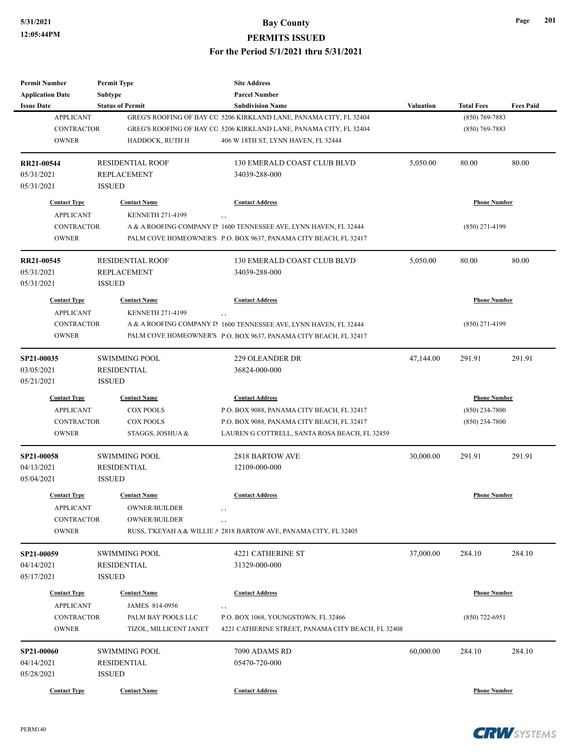| Permit Number | Permit Type | Site Address | | | |
|---|---|---|---|---|---|
| Application Date | Subtype | Parcel Number | | | |
| Issue Date | Status of Permit | Subdivision Name | Valuation | Total Fees | Fees Paid |

| Contact Type | Contact Name | Contact Address | Phone Number |
|---|---|---|---|
| APPLICANT | GREG'S ROOFING OF BAY CO | 5206 KIRKLAND LANE, PANAMA CITY, FL 32404 | (850) 769-7883 |
| CONTRACTOR | GREG'S ROOFING OF BAY CO | 5206 KIRKLAND LANE, PANAMA CITY, FL 32404 | (850) 769-7883 |
| OWNER | HADDOCK, RUTH H | 406 W 18TH ST, LYNN HAVEN, FL 32444 | |

| RR21-00544 | RESIDENTIAL ROOF | 130 EMERALD COAST CLUB BLVD | 5,050.00 | 80.00 | 80.00 |
|---|---|---|---|---|---|
| 05/31/2021 | REPLACEMENT | 34039-288-000 | | | |
| 05/31/2021 | ISSUED | | | | |

| Contact Type | Contact Name | Contact Address | Phone Number |
|---|---|---|---|
| APPLICANT | KENNETH 271-4199 | , , | |
| CONTRACTOR | A & A ROOFING COMPANY IN | 1600 TENNESSEE AVE, LYNN HAVEN, FL 32444 | (850) 271-4199 |
| OWNER | PALM COVE HOMEOWNER'S | P.O. BOX 9637, PANAMA CITY BEACH, FL 32417 | |

| RR21-00545 | RESIDENTIAL ROOF | 130 EMERALD COAST CLUB BLVD | 5,050.00 | 80.00 | 80.00 |
|---|---|---|---|---|---|
| 05/31/2021 | REPLACEMENT | 34039-288-000 | | | |
| 05/31/2021 | ISSUED | | | | |

| Contact Type | Contact Name | Contact Address | Phone Number |
|---|---|---|---|
| APPLICANT | KENNETH 271-4199 | , , | |
| CONTRACTOR | A & A ROOFING COMPANY IN | 1600 TENNESSEE AVE, LYNN HAVEN, FL 32444 | (850) 271-4199 |
| OWNER | PALM COVE HOMEOWNER'S | P.O. BOX 9637, PANAMA CITY BEACH, FL 32417 | |

| SP21-00035 | SWIMMING POOL | 229 OLEANDER DR | 47,144.00 | 291.91 | 291.91 |
|---|---|---|---|---|---|
| 03/05/2021 | RESIDENTIAL | 36824-000-000 | | | |
| 05/21/2021 | ISSUED | | | | |

| Contact Type | Contact Name | Contact Address | Phone Number |
|---|---|---|---|
| APPLICANT | COX POOLS | P.O. BOX 9088, PANAMA CITY BEACH, FL 32417 | (850) 234-7800 |
| CONTRACTOR | COX POOLS | P.O. BOX 9088, PANAMA CITY BEACH, FL 32417 | (850) 234-7800 |
| OWNER | STAGGS, JOSHUA & | LAUREN G COTTRELL, SANTA ROSA BEACH, FL 32459 | |

| SP21-00058 | SWIMMING POOL | 2818 BARTOW AVE | 30,000.00 | 291.91 | 291.91 |
|---|---|---|---|---|---|
| 04/13/2021 | RESIDENTIAL | 12109-000-000 | | | |
| 05/04/2021 | ISSUED | | | | |

| Contact Type | Contact Name | Contact Address | Phone Number |
|---|---|---|---|
| APPLICANT | OWNER/BUILDER | , , | |
| CONTRACTOR | OWNER/BUILDER | , , | |
| OWNER | RUSS, T'KEYAH A & WILLIE A | 2818 BARTOW AVE, PANAMA CITY, FL 32405 | |

| SP21-00059 | SWIMMING POOL | 4221 CATHERINE ST | 37,000.00 | 284.10 | 284.10 |
|---|---|---|---|---|---|
| 04/14/2021 | RESIDENTIAL | 31329-000-000 | | | |
| 05/17/2021 | ISSUED | | | | |

| Contact Type | Contact Name | Contact Address | Phone Number |
|---|---|---|---|
| APPLICANT | JAMES 814-0956 | , , | |
| CONTRACTOR | PALM BAY POOLS LLC | P.O. BOX 1068, YOUNGSTOWN, FL 32466 | (850) 722-6951 |
| OWNER | TIZOL, MILLICENT JANET | 4221 CATHERINE STREET, PANAMA CITY BEACH, FL 32408 | |

| SP21-00060 | SWIMMING POOL | 7090 ADAMS RD | 60,000.00 | 284.10 | 284.10 |
|---|---|---|---|---|---|
| 04/14/2021 | RESIDENTIAL | 05470-720-000 | | | |
| 05/28/2021 | ISSUED | | | | |

| Contact Type | Contact Name | Contact Address | Phone Number |
|---|---|---|---|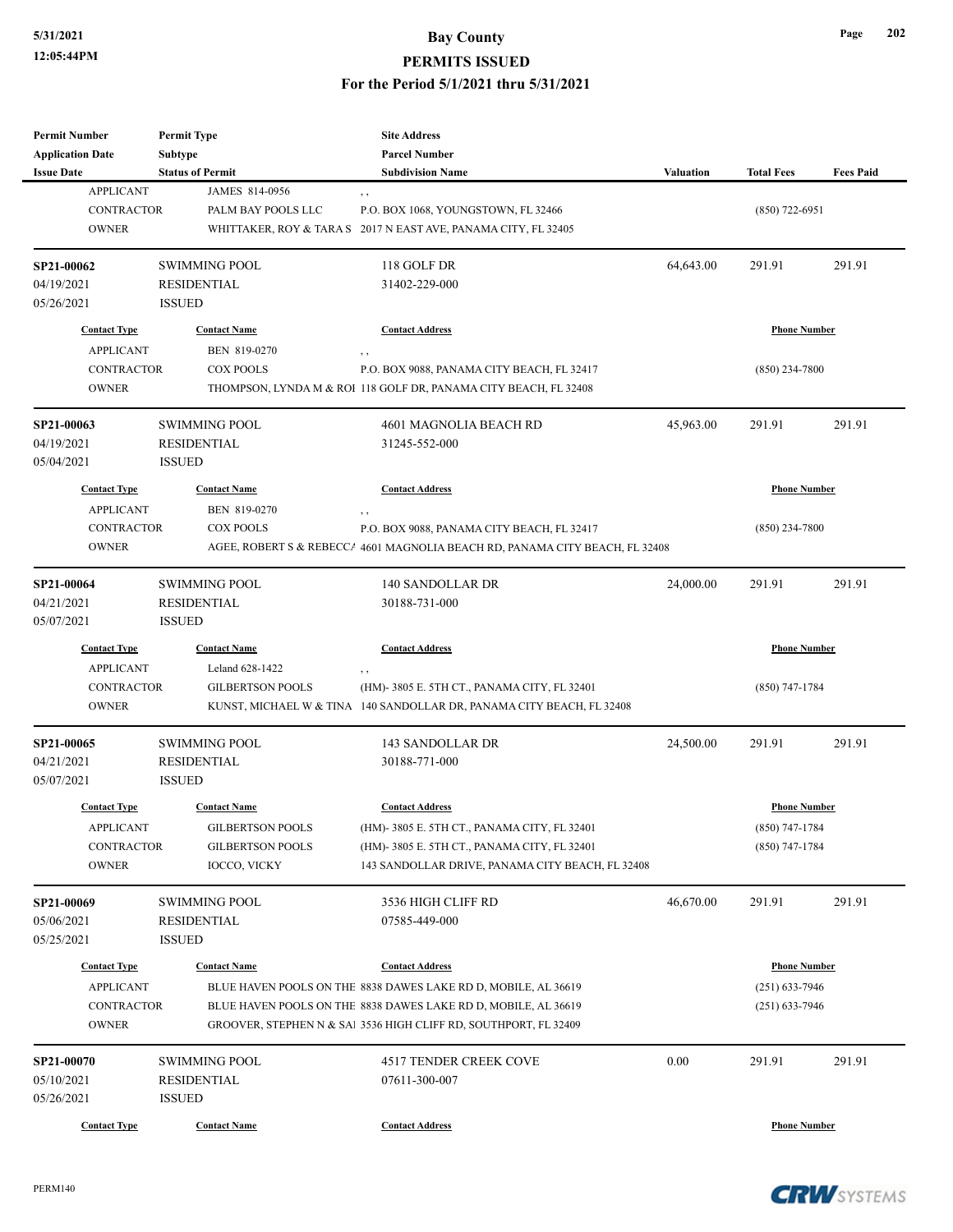| Permit Number | Permit Type | Site Address | | | |
|---|---|---|---|---|---|
| Application Date | Subtype | Parcel Number | | | |
| Issue Date | Status of Permit | Subdivision Name | Valuation | Total Fees | Fees Paid |

| Contact Type | Contact Name | Contact Address | Phone Number |
|---|---|---|---|
| APPLICANT | JAMES 814-0956 | , , | |
| CONTRACTOR | PALM BAY POOLS LLC | P.O. BOX 1068, YOUNGSTOWN, FL 32466 | (850) 722-6951 |
| OWNER | WHITTAKER, ROY & TARA S | 2017 N EAST AVE, PANAMA CITY, FL 32405 | |

| SP21-00062 | SWIMMING POOL | 118 GOLF DR | 64,643.00 | 291.91 | 291.91 |
|---|---|---|---|---|---|
| 04/19/2021 | RESIDENTIAL | 31402-229-000 | | | |
| 05/26/2021 | ISSUED | | | | |

| Contact Type | Contact Name | Contact Address | Phone Number |
|---|---|---|---|
| APPLICANT | BEN 819-0270 | , , | |
| CONTRACTOR | COX POOLS | P.O. BOX 9088, PANAMA CITY BEACH, FL 32417 | (850) 234-7800 |
| OWNER | THOMPSON, LYNDA M & ROI | 118 GOLF DR, PANAMA CITY BEACH, FL 32408 | |

| SP21-00063 | SWIMMING POOL | 4601 MAGNOLIA BEACH RD | 45,963.00 | 291.91 | 291.91 |
|---|---|---|---|---|---|
| 04/19/2021 | RESIDENTIAL | 31245-552-000 | | | |
| 05/04/2021 | ISSUED | | | | |

| Contact Type | Contact Name | Contact Address | Phone Number |
|---|---|---|---|
| APPLICANT | BEN 819-0270 | , , | |
| CONTRACTOR | COX POOLS | P.O. BOX 9088, PANAMA CITY BEACH, FL 32417 | (850) 234-7800 |
| OWNER | AGEE, ROBERT S & REBECCA | 4601 MAGNOLIA BEACH RD, PANAMA CITY BEACH, FL 32408 | |

| SP21-00064 | SWIMMING POOL | 140 SANDOLLAR DR | 24,000.00 | 291.91 | 291.91 |
|---|---|---|---|---|---|
| 04/21/2021 | RESIDENTIAL | 30188-731-000 | | | |
| 05/07/2021 | ISSUED | | | | |

| Contact Type | Contact Name | Contact Address | Phone Number |
|---|---|---|---|
| APPLICANT | Leland 628-1422 | , , | |
| CONTRACTOR | GILBERTSON POOLS | (HM)- 3805 E. 5TH CT., PANAMA CITY, FL 32401 | (850) 747-1784 |
| OWNER | KUNST, MICHAEL W & TINA | 140 SANDOLLAR DR, PANAMA CITY BEACH, FL 32408 | |

| SP21-00065 | SWIMMING POOL | 143 SANDOLLAR DR | 24,500.00 | 291.91 | 291.91 |
|---|---|---|---|---|---|
| 04/21/2021 | RESIDENTIAL | 30188-771-000 | | | |
| 05/07/2021 | ISSUED | | | | |

| Contact Type | Contact Name | Contact Address | Phone Number |
|---|---|---|---|
| APPLICANT | GILBERTSON POOLS | (HM)- 3805 E. 5TH CT., PANAMA CITY, FL 32401 | (850) 747-1784 |
| CONTRACTOR | GILBERTSON POOLS | (HM)- 3805 E. 5TH CT., PANAMA CITY, FL 32401 | (850) 747-1784 |
| OWNER | IOCCO, VICKY | 143 SANDOLLAR DRIVE, PANAMA CITY BEACH, FL 32408 | |

| SP21-00069 | SWIMMING POOL | 3536 HIGH CLIFF RD | 46,670.00 | 291.91 | 291.91 |
|---|---|---|---|---|---|
| 05/06/2021 | RESIDENTIAL | 07585-449-000 | | | |
| 05/25/2021 | ISSUED | | | | |

| Contact Type | Contact Name | Contact Address | Phone Number |
|---|---|---|---|
| APPLICANT | BLUE HAVEN POOLS ON THE | 8838 DAWES LAKE RD D, MOBILE, AL 36619 | (251) 633-7946 |
| CONTRACTOR | BLUE HAVEN POOLS ON THE | 8838 DAWES LAKE RD D, MOBILE, AL 36619 | (251) 633-7946 |
| OWNER | GROOVER, STEPHEN N & SAI | 3536 HIGH CLIFF RD, SOUTHPORT, FL 32409 | |

| SP21-00070 | SWIMMING POOL | 4517 TENDER CREEK COVE | 0.00 | 291.91 | 291.91 |
|---|---|---|---|---|---|
| 05/10/2021 | RESIDENTIAL | 07611-300-007 | | | |
| 05/26/2021 | ISSUED | | | | |

| Contact Type | Contact Name | Contact Address | Phone Number |
|---|---|---|---|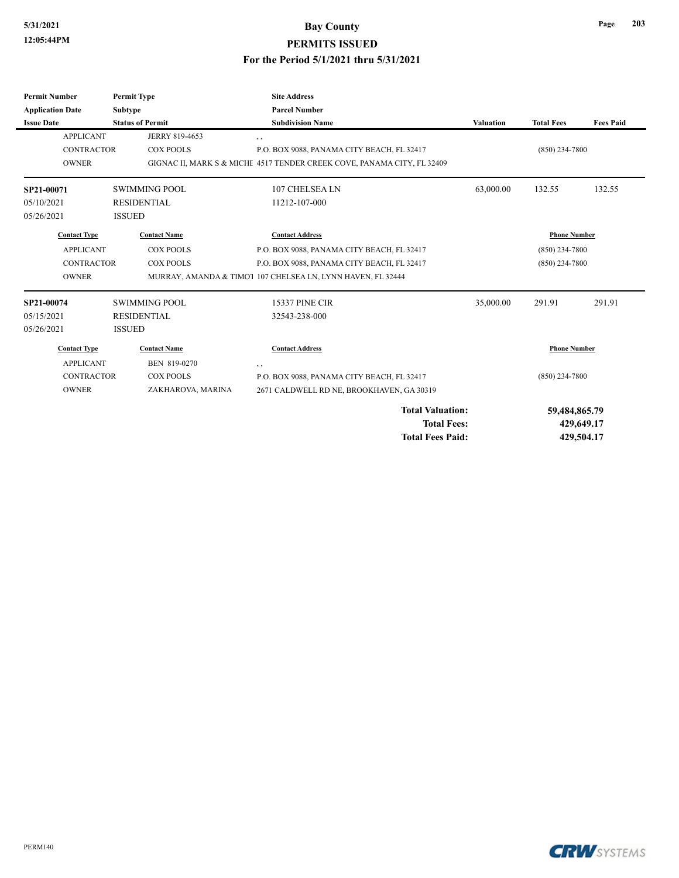| Permit Number | Permit Type | Site Address | | | |
|---|---|---|---|---|---|
| Application Date | Subtype | Parcel Number | | | |
| Issue Date | Status of Permit | Subdivision Name | Valuation | Total Fees | Fees Paid |

| Contact Type | Contact Name | Contact Address | Phone Number |
|---|---|---|---|
| APPLICANT | JERRY 819-4653 | , , | |
| CONTRACTOR | COX POOLS | P.O. BOX 9088, PANAMA CITY BEACH, FL 32417 | (850) 234-7800 |
| OWNER | GIGNAC II, MARK S & MICHE | 4517 TENDER CREEK COVE, PANAMA CITY, FL 32409 | |

| Permit Number | Permit Type | Site Address | Valuation | Total Fees | Fees Paid |
|---|---|---|---|---|---|
| SP21-00071 | SWIMMING POOL | 107 CHELSEA LN | 63,000.00 | 132.55 | 132.55 |
| 05/10/2021 | RESIDENTIAL | 11212-107-000 | | | |
| 05/26/2021 | ISSUED | | | | |

| Contact Type | Contact Name | Contact Address | Phone Number |
|---|---|---|---|
| APPLICANT | COX POOLS | P.O. BOX 9088, PANAMA CITY BEACH, FL 32417 | (850) 234-7800 |
| CONTRACTOR | COX POOLS | P.O. BOX 9088, PANAMA CITY BEACH, FL 32417 | (850) 234-7800 |
| OWNER | MURRAY, AMANDA & TIMOT | 107 CHELSEA LN, LYNN HAVEN, FL 32444 | |

| Permit Number | Permit Type | Site Address | Valuation | Total Fees | Fees Paid |
|---|---|---|---|---|---|
| SP21-00074 | SWIMMING POOL | 15337 PINE CIR | 35,000.00 | 291.91 | 291.91 |
| 05/15/2021 | RESIDENTIAL | 32543-238-000 | | | |
| 05/26/2021 | ISSUED | | | | |

| Contact Type | Contact Name | Contact Address | Phone Number |
|---|---|---|---|
| APPLICANT | BEN 819-0270 | , , | |
| CONTRACTOR | COX POOLS | P.O. BOX 9088, PANAMA CITY BEACH, FL 32417 | (850) 234-7800 |
| OWNER | ZAKHAROVA, MARINA | 2671 CALDWELL RD NE, BROOKHAVEN, GA 30319 | |

| | |
|---|---|
| **Total Valuation:** | **59,484,865.79** |
| **Total Fees:** | **429,649.17** |
| **Total Fees Paid:** | **429,504.17** |

PERM140